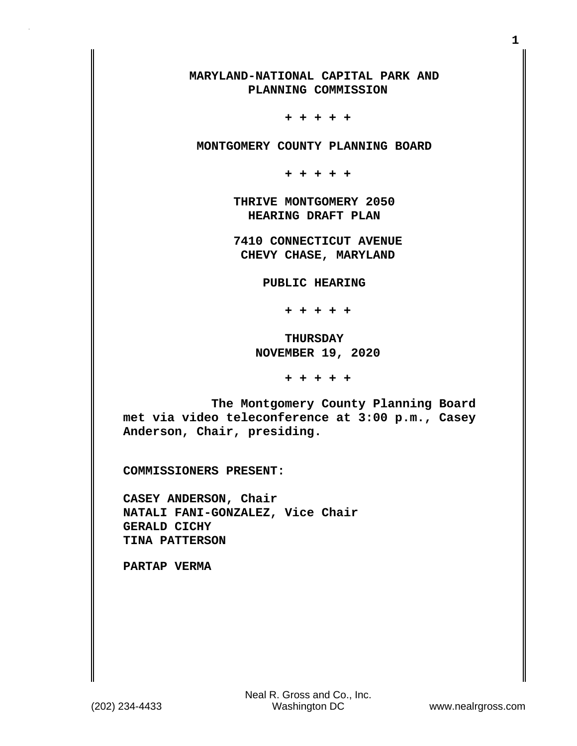**MARYLAND-NATIONAL CAPITAL PARK AND PLANNING COMMISSION**

**+ + + + +**

**MONTGOMERY COUNTY PLANNING BOARD**

**+ + + + +**

**THRIVE MONTGOMERY 2050**
**HEARING DRAFT PLAN**

**7410 CONNECTICUT AVENUE**
**CHEVY CHASE, MARYLAND**

**PUBLIC HEARING**

**+ + + + +**

**THURSDAY**
**NOVEMBER 19, 2020**

**+ + + + +**

**The Montgomery County Planning Board met via video teleconference at 3:00 p.m., Casey Anderson, Chair, presiding.**

**COMMISSIONERS PRESENT:**

**CASEY ANDERSON, Chair**
**NATALI FANI-GONZALEZ, Vice Chair**
**GERALD CICHY**
**TINA PATTERSON**

**PARTAP VERMA**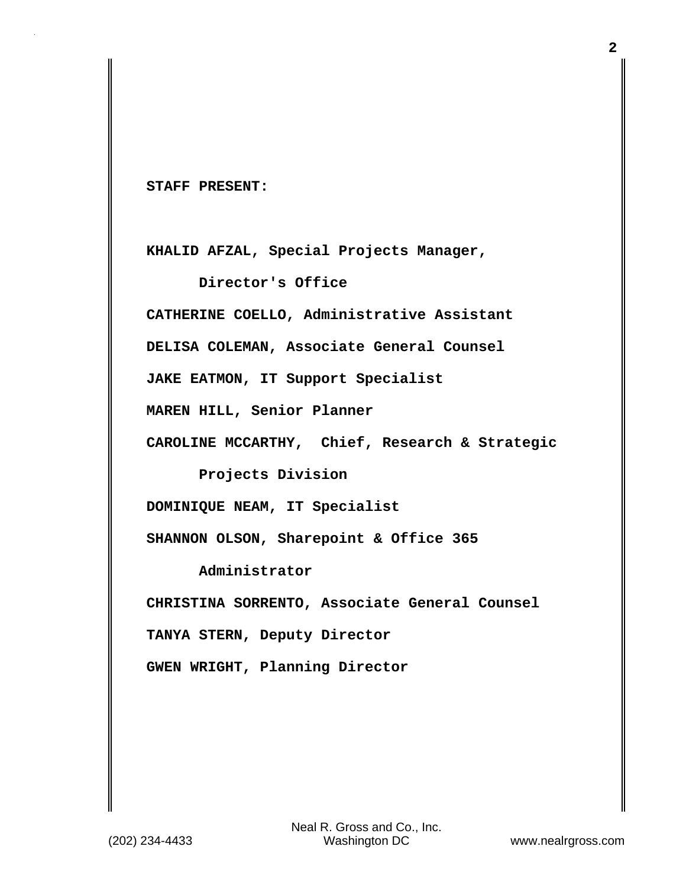**STAFF PRESENT:**

**KHALID AFZAL, Special Projects Manager, Director's Office**

**CATHERINE COELLO, Administrative Assistant**

**DELISA COLEMAN, Associate General Counsel**

**JAKE EATMON, IT Support Specialist**

**MAREN HILL, Senior Planner**

**CAROLINE MCCARTHY, Chief, Research & Strategic Projects Division**

**DOMINIQUE NEAM, IT Specialist**

**SHANNON OLSON, Sharepoint & Office 365 Administrator**

**CHRISTINA SORRENTO, Associate General Counsel**

**TANYA STERN, Deputy Director**

**GWEN WRIGHT, Planning Director**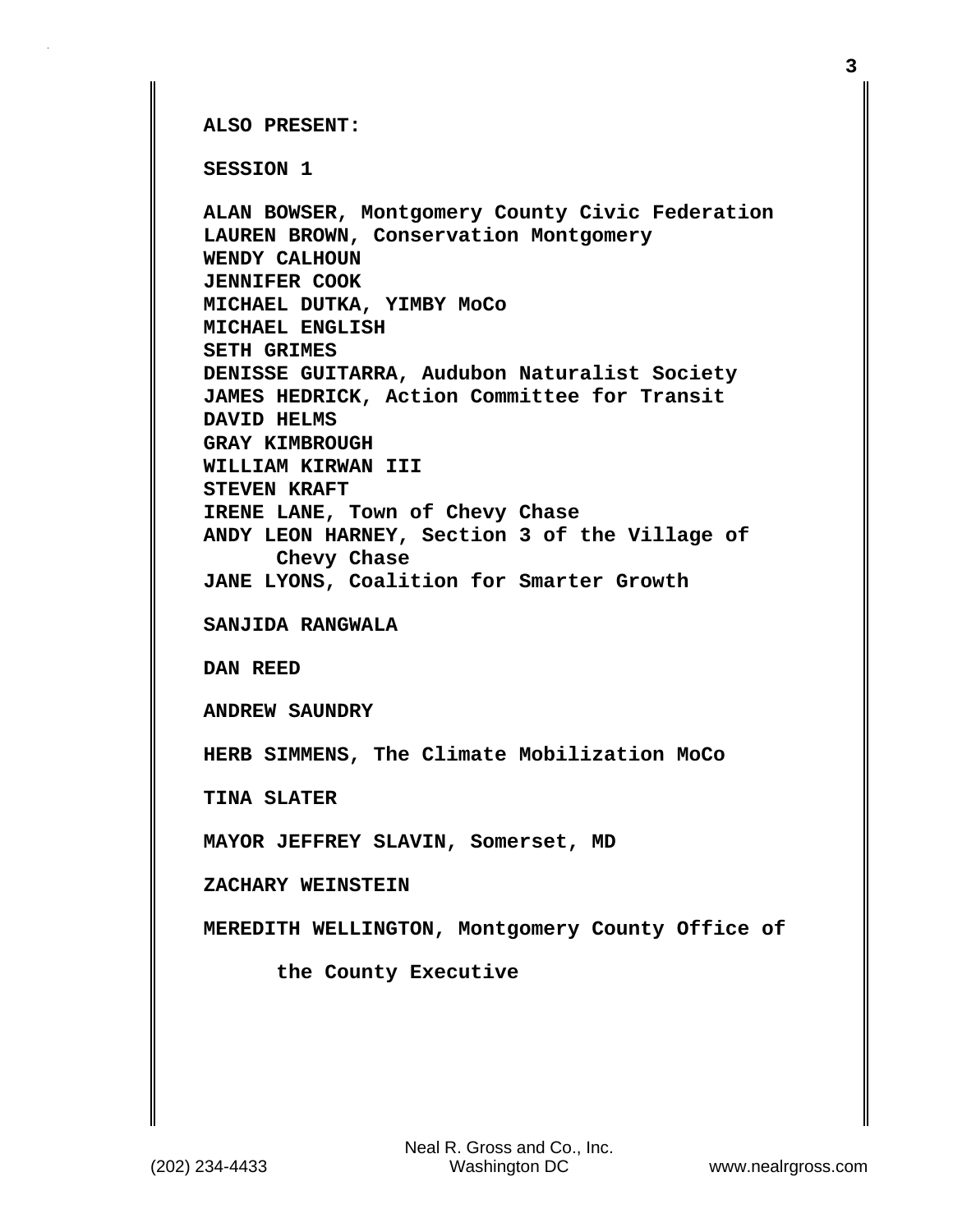**ALSO PRESENT:**

**SESSION 1**

**ALAN BOWSER, Montgomery County Civic Federation**
**LAUREN BROWN, Conservation Montgomery**
**WENDY CALHOUN**
**JENNIFER COOK**
**MICHAEL DUTKA, YIMBY MoCo**
**MICHAEL ENGLISH**
**SETH GRIMES**
**DENISSE GUITARRA, Audubon Naturalist Society**
**JAMES HEDRICK, Action Committee for Transit**
**DAVID HELMS**
**GRAY KIMBROUGH**
**WILLIAM KIRWAN III**
**STEVEN KRAFT**
**IRENE LANE, Town of Chevy Chase**
**ANDY LEON HARNEY, Section 3 of the Village of Chevy Chase**
**JANE LYONS, Coalition for Smarter Growth**

**SANJIDA RANGWALA**

**DAN REED**

**ANDREW SAUNDRY**

**HERB SIMMENS, The Climate Mobilization MoCo**

**TINA SLATER**

**MAYOR JEFFREY SLAVIN, Somerset, MD**

**ZACHARY WEINSTEIN**

**MEREDITH WELLINGTON, Montgomery County Office of the County Executive**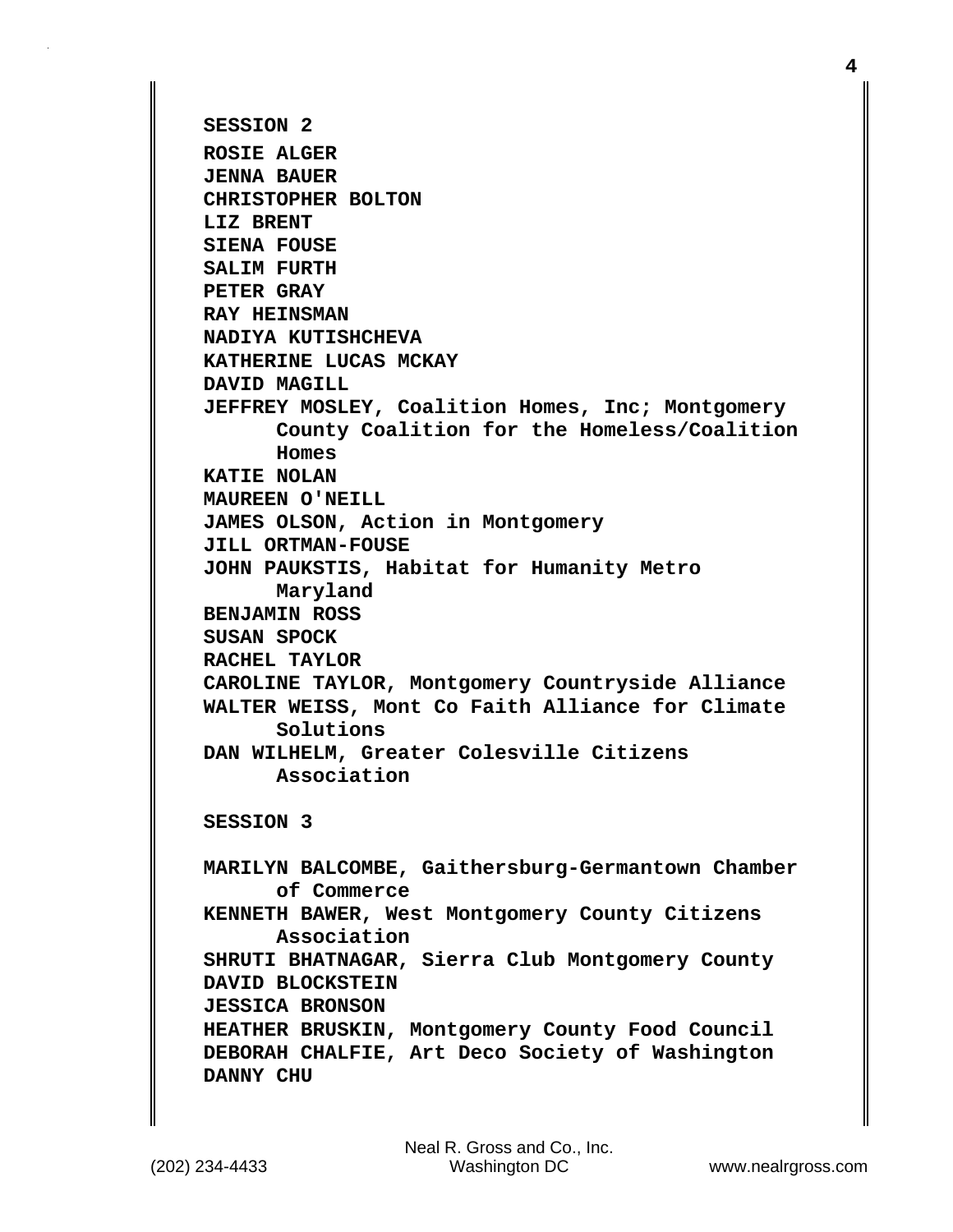**SESSION 2**

**ROSIE ALGER**
**JENNA BAUER**
**CHRISTOPHER BOLTON**
**LIZ BRENT**
**SIENA FOUSE**
**SALIM FURTH**
**PETER GRAY**
**RAY HEINSMAN**
**NADIYA KUTISHCHEVA**
**KATHERINE LUCAS MCKAY**
**DAVID MAGILL**
**JEFFREY MOSLEY, Coalition Homes, Inc; Montgomery County Coalition for the Homeless/Coalition Homes**
**KATIE NOLAN**
**MAUREEN O'NEILL**
**JAMES OLSON, Action in Montgomery**
**JILL ORTMAN-FOUSE**
**JOHN PAUKSTIS, Habitat for Humanity Metro Maryland**
**BENJAMIN ROSS**
**SUSAN SPOCK**
**RACHEL TAYLOR**
**CAROLINE TAYLOR, Montgomery Countryside Alliance**
**WALTER WEISS, Mont Co Faith Alliance for Climate Solutions**
**DAN WILHELM, Greater Colesville Citizens Association**

**SESSION 3**

**MARILYN BALCOMBE, Gaithersburg-Germantown Chamber of Commerce**
**KENNETH BAWER, West Montgomery County Citizens Association**
**SHRUTI BHATNAGAR, Sierra Club Montgomery County**
**DAVID BLOCKSTEIN**
**JESSICA BRONSON**
**HEATHER BRUSKIN, Montgomery County Food Council**
**DEBORAH CHALFIE, Art Deco Society of Washington**
**DANNY CHU**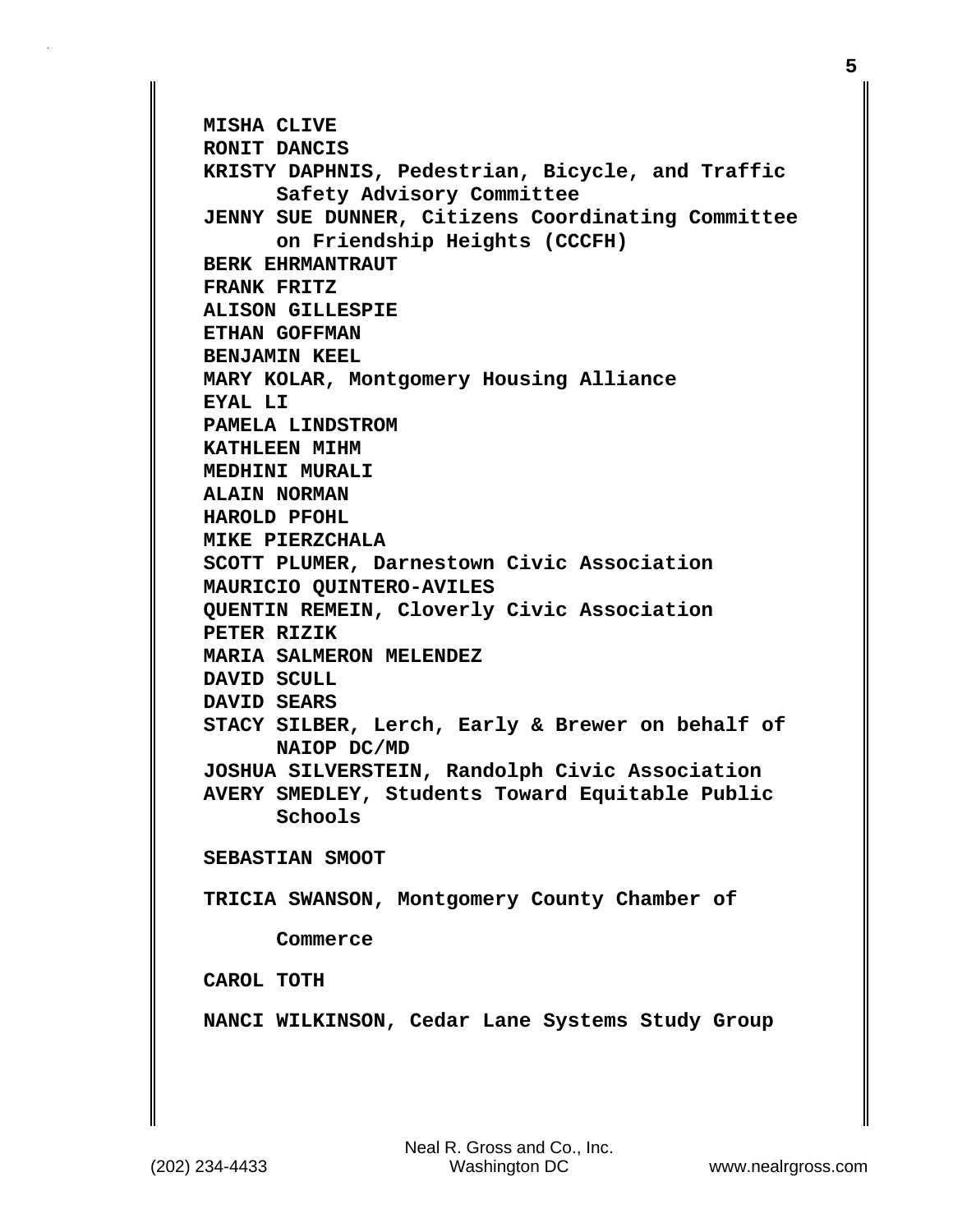**MISHA CLIVE**
**RONIT DANCIS**
**KRISTY DAPHNIS, Pedestrian, Bicycle, and Traffic Safety Advisory Committee**
**JENNY SUE DUNNER, Citizens Coordinating Committee on Friendship Heights (CCCFH)**
**BERK EHRMANTRAUT**
**FRANK FRITZ**
**ALISON GILLESPIE**
**ETHAN GOFFMAN**
**BENJAMIN KEEL**
**MARY KOLAR, Montgomery Housing Alliance**
**EYAL LI**
**PAMELA LINDSTROM**
**KATHLEEN MIHM**
**MEDHINI MURALI**
**ALAIN NORMAN**
**HAROLD PFOHL**
**MIKE PIERZCHALA**
**SCOTT PLUMER, Darnestown Civic Association**
**MAURICIO QUINTERO-AVILES**
**QUENTIN REMEIN, Cloverly Civic Association**
**PETER RIZIK**
**MARIA SALMERON MELENDEZ**
**DAVID SCULL**
**DAVID SEARS**
**STACY SILBER, Lerch, Early & Brewer on behalf of NAIOP DC/MD**
**JOSHUA SILVERSTEIN, Randolph Civic Association**
**AVERY SMEDLEY, Students Toward Equitable Public Schools**

**SEBASTIAN SMOOT**

**TRICIA SWANSON, Montgomery County Chamber of Commerce**

**CAROL TOTH**

**NANCI WILKINSON, Cedar Lane Systems Study Group**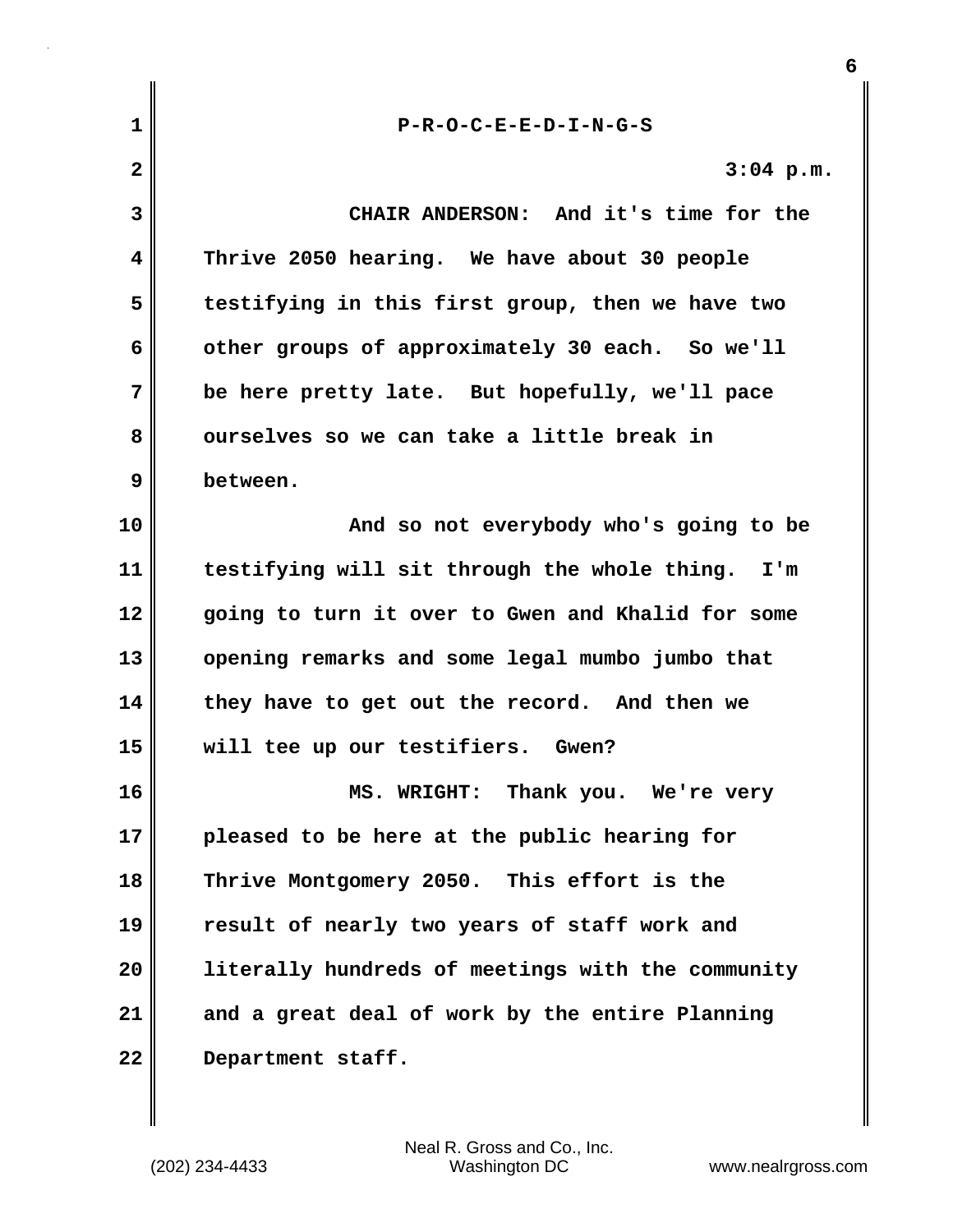P-R-O-C-E-E-D-I-N-G-S

3:04 p.m.

CHAIR ANDERSON: And it's time for the Thrive 2050 hearing. We have about 30 people testifying in this first group, then we have two other groups of approximately 30 each. So we'll be here pretty late. But hopefully, we'll pace ourselves so we can take a little break in between.

And so not everybody who's going to be testifying will sit through the whole thing. I'm going to turn it over to Gwen and Khalid for some opening remarks and some legal mumbo jumbo that they have to get out the record. And then we will tee up our testifiers. Gwen?

MS. WRIGHT: Thank you. We're very pleased to be here at the public hearing for Thrive Montgomery 2050. This effort is the result of nearly two years of staff work and literally hundreds of meetings with the community and a great deal of work by the entire Planning Department staff.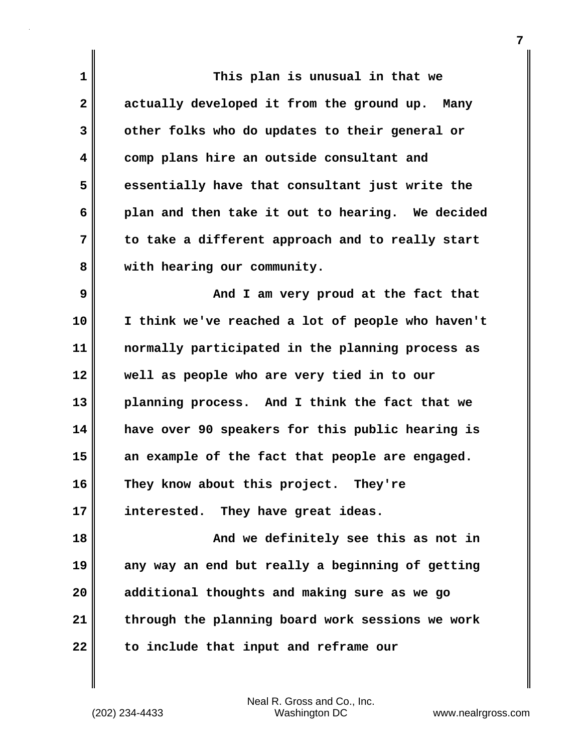This plan is unusual in that we actually developed it from the ground up. Many other folks who do updates to their general or comp plans hire an outside consultant and essentially have that consultant just write the plan and then take it out to hearing. We decided to take a different approach and to really start with hearing our community.

And I am very proud at the fact that I think we've reached a lot of people who haven't normally participated in the planning process as well as people who are very tied in to our planning process. And I think the fact that we have over 90 speakers for this public hearing is an example of the fact that people are engaged. They know about this project. They're interested. They have great ideas.

And we definitely see this as not in any way an end but really a beginning of getting additional thoughts and making sure as we go through the planning board work sessions we work to include that input and reframe our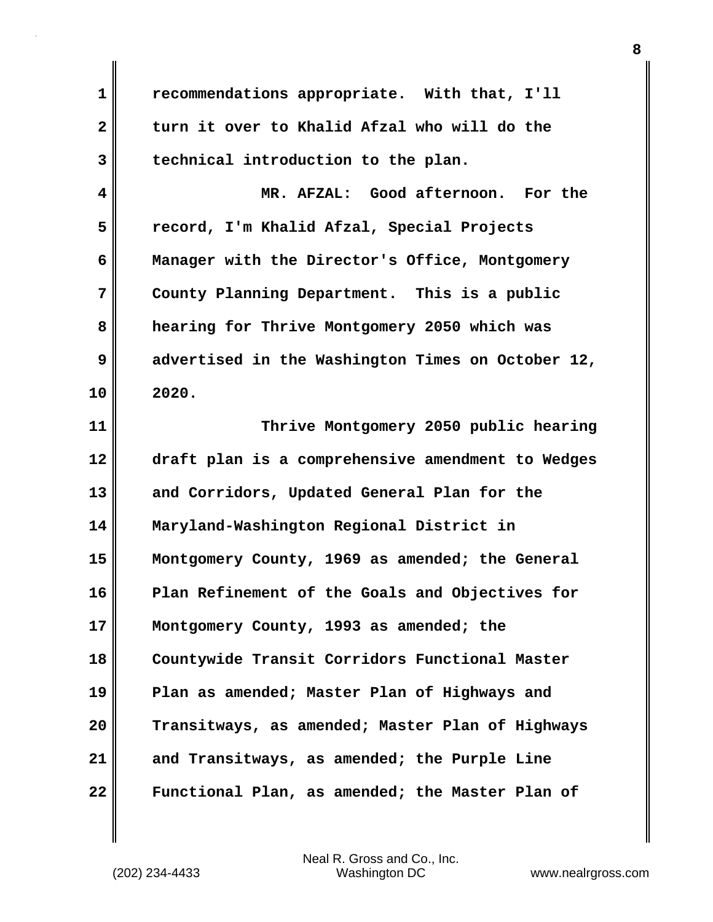recommendations appropriate. With that, I'll turn it over to Khalid Afzal who will do the technical introduction to the plan.

MR. AFZAL: Good afternoon. For the record, I'm Khalid Afzal, Special Projects Manager with the Director's Office, Montgomery County Planning Department. This is a public hearing for Thrive Montgomery 2050 which was advertised in the Washington Times on October 12, 2020.

Thrive Montgomery 2050 public hearing draft plan is a comprehensive amendment to Wedges and Corridors, Updated General Plan for the Maryland-Washington Regional District in Montgomery County, 1969 as amended; the General Plan Refinement of the Goals and Objectives for Montgomery County, 1993 as amended; the Countywide Transit Corridors Functional Master Plan as amended; Master Plan of Highways and Transitways, as amended; Master Plan of Highways and Transitways, as amended; the Purple Line Functional Plan, as amended; the Master Plan of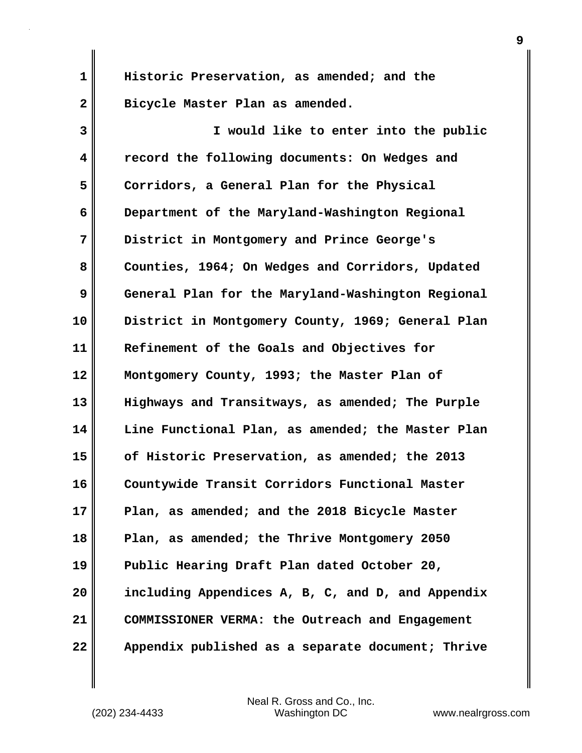Historic Preservation, as amended; and the Bicycle Master Plan as amended.

I would like to enter into the public record the following documents: On Wedges and Corridors, a General Plan for the Physical Department of the Maryland-Washington Regional District in Montgomery and Prince George's Counties, 1964; On Wedges and Corridors, Updated General Plan for the Maryland-Washington Regional District in Montgomery County, 1969; General Plan Refinement of the Goals and Objectives for Montgomery County, 1993; the Master Plan of Highways and Transitways, as amended; The Purple Line Functional Plan, as amended; the Master Plan of Historic Preservation, as amended; the 2013 Countywide Transit Corridors Functional Master Plan, as amended; and the 2018 Bicycle Master Plan, as amended; the Thrive Montgomery 2050 Public Hearing Draft Plan dated October 20, including Appendices A, B, C, and D, and Appendix COMMISSIONER VERMA: the Outreach and Engagement Appendix published as a separate document; Thrive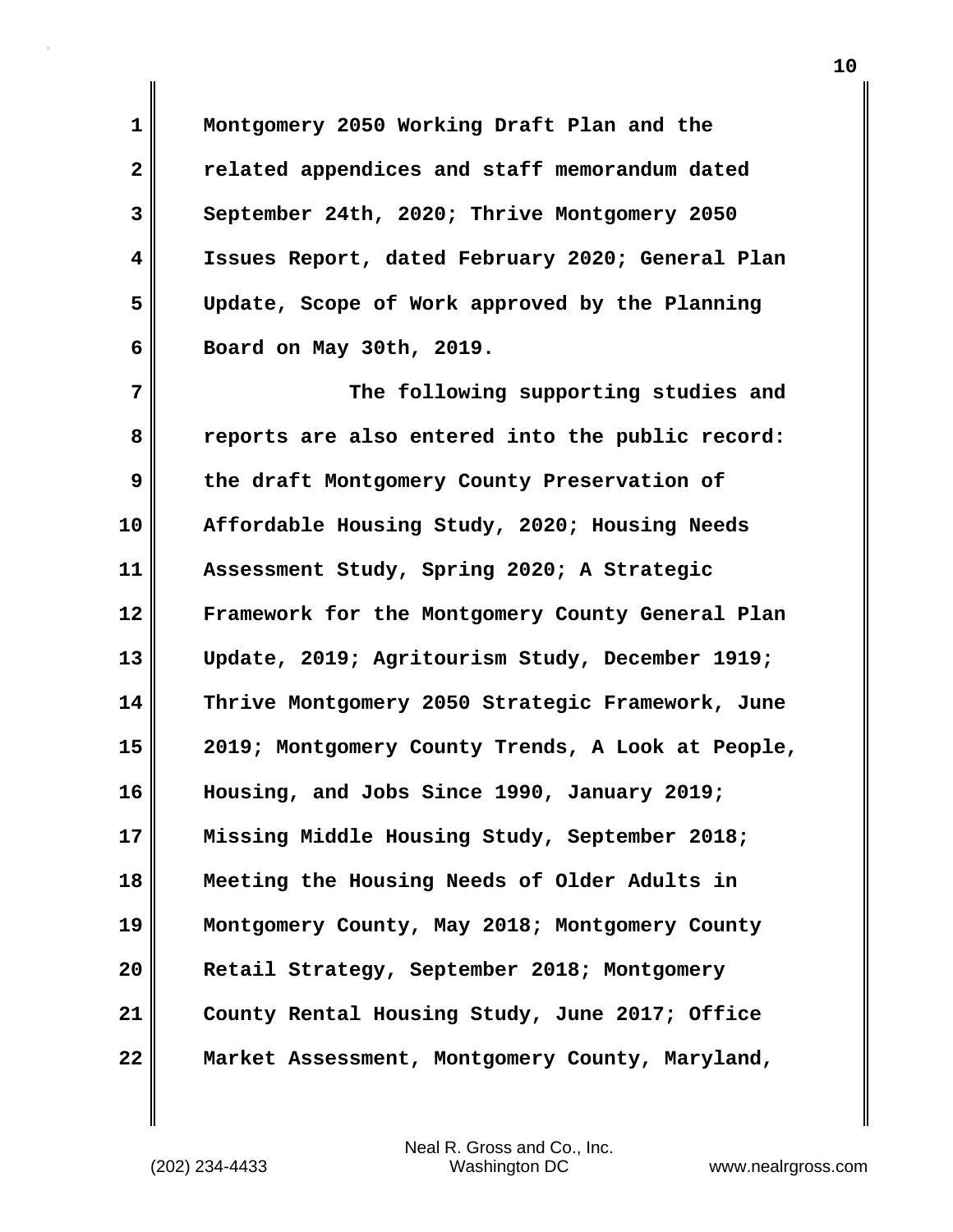Montgomery 2050 Working Draft Plan and the related appendices and staff memorandum dated September 24th, 2020; Thrive Montgomery 2050 Issues Report, dated February 2020; General Plan Update, Scope of Work approved by the Planning Board on May 30th, 2019.

The following supporting studies and reports are also entered into the public record: the draft Montgomery County Preservation of Affordable Housing Study, 2020; Housing Needs Assessment Study, Spring 2020; A Strategic Framework for the Montgomery County General Plan Update, 2019; Agritourism Study, December 1919; Thrive Montgomery 2050 Strategic Framework, June 2019; Montgomery County Trends, A Look at People, Housing, and Jobs Since 1990, January 2019; Missing Middle Housing Study, September 2018; Meeting the Housing Needs of Older Adults in Montgomery County, May 2018; Montgomery County Retail Strategy, September 2018; Montgomery County Rental Housing Study, June 2017; Office Market Assessment, Montgomery County, Maryland,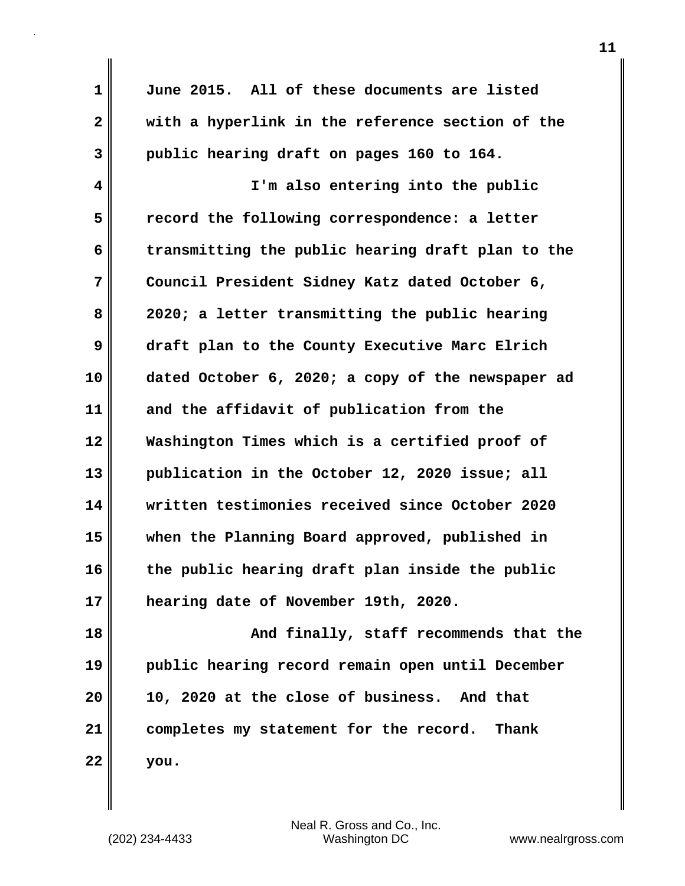June 2015. All of these documents are listed with a hyperlink in the reference section of the public hearing draft on pages 160 to 164.

I'm also entering into the public record the following correspondence: a letter transmitting the public hearing draft plan to the Council President Sidney Katz dated October 6, 2020; a letter transmitting the public hearing draft plan to the County Executive Marc Elrich dated October 6, 2020; a copy of the newspaper ad and the affidavit of publication from the Washington Times which is a certified proof of publication in the October 12, 2020 issue; all written testimonies received since October 2020 when the Planning Board approved, published in the public hearing draft plan inside the public hearing date of November 19th, 2020.

And finally, staff recommends that the public hearing record remain open until December 10, 2020 at the close of business. And that completes my statement for the record. Thank you.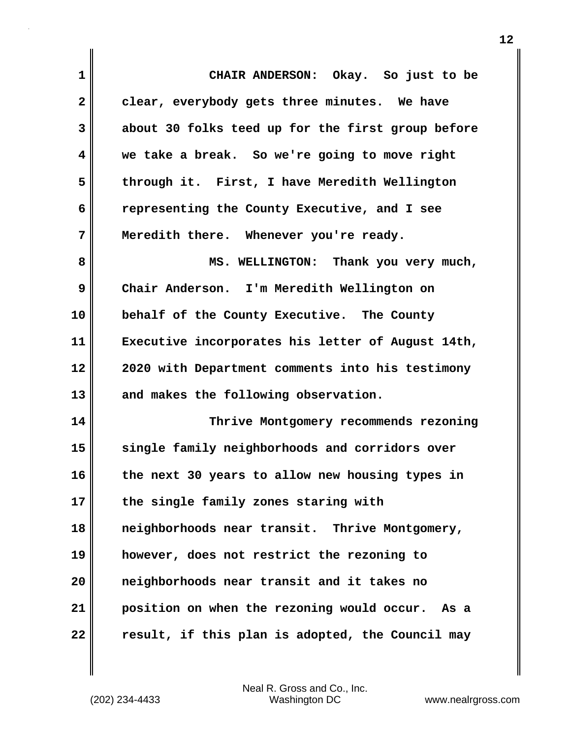CHAIR ANDERSON: Okay. So just to be clear, everybody gets three minutes. We have about 30 folks teed up for the first group before we take a break. So we're going to move right through it. First, I have Meredith Wellington representing the County Executive, and I see Meredith there. Whenever you're ready.

MS. WELLINGTON: Thank you very much, Chair Anderson. I'm Meredith Wellington on behalf of the County Executive. The County Executive incorporates his letter of August 14th, 2020 with Department comments into his testimony and makes the following observation.

Thrive Montgomery recommends rezoning single family neighborhoods and corridors over the next 30 years to allow new housing types in the single family zones staring with neighborhoods near transit. Thrive Montgomery, however, does not restrict the rezoning to neighborhoods near transit and it takes no position on when the rezoning would occur. As a result, if this plan is adopted, the Council may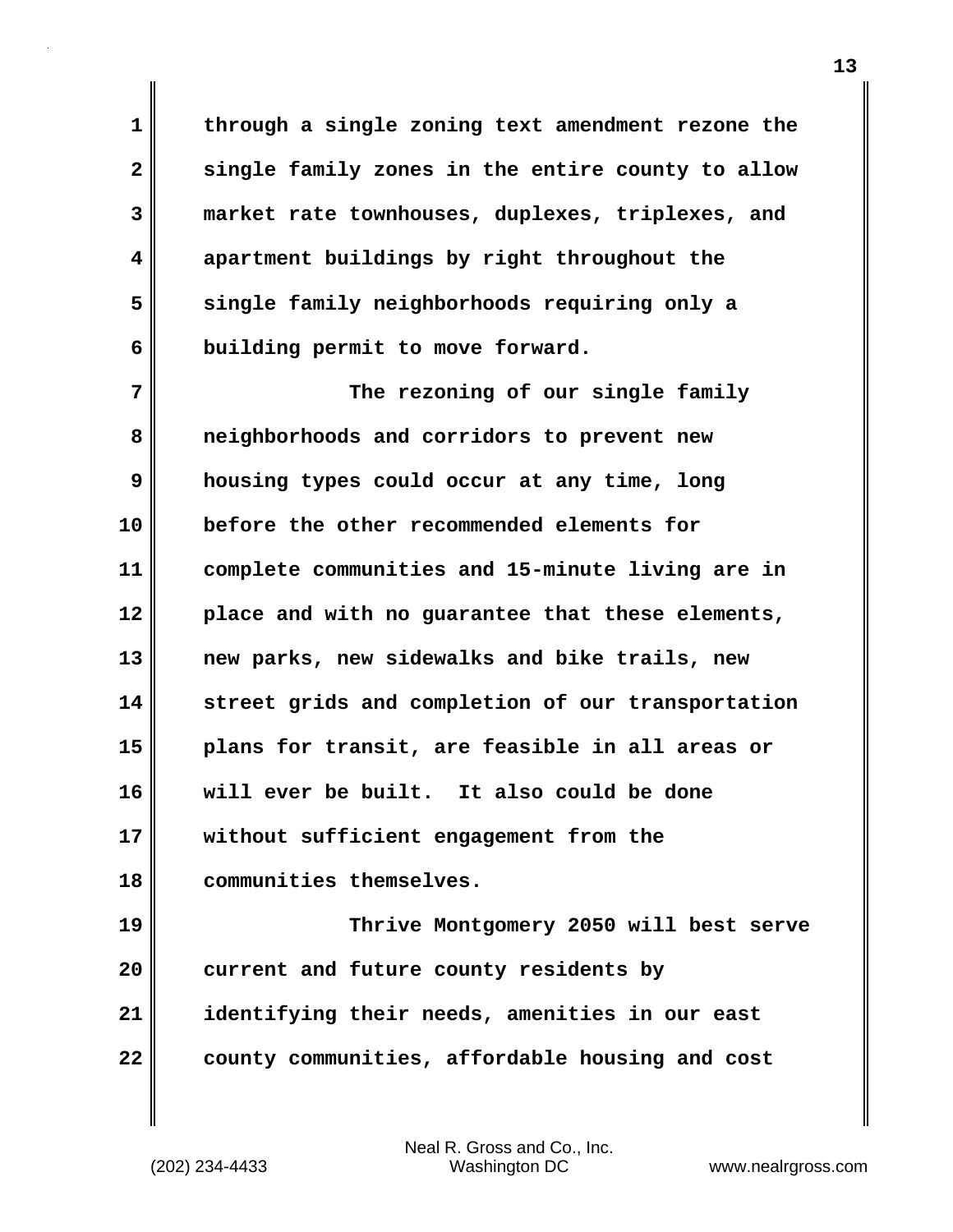through a single zoning text amendment rezone the single family zones in the entire county to allow market rate townhouses, duplexes, triplexes, and apartment buildings by right throughout the single family neighborhoods requiring only a building permit to move forward.

The rezoning of our single family neighborhoods and corridors to prevent new housing types could occur at any time, long before the other recommended elements for complete communities and 15-minute living are in place and with no guarantee that these elements, new parks, new sidewalks and bike trails, new street grids and completion of our transportation plans for transit, are feasible in all areas or will ever be built. It also could be done without sufficient engagement from the communities themselves.

Thrive Montgomery 2050 will best serve current and future county residents by identifying their needs, amenities in our east county communities, affordable housing and cost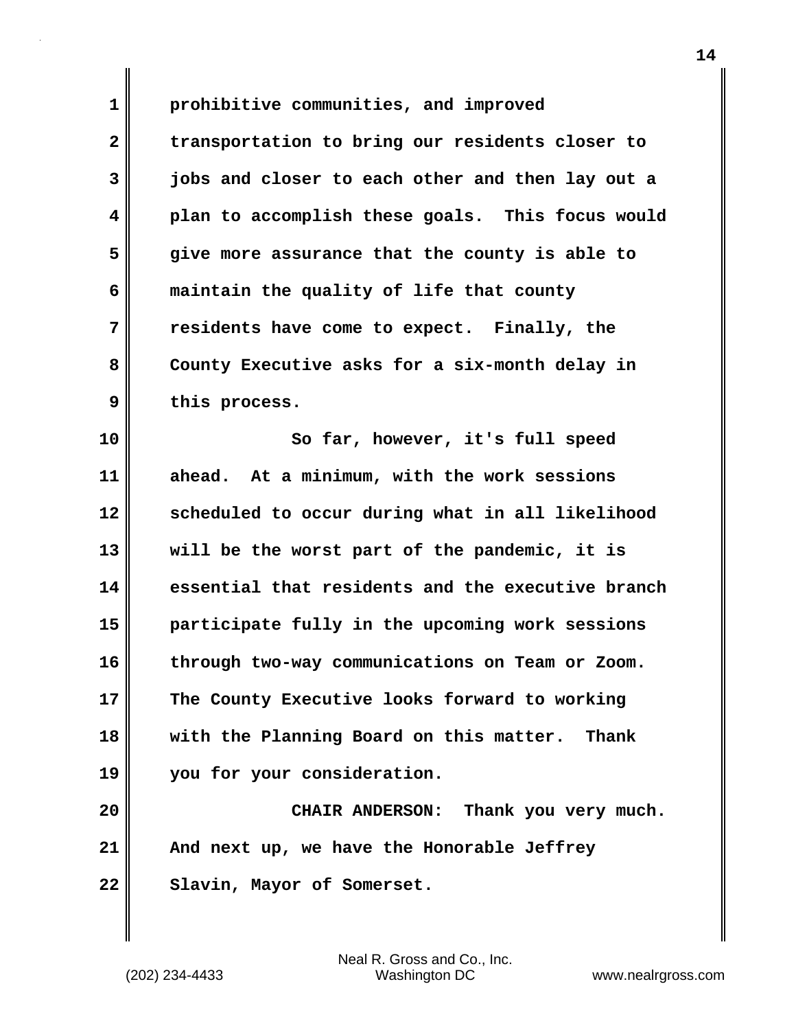prohibitive communities, and improved transportation to bring our residents closer to jobs and closer to each other and then lay out a plan to accomplish these goals. This focus would give more assurance that the county is able to maintain the quality of life that county residents have come to expect. Finally, the County Executive asks for a six-month delay in this process.

So far, however, it's full speed ahead. At a minimum, with the work sessions scheduled to occur during what in all likelihood will be the worst part of the pandemic, it is essential that residents and the executive branch participate fully in the upcoming work sessions through two-way communications on Team or Zoom. The County Executive looks forward to working with the Planning Board on this matter. Thank you for your consideration.

CHAIR ANDERSON: Thank you very much. And next up, we have the Honorable Jeffrey Slavin, Mayor of Somerset.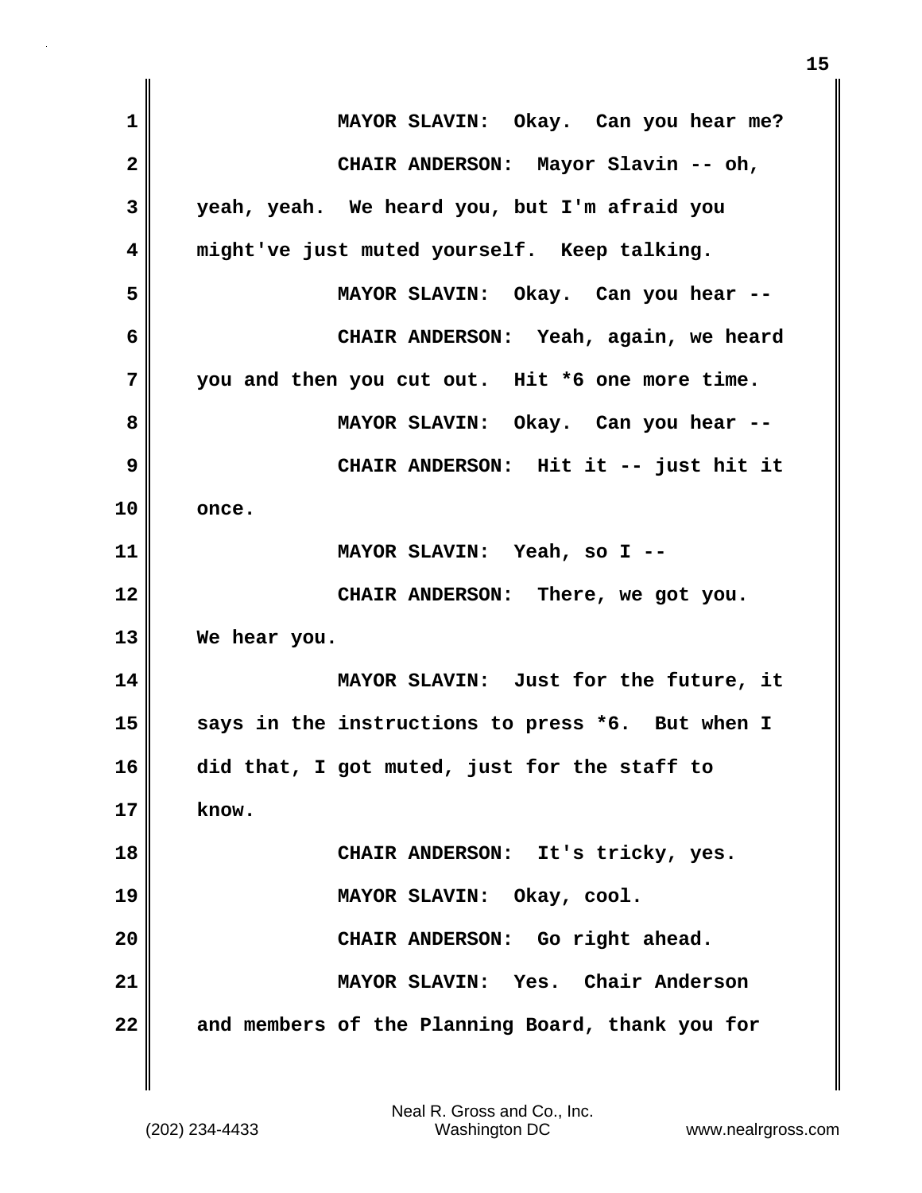MAYOR SLAVIN: Okay. Can you hear me?

CHAIR ANDERSON: Mayor Slavin -- oh, yeah, yeah. We heard you, but I'm afraid you might've just muted yourself. Keep talking.

MAYOR SLAVIN: Okay. Can you hear --

CHAIR ANDERSON: Yeah, again, we heard you and then you cut out. Hit *6 one more time.

MAYOR SLAVIN: Okay. Can you hear --

CHAIR ANDERSON: Hit it -- just hit it once.

MAYOR SLAVIN: Yeah, so I --

CHAIR ANDERSON: There, we got you. We hear you.

MAYOR SLAVIN: Just for the future, it says in the instructions to press *6. But when I did that, I got muted, just for the staff to know.

CHAIR ANDERSON: It's tricky, yes.

MAYOR SLAVIN: Okay, cool.

CHAIR ANDERSON: Go right ahead.

MAYOR SLAVIN: Yes. Chair Anderson and members of the Planning Board, thank you for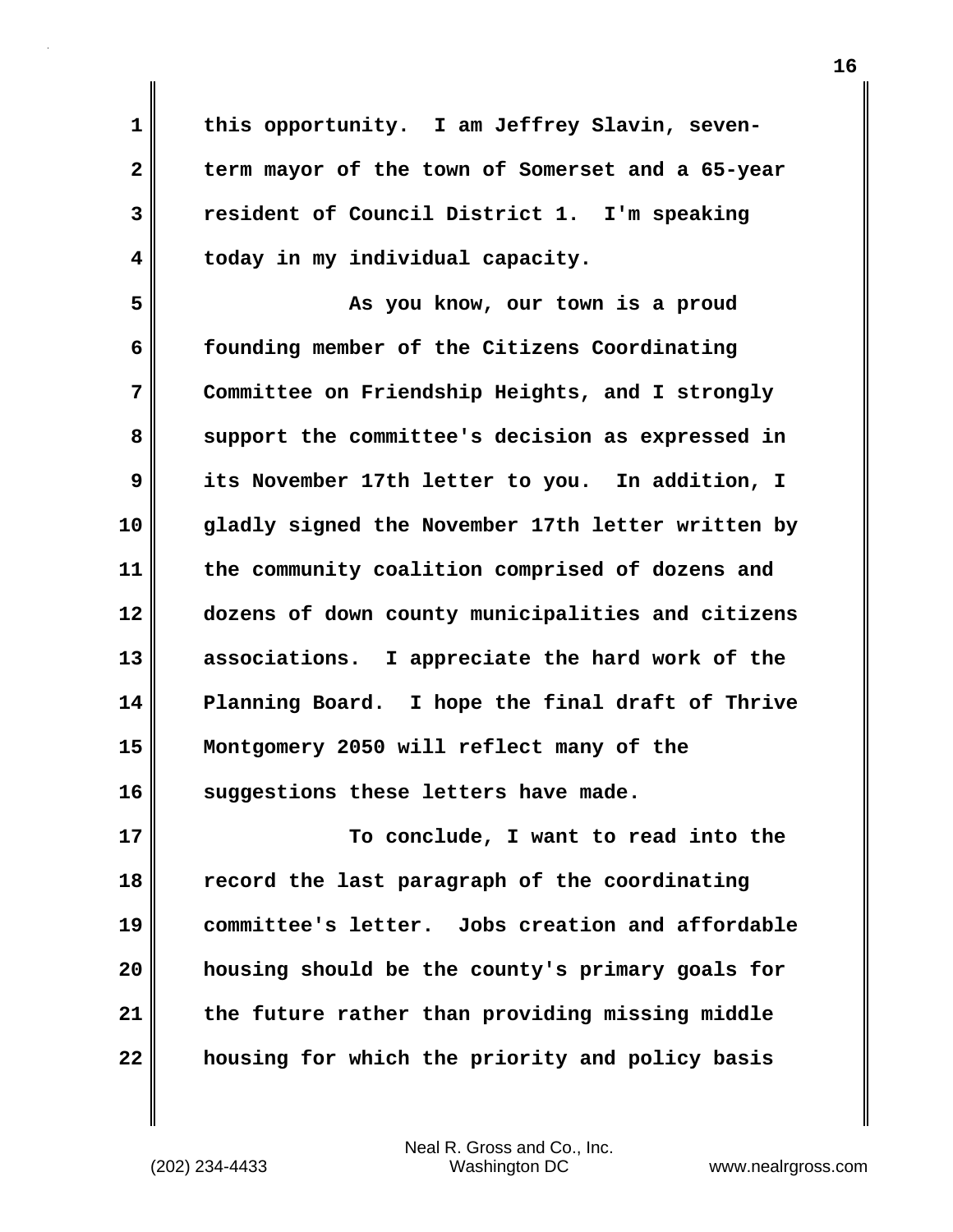this opportunity. I am Jeffrey Slavin, seven-term mayor of the town of Somerset and a 65-year resident of Council District 1. I'm speaking today in my individual capacity.

As you know, our town is a proud founding member of the Citizens Coordinating Committee on Friendship Heights, and I strongly support the committee's decision as expressed in its November 17th letter to you. In addition, I gladly signed the November 17th letter written by the community coalition comprised of dozens and dozens of down county municipalities and citizens associations. I appreciate the hard work of the Planning Board. I hope the final draft of Thrive Montgomery 2050 will reflect many of the suggestions these letters have made.

To conclude, I want to read into the record the last paragraph of the coordinating committee's letter. Jobs creation and affordable housing should be the county's primary goals for the future rather than providing missing middle housing for which the priority and policy basis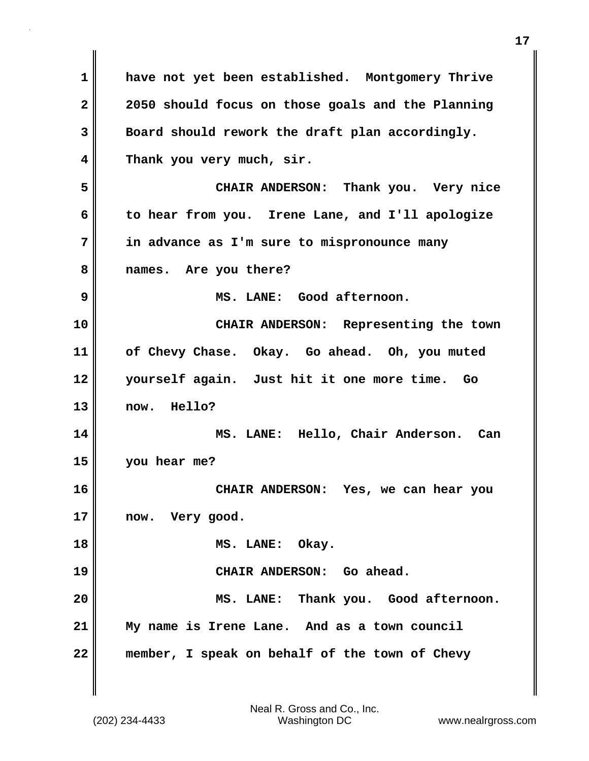have not yet been established. Montgomery Thrive 2050 should focus on those goals and the Planning Board should rework the draft plan accordingly. Thank you very much, sir.

CHAIR ANDERSON: Thank you. Very nice to hear from you. Irene Lane, and I'll apologize in advance as I'm sure to mispronounce many names. Are you there?

MS. LANE: Good afternoon.

CHAIR ANDERSON: Representing the town of Chevy Chase. Okay. Go ahead. Oh, you muted yourself again. Just hit it one more time. Go now. Hello?

MS. LANE: Hello, Chair Anderson. Can you hear me?

CHAIR ANDERSON: Yes, we can hear you now. Very good.

MS. LANE: Okay.

CHAIR ANDERSON: Go ahead.

MS. LANE: Thank you. Good afternoon. My name is Irene Lane. And as a town council member, I speak on behalf of the town of Chevy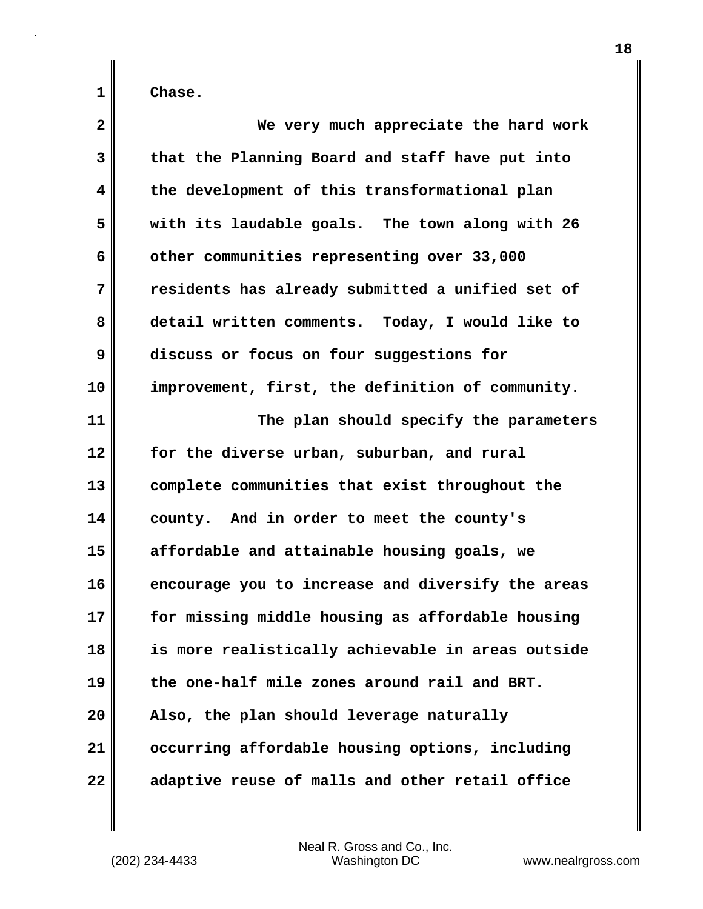Chase.

We very much appreciate the hard work that the Planning Board and staff have put into the development of this transformational plan with its laudable goals. The town along with 26 other communities representing over 33,000 residents has already submitted a unified set of detail written comments. Today, I would like to discuss or focus on four suggestions for improvement, first, the definition of community.

The plan should specify the parameters for the diverse urban, suburban, and rural complete communities that exist throughout the county. And in order to meet the county's affordable and attainable housing goals, we encourage you to increase and diversify the areas for missing middle housing as affordable housing is more realistically achievable in areas outside the one-half mile zones around rail and BRT. Also, the plan should leverage naturally occurring affordable housing options, including adaptive reuse of malls and other retail office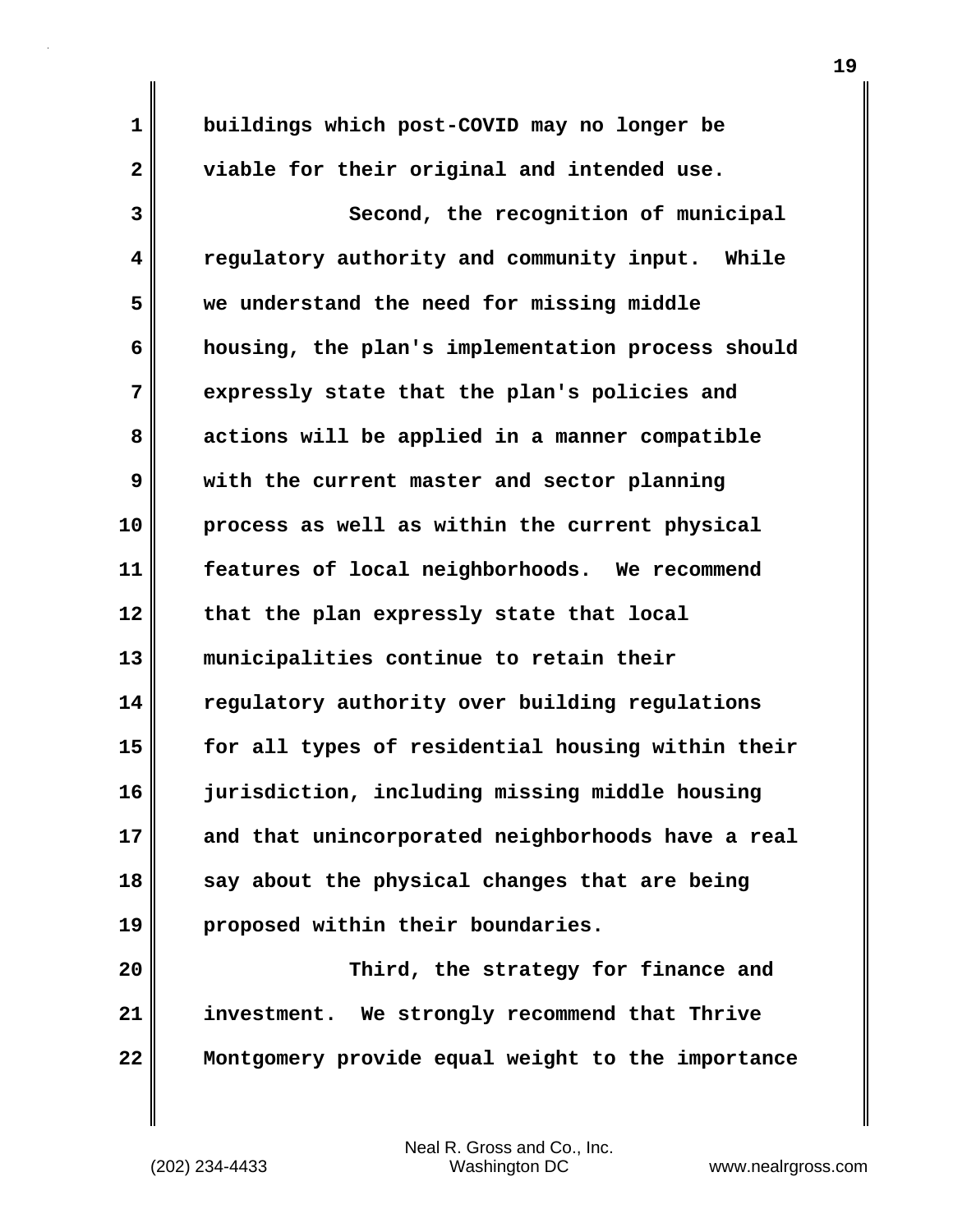buildings which post-COVID may no longer be viable for their original and intended use.

Second, the recognition of municipal regulatory authority and community input. While we understand the need for missing middle housing, the plan's implementation process should expressly state that the plan's policies and actions will be applied in a manner compatible with the current master and sector planning process as well as within the current physical features of local neighborhoods. We recommend that the plan expressly state that local municipalities continue to retain their regulatory authority over building regulations for all types of residential housing within their jurisdiction, including missing middle housing and that unincorporated neighborhoods have a real say about the physical changes that are being proposed within their boundaries.

Third, the strategy for finance and investment. We strongly recommend that Thrive Montgomery provide equal weight to the importance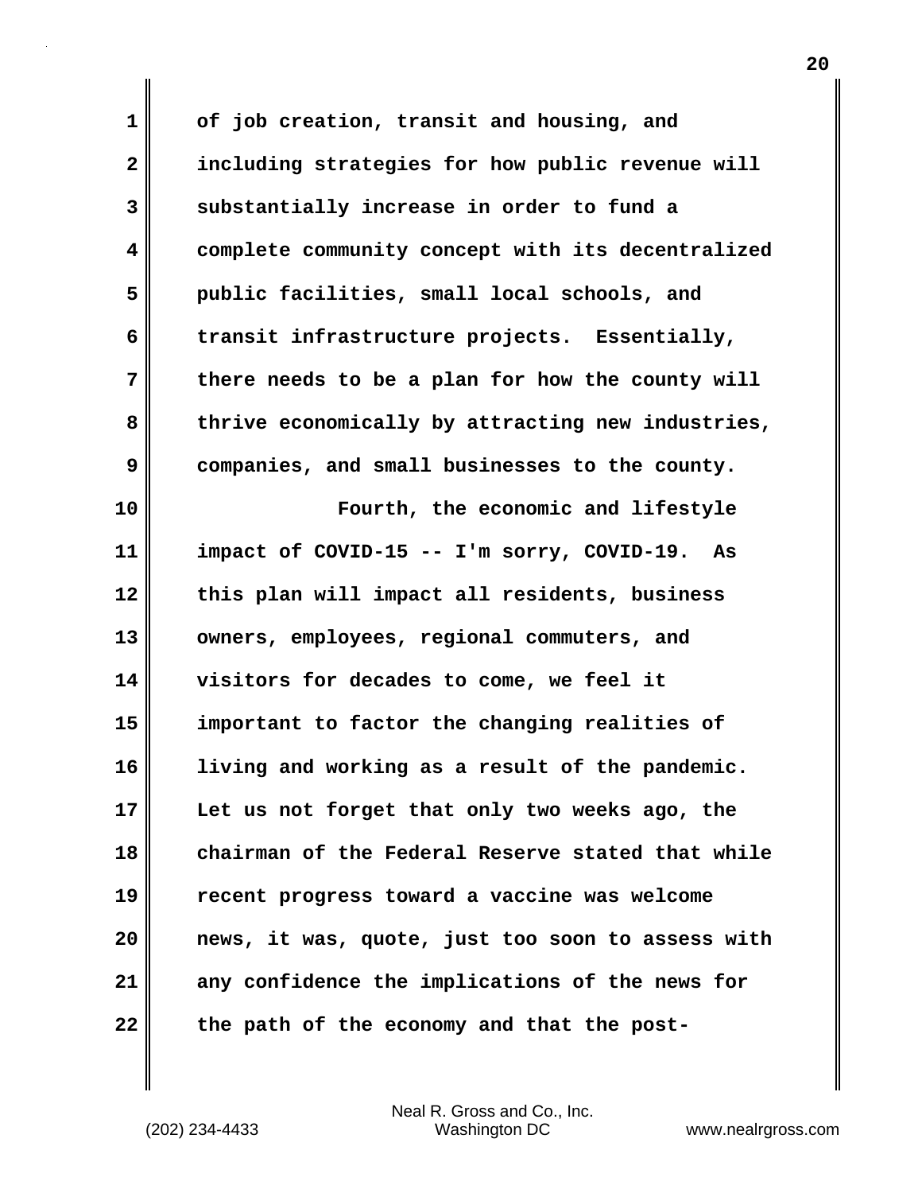of job creation, transit and housing, and including strategies for how public revenue will substantially increase in order to fund a complete community concept with its decentralized public facilities, small local schools, and transit infrastructure projects. Essentially, there needs to be a plan for how the county will thrive economically by attracting new industries, companies, and small businesses to the county.

Fourth, the economic and lifestyle impact of COVID-15 -- I'm sorry, COVID-19. As this plan will impact all residents, business owners, employees, regional commuters, and visitors for decades to come, we feel it important to factor the changing realities of living and working as a result of the pandemic. Let us not forget that only two weeks ago, the chairman of the Federal Reserve stated that while recent progress toward a vaccine was welcome news, it was, quote, just too soon to assess with any confidence the implications of the news for the path of the economy and that the post-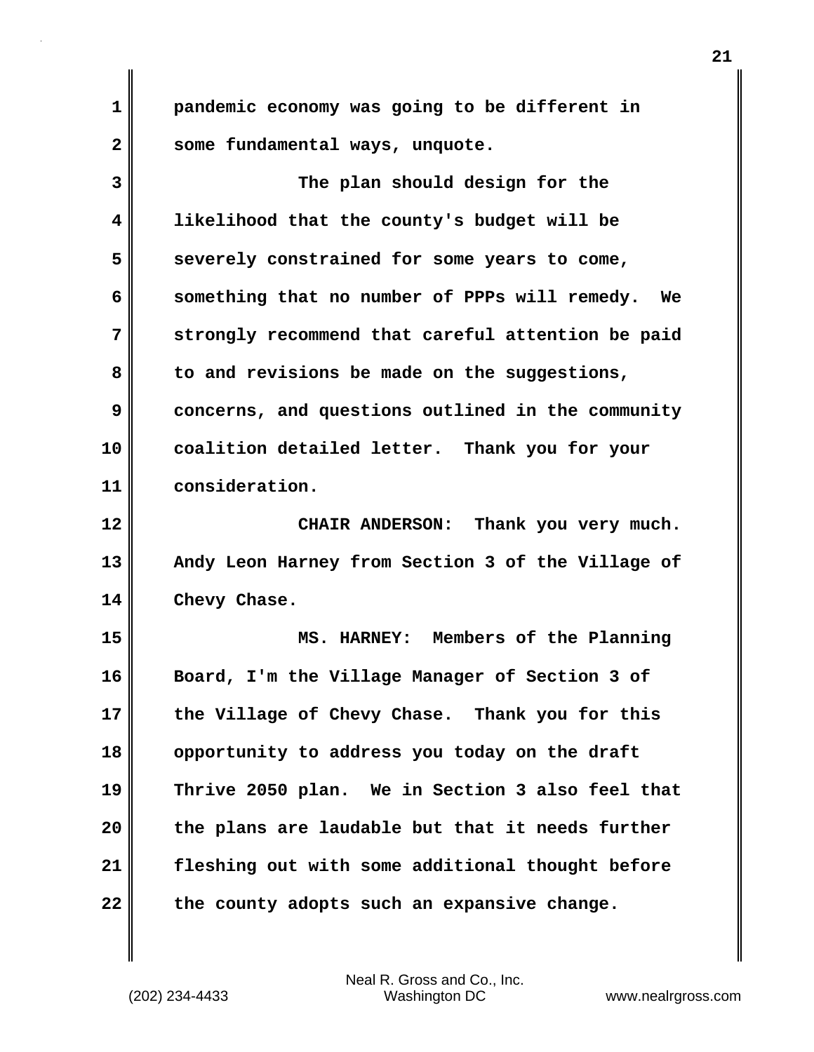pandemic economy was going to be different in some fundamental ways, unquote.

The plan should design for the likelihood that the county's budget will be severely constrained for some years to come, something that no number of PPPs will remedy. We strongly recommend that careful attention be paid to and revisions be made on the suggestions, concerns, and questions outlined in the community coalition detailed letter. Thank you for your consideration.

CHAIR ANDERSON: Thank you very much. Andy Leon Harney from Section 3 of the Village of Chevy Chase.

MS. HARNEY: Members of the Planning Board, I'm the Village Manager of Section 3 of the Village of Chevy Chase. Thank you for this opportunity to address you today on the draft Thrive 2050 plan. We in Section 3 also feel that the plans are laudable but that it needs further fleshing out with some additional thought before the county adopts such an expansive change.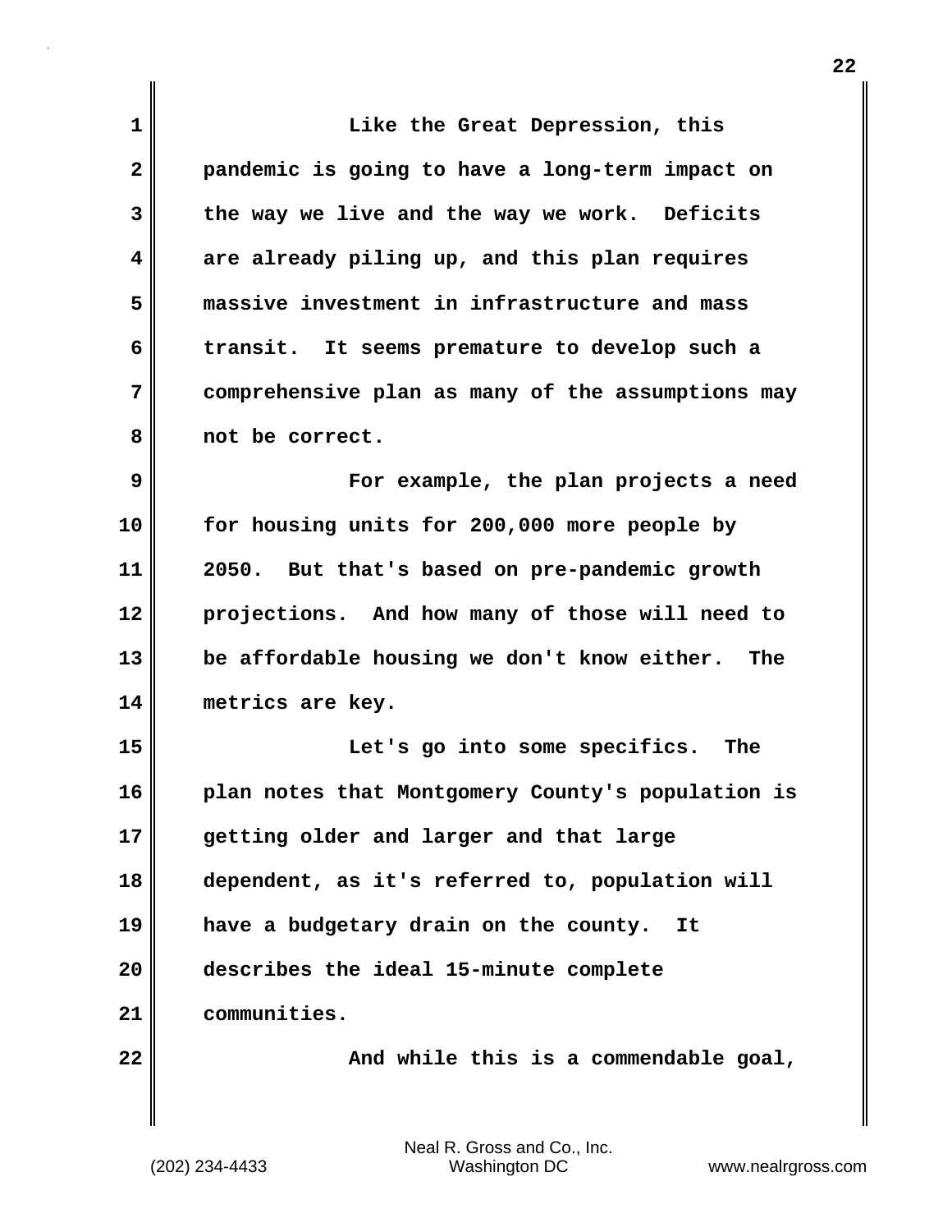Like the Great Depression, this pandemic is going to have a long-term impact on the way we live and the way we work. Deficits are already piling up, and this plan requires massive investment in infrastructure and mass transit. It seems premature to develop such a comprehensive plan as many of the assumptions may not be correct.

For example, the plan projects a need for housing units for 200,000 more people by 2050. But that's based on pre-pandemic growth projections. And how many of those will need to be affordable housing we don't know either. The metrics are key.

Let's go into some specifics. The plan notes that Montgomery County's population is getting older and larger and that large dependent, as it's referred to, population will have a budgetary drain on the county. It describes the ideal 15-minute complete communities.

And while this is a commendable goal,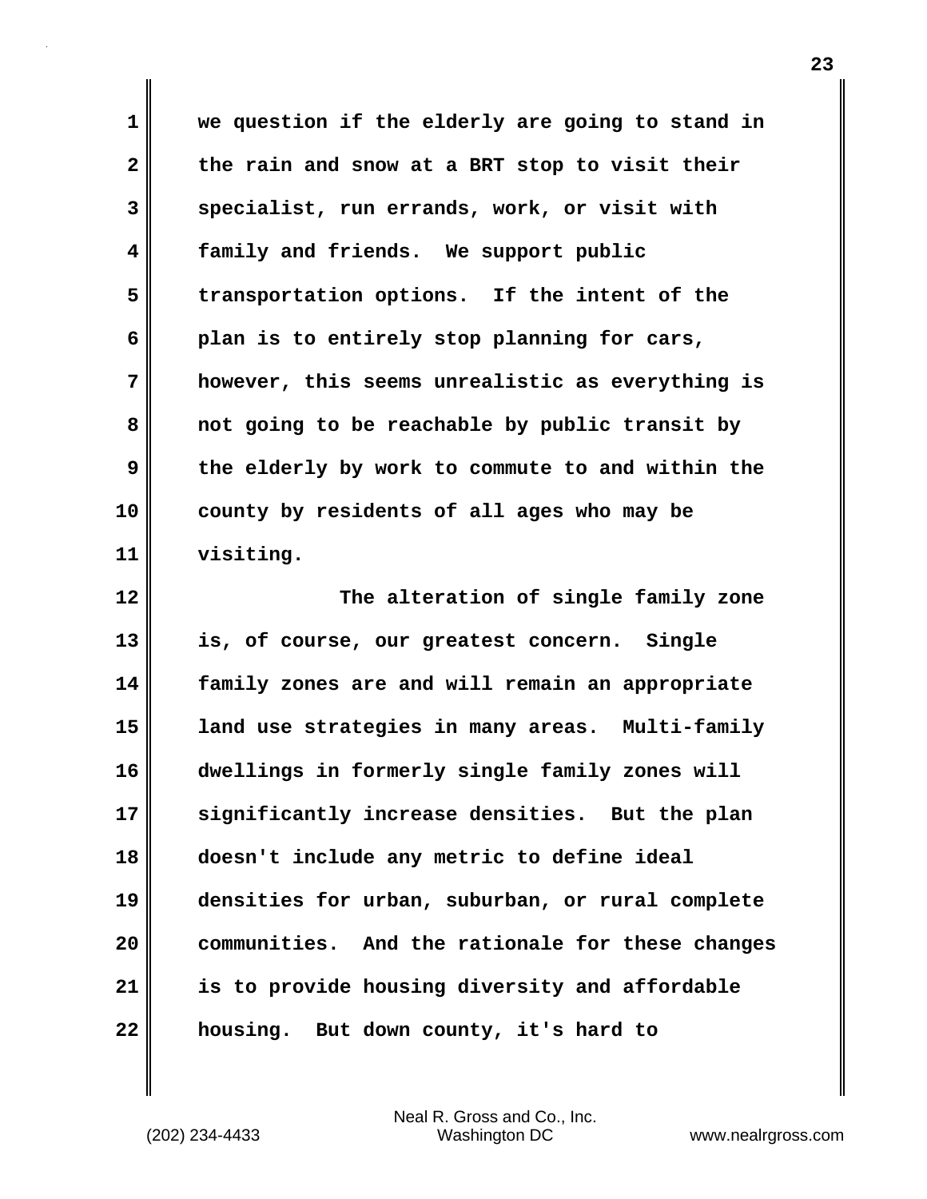we question if the elderly are going to stand in the rain and snow at a BRT stop to visit their specialist, run errands, work, or visit with family and friends.  We support public transportation options.  If the intent of the plan is to entirely stop planning for cars, however, this seems unrealistic as everything is not going to be reachable by public transit by the elderly by work to commute to and within the county by residents of all ages who may be visiting.

The alteration of single family zone is, of course, our greatest concern.  Single family zones are and will remain an appropriate land use strategies in many areas.  Multi-family dwellings in formerly single family zones will significantly increase densities.  But the plan doesn't include any metric to define ideal densities for urban, suburban, or rural complete communities.  And the rationale for these changes is to provide housing diversity and affordable housing.  But down county, it's hard to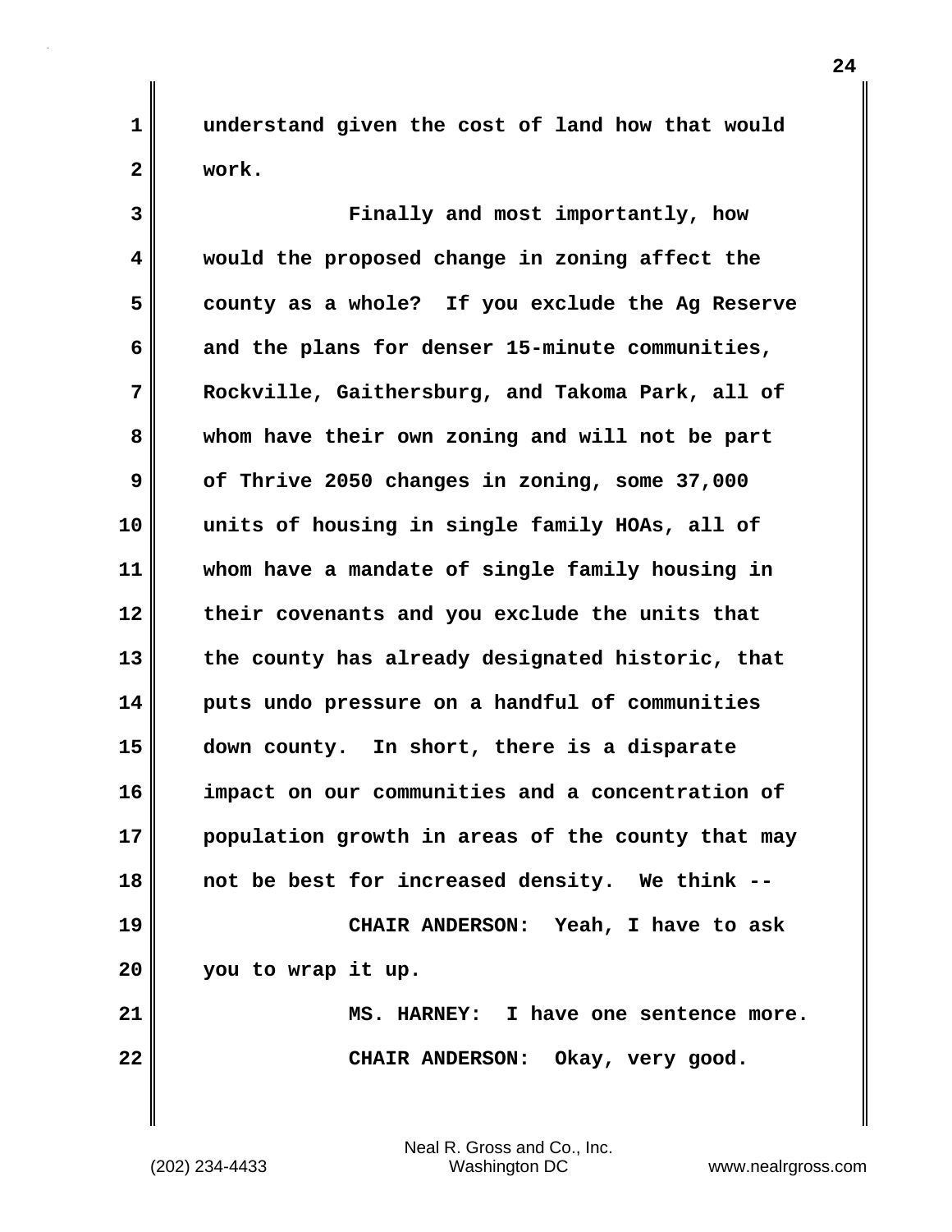understand given the cost of land how that would work.

Finally and most importantly, how would the proposed change in zoning affect the county as a whole? If you exclude the Ag Reserve and the plans for denser 15-minute communities, Rockville, Gaithersburg, and Takoma Park, all of whom have their own zoning and will not be part of Thrive 2050 changes in zoning, some 37,000 units of housing in single family HOAs, all of whom have a mandate of single family housing in their covenants and you exclude the units that the county has already designated historic, that puts undo pressure on a handful of communities down county. In short, there is a disparate impact on our communities and a concentration of population growth in areas of the county that may not be best for increased density. We think --

**CHAIR ANDERSON:** Yeah, I have to ask you to wrap it up.

**MS. HARNEY:** I have one sentence more.

**CHAIR ANDERSON:** Okay, very good.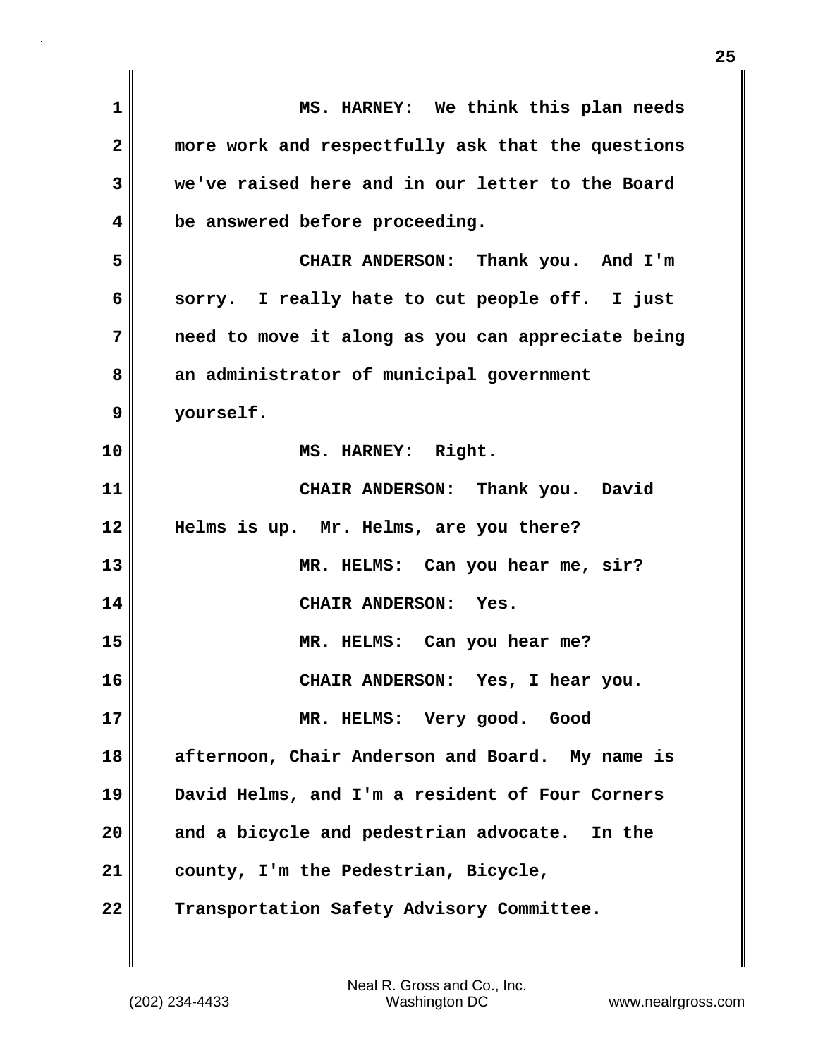MS. HARNEY: We think this plan needs more work and respectfully ask that the questions we've raised here and in our letter to the Board be answered before proceeding.

CHAIR ANDERSON: Thank you. And I'm sorry. I really hate to cut people off. I just need to move it along as you can appreciate being an administrator of municipal government yourself.

MS. HARNEY: Right.

CHAIR ANDERSON: Thank you. David Helms is up. Mr. Helms, are you there?

MR. HELMS: Can you hear me, sir?

CHAIR ANDERSON: Yes.

MR. HELMS: Can you hear me?

CHAIR ANDERSON: Yes, I hear you.

MR. HELMS: Very good. Good afternoon, Chair Anderson and Board. My name is David Helms, and I'm a resident of Four Corners and a bicycle and pedestrian advocate. In the county, I'm the Pedestrian, Bicycle, Transportation Safety Advisory Committee.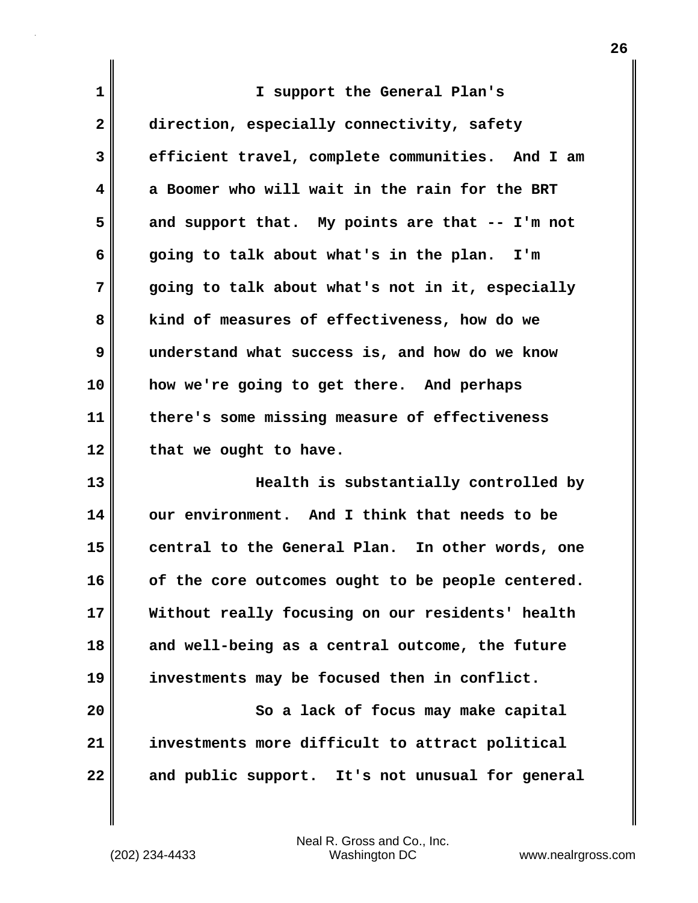I support the General Plan's direction, especially connectivity, safety efficient travel, complete communities. And I am a Boomer who will wait in the rain for the BRT and support that. My points are that -- I'm not going to talk about what's in the plan. I'm going to talk about what's not in it, especially kind of measures of effectiveness, how do we understand what success is, and how do we know how we're going to get there. And perhaps there's some missing measure of effectiveness that we ought to have.

Health is substantially controlled by our environment. And I think that needs to be central to the General Plan. In other words, one of the core outcomes ought to be people centered. Without really focusing on our residents' health and well-being as a central outcome, the future investments may be focused then in conflict.

So a lack of focus may make capital investments more difficult to attract political and public support. It's not unusual for general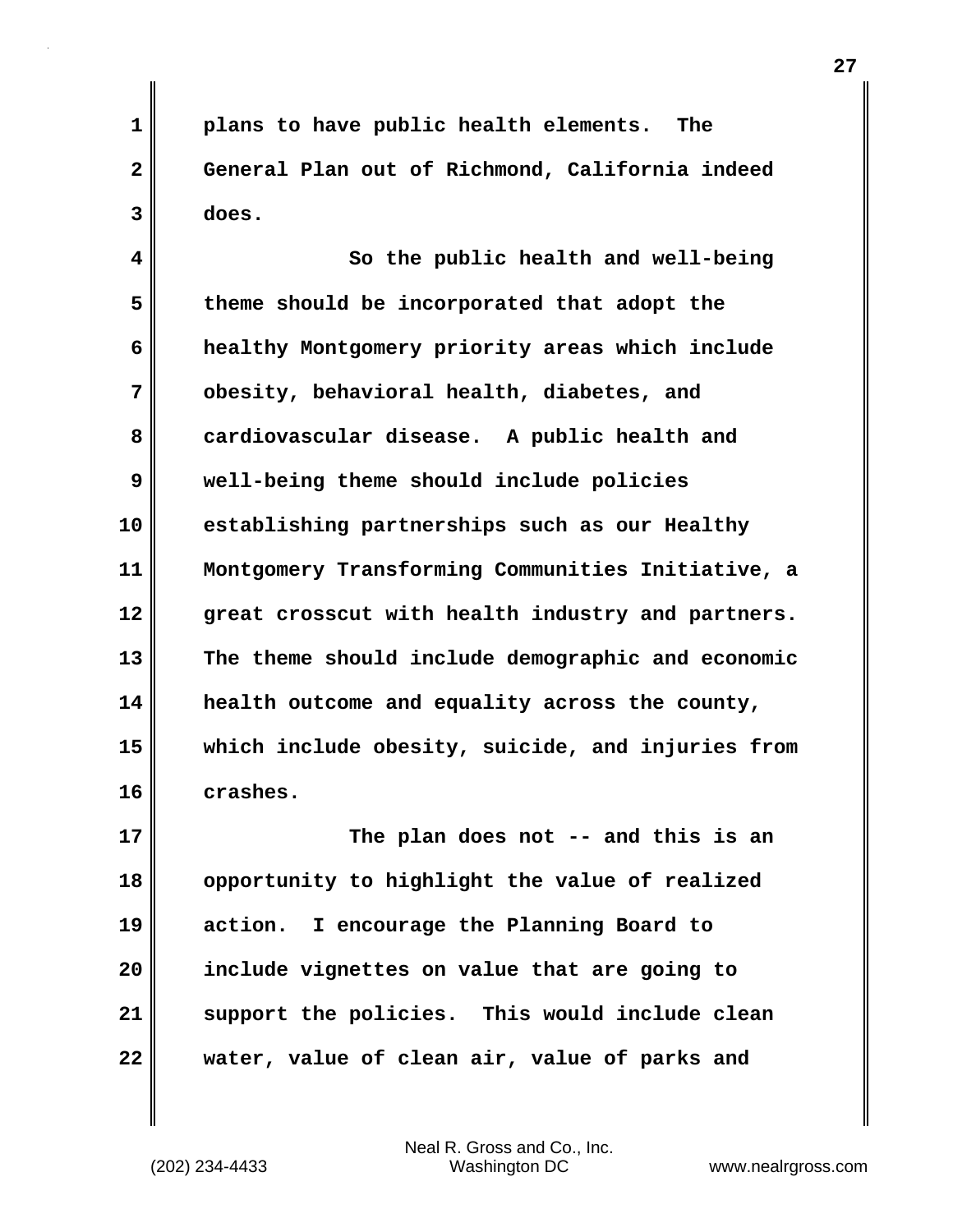plans to have public health elements. The General Plan out of Richmond, California indeed does.

So the public health and well-being theme should be incorporated that adopt the healthy Montgomery priority areas which include obesity, behavioral health, diabetes, and cardiovascular disease. A public health and well-being theme should include policies establishing partnerships such as our Healthy Montgomery Transforming Communities Initiative, a great crosscut with health industry and partners. The theme should include demographic and economic health outcome and equality across the county, which include obesity, suicide, and injuries from crashes.

The plan does not -- and this is an opportunity to highlight the value of realized action. I encourage the Planning Board to include vignettes on value that are going to support the policies. This would include clean water, value of clean air, value of parks and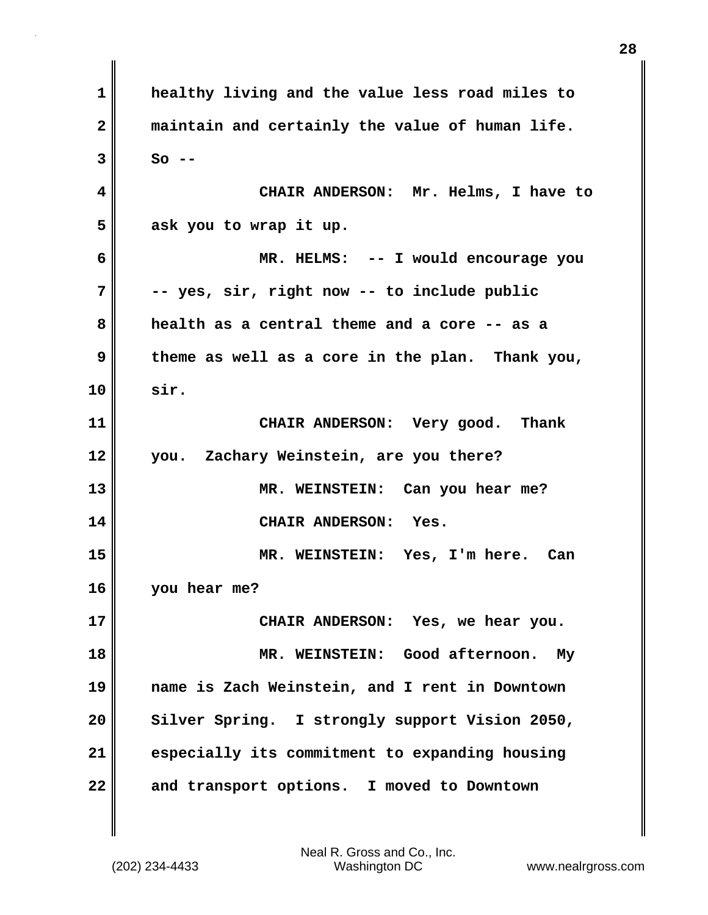healthy living and the value less road miles to maintain and certainly the value of human life. So --

CHAIR ANDERSON: Mr. Helms, I have to ask you to wrap it up.

MR. HELMS: -- I would encourage you -- yes, sir, right now -- to include public health as a central theme and a core -- as a theme as well as a core in the plan. Thank you, sir.

CHAIR ANDERSON: Very good. Thank you. Zachary Weinstein, are you there?

MR. WEINSTEIN: Can you hear me?

CHAIR ANDERSON: Yes.

MR. WEINSTEIN: Yes, I'm here. Can you hear me?

CHAIR ANDERSON: Yes, we hear you.

MR. WEINSTEIN: Good afternoon. My name is Zach Weinstein, and I rent in Downtown Silver Spring. I strongly support Vision 2050, especially its commitment to expanding housing and transport options. I moved to Downtown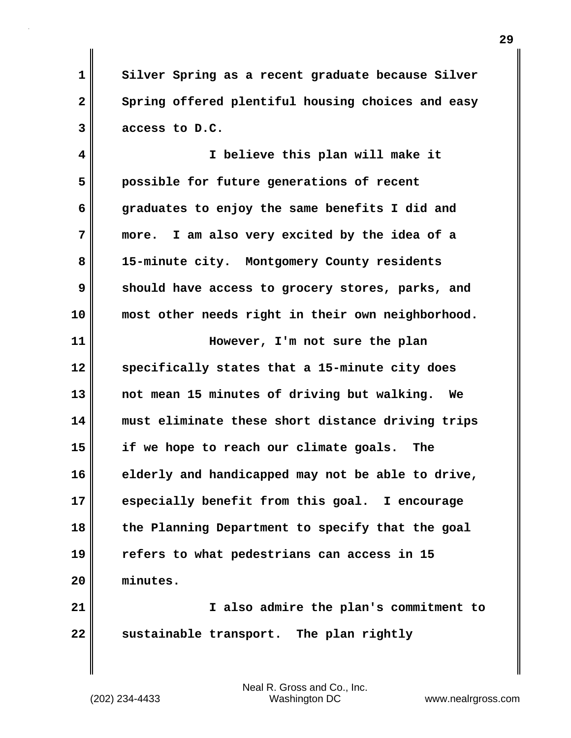Silver Spring as a recent graduate because Silver Spring offered plentiful housing choices and easy access to D.C.

I believe this plan will make it possible for future generations of recent graduates to enjoy the same benefits I did and more. I am also very excited by the idea of a 15-minute city. Montgomery County residents should have access to grocery stores, parks, and most other needs right in their own neighborhood.

However, I'm not sure the plan specifically states that a 15-minute city does not mean 15 minutes of driving but walking. We must eliminate these short distance driving trips if we hope to reach our climate goals. The elderly and handicapped may not be able to drive, especially benefit from this goal. I encourage the Planning Department to specify that the goal refers to what pedestrians can access in 15 minutes.

I also admire the plan's commitment to sustainable transport. The plan rightly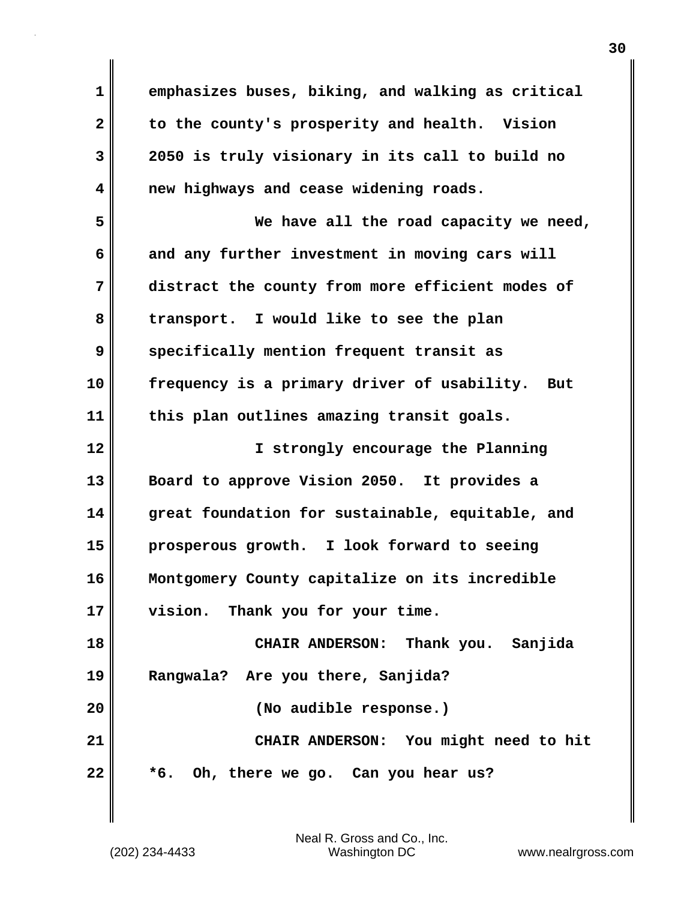emphasizes buses, biking, and walking as critical to the county's prosperity and health. Vision 2050 is truly visionary in its call to build no new highways and cease widening roads.

We have all the road capacity we need, and any further investment in moving cars will distract the county from more efficient modes of transport. I would like to see the plan specifically mention frequent transit as frequency is a primary driver of usability. But this plan outlines amazing transit goals.

I strongly encourage the Planning Board to approve Vision 2050. It provides a great foundation for sustainable, equitable, and prosperous growth. I look forward to seeing Montgomery County capitalize on its incredible vision. Thank you for your time.

CHAIR ANDERSON: Thank you. Sanjida Rangwala? Are you there, Sanjida?

(No audible response.)

CHAIR ANDERSON: You might need to hit *6. Oh, there we go. Can you hear us?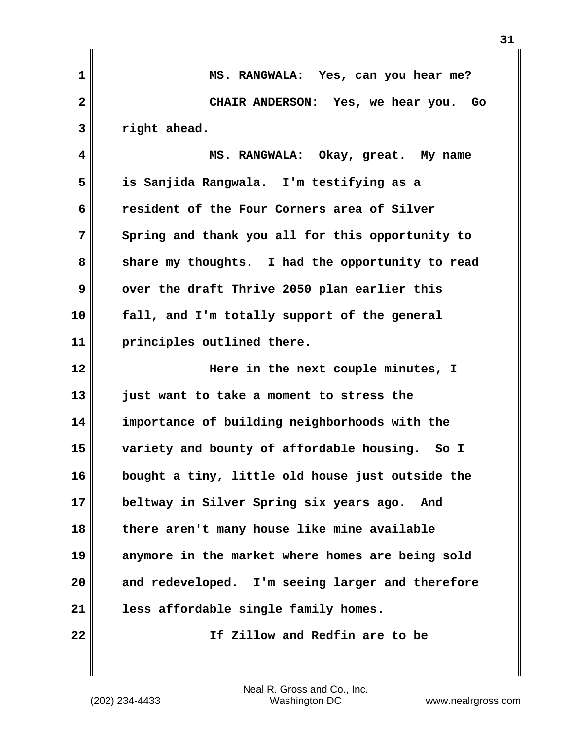MS. RANGWALA: Yes, can you hear me?

CHAIR ANDERSON: Yes, we hear you. Go right ahead.

MS. RANGWALA: Okay, great. My name is Sanjida Rangwala. I'm testifying as a resident of the Four Corners area of Silver Spring and thank you all for this opportunity to share my thoughts. I had the opportunity to read over the draft Thrive 2050 plan earlier this fall, and I'm totally support of the general principles outlined there.

Here in the next couple minutes, I just want to take a moment to stress the importance of building neighborhoods with the variety and bounty of affordable housing. So I bought a tiny, little old house just outside the beltway in Silver Spring six years ago. And there aren't many house like mine available anymore in the market where homes are being sold and redeveloped. I'm seeing larger and therefore less affordable single family homes.

If Zillow and Redfin are to be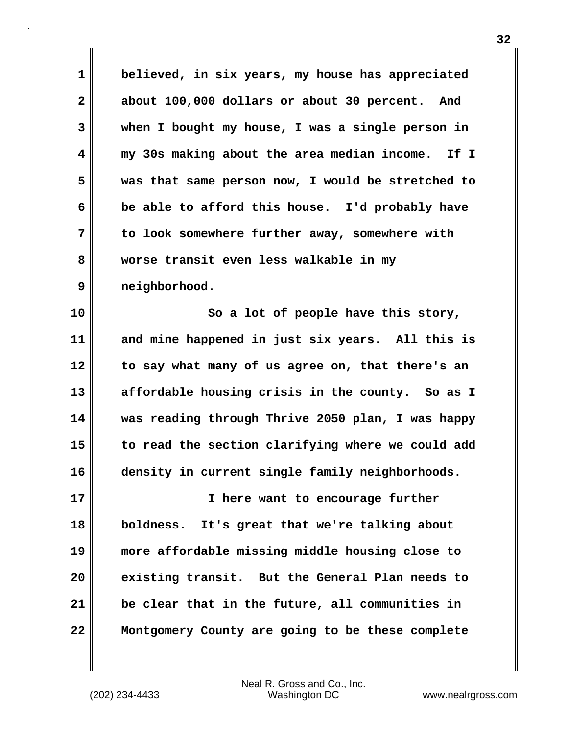believed, in six years, my house has appreciated about 100,000 dollars or about 30 percent. And when I bought my house, I was a single person in my 30s making about the area median income. If I was that same person now, I would be stretched to be able to afford this house. I'd probably have to look somewhere further away, somewhere with worse transit even less walkable in my neighborhood.

So a lot of people have this story, and mine happened in just six years. All this is to say what many of us agree on, that there's an affordable housing crisis in the county. So as I was reading through Thrive 2050 plan, I was happy to read the section clarifying where we could add density in current single family neighborhoods.

I here want to encourage further boldness. It's great that we're talking about more affordable missing middle housing close to existing transit. But the General Plan needs to be clear that in the future, all communities in Montgomery County are going to be these complete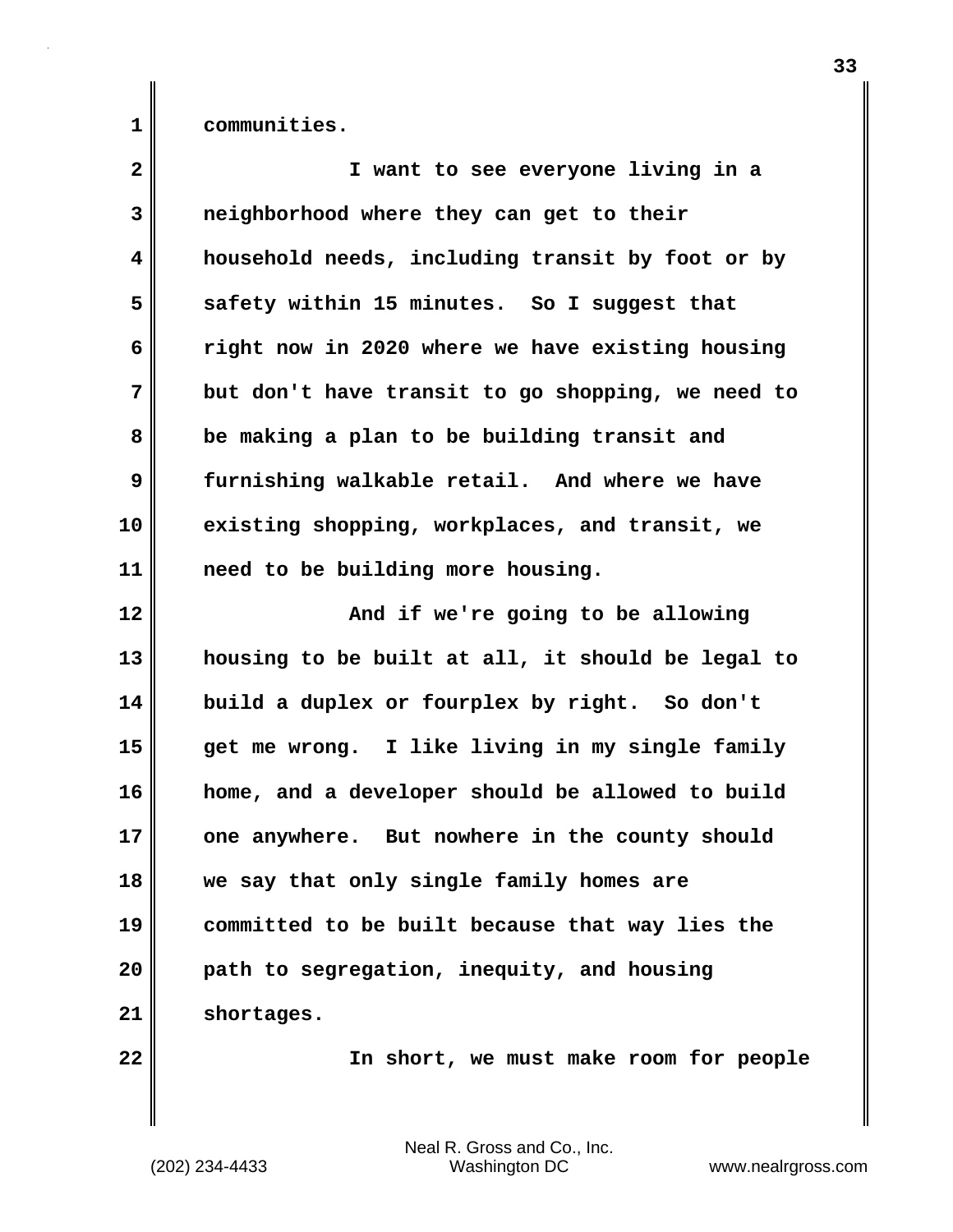communities.

I want to see everyone living in a neighborhood where they can get to their household needs, including transit by foot or by safety within 15 minutes. So I suggest that right now in 2020 where we have existing housing but don't have transit to go shopping, we need to be making a plan to be building transit and furnishing walkable retail. And where we have existing shopping, workplaces, and transit, we need to be building more housing.

And if we're going to be allowing housing to be built at all, it should be legal to build a duplex or fourplex by right. So don't get me wrong. I like living in my single family home, and a developer should be allowed to build one anywhere. But nowhere in the county should we say that only single family homes are committed to be built because that way lies the path to segregation, inequity, and housing shortages.

In short, we must make room for people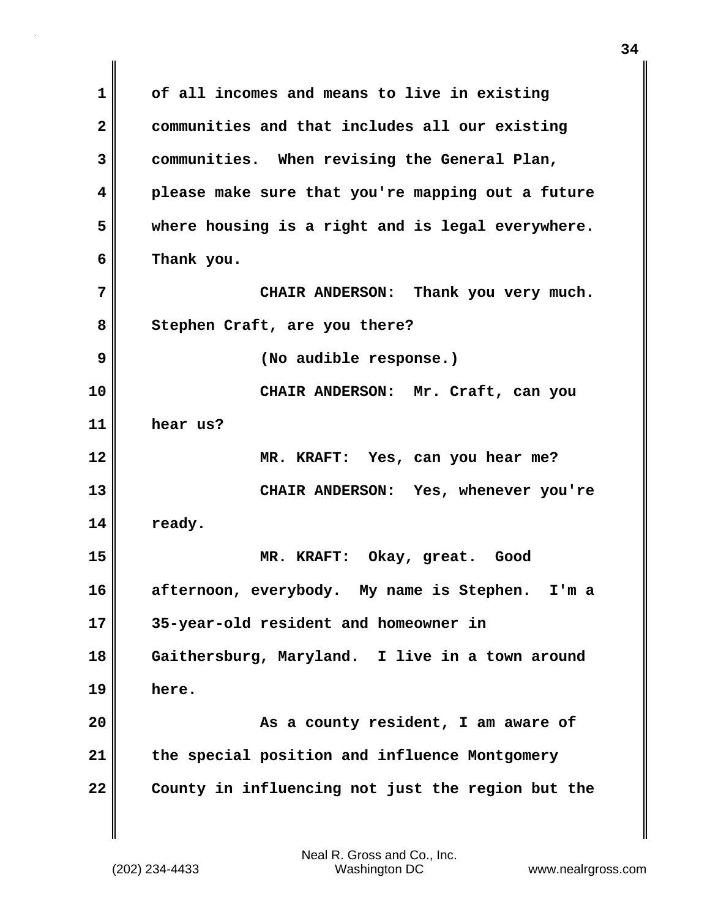of all incomes and means to live in existing communities and that includes all our existing communities. When revising the General Plan, please make sure that you're mapping out a future where housing is a right and is legal everywhere. Thank you.

CHAIR ANDERSON: Thank you very much. Stephen Craft, are you there?

(No audible response.)

CHAIR ANDERSON: Mr. Craft, can you hear us?

MR. KRAFT: Yes, can you hear me?

CHAIR ANDERSON: Yes, whenever you're ready.

MR. KRAFT: Okay, great. Good afternoon, everybody. My name is Stephen. I'm a 35-year-old resident and homeowner in Gaithersburg, Maryland. I live in a town around here.

As a county resident, I am aware of the special position and influence Montgomery County in influencing not just the region but the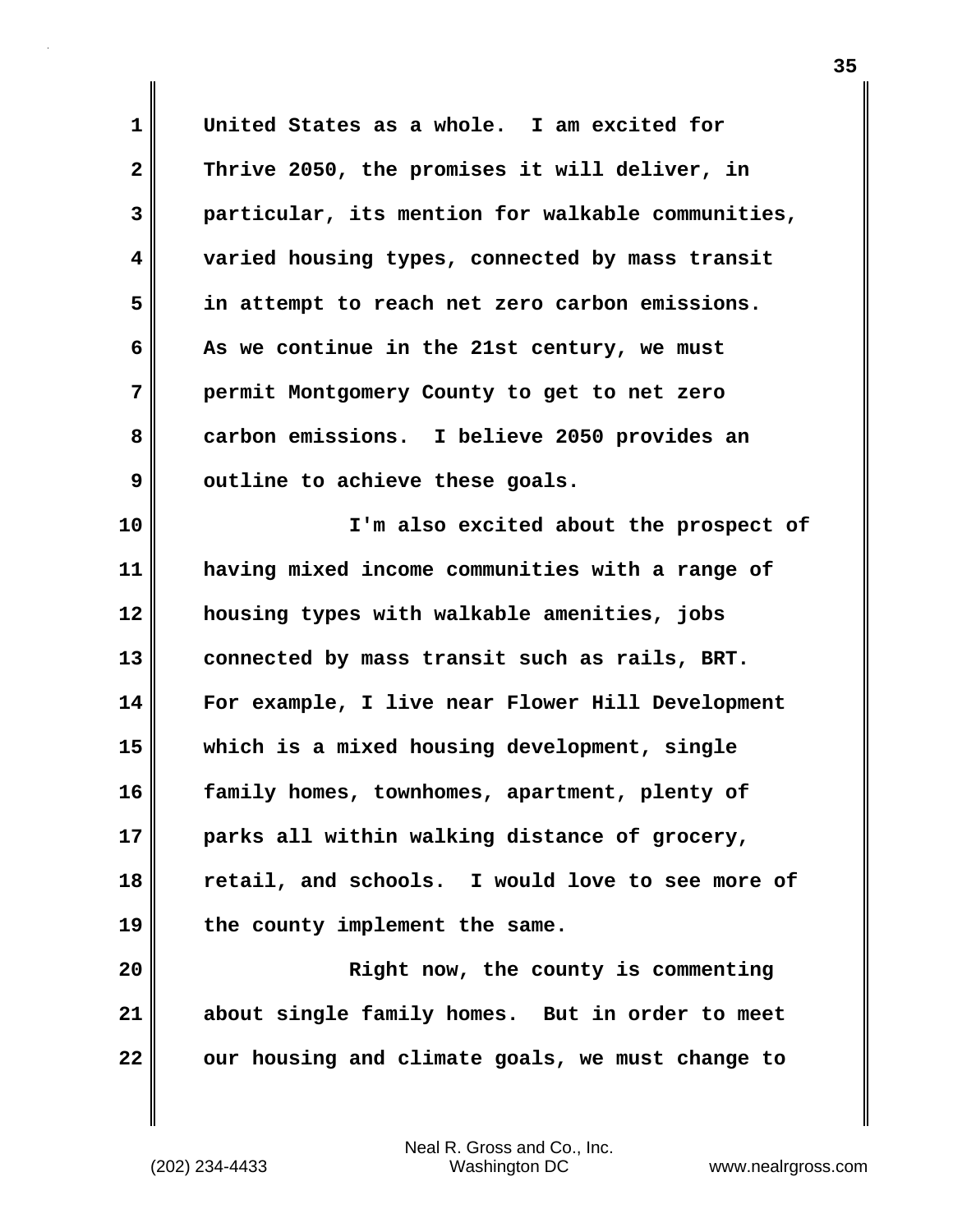United States as a whole. I am excited for Thrive 2050, the promises it will deliver, in particular, its mention for walkable communities, varied housing types, connected by mass transit in attempt to reach net zero carbon emissions. As we continue in the 21st century, we must permit Montgomery County to get to net zero carbon emissions. I believe 2050 provides an outline to achieve these goals.

I'm also excited about the prospect of having mixed income communities with a range of housing types with walkable amenities, jobs connected by mass transit such as rails, BRT. For example, I live near Flower Hill Development which is a mixed housing development, single family homes, townhomes, apartment, plenty of parks all within walking distance of grocery, retail, and schools. I would love to see more of the county implement the same.

Right now, the county is commenting about single family homes. But in order to meet our housing and climate goals, we must change to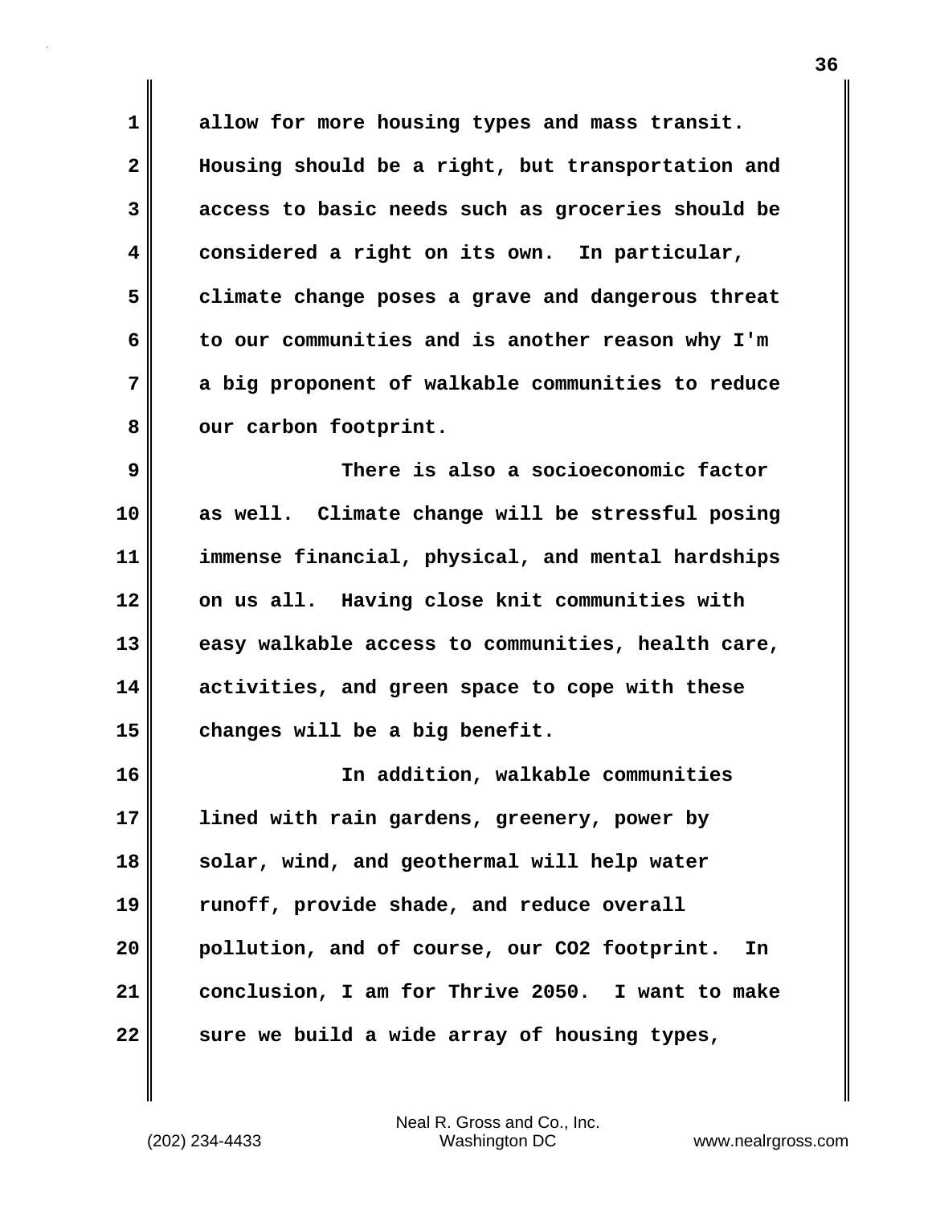allow for more housing types and mass transit. Housing should be a right, but transportation and access to basic needs such as groceries should be considered a right on its own. In particular, climate change poses a grave and dangerous threat to our communities and is another reason why I'm a big proponent of walkable communities to reduce our carbon footprint.

There is also a socioeconomic factor as well. Climate change will be stressful posing immense financial, physical, and mental hardships on us all. Having close knit communities with easy walkable access to communities, health care, activities, and green space to cope with these changes will be a big benefit.

In addition, walkable communities lined with rain gardens, greenery, power by solar, wind, and geothermal will help water runoff, provide shade, and reduce overall pollution, and of course, our $CO_2$ footprint. In conclusion, I am for Thrive 2050. I want to make sure we build a wide array of housing types,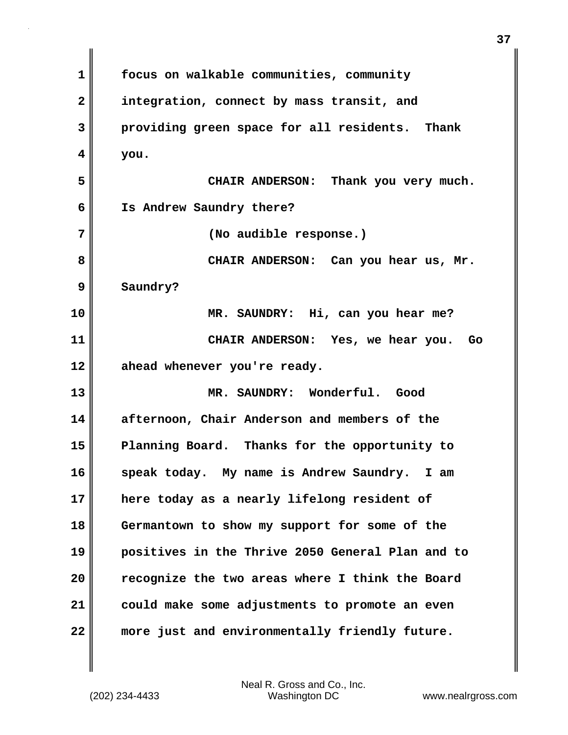focus on walkable communities, community integration, connect by mass transit, and providing green space for all residents. Thank you.

CHAIR ANDERSON: Thank you very much. Is Andrew Saundry there?

(No audible response.)

CHAIR ANDERSON: Can you hear us, Mr. Saundry?

MR. SAUNDRY: Hi, can you hear me?

CHAIR ANDERSON: Yes, we hear you. Go ahead whenever you're ready.

MR. SAUNDRY: Wonderful. Good afternoon, Chair Anderson and members of the Planning Board. Thanks for the opportunity to speak today. My name is Andrew Saundry. I am here today as a nearly lifelong resident of Germantown to show my support for some of the positives in the Thrive 2050 General Plan and to recognize the two areas where I think the Board could make some adjustments to promote an even more just and environmentally friendly future.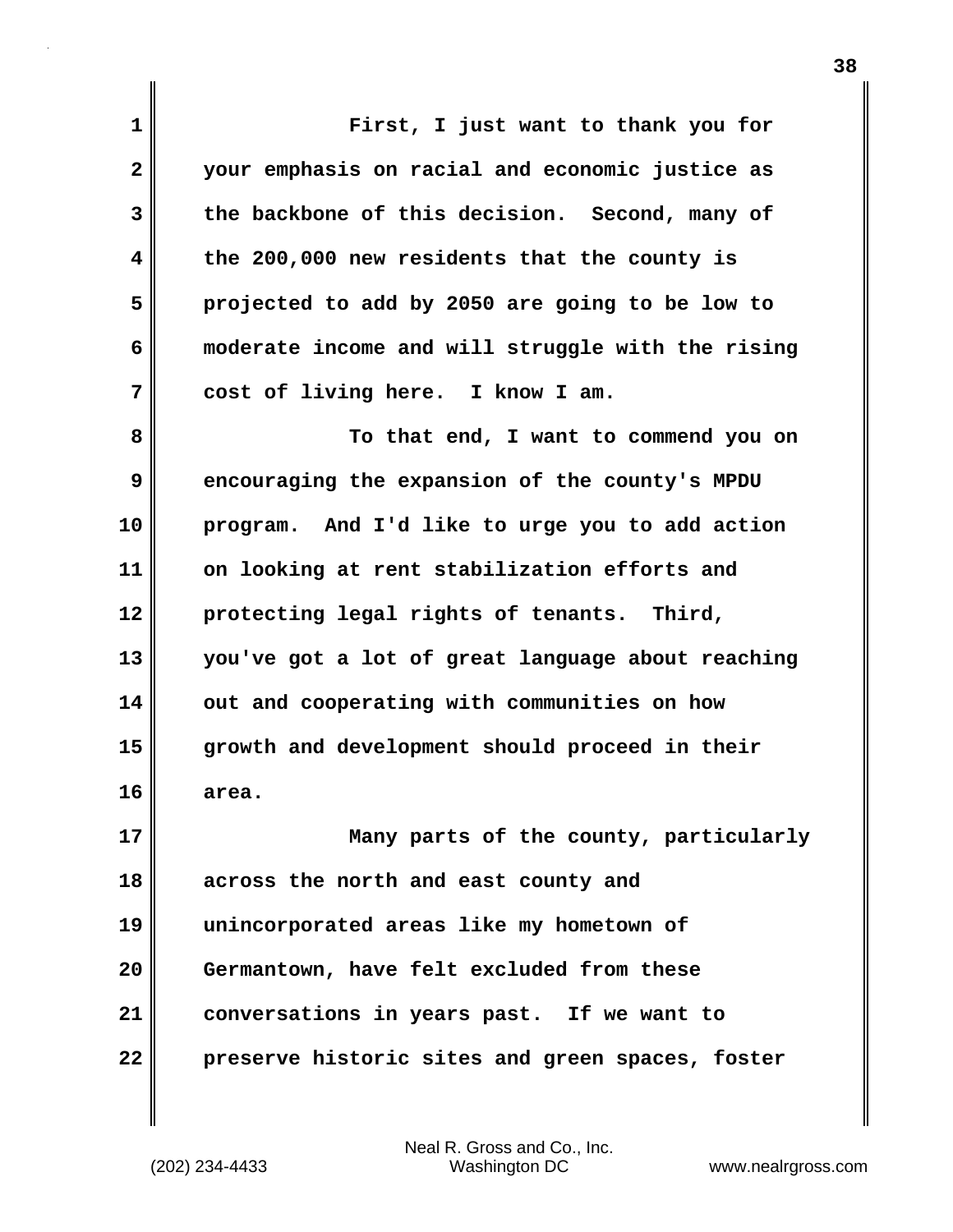First, I just want to thank you for your emphasis on racial and economic justice as the backbone of this decision. Second, many of the 200,000 new residents that the county is projected to add by 2050 are going to be low to moderate income and will struggle with the rising cost of living here. I know I am.

To that end, I want to commend you on encouraging the expansion of the county's MPDU program. And I'd like to urge you to add action on looking at rent stabilization efforts and protecting legal rights of tenants. Third, you've got a lot of great language about reaching out and cooperating with communities on how growth and development should proceed in their area.

Many parts of the county, particularly across the north and east county and unincorporated areas like my hometown of Germantown, have felt excluded from these conversations in years past. If we want to preserve historic sites and green spaces, foster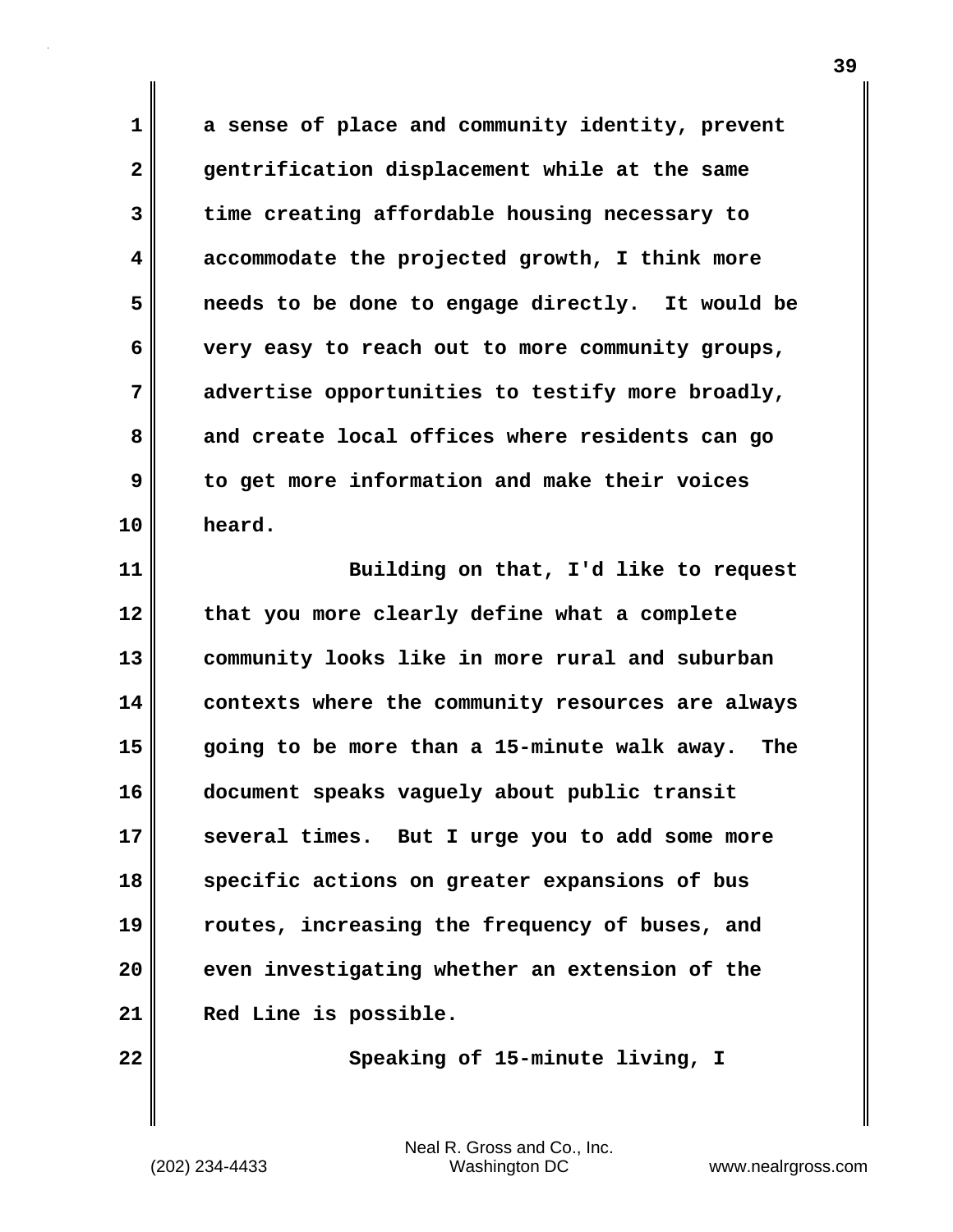a sense of place and community identity, prevent gentrification displacement while at the same time creating affordable housing necessary to accommodate the projected growth, I think more needs to be done to engage directly. It would be very easy to reach out to more community groups, advertise opportunities to testify more broadly, and create local offices where residents can go to get more information and make their voices heard.

Building on that, I'd like to request that you more clearly define what a complete community looks like in more rural and suburban contexts where the community resources are always going to be more than a 15-minute walk away. The document speaks vaguely about public transit several times. But I urge you to add some more specific actions on greater expansions of bus routes, increasing the frequency of buses, and even investigating whether an extension of the Red Line is possible.

Speaking of 15-minute living, I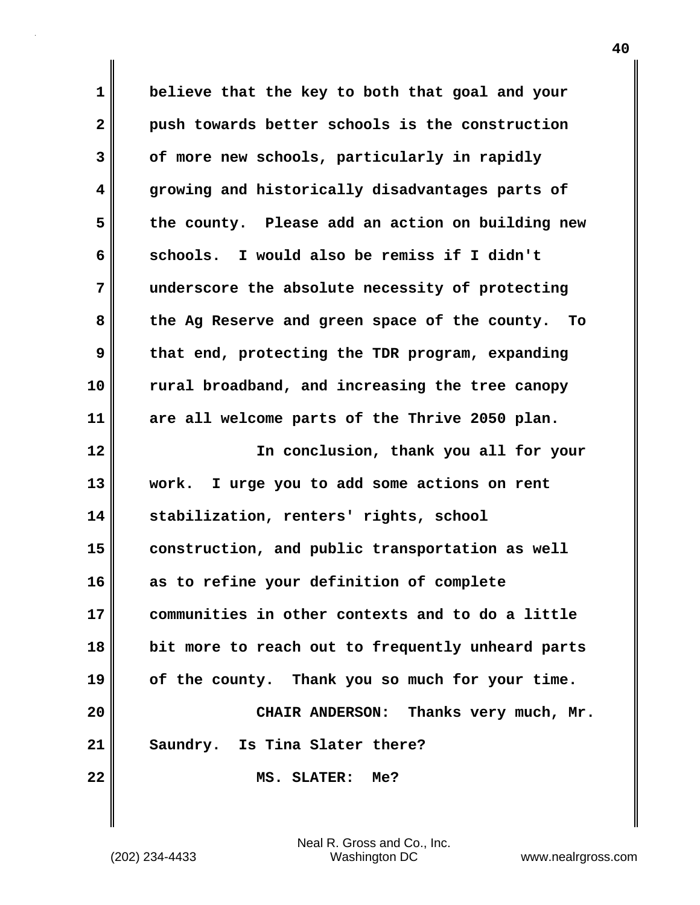believe that the key to both that goal and your push towards better schools is the construction of more new schools, particularly in rapidly growing and historically disadvantages parts of the county. Please add an action on building new schools. I would also be remiss if I didn't underscore the absolute necessity of protecting the Ag Reserve and green space of the county. To that end, protecting the TDR program, expanding rural broadband, and increasing the tree canopy are all welcome parts of the Thrive 2050 plan.

In conclusion, thank you all for your work. I urge you to add some actions on rent stabilization, renters' rights, school construction, and public transportation as well as to refine your definition of complete communities in other contexts and to do a little bit more to reach out to frequently unheard parts of the county. Thank you so much for your time.

CHAIR ANDERSON: Thanks very much, Mr. Saundry. Is Tina Slater there?

MS. SLATER: Me?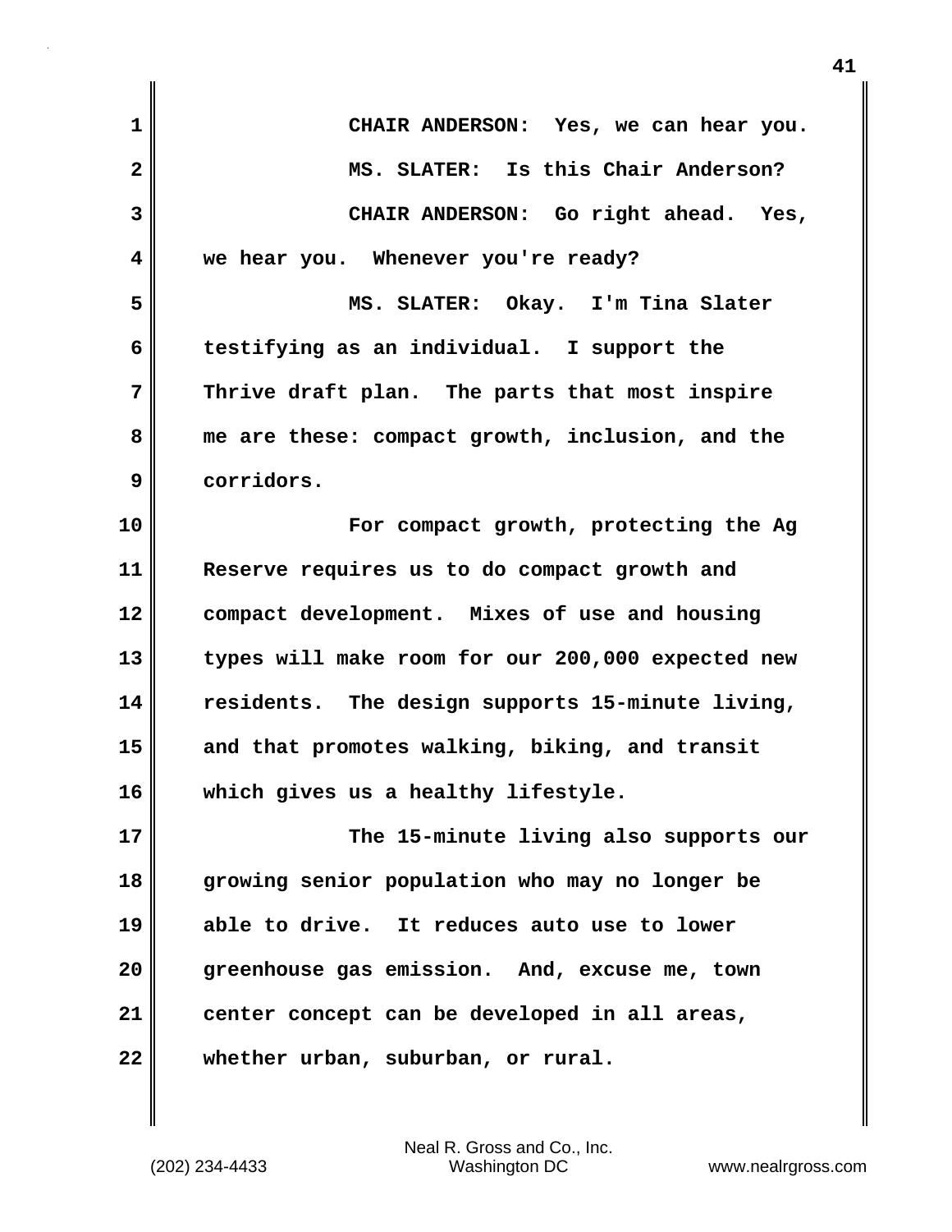CHAIR ANDERSON: Yes, we can hear you.

MS. SLATER: Is this Chair Anderson?

CHAIR ANDERSON: Go right ahead. Yes, we hear you. Whenever you're ready?

MS. SLATER: Okay. I'm Tina Slater testifying as an individual. I support the Thrive draft plan. The parts that most inspire me are these: compact growth, inclusion, and the corridors.

For compact growth, protecting the Ag Reserve requires us to do compact growth and compact development. Mixes of use and housing types will make room for our 200,000 expected new residents. The design supports 15-minute living, and that promotes walking, biking, and transit which gives us a healthy lifestyle.

The 15-minute living also supports our growing senior population who may no longer be able to drive. It reduces auto use to lower greenhouse gas emission. And, excuse me, town center concept can be developed in all areas, whether urban, suburban, or rural.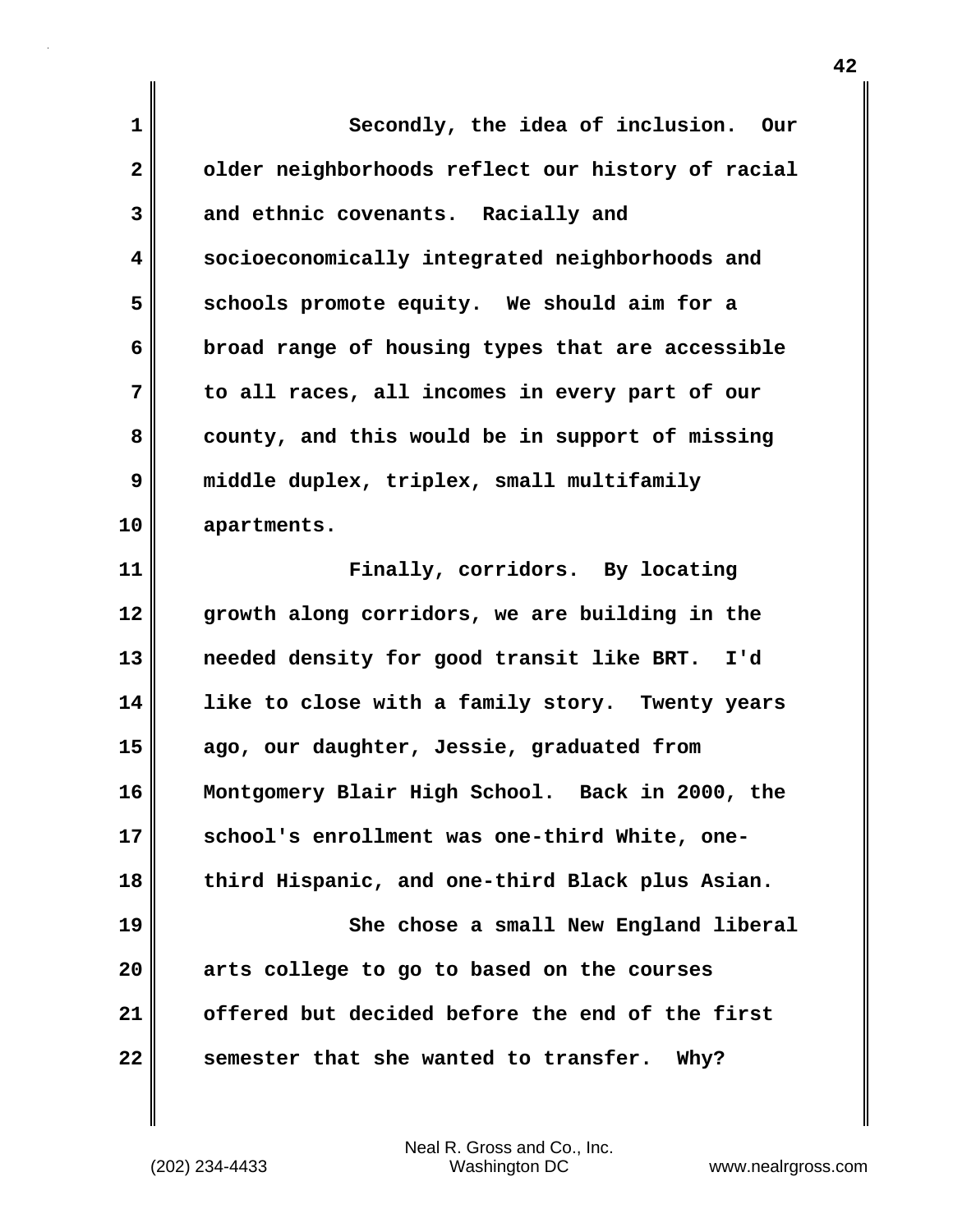Secondly, the idea of inclusion. Our older neighborhoods reflect our history of racial and ethnic covenants. Racially and socioeconomically integrated neighborhoods and schools promote equity. We should aim for a broad range of housing types that are accessible to all races, all incomes in every part of our county, and this would be in support of missing middle duplex, triplex, small multifamily apartments.

Finally, corridors. By locating growth along corridors, we are building in the needed density for good transit like BRT. I'd like to close with a family story. Twenty years ago, our daughter, Jessie, graduated from Montgomery Blair High School. Back in 2000, the school's enrollment was one-third White, one-third Hispanic, and one-third Black plus Asian.

She chose a small New England liberal arts college to go to based on the courses offered but decided before the end of the first semester that she wanted to transfer. Why?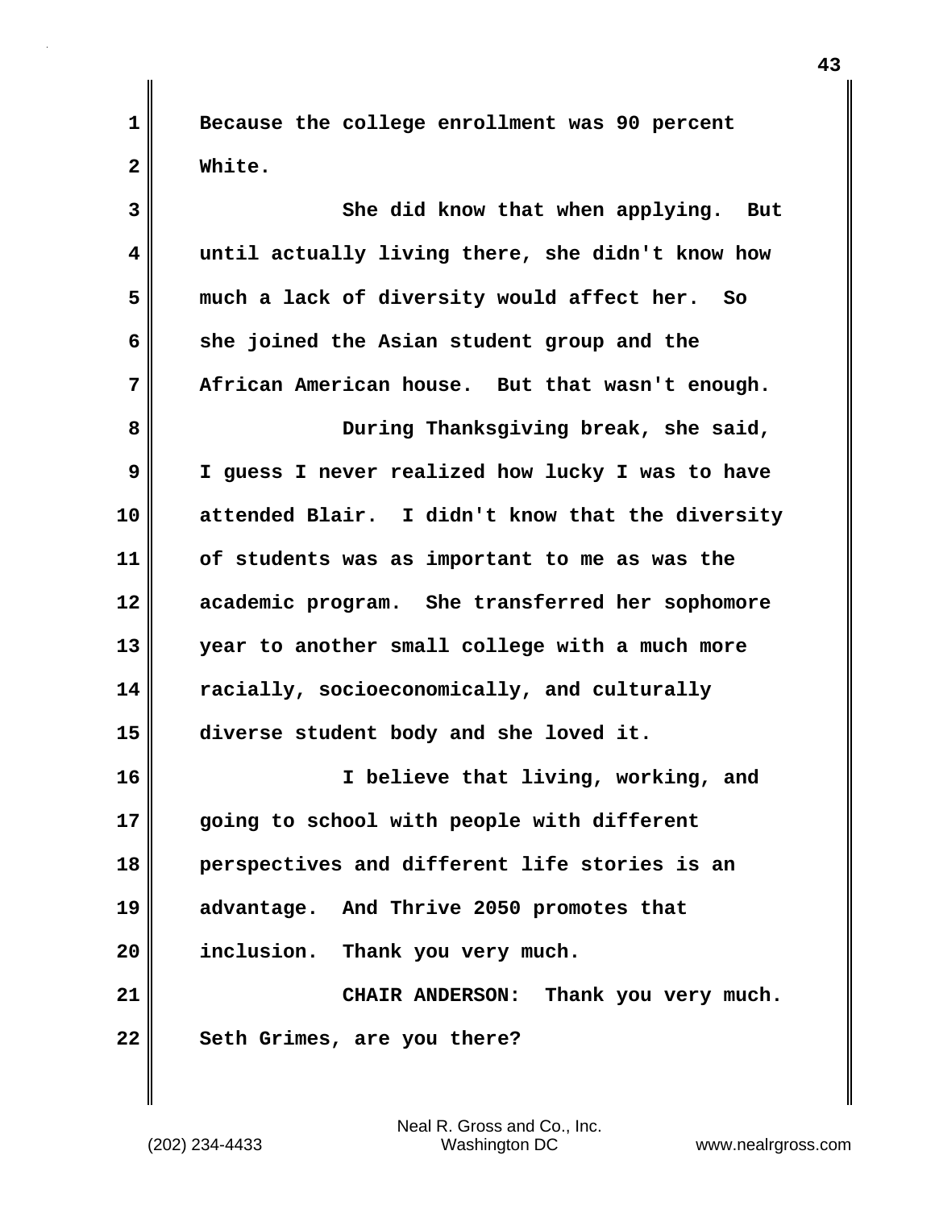Because the college enrollment was 90 percent White.

She did know that when applying. But until actually living there, she didn't know how much a lack of diversity would affect her. So she joined the Asian student group and the African American house. But that wasn't enough.

During Thanksgiving break, she said, I guess I never realized how lucky I was to have attended Blair. I didn't know that the diversity of students was as important to me as was the academic program. She transferred her sophomore year to another small college with a much more racially, socioeconomically, and culturally diverse student body and she loved it.

I believe that living, working, and going to school with people with different perspectives and different life stories is an advantage. And Thrive 2050 promotes that inclusion. Thank you very much.

CHAIR ANDERSON: Thank you very much. Seth Grimes, are you there?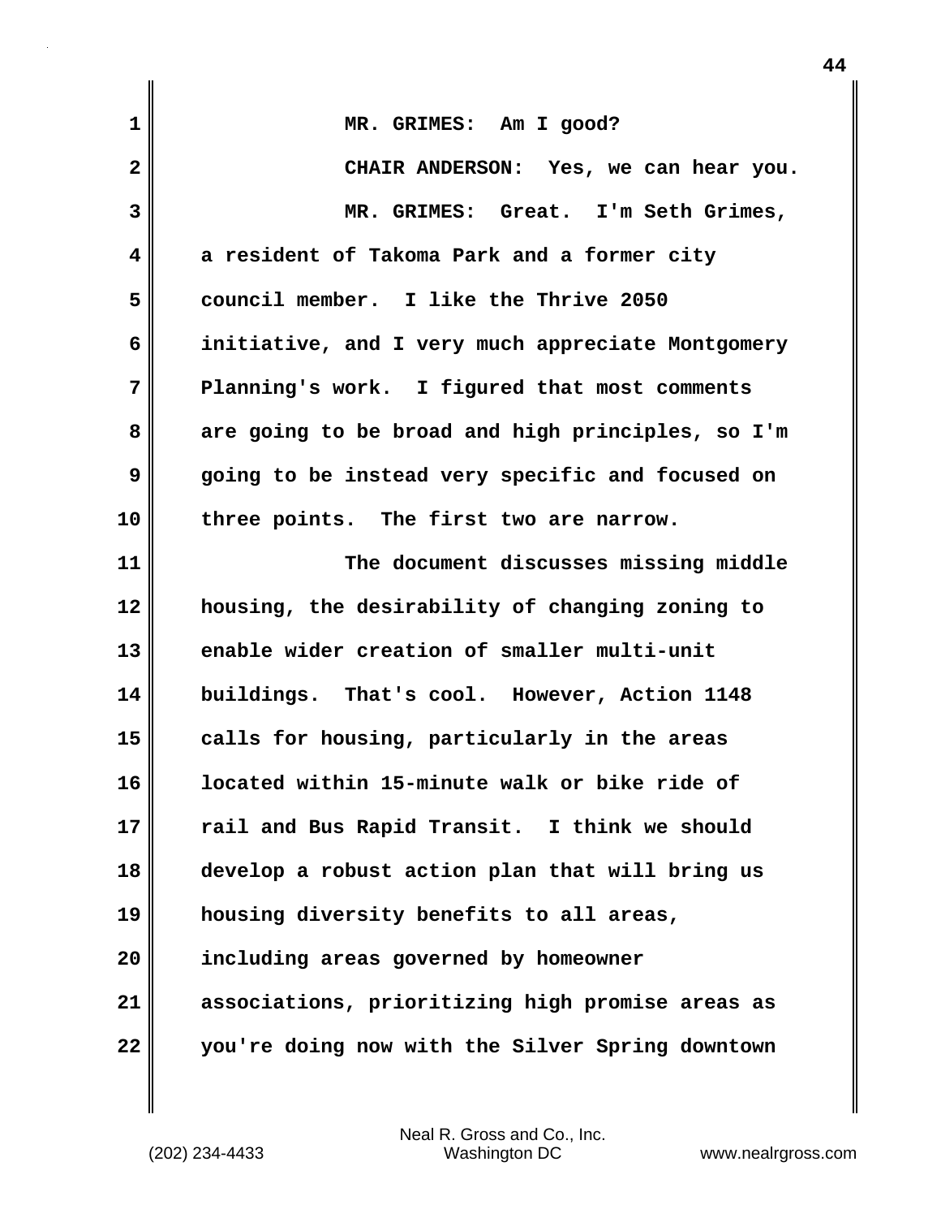MR. GRIMES: Am I good?

CHAIR ANDERSON: Yes, we can hear you.

MR. GRIMES: Great. I'm Seth Grimes, a resident of Takoma Park and a former city council member. I like the Thrive 2050 initiative, and I very much appreciate Montgomery Planning's work. I figured that most comments are going to be broad and high principles, so I'm going to be instead very specific and focused on three points. The first two are narrow.

The document discusses missing middle housing, the desirability of changing zoning to enable wider creation of smaller multi-unit buildings. That's cool. However, Action 1148 calls for housing, particularly in the areas located within 15-minute walk or bike ride of rail and Bus Rapid Transit. I think we should develop a robust action plan that will bring us housing diversity benefits to all areas, including areas governed by homeowner associations, prioritizing high promise areas as you're doing now with the Silver Spring downtown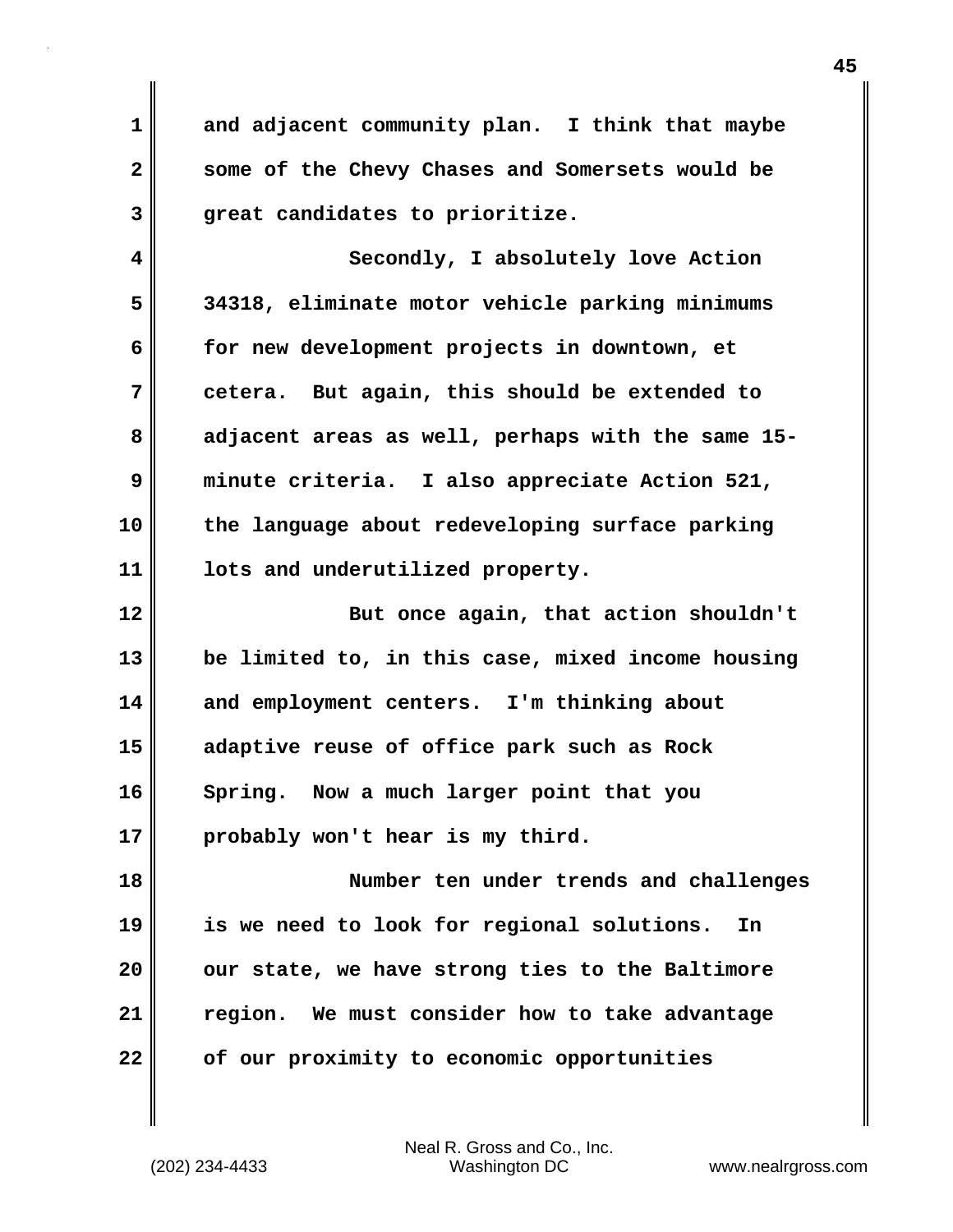and adjacent community plan. I think that maybe some of the Chevy Chases and Somersets would be great candidates to prioritize.

Secondly, I absolutely love Action 34318, eliminate motor vehicle parking minimums for new development projects in downtown, et cetera. But again, this should be extended to adjacent areas as well, perhaps with the same 15-minute criteria. I also appreciate Action 521, the language about redeveloping surface parking lots and underutilized property.

But once again, that action shouldn't be limited to, in this case, mixed income housing and employment centers. I'm thinking about adaptive reuse of office park such as Rock Spring. Now a much larger point that you probably won't hear is my third.

Number ten under trends and challenges is we need to look for regional solutions. In our state, we have strong ties to the Baltimore region. We must consider how to take advantage of our proximity to economic opportunities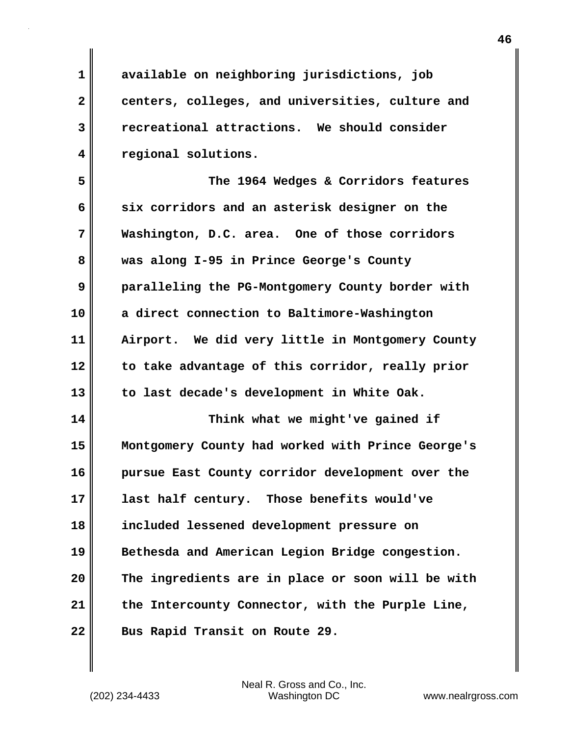available on neighboring jurisdictions, job centers, colleges, and universities, culture and recreational attractions. We should consider regional solutions.

The 1964 Wedges & Corridors features six corridors and an asterisk designer on the Washington, D.C. area. One of those corridors was along I-95 in Prince George's County paralleling the PG-Montgomery County border with a direct connection to Baltimore-Washington Airport. We did very little in Montgomery County to take advantage of this corridor, really prior to last decade's development in White Oak.

Think what we might've gained if Montgomery County had worked with Prince George's pursue East County corridor development over the last half century. Those benefits would've included lessened development pressure on Bethesda and American Legion Bridge congestion. The ingredients are in place or soon will be with the Intercounty Connector, with the Purple Line, Bus Rapid Transit on Route 29.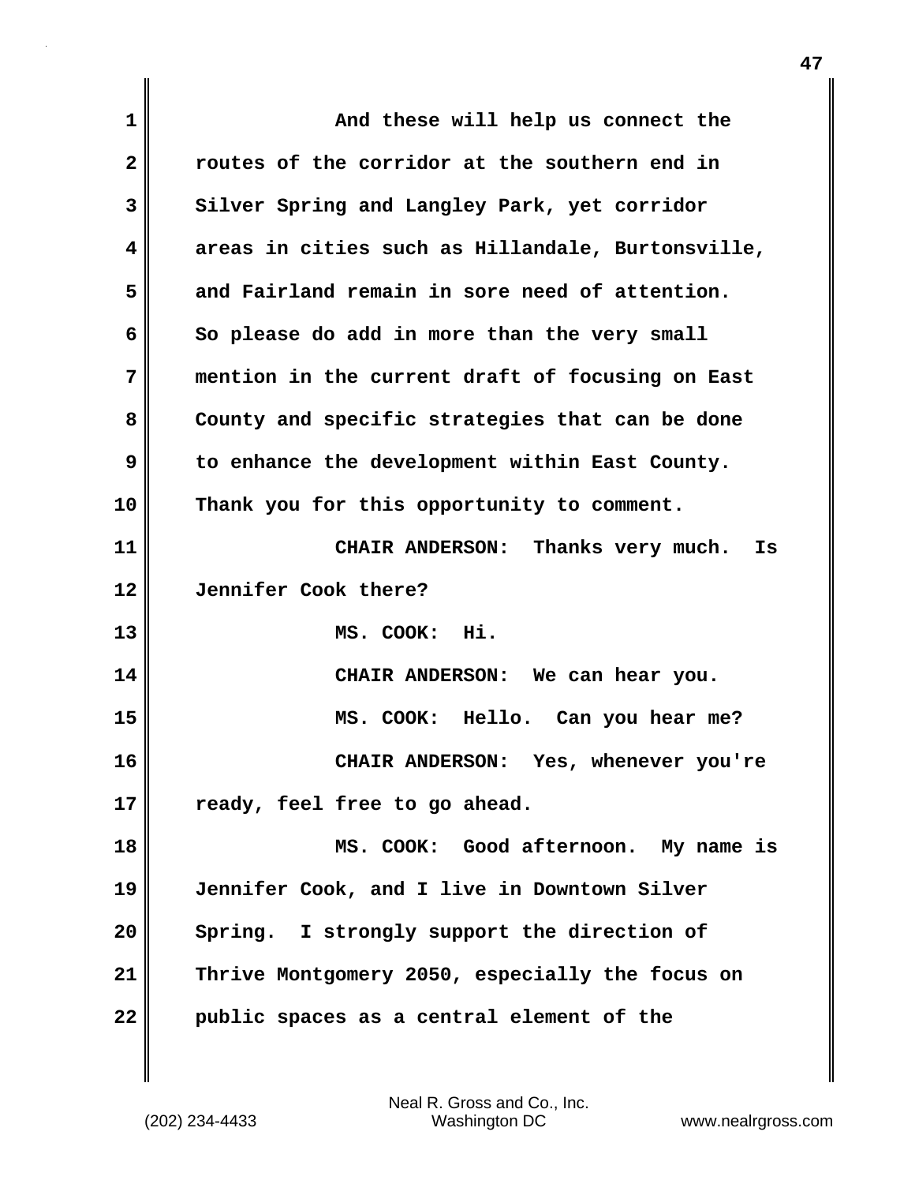And these will help us connect the routes of the corridor at the southern end in Silver Spring and Langley Park, yet corridor areas in cities such as Hillandale, Burtonsville, and Fairland remain in sore need of attention. So please do add in more than the very small mention in the current draft of focusing on East County and specific strategies that can be done to enhance the development within East County. Thank you for this opportunity to comment.

CHAIR ANDERSON: Thanks very much. Is Jennifer Cook there?

MS. COOK: Hi.

CHAIR ANDERSON: We can hear you.

MS. COOK: Hello. Can you hear me?

CHAIR ANDERSON: Yes, whenever you're ready, feel free to go ahead.

MS. COOK: Good afternoon. My name is Jennifer Cook, and I live in Downtown Silver Spring. I strongly support the direction of Thrive Montgomery 2050, especially the focus on public spaces as a central element of the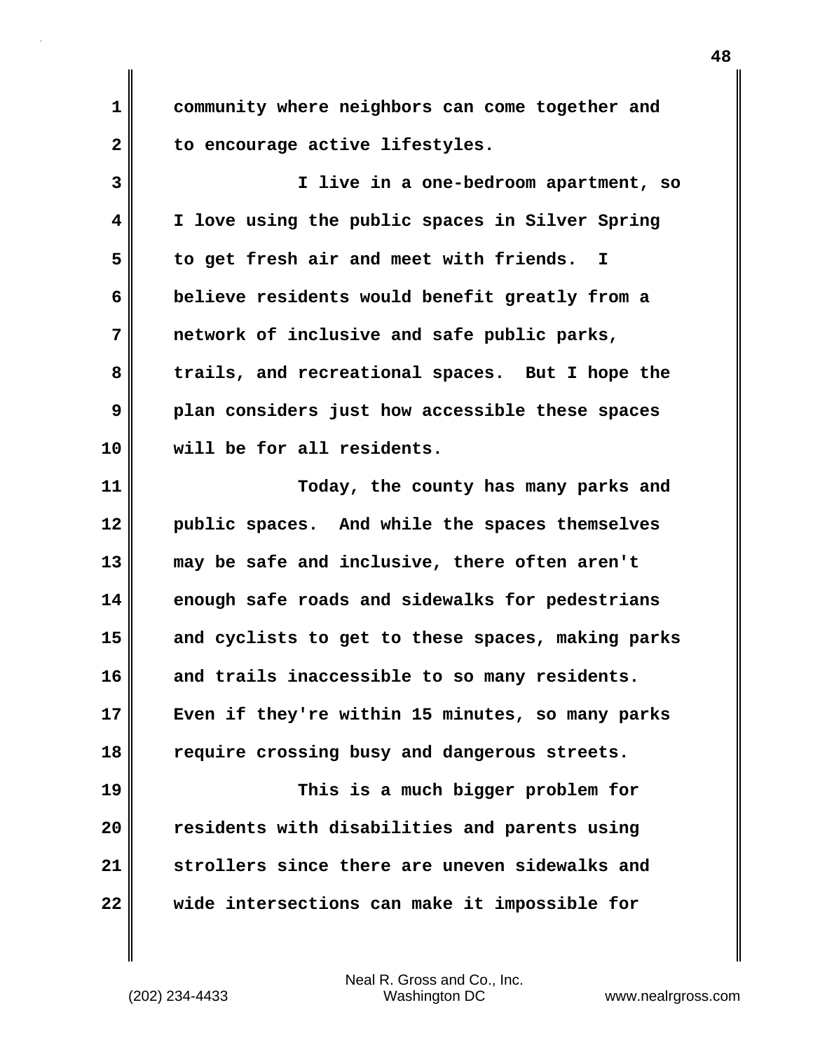community where neighbors can come together and to encourage active lifestyles.

I live in a one-bedroom apartment, so I love using the public spaces in Silver Spring to get fresh air and meet with friends. I believe residents would benefit greatly from a network of inclusive and safe public parks, trails, and recreational spaces. But I hope the plan considers just how accessible these spaces will be for all residents.

Today, the county has many parks and public spaces. And while the spaces themselves may be safe and inclusive, there often aren't enough safe roads and sidewalks for pedestrians and cyclists to get to these spaces, making parks and trails inaccessible to so many residents. Even if they're within 15 minutes, so many parks require crossing busy and dangerous streets.

This is a much bigger problem for residents with disabilities and parents using strollers since there are uneven sidewalks and wide intersections can make it impossible for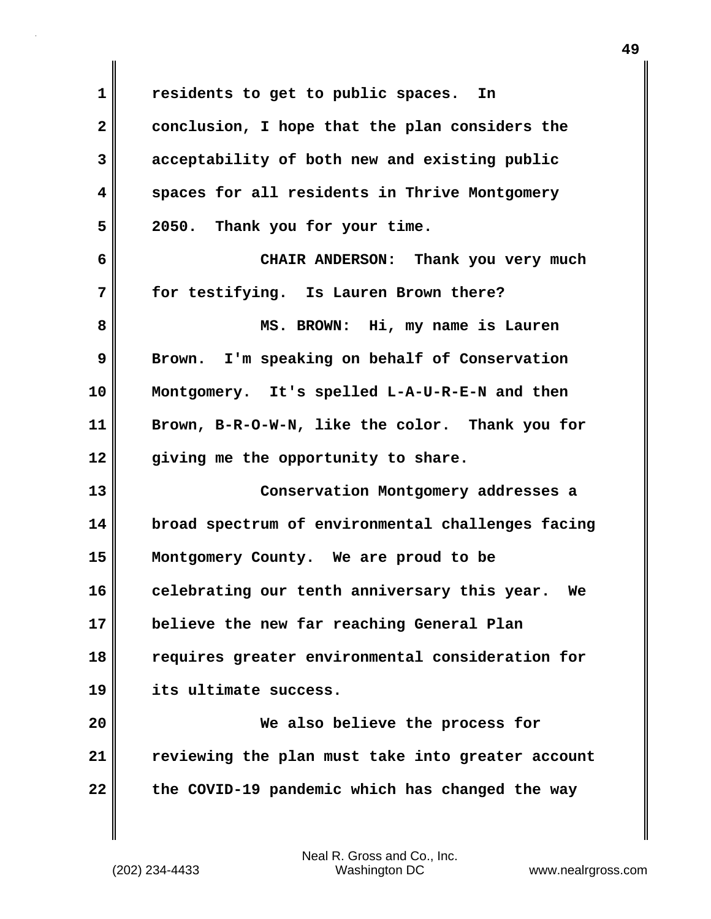residents to get to public spaces. In conclusion, I hope that the plan considers the acceptability of both new and existing public spaces for all residents in Thrive Montgomery 2050. Thank you for your time.

CHAIR ANDERSON: Thank you very much for testifying. Is Lauren Brown there?

MS. BROWN: Hi, my name is Lauren Brown. I'm speaking on behalf of Conservation Montgomery. It's spelled L-A-U-R-E-N and then Brown, B-R-O-W-N, like the color. Thank you for giving me the opportunity to share.

Conservation Montgomery addresses a broad spectrum of environmental challenges facing Montgomery County. We are proud to be celebrating our tenth anniversary this year. We believe the new far reaching General Plan requires greater environmental consideration for its ultimate success.

We also believe the process for reviewing the plan must take into greater account the COVID-19 pandemic which has changed the way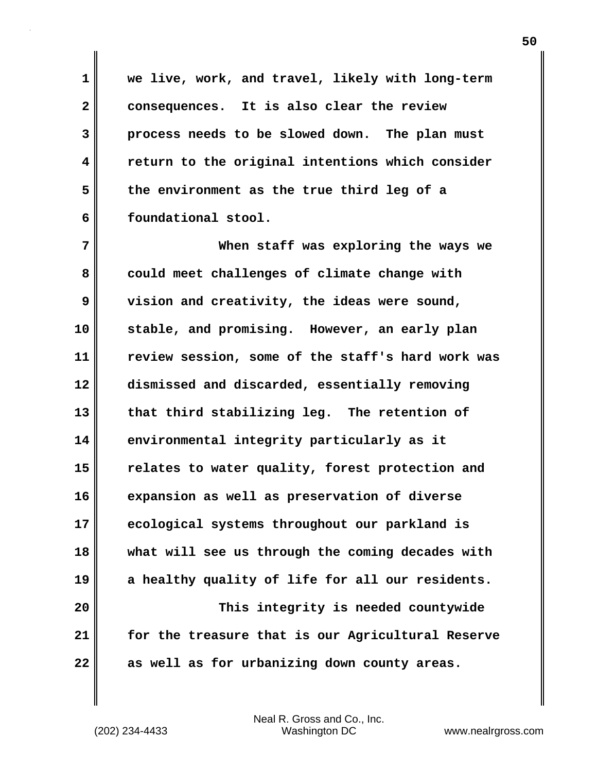we live, work, and travel, likely with long-term consequences. It is also clear the review process needs to be slowed down. The plan must return to the original intentions which consider the environment as the true third leg of a foundational stool.

When staff was exploring the ways we could meet challenges of climate change with vision and creativity, the ideas were sound, stable, and promising. However, an early plan review session, some of the staff's hard work was dismissed and discarded, essentially removing that third stabilizing leg. The retention of environmental integrity particularly as it relates to water quality, forest protection and expansion as well as preservation of diverse ecological systems throughout our parkland is what will see us through the coming decades with a healthy quality of life for all our residents.

This integrity is needed countywide for the treasure that is our Agricultural Reserve as well as for urbanizing down county areas.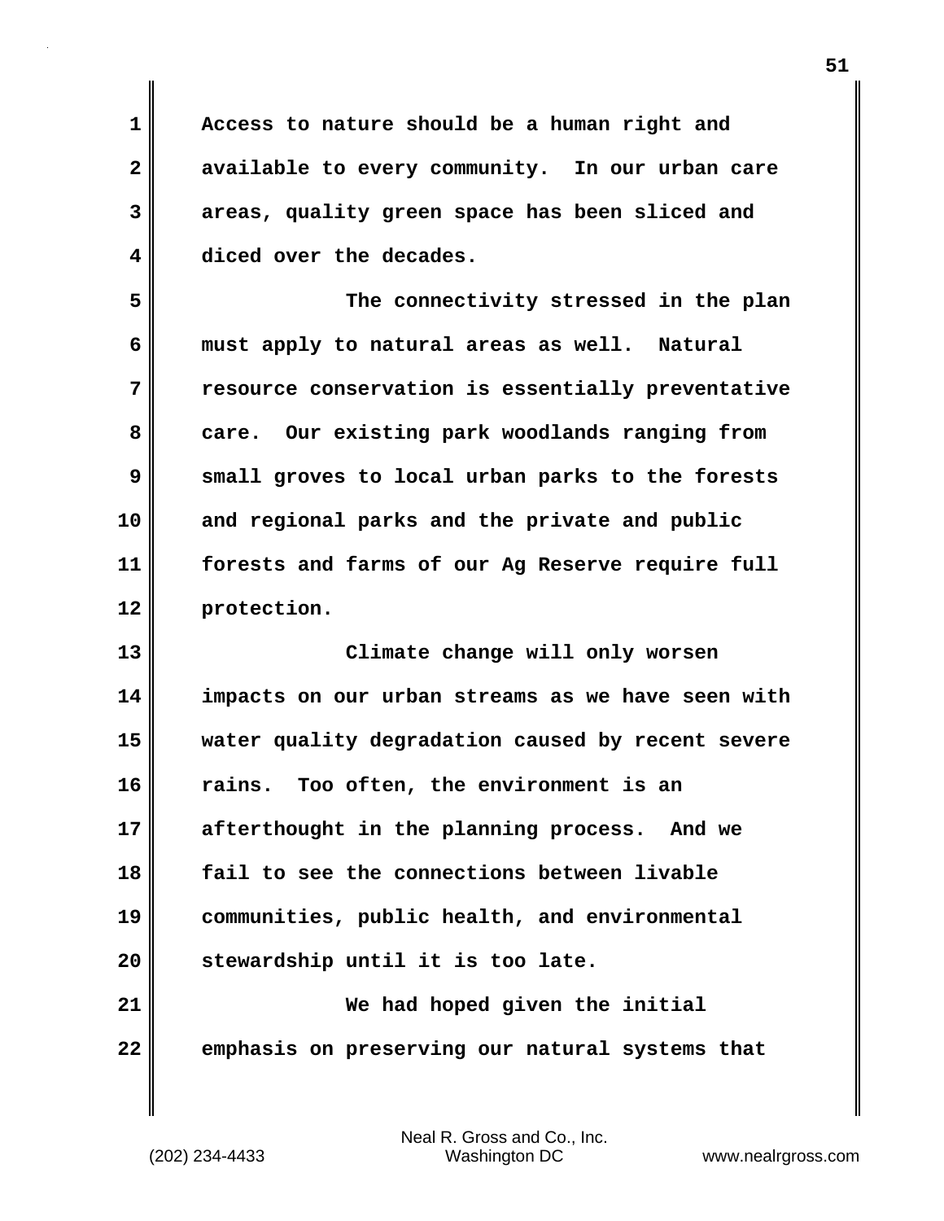Access to nature should be a human right and available to every community. In our urban care areas, quality green space has been sliced and diced over the decades.

The connectivity stressed in the plan must apply to natural areas as well. Natural resource conservation is essentially preventative care. Our existing park woodlands ranging from small groves to local urban parks to the forests and regional parks and the private and public forests and farms of our Ag Reserve require full protection.

Climate change will only worsen impacts on our urban streams as we have seen with water quality degradation caused by recent severe rains. Too often, the environment is an afterthought in the planning process. And we fail to see the connections between livable communities, public health, and environmental stewardship until it is too late.

We had hoped given the initial emphasis on preserving our natural systems that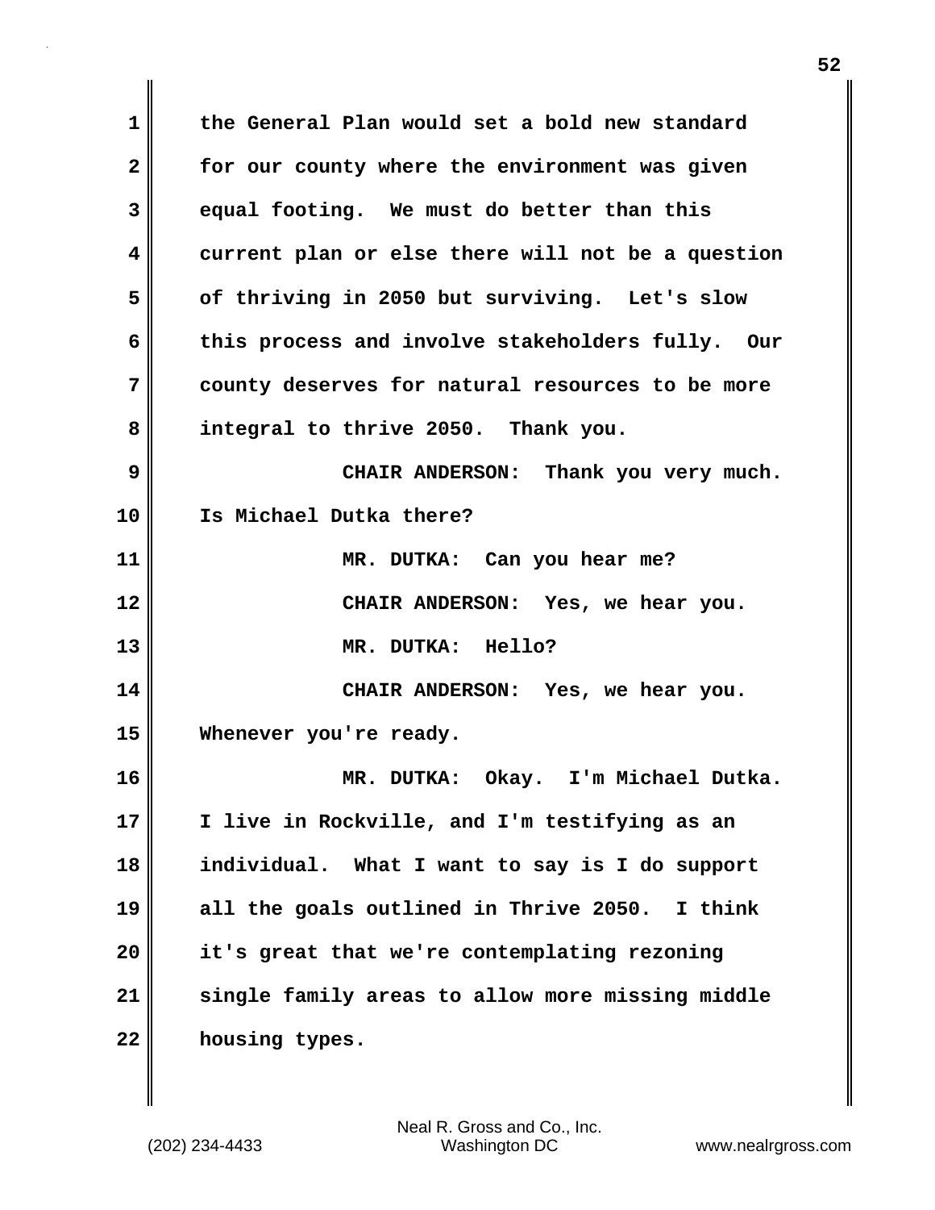the General Plan would set a bold new standard for our county where the environment was given equal footing. We must do better than this current plan or else there will not be a question of thriving in 2050 but surviving. Let's slow this process and involve stakeholders fully. Our county deserves for natural resources to be more integral to thrive 2050. Thank you.

CHAIR ANDERSON: Thank you very much. Is Michael Dutka there?

MR. DUTKA: Can you hear me?

CHAIR ANDERSON: Yes, we hear you.

MR. DUTKA: Hello?

CHAIR ANDERSON: Yes, we hear you. Whenever you're ready.

MR. DUTKA: Okay. I'm Michael Dutka. I live in Rockville, and I'm testifying as an individual. What I want to say is I do support all the goals outlined in Thrive 2050. I think it's great that we're contemplating rezoning single family areas to allow more missing middle housing types.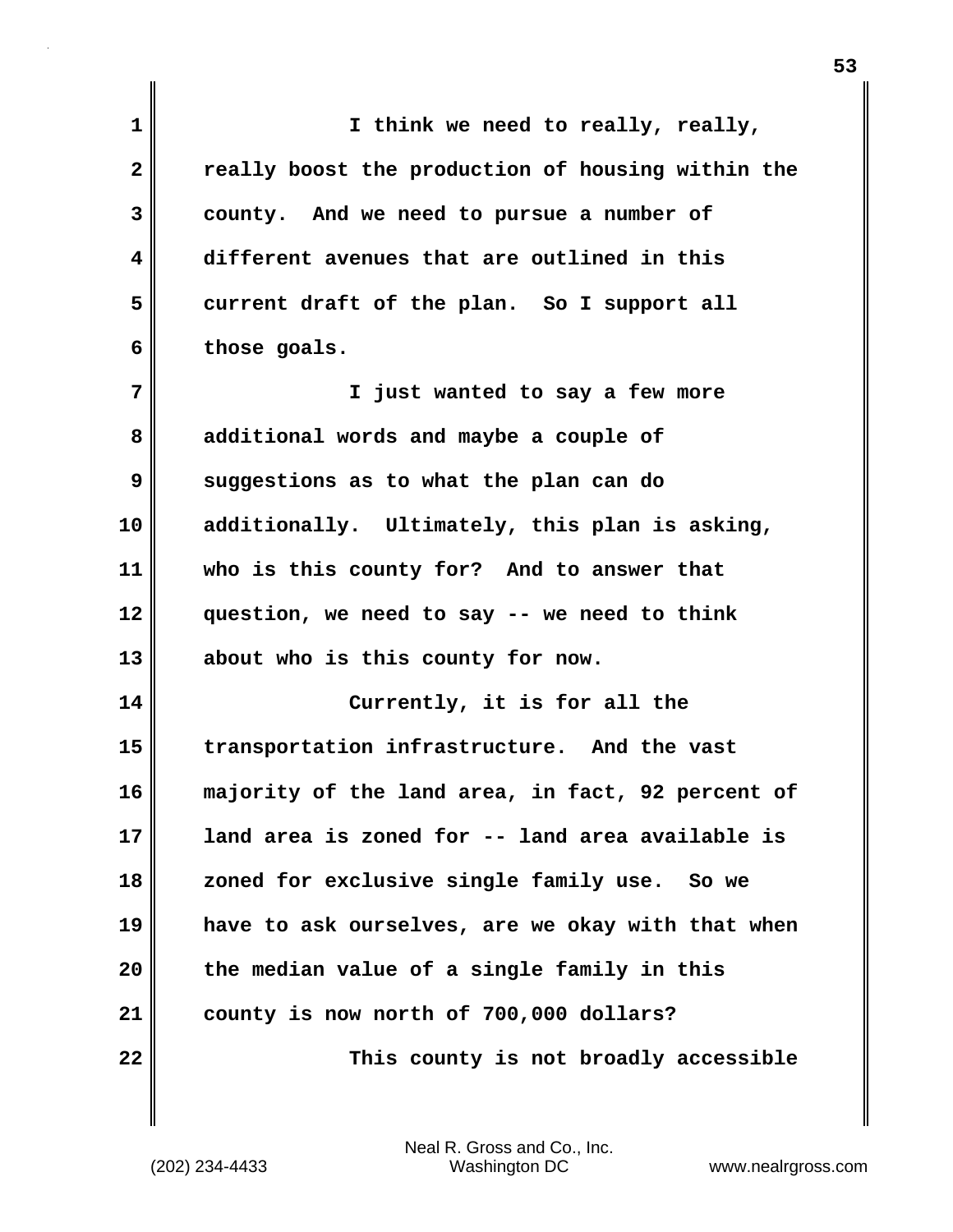I think we need to really, really, really boost the production of housing within the county. And we need to pursue a number of different avenues that are outlined in this current draft of the plan. So I support all those goals.

I just wanted to say a few more additional words and maybe a couple of suggestions as to what the plan can do additionally. Ultimately, this plan is asking, who is this county for? And to answer that question, we need to say -- we need to think about who is this county for now.

Currently, it is for all the transportation infrastructure. And the vast majority of the land area, in fact, 92 percent of land area is zoned for -- land area available is zoned for exclusive single family use. So we have to ask ourselves, are we okay with that when the median value of a single family in this county is now north of 700,000 dollars?

This county is not broadly accessible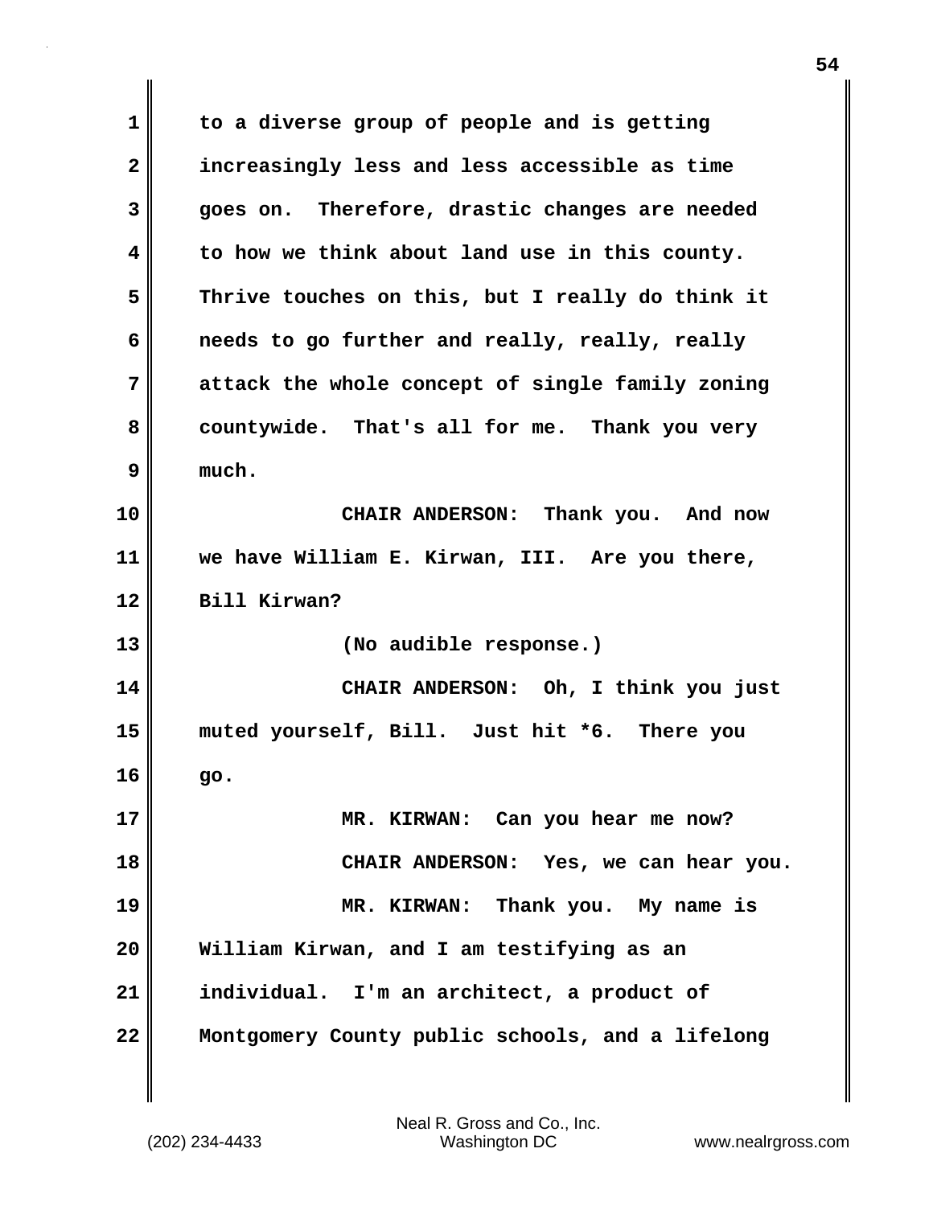to a diverse group of people and is getting increasingly less and less accessible as time goes on. Therefore, drastic changes are needed to how we think about land use in this county. Thrive touches on this, but I really do think it needs to go further and really, really, really attack the whole concept of single family zoning countywide. That's all for me. Thank you very much.

CHAIR ANDERSON: Thank you. And now we have William E. Kirwan, III. Are you there, Bill Kirwan?

(No audible response.)

CHAIR ANDERSON: Oh, I think you just muted yourself, Bill. Just hit *6. There you go.

MR. KIRWAN: Can you hear me now?

CHAIR ANDERSON: Yes, we can hear you.

MR. KIRWAN: Thank you. My name is William Kirwan, and I am testifying as an individual. I'm an architect, a product of Montgomery County public schools, and a lifelong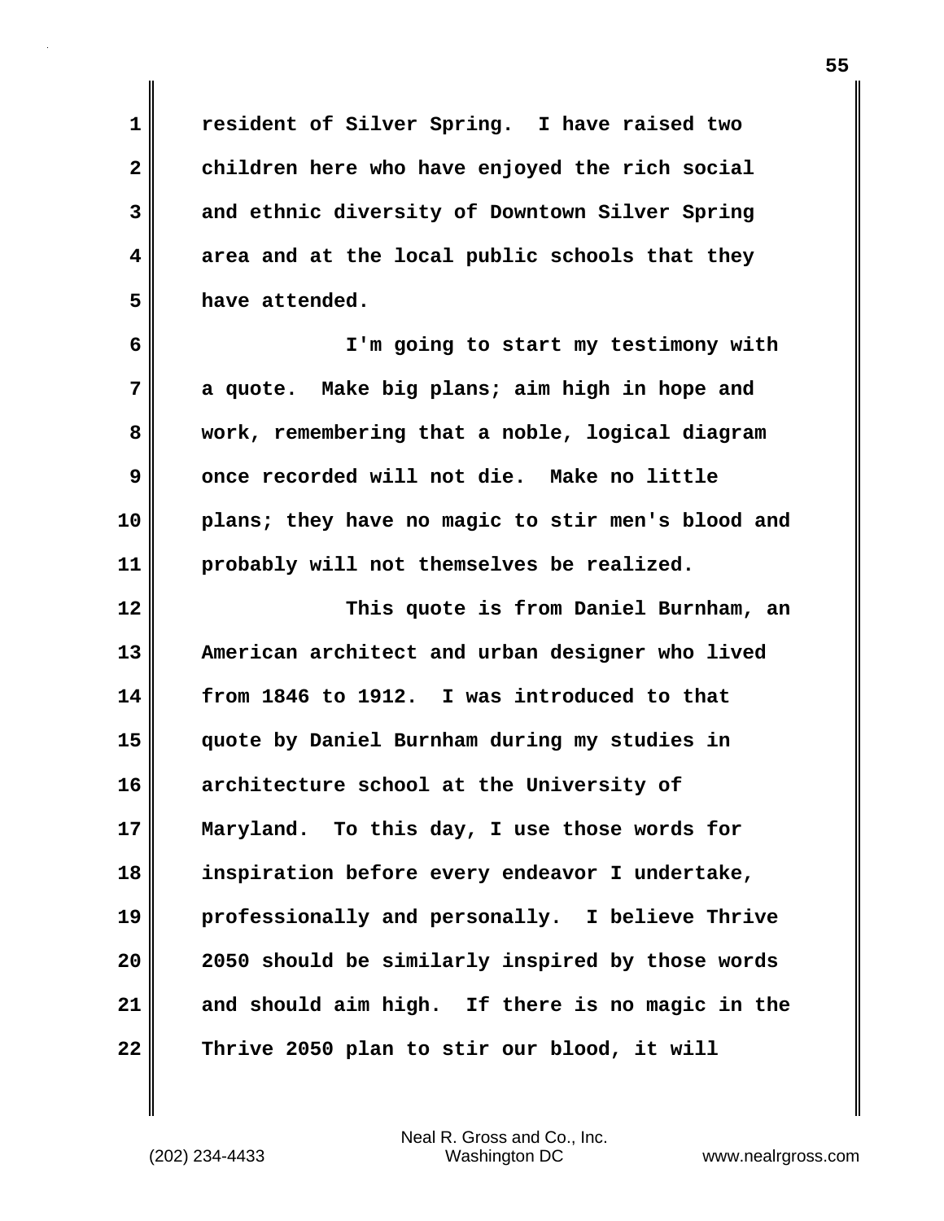resident of Silver Spring. I have raised two children here who have enjoyed the rich social and ethnic diversity of Downtown Silver Spring area and at the local public schools that they have attended.

I'm going to start my testimony with a quote. Make big plans; aim high in hope and work, remembering that a noble, logical diagram once recorded will not die. Make no little plans; they have no magic to stir men's blood and probably will not themselves be realized.

This quote is from Daniel Burnham, an American architect and urban designer who lived from 1846 to 1912. I was introduced to that quote by Daniel Burnham during my studies in architecture school at the University of Maryland. To this day, I use those words for inspiration before every endeavor I undertake, professionally and personally. I believe Thrive 2050 should be similarly inspired by those words and should aim high. If there is no magic in the Thrive 2050 plan to stir our blood, it will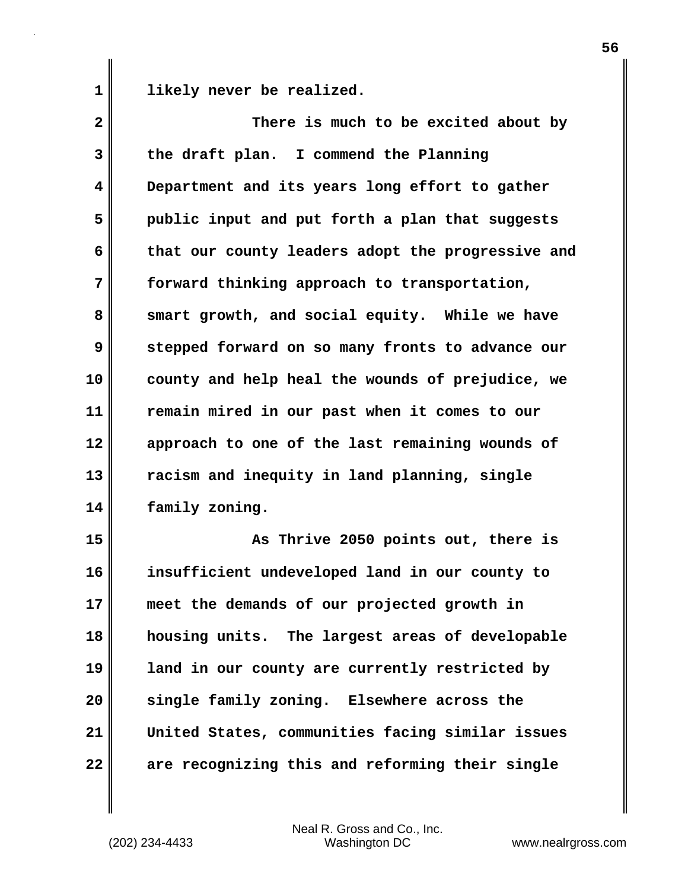likely never be realized.

There is much to be excited about by the draft plan. I commend the Planning Department and its years long effort to gather public input and put forth a plan that suggests that our county leaders adopt the progressive and forward thinking approach to transportation, smart growth, and social equity. While we have stepped forward on so many fronts to advance our county and help heal the wounds of prejudice, we remain mired in our past when it comes to our approach to one of the last remaining wounds of racism and inequity in land planning, single family zoning.

As Thrive 2050 points out, there is insufficient undeveloped land in our county to meet the demands of our projected growth in housing units. The largest areas of developable land in our county are currently restricted by single family zoning. Elsewhere across the United States, communities facing similar issues are recognizing this and reforming their single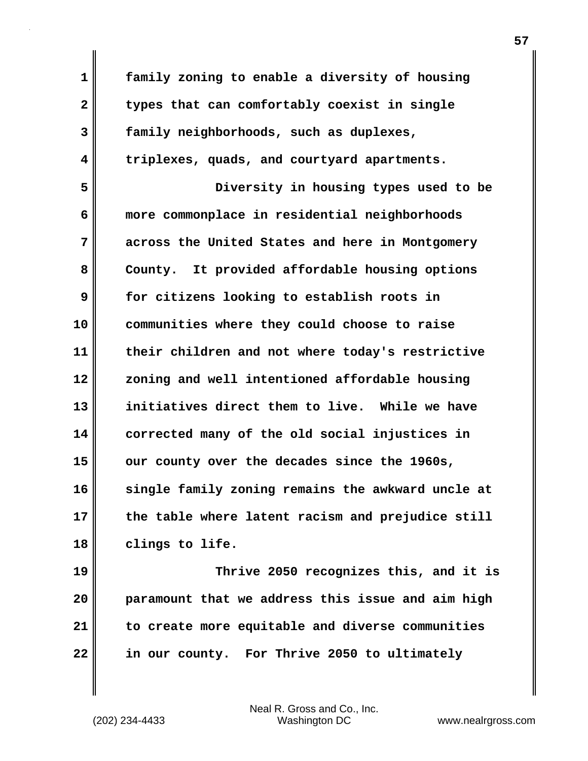family zoning to enable a diversity of housing types that can comfortably coexist in single family neighborhoods, such as duplexes, triplexes, quads, and courtyard apartments.

Diversity in housing types used to be more commonplace in residential neighborhoods across the United States and here in Montgomery County. It provided affordable housing options for citizens looking to establish roots in communities where they could choose to raise their children and not where today's restrictive zoning and well intentioned affordable housing initiatives direct them to live. While we have corrected many of the old social injustices in our county over the decades since the 1960s, single family zoning remains the awkward uncle at the table where latent racism and prejudice still clings to life.

Thrive 2050 recognizes this, and it is paramount that we address this issue and aim high to create more equitable and diverse communities in our county. For Thrive 2050 to ultimately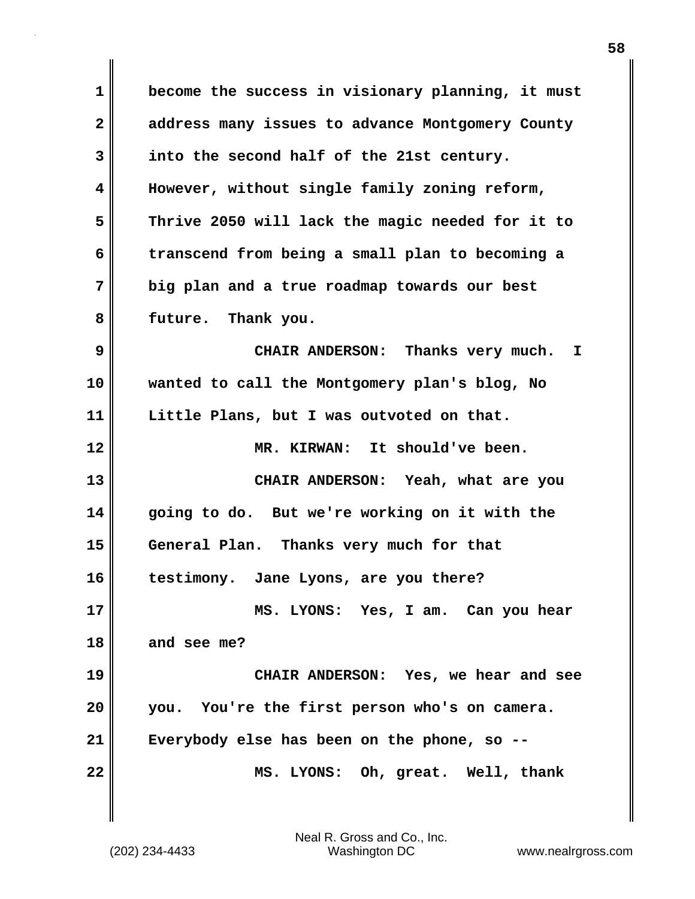become the success in visionary planning, it must address many issues to advance Montgomery County into the second half of the 21st century. However, without single family zoning reform, Thrive 2050 will lack the magic needed for it to transcend from being a small plan to becoming a big plan and a true roadmap towards our best future. Thank you.

CHAIR ANDERSON: Thanks very much. I wanted to call the Montgomery plan's blog, No Little Plans, but I was outvoted on that.

MR. KIRWAN: It should've been.

CHAIR ANDERSON: Yeah, what are you going to do. But we're working on it with the General Plan. Thanks very much for that testimony. Jane Lyons, are you there?

MS. LYONS: Yes, I am. Can you hear and see me?

CHAIR ANDERSON: Yes, we hear and see you. You're the first person who's on camera. Everybody else has been on the phone, so --

MS. LYONS: Oh, great. Well, thank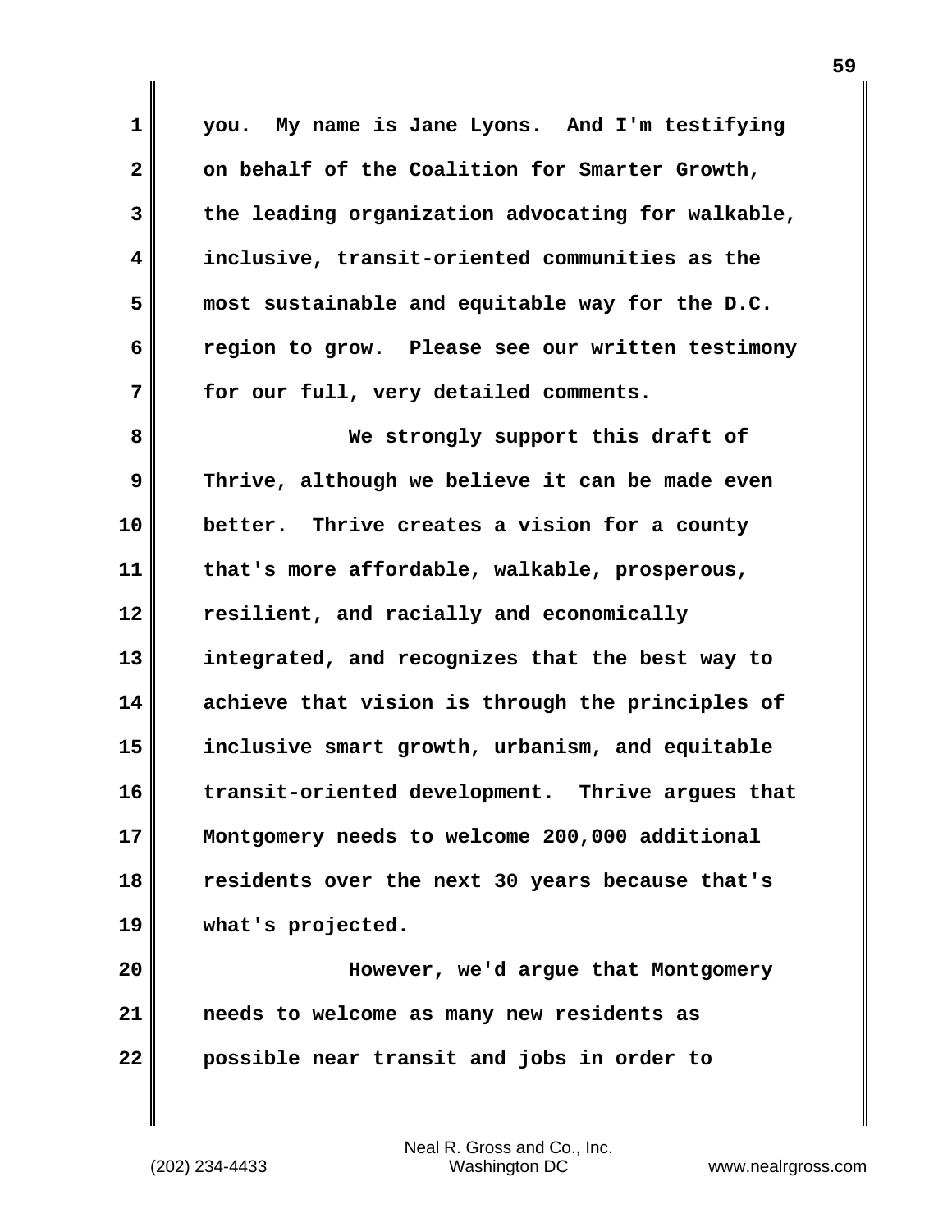you. My name is Jane Lyons. And I'm testifying on behalf of the Coalition for Smarter Growth, the leading organization advocating for walkable, inclusive, transit-oriented communities as the most sustainable and equitable way for the D.C. region to grow. Please see our written testimony for our full, very detailed comments.

We strongly support this draft of Thrive, although we believe it can be made even better. Thrive creates a vision for a county that's more affordable, walkable, prosperous, resilient, and racially and economically integrated, and recognizes that the best way to achieve that vision is through the principles of inclusive smart growth, urbanism, and equitable transit-oriented development. Thrive argues that Montgomery needs to welcome 200,000 additional residents over the next 30 years because that's what's projected.

However, we'd argue that Montgomery needs to welcome as many new residents as possible near transit and jobs in order to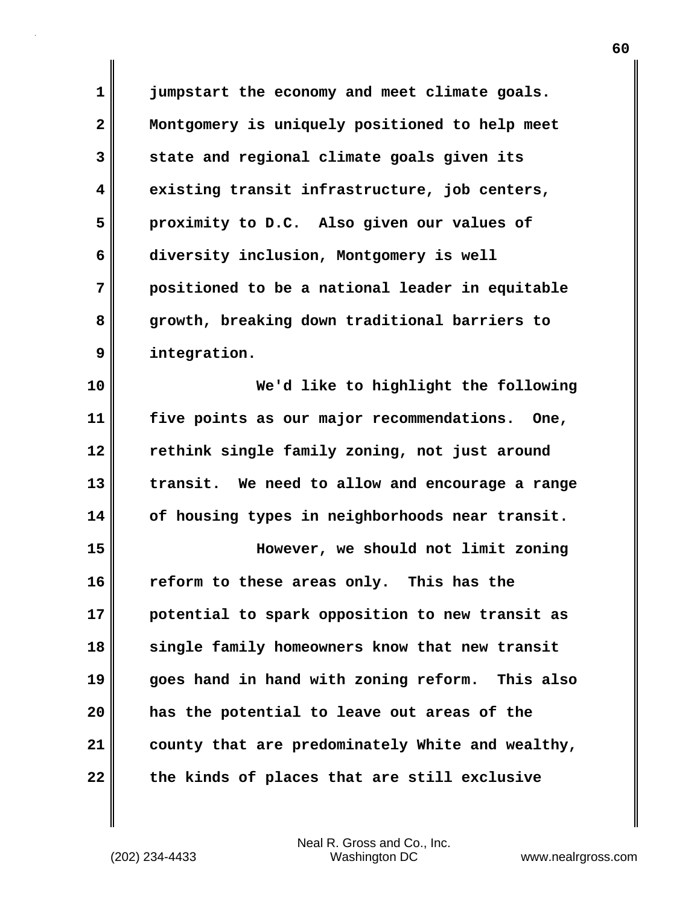jumpstart the economy and meet climate goals. Montgomery is uniquely positioned to help meet state and regional climate goals given its existing transit infrastructure, job centers, proximity to D.C. Also given our values of diversity inclusion, Montgomery is well positioned to be a national leader in equitable growth, breaking down traditional barriers to integration.

We'd like to highlight the following five points as our major recommendations. One, rethink single family zoning, not just around transit. We need to allow and encourage a range of housing types in neighborhoods near transit.

However, we should not limit zoning reform to these areas only. This has the potential to spark opposition to new transit as single family homeowners know that new transit goes hand in hand with zoning reform. This also has the potential to leave out areas of the county that are predominately White and wealthy, the kinds of places that are still exclusive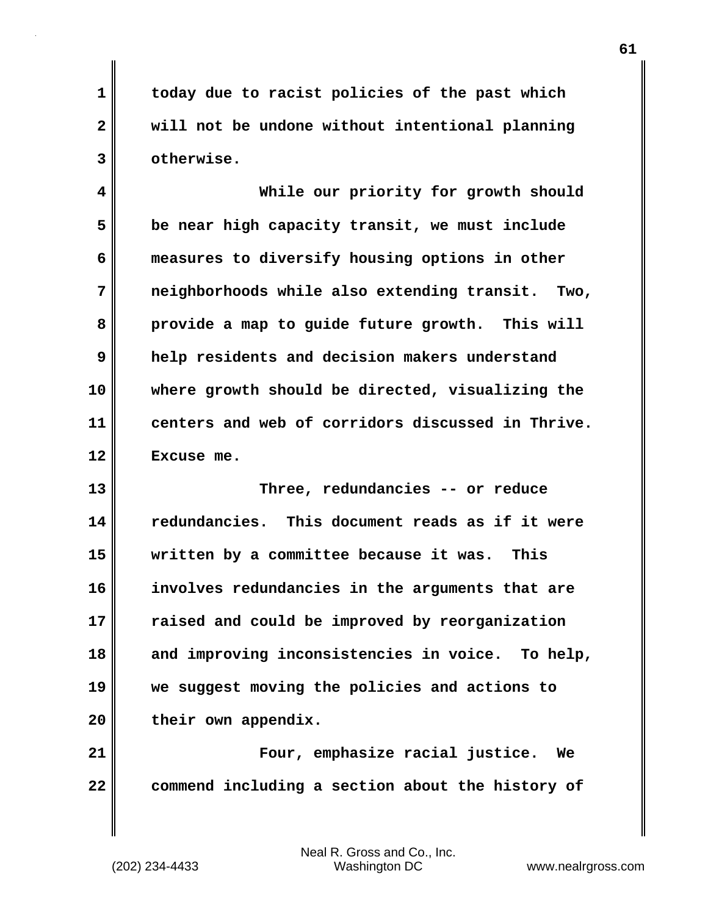today due to racist policies of the past which will not be undone without intentional planning otherwise.

While our priority for growth should be near high capacity transit, we must include measures to diversify housing options in other neighborhoods while also extending transit. Two, provide a map to guide future growth. This will help residents and decision makers understand where growth should be directed, visualizing the centers and web of corridors discussed in Thrive. Excuse me.

Three, redundancies -- or reduce redundancies. This document reads as if it were written by a committee because it was. This involves redundancies in the arguments that are raised and could be improved by reorganization and improving inconsistencies in voice. To help, we suggest moving the policies and actions to their own appendix.

Four, emphasize racial justice. We commend including a section about the history of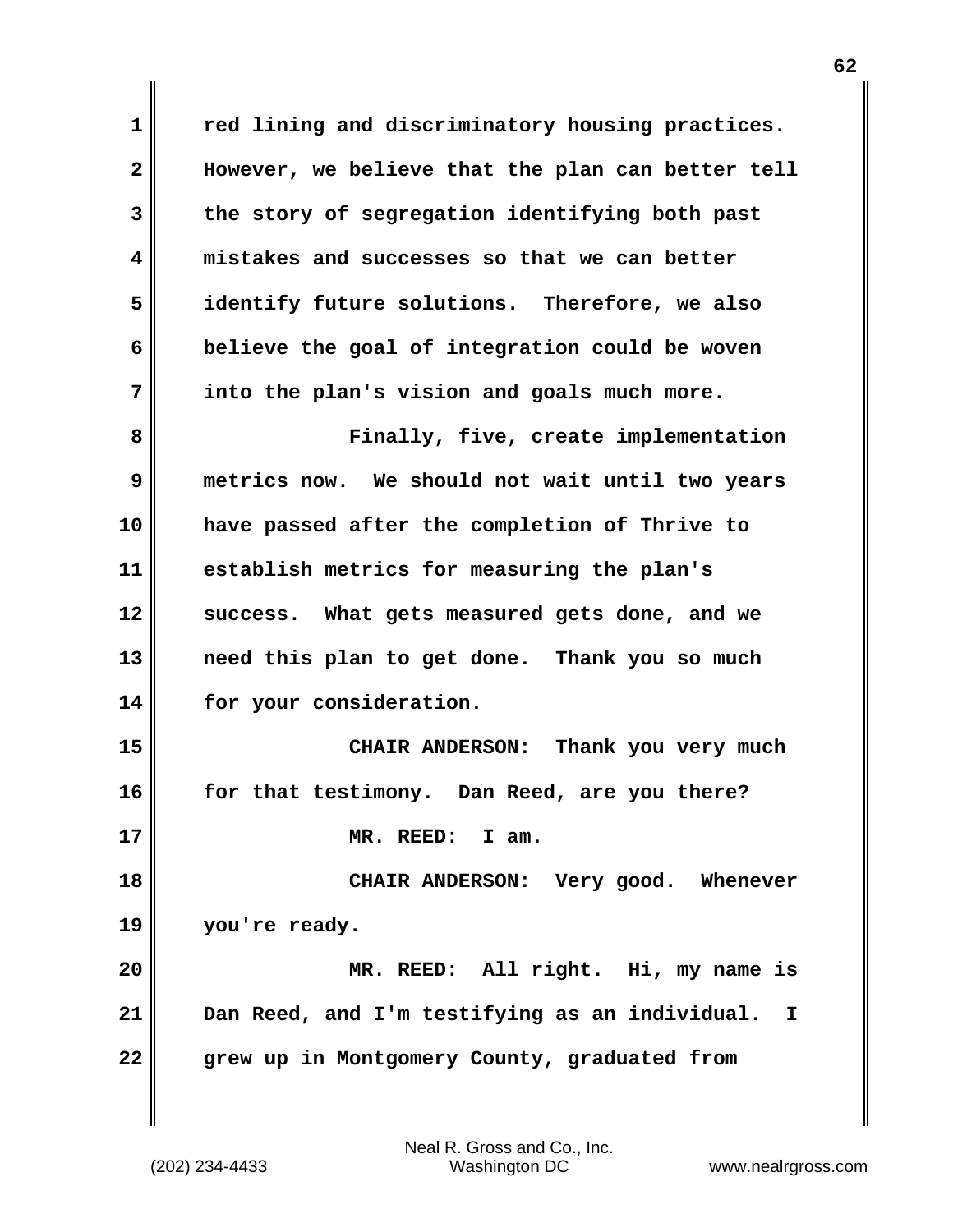red lining and discriminatory housing practices. However, we believe that the plan can better tell the story of segregation identifying both past mistakes and successes so that we can better identify future solutions. Therefore, we also believe the goal of integration could be woven into the plan's vision and goals much more.

Finally, five, create implementation metrics now. We should not wait until two years have passed after the completion of Thrive to establish metrics for measuring the plan's success. What gets measured gets done, and we need this plan to get done. Thank you so much for your consideration.

CHAIR ANDERSON: Thank you very much for that testimony. Dan Reed, are you there?

MR. REED: I am.

CHAIR ANDERSON: Very good. Whenever you're ready.

MR. REED: All right. Hi, my name is Dan Reed, and I'm testifying as an individual. I grew up in Montgomery County, graduated from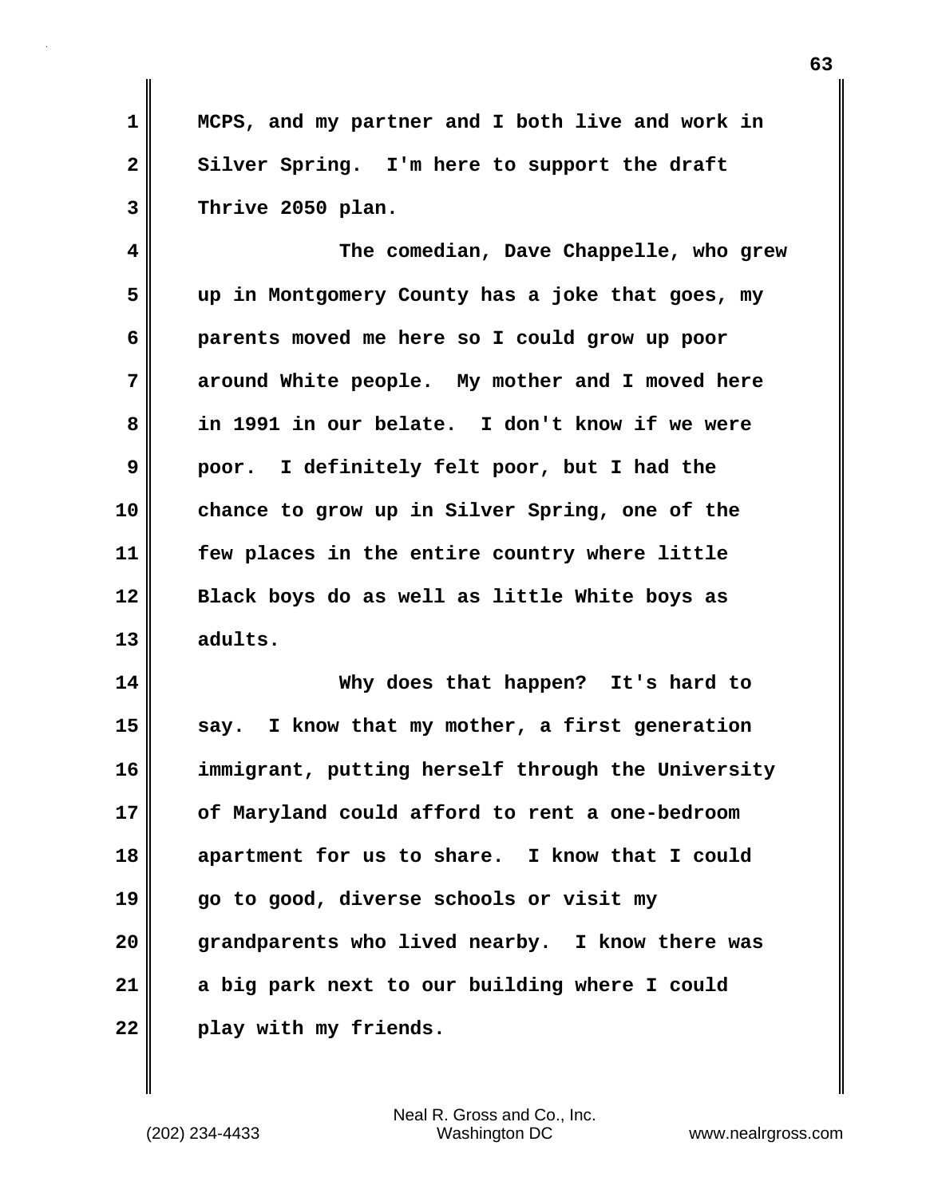MCPS, and my partner and I both live and work in Silver Spring. I'm here to support the draft Thrive 2050 plan.

The comedian, Dave Chappelle, who grew up in Montgomery County has a joke that goes, my parents moved me here so I could grow up poor around White people. My mother and I moved here in 1991 in our belate. I don't know if we were poor. I definitely felt poor, but I had the chance to grow up in Silver Spring, one of the few places in the entire country where little Black boys do as well as little White boys as adults.

Why does that happen? It's hard to say. I know that my mother, a first generation immigrant, putting herself through the University of Maryland could afford to rent a one-bedroom apartment for us to share. I know that I could go to good, diverse schools or visit my grandparents who lived nearby. I know there was a big park next to our building where I could play with my friends.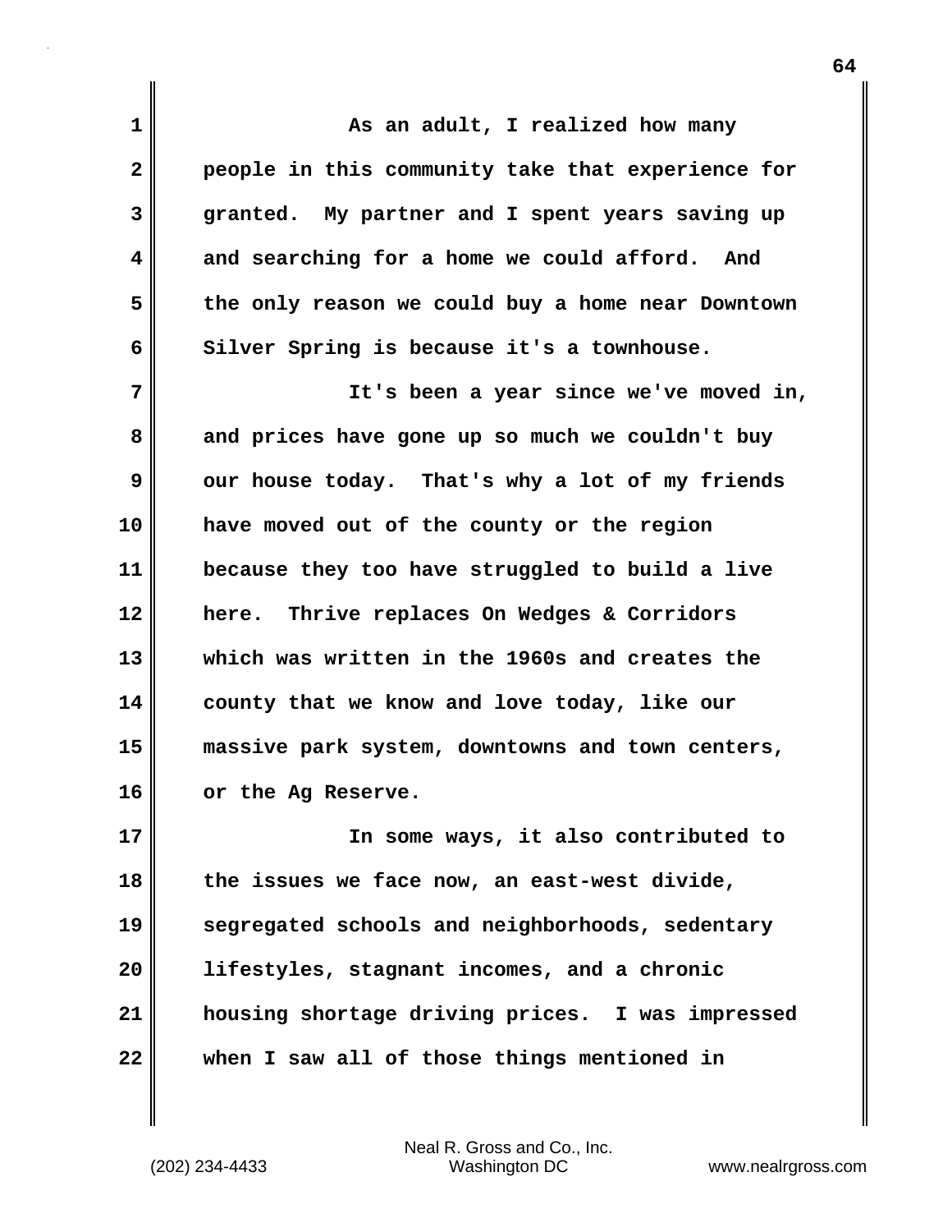As an adult, I realized how many people in this community take that experience for granted. My partner and I spent years saving up and searching for a home we could afford. And the only reason we could buy a home near Downtown Silver Spring is because it's a townhouse.

It's been a year since we've moved in, and prices have gone up so much we couldn't buy our house today. That's why a lot of my friends have moved out of the county or the region because they too have struggled to build a live here. Thrive replaces On Wedges & Corridors which was written in the 1960s and creates the county that we know and love today, like our massive park system, downtowns and town centers, or the Ag Reserve.

In some ways, it also contributed to the issues we face now, an east-west divide, segregated schools and neighborhoods, sedentary lifestyles, stagnant incomes, and a chronic housing shortage driving prices. I was impressed when I saw all of those things mentioned in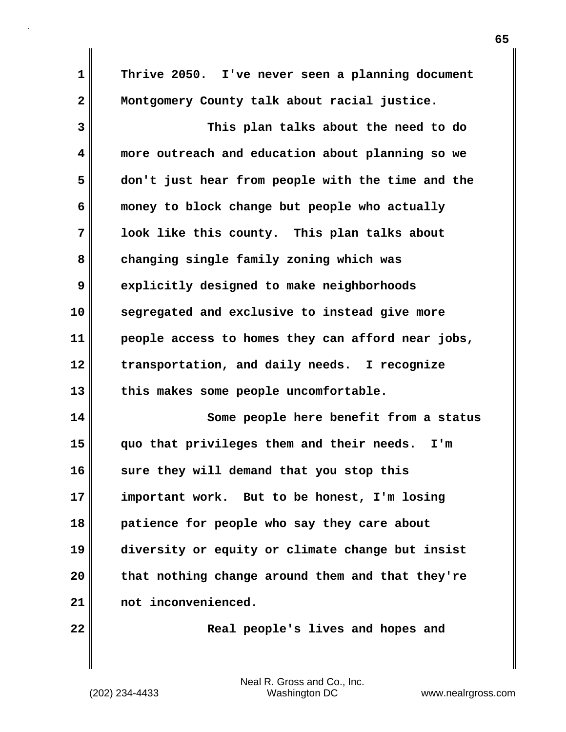Thrive 2050. I've never seen a planning document Montgomery County talk about racial justice.

This plan talks about the need to do more outreach and education about planning so we don't just hear from people with the time and the money to block change but people who actually look like this county. This plan talks about changing single family zoning which was explicitly designed to make neighborhoods segregated and exclusive to instead give more people access to homes they can afford near jobs, transportation, and daily needs. I recognize this makes some people uncomfortable.

Some people here benefit from a status quo that privileges them and their needs. I'm sure they will demand that you stop this important work. But to be honest, I'm losing patience for people who say they care about diversity or equity or climate change but insist that nothing change around them and that they're not inconvenienced.

Real people's lives and hopes and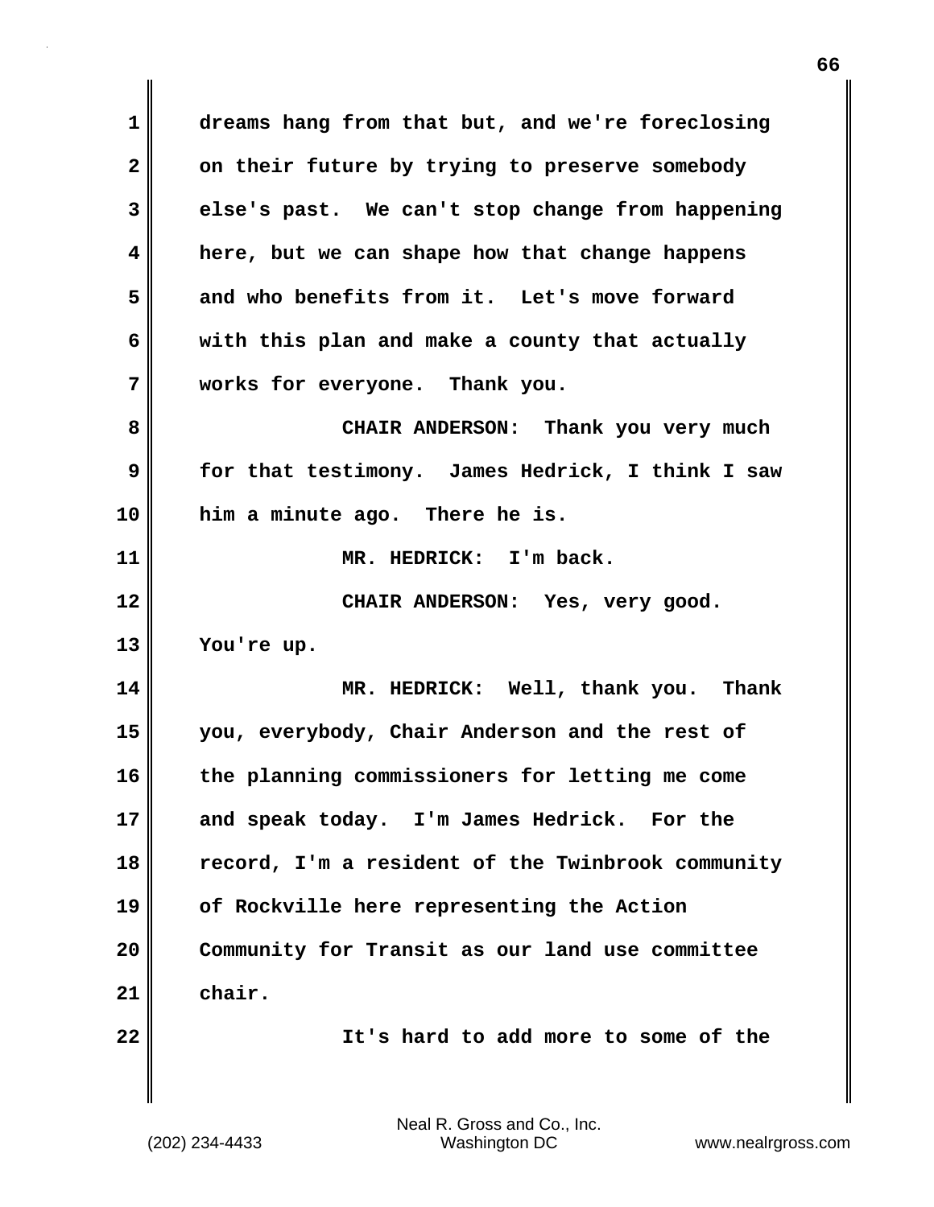dreams hang from that but, and we're foreclosing on their future by trying to preserve somebody else's past. We can't stop change from happening here, but we can shape how that change happens and who benefits from it. Let's move forward with this plan and make a county that actually works for everyone. Thank you.

CHAIR ANDERSON: Thank you very much for that testimony. James Hedrick, I think I saw him a minute ago. There he is.

MR. HEDRICK: I'm back.

CHAIR ANDERSON: Yes, very good. You're up.

MR. HEDRICK: Well, thank you. Thank you, everybody, Chair Anderson and the rest of the planning commissioners for letting me come and speak today. I'm James Hedrick. For the record, I'm a resident of the Twinbrook community of Rockville here representing the Action Community for Transit as our land use committee chair.

It's hard to add more to some of the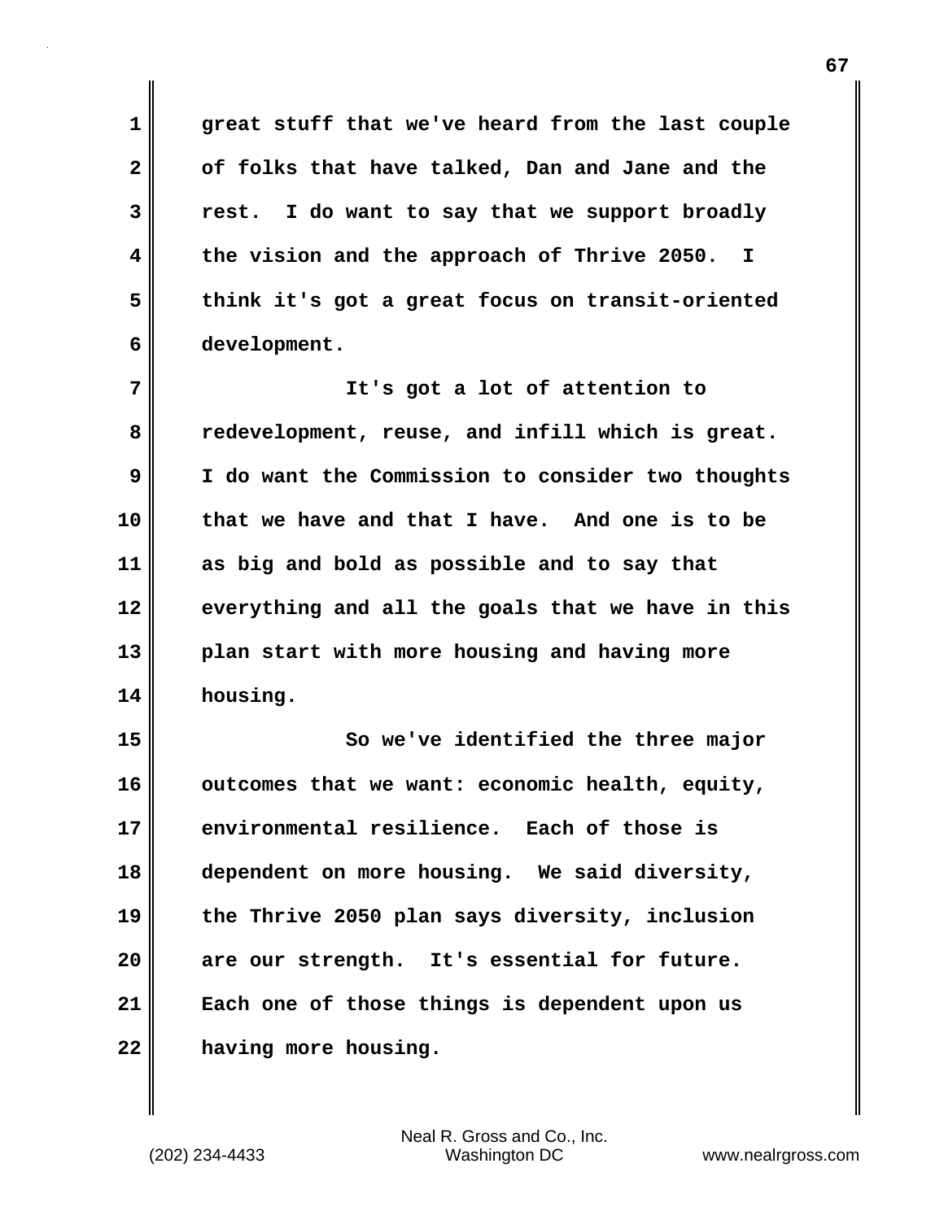great stuff that we've heard from the last couple of folks that have talked, Dan and Jane and the rest. I do want to say that we support broadly the vision and the approach of Thrive 2050. I think it's got a great focus on transit-oriented development.

It's got a lot of attention to redevelopment, reuse, and infill which is great. I do want the Commission to consider two thoughts that we have and that I have. And one is to be as big and bold as possible and to say that everything and all the goals that we have in this plan start with more housing and having more housing.

So we've identified the three major outcomes that we want: economic health, equity, environmental resilience. Each of those is dependent on more housing. We said diversity, the Thrive 2050 plan says diversity, inclusion are our strength. It's essential for future. Each one of those things is dependent upon us having more housing.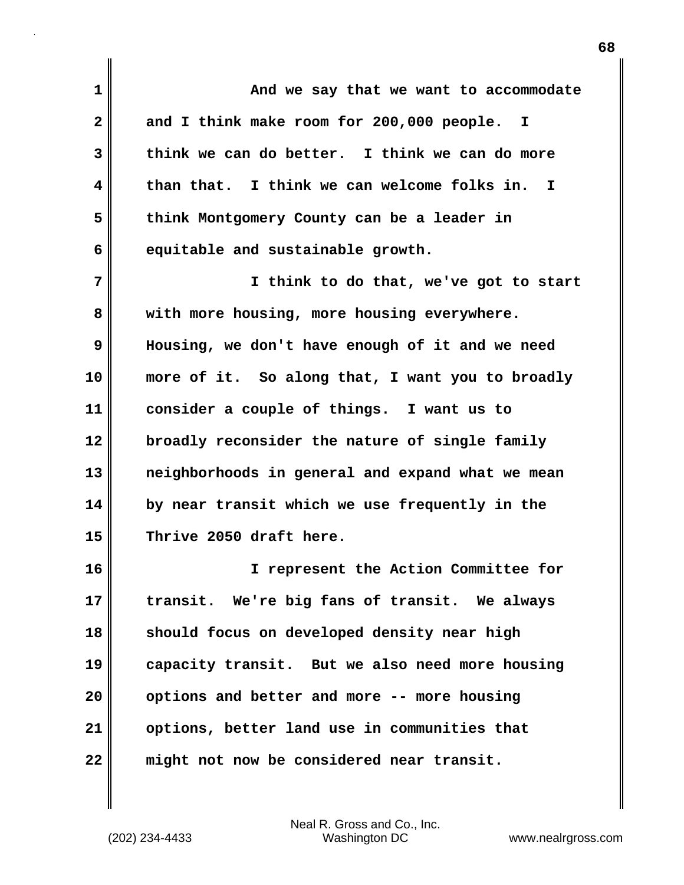And we say that we want to accommodate and I think make room for 200,000 people. I think we can do better. I think we can do more than that. I think we can welcome folks in. I think Montgomery County can be a leader in equitable and sustainable growth.

I think to do that, we've got to start with more housing, more housing everywhere. Housing, we don't have enough of it and we need more of it. So along that, I want you to broadly consider a couple of things. I want us to broadly reconsider the nature of single family neighborhoods in general and expand what we mean by near transit which we use frequently in the Thrive 2050 draft here.

I represent the Action Committee for transit. We're big fans of transit. We always should focus on developed density near high capacity transit. But we also need more housing options and better and more -- more housing options, better land use in communities that might not now be considered near transit.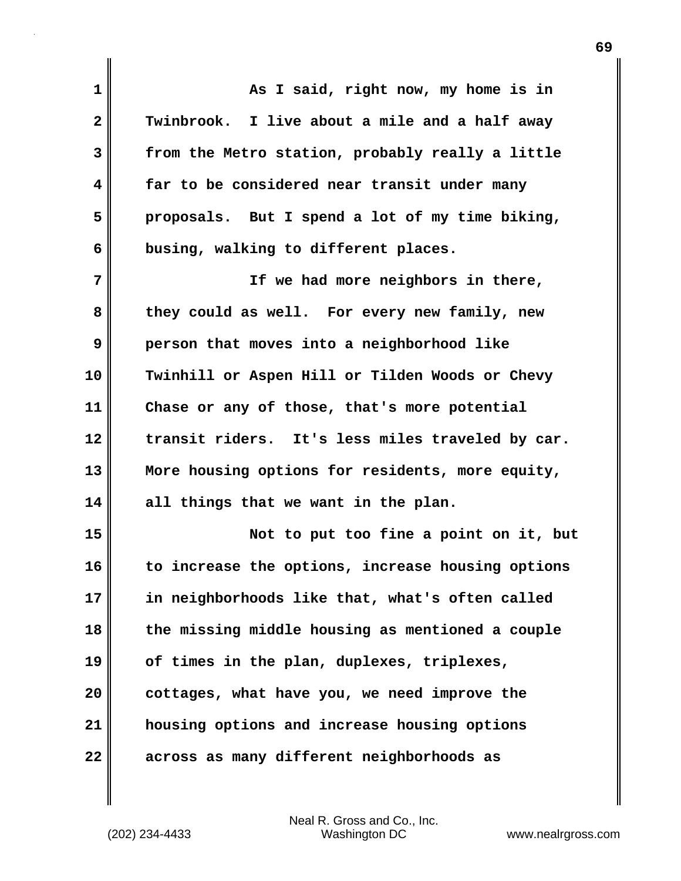As I said, right now, my home is in Twinbrook. I live about a mile and a half away from the Metro station, probably really a little far to be considered near transit under many proposals. But I spend a lot of my time biking, busing, walking to different places.

If we had more neighbors in there, they could as well. For every new family, new person that moves into a neighborhood like Twinhill or Aspen Hill or Tilden Woods or Chevy Chase or any of those, that's more potential transit riders. It's less miles traveled by car. More housing options for residents, more equity, all things that we want in the plan.

Not to put too fine a point on it, but to increase the options, increase housing options in neighborhoods like that, what's often called the missing middle housing as mentioned a couple of times in the plan, duplexes, triplexes, cottages, what have you, we need improve the housing options and increase housing options across as many different neighborhoods as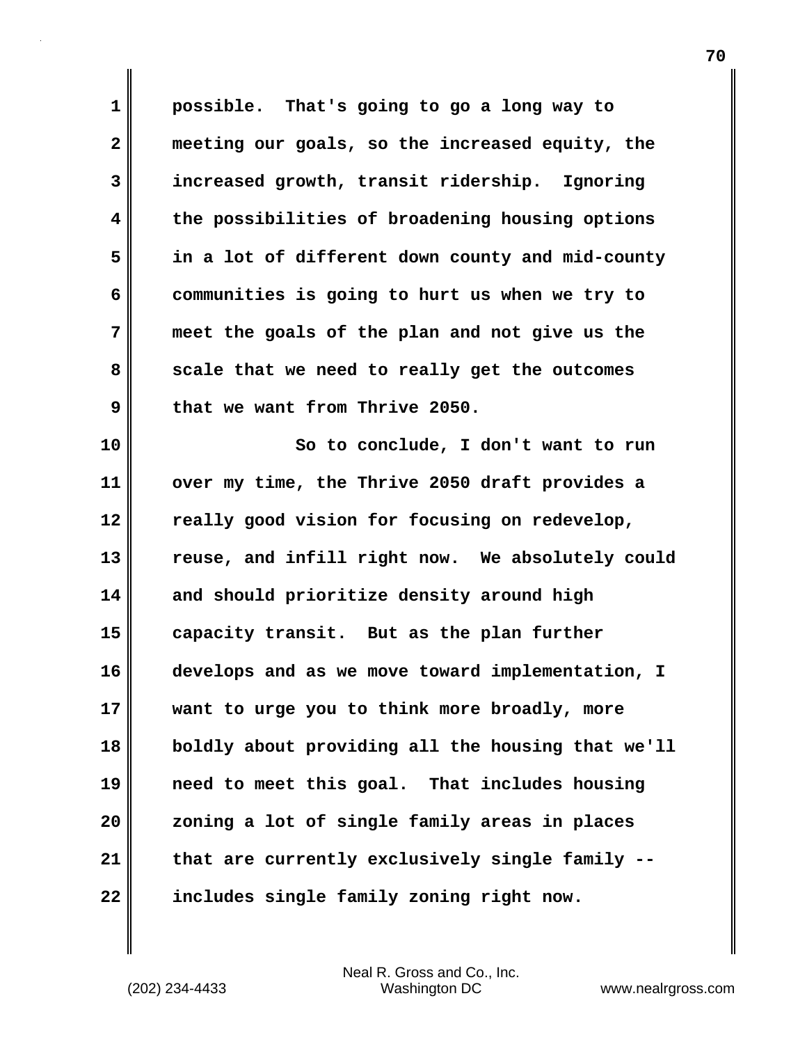possible. That's going to go a long way to meeting our goals, so the increased equity, the increased growth, transit ridership. Ignoring the possibilities of broadening housing options in a lot of different down county and mid-county communities is going to hurt us when we try to meet the goals of the plan and not give us the scale that we need to really get the outcomes that we want from Thrive 2050.

So to conclude, I don't want to run over my time, the Thrive 2050 draft provides a really good vision for focusing on redevelop, reuse, and infill right now. We absolutely could and should prioritize density around high capacity transit. But as the plan further develops and as we move toward implementation, I want to urge you to think more broadly, more boldly about providing all the housing that we'll need to meet this goal. That includes housing zoning a lot of single family areas in places that are currently exclusively single family -- includes single family zoning right now.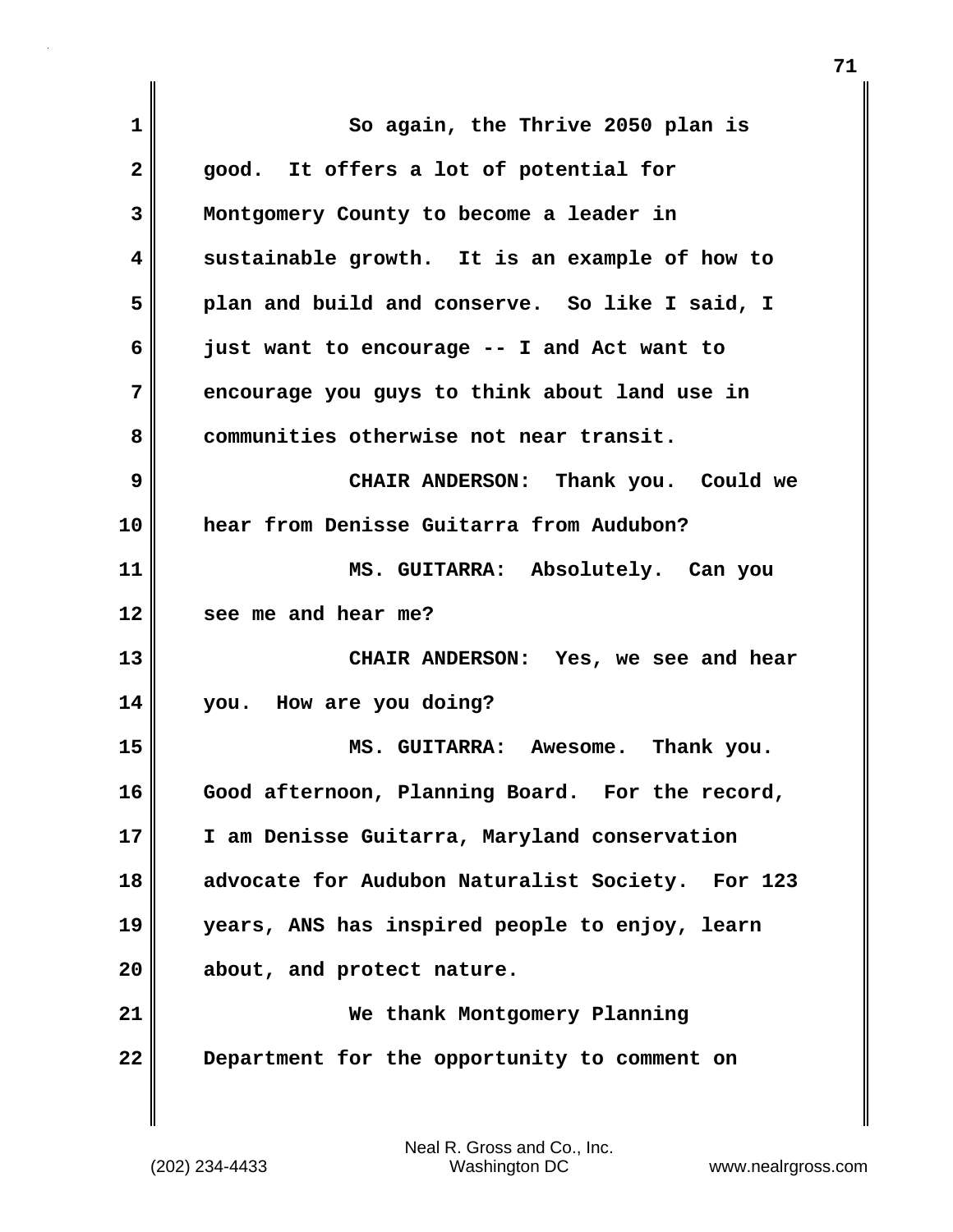So again, the Thrive 2050 plan is good. It offers a lot of potential for Montgomery County to become a leader in sustainable growth. It is an example of how to plan and build and conserve. So like I said, I just want to encourage -- I and Act want to encourage you guys to think about land use in communities otherwise not near transit.

CHAIR ANDERSON: Thank you. Could we hear from Denisse Guitarra from Audubon?

MS. GUITARRA: Absolutely. Can you see me and hear me?

CHAIR ANDERSON: Yes, we see and hear you. How are you doing?

MS. GUITARRA: Awesome. Thank you. Good afternoon, Planning Board. For the record, I am Denisse Guitarra, Maryland conservation advocate for Audubon Naturalist Society. For 123 years, ANS has inspired people to enjoy, learn about, and protect nature.

We thank Montgomery Planning Department for the opportunity to comment on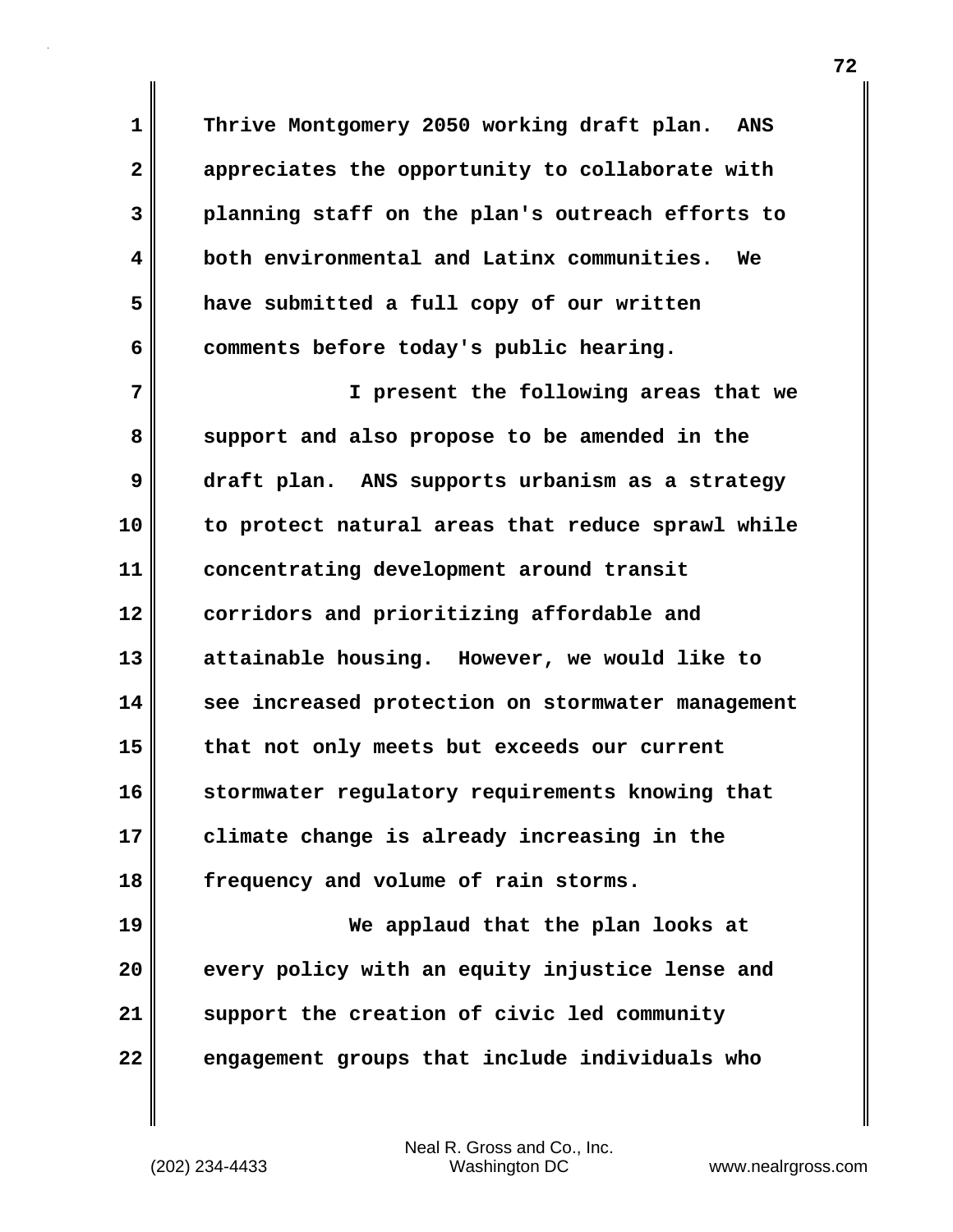Thrive Montgomery 2050 working draft plan. ANS appreciates the opportunity to collaborate with planning staff on the plan's outreach efforts to both environmental and Latinx communities. We have submitted a full copy of our written comments before today's public hearing.

I present the following areas that we support and also propose to be amended in the draft plan. ANS supports urbanism as a strategy to protect natural areas that reduce sprawl while concentrating development around transit corridors and prioritizing affordable and attainable housing. However, we would like to see increased protection on stormwater management that not only meets but exceeds our current stormwater regulatory requirements knowing that climate change is already increasing in the frequency and volume of rain storms.

We applaud that the plan looks at every policy with an equity injustice lense and support the creation of civic led community engagement groups that include individuals who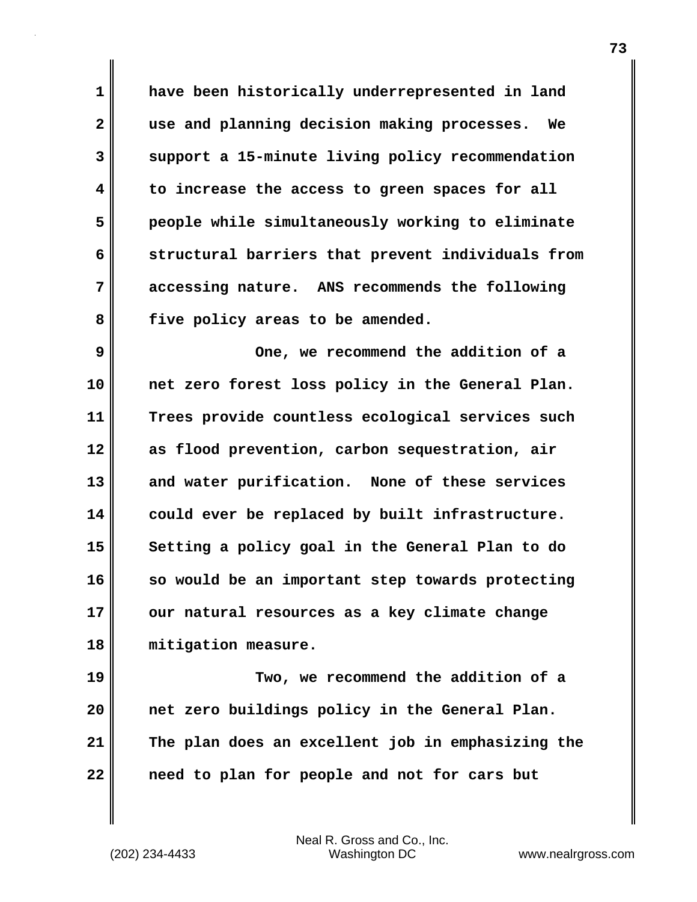have been historically underrepresented in land use and planning decision making processes. We support a 15-minute living policy recommendation to increase the access to green spaces for all people while simultaneously working to eliminate structural barriers that prevent individuals from accessing nature. ANS recommends the following five policy areas to be amended.

One, we recommend the addition of a net zero forest loss policy in the General Plan. Trees provide countless ecological services such as flood prevention, carbon sequestration, air and water purification. None of these services could ever be replaced by built infrastructure. Setting a policy goal in the General Plan to do so would be an important step towards protecting our natural resources as a key climate change mitigation measure.

Two, we recommend the addition of a net zero buildings policy in the General Plan. The plan does an excellent job in emphasizing the need to plan for people and not for cars but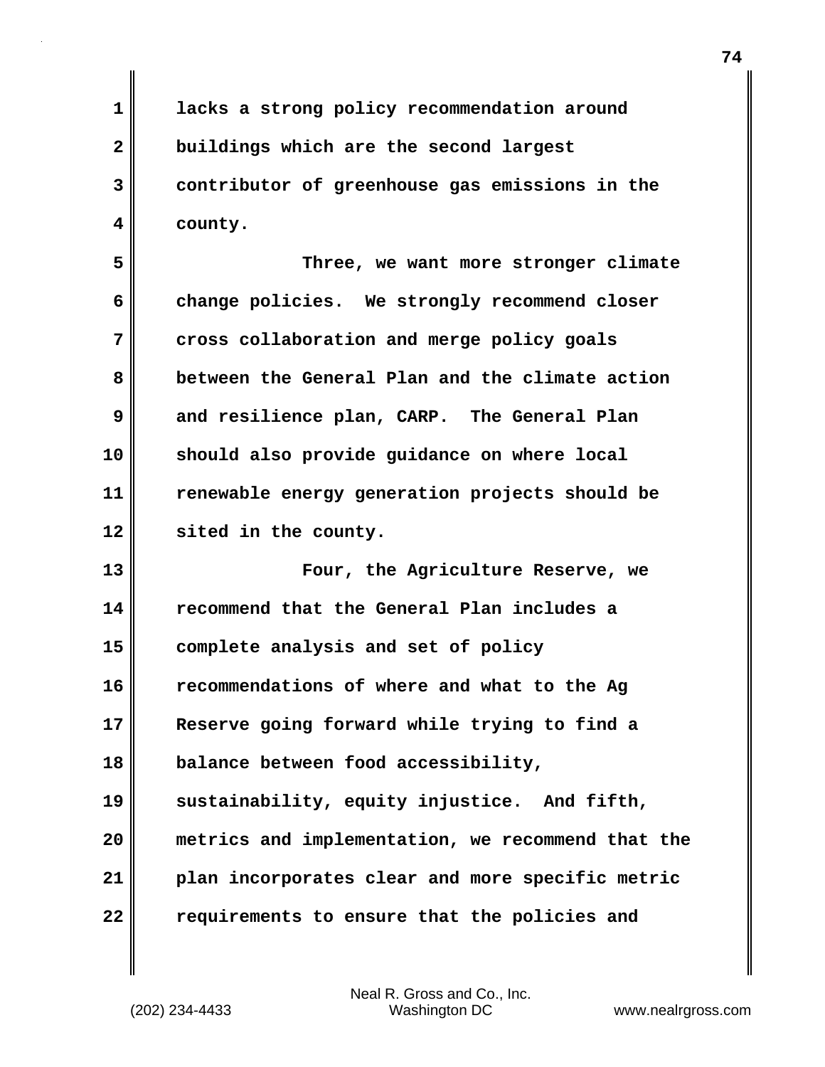lacks a strong policy recommendation around buildings which are the second largest contributor of greenhouse gas emissions in the county.

Three, we want more stronger climate change policies. We strongly recommend closer cross collaboration and merge policy goals between the General Plan and the climate action and resilience plan, CARP. The General Plan should also provide guidance on where local renewable energy generation projects should be sited in the county.

Four, the Agriculture Reserve, we recommend that the General Plan includes a complete analysis and set of policy recommendations of where and what to the Ag Reserve going forward while trying to find a balance between food accessibility, sustainability, equity injustice. And fifth, metrics and implementation, we recommend that the plan incorporates clear and more specific metric requirements to ensure that the policies and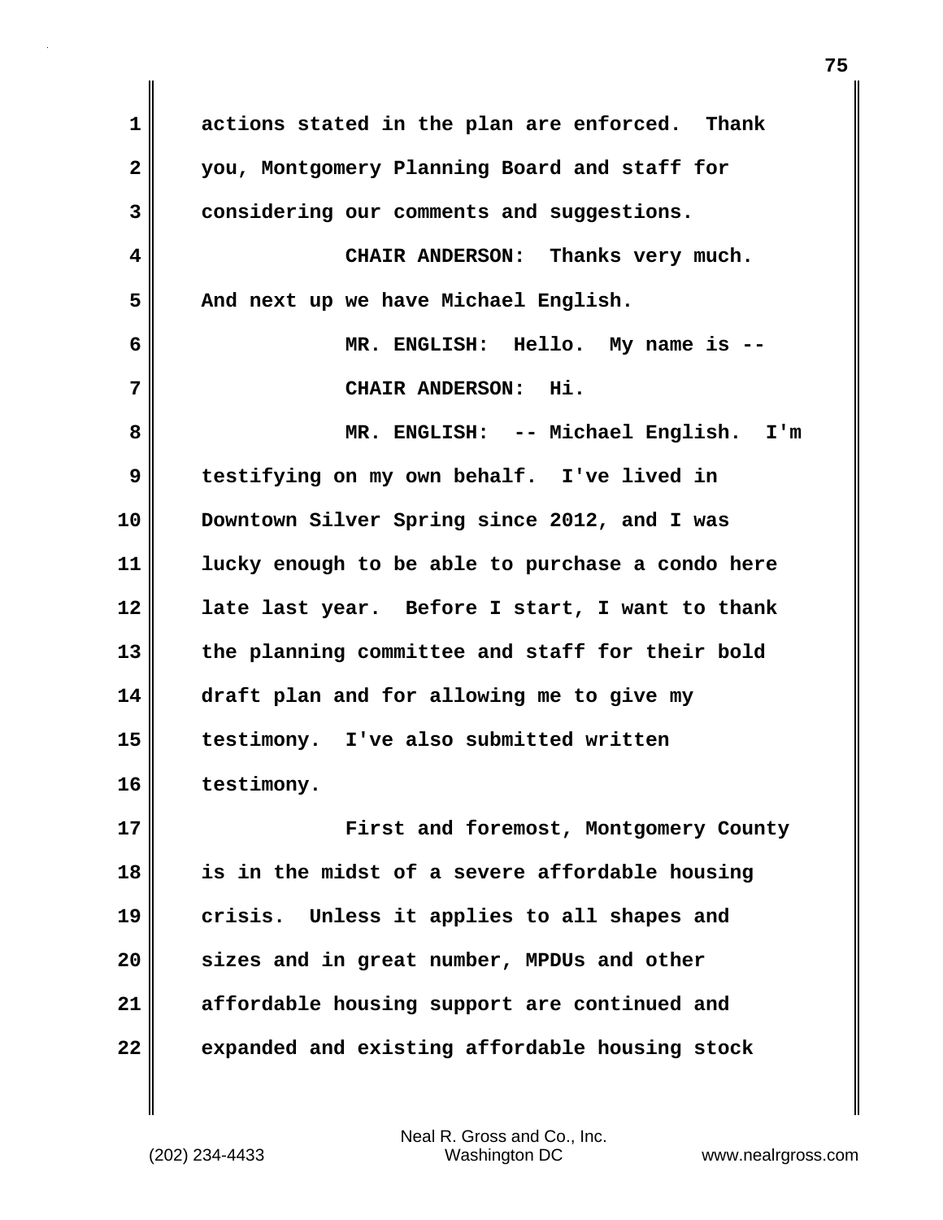actions stated in the plan are enforced. Thank you, Montgomery Planning Board and staff for considering our comments and suggestions.

CHAIR ANDERSON: Thanks very much. And next up we have Michael English.

MR. ENGLISH: Hello. My name is --

CHAIR ANDERSON: Hi.

MR. ENGLISH: -- Michael English. I'm testifying on my own behalf. I've lived in Downtown Silver Spring since 2012, and I was lucky enough to be able to purchase a condo here late last year. Before I start, I want to thank the planning committee and staff for their bold draft plan and for allowing me to give my testimony. I've also submitted written testimony.

First and foremost, Montgomery County is in the midst of a severe affordable housing crisis. Unless it applies to all shapes and sizes and in great number, MPDUs and other affordable housing support are continued and expanded and existing affordable housing stock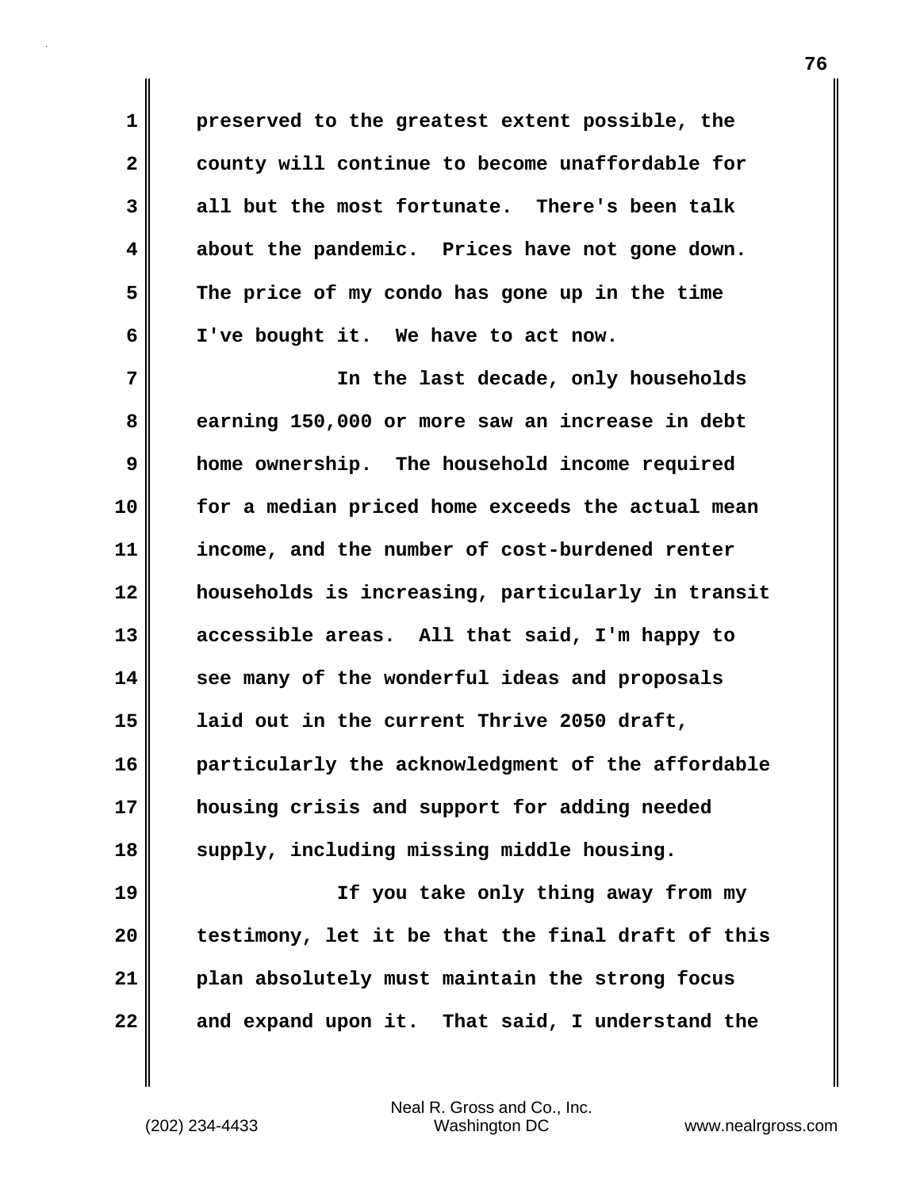preserved to the greatest extent possible, the county will continue to become unaffordable for all but the most fortunate. There's been talk about the pandemic. Prices have not gone down. The price of my condo has gone up in the time I've bought it. We have to act now.

In the last decade, only households earning 150,000 or more saw an increase in debt home ownership. The household income required for a median priced home exceeds the actual mean income, and the number of cost-burdened renter households is increasing, particularly in transit accessible areas. All that said, I'm happy to see many of the wonderful ideas and proposals laid out in the current Thrive 2050 draft, particularly the acknowledgment of the affordable housing crisis and support for adding needed supply, including missing middle housing.

If you take only thing away from my testimony, let it be that the final draft of this plan absolutely must maintain the strong focus and expand upon it. That said, I understand the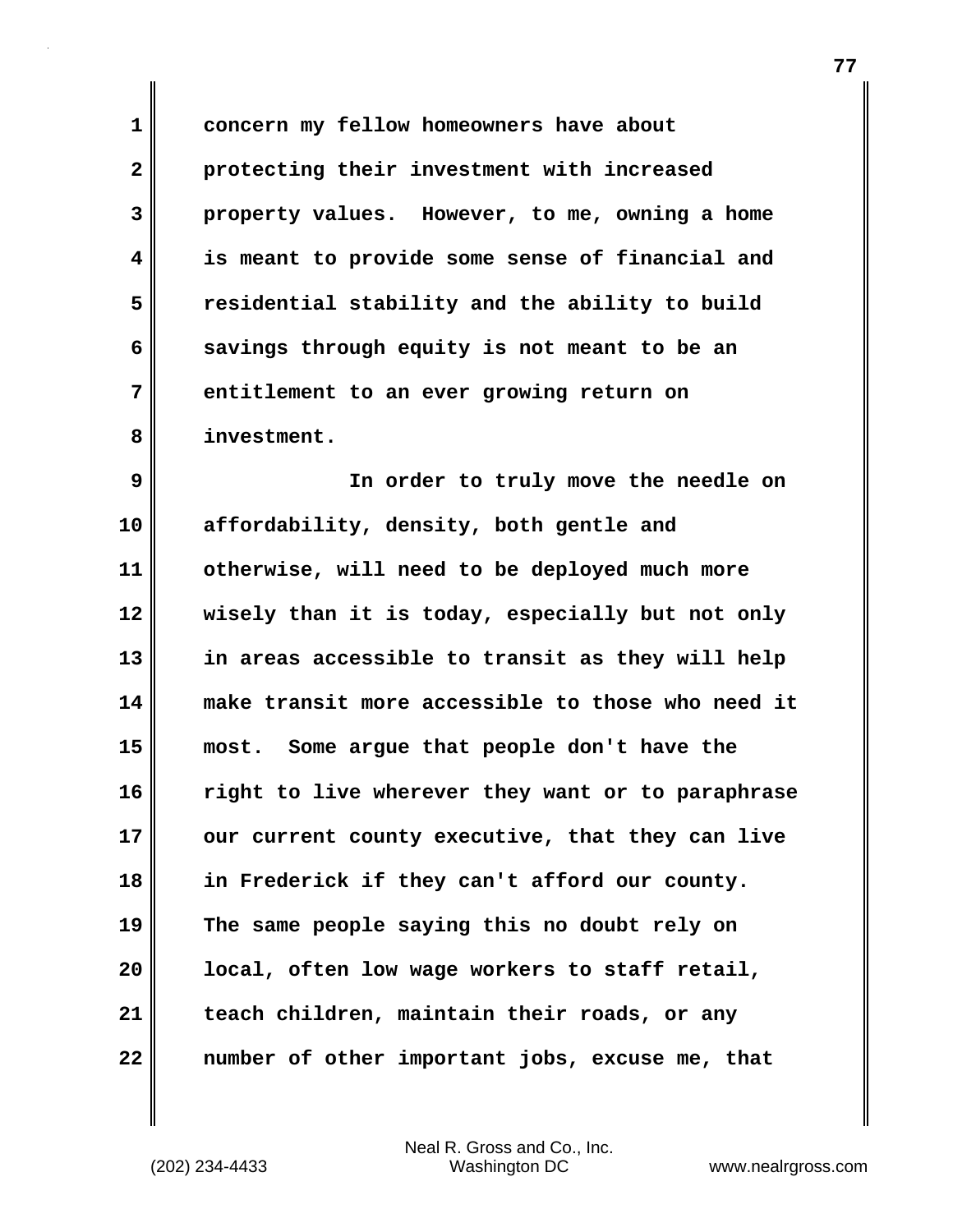concern my fellow homeowners have about protecting their investment with increased property values. However, to me, owning a home is meant to provide some sense of financial and residential stability and the ability to build savings through equity is not meant to be an entitlement to an ever growing return on investment.

In order to truly move the needle on affordability, density, both gentle and otherwise, will need to be deployed much more wisely than it is today, especially but not only in areas accessible to transit as they will help make transit more accessible to those who need it most. Some argue that people don't have the right to live wherever they want or to paraphrase our current county executive, that they can live in Frederick if they can't afford our county. The same people saying this no doubt rely on local, often low wage workers to staff retail, teach children, maintain their roads, or any number of other important jobs, excuse me, that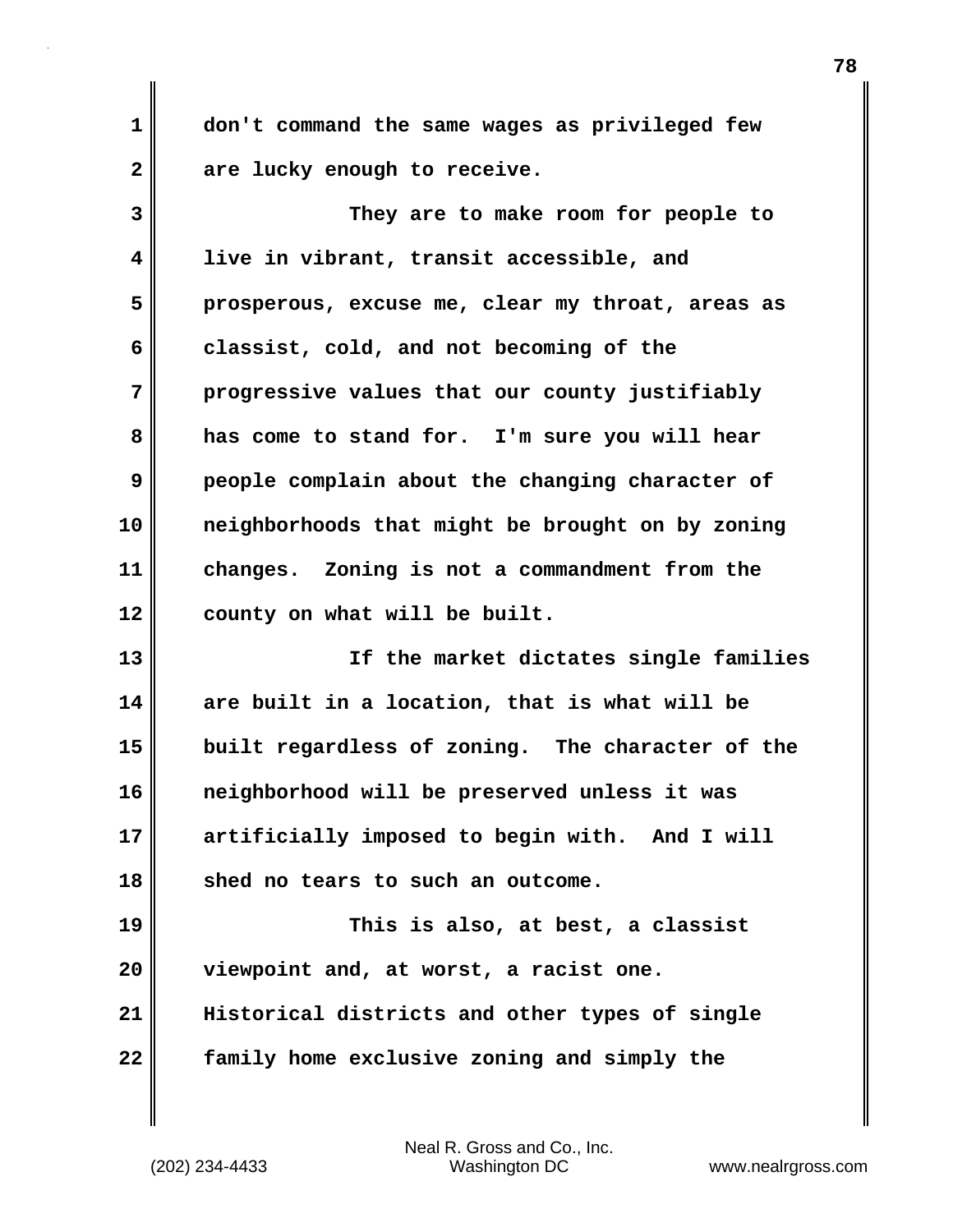don't command the same wages as privileged few are lucky enough to receive.

They are to make room for people to live in vibrant, transit accessible, and prosperous, excuse me, clear my throat, areas as classist, cold, and not becoming of the progressive values that our county justifiably has come to stand for. I'm sure you will hear people complain about the changing character of neighborhoods that might be brought on by zoning changes. Zoning is not a commandment from the county on what will be built.

If the market dictates single families are built in a location, that is what will be built regardless of zoning. The character of the neighborhood will be preserved unless it was artificially imposed to begin with. And I will shed no tears to such an outcome.

This is also, at best, a classist viewpoint and, at worst, a racist one. Historical districts and other types of single family home exclusive zoning and simply the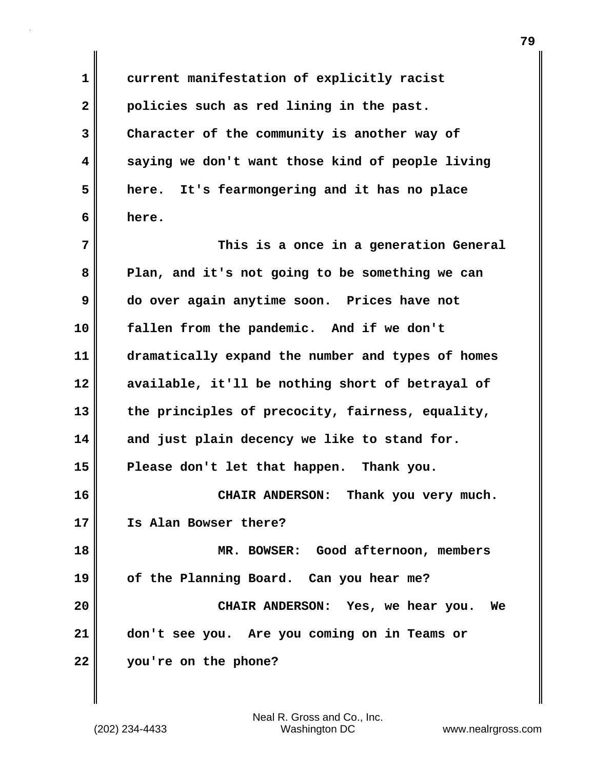current manifestation of explicitly racist policies such as red lining in the past. Character of the community is another way of saying we don't want those kind of people living here. It's fearmongering and it has no place here.

This is a once in a generation General Plan, and it's not going to be something we can do over again anytime soon. Prices have not fallen from the pandemic. And if we don't dramatically expand the number and types of homes available, it'll be nothing short of betrayal of the principles of precocity, fairness, equality, and just plain decency we like to stand for. Please don't let that happen. Thank you.

CHAIR ANDERSON: Thank you very much. Is Alan Bowser there?

MR. BOWSER: Good afternoon, members of the Planning Board. Can you hear me?

CHAIR ANDERSON: Yes, we hear you. We don't see you. Are you coming on in Teams or you're on the phone?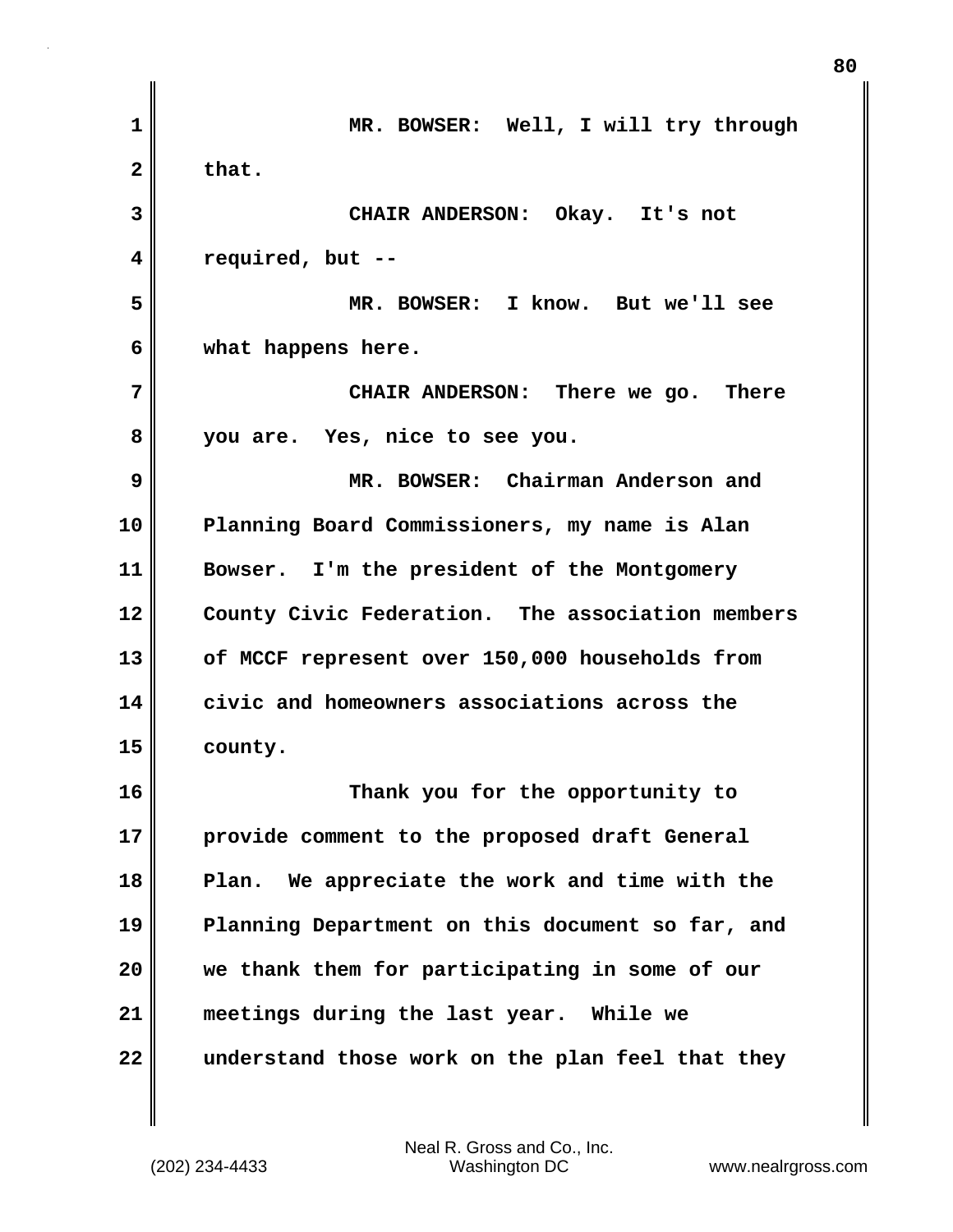MR. BOWSER: Well, I will try through that.

CHAIR ANDERSON: Okay. It's not required, but --

MR. BOWSER: I know. But we'll see what happens here.

CHAIR ANDERSON: There we go. There you are. Yes, nice to see you.

MR. BOWSER: Chairman Anderson and Planning Board Commissioners, my name is Alan Bowser. I'm the president of the Montgomery County Civic Federation. The association members of MCCF represent over 150,000 households from civic and homeowners associations across the county.

Thank you for the opportunity to provide comment to the proposed draft General Plan. We appreciate the work and time with the Planning Department on this document so far, and we thank them for participating in some of our meetings during the last year. While we understand those work on the plan feel that they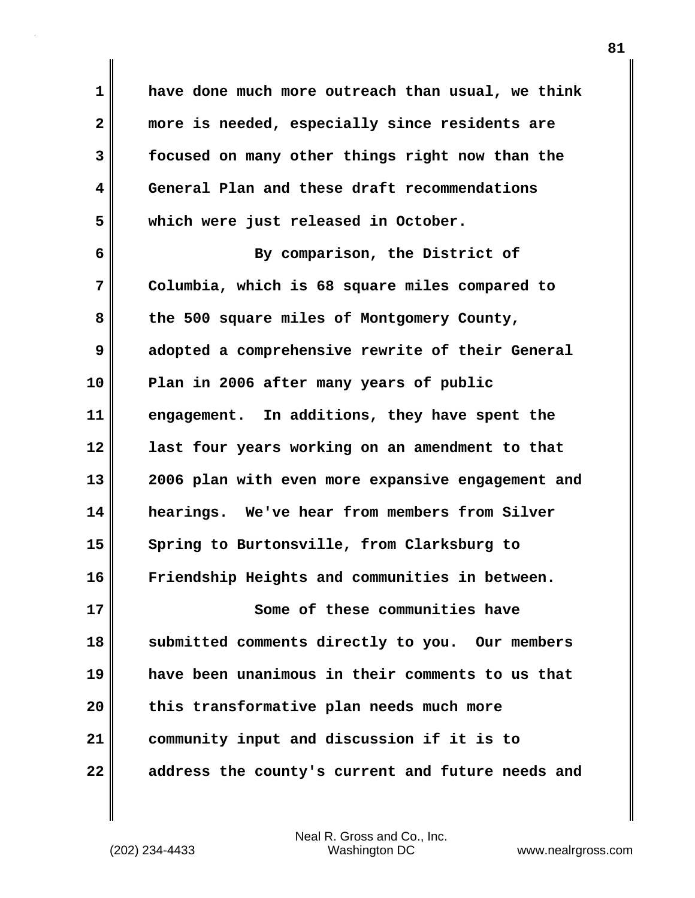have done much more outreach than usual, we think more is needed, especially since residents are focused on many other things right now than the General Plan and these draft recommendations which were just released in October.

By comparison, the District of Columbia, which is 68 square miles compared to the 500 square miles of Montgomery County, adopted a comprehensive rewrite of their General Plan in 2006 after many years of public engagement. In additions, they have spent the last four years working on an amendment to that 2006 plan with even more expansive engagement and hearings. We've hear from members from Silver Spring to Burtonsville, from Clarksburg to Friendship Heights and communities in between.

Some of these communities have submitted comments directly to you. Our members have been unanimous in their comments to us that this transformative plan needs much more community input and discussion if it is to address the county's current and future needs and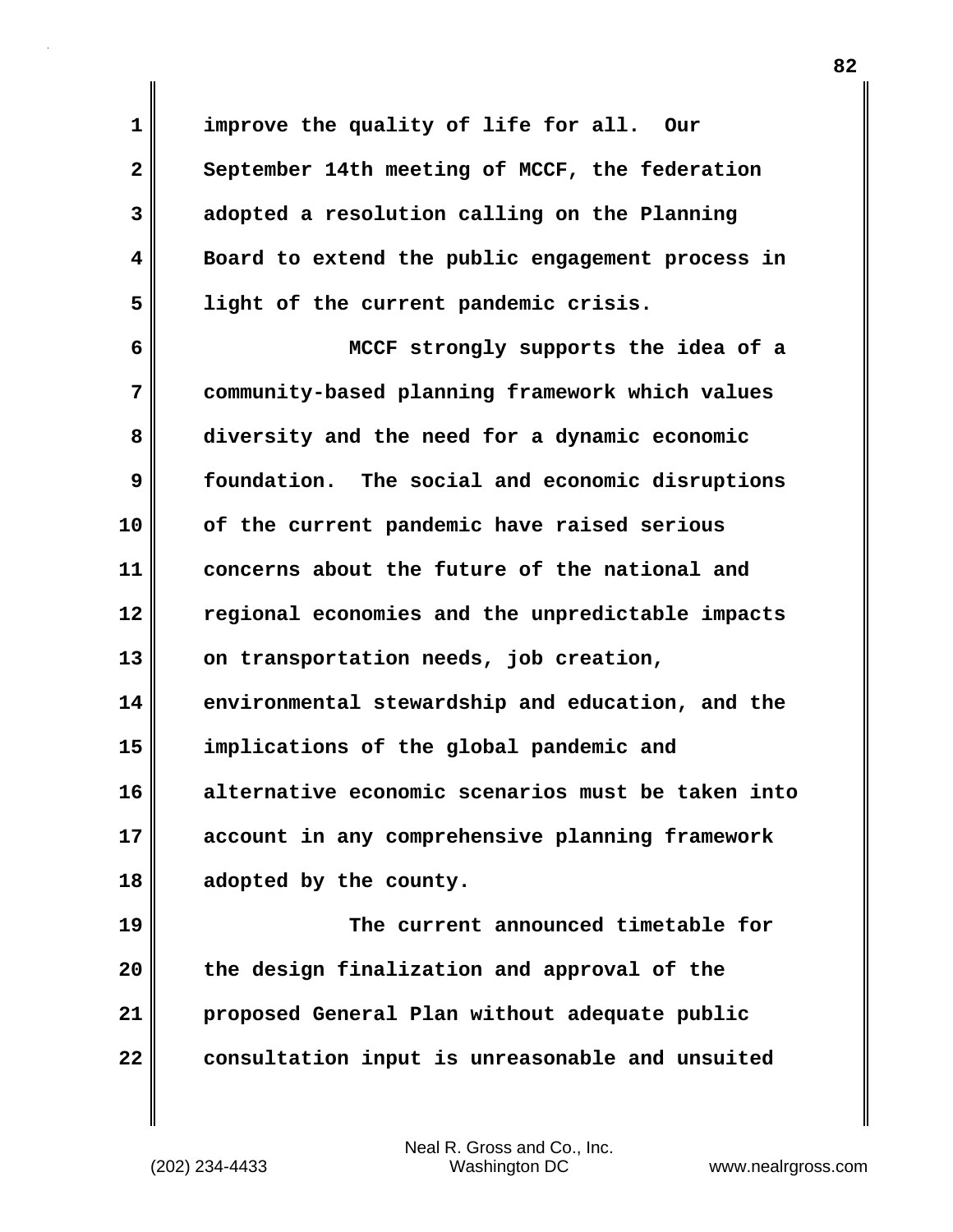improve the quality of life for all. Our September 14th meeting of MCCF, the federation adopted a resolution calling on the Planning Board to extend the public engagement process in light of the current pandemic crisis.

MCCF strongly supports the idea of a community-based planning framework which values diversity and the need for a dynamic economic foundation. The social and economic disruptions of the current pandemic have raised serious concerns about the future of the national and regional economies and the unpredictable impacts on transportation needs, job creation, environmental stewardship and education, and the implications of the global pandemic and alternative economic scenarios must be taken into account in any comprehensive planning framework adopted by the county.

The current announced timetable for the design finalization and approval of the proposed General Plan without adequate public consultation input is unreasonable and unsuited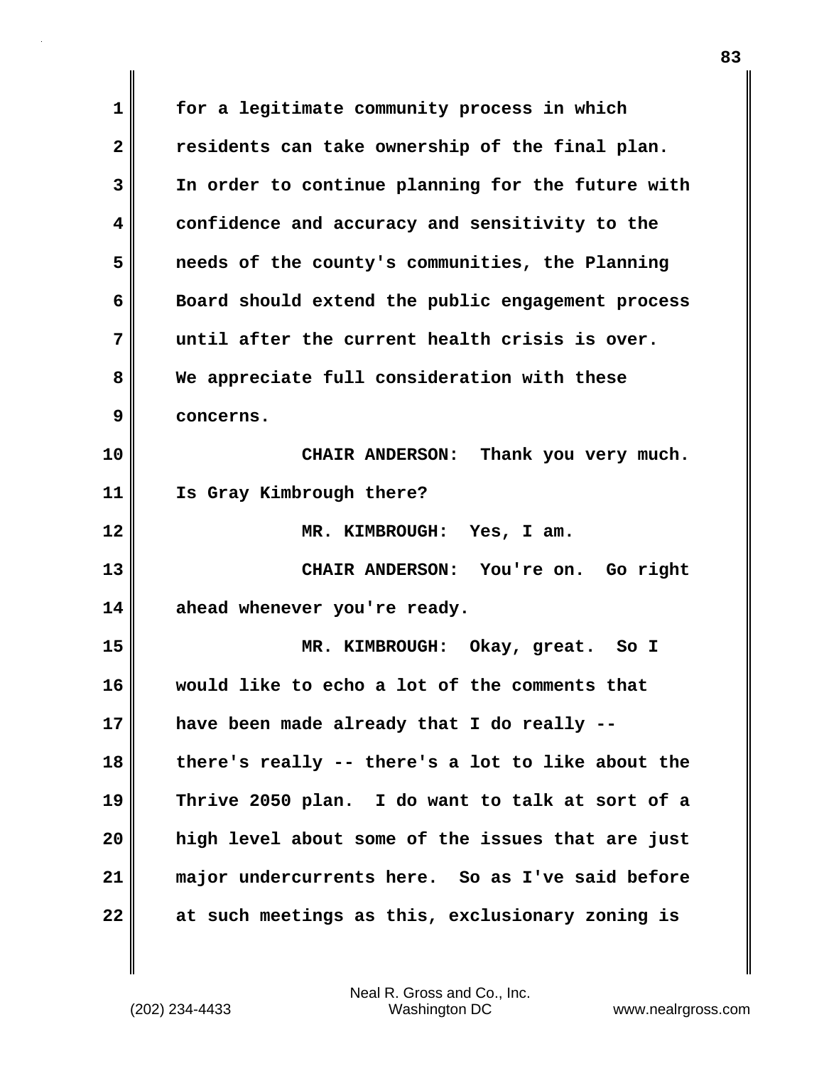for a legitimate community process in which residents can take ownership of the final plan. In order to continue planning for the future with confidence and accuracy and sensitivity to the needs of the county's communities, the Planning Board should extend the public engagement process until after the current health crisis is over. We appreciate full consideration with these concerns.

CHAIR ANDERSON: Thank you very much. Is Gray Kimbrough there?

MR. KIMBROUGH: Yes, I am.

CHAIR ANDERSON: You're on. Go right ahead whenever you're ready.

MR. KIMBROUGH: Okay, great. So I would like to echo a lot of the comments that have been made already that I do really -- there's really -- there's a lot to like about the Thrive 2050 plan. I do want to talk at sort of a high level about some of the issues that are just major undercurrents here. So as I've said before at such meetings as this, exclusionary zoning is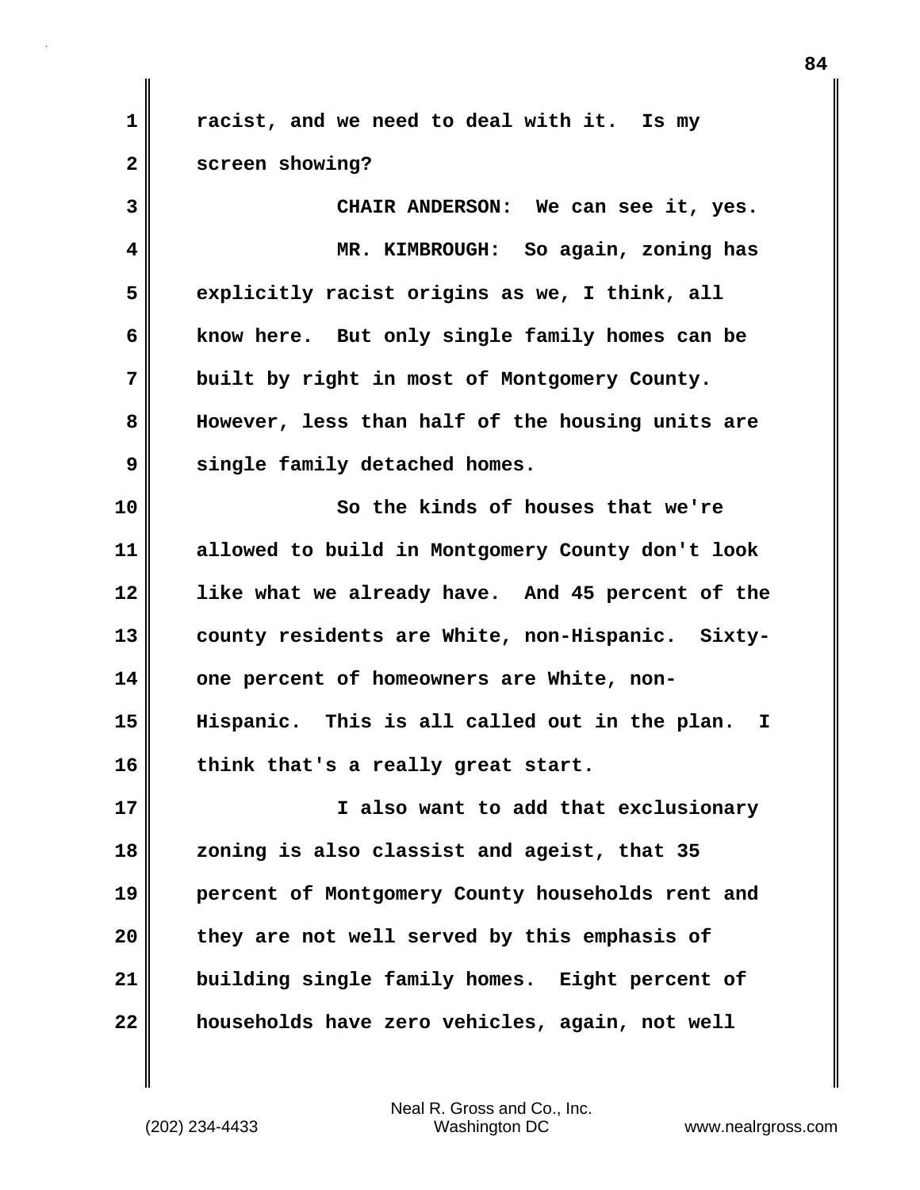racist, and we need to deal with it. Is my screen showing?

CHAIR ANDERSON: We can see it, yes.

MR. KIMBROUGH: So again, zoning has explicitly racist origins as we, I think, all know here. But only single family homes can be built by right in most of Montgomery County. However, less than half of the housing units are single family detached homes.

So the kinds of houses that we're allowed to build in Montgomery County don't look like what we already have. And 45 percent of the county residents are White, non-Hispanic. Sixty-one percent of homeowners are White, non-Hispanic. This is all called out in the plan. I think that's a really great start.

I also want to add that exclusionary zoning is also classist and ageist, that 35 percent of Montgomery County households rent and they are not well served by this emphasis of building single family homes. Eight percent of households have zero vehicles, again, not well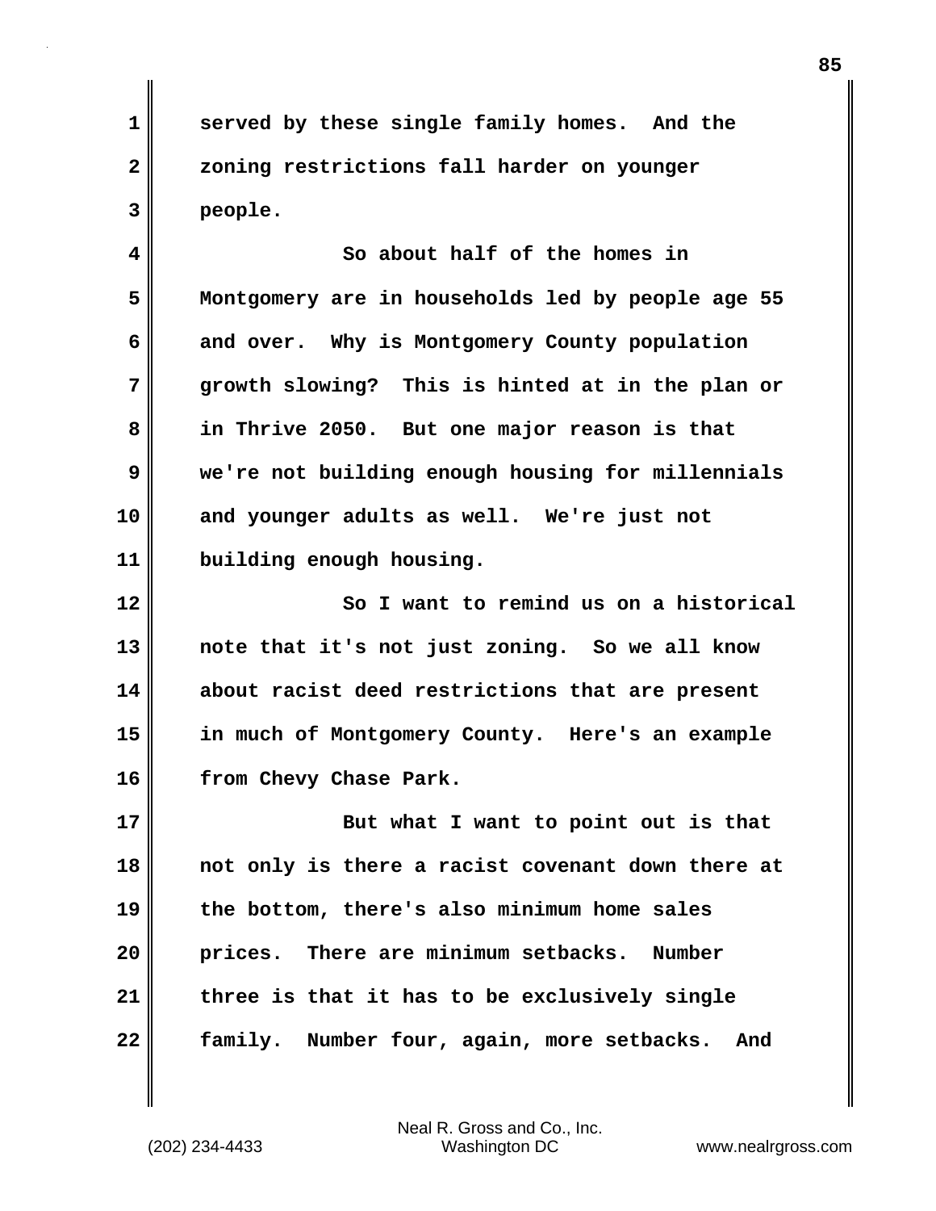served by these single family homes. And the zoning restrictions fall harder on younger people.

So about half of the homes in Montgomery are in households led by people age 55 and over. Why is Montgomery County population growth slowing? This is hinted at in the plan or in Thrive 2050. But one major reason is that we're not building enough housing for millennials and younger adults as well. We're just not building enough housing.

So I want to remind us on a historical note that it's not just zoning. So we all know about racist deed restrictions that are present in much of Montgomery County. Here's an example from Chevy Chase Park.

But what I want to point out is that not only is there a racist covenant down there at the bottom, there's also minimum home sales prices. There are minimum setbacks. Number three is that it has to be exclusively single family. Number four, again, more setbacks. And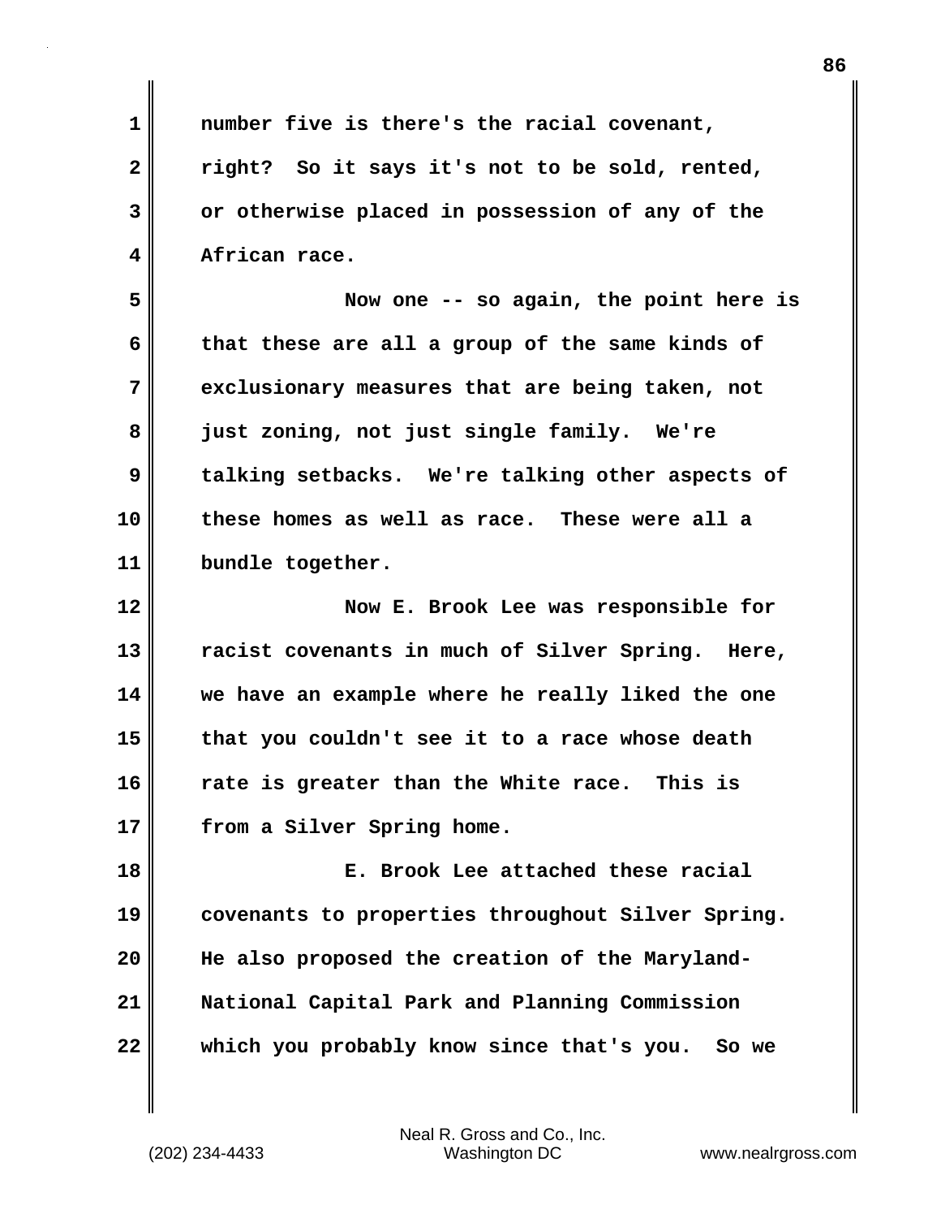number five is there's the racial covenant, right? So it says it's not to be sold, rented, or otherwise placed in possession of any of the African race.

Now one -- so again, the point here is that these are all a group of the same kinds of exclusionary measures that are being taken, not just zoning, not just single family. We're talking setbacks. We're talking other aspects of these homes as well as race. These were all a bundle together.

Now E. Brook Lee was responsible for racist covenants in much of Silver Spring. Here, we have an example where he really liked the one that you couldn't see it to a race whose death rate is greater than the White race. This is from a Silver Spring home.

E. Brook Lee attached these racial covenants to properties throughout Silver Spring. He also proposed the creation of the Maryland-National Capital Park and Planning Commission which you probably know since that's you. So we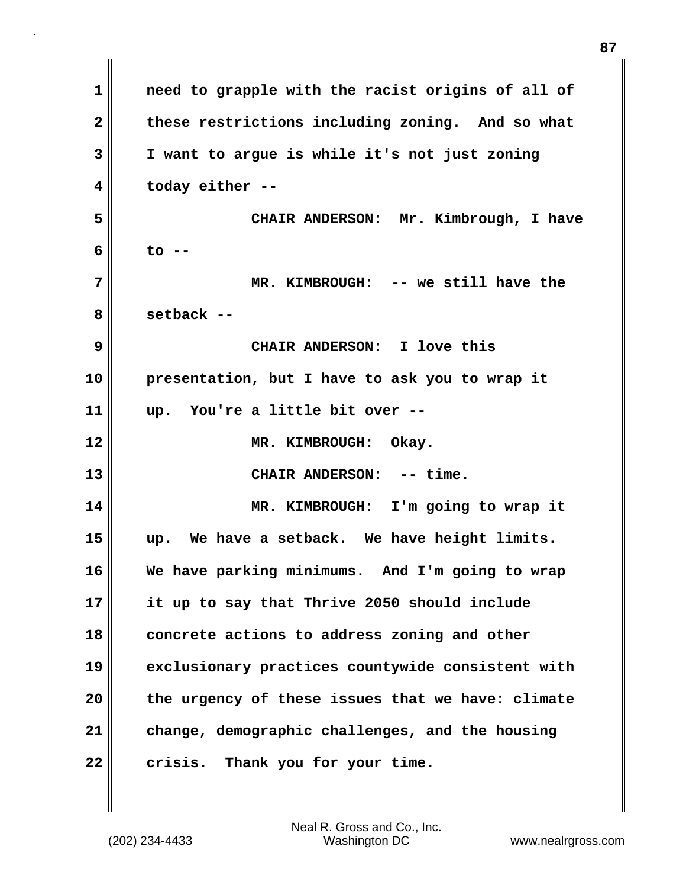need to grapple with the racist origins of all of these restrictions including zoning. And so what I want to argue is while it's not just zoning today either --

CHAIR ANDERSON: Mr. Kimbrough, I have to --

MR. KIMBROUGH: -- we still have the setback --

CHAIR ANDERSON: I love this presentation, but I have to ask you to wrap it up. You're a little bit over --

MR. KIMBROUGH: Okay.

CHAIR ANDERSON: -- time.

MR. KIMBROUGH: I'm going to wrap it up. We have a setback. We have height limits. We have parking minimums. And I'm going to wrap it up to say that Thrive 2050 should include concrete actions to address zoning and other exclusionary practices countywide consistent with the urgency of these issues that we have: climate change, demographic challenges, and the housing crisis. Thank you for your time.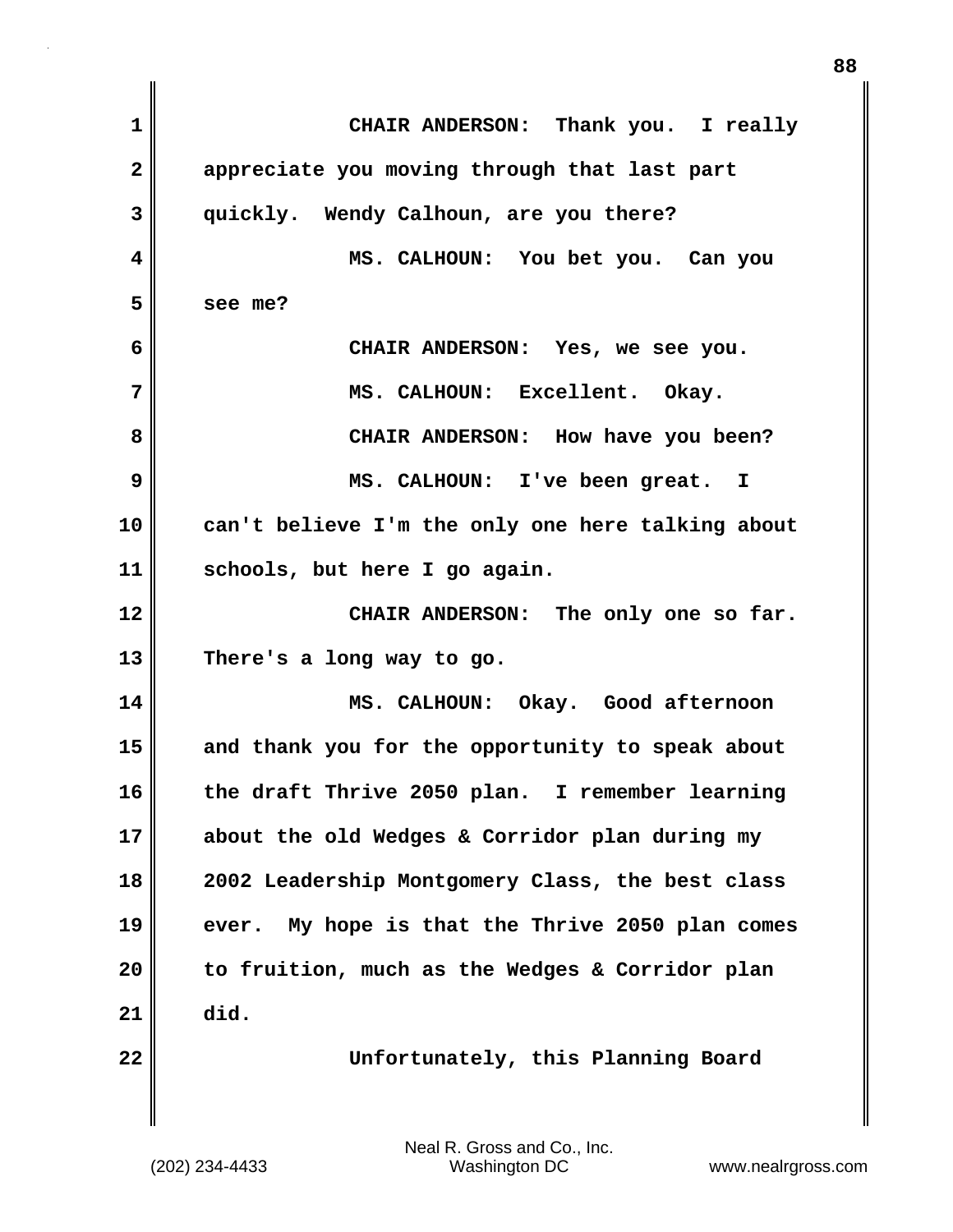CHAIR ANDERSON: Thank you. I really appreciate you moving through that last part quickly. Wendy Calhoun, are you there?

MS. CALHOUN: You bet you. Can you see me?

CHAIR ANDERSON: Yes, we see you.

MS. CALHOUN: Excellent. Okay.

CHAIR ANDERSON: How have you been?

MS. CALHOUN: I've been great. I can't believe I'm the only one here talking about schools, but here I go again.

CHAIR ANDERSON: The only one so far. There's a long way to go.

MS. CALHOUN: Okay. Good afternoon and thank you for the opportunity to speak about the draft Thrive 2050 plan. I remember learning about the old Wedges & Corridor plan during my 2002 Leadership Montgomery Class, the best class ever. My hope is that the Thrive 2050 plan comes to fruition, much as the Wedges & Corridor plan did.

Unfortunately, this Planning Board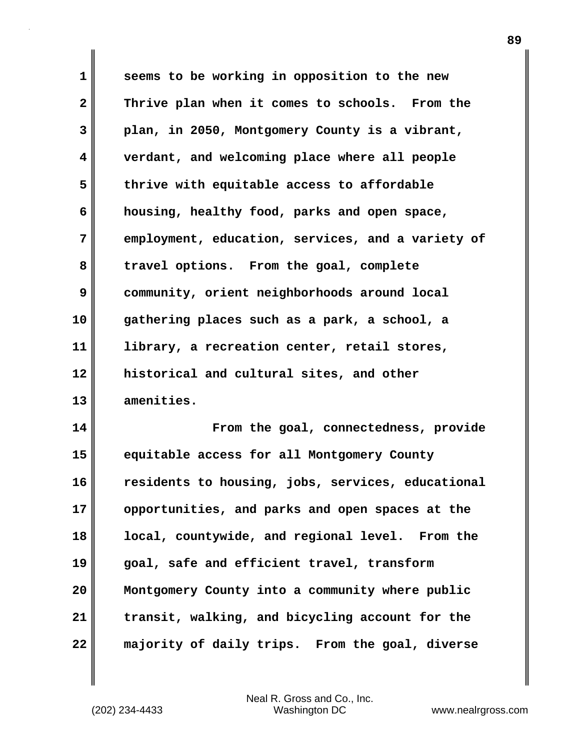seems to be working in opposition to the new Thrive plan when it comes to schools. From the plan, in 2050, Montgomery County is a vibrant, verdant, and welcoming place where all people thrive with equitable access to affordable housing, healthy food, parks and open space, employment, education, services, and a variety of travel options. From the goal, complete community, orient neighborhoods around local gathering places such as a park, a school, a library, a recreation center, retail stores, historical and cultural sites, and other amenities.

From the goal, connectedness, provide equitable access for all Montgomery County residents to housing, jobs, services, educational opportunities, and parks and open spaces at the local, countywide, and regional level. From the goal, safe and efficient travel, transform Montgomery County into a community where public transit, walking, and bicycling account for the majority of daily trips. From the goal, diverse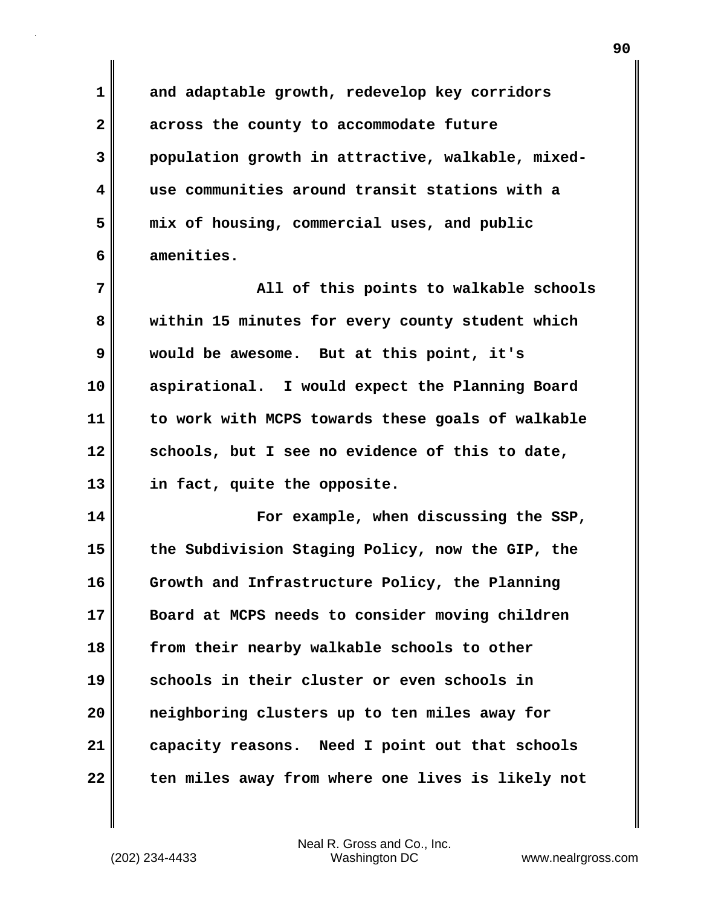and adaptable growth, redevelop key corridors across the county to accommodate future population growth in attractive, walkable, mixed-use communities around transit stations with a mix of housing, commercial uses, and public amenities.

All of this points to walkable schools within 15 minutes for every county student which would be awesome. But at this point, it's aspirational. I would expect the Planning Board to work with MCPS towards these goals of walkable schools, but I see no evidence of this to date, in fact, quite the opposite.

For example, when discussing the SSP, the Subdivision Staging Policy, now the GIP, the Growth and Infrastructure Policy, the Planning Board at MCPS needs to consider moving children from their nearby walkable schools to other schools in their cluster or even schools in neighboring clusters up to ten miles away for capacity reasons. Need I point out that schools ten miles away from where one lives is likely not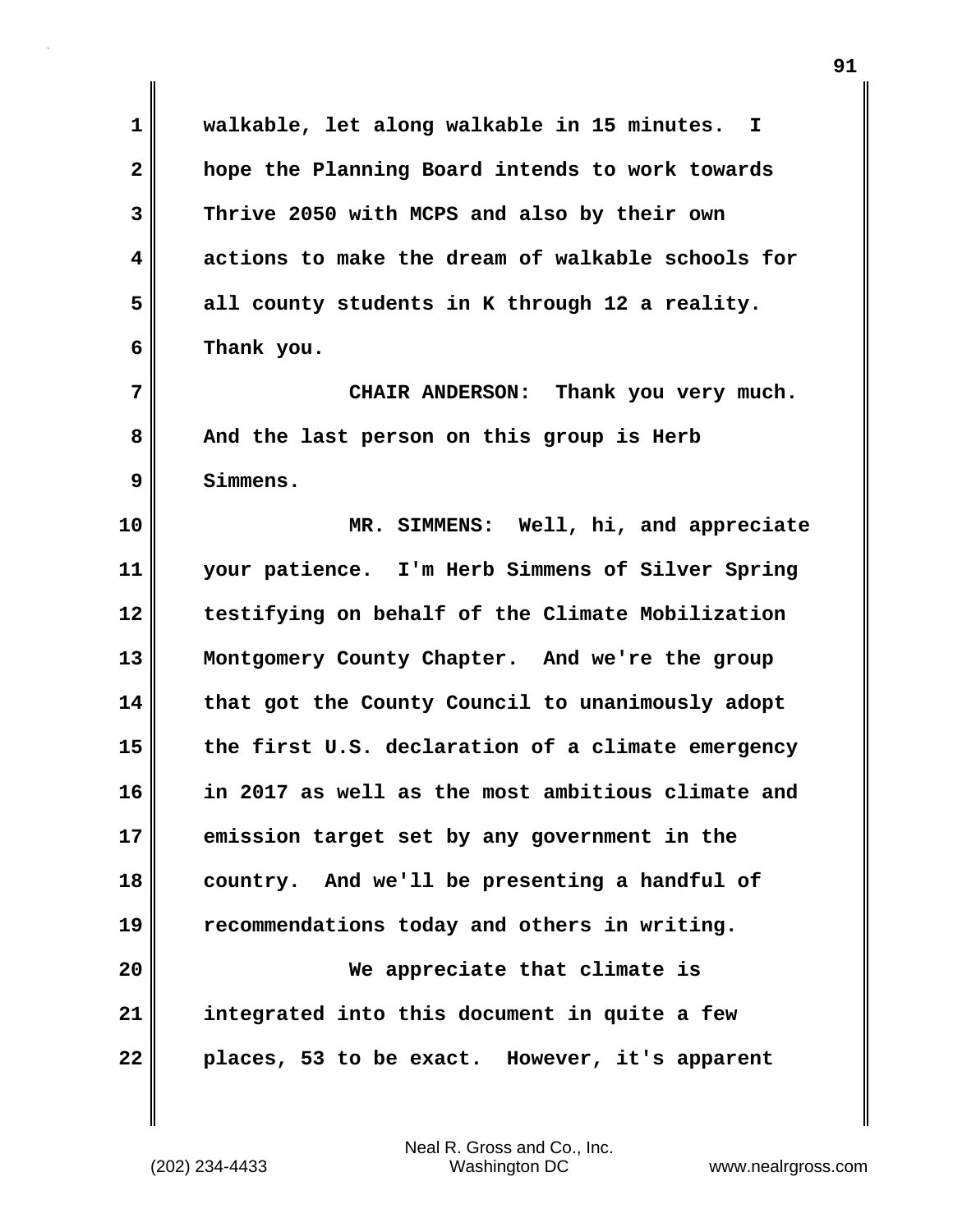walkable, let along walkable in 15 minutes. I hope the Planning Board intends to work towards Thrive 2050 with MCPS and also by their own actions to make the dream of walkable schools for all county students in K through 12 a reality. Thank you.

CHAIR ANDERSON: Thank you very much. And the last person on this group is Herb Simmens.

MR. SIMMENS: Well, hi, and appreciate your patience. I'm Herb Simmens of Silver Spring testifying on behalf of the Climate Mobilization Montgomery County Chapter. And we're the group that got the County Council to unanimously adopt the first U.S. declaration of a climate emergency in 2017 as well as the most ambitious climate and emission target set by any government in the country. And we'll be presenting a handful of recommendations today and others in writing.

We appreciate that climate is integrated into this document in quite a few places, 53 to be exact. However, it's apparent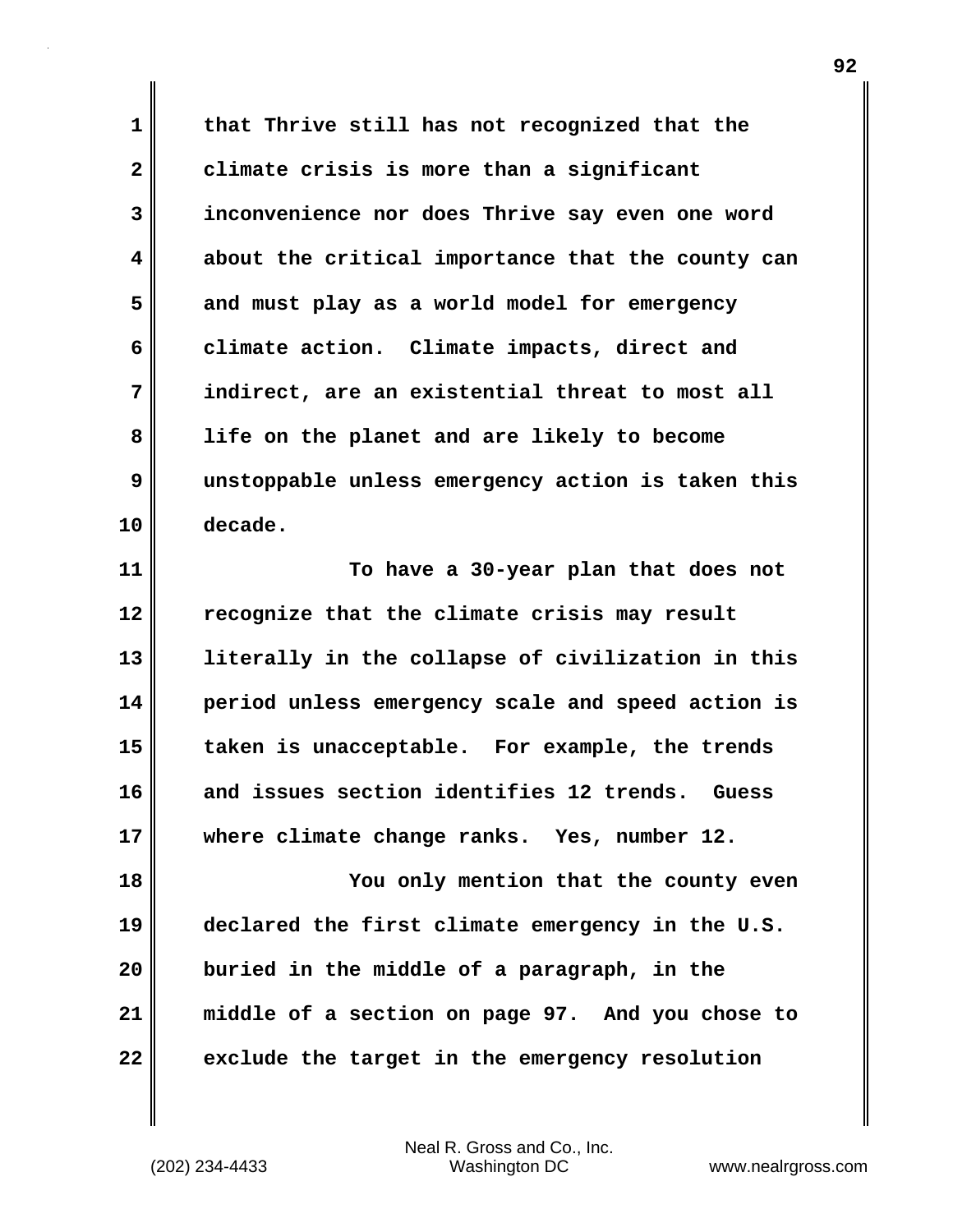that Thrive still has not recognized that the climate crisis is more than a significant inconvenience nor does Thrive say even one word about the critical importance that the county can and must play as a world model for emergency climate action. Climate impacts, direct and indirect, are an existential threat to most all life on the planet and are likely to become unstoppable unless emergency action is taken this decade.

To have a 30-year plan that does not recognize that the climate crisis may result literally in the collapse of civilization in this period unless emergency scale and speed action is taken is unacceptable. For example, the trends and issues section identifies 12 trends. Guess where climate change ranks. Yes, number 12.

You only mention that the county even declared the first climate emergency in the U.S. buried in the middle of a paragraph, in the middle of a section on page 97. And you chose to exclude the target in the emergency resolution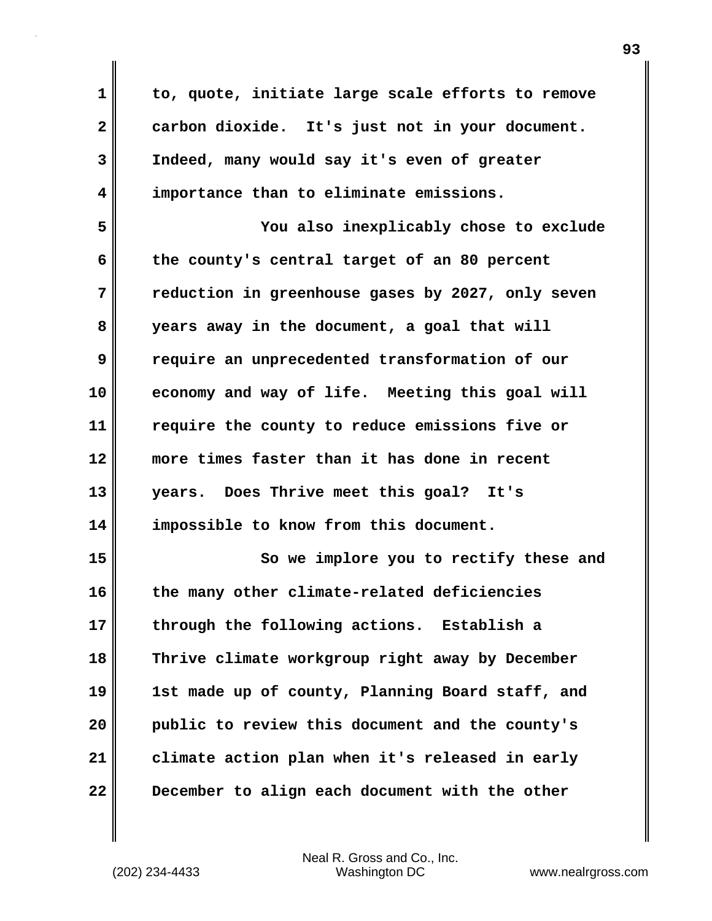to, quote, initiate large scale efforts to remove carbon dioxide. It's just not in your document. Indeed, many would say it's even of greater importance than to eliminate emissions.

You also inexplicably chose to exclude the county's central target of an 80 percent reduction in greenhouse gases by 2027, only seven years away in the document, a goal that will require an unprecedented transformation of our economy and way of life. Meeting this goal will require the county to reduce emissions five or more times faster than it has done in recent years. Does Thrive meet this goal? It's impossible to know from this document.

So we implore you to rectify these and the many other climate-related deficiencies through the following actions. Establish a Thrive climate workgroup right away by December 1st made up of county, Planning Board staff, and public to review this document and the county's climate action plan when it's released in early December to align each document with the other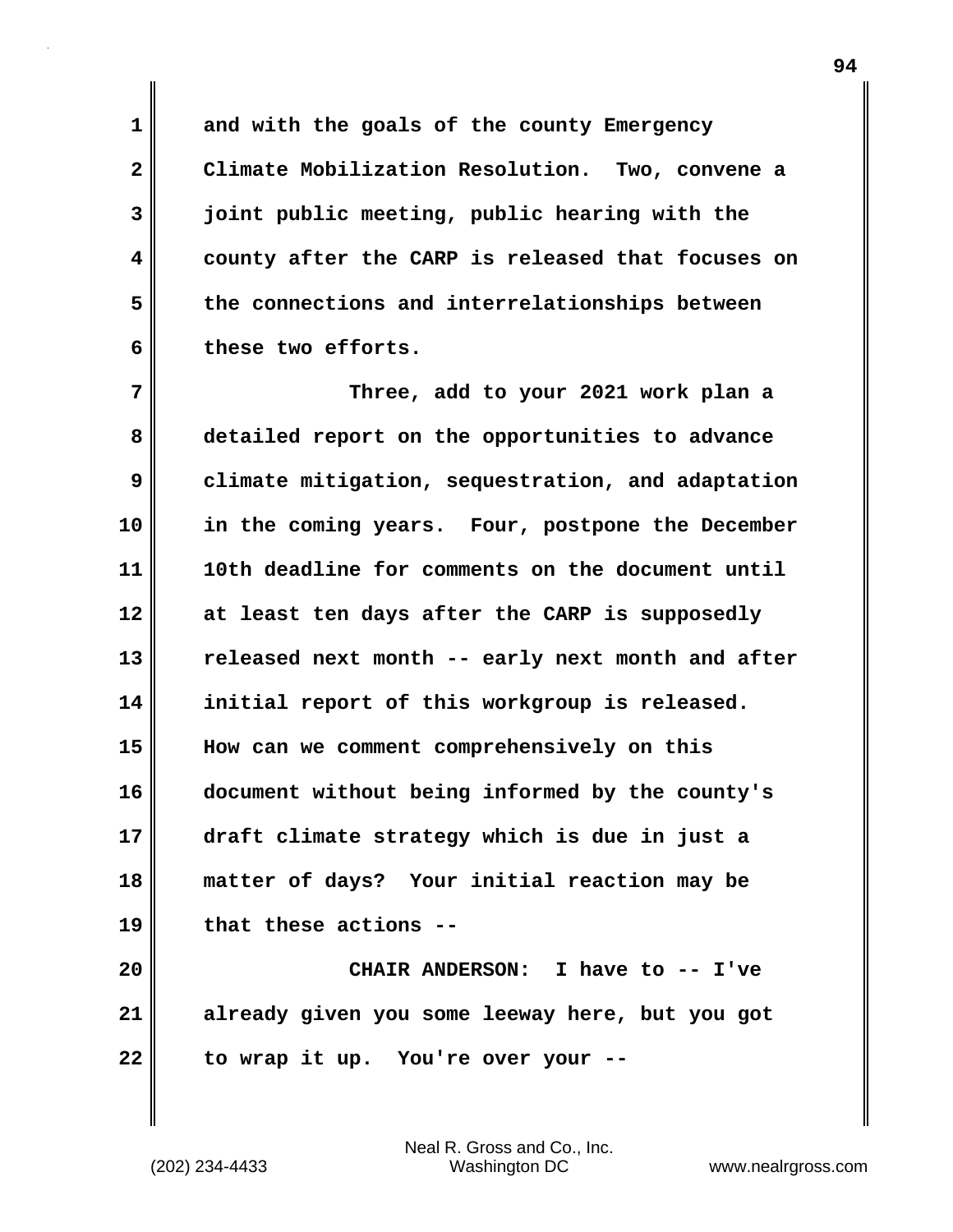and with the goals of the county Emergency Climate Mobilization Resolution. Two, convene a joint public meeting, public hearing with the county after the CARP is released that focuses on the connections and interrelationships between these two efforts.

Three, add to your 2021 work plan a detailed report on the opportunities to advance climate mitigation, sequestration, and adaptation in the coming years. Four, postpone the December 10th deadline for comments on the document until at least ten days after the CARP is supposedly released next month -- early next month and after initial report of this workgroup is released. How can we comment comprehensively on this document without being informed by the county's draft climate strategy which is due in just a matter of days? Your initial reaction may be that these actions --

CHAIR ANDERSON: I have to -- I've already given you some leeway here, but you got to wrap it up. You're over your --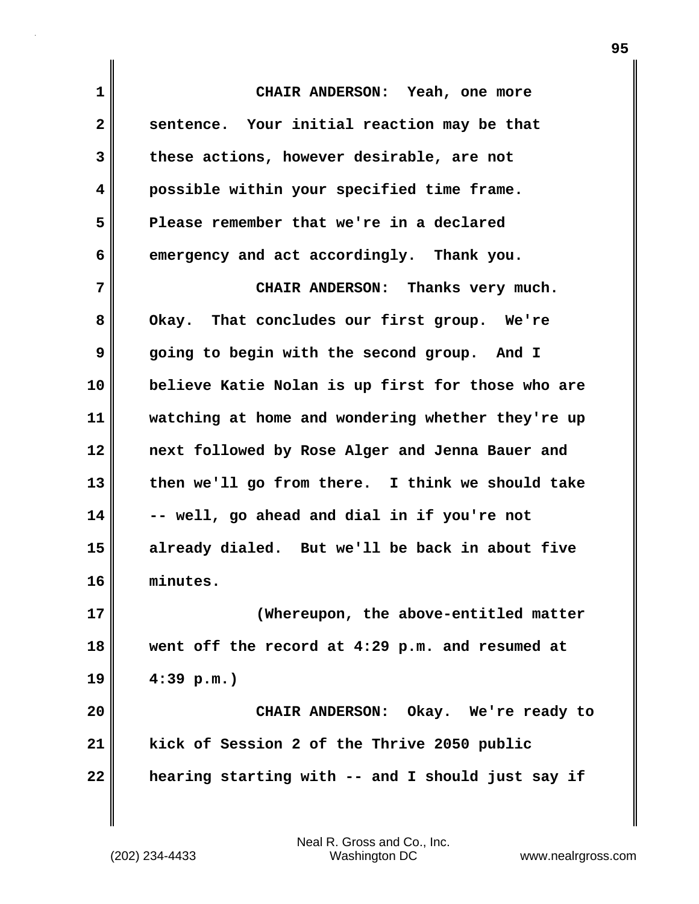CHAIR ANDERSON: Yeah, one more sentence. Your initial reaction may be that these actions, however desirable, are not possible within your specified time frame. Please remember that we're in a declared emergency and act accordingly. Thank you.

CHAIR ANDERSON: Thanks very much. Okay. That concludes our first group. We're going to begin with the second group. And I believe Katie Nolan is up first for those who are watching at home and wondering whether they're up next followed by Rose Alger and Jenna Bauer and then we'll go from there. I think we should take -- well, go ahead and dial in if you're not already dialed. But we'll be back in about five minutes.

(Whereupon, the above-entitled matter went off the record at 4:29 p.m. and resumed at 4:39 p.m.)

CHAIR ANDERSON: Okay. We're ready to kick of Session 2 of the Thrive 2050 public hearing starting with -- and I should just say if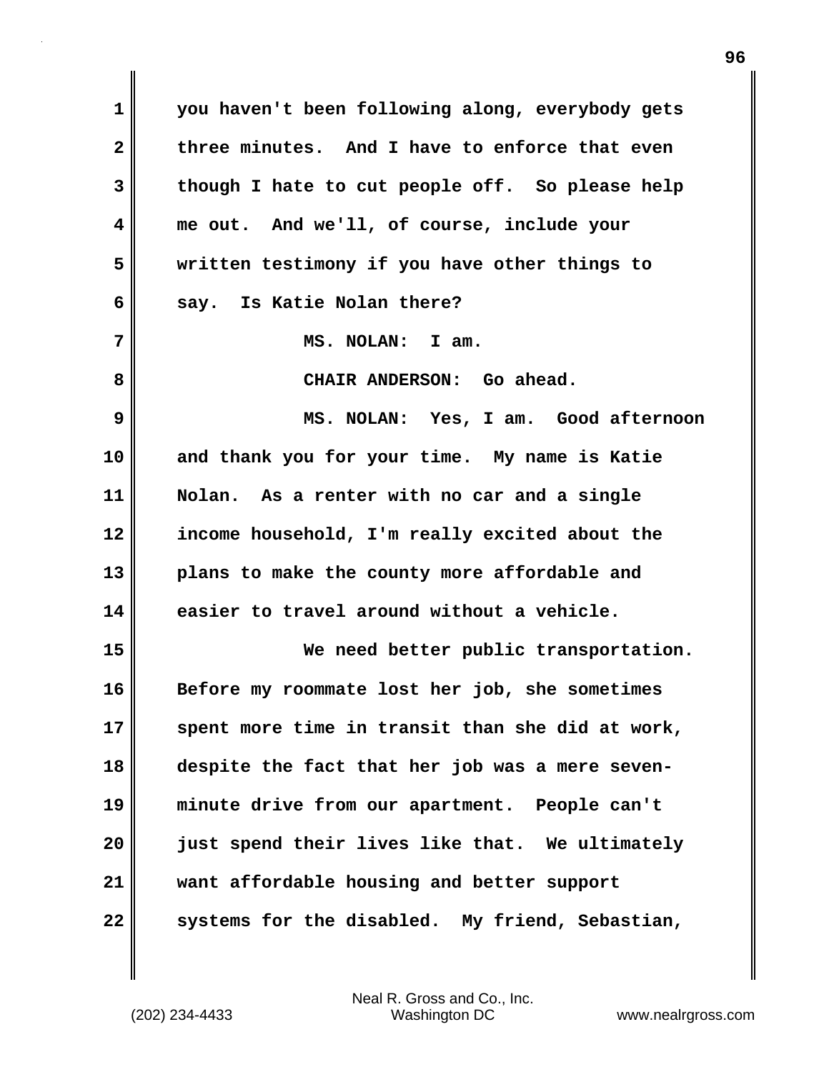you haven't been following along, everybody gets three minutes. And I have to enforce that even though I hate to cut people off. So please help me out. And we'll, of course, include your written testimony if you have other things to say. Is Katie Nolan there?

MS. NOLAN: I am.

CHAIR ANDERSON: Go ahead.

MS. NOLAN: Yes, I am. Good afternoon and thank you for your time. My name is Katie Nolan. As a renter with no car and a single income household, I'm really excited about the plans to make the county more affordable and easier to travel around without a vehicle.

We need better public transportation. Before my roommate lost her job, she sometimes spent more time in transit than she did at work, despite the fact that her job was a mere seven-minute drive from our apartment. People can't just spend their lives like that. We ultimately want affordable housing and better support systems for the disabled. My friend, Sebastian,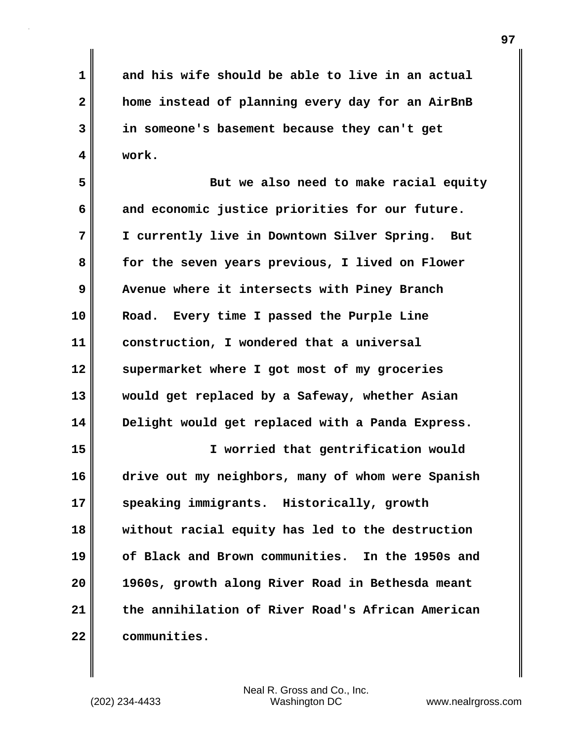and his wife should be able to live in an actual home instead of planning every day for an AirBnB in someone's basement because they can't get work.

But we also need to make racial equity and economic justice priorities for our future. I currently live in Downtown Silver Spring. But for the seven years previous, I lived on Flower Avenue where it intersects with Piney Branch Road. Every time I passed the Purple Line construction, I wondered that a universal supermarket where I got most of my groceries would get replaced by a Safeway, whether Asian Delight would get replaced with a Panda Express.

I worried that gentrification would drive out my neighbors, many of whom were Spanish speaking immigrants. Historically, growth without racial equity has led to the destruction of Black and Brown communities. In the 1950s and 1960s, growth along River Road in Bethesda meant the annihilation of River Road's African American communities.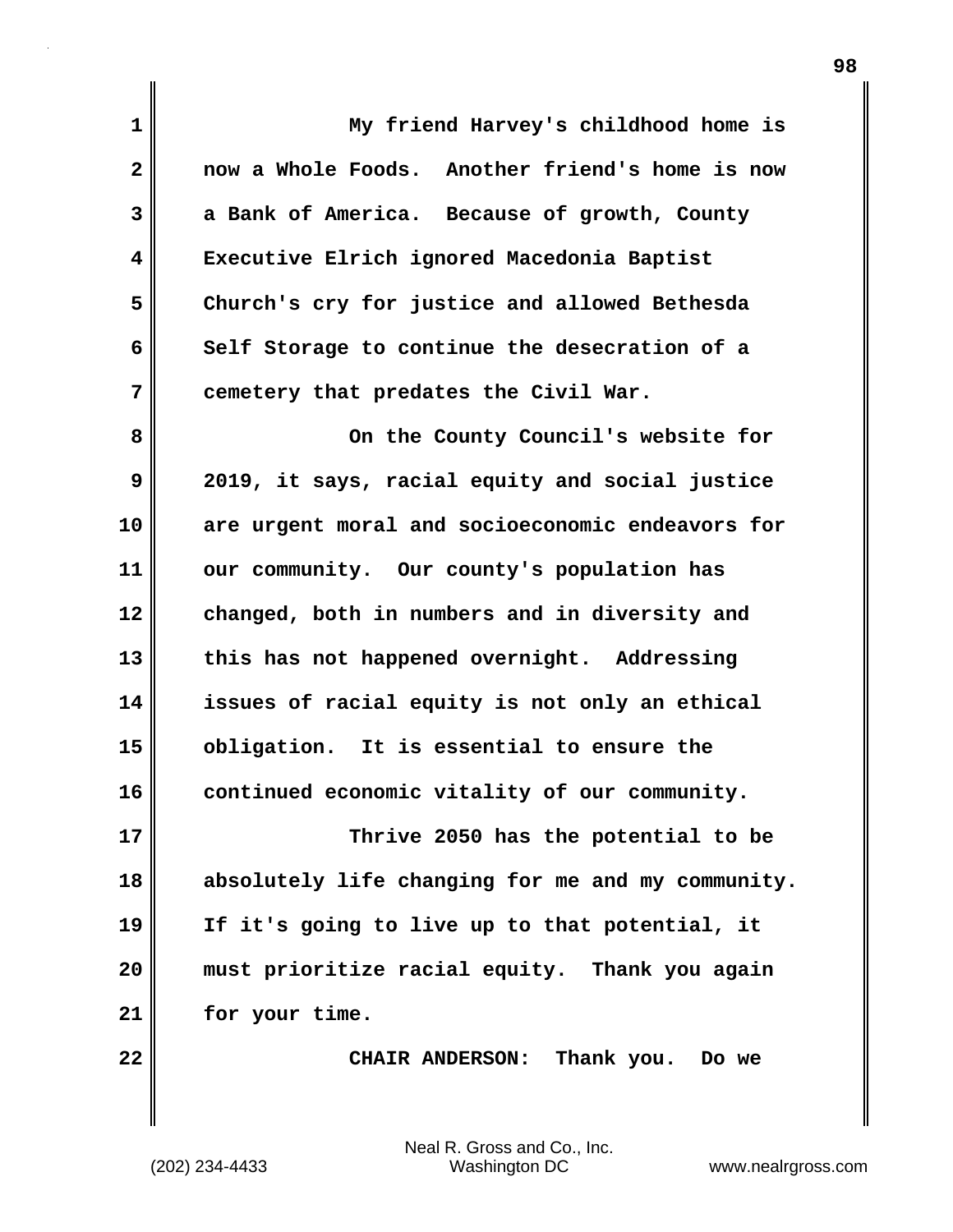My friend Harvey's childhood home is now a Whole Foods. Another friend's home is now a Bank of America. Because of growth, County Executive Elrich ignored Macedonia Baptist Church's cry for justice and allowed Bethesda Self Storage to continue the desecration of a cemetery that predates the Civil War.

On the County Council's website for 2019, it says, racial equity and social justice are urgent moral and socioeconomic endeavors for our community. Our county's population has changed, both in numbers and in diversity and this has not happened overnight. Addressing issues of racial equity is not only an ethical obligation. It is essential to ensure the continued economic vitality of our community.

Thrive 2050 has the potential to be absolutely life changing for me and my community. If it's going to live up to that potential, it must prioritize racial equity. Thank you again for your time.

CHAIR ANDERSON: Thank you. Do we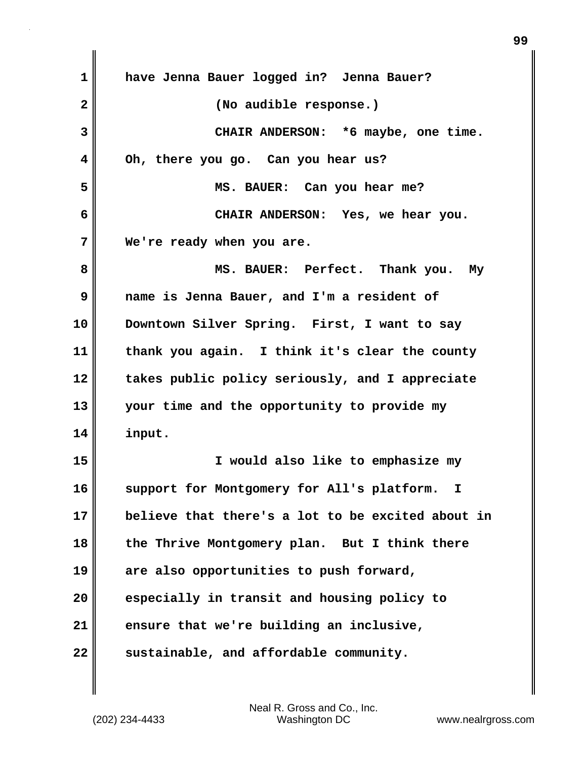have Jenna Bauer logged in? Jenna Bauer?

(No audible response.)

CHAIR ANDERSON: *6 maybe, one time. Oh, there you go. Can you hear us?

MS. BAUER: Can you hear me?

CHAIR ANDERSON: Yes, we hear you. We're ready when you are.

MS. BAUER: Perfect. Thank you. My name is Jenna Bauer, and I'm a resident of Downtown Silver Spring. First, I want to say thank you again. I think it's clear the county takes public policy seriously, and I appreciate your time and the opportunity to provide my input.

I would also like to emphasize my support for Montgomery for All's platform. I believe that there's a lot to be excited about in the Thrive Montgomery plan. But I think there are also opportunities to push forward, especially in transit and housing policy to ensure that we're building an inclusive, sustainable, and affordable community.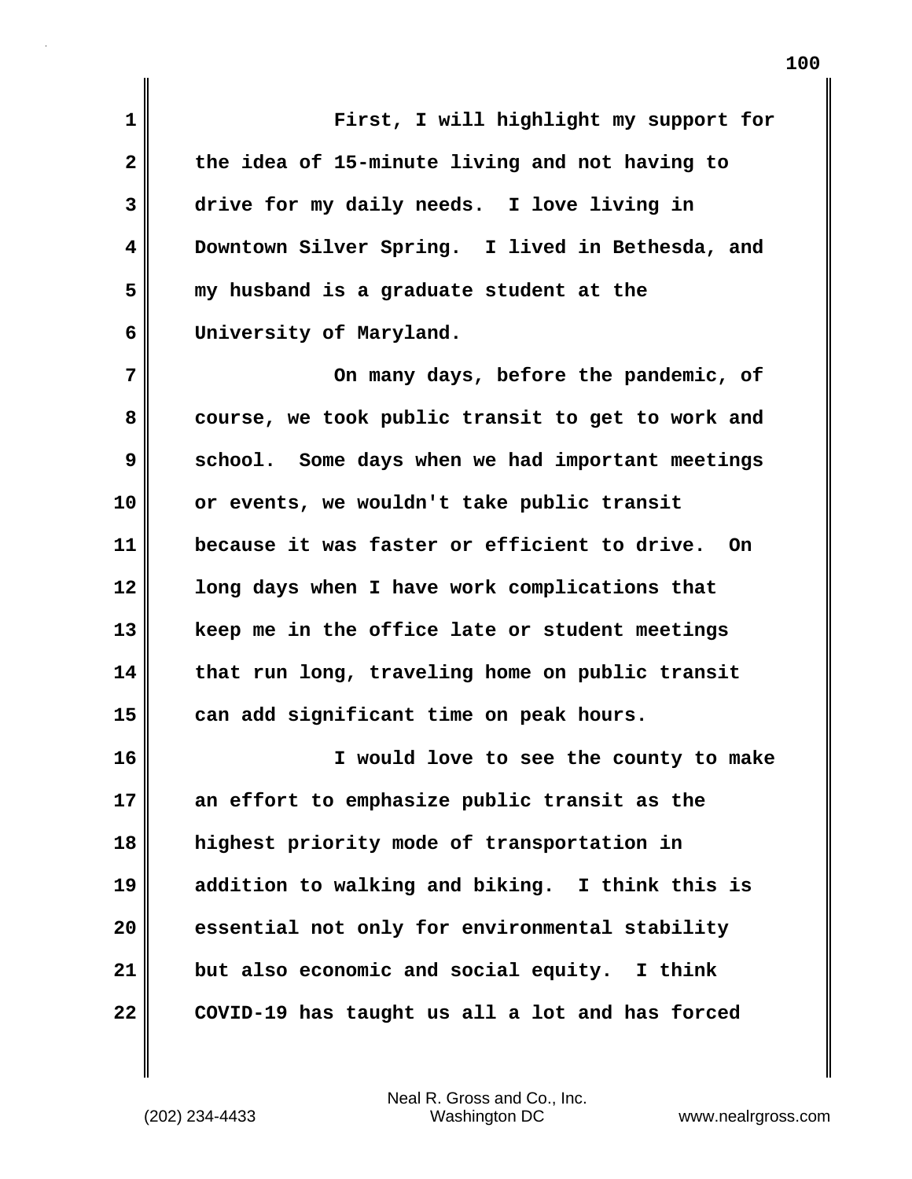First, I will highlight my support for the idea of 15-minute living and not having to drive for my daily needs. I love living in Downtown Silver Spring. I lived in Bethesda, and my husband is a graduate student at the University of Maryland.

On many days, before the pandemic, of course, we took public transit to get to work and school. Some days when we had important meetings or events, we wouldn't take public transit because it was faster or efficient to drive. On long days when I have work complications that keep me in the office late or student meetings that run long, traveling home on public transit can add significant time on peak hours.

I would love to see the county to make an effort to emphasize public transit as the highest priority mode of transportation in addition to walking and biking. I think this is essential not only for environmental stability but also economic and social equity. I think COVID-19 has taught us all a lot and has forced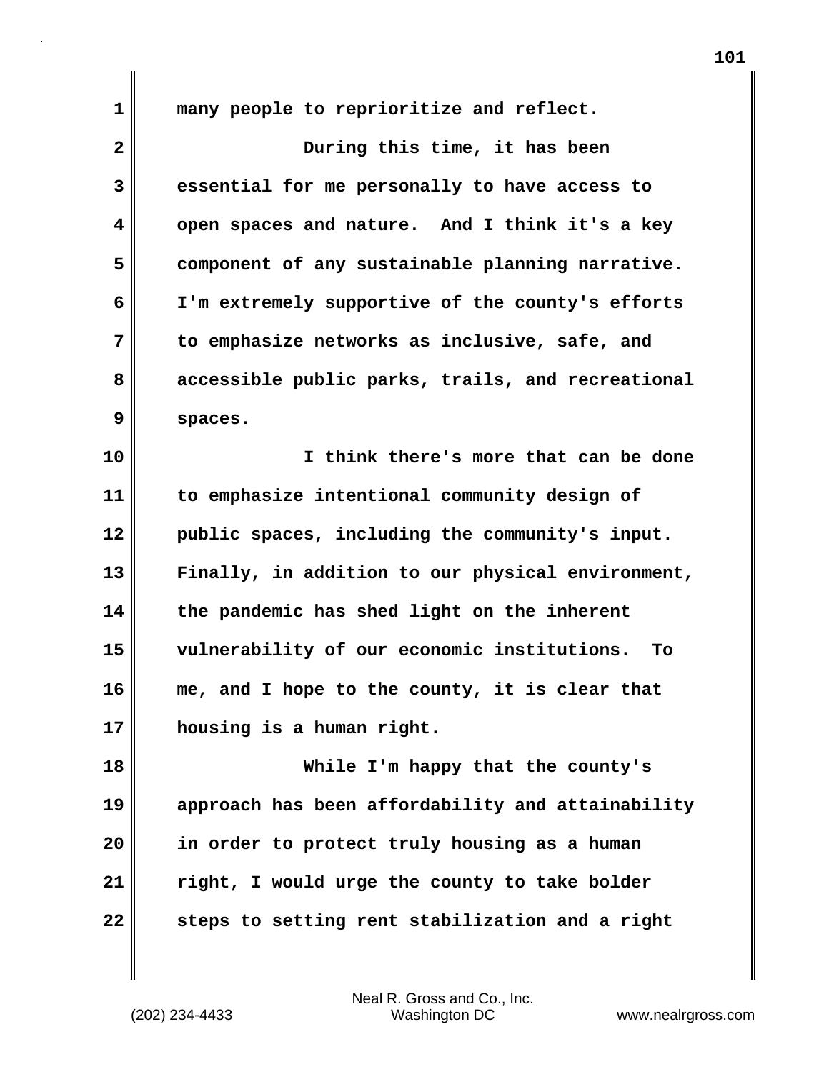many people to reprioritize and reflect.

During this time, it has been essential for me personally to have access to open spaces and nature. And I think it's a key component of any sustainable planning narrative. I'm extremely supportive of the county's efforts to emphasize networks as inclusive, safe, and accessible public parks, trails, and recreational spaces.

I think there's more that can be done to emphasize intentional community design of public spaces, including the community's input. Finally, in addition to our physical environment, the pandemic has shed light on the inherent vulnerability of our economic institutions. To me, and I hope to the county, it is clear that housing is a human right.

While I'm happy that the county's approach has been affordability and attainability in order to protect truly housing as a human right, I would urge the county to take bolder steps to setting rent stabilization and a right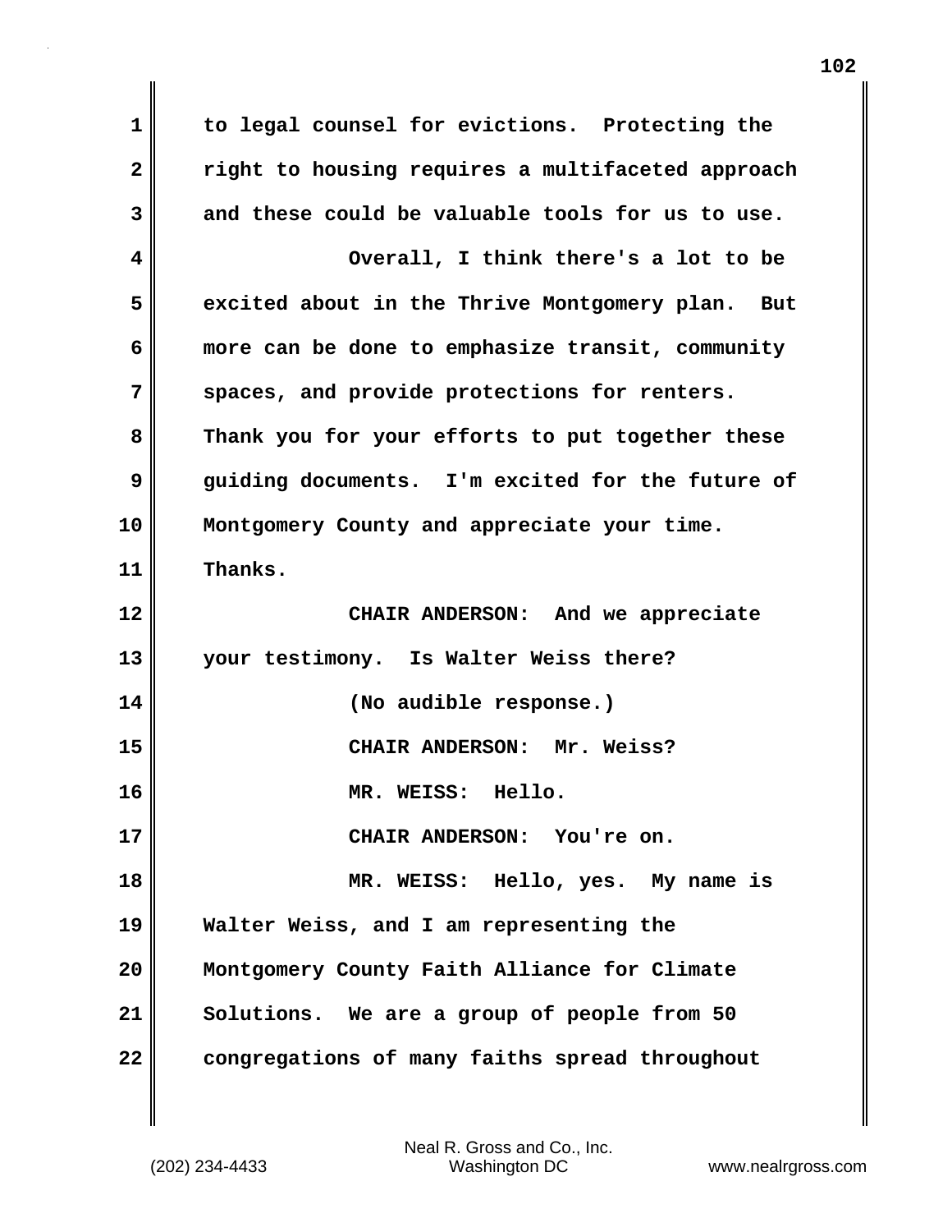to legal counsel for evictions. Protecting the right to housing requires a multifaceted approach and these could be valuable tools for us to use.

Overall, I think there's a lot to be excited about in the Thrive Montgomery plan. But more can be done to emphasize transit, community spaces, and provide protections for renters. Thank you for your efforts to put together these guiding documents. I'm excited for the future of Montgomery County and appreciate your time. Thanks.

CHAIR ANDERSON: And we appreciate your testimony. Is Walter Weiss there?

(No audible response.)

CHAIR ANDERSON: Mr. Weiss?

MR. WEISS: Hello.

CHAIR ANDERSON: You're on.

MR. WEISS: Hello, yes. My name is Walter Weiss, and I am representing the Montgomery County Faith Alliance for Climate Solutions. We are a group of people from 50 congregations of many faiths spread throughout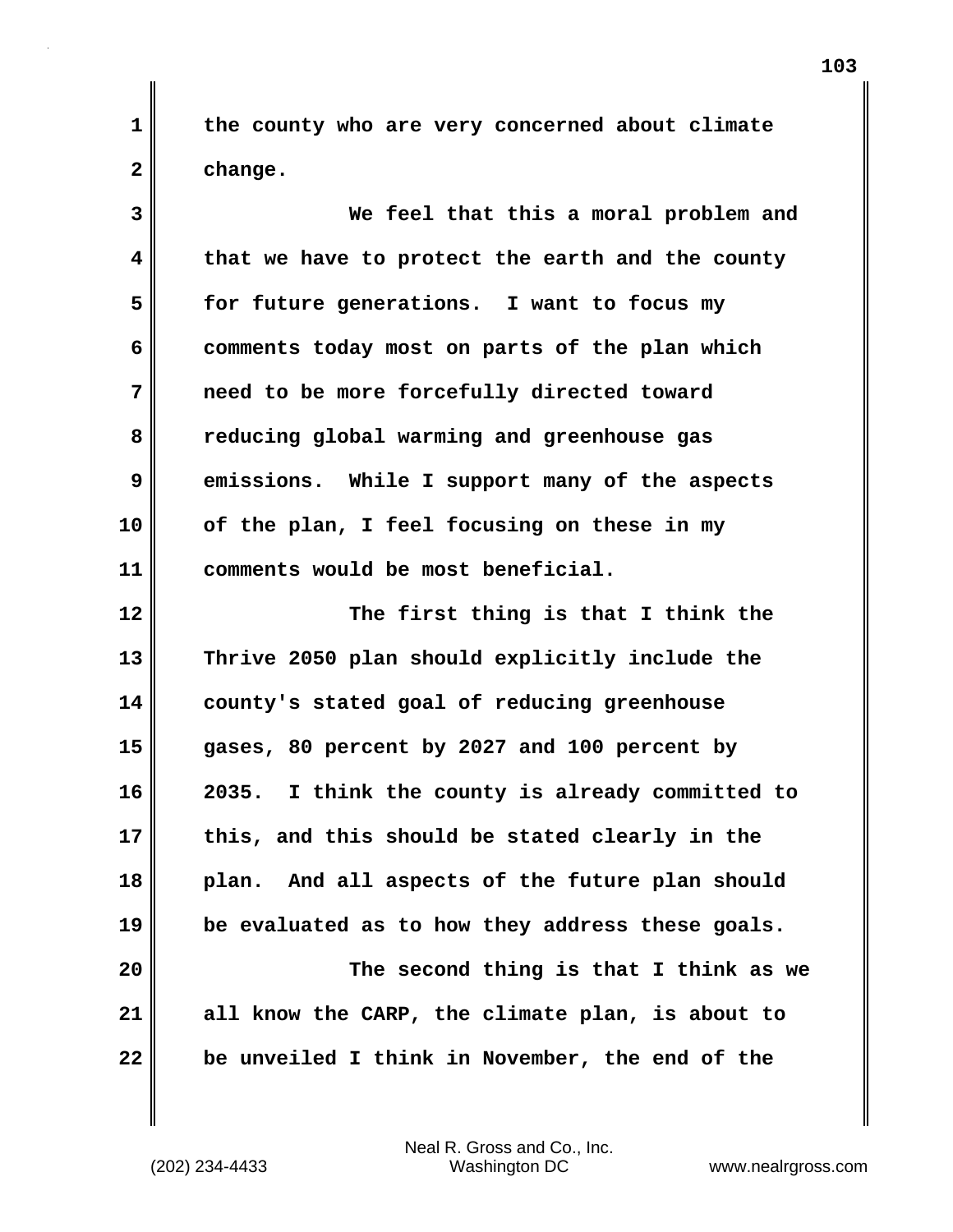the county who are very concerned about climate change.

We feel that this a moral problem and that we have to protect the earth and the county for future generations. I want to focus my comments today most on parts of the plan which need to be more forcefully directed toward reducing global warming and greenhouse gas emissions. While I support many of the aspects of the plan, I feel focusing on these in my comments would be most beneficial.

The first thing is that I think the Thrive 2050 plan should explicitly include the county's stated goal of reducing greenhouse gases, 80 percent by 2027 and 100 percent by 2035. I think the county is already committed to this, and this should be stated clearly in the plan. And all aspects of the future plan should be evaluated as to how they address these goals.

The second thing is that I think as we all know the CARP, the climate plan, is about to be unveiled I think in November, the end of the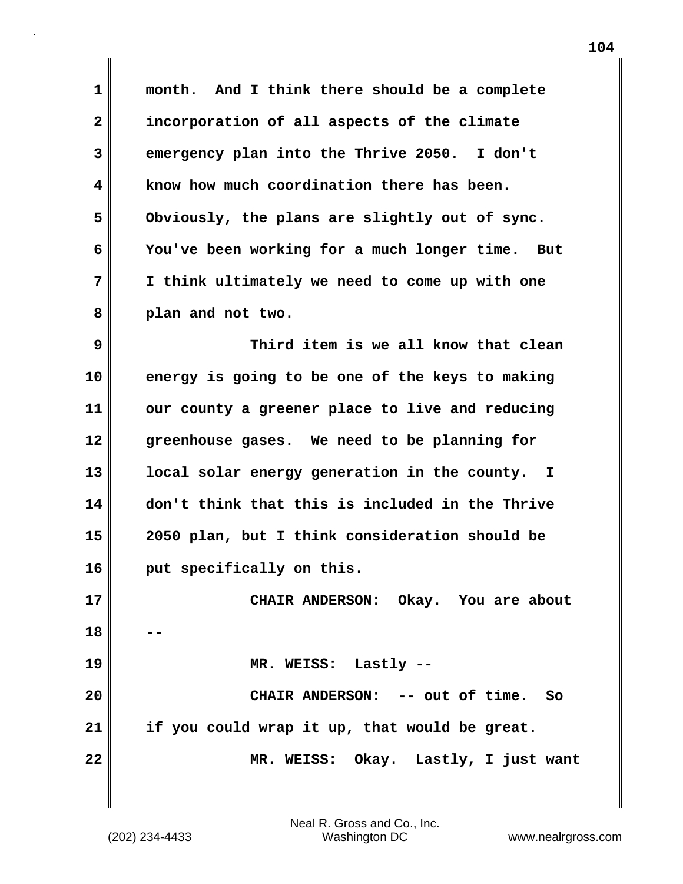month. And I think there should be a complete incorporation of all aspects of the climate emergency plan into the Thrive 2050. I don't know how much coordination there has been. Obviously, the plans are slightly out of sync. You've been working for a much longer time. But I think ultimately we need to come up with one plan and not two.

Third item is we all know that clean energy is going to be one of the keys to making our county a greener place to live and reducing greenhouse gases. We need to be planning for local solar energy generation in the county. I don't think that this is included in the Thrive 2050 plan, but I think consideration should be put specifically on this.

CHAIR ANDERSON: Okay. You are about --

MR. WEISS: Lastly --

CHAIR ANDERSON: -- out of time. So if you could wrap it up, that would be great.

MR. WEISS: Okay. Lastly, I just want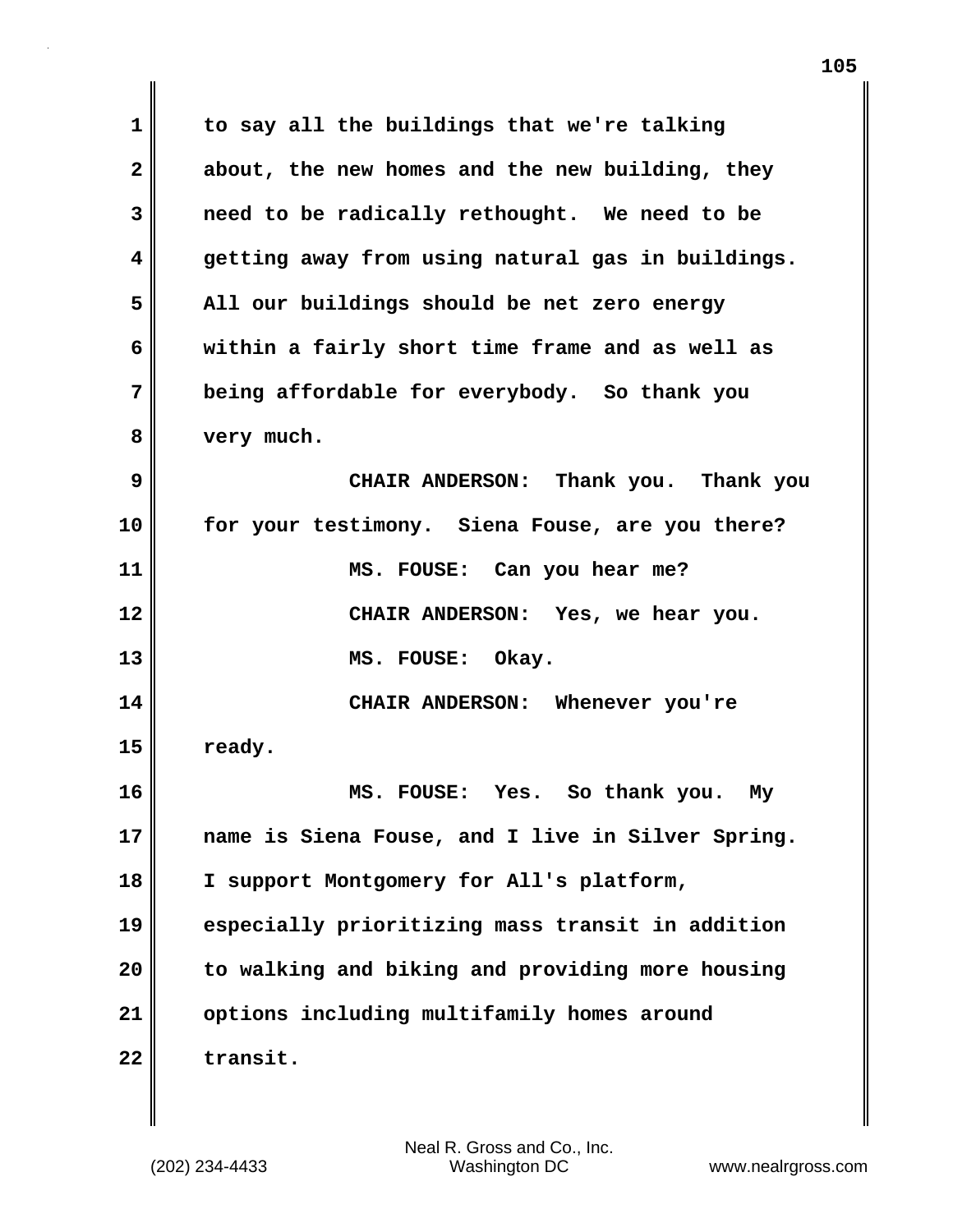to say all the buildings that we're talking about, the new homes and the new building, they need to be radically rethought. We need to be getting away from using natural gas in buildings. All our buildings should be net zero energy within a fairly short time frame and as well as being affordable for everybody. So thank you very much.

CHAIR ANDERSON: Thank you. Thank you for your testimony. Siena Fouse, are you there?

MS. FOUSE: Can you hear me?

CHAIR ANDERSON: Yes, we hear you.

MS. FOUSE: Okay.

CHAIR ANDERSON: Whenever you're ready.

MS. FOUSE: Yes. So thank you. My name is Siena Fouse, and I live in Silver Spring. I support Montgomery for All's platform, especially prioritizing mass transit in addition to walking and biking and providing more housing options including multifamily homes around transit.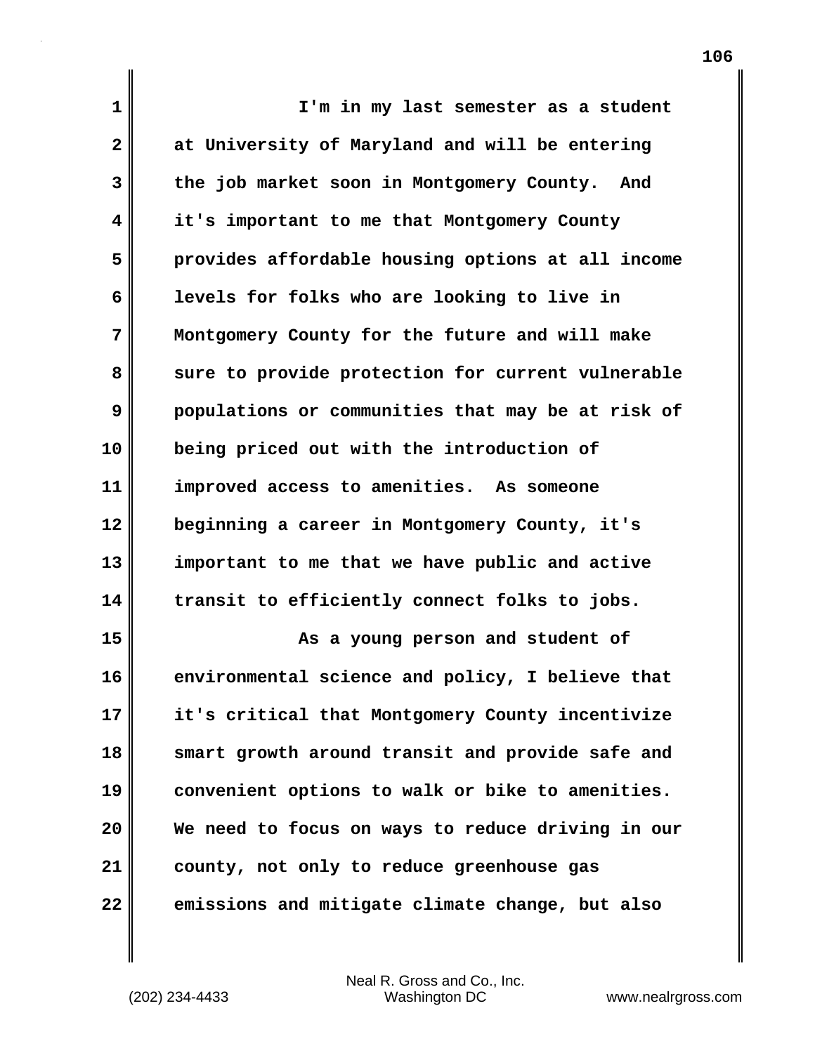I'm in my last semester as a student at University of Maryland and will be entering the job market soon in Montgomery County. And it's important to me that Montgomery County provides affordable housing options at all income levels for folks who are looking to live in Montgomery County for the future and will make sure to provide protection for current vulnerable populations or communities that may be at risk of being priced out with the introduction of improved access to amenities. As someone beginning a career in Montgomery County, it's important to me that we have public and active transit to efficiently connect folks to jobs.

As a young person and student of environmental science and policy, I believe that it's critical that Montgomery County incentivize smart growth around transit and provide safe and convenient options to walk or bike to amenities. We need to focus on ways to reduce driving in our county, not only to reduce greenhouse gas emissions and mitigate climate change, but also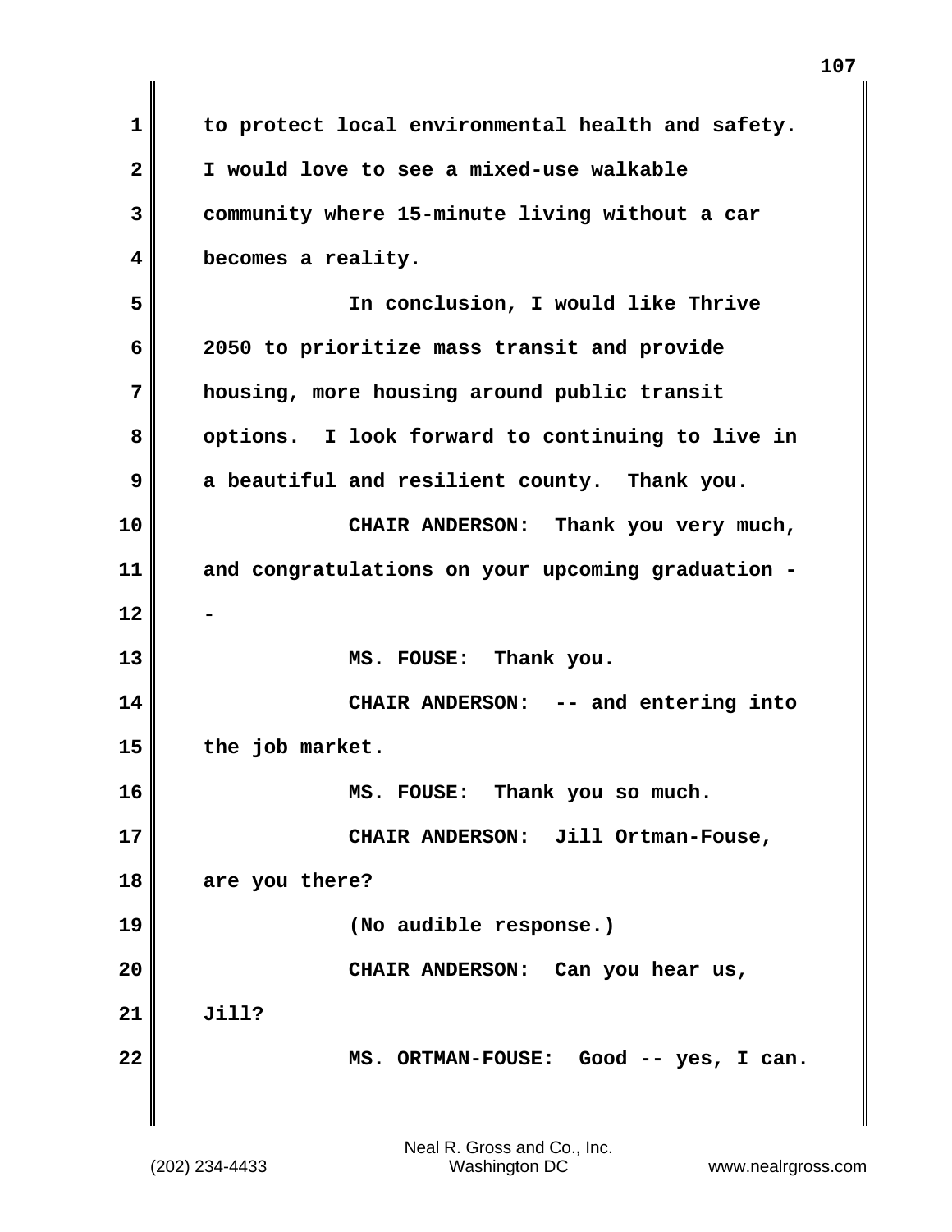to protect local environmental health and safety. I would love to see a mixed-use walkable community where 15-minute living without a car becomes a reality.

In conclusion, I would like Thrive 2050 to prioritize mass transit and provide housing, more housing around public transit options. I look forward to continuing to live in a beautiful and resilient county. Thank you.

CHAIR ANDERSON: Thank you very much, and congratulations on your upcoming graduation --

MS. FOUSE: Thank you.

CHAIR ANDERSON: -- and entering into the job market.

MS. FOUSE: Thank you so much.

CHAIR ANDERSON: Jill Ortman-Fouse, are you there?

(No audible response.)

CHAIR ANDERSON: Can you hear us, Jill?

MS. ORTMAN-FOUSE: Good -- yes, I can.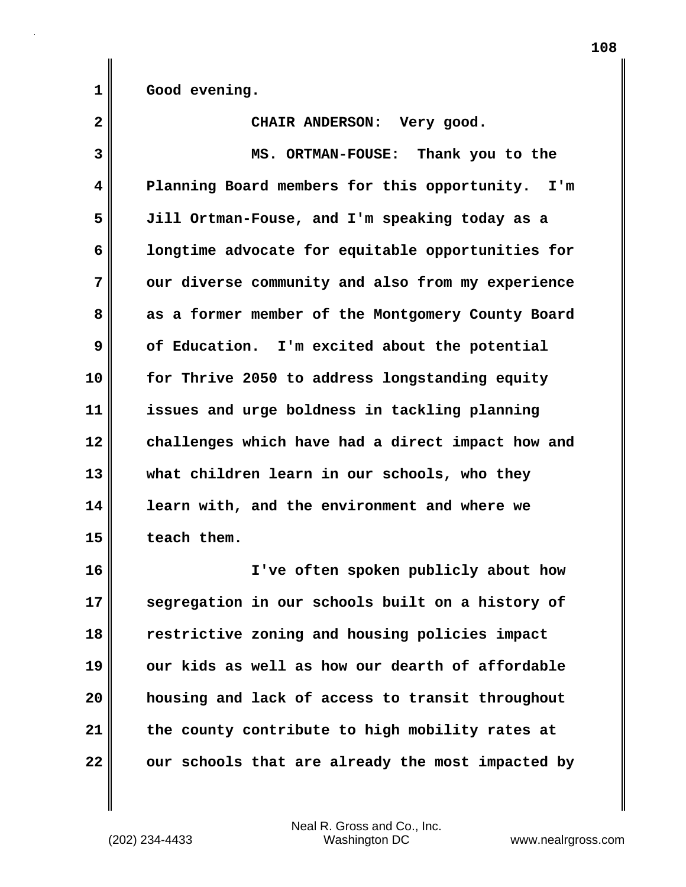Good evening.

CHAIR ANDERSON: Very good.

MS. ORTMAN-FOUSE: Thank you to the Planning Board members for this opportunity. I'm Jill Ortman-Fouse, and I'm speaking today as a longtime advocate for equitable opportunities for our diverse community and also from my experience as a former member of the Montgomery County Board of Education. I'm excited about the potential for Thrive 2050 to address longstanding equity issues and urge boldness in tackling planning challenges which have had a direct impact how and what children learn in our schools, who they learn with, and the environment and where we teach them.

I've often spoken publicly about how segregation in our schools built on a history of restrictive zoning and housing policies impact our kids as well as how our dearth of affordable housing and lack of access to transit throughout the county contribute to high mobility rates at our schools that are already the most impacted by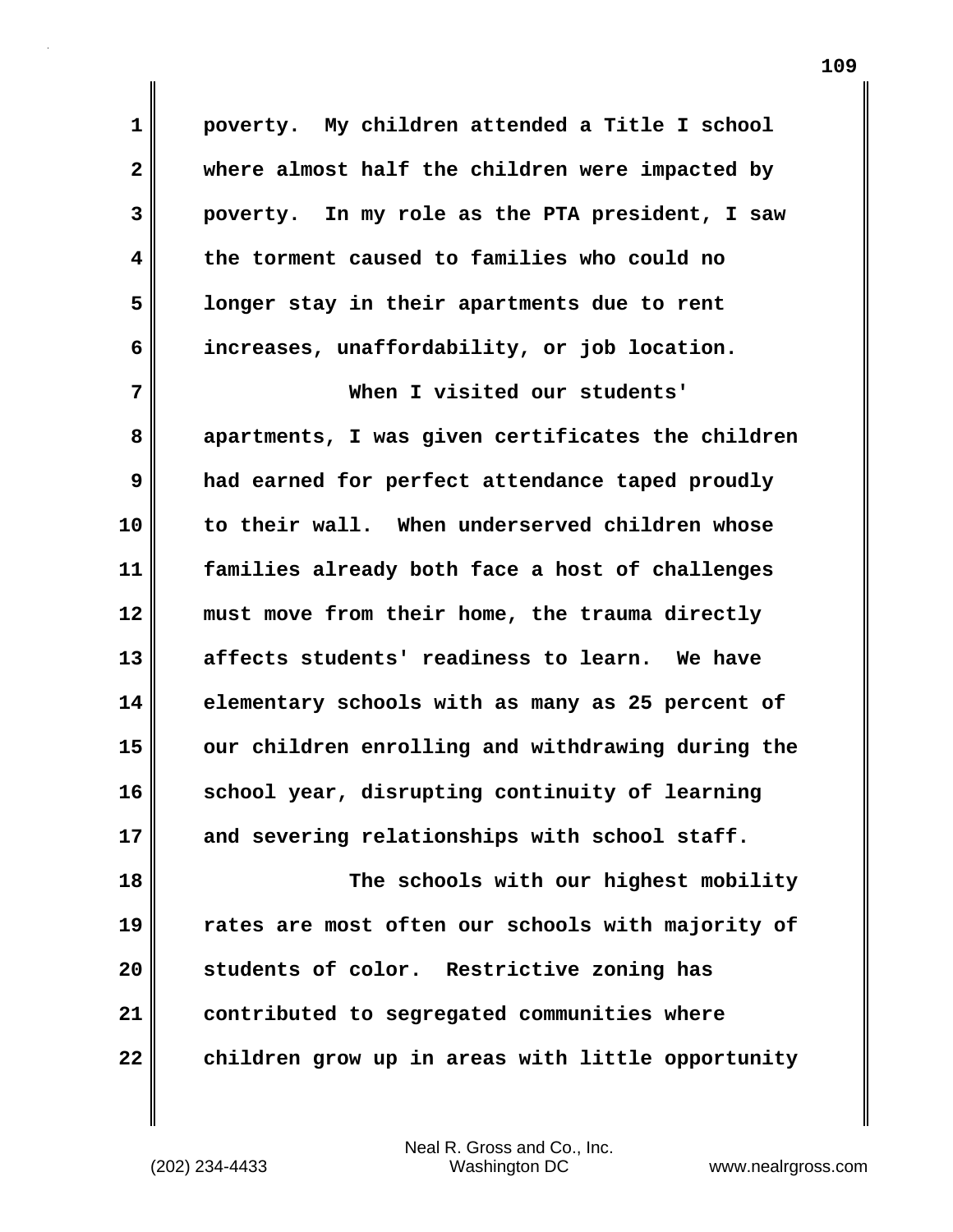poverty. My children attended a Title I school where almost half the children were impacted by poverty. In my role as the PTA president, I saw the torment caused to families who could no longer stay in their apartments due to rent increases, unaffordability, or job location.

When I visited our students' apartments, I was given certificates the children had earned for perfect attendance taped proudly to their wall. When underserved children whose families already both face a host of challenges must move from their home, the trauma directly affects students' readiness to learn. We have elementary schools with as many as 25 percent of our children enrolling and withdrawing during the school year, disrupting continuity of learning and severing relationships with school staff.

The schools with our highest mobility rates are most often our schools with majority of students of color. Restrictive zoning has contributed to segregated communities where children grow up in areas with little opportunity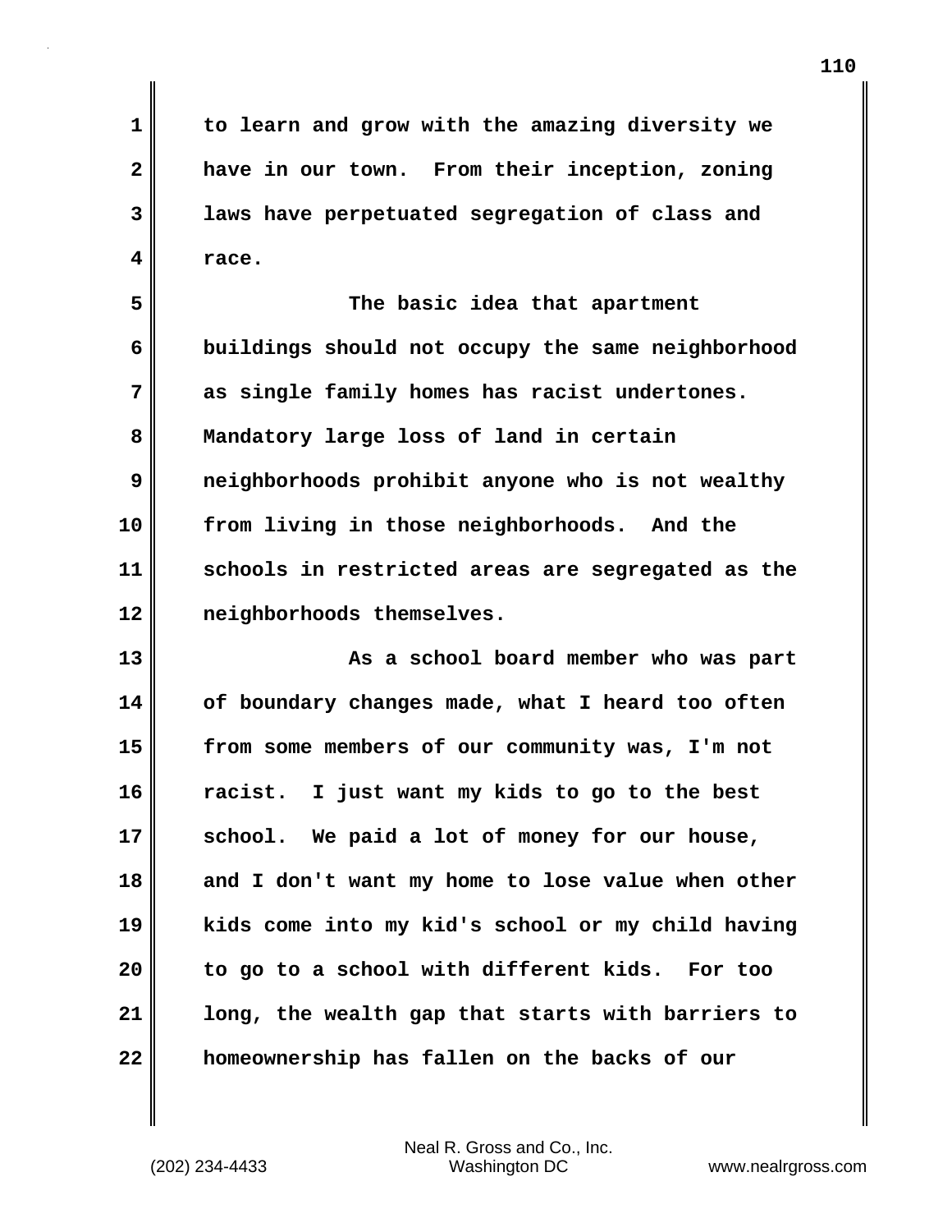to learn and grow with the amazing diversity we have in our town. From their inception, zoning laws have perpetuated segregation of class and race.

The basic idea that apartment buildings should not occupy the same neighborhood as single family homes has racist undertones. Mandatory large loss of land in certain neighborhoods prohibit anyone who is not wealthy from living in those neighborhoods. And the schools in restricted areas are segregated as the neighborhoods themselves.

As a school board member who was part of boundary changes made, what I heard too often from some members of our community was, I'm not racist. I just want my kids to go to the best school. We paid a lot of money for our house, and I don't want my home to lose value when other kids come into my kid's school or my child having to go to a school with different kids. For too long, the wealth gap that starts with barriers to homeownership has fallen on the backs of our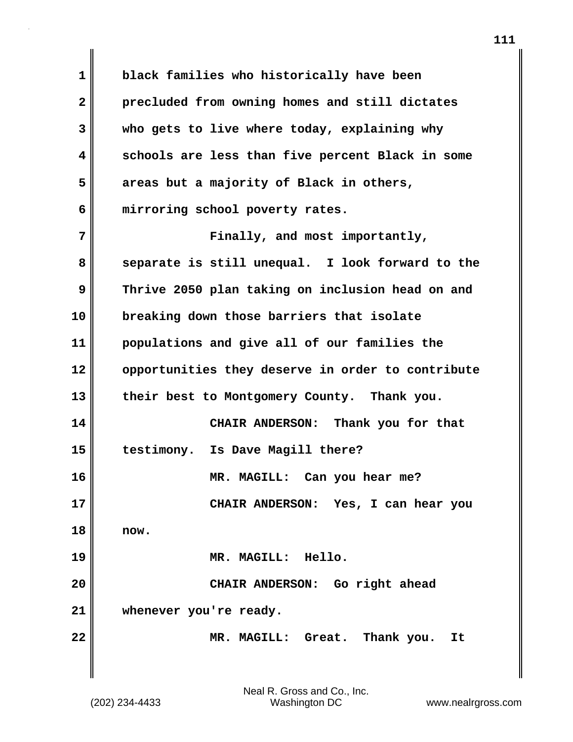black families who historically have been precluded from owning homes and still dictates who gets to live where today, explaining why schools are less than five percent Black in some areas but a majority of Black in others, mirroring school poverty rates.

Finally, and most importantly, separate is still unequal. I look forward to the Thrive 2050 plan taking on inclusion head on and breaking down those barriers that isolate populations and give all of our families the opportunities they deserve in order to contribute their best to Montgomery County. Thank you.

CHAIR ANDERSON: Thank you for that testimony. Is Dave Magill there?

MR. MAGILL: Can you hear me?

CHAIR ANDERSON: Yes, I can hear you now.

MR. MAGILL: Hello.

CHAIR ANDERSON: Go right ahead whenever you're ready.

MR. MAGILL: Great. Thank you. It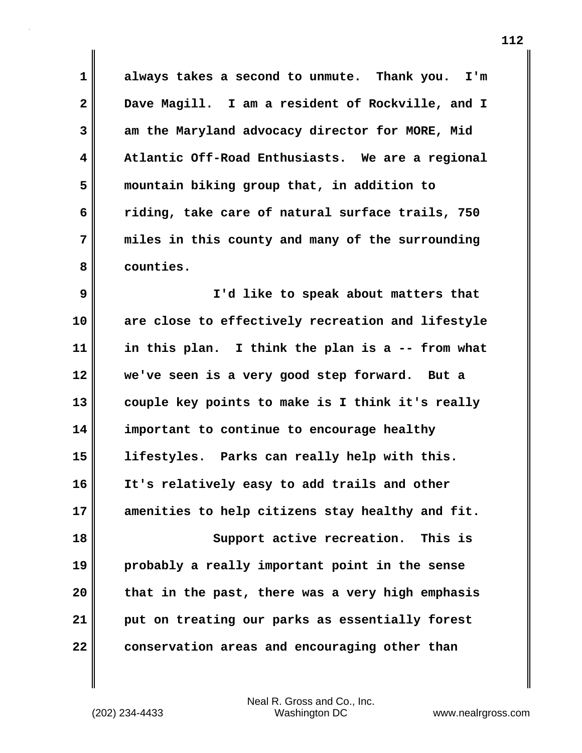always takes a second to unmute. Thank you. I'm Dave Magill. I am a resident of Rockville, and I am the Maryland advocacy director for MORE, Mid Atlantic Off-Road Enthusiasts. We are a regional mountain biking group that, in addition to riding, take care of natural surface trails, 750 miles in this county and many of the surrounding counties.

I'd like to speak about matters that are close to effectively recreation and lifestyle in this plan. I think the plan is a -- from what we've seen is a very good step forward. But a couple key points to make is I think it's really important to continue to encourage healthy lifestyles. Parks can really help with this. It's relatively easy to add trails and other amenities to help citizens stay healthy and fit.

Support active recreation. This is probably a really important point in the sense that in the past, there was a very high emphasis put on treating our parks as essentially forest conservation areas and encouraging other than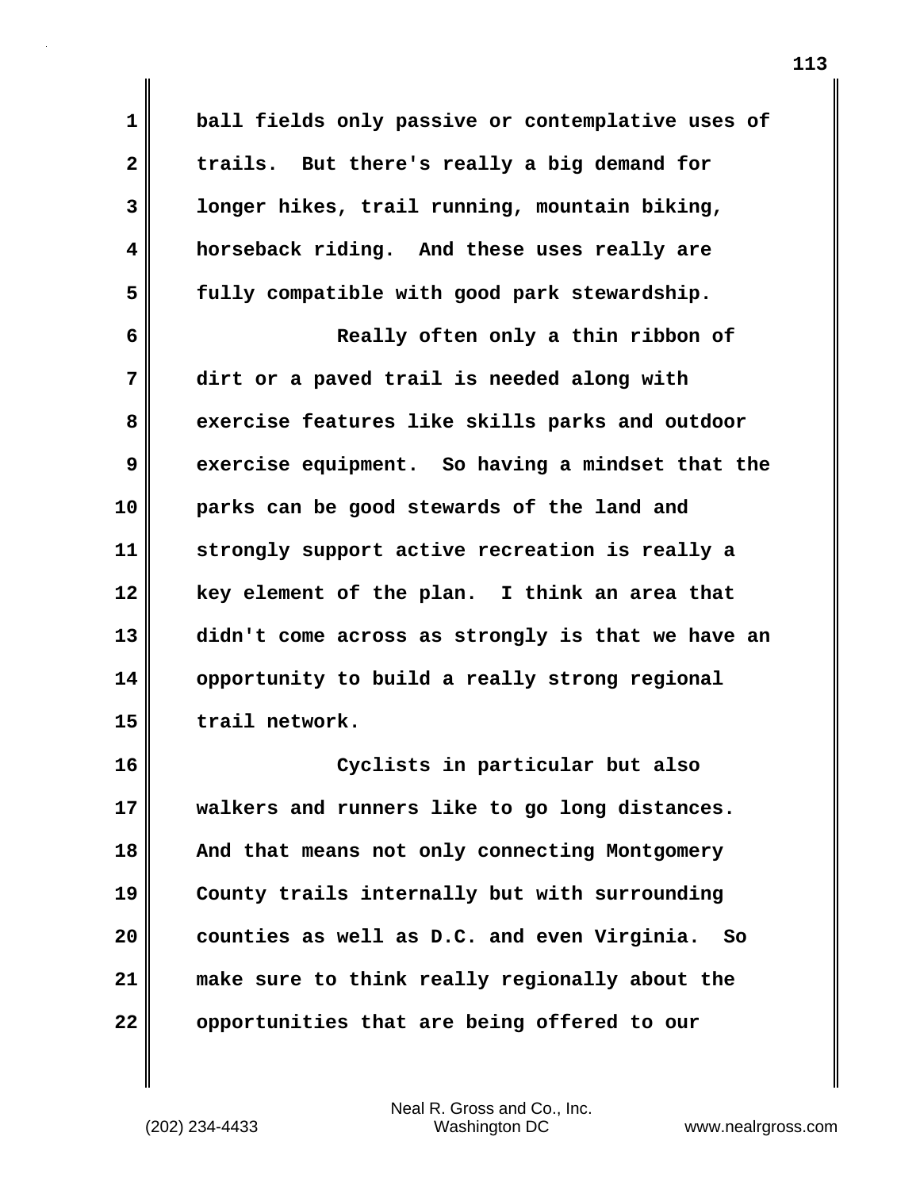ball fields only passive or contemplative uses of trails. But there's really a big demand for longer hikes, trail running, mountain biking, horseback riding. And these uses really are fully compatible with good park stewardship.

Really often only a thin ribbon of dirt or a paved trail is needed along with exercise features like skills parks and outdoor exercise equipment. So having a mindset that the parks can be good stewards of the land and strongly support active recreation is really a key element of the plan. I think an area that didn't come across as strongly is that we have an opportunity to build a really strong regional trail network.

Cyclists in particular but also walkers and runners like to go long distances. And that means not only connecting Montgomery County trails internally but with surrounding counties as well as D.C. and even Virginia. So make sure to think really regionally about the opportunities that are being offered to our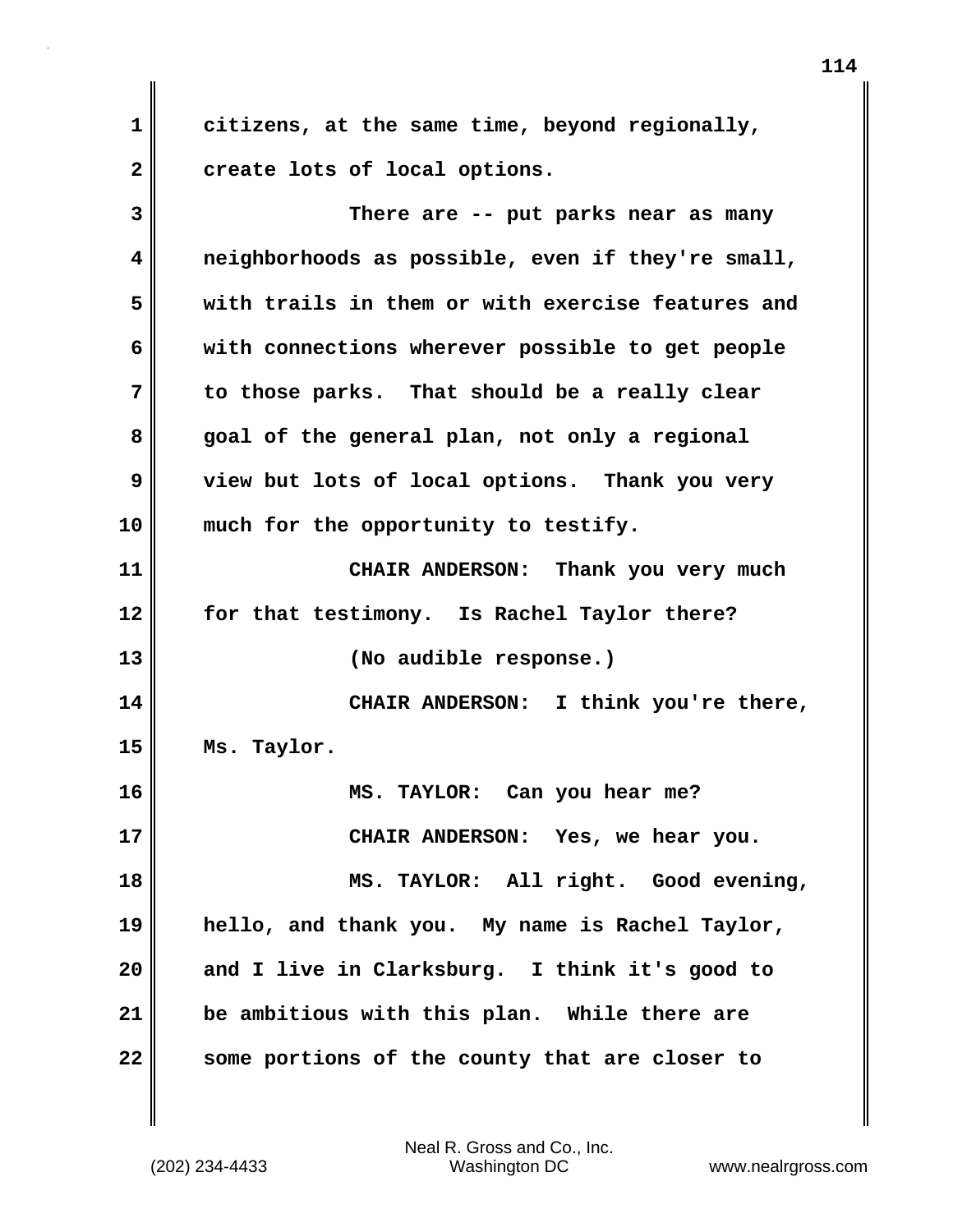citizens, at the same time, beyond regionally, create lots of local options.

There are -- put parks near as many neighborhoods as possible, even if they're small, with trails in them or with exercise features and with connections wherever possible to get people to those parks. That should be a really clear goal of the general plan, not only a regional view but lots of local options. Thank you very much for the opportunity to testify.

CHAIR ANDERSON: Thank you very much for that testimony. Is Rachel Taylor there?

(No audible response.)

CHAIR ANDERSON: I think you're there, Ms. Taylor.

MS. TAYLOR: Can you hear me?

CHAIR ANDERSON: Yes, we hear you.

MS. TAYLOR: All right. Good evening, hello, and thank you. My name is Rachel Taylor, and I live in Clarksburg. I think it's good to be ambitious with this plan. While there are some portions of the county that are closer to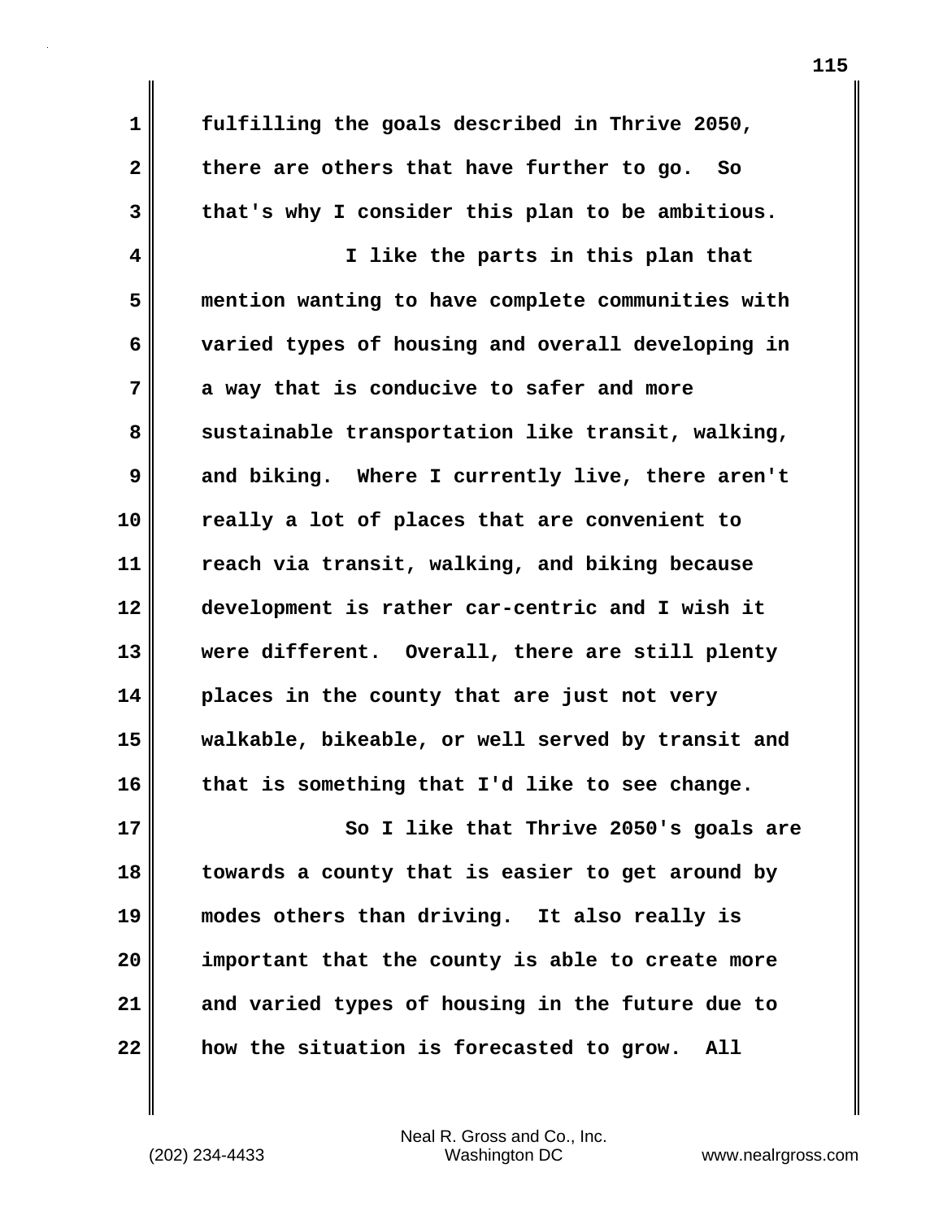fulfilling the goals described in Thrive 2050, there are others that have further to go. So that's why I consider this plan to be ambitious.

I like the parts in this plan that mention wanting to have complete communities with varied types of housing and overall developing in a way that is conducive to safer and more sustainable transportation like transit, walking, and biking. Where I currently live, there aren't really a lot of places that are convenient to reach via transit, walking, and biking because development is rather car-centric and I wish it were different. Overall, there are still plenty places in the county that are just not very walkable, bikeable, or well served by transit and that is something that I'd like to see change.

So I like that Thrive 2050's goals are towards a county that is easier to get around by modes others than driving. It also really is important that the county is able to create more and varied types of housing in the future due to how the situation is forecasted to grow. All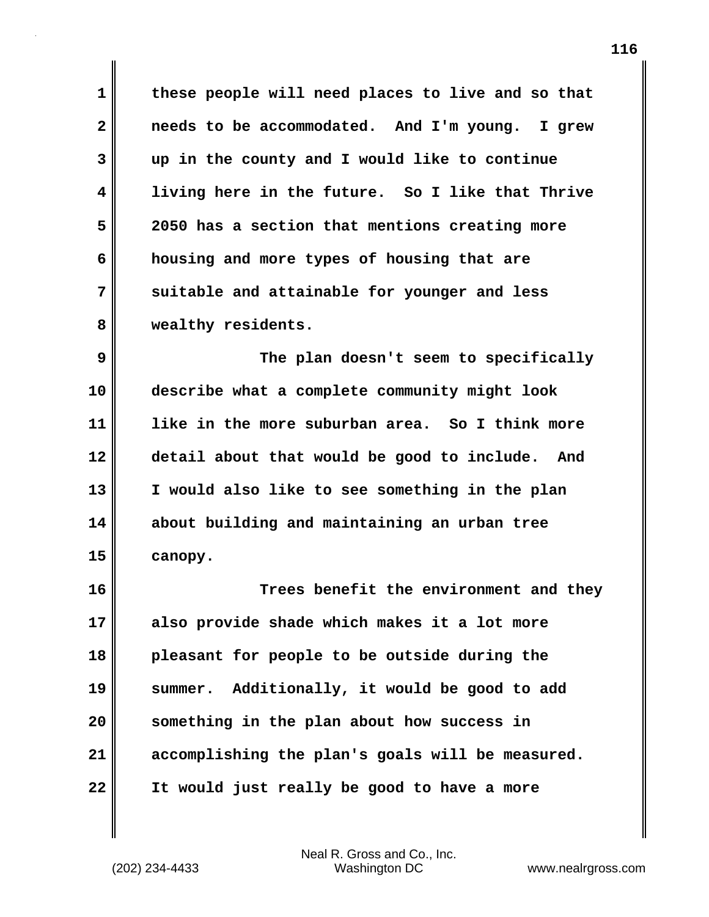these people will need places to live and so that needs to be accommodated. And I'm young. I grew up in the county and I would like to continue living here in the future. So I like that Thrive 2050 has a section that mentions creating more housing and more types of housing that are suitable and attainable for younger and less wealthy residents.

The plan doesn't seem to specifically describe what a complete community might look like in the more suburban area. So I think more detail about that would be good to include. And I would also like to see something in the plan about building and maintaining an urban tree canopy.

Trees benefit the environment and they also provide shade which makes it a lot more pleasant for people to be outside during the summer. Additionally, it would be good to add something in the plan about how success in accomplishing the plan's goals will be measured. It would just really be good to have a more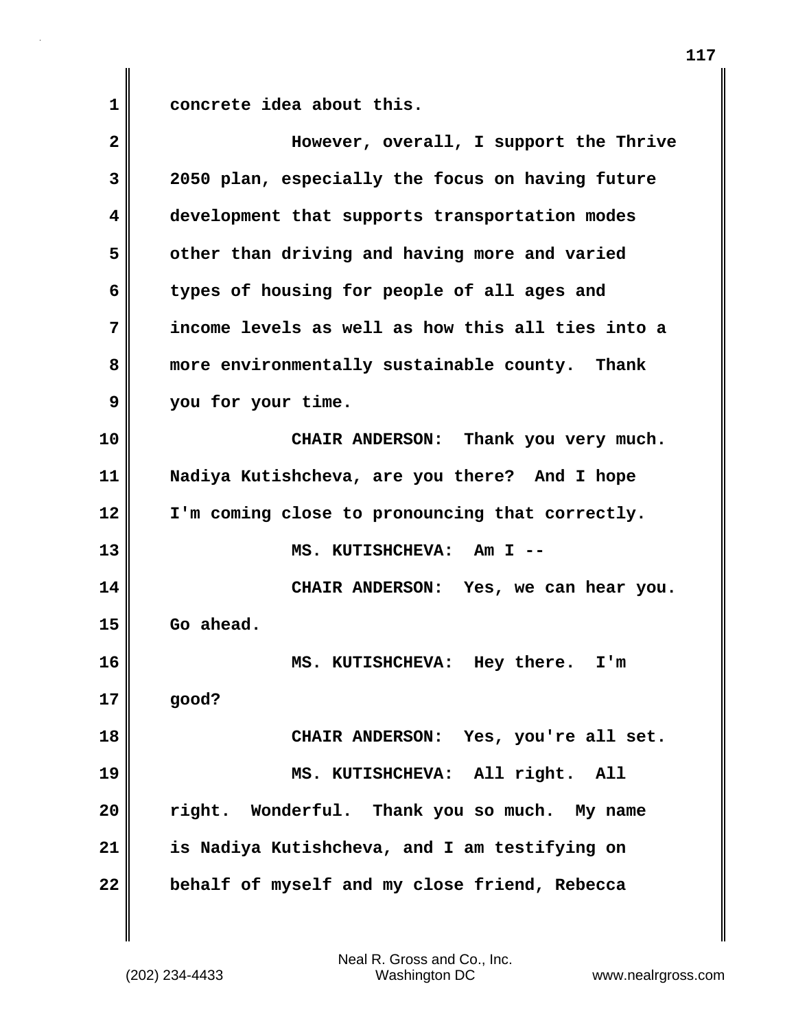concrete idea about this.

However, overall, I support the Thrive 2050 plan, especially the focus on having future development that supports transportation modes other than driving and having more and varied types of housing for people of all ages and income levels as well as how this all ties into a more environmentally sustainable county. Thank you for your time.

CHAIR ANDERSON: Thank you very much. Nadiya Kutishcheva, are you there? And I hope I'm coming close to pronouncing that correctly.

MS. KUTISHCHEVA: Am I --

CHAIR ANDERSON: Yes, we can hear you. Go ahead.

MS. KUTISHCHEVA: Hey there. I'm good?

CHAIR ANDERSON: Yes, you're all set.

MS. KUTISHCHEVA: All right. All right. Wonderful. Thank you so much. My name is Nadiya Kutishcheva, and I am testifying on behalf of myself and my close friend, Rebecca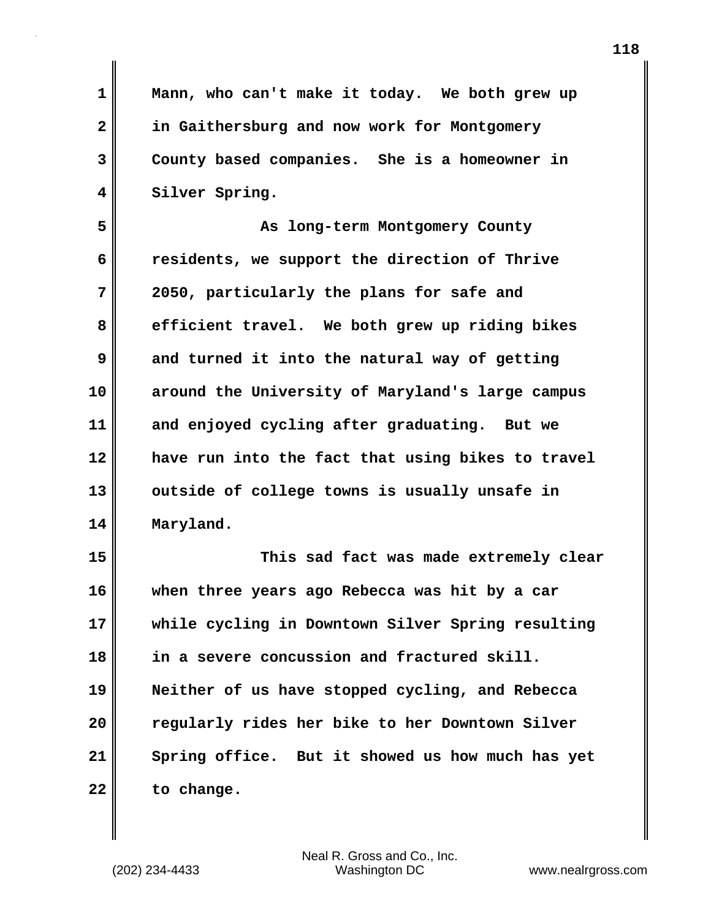Mann, who can't make it today. We both grew up in Gaithersburg and now work for Montgomery County based companies. She is a homeowner in Silver Spring.

As long-term Montgomery County residents, we support the direction of Thrive 2050, particularly the plans for safe and efficient travel. We both grew up riding bikes and turned it into the natural way of getting around the University of Maryland's large campus and enjoyed cycling after graduating. But we have run into the fact that using bikes to travel outside of college towns is usually unsafe in Maryland.

This sad fact was made extremely clear when three years ago Rebecca was hit by a car while cycling in Downtown Silver Spring resulting in a severe concussion and fractured skill. Neither of us have stopped cycling, and Rebecca regularly rides her bike to her Downtown Silver Spring office. But it showed us how much has yet to change.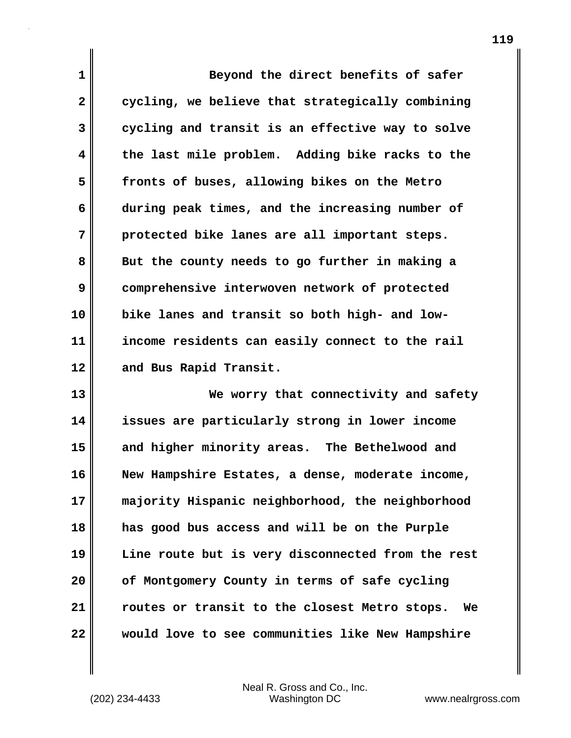Beyond the direct benefits of safer cycling, we believe that strategically combining cycling and transit is an effective way to solve the last mile problem. Adding bike racks to the fronts of buses, allowing bikes on the Metro during peak times, and the increasing number of protected bike lanes are all important steps. But the county needs to go further in making a comprehensive interwoven network of protected bike lanes and transit so both high- and low-income residents can easily connect to the rail and Bus Rapid Transit.

We worry that connectivity and safety issues are particularly strong in lower income and higher minority areas. The Bethelwood and New Hampshire Estates, a dense, moderate income, majority Hispanic neighborhood, the neighborhood has good bus access and will be on the Purple Line route but is very disconnected from the rest of Montgomery County in terms of safe cycling routes or transit to the closest Metro stops. We would love to see communities like New Hampshire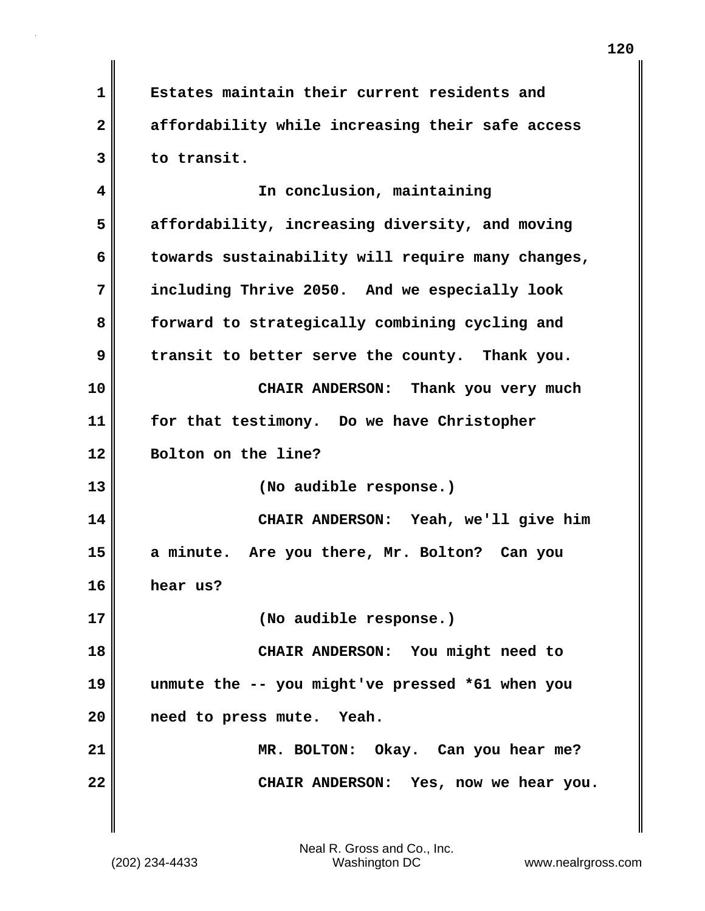Estates maintain their current residents and affordability while increasing their safe access to transit.

In conclusion, maintaining affordability, increasing diversity, and moving towards sustainability will require many changes, including Thrive 2050. And we especially look forward to strategically combining cycling and transit to better serve the county. Thank you.

CHAIR ANDERSON: Thank you very much for that testimony. Do we have Christopher Bolton on the line?

(No audible response.)

CHAIR ANDERSON: Yeah, we'll give him a minute. Are you there, Mr. Bolton? Can you hear us?

(No audible response.)

CHAIR ANDERSON: You might need to unmute the -- you might've pressed *61 when you need to press mute. Yeah.

MR. BOLTON: Okay. Can you hear me?

CHAIR ANDERSON: Yes, now we hear you.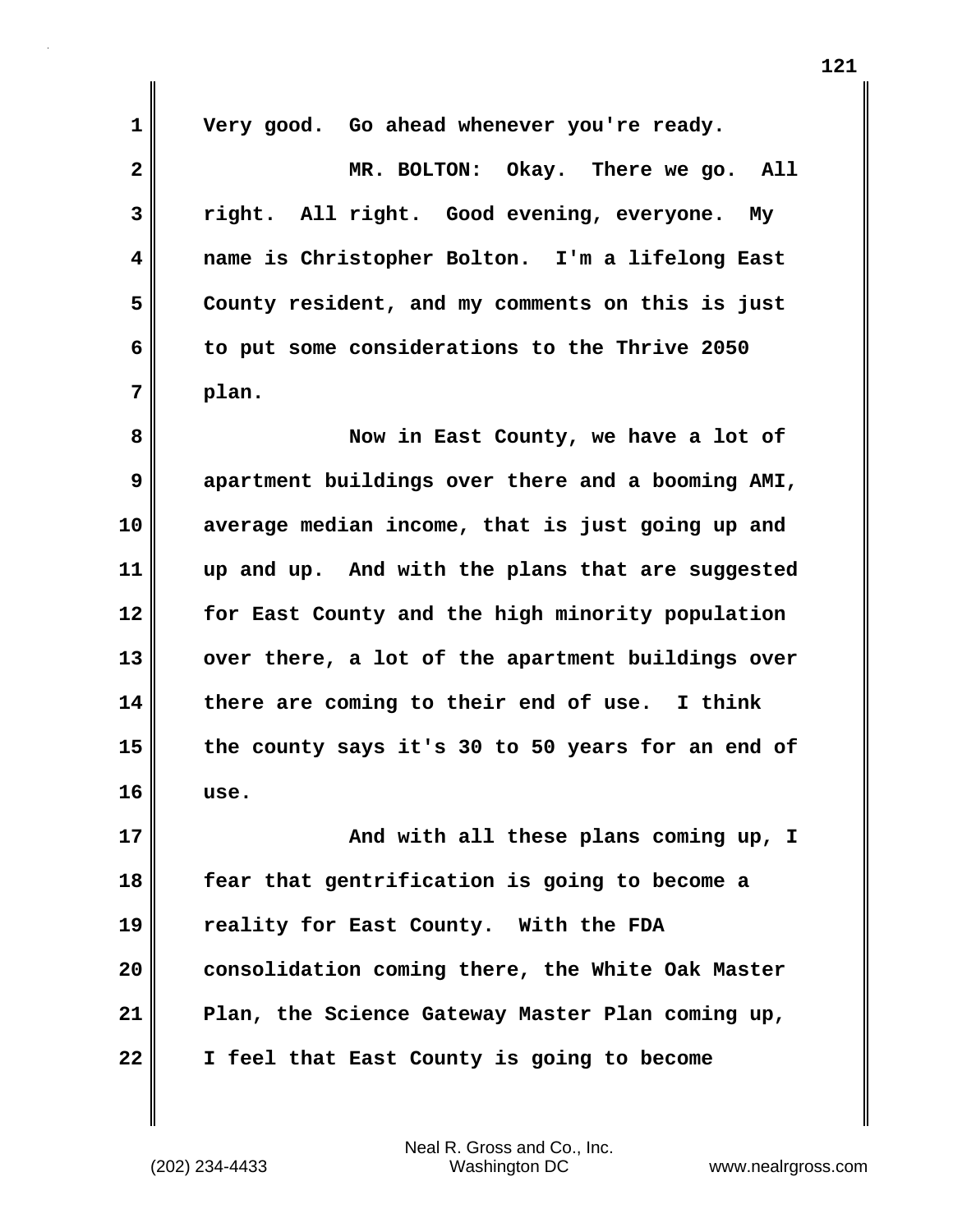Very good. Go ahead whenever you're ready.

MR. BOLTON: Okay. There we go. All right. All right. Good evening, everyone. My name is Christopher Bolton. I'm a lifelong East County resident, and my comments on this is just to put some considerations to the Thrive 2050 plan.

Now in East County, we have a lot of apartment buildings over there and a booming AMI, average median income, that is just going up and up and up. And with the plans that are suggested for East County and the high minority population over there, a lot of the apartment buildings over there are coming to their end of use. I think the county says it's 30 to 50 years for an end of use.

And with all these plans coming up, I fear that gentrification is going to become a reality for East County. With the FDA consolidation coming there, the White Oak Master Plan, the Science Gateway Master Plan coming up, I feel that East County is going to become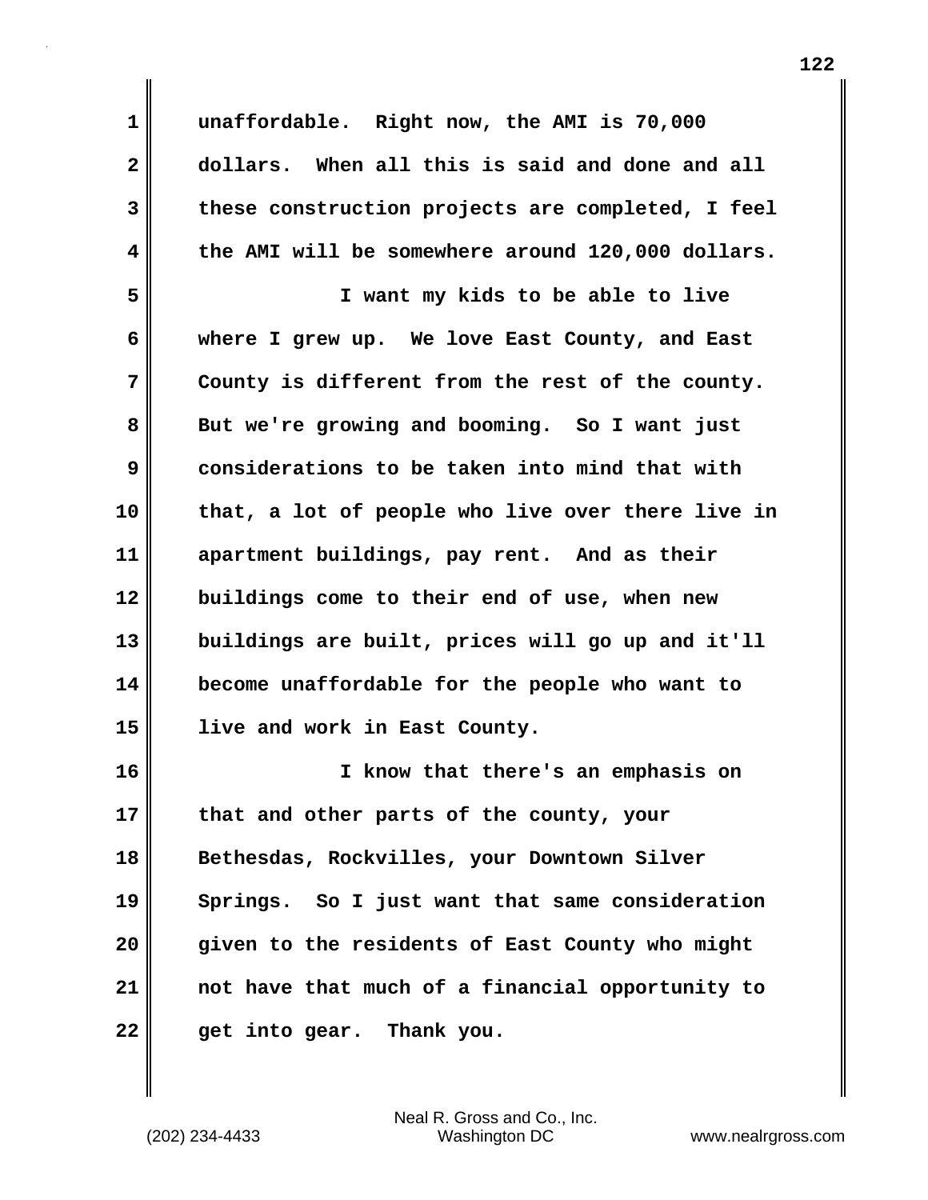unaffordable. Right now, the AMI is 70,000 dollars. When all this is said and done and all these construction projects are completed, I feel the AMI will be somewhere around 120,000 dollars.

I want my kids to be able to live where I grew up. We love East County, and East County is different from the rest of the county. But we're growing and booming. So I want just considerations to be taken into mind that with that, a lot of people who live over there live in apartment buildings, pay rent. And as their buildings come to their end of use, when new buildings are built, prices will go up and it'll become unaffordable for the people who want to live and work in East County.

I know that there's an emphasis on that and other parts of the county, your Bethesdas, Rockvilles, your Downtown Silver Springs. So I just want that same consideration given to the residents of East County who might not have that much of a financial opportunity to get into gear. Thank you.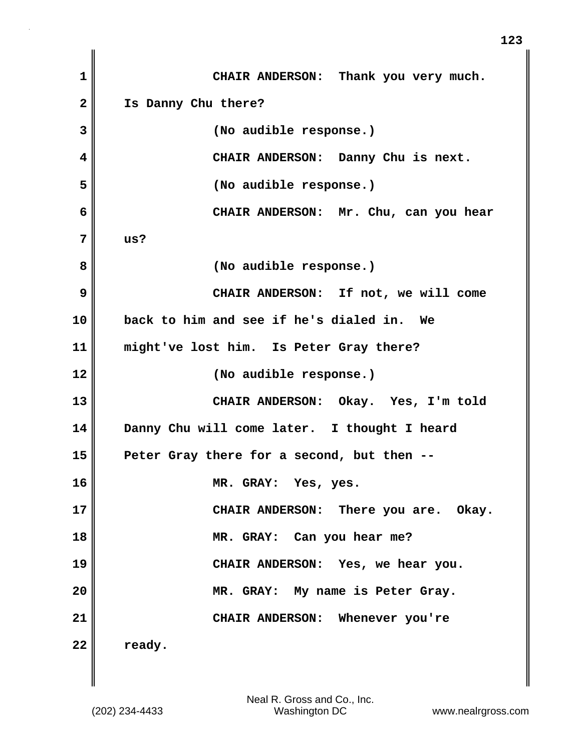CHAIR ANDERSON: Thank you very much. Is Danny Chu there?

(No audible response.)

CHAIR ANDERSON: Danny Chu is next.

(No audible response.)

CHAIR ANDERSON: Mr. Chu, can you hear us?

(No audible response.)

CHAIR ANDERSON: If not, we will come back to him and see if he's dialed in. We might've lost him. Is Peter Gray there?

(No audible response.)

CHAIR ANDERSON: Okay. Yes, I'm told Danny Chu will come later. I thought I heard Peter Gray there for a second, but then --

MR. GRAY: Yes, yes.

CHAIR ANDERSON: There you are. Okay.

MR. GRAY: Can you hear me?

CHAIR ANDERSON: Yes, we hear you.

MR. GRAY: My name is Peter Gray.

CHAIR ANDERSON: Whenever you're ready.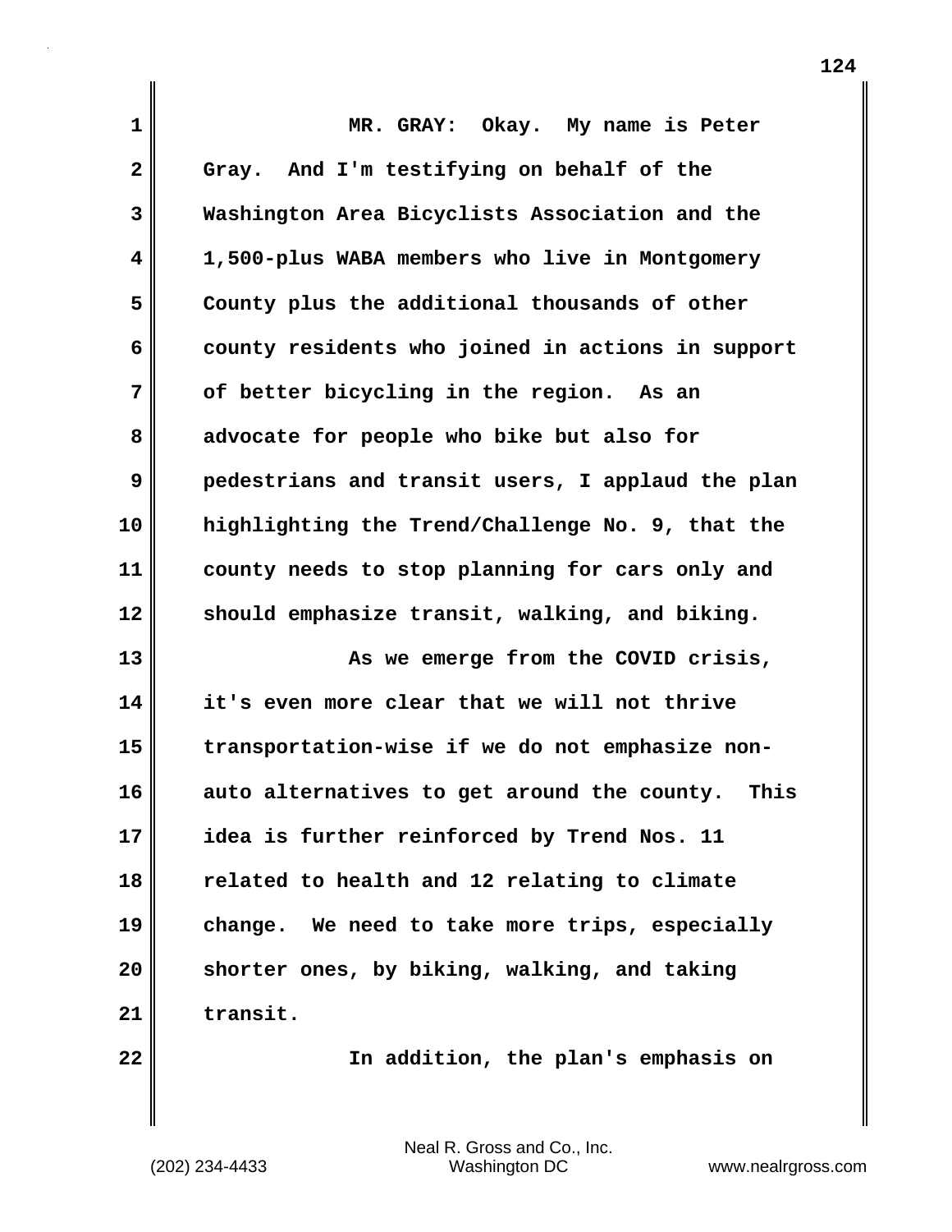MR. GRAY: Okay. My name is Peter Gray. And I'm testifying on behalf of the Washington Area Bicyclists Association and the 1,500-plus WABA members who live in Montgomery County plus the additional thousands of other county residents who joined in actions in support of better bicycling in the region. As an advocate for people who bike but also for pedestrians and transit users, I applaud the plan highlighting the Trend/Challenge No. 9, that the county needs to stop planning for cars only and should emphasize transit, walking, and biking.

As we emerge from the COVID crisis, it's even more clear that we will not thrive transportation-wise if we do not emphasize non-auto alternatives to get around the county. This idea is further reinforced by Trend Nos. 11 related to health and 12 relating to climate change. We need to take more trips, especially shorter ones, by biking, walking, and taking transit.

In addition, the plan's emphasis on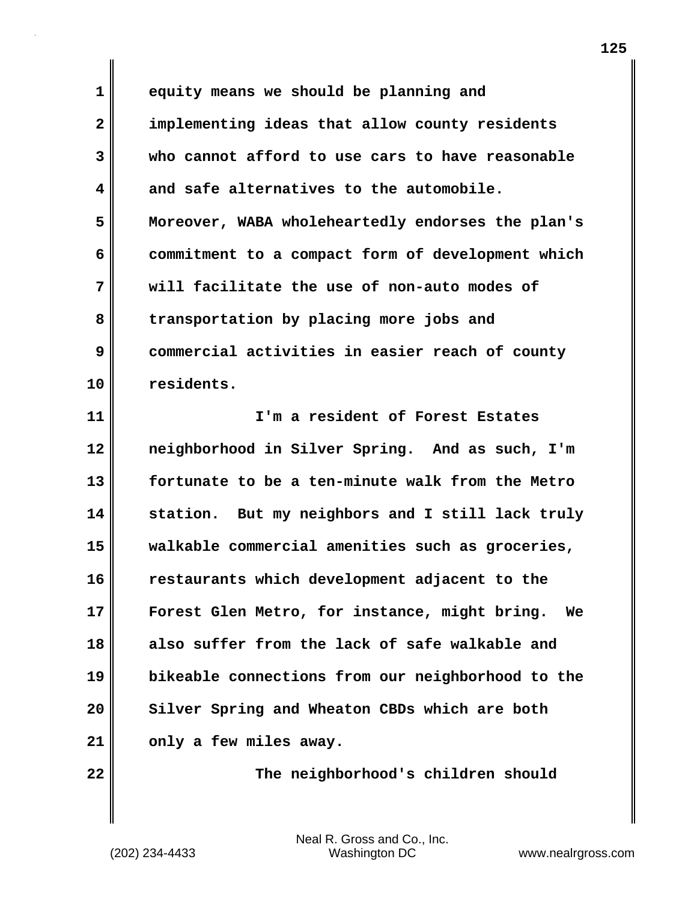equity means we should be planning and implementing ideas that allow county residents who cannot afford to use cars to have reasonable and safe alternatives to the automobile. Moreover, WABA wholeheartedly endorses the plan's commitment to a compact form of development which will facilitate the use of non-auto modes of transportation by placing more jobs and commercial activities in easier reach of county residents.

I'm a resident of Forest Estates neighborhood in Silver Spring. And as such, I'm fortunate to be a ten-minute walk from the Metro station. But my neighbors and I still lack truly walkable commercial amenities such as groceries, restaurants which development adjacent to the Forest Glen Metro, for instance, might bring. We also suffer from the lack of safe walkable and bikeable connections from our neighborhood to the Silver Spring and Wheaton CBDs which are both only a few miles away.

The neighborhood's children should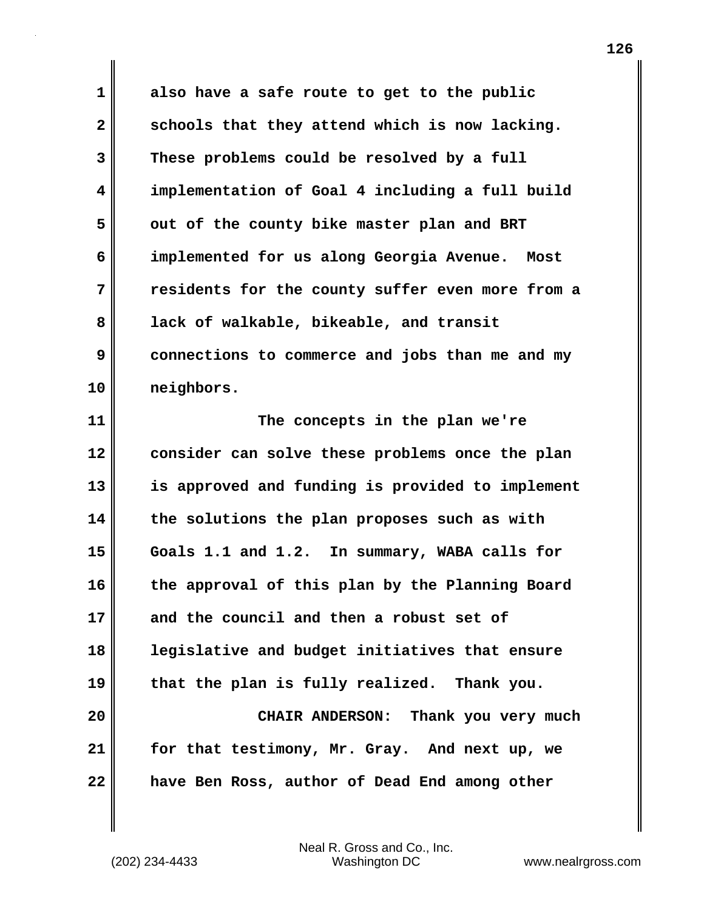also have a safe route to get to the public schools that they attend which is now lacking. These problems could be resolved by a full implementation of Goal 4 including a full build out of the county bike master plan and BRT implemented for us along Georgia Avenue. Most residents for the county suffer even more from a lack of walkable, bikeable, and transit connections to commerce and jobs than me and my neighbors.

The concepts in the plan we're consider can solve these problems once the plan is approved and funding is provided to implement the solutions the plan proposes such as with Goals 1.1 and 1.2. In summary, WABA calls for the approval of this plan by the Planning Board and the council and then a robust set of legislative and budget initiatives that ensure that the plan is fully realized. Thank you.

CHAIR ANDERSON: Thank you very much for that testimony, Mr. Gray. And next up, we have Ben Ross, author of Dead End among other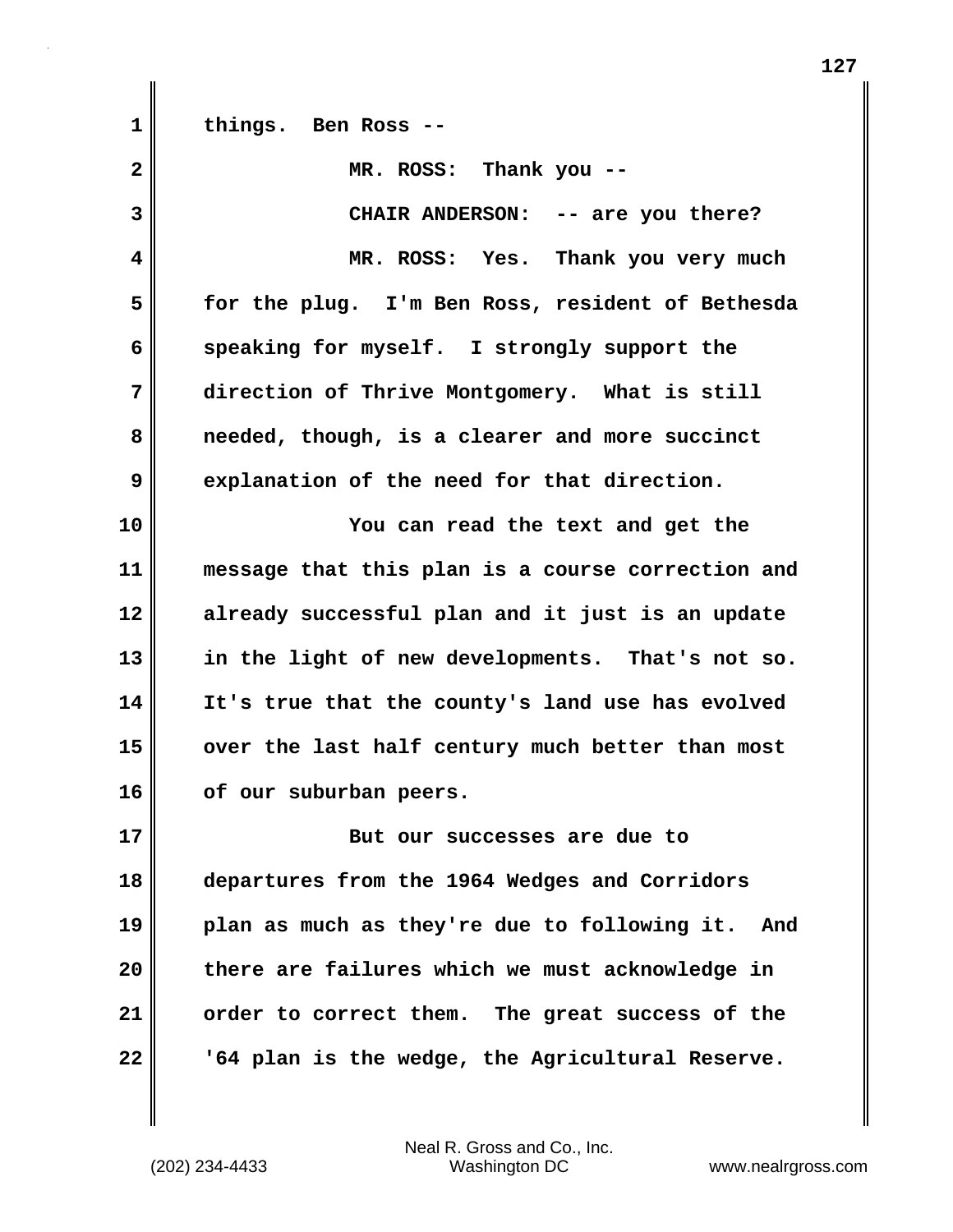things. Ben Ross --

MR. ROSS: Thank you --

CHAIR ANDERSON: -- are you there?

MR. ROSS: Yes. Thank you very much for the plug. I'm Ben Ross, resident of Bethesda speaking for myself. I strongly support the direction of Thrive Montgomery. What is still needed, though, is a clearer and more succinct explanation of the need for that direction.

You can read the text and get the message that this plan is a course correction and already successful plan and it just is an update in the light of new developments. That's not so. It's true that the county's land use has evolved over the last half century much better than most of our suburban peers.

But our successes are due to departures from the 1964 Wedges and Corridors plan as much as they're due to following it. And there are failures which we must acknowledge in order to correct them. The great success of the '64 plan is the wedge, the Agricultural Reserve.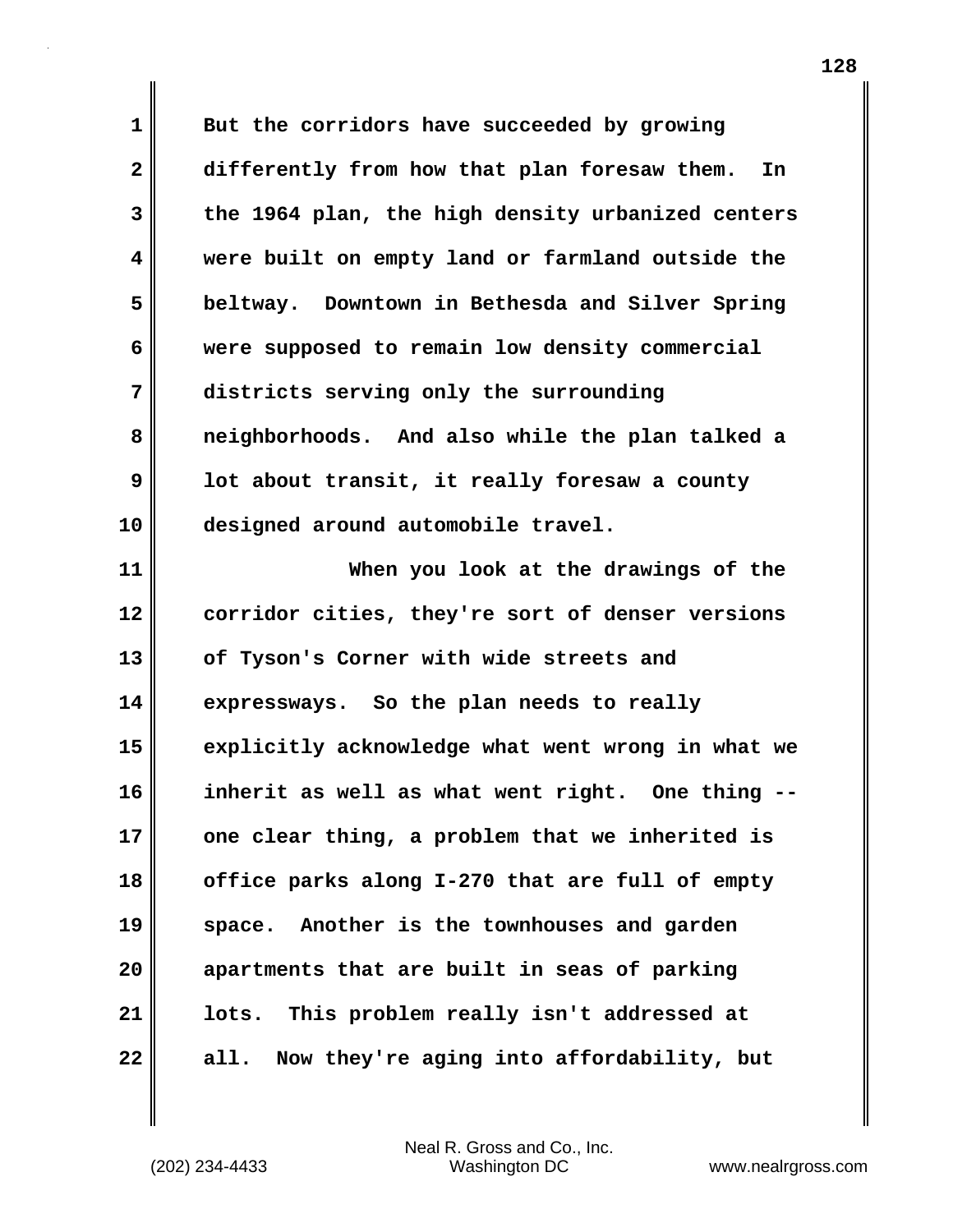But the corridors have succeeded by growing differently from how that plan foresaw them. In the 1964 plan, the high density urbanized centers were built on empty land or farmland outside the beltway. Downtown in Bethesda and Silver Spring were supposed to remain low density commercial districts serving only the surrounding neighborhoods. And also while the plan talked a lot about transit, it really foresaw a county designed around automobile travel.

When you look at the drawings of the corridor cities, they're sort of denser versions of Tyson's Corner with wide streets and expressways. So the plan needs to really explicitly acknowledge what went wrong in what we inherit as well as what went right. One thing -- one clear thing, a problem that we inherited is office parks along I-270 that are full of empty space. Another is the townhouses and garden apartments that are built in seas of parking lots. This problem really isn't addressed at all. Now they're aging into affordability, but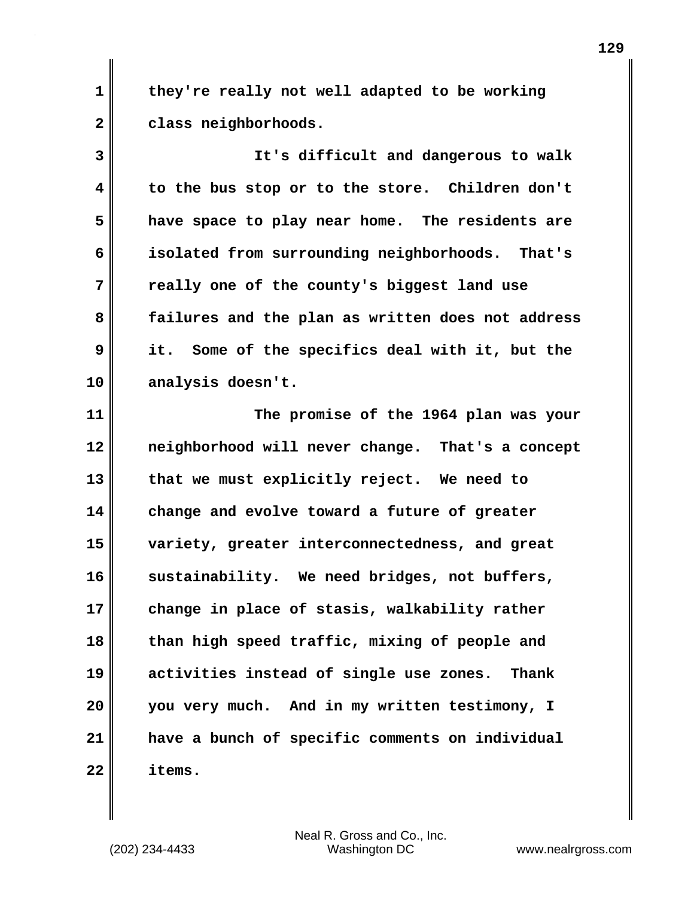they're really not well adapted to be working class neighborhoods.

It's difficult and dangerous to walk to the bus stop or to the store. Children don't have space to play near home. The residents are isolated from surrounding neighborhoods. That's really one of the county's biggest land use failures and the plan as written does not address it. Some of the specifics deal with it, but the analysis doesn't.

The promise of the 1964 plan was your neighborhood will never change. That's a concept that we must explicitly reject. We need to change and evolve toward a future of greater variety, greater interconnectedness, and great sustainability. We need bridges, not buffers, change in place of stasis, walkability rather than high speed traffic, mixing of people and activities instead of single use zones. Thank you very much. And in my written testimony, I have a bunch of specific comments on individual items.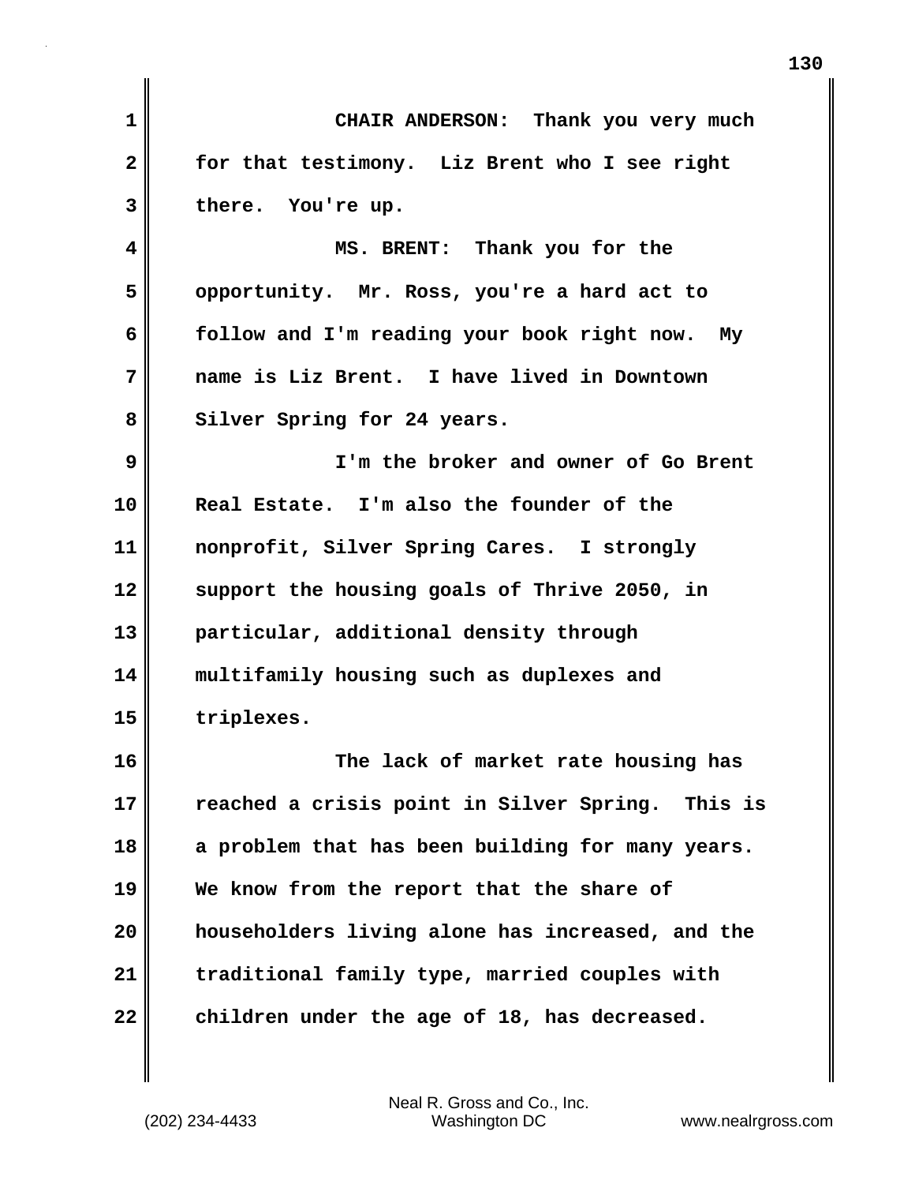CHAIR ANDERSON: Thank you very much for that testimony. Liz Brent who I see right there. You're up.

MS. BRENT: Thank you for the opportunity. Mr. Ross, you're a hard act to follow and I'm reading your book right now. My name is Liz Brent. I have lived in Downtown Silver Spring for 24 years.

I'm the broker and owner of Go Brent Real Estate. I'm also the founder of the nonprofit, Silver Spring Cares. I strongly support the housing goals of Thrive 2050, in particular, additional density through multifamily housing such as duplexes and triplexes.

The lack of market rate housing has reached a crisis point in Silver Spring. This is a problem that has been building for many years. We know from the report that the share of householders living alone has increased, and the traditional family type, married couples with children under the age of 18, has decreased.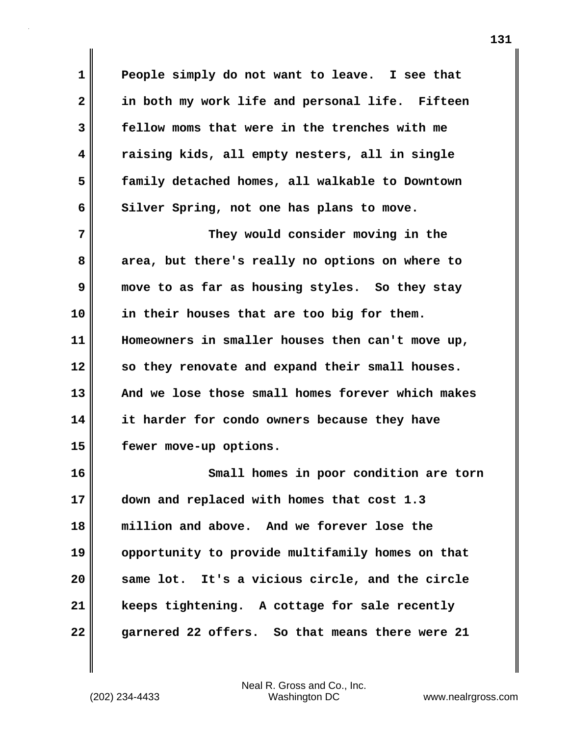People simply do not want to leave. I see that in both my work life and personal life. Fifteen fellow moms that were in the trenches with me raising kids, all empty nesters, all in single family detached homes, all walkable to Downtown Silver Spring, not one has plans to move.

They would consider moving in the area, but there's really no options on where to move to as far as housing styles. So they stay in their houses that are too big for them. Homeowners in smaller houses then can't move up, so they renovate and expand their small houses. And we lose those small homes forever which makes it harder for condo owners because they have fewer move-up options.

Small homes in poor condition are torn down and replaced with homes that cost 1.3 million and above. And we forever lose the opportunity to provide multifamily homes on that same lot. It's a vicious circle, and the circle keeps tightening. A cottage for sale recently garnered 22 offers. So that means there were 21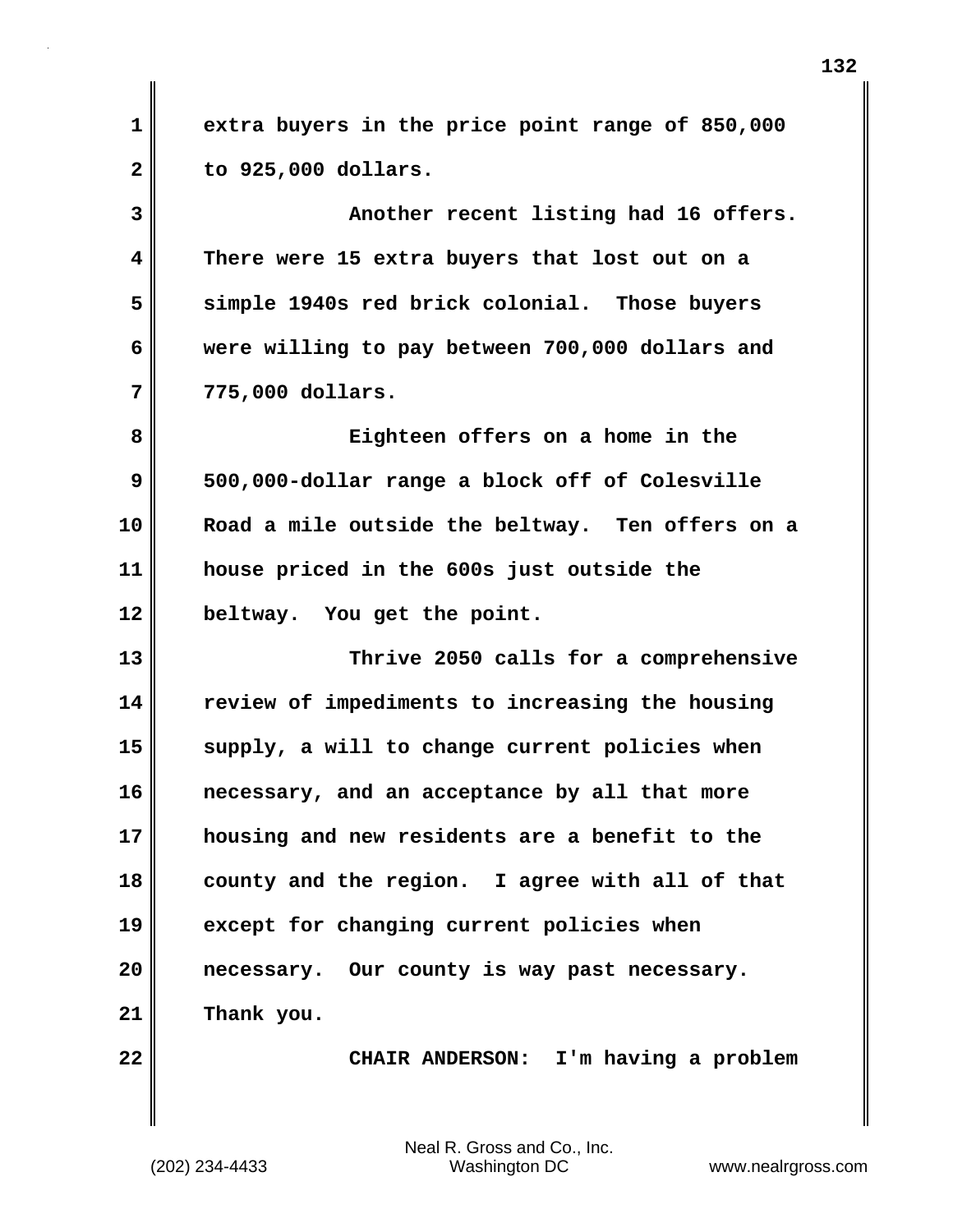extra buyers in the price point range of 850,000 to 925,000 dollars.

Another recent listing had 16 offers. There were 15 extra buyers that lost out on a simple 1940s red brick colonial. Those buyers were willing to pay between 700,000 dollars and 775,000 dollars.

Eighteen offers on a home in the 500,000-dollar range a block off of Colesville Road a mile outside the beltway. Ten offers on a house priced in the 600s just outside the beltway. You get the point.

Thrive 2050 calls for a comprehensive review of impediments to increasing the housing supply, a will to change current policies when necessary, and an acceptance by all that more housing and new residents are a benefit to the county and the region. I agree with all of that except for changing current policies when necessary. Our county is way past necessary. Thank you.

**CHAIR ANDERSON:** I'm having a problem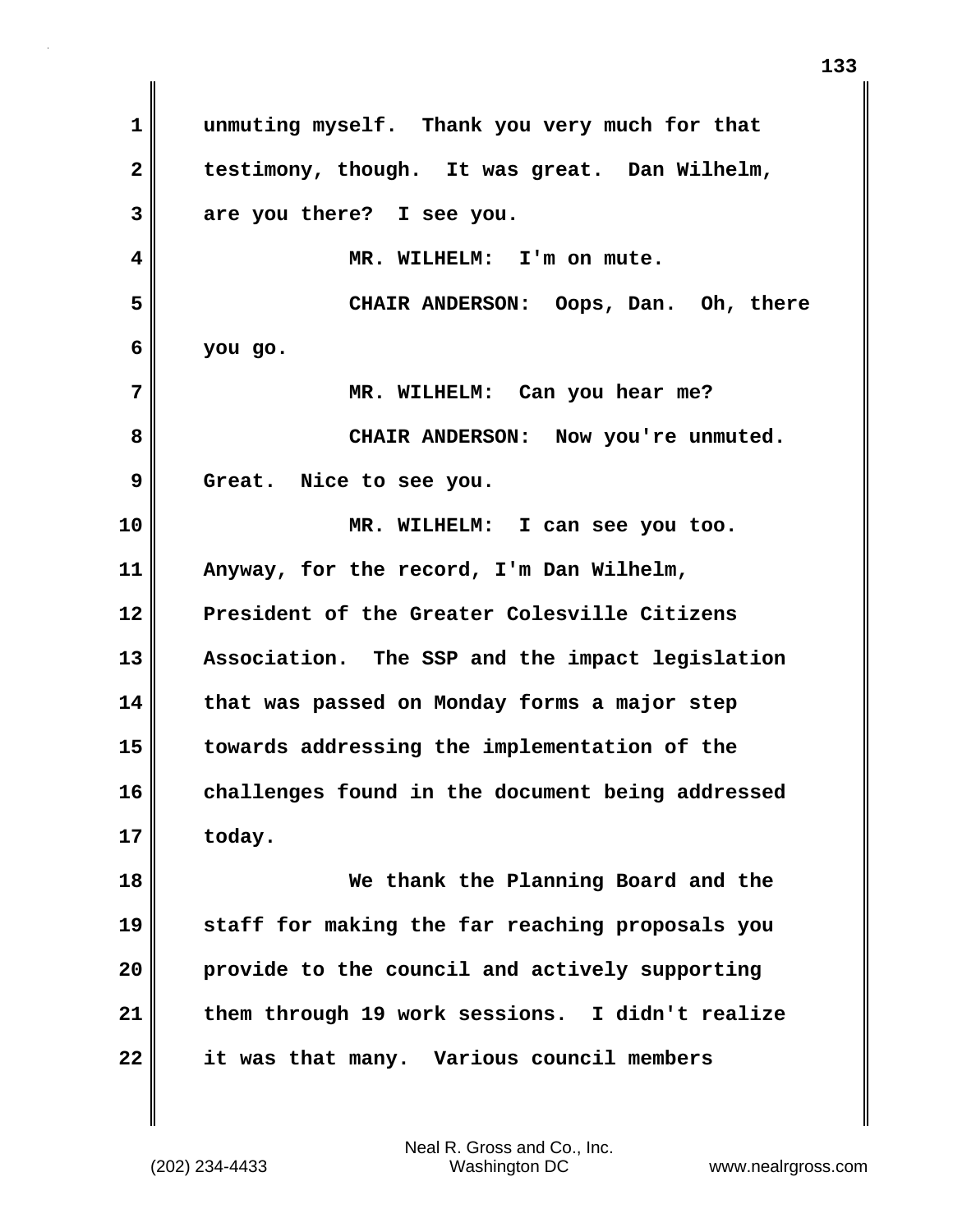unmuting myself. Thank you very much for that testimony, though. It was great. Dan Wilhelm, are you there? I see you.

MR. WILHELM: I'm on mute.

CHAIR ANDERSON: Oops, Dan. Oh, there you go.

MR. WILHELM: Can you hear me?

CHAIR ANDERSON: Now you're unmuted. Great. Nice to see you.

MR. WILHELM: I can see you too. Anyway, for the record, I'm Dan Wilhelm, President of the Greater Colesville Citizens Association. The SSP and the impact legislation that was passed on Monday forms a major step towards addressing the implementation of the challenges found in the document being addressed today.

We thank the Planning Board and the staff for making the far reaching proposals you provide to the council and actively supporting them through 19 work sessions. I didn't realize it was that many. Various council members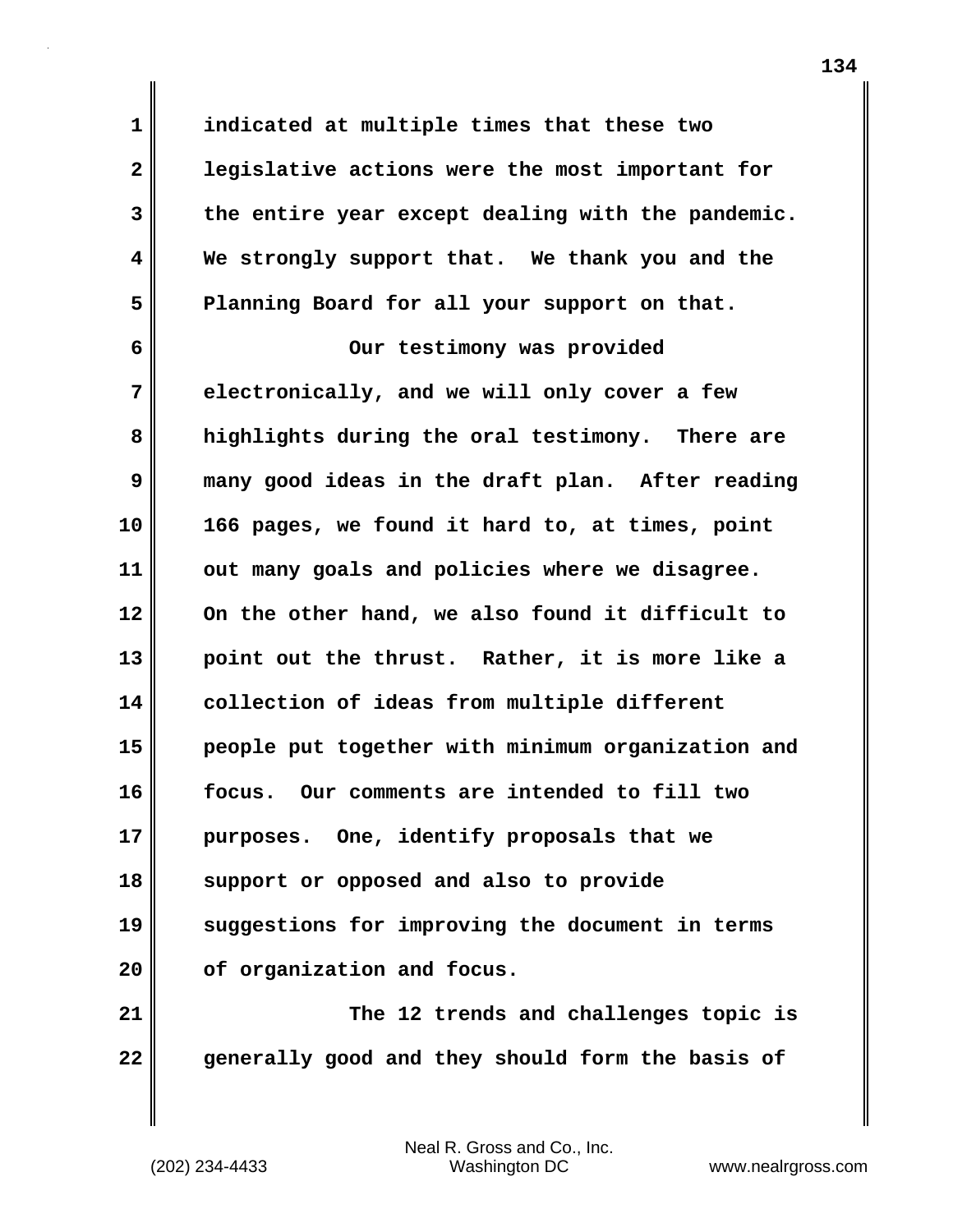indicated at multiple times that these two legislative actions were the most important for the entire year except dealing with the pandemic. We strongly support that. We thank you and the Planning Board for all your support on that.

Our testimony was provided electronically, and we will only cover a few highlights during the oral testimony. There are many good ideas in the draft plan. After reading 166 pages, we found it hard to, at times, point out many goals and policies where we disagree. On the other hand, we also found it difficult to point out the thrust. Rather, it is more like a collection of ideas from multiple different people put together with minimum organization and focus. Our comments are intended to fill two purposes. One, identify proposals that we support or opposed and also to provide suggestions for improving the document in terms of organization and focus.

The 12 trends and challenges topic is generally good and they should form the basis of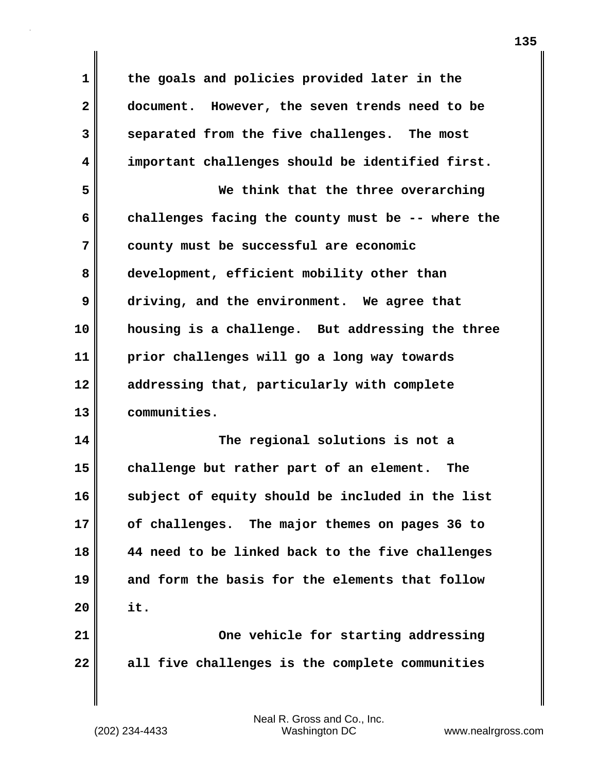the goals and policies provided later in the document. However, the seven trends need to be separated from the five challenges. The most important challenges should be identified first.

We think that the three overarching challenges facing the county must be -- where the county must be successful are economic development, efficient mobility other than driving, and the environment. We agree that housing is a challenge. But addressing the three prior challenges will go a long way towards addressing that, particularly with complete communities.

The regional solutions is not a challenge but rather part of an element. The subject of equity should be included in the list of challenges. The major themes on pages 36 to 44 need to be linked back to the five challenges and form the basis for the elements that follow it.

One vehicle for starting addressing all five challenges is the complete communities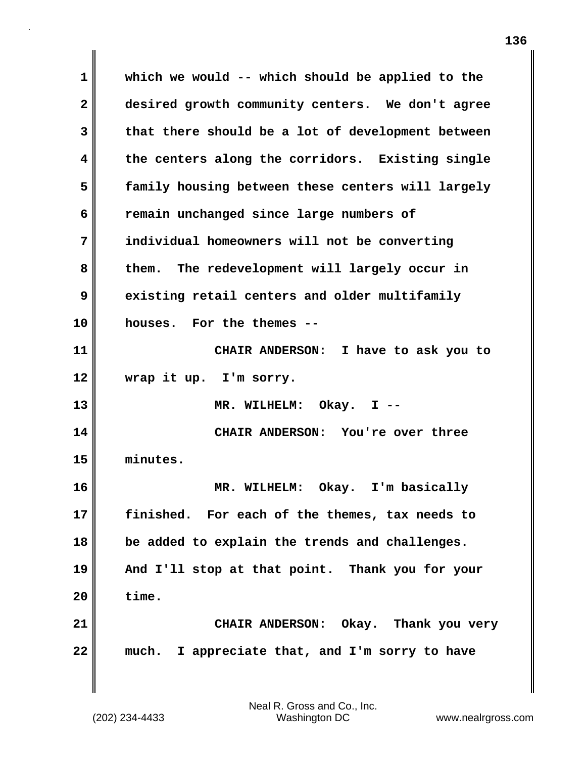which we would -- which should be applied to the desired growth community centers. We don't agree that there should be a lot of development between the centers along the corridors. Existing single family housing between these centers will largely remain unchanged since large numbers of individual homeowners will not be converting them. The redevelopment will largely occur in existing retail centers and older multifamily houses. For the themes --

CHAIR ANDERSON: I have to ask you to wrap it up. I'm sorry.

MR. WILHELM: Okay. I --

CHAIR ANDERSON: You're over three minutes.

MR. WILHELM: Okay. I'm basically finished. For each of the themes, tax needs to be added to explain the trends and challenges. And I'll stop at that point. Thank you for your time.

CHAIR ANDERSON: Okay. Thank you very much. I appreciate that, and I'm sorry to have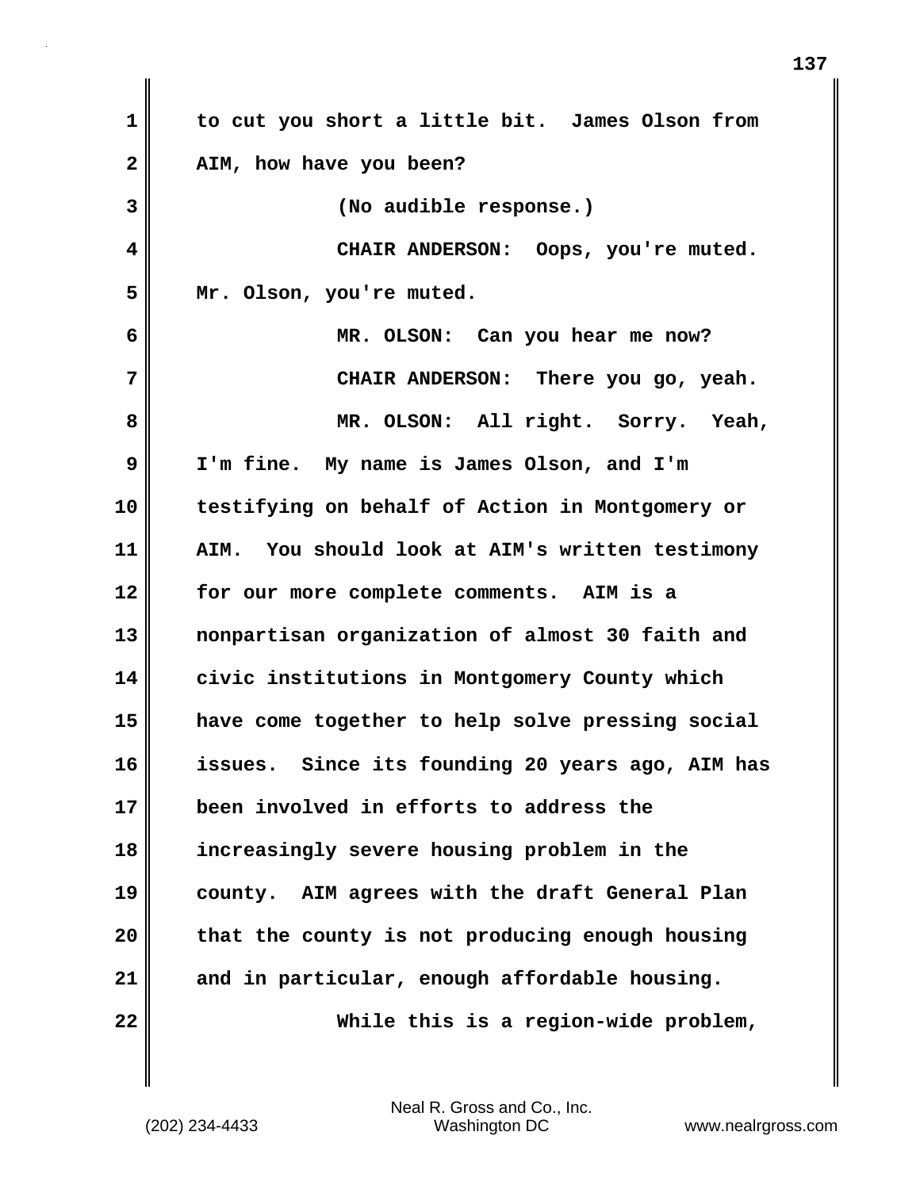to cut you short a little bit. James Olson from AIM, how have you been?

(No audible response.)

CHAIR ANDERSON: Oops, you're muted. Mr. Olson, you're muted.

MR. OLSON: Can you hear me now?

CHAIR ANDERSON: There you go, yeah.

MR. OLSON: All right. Sorry. Yeah, I'm fine. My name is James Olson, and I'm testifying on behalf of Action in Montgomery or AIM. You should look at AIM's written testimony for our more complete comments. AIM is a nonpartisan organization of almost 30 faith and civic institutions in Montgomery County which have come together to help solve pressing social issues. Since its founding 20 years ago, AIM has been involved in efforts to address the increasingly severe housing problem in the county. AIM agrees with the draft General Plan that the county is not producing enough housing and in particular, enough affordable housing.

While this is a region-wide problem,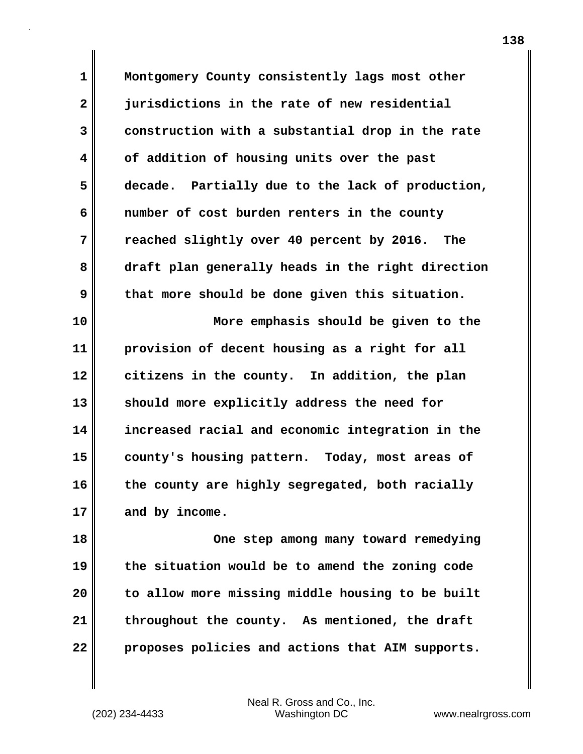Montgomery County consistently lags most other jurisdictions in the rate of new residential construction with a substantial drop in the rate of addition of housing units over the past decade. Partially due to the lack of production, number of cost burden renters in the county reached slightly over 40 percent by 2016. The draft plan generally heads in the right direction that more should be done given this situation.

More emphasis should be given to the provision of decent housing as a right for all citizens in the county. In addition, the plan should more explicitly address the need for increased racial and economic integration in the county's housing pattern. Today, most areas of the county are highly segregated, both racially and by income.

One step among many toward remedying the situation would be to amend the zoning code to allow more missing middle housing to be built throughout the county. As mentioned, the draft proposes policies and actions that AIM supports.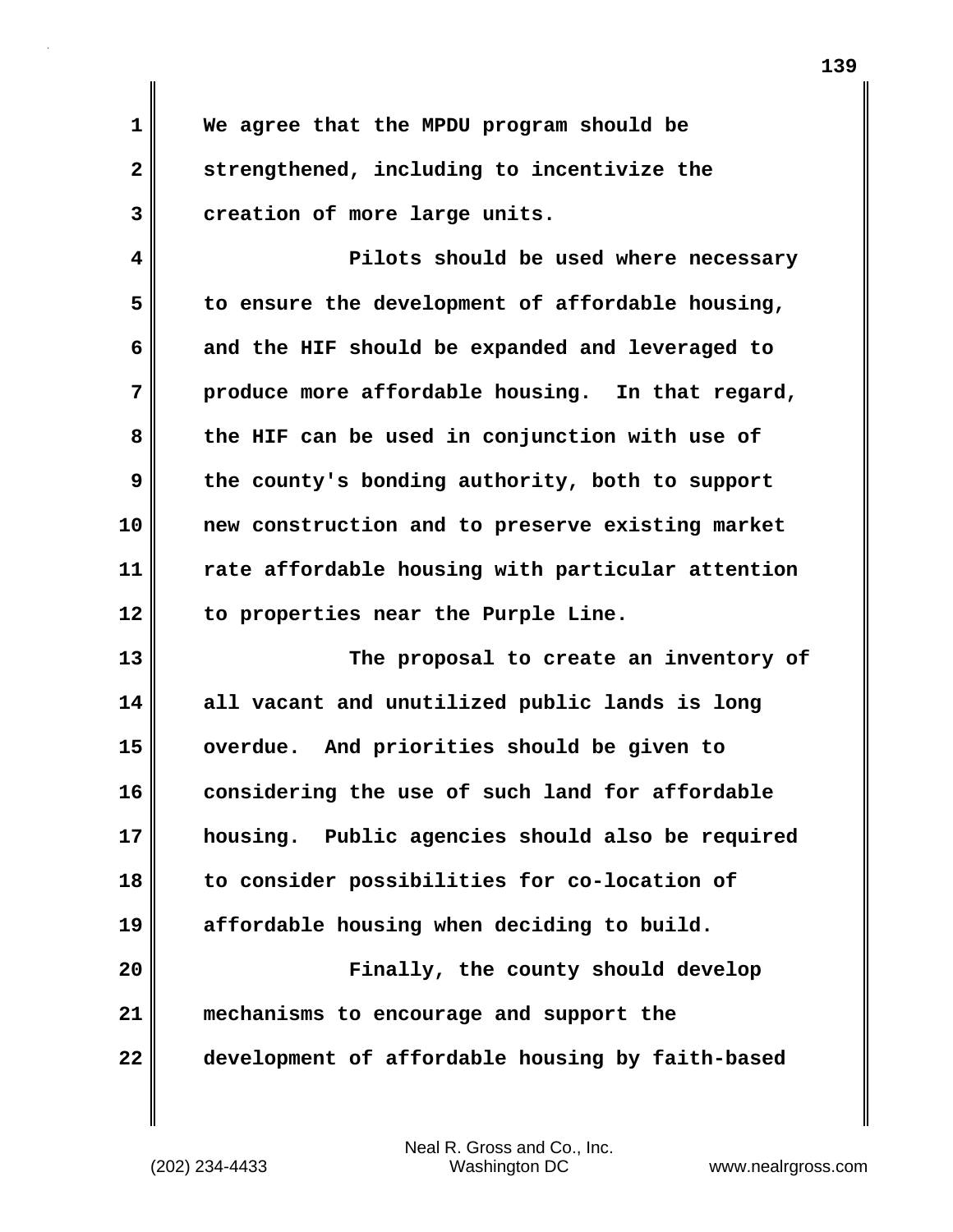We agree that the MPDU program should be strengthened, including to incentivize the creation of more large units.

Pilots should be used where necessary to ensure the development of affordable housing, and the HIF should be expanded and leveraged to produce more affordable housing. In that regard, the HIF can be used in conjunction with use of the county's bonding authority, both to support new construction and to preserve existing market rate affordable housing with particular attention to properties near the Purple Line.

The proposal to create an inventory of all vacant and unutilized public lands is long overdue. And priorities should be given to considering the use of such land for affordable housing. Public agencies should also be required to consider possibilities for co-location of affordable housing when deciding to build.

Finally, the county should develop mechanisms to encourage and support the development of affordable housing by faith-based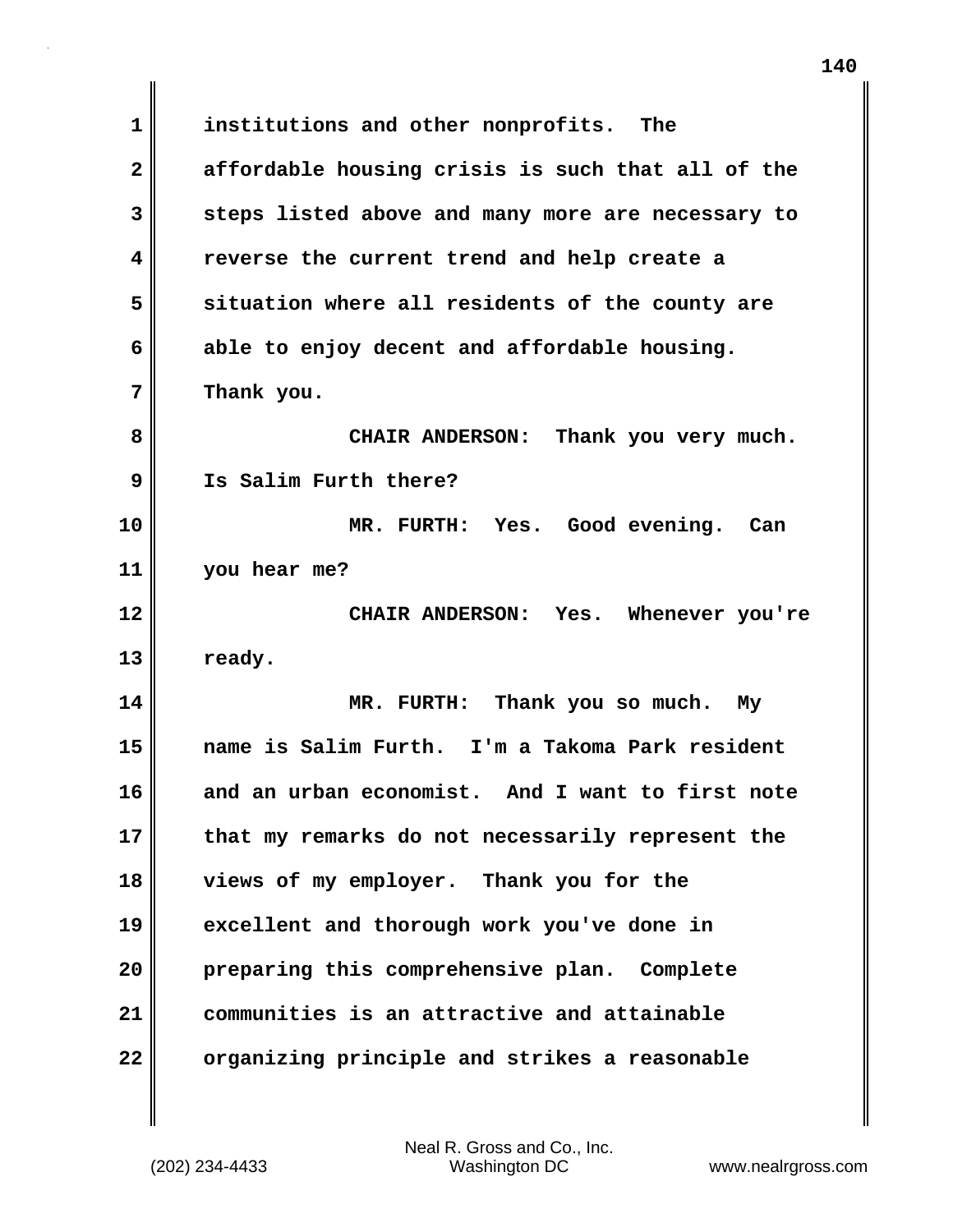institutions and other nonprofits. The affordable housing crisis is such that all of the steps listed above and many more are necessary to reverse the current trend and help create a situation where all residents of the county are able to enjoy decent and affordable housing. Thank you.

CHAIR ANDERSON: Thank you very much. Is Salim Furth there?

MR. FURTH: Yes. Good evening. Can you hear me?

CHAIR ANDERSON: Yes. Whenever you're ready.

MR. FURTH: Thank you so much. My name is Salim Furth. I'm a Takoma Park resident and an urban economist. And I want to first note that my remarks do not necessarily represent the views of my employer. Thank you for the excellent and thorough work you've done in preparing this comprehensive plan. Complete communities is an attractive and attainable organizing principle and strikes a reasonable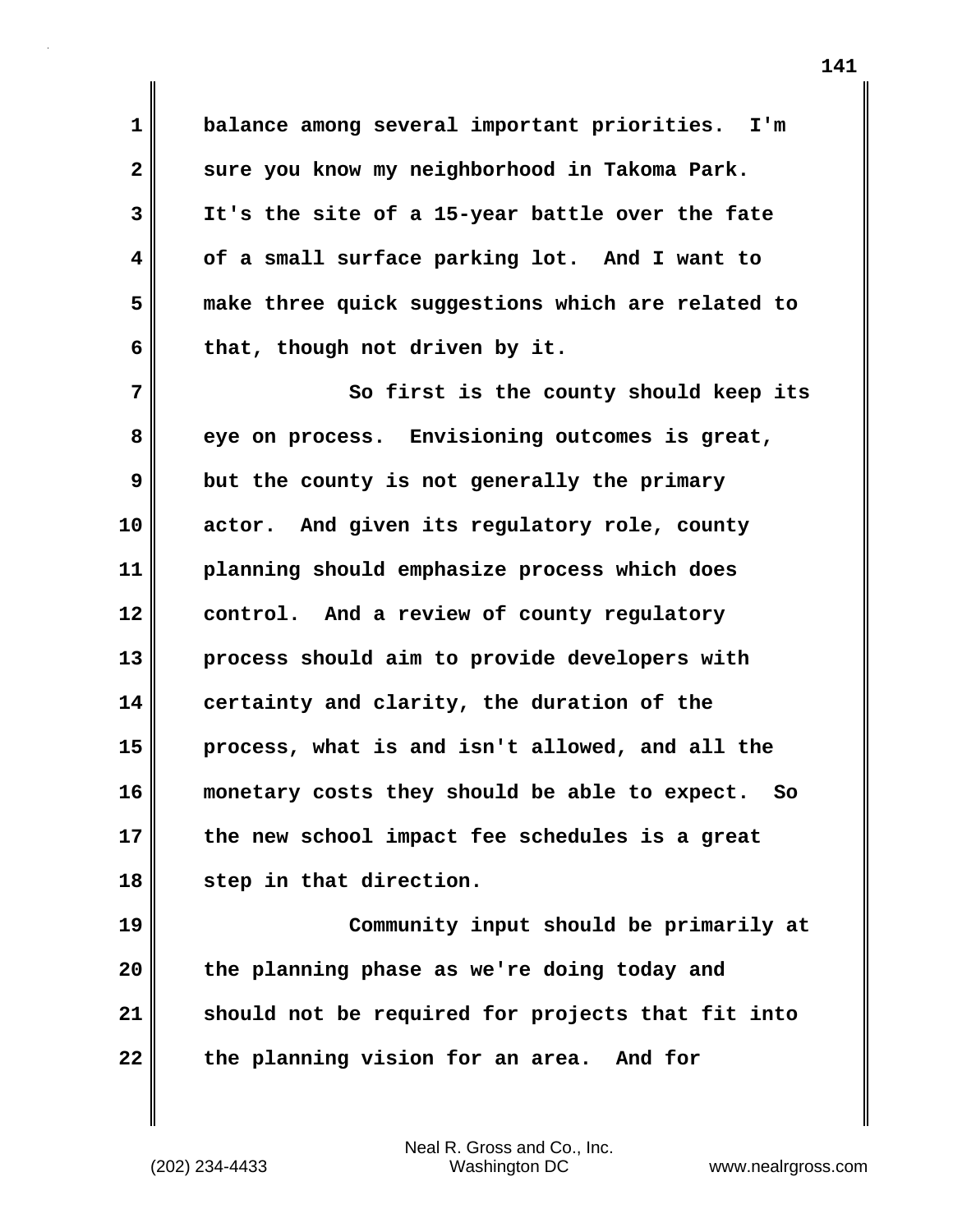balance among several important priorities. I'm sure you know my neighborhood in Takoma Park. It's the site of a 15-year battle over the fate of a small surface parking lot. And I want to make three quick suggestions which are related to that, though not driven by it.

So first is the county should keep its eye on process. Envisioning outcomes is great, but the county is not generally the primary actor. And given its regulatory role, county planning should emphasize process which does control. And a review of county regulatory process should aim to provide developers with certainty and clarity, the duration of the process, what is and isn't allowed, and all the monetary costs they should be able to expect. So the new school impact fee schedules is a great step in that direction.

Community input should be primarily at the planning phase as we're doing today and should not be required for projects that fit into the planning vision for an area. And for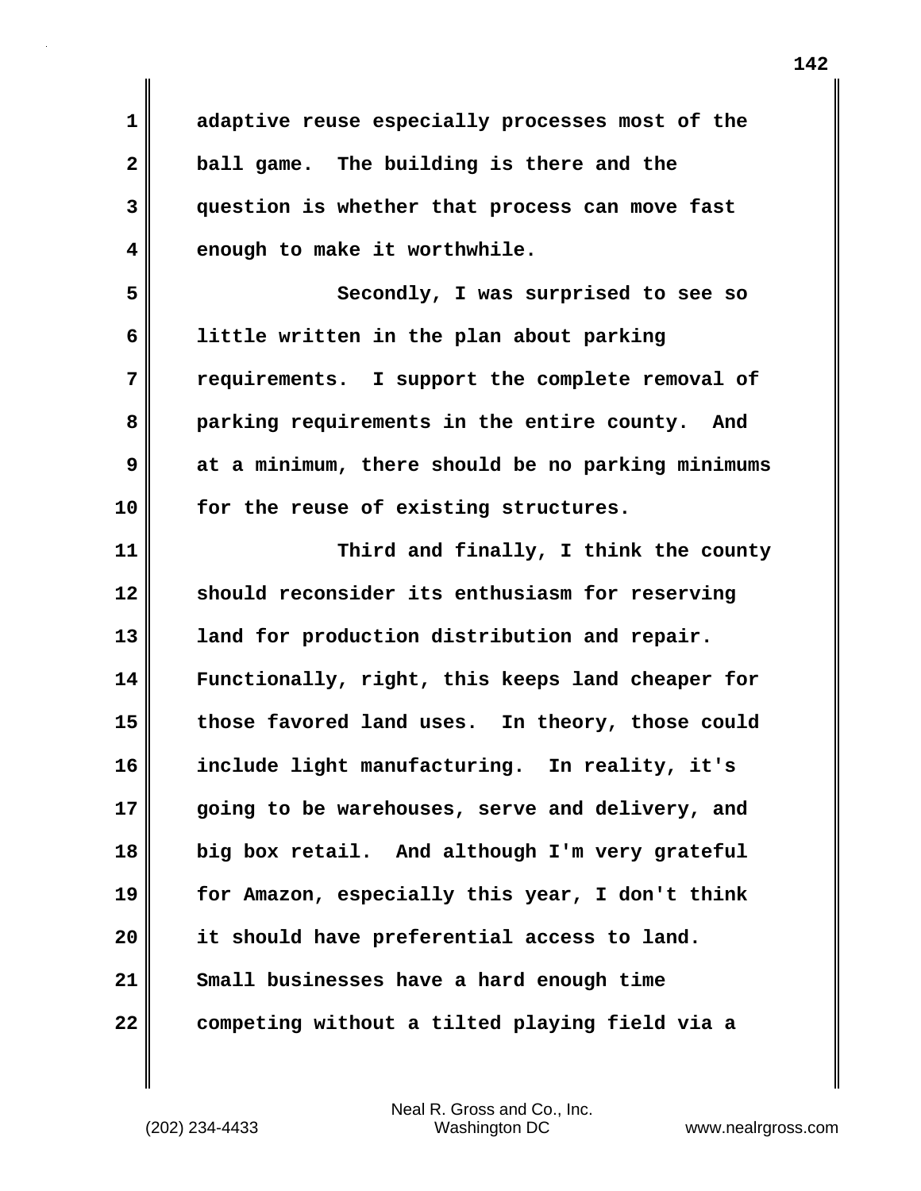adaptive reuse especially processes most of the ball game. The building is there and the question is whether that process can move fast enough to make it worthwhile.

Secondly, I was surprised to see so little written in the plan about parking requirements. I support the complete removal of parking requirements in the entire county. And at a minimum, there should be no parking minimums for the reuse of existing structures.

Third and finally, I think the county should reconsider its enthusiasm for reserving land for production distribution and repair. Functionally, right, this keeps land cheaper for those favored land uses. In theory, those could include light manufacturing. In reality, it's going to be warehouses, serve and delivery, and big box retail. And although I'm very grateful for Amazon, especially this year, I don't think it should have preferential access to land. Small businesses have a hard enough time competing without a tilted playing field via a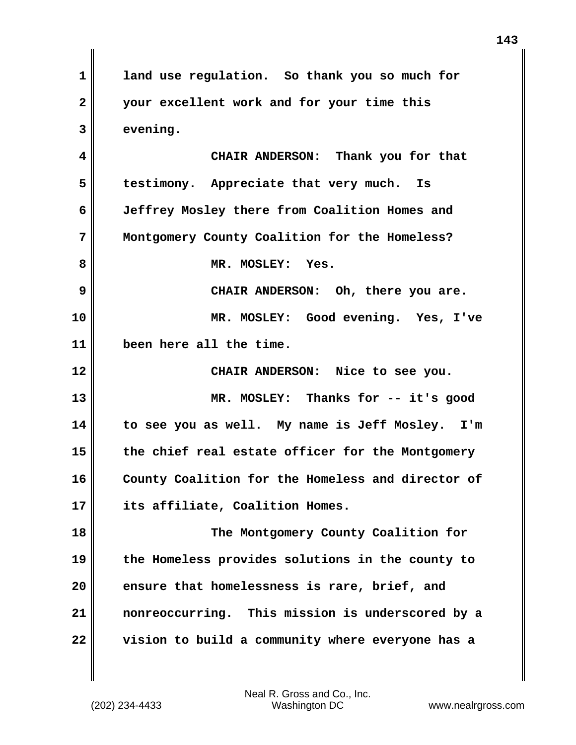land use regulation. So thank you so much for your excellent work and for your time this evening.

CHAIR ANDERSON: Thank you for that testimony. Appreciate that very much. Is Jeffrey Mosley there from Coalition Homes and Montgomery County Coalition for the Homeless?

MR. MOSLEY: Yes.

CHAIR ANDERSON: Oh, there you are.

MR. MOSLEY: Good evening. Yes, I've been here all the time.

CHAIR ANDERSON: Nice to see you.

MR. MOSLEY: Thanks for -- it's good to see you as well. My name is Jeff Mosley. I'm the chief real estate officer for the Montgomery County Coalition for the Homeless and director of its affiliate, Coalition Homes.

The Montgomery County Coalition for the Homeless provides solutions in the county to ensure that homelessness is rare, brief, and nonreoccurring. This mission is underscored by a vision to build a community where everyone has a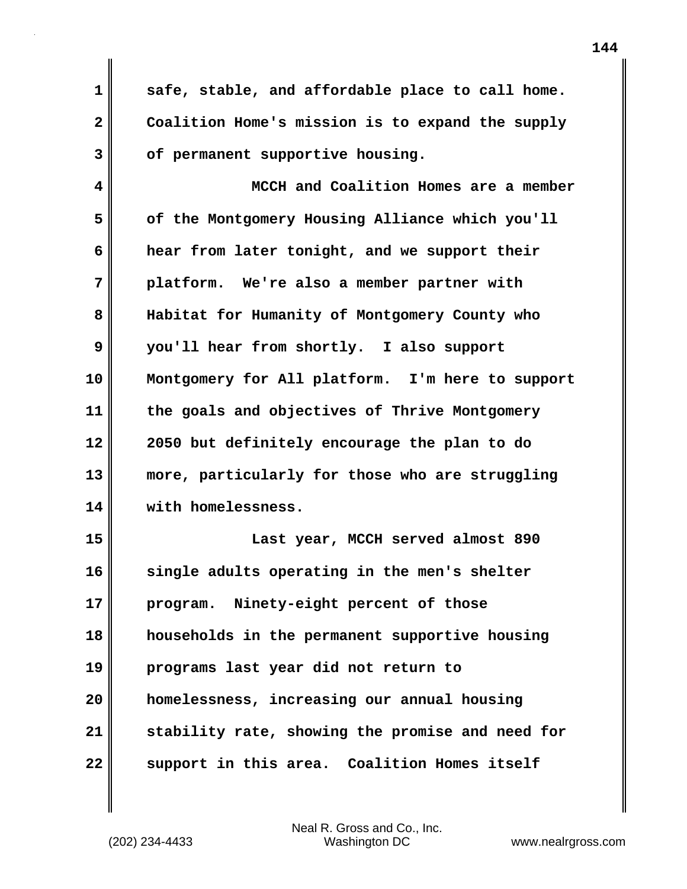safe, stable, and affordable place to call home. Coalition Home's mission is to expand the supply of permanent supportive housing.

MCCH and Coalition Homes are a member of the Montgomery Housing Alliance which you'll hear from later tonight, and we support their platform. We're also a member partner with Habitat for Humanity of Montgomery County who you'll hear from shortly. I also support Montgomery for All platform. I'm here to support the goals and objectives of Thrive Montgomery 2050 but definitely encourage the plan to do more, particularly for those who are struggling with homelessness.

Last year, MCCH served almost 890 single adults operating in the men's shelter program. Ninety-eight percent of those households in the permanent supportive housing programs last year did not return to homelessness, increasing our annual housing stability rate, showing the promise and need for support in this area. Coalition Homes itself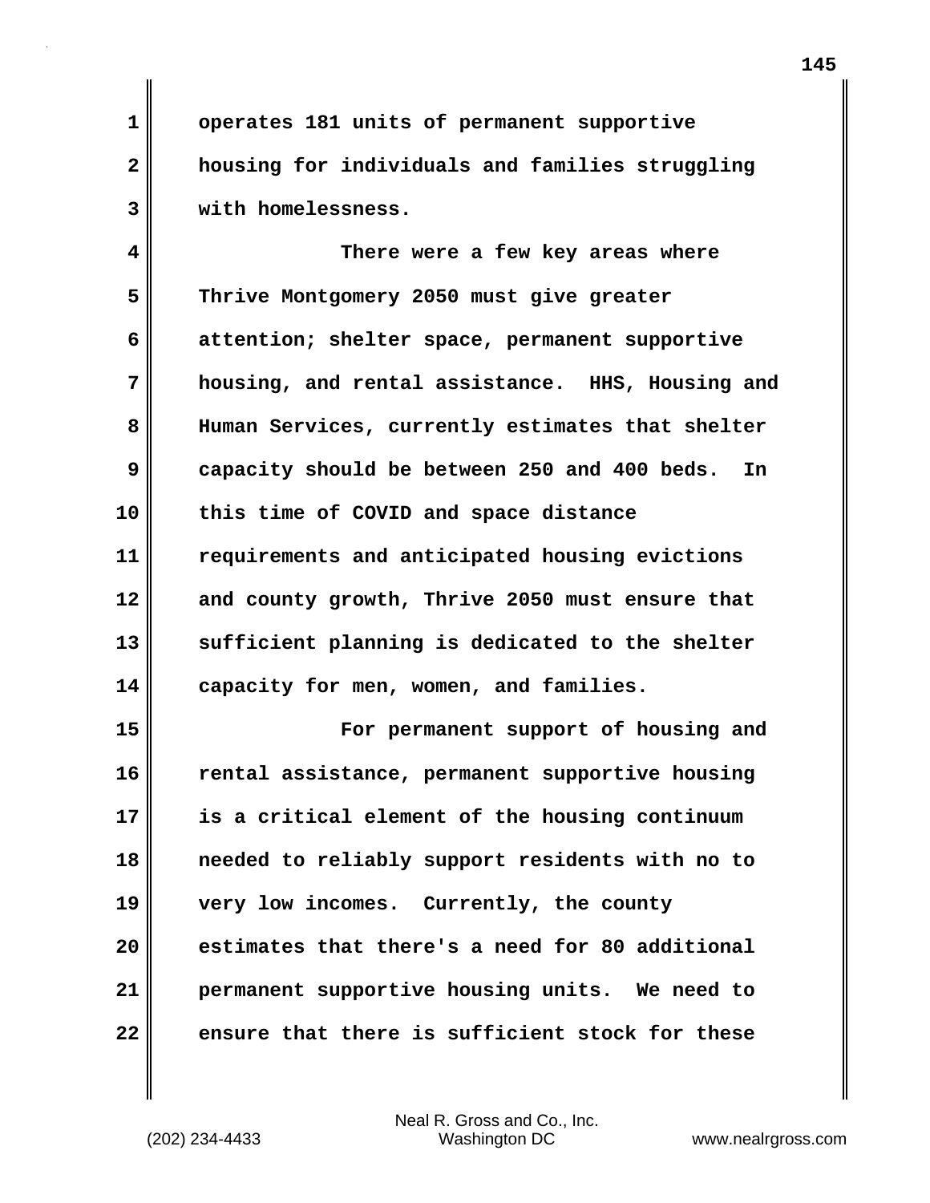operates 181 units of permanent supportive housing for individuals and families struggling with homelessness.

There were a few key areas where Thrive Montgomery 2050 must give greater attention; shelter space, permanent supportive housing, and rental assistance. HHS, Housing and Human Services, currently estimates that shelter capacity should be between 250 and 400 beds. In this time of COVID and space distance requirements and anticipated housing evictions and county growth, Thrive 2050 must ensure that sufficient planning is dedicated to the shelter capacity for men, women, and families.

For permanent support of housing and rental assistance, permanent supportive housing is a critical element of the housing continuum needed to reliably support residents with no to very low incomes. Currently, the county estimates that there's a need for 80 additional permanent supportive housing units. We need to ensure that there is sufficient stock for these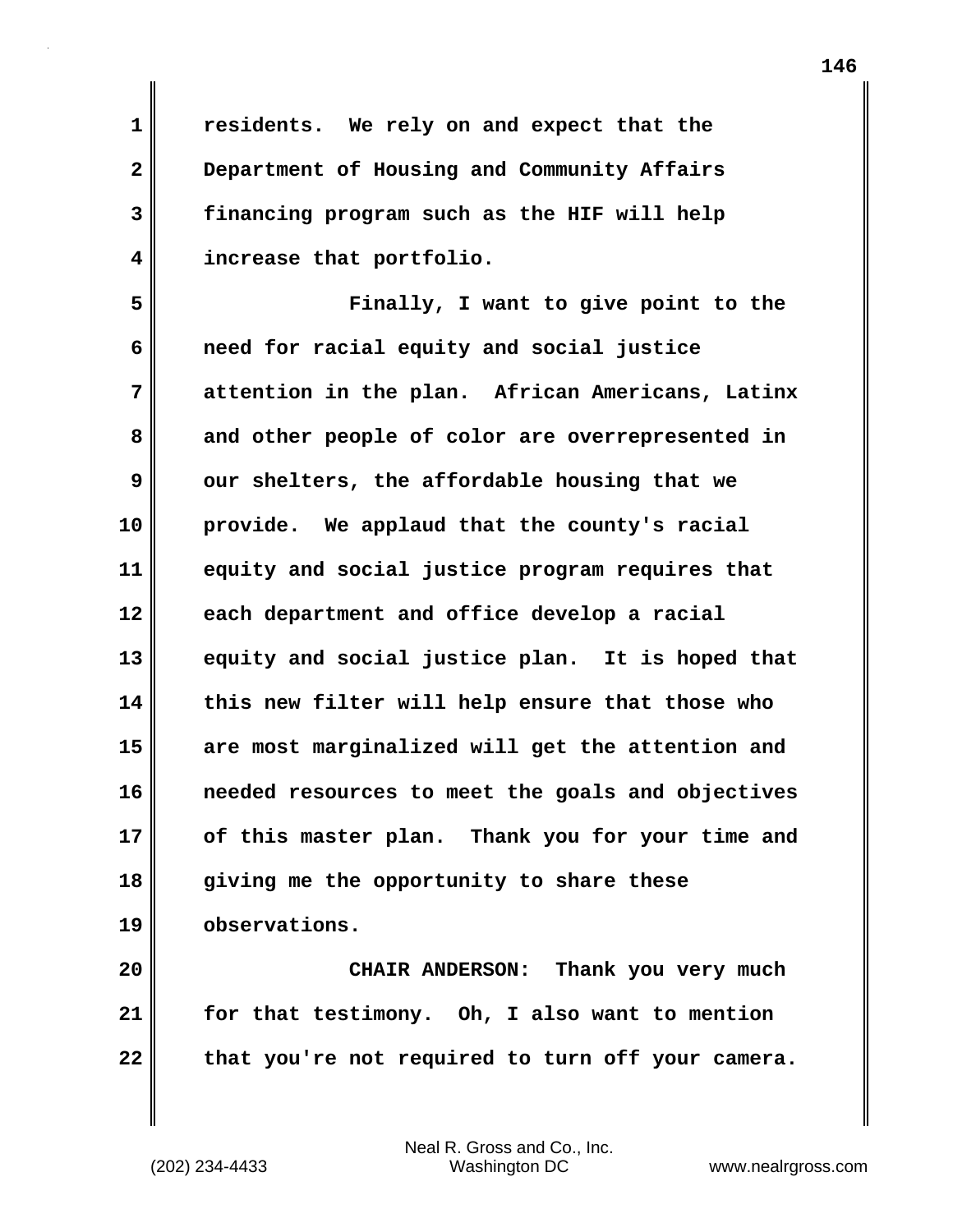residents. We rely on and expect that the Department of Housing and Community Affairs financing program such as the HIF will help increase that portfolio.

Finally, I want to give point to the need for racial equity and social justice attention in the plan. African Americans, Latinx and other people of color are overrepresented in our shelters, the affordable housing that we provide. We applaud that the county's racial equity and social justice program requires that each department and office develop a racial equity and social justice plan. It is hoped that this new filter will help ensure that those who are most marginalized will get the attention and needed resources to meet the goals and objectives of this master plan. Thank you for your time and giving me the opportunity to share these observations.

CHAIR ANDERSON: Thank you very much for that testimony. Oh, I also want to mention that you're not required to turn off your camera.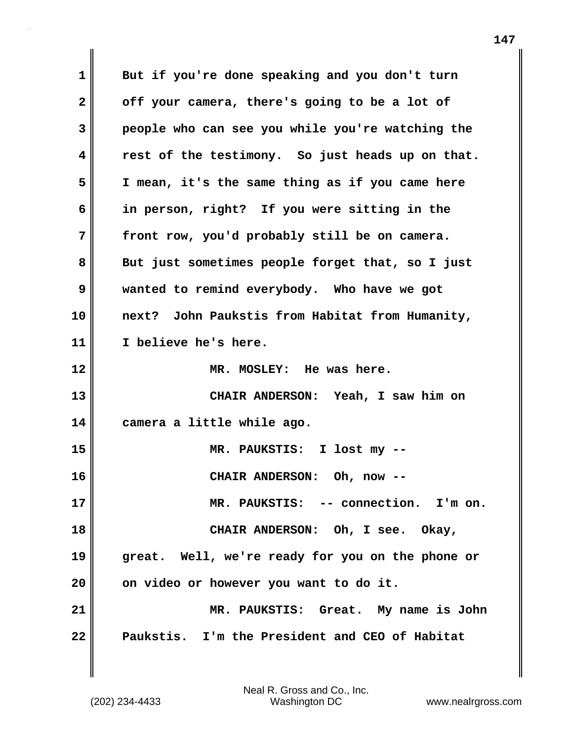But if you're done speaking and you don't turn off your camera, there's going to be a lot of people who can see you while you're watching the rest of the testimony. So just heads up on that. I mean, it's the same thing as if you came here in person, right? If you were sitting in the front row, you'd probably still be on camera. But just sometimes people forget that, so I just wanted to remind everybody. Who have we got next? John Paukstis from Habitat from Humanity, I believe he's here.

MR. MOSLEY: He was here.

CHAIR ANDERSON: Yeah, I saw him on camera a little while ago.

MR. PAUKSTIS: I lost my --

CHAIR ANDERSON: Oh, now --

MR. PAUKSTIS: -- connection. I'm on.

CHAIR ANDERSON: Oh, I see. Okay, great. Well, we're ready for you on the phone or on video or however you want to do it.

MR. PAUKSTIS: Great. My name is John Paukstis. I'm the President and CEO of Habitat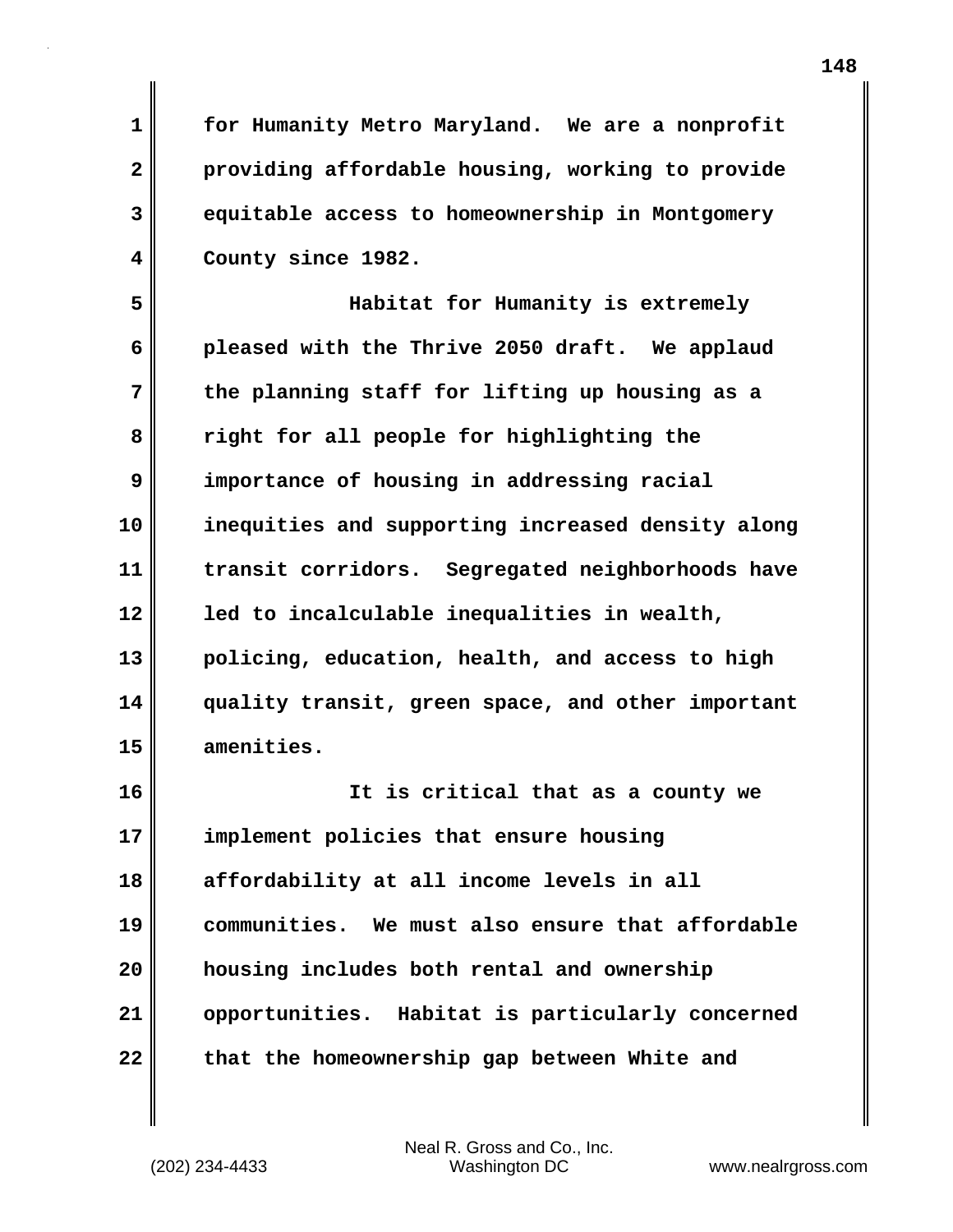for Humanity Metro Maryland. We are a nonprofit providing affordable housing, working to provide equitable access to homeownership in Montgomery County since 1982.

Habitat for Humanity is extremely pleased with the Thrive 2050 draft. We applaud the planning staff for lifting up housing as a right for all people for highlighting the importance of housing in addressing racial inequities and supporting increased density along transit corridors. Segregated neighborhoods have led to incalculable inequalities in wealth, policing, education, health, and access to high quality transit, green space, and other important amenities.

It is critical that as a county we implement policies that ensure housing affordability at all income levels in all communities. We must also ensure that affordable housing includes both rental and ownership opportunities. Habitat is particularly concerned that the homeownership gap between White and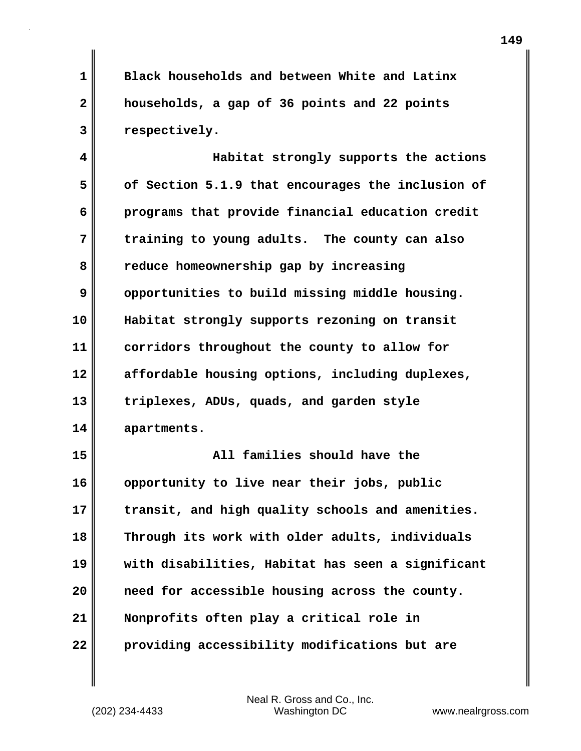Black households and between White and Latinx households, a gap of 36 points and 22 points respectively.

Habitat strongly supports the actions of Section 5.1.9 that encourages the inclusion of programs that provide financial education credit training to young adults. The county can also reduce homeownership gap by increasing opportunities to build missing middle housing. Habitat strongly supports rezoning on transit corridors throughout the county to allow for affordable housing options, including duplexes, triplexes, ADUs, quads, and garden style apartments.

All families should have the opportunity to live near their jobs, public transit, and high quality schools and amenities. Through its work with older adults, individuals with disabilities, Habitat has seen a significant need for accessible housing across the county. Nonprofits often play a critical role in providing accessibility modifications but are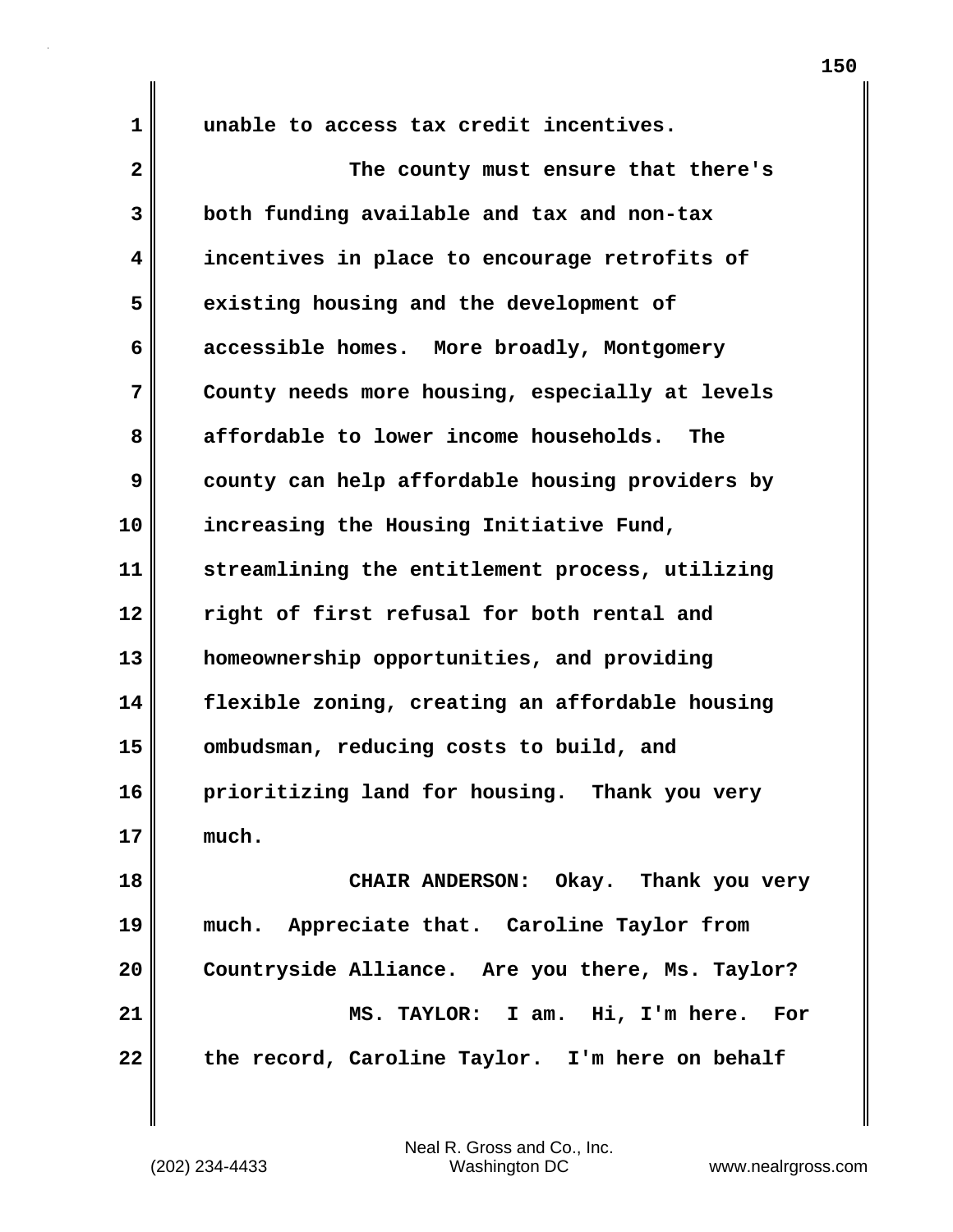unable to access tax credit incentives.

The county must ensure that there's both funding available and tax and non-tax incentives in place to encourage retrofits of existing housing and the development of accessible homes. More broadly, Montgomery County needs more housing, especially at levels affordable to lower income households. The county can help affordable housing providers by increasing the Housing Initiative Fund, streamlining the entitlement process, utilizing right of first refusal for both rental and homeownership opportunities, and providing flexible zoning, creating an affordable housing ombudsman, reducing costs to build, and prioritizing land for housing. Thank you very much.

CHAIR ANDERSON: Okay. Thank you very much. Appreciate that. Caroline Taylor from Countryside Alliance. Are you there, Ms. Taylor?

MS. TAYLOR: I am. Hi, I'm here. For the record, Caroline Taylor. I'm here on behalf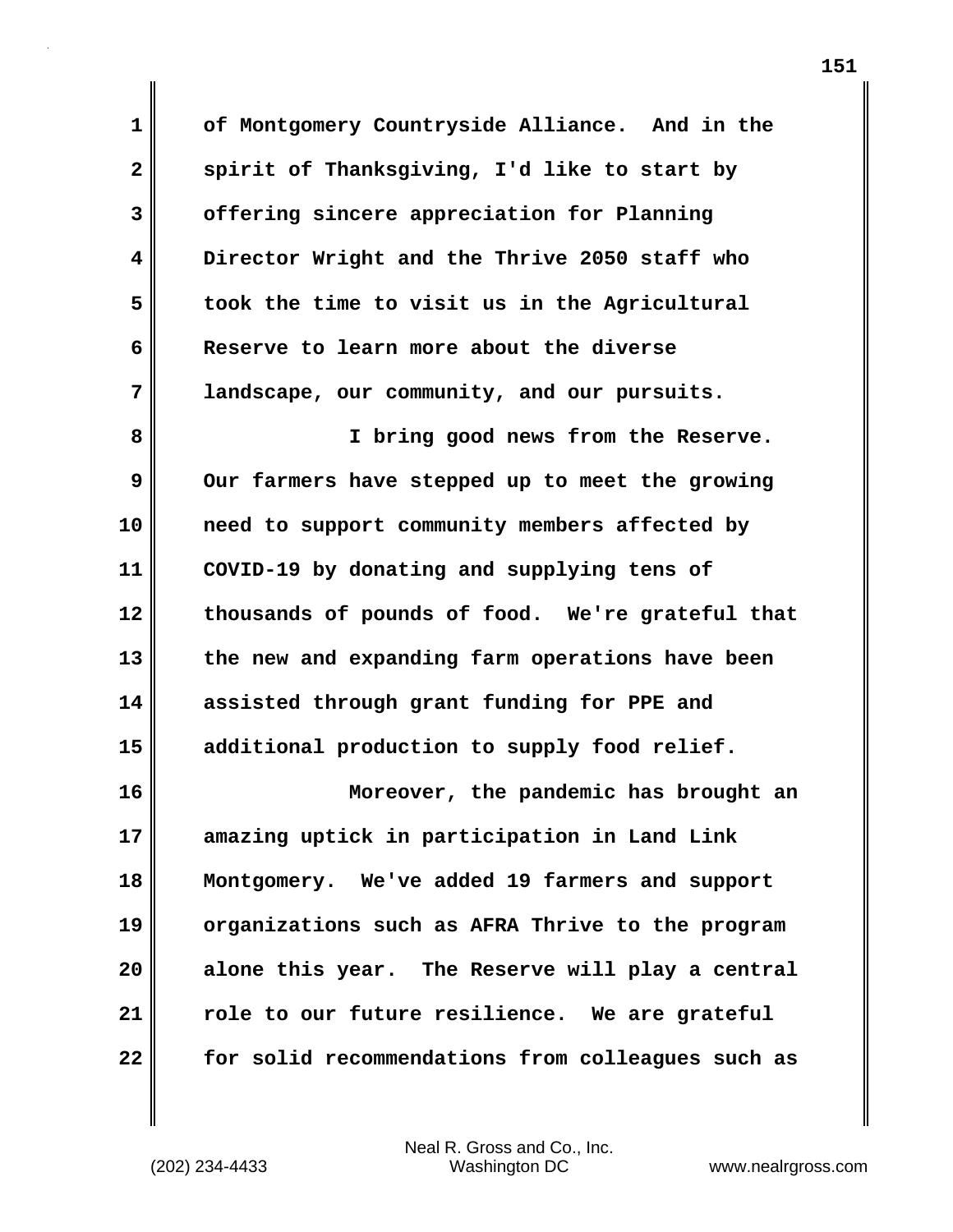of Montgomery Countryside Alliance. And in the spirit of Thanksgiving, I'd like to start by offering sincere appreciation for Planning Director Wright and the Thrive 2050 staff who took the time to visit us in the Agricultural Reserve to learn more about the diverse landscape, our community, and our pursuits.

I bring good news from the Reserve. Our farmers have stepped up to meet the growing need to support community members affected by COVID-19 by donating and supplying tens of thousands of pounds of food. We're grateful that the new and expanding farm operations have been assisted through grant funding for PPE and additional production to supply food relief.

Moreover, the pandemic has brought an amazing uptick in participation in Land Link Montgomery. We've added 19 farmers and support organizations such as AFRA Thrive to the program alone this year. The Reserve will play a central role to our future resilience. We are grateful for solid recommendations from colleagues such as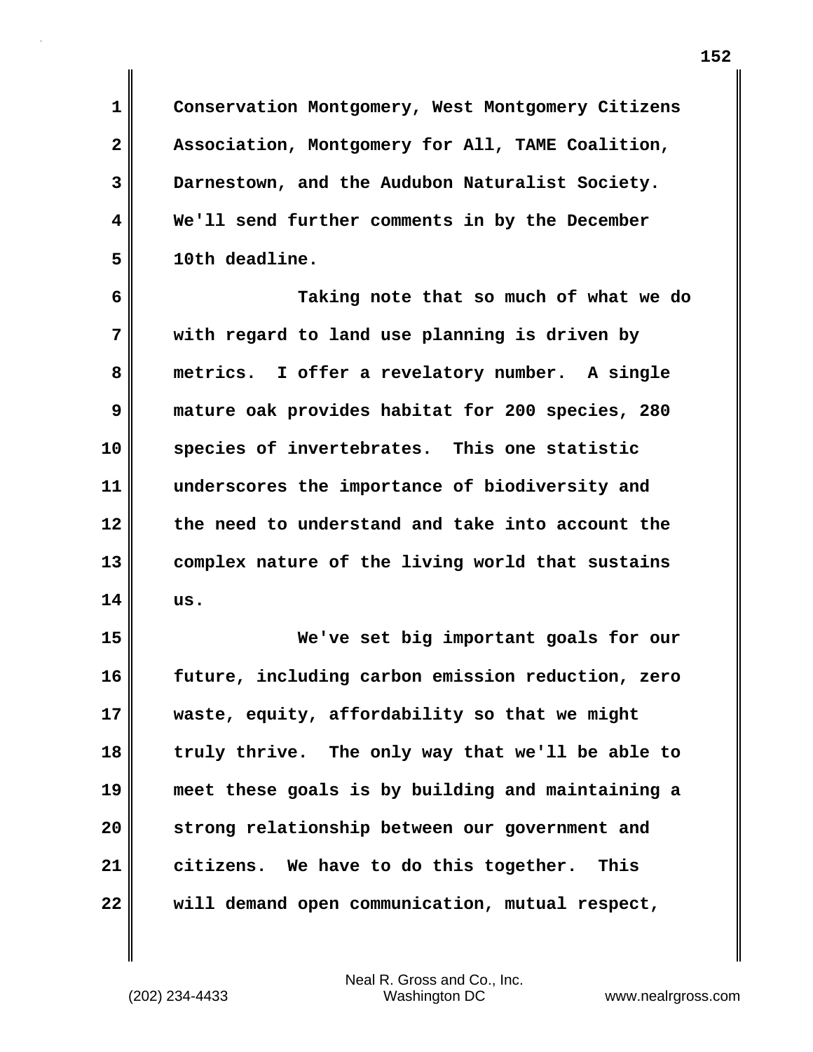Conservation Montgomery, West Montgomery Citizens Association, Montgomery for All, TAME Coalition, Darnestown, and the Audubon Naturalist Society. We'll send further comments in by the December 10th deadline.

Taking note that so much of what we do with regard to land use planning is driven by metrics. I offer a revelatory number. A single mature oak provides habitat for 200 species, 280 species of invertebrates. This one statistic underscores the importance of biodiversity and the need to understand and take into account the complex nature of the living world that sustains us.

We've set big important goals for our future, including carbon emission reduction, zero waste, equity, affordability so that we might truly thrive. The only way that we'll be able to meet these goals is by building and maintaining a strong relationship between our government and citizens. We have to do this together. This will demand open communication, mutual respect,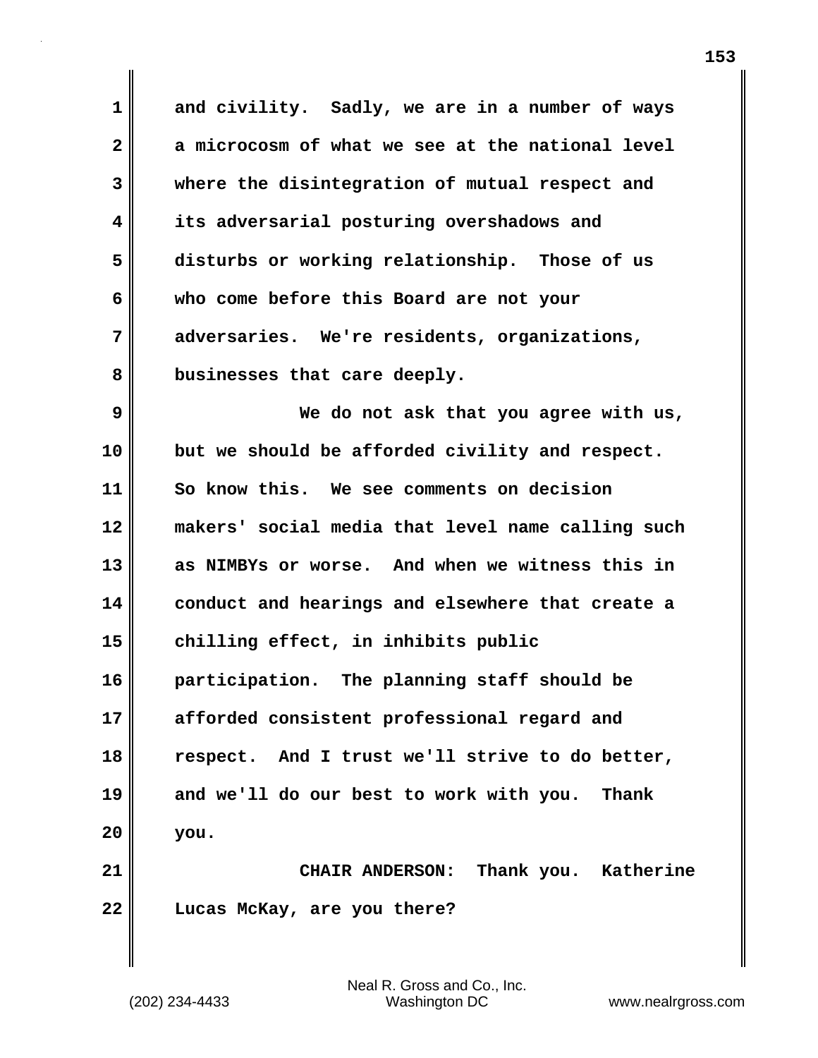and civility. Sadly, we are in a number of ways a microcosm of what we see at the national level where the disintegration of mutual respect and its adversarial posturing overshadows and disturbs or working relationship. Those of us who come before this Board are not your adversaries. We're residents, organizations, businesses that care deeply.

We do not ask that you agree with us, but we should be afforded civility and respect. So know this. We see comments on decision makers' social media that level name calling such as NIMBYs or worse. And when we witness this in conduct and hearings and elsewhere that create a chilling effect, in inhibits public participation. The planning staff should be afforded consistent professional regard and respect. And I trust we'll strive to do better, and we'll do our best to work with you. Thank you.

**CHAIR ANDERSON:** Thank you. Katherine Lucas McKay, are you there?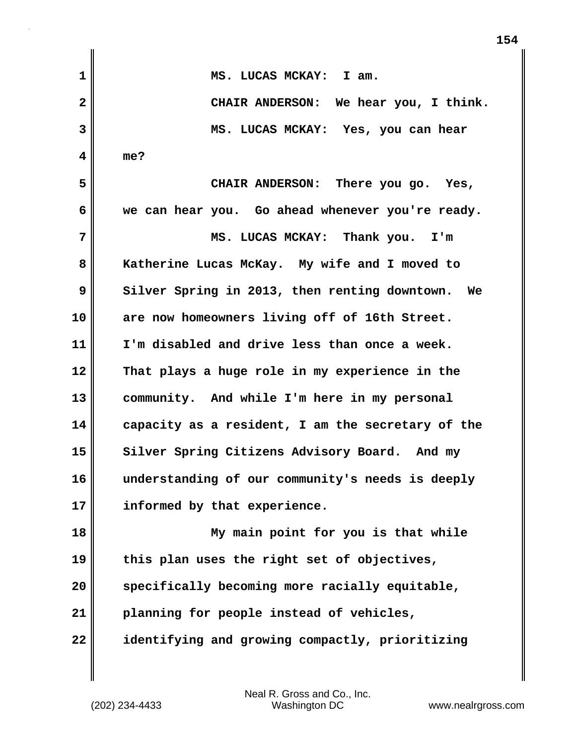MS. LUCAS MCKAY: I am.

CHAIR ANDERSON: We hear you, I think.

MS. LUCAS MCKAY: Yes, you can hear me?

CHAIR ANDERSON: There you go. Yes, we can hear you. Go ahead whenever you're ready.

MS. LUCAS MCKAY: Thank you. I'm Katherine Lucas McKay. My wife and I moved to Silver Spring in 2013, then renting downtown. We are now homeowners living off of 16th Street. I'm disabled and drive less than once a week. That plays a huge role in my experience in the community. And while I'm here in my personal capacity as a resident, I am the secretary of the Silver Spring Citizens Advisory Board. And my understanding of our community's needs is deeply informed by that experience.

My main point for you is that while this plan uses the right set of objectives, specifically becoming more racially equitable, planning for people instead of vehicles, identifying and growing compactly, prioritizing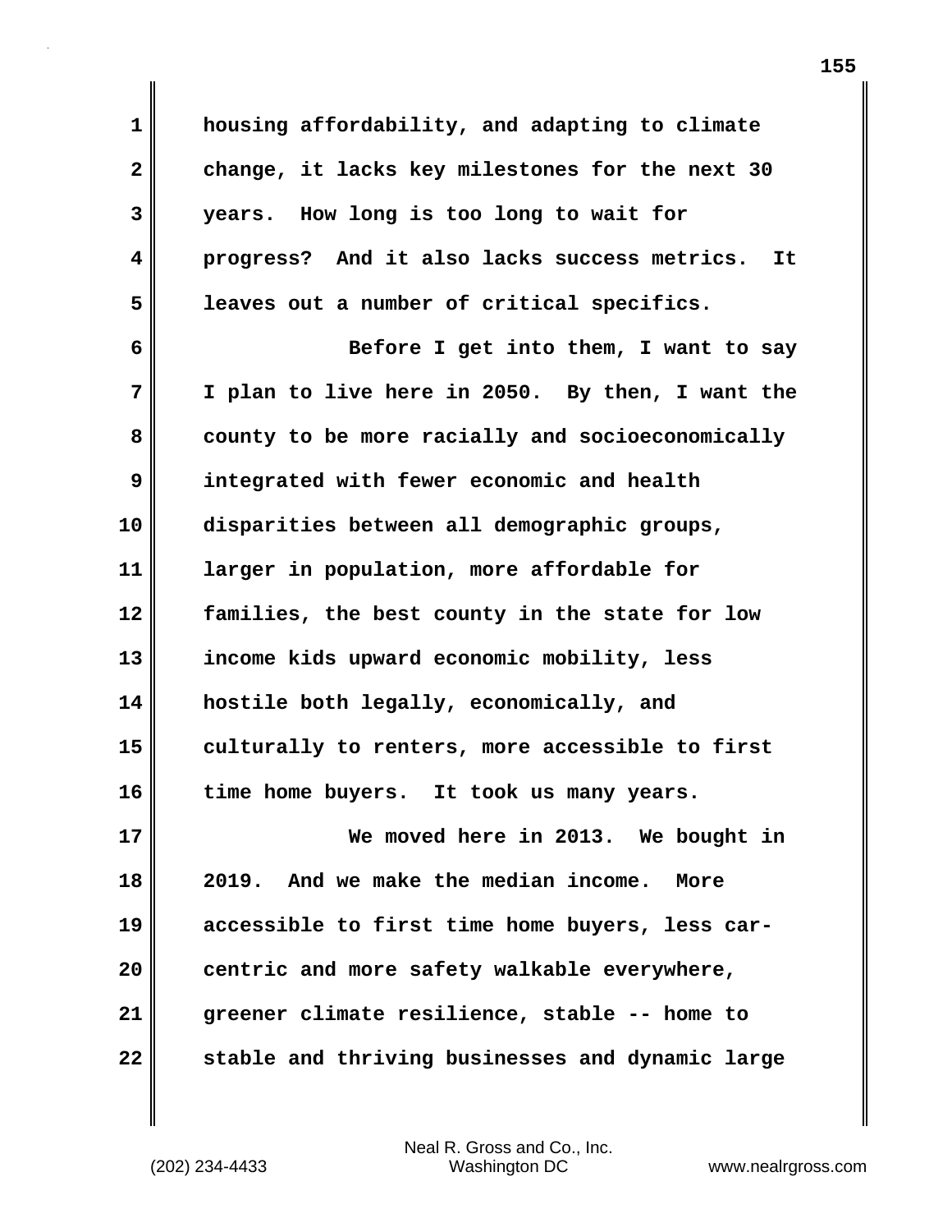housing affordability, and adapting to climate change, it lacks key milestones for the next 30 years. How long is too long to wait for progress? And it also lacks success metrics. It leaves out a number of critical specifics.

Before I get into them, I want to say I plan to live here in 2050. By then, I want the county to be more racially and socioeconomically integrated with fewer economic and health disparities between all demographic groups, larger in population, more affordable for families, the best county in the state for low income kids upward economic mobility, less hostile both legally, economically, and culturally to renters, more accessible to first time home buyers. It took us many years.

We moved here in 2013. We bought in 2019. And we make the median income. More accessible to first time home buyers, less car-centric and more safety walkable everywhere, greener climate resilience, stable -- home to stable and thriving businesses and dynamic large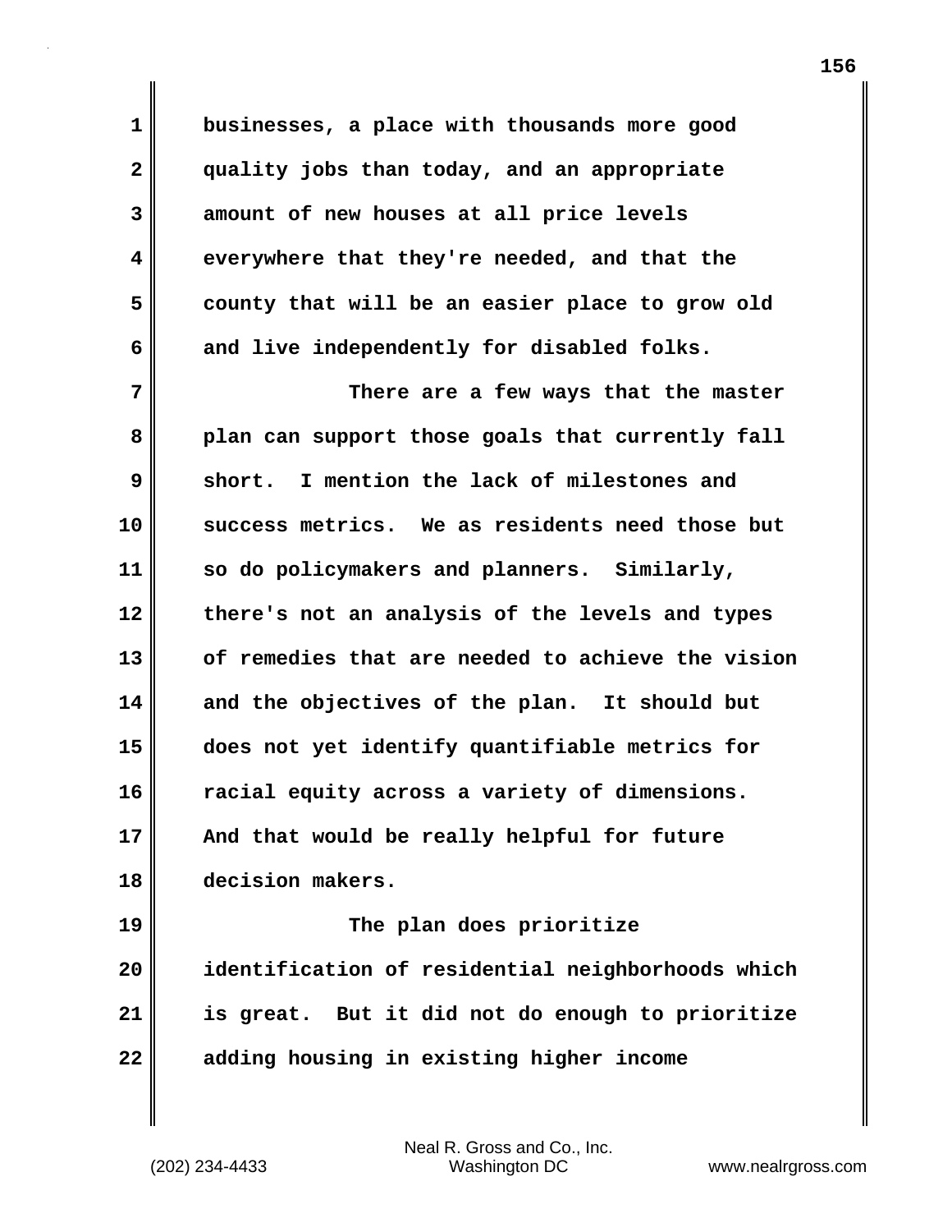businesses, a place with thousands more good quality jobs than today, and an appropriate amount of new houses at all price levels everywhere that they're needed, and that the county that will be an easier place to grow old and live independently for disabled folks.

There are a few ways that the master plan can support those goals that currently fall short. I mention the lack of milestones and success metrics. We as residents need those but so do policymakers and planners. Similarly, there's not an analysis of the levels and types of remedies that are needed to achieve the vision and the objectives of the plan. It should but does not yet identify quantifiable metrics for racial equity across a variety of dimensions. And that would be really helpful for future decision makers.

The plan does prioritize identification of residential neighborhoods which is great. But it did not do enough to prioritize adding housing in existing higher income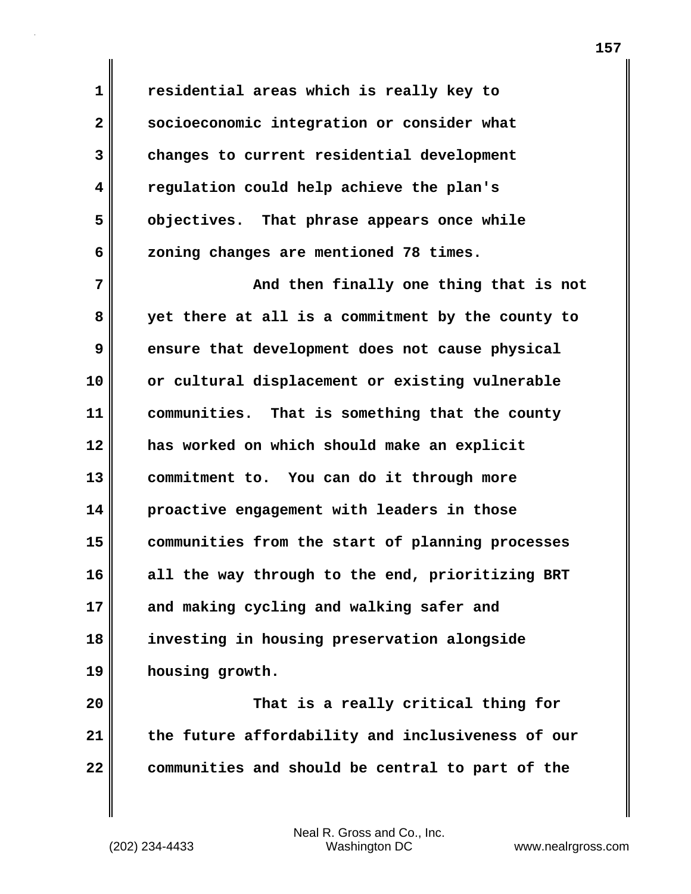residential areas which is really key to socioeconomic integration or consider what changes to current residential development regulation could help achieve the plan's objectives. That phrase appears once while zoning changes are mentioned 78 times.

And then finally one thing that is not yet there at all is a commitment by the county to ensure that development does not cause physical or cultural displacement or existing vulnerable communities. That is something that the county has worked on which should make an explicit commitment to. You can do it through more proactive engagement with leaders in those communities from the start of planning processes all the way through to the end, prioritizing BRT and making cycling and walking safer and investing in housing preservation alongside housing growth.

That is a really critical thing for the future affordability and inclusiveness of our communities and should be central to part of the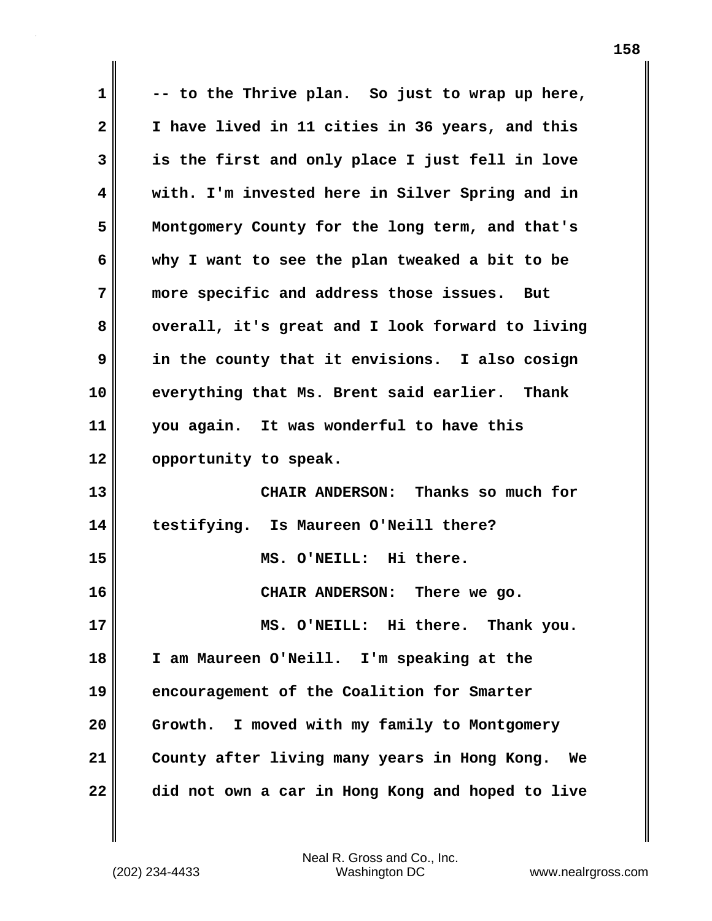-- to the Thrive plan. So just to wrap up here, I have lived in 11 cities in 36 years, and this is the first and only place I just fell in love with. I'm invested here in Silver Spring and in Montgomery County for the long term, and that's why I want to see the plan tweaked a bit to be more specific and address those issues. But overall, it's great and I look forward to living in the county that it envisions. I also cosign everything that Ms. Brent said earlier. Thank you again. It was wonderful to have this opportunity to speak.

CHAIR ANDERSON: Thanks so much for testifying. Is Maureen O'Neill there?

MS. O'NEILL: Hi there.

CHAIR ANDERSON: There we go.

MS. O'NEILL: Hi there. Thank you. I am Maureen O'Neill. I'm speaking at the encouragement of the Coalition for Smarter Growth. I moved with my family to Montgomery County after living many years in Hong Kong. We did not own a car in Hong Kong and hoped to live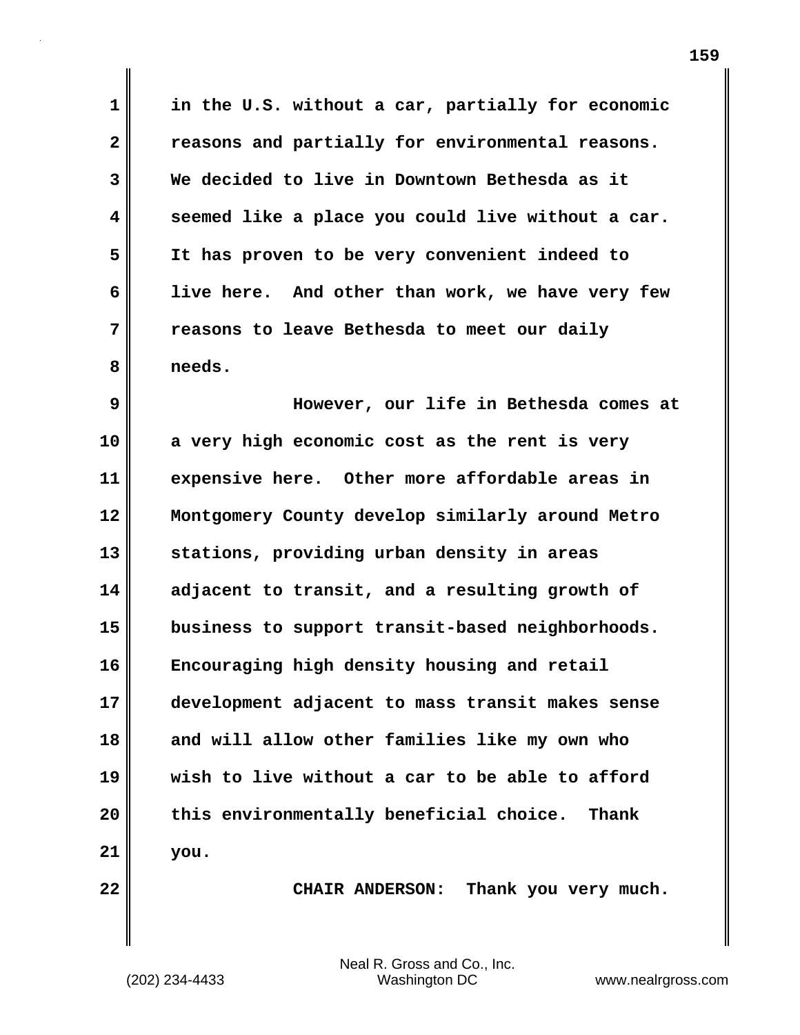in the U.S. without a car, partially for economic reasons and partially for environmental reasons. We decided to live in Downtown Bethesda as it seemed like a place you could live without a car. It has proven to be very convenient indeed to live here. And other than work, we have very few reasons to leave Bethesda to meet our daily needs.

However, our life in Bethesda comes at a very high economic cost as the rent is very expensive here. Other more affordable areas in Montgomery County develop similarly around Metro stations, providing urban density in areas adjacent to transit, and a resulting growth of business to support transit-based neighborhoods. Encouraging high density housing and retail development adjacent to mass transit makes sense and will allow other families like my own who wish to live without a car to be able to afford this environmentally beneficial choice. Thank you.

CHAIR ANDERSON: Thank you very much.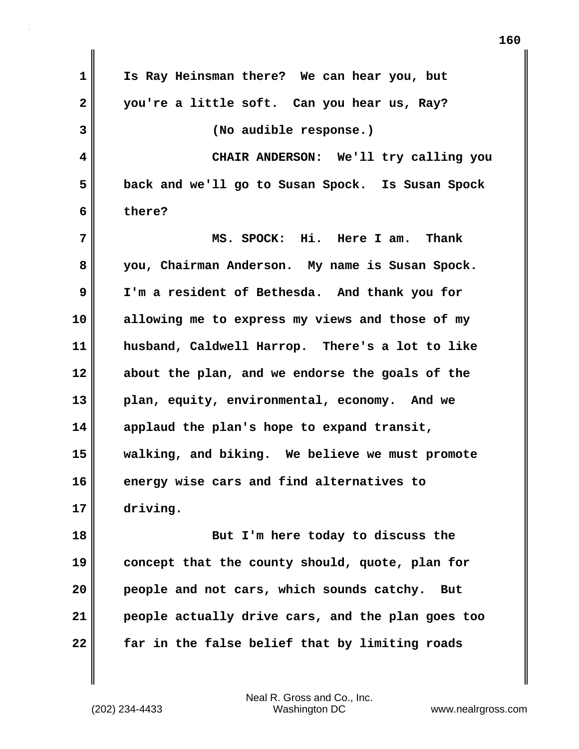Is Ray Heinsman there? We can hear you, but you're a little soft. Can you hear us, Ray?

(No audible response.)

CHAIR ANDERSON: We'll try calling you back and we'll go to Susan Spock. Is Susan Spock there?

MS. SPOCK: Hi. Here I am. Thank you, Chairman Anderson. My name is Susan Spock. I'm a resident of Bethesda. And thank you for allowing me to express my views and those of my husband, Caldwell Harrop. There's a lot to like about the plan, and we endorse the goals of the plan, equity, environmental, economy. And we applaud the plan's hope to expand transit, walking, and biking. We believe we must promote energy wise cars and find alternatives to driving.

But I'm here today to discuss the concept that the county should, quote, plan for people and not cars, which sounds catchy. But people actually drive cars, and the plan goes too far in the false belief that by limiting roads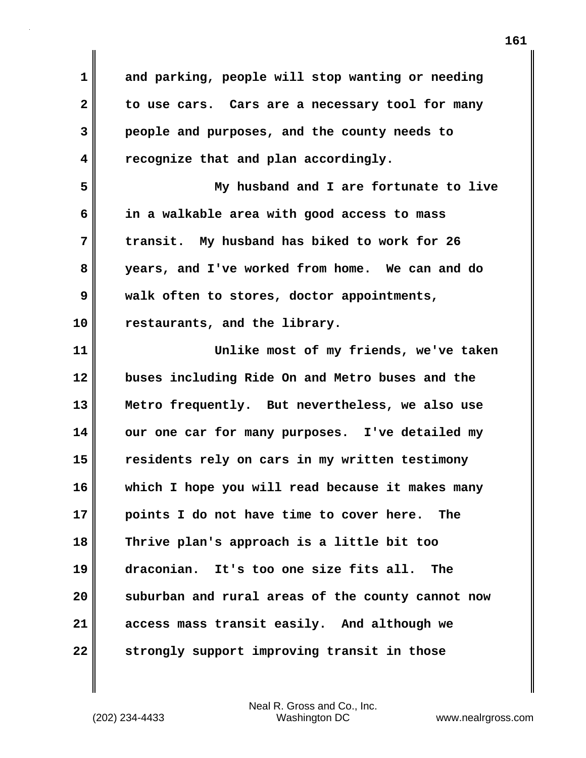and parking, people will stop wanting or needing to use cars. Cars are a necessary tool for many people and purposes, and the county needs to recognize that and plan accordingly.

My husband and I are fortunate to live in a walkable area with good access to mass transit. My husband has biked to work for 26 years, and I've worked from home. We can and do walk often to stores, doctor appointments, restaurants, and the library.

Unlike most of my friends, we've taken buses including Ride On and Metro buses and the Metro frequently. But nevertheless, we also use our one car for many purposes. I've detailed my residents rely on cars in my written testimony which I hope you will read because it makes many points I do not have time to cover here. The Thrive plan's approach is a little bit too draconian. It's too one size fits all. The suburban and rural areas of the county cannot now access mass transit easily. And although we strongly support improving transit in those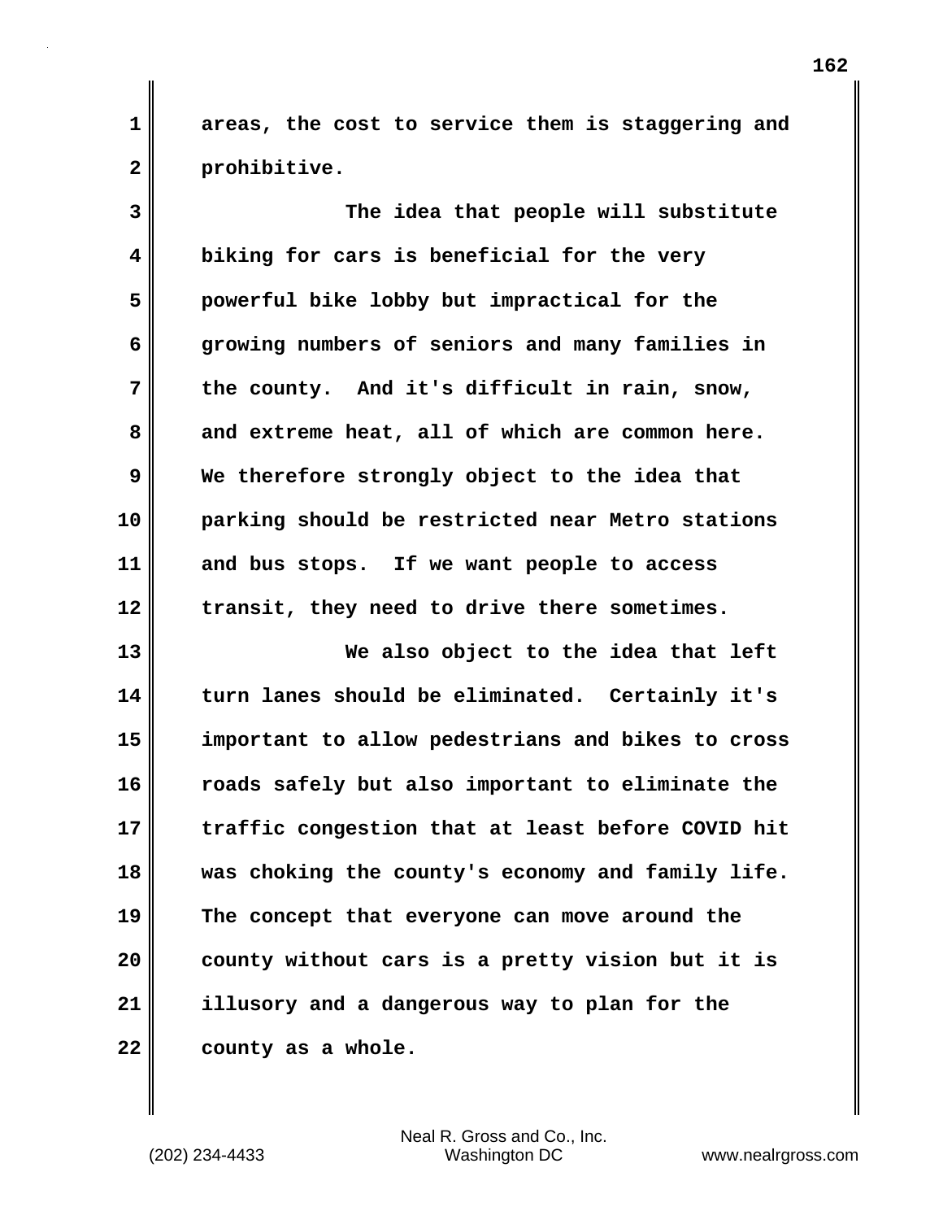areas, the cost to service them is staggering and prohibitive.

The idea that people will substitute biking for cars is beneficial for the very powerful bike lobby but impractical for the growing numbers of seniors and many families in the county. And it's difficult in rain, snow, and extreme heat, all of which are common here. We therefore strongly object to the idea that parking should be restricted near Metro stations and bus stops. If we want people to access transit, they need to drive there sometimes.

We also object to the idea that left turn lanes should be eliminated. Certainly it's important to allow pedestrians and bikes to cross roads safely but also important to eliminate the traffic congestion that at least before COVID hit was choking the county's economy and family life. The concept that everyone can move around the county without cars is a pretty vision but it is illusory and a dangerous way to plan for the county as a whole.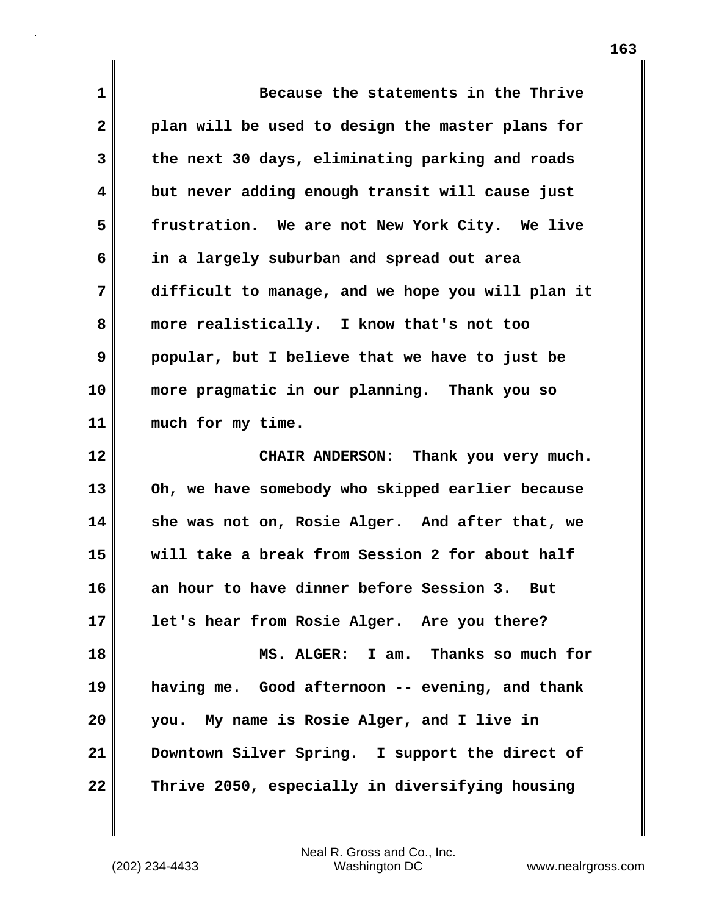Because the statements in the Thrive plan will be used to design the master plans for the next 30 days, eliminating parking and roads but never adding enough transit will cause just frustration. We are not New York City. We live in a largely suburban and spread out area difficult to manage, and we hope you will plan it more realistically. I know that's not too popular, but I believe that we have to just be more pragmatic in our planning. Thank you so much for my time.

CHAIR ANDERSON: Thank you very much. Oh, we have somebody who skipped earlier because she was not on, Rosie Alger. And after that, we will take a break from Session 2 for about half an hour to have dinner before Session 3. But let's hear from Rosie Alger. Are you there?

MS. ALGER: I am. Thanks so much for having me. Good afternoon -- evening, and thank you. My name is Rosie Alger, and I live in Downtown Silver Spring. I support the direct of Thrive 2050, especially in diversifying housing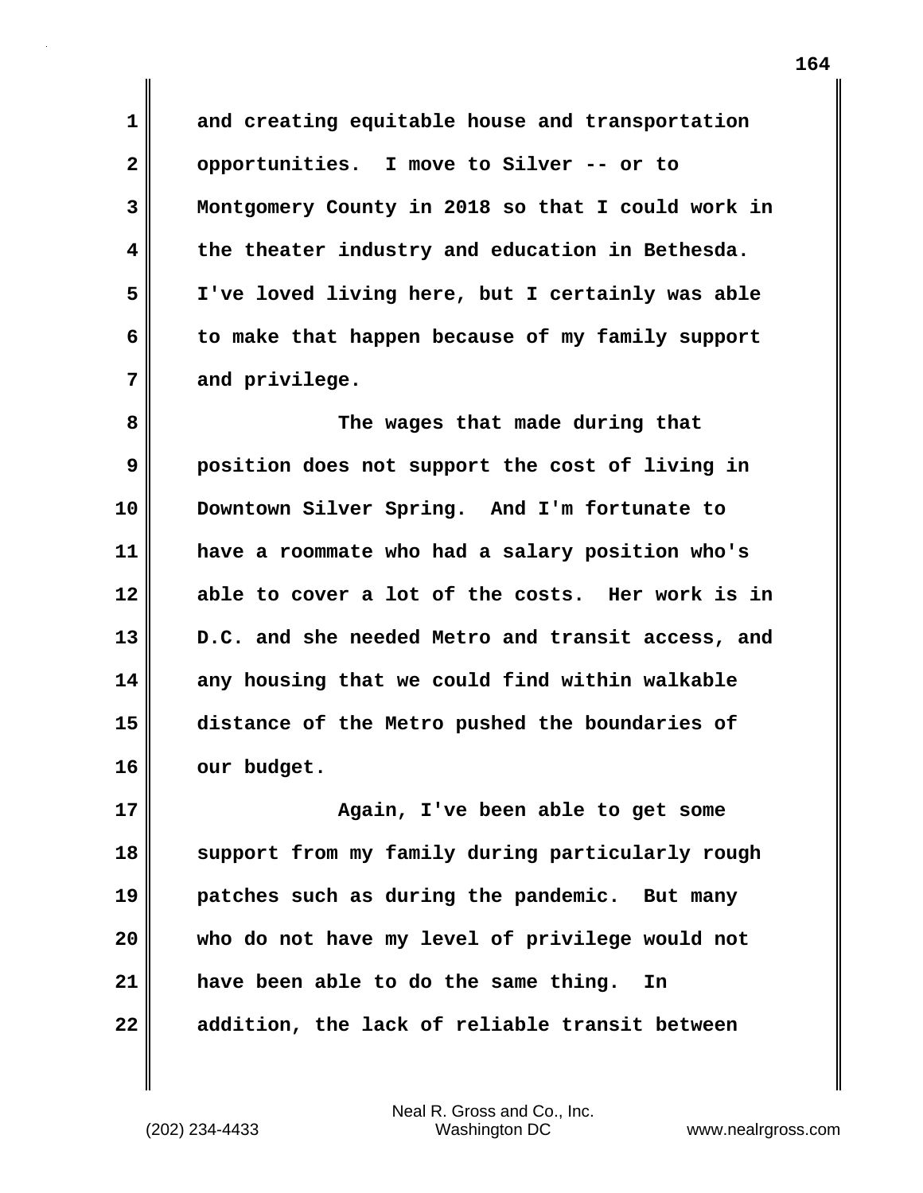and creating equitable house and transportation opportunities. I move to Silver -- or to Montgomery County in 2018 so that I could work in the theater industry and education in Bethesda. I've loved living here, but I certainly was able to make that happen because of my family support and privilege.

The wages that made during that position does not support the cost of living in Downtown Silver Spring. And I'm fortunate to have a roommate who had a salary position who's able to cover a lot of the costs. Her work is in D.C. and she needed Metro and transit access, and any housing that we could find within walkable distance of the Metro pushed the boundaries of our budget.

Again, I've been able to get some support from my family during particularly rough patches such as during the pandemic. But many who do not have my level of privilege would not have been able to do the same thing. In addition, the lack of reliable transit between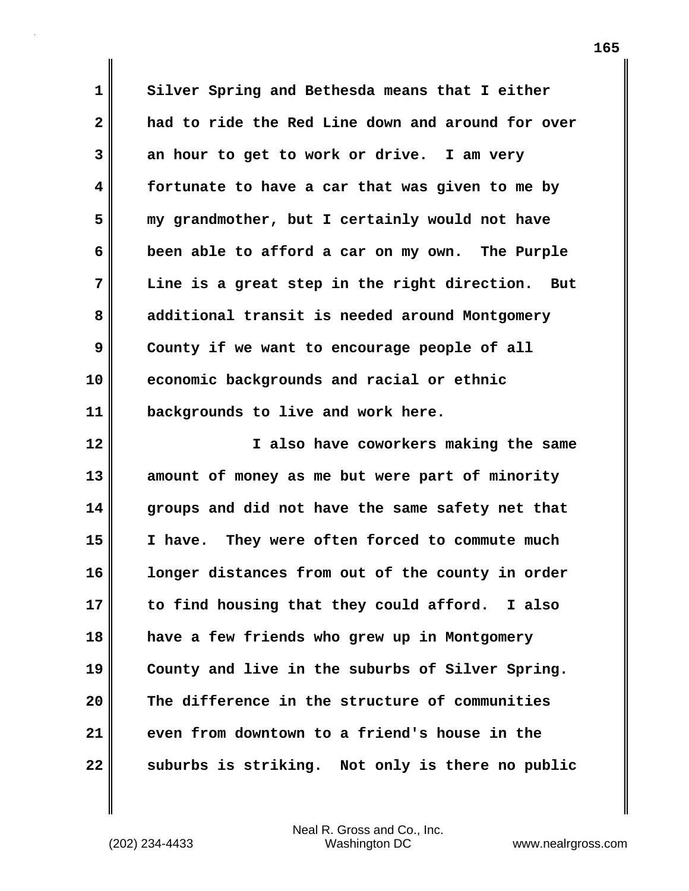Silver Spring and Bethesda means that I either had to ride the Red Line down and around for over an hour to get to work or drive. I am very fortunate to have a car that was given to me by my grandmother, but I certainly would not have been able to afford a car on my own. The Purple Line is a great step in the right direction. But additional transit is needed around Montgomery County if we want to encourage people of all economic backgrounds and racial or ethnic backgrounds to live and work here.

I also have coworkers making the same amount of money as me but were part of minority groups and did not have the same safety net that I have. They were often forced to commute much longer distances from out of the county in order to find housing that they could afford. I also have a few friends who grew up in Montgomery County and live in the suburbs of Silver Spring. The difference in the structure of communities even from downtown to a friend's house in the suburbs is striking. Not only is there no public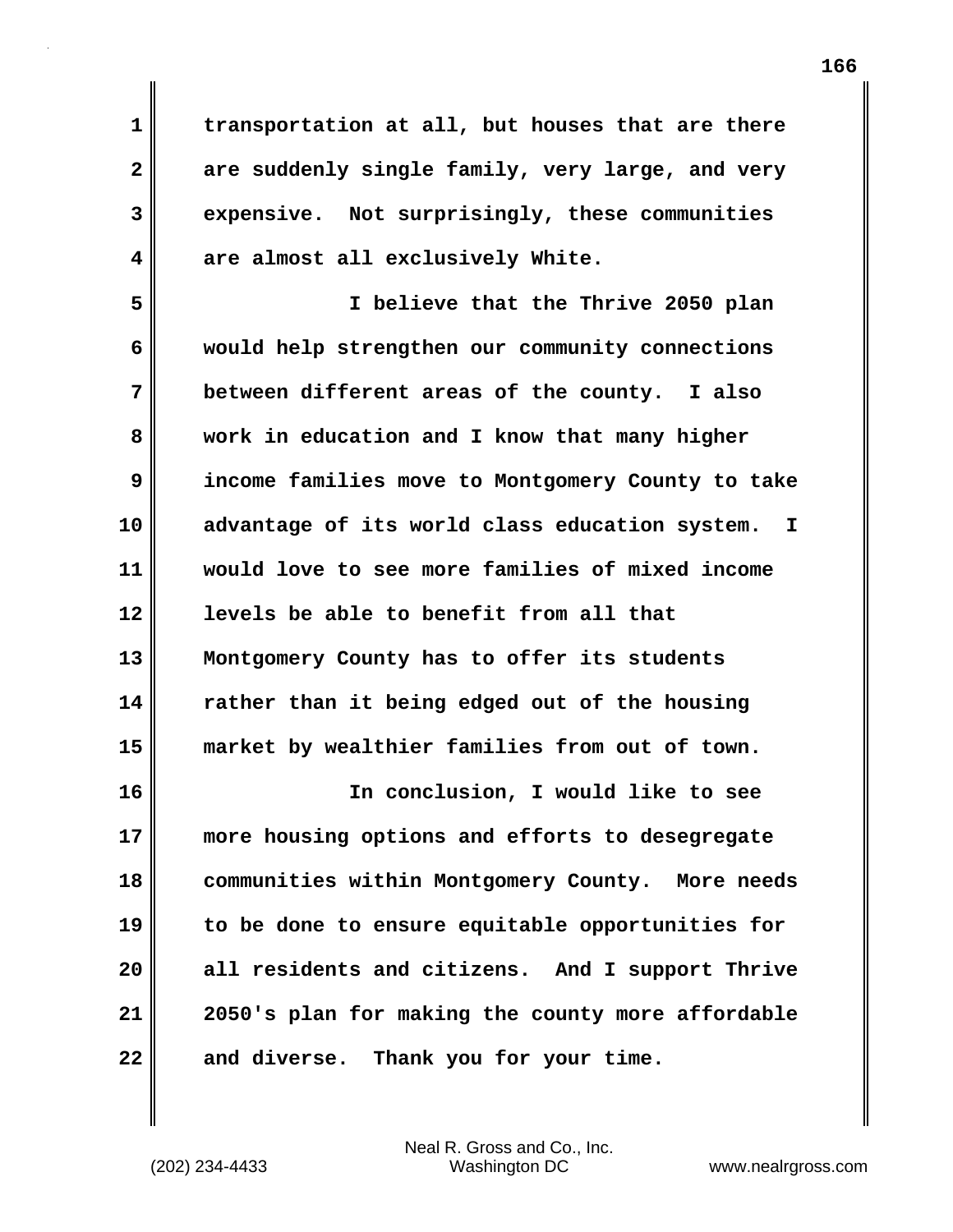transportation at all, but houses that are there are suddenly single family, very large, and very expensive. Not surprisingly, these communities are almost all exclusively White.

I believe that the Thrive 2050 plan would help strengthen our community connections between different areas of the county. I also work in education and I know that many higher income families move to Montgomery County to take advantage of its world class education system. I would love to see more families of mixed income levels be able to benefit from all that Montgomery County has to offer its students rather than it being edged out of the housing market by wealthier families from out of town.

In conclusion, I would like to see more housing options and efforts to desegregate communities within Montgomery County. More needs to be done to ensure equitable opportunities for all residents and citizens. And I support Thrive 2050's plan for making the county more affordable and diverse. Thank you for your time.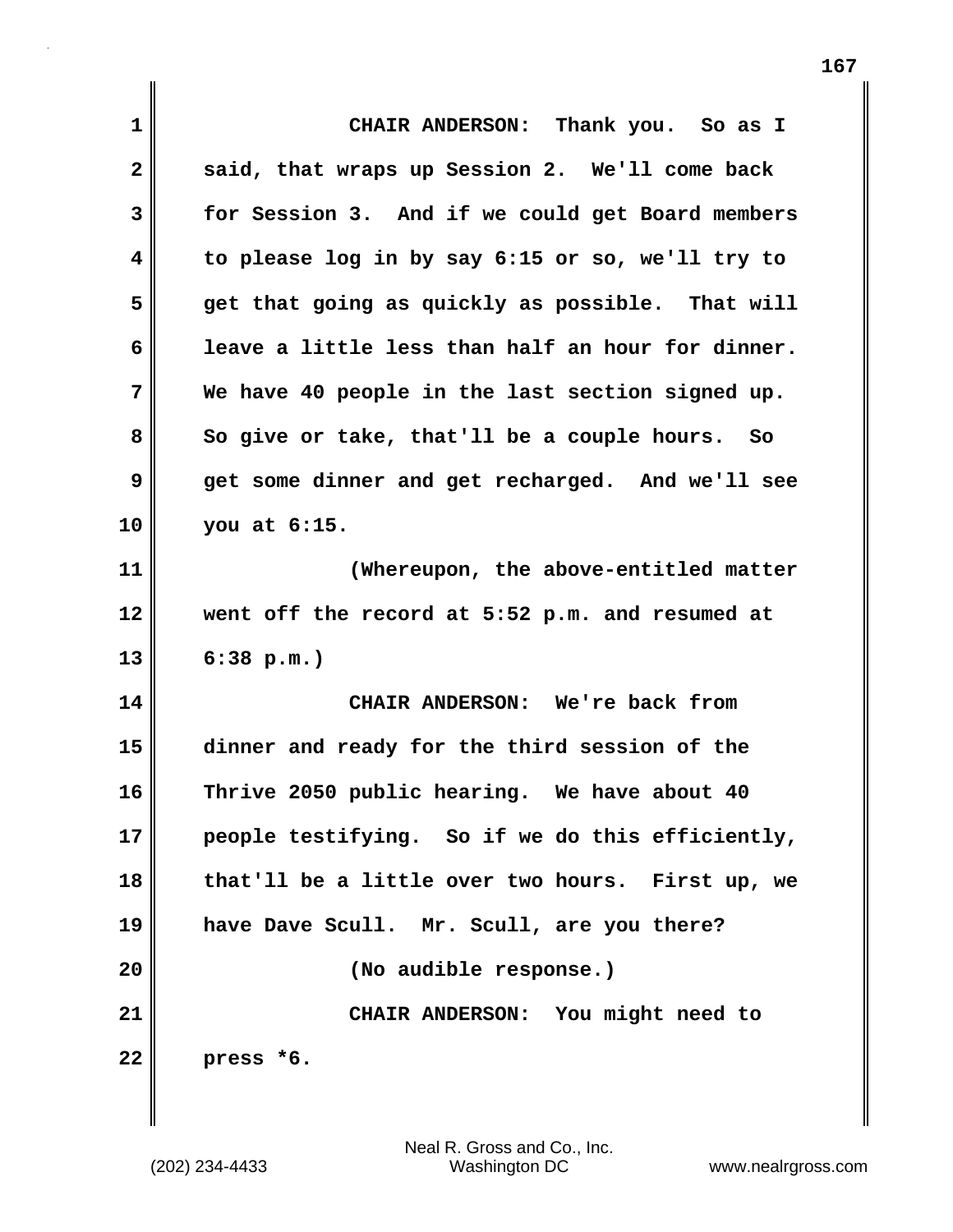CHAIR ANDERSON: Thank you. So as I said, that wraps up Session 2. We'll come back for Session 3. And if we could get Board members to please log in by say 6:15 or so, we'll try to get that going as quickly as possible. That will leave a little less than half an hour for dinner. We have 40 people in the last section signed up. So give or take, that'll be a couple hours. So get some dinner and get recharged. And we'll see you at 6:15.

(Whereupon, the above-entitled matter went off the record at 5:52 p.m. and resumed at 6:38 p.m.)

CHAIR ANDERSON: We're back from dinner and ready for the third session of the Thrive 2050 public hearing. We have about 40 people testifying. So if we do this efficiently, that'll be a little over two hours. First up, we have Dave Scull. Mr. Scull, are you there?

(No audible response.)

CHAIR ANDERSON: You might need to press *6.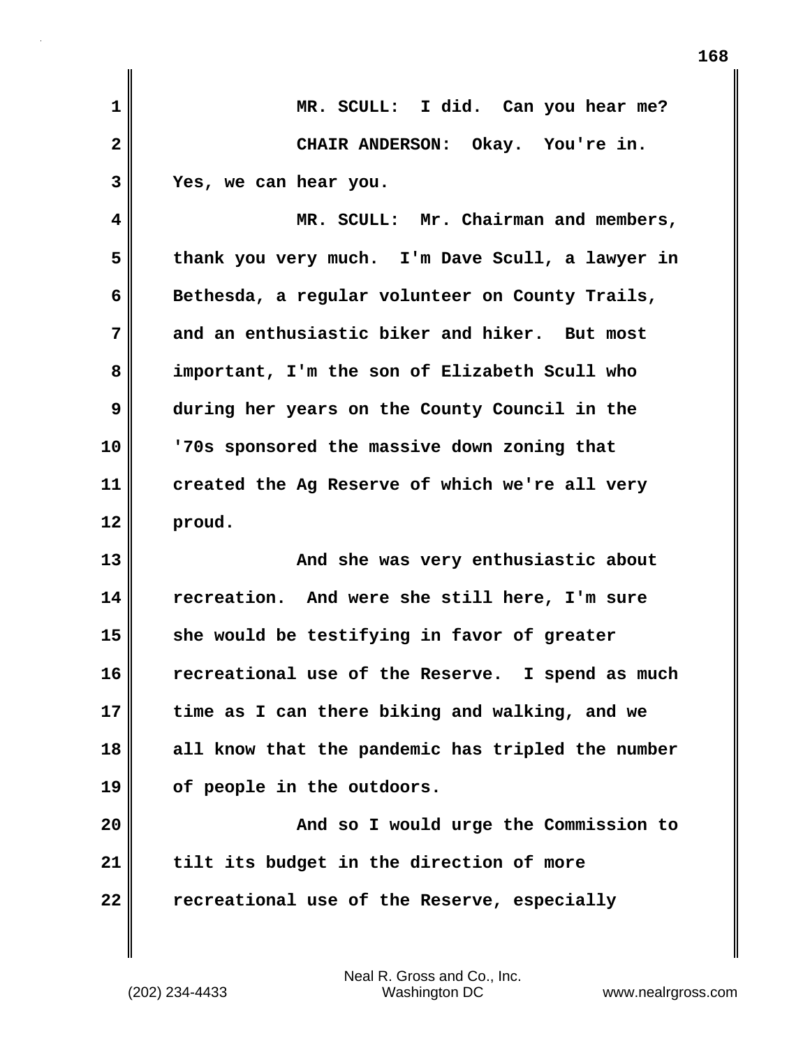MR. SCULL: I did. Can you hear me?

CHAIR ANDERSON: Okay. You're in. Yes, we can hear you.

MR. SCULL: Mr. Chairman and members, thank you very much. I'm Dave Scull, a lawyer in Bethesda, a regular volunteer on County Trails, and an enthusiastic biker and hiker. But most important, I'm the son of Elizabeth Scull who during her years on the County Council in the '70s sponsored the massive down zoning that created the Ag Reserve of which we're all very proud.

And she was very enthusiastic about recreation. And were she still here, I'm sure she would be testifying in favor of greater recreational use of the Reserve. I spend as much time as I can there biking and walking, and we all know that the pandemic has tripled the number of people in the outdoors.

And so I would urge the Commission to tilt its budget in the direction of more recreational use of the Reserve, especially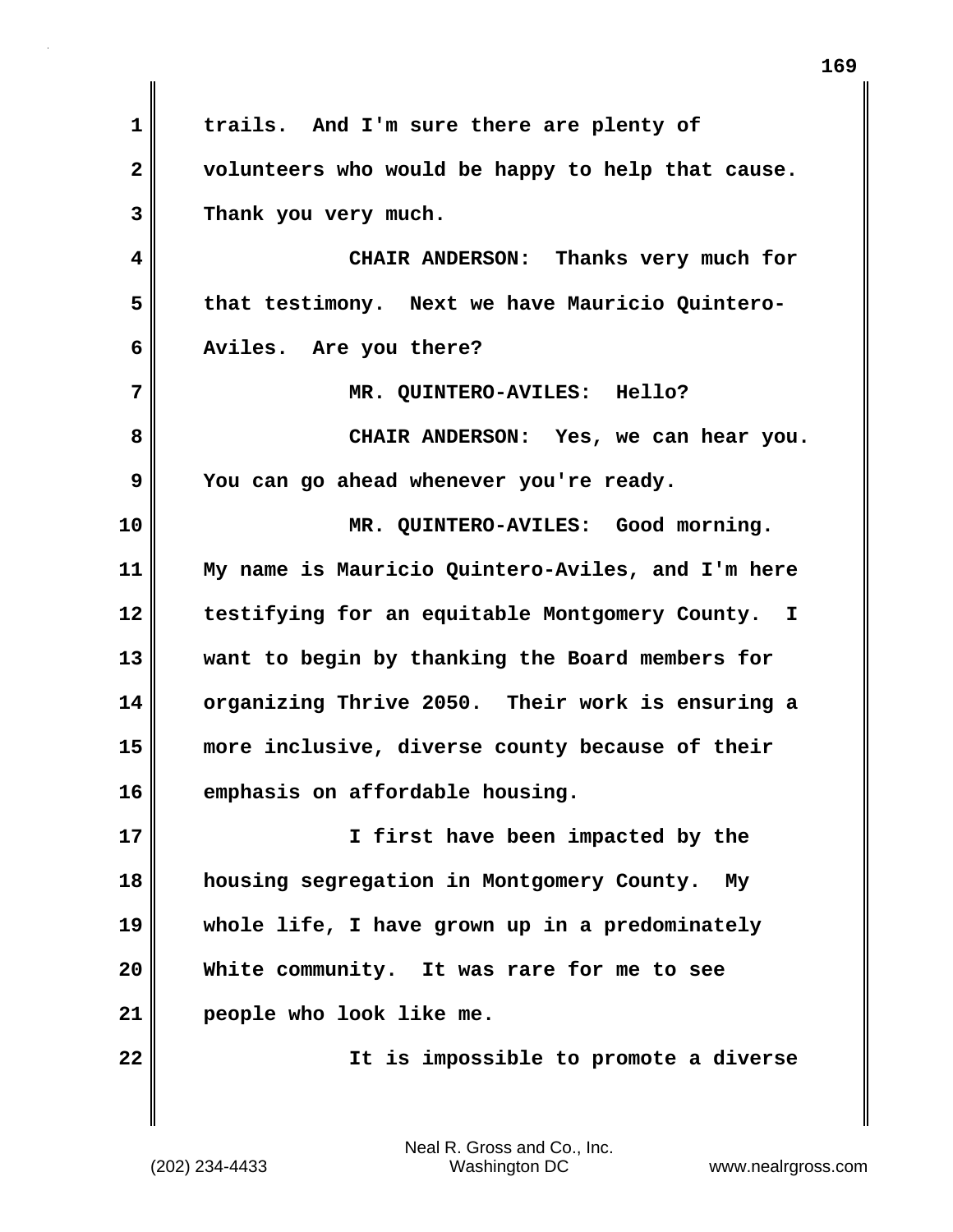trails. And I'm sure there are plenty of volunteers who would be happy to help that cause. Thank you very much.

CHAIR ANDERSON: Thanks very much for that testimony. Next we have Mauricio Quintero-Aviles. Are you there?

MR. QUINTERO-AVILES: Hello?

CHAIR ANDERSON: Yes, we can hear you. You can go ahead whenever you're ready.

MR. QUINTERO-AVILES: Good morning. My name is Mauricio Quintero-Aviles, and I'm here testifying for an equitable Montgomery County. I want to begin by thanking the Board members for organizing Thrive 2050. Their work is ensuring a more inclusive, diverse county because of their emphasis on affordable housing.

I first have been impacted by the housing segregation in Montgomery County. My whole life, I have grown up in a predominately White community. It was rare for me to see people who look like me.

It is impossible to promote a diverse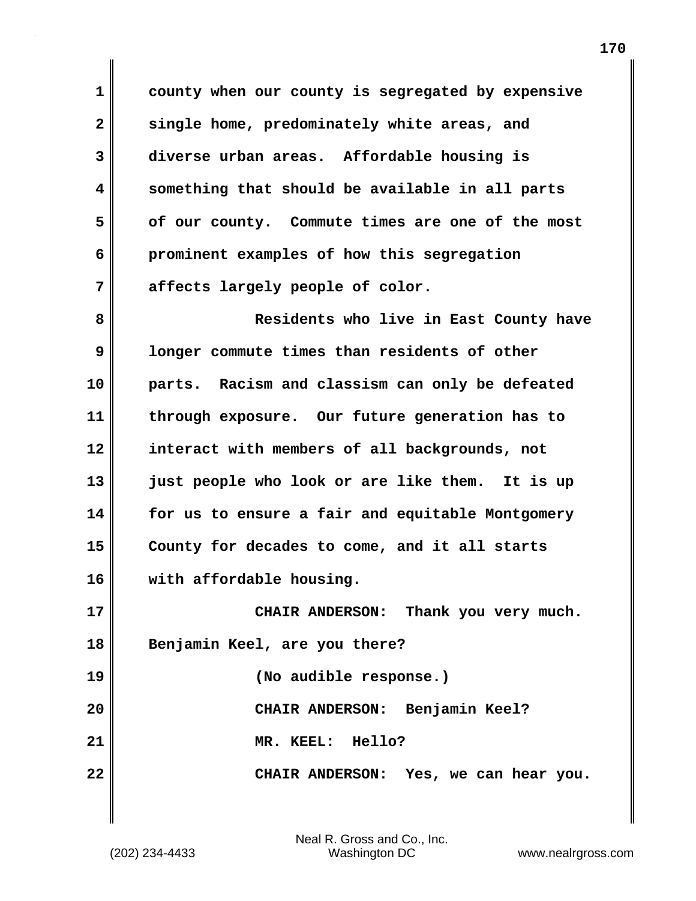county when our county is segregated by expensive single home, predominately white areas, and diverse urban areas. Affordable housing is something that should be available in all parts of our county. Commute times are one of the most prominent examples of how this segregation affects largely people of color.

Residents who live in East County have longer commute times than residents of other parts. Racism and classism can only be defeated through exposure. Our future generation has to interact with members of all backgrounds, not just people who look or are like them. It is up for us to ensure a fair and equitable Montgomery County for decades to come, and it all starts with affordable housing.

CHAIR ANDERSON: Thank you very much. Benjamin Keel, are you there?

(No audible response.)

CHAIR ANDERSON: Benjamin Keel?

MR. KEEL: Hello?

CHAIR ANDERSON: Yes, we can hear you.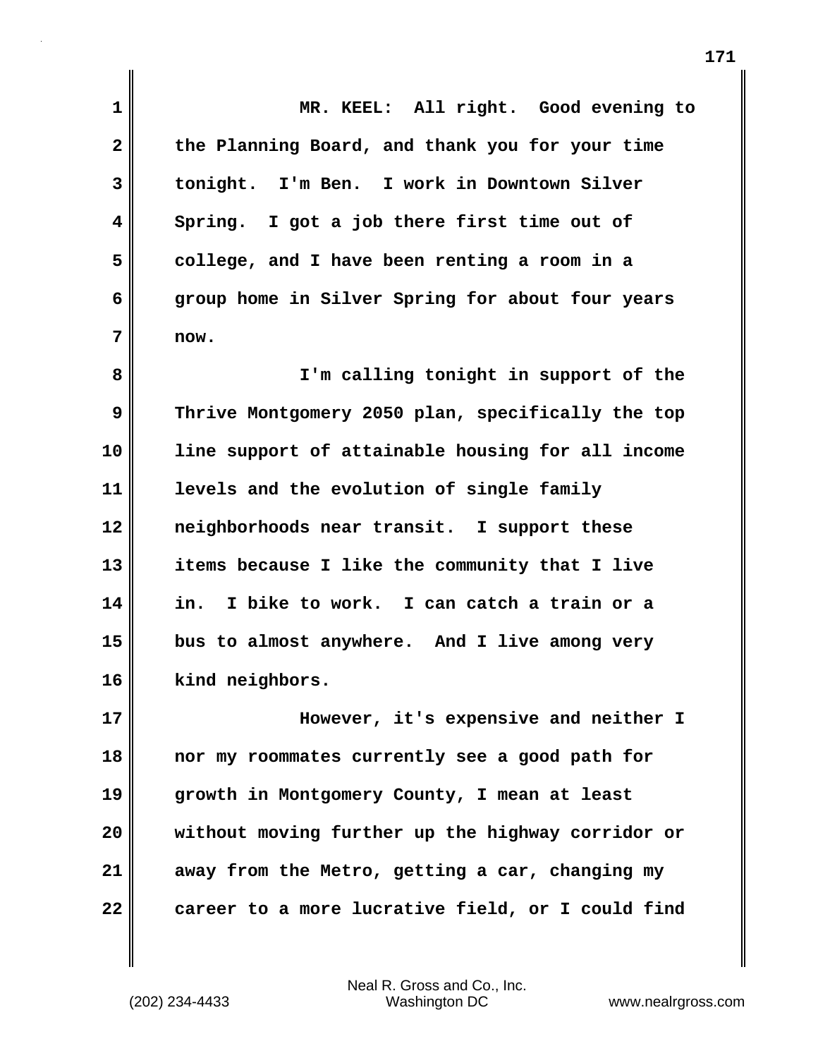MR. KEEL: All right. Good evening to the Planning Board, and thank you for your time tonight. I'm Ben. I work in Downtown Silver Spring. I got a job there first time out of college, and I have been renting a room in a group home in Silver Spring for about four years now.

I'm calling tonight in support of the Thrive Montgomery 2050 plan, specifically the top line support of attainable housing for all income levels and the evolution of single family neighborhoods near transit. I support these items because I like the community that I live in. I bike to work. I can catch a train or a bus to almost anywhere. And I live among very kind neighbors.

However, it's expensive and neither I nor my roommates currently see a good path for growth in Montgomery County, I mean at least without moving further up the highway corridor or away from the Metro, getting a car, changing my career to a more lucrative field, or I could find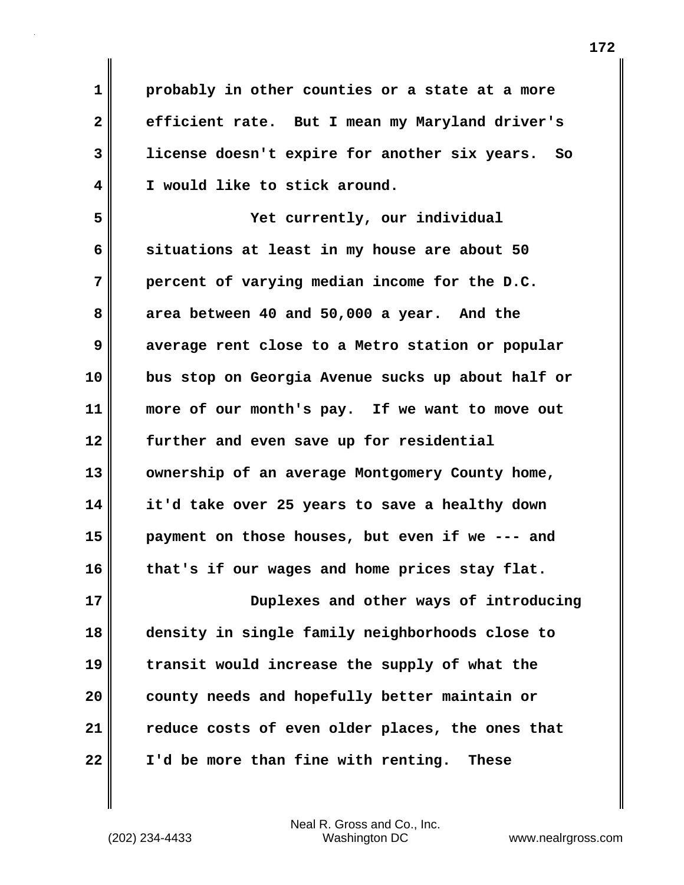probably in other counties or a state at a more efficient rate. But I mean my Maryland driver's license doesn't expire for another six years. So I would like to stick around.

Yet currently, our individual situations at least in my house are about 50 percent of varying median income for the D.C. area between 40 and 50,000 a year. And the average rent close to a Metro station or popular bus stop on Georgia Avenue sucks up about half or more of our month's pay. If we want to move out further and even save up for residential ownership of an average Montgomery County home, it'd take over 25 years to save a healthy down payment on those houses, but even if we --- and that's if our wages and home prices stay flat.

Duplexes and other ways of introducing density in single family neighborhoods close to transit would increase the supply of what the county needs and hopefully better maintain or reduce costs of even older places, the ones that I'd be more than fine with renting. These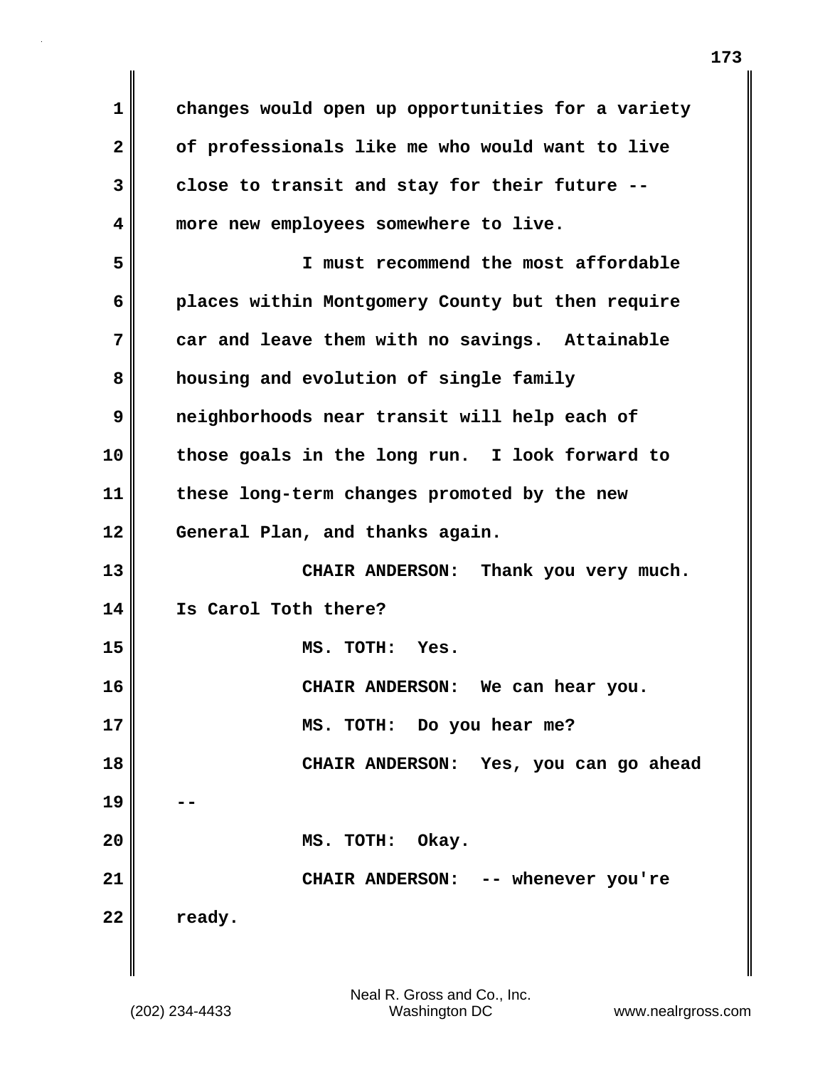changes would open up opportunities for a variety of professionals like me who would want to live close to transit and stay for their future -- more new employees somewhere to live.

I must recommend the most affordable places within Montgomery County but then require car and leave them with no savings. Attainable housing and evolution of single family neighborhoods near transit will help each of those goals in the long run. I look forward to these long-term changes promoted by the new General Plan, and thanks again.

CHAIR ANDERSON: Thank you very much. Is Carol Toth there?

MS. TOTH: Yes.

CHAIR ANDERSON: We can hear you.

MS. TOTH: Do you hear me?

CHAIR ANDERSON: Yes, you can go ahead --

MS. TOTH: Okay.

CHAIR ANDERSON: -- whenever you're ready.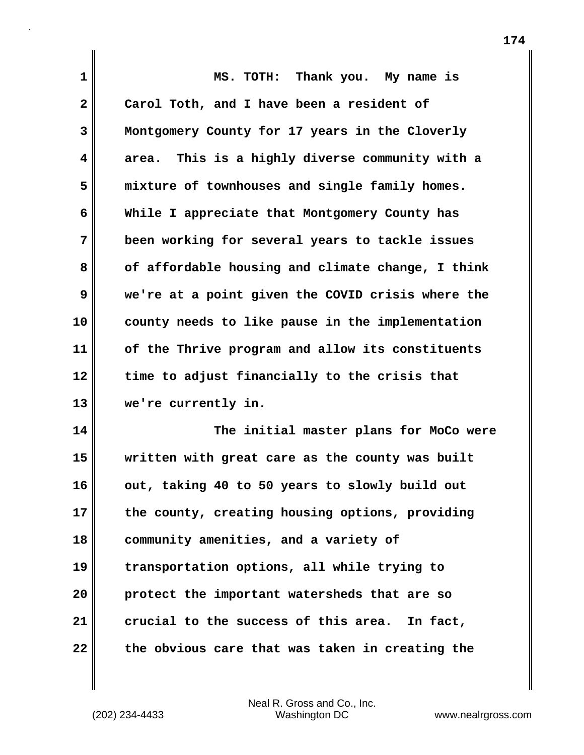MS. TOTH: Thank you. My name is Carol Toth, and I have been a resident of Montgomery County for 17 years in the Cloverly area. This is a highly diverse community with a mixture of townhouses and single family homes. While I appreciate that Montgomery County has been working for several years to tackle issues of affordable housing and climate change, I think we're at a point given the COVID crisis where the county needs to like pause in the implementation of the Thrive program and allow its constituents time to adjust financially to the crisis that we're currently in.

The initial master plans for MoCo were written with great care as the county was built out, taking 40 to 50 years to slowly build out the county, creating housing options, providing community amenities, and a variety of transportation options, all while trying to protect the important watersheds that are so crucial to the success of this area. In fact, the obvious care that was taken in creating the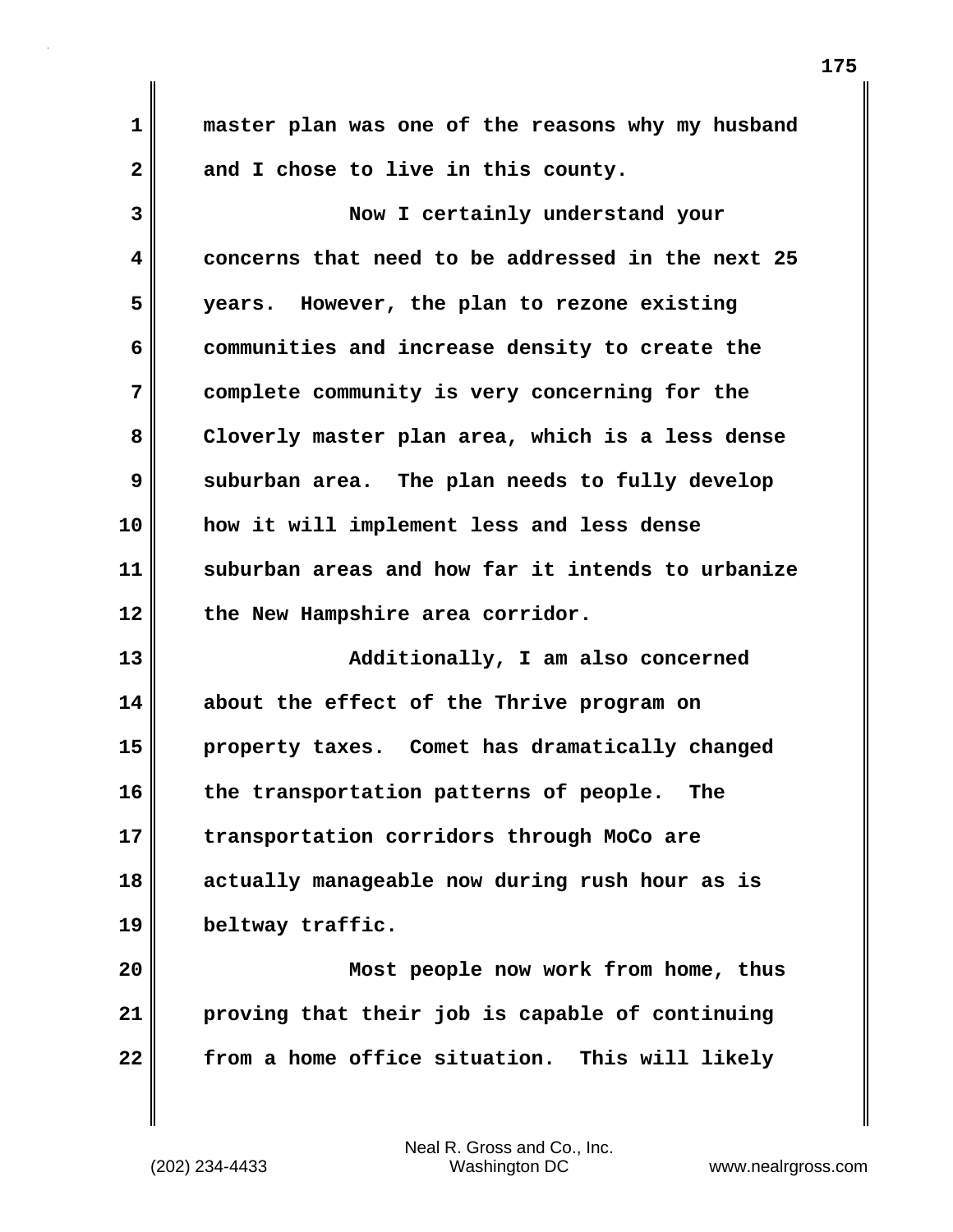master plan was one of the reasons why my husband and I chose to live in this county.

Now I certainly understand your concerns that need to be addressed in the next 25 years. However, the plan to rezone existing communities and increase density to create the complete community is very concerning for the Cloverly master plan area, which is a less dense suburban area. The plan needs to fully develop how it will implement less and less dense suburban areas and how far it intends to urbanize the New Hampshire area corridor.

Additionally, I am also concerned about the effect of the Thrive program on property taxes. Comet has dramatically changed the transportation patterns of people. The transportation corridors through MoCo are actually manageable now during rush hour as is beltway traffic.

Most people now work from home, thus proving that their job is capable of continuing from a home office situation. This will likely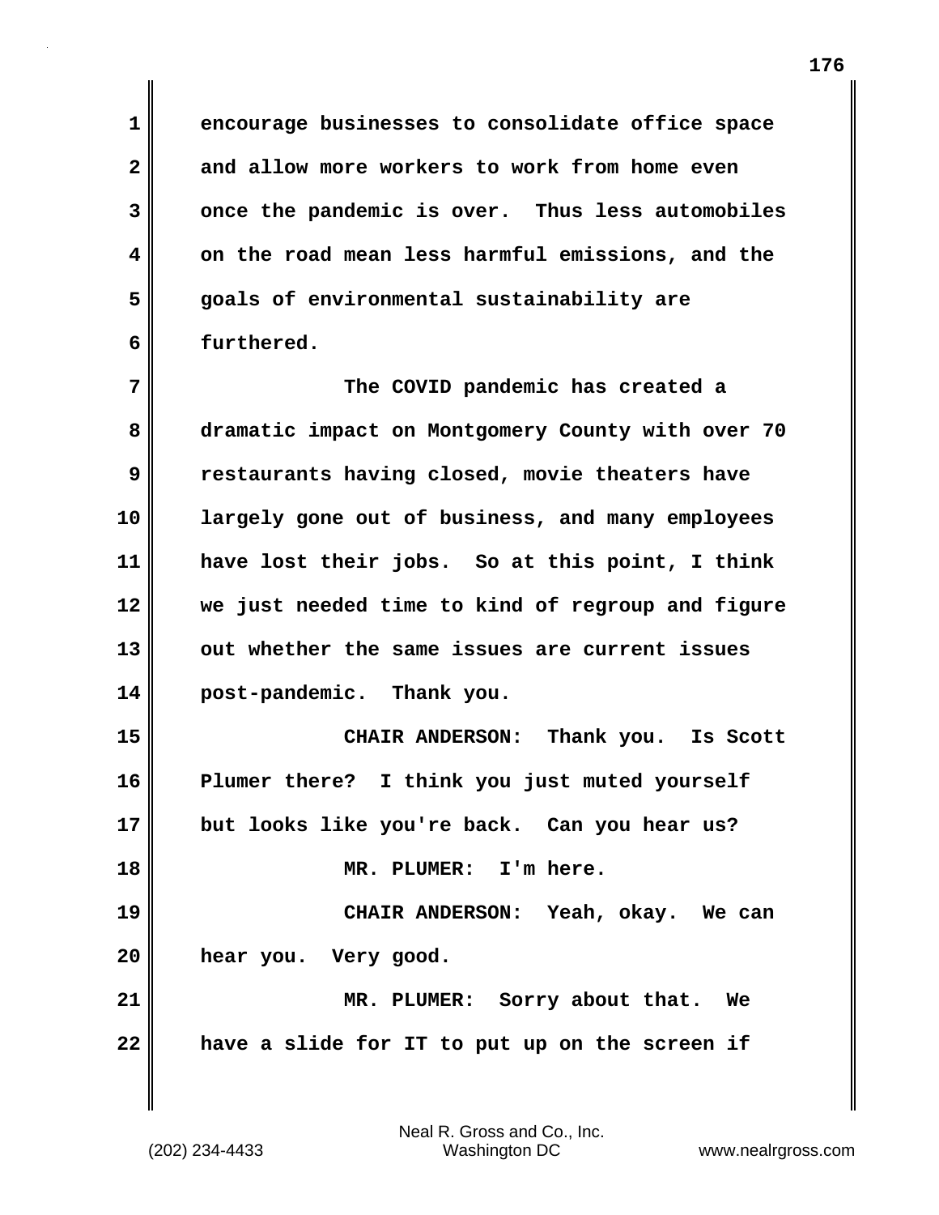encourage businesses to consolidate office space and allow more workers to work from home even once the pandemic is over. Thus less automobiles on the road mean less harmful emissions, and the goals of environmental sustainability are furthered.

The COVID pandemic has created a dramatic impact on Montgomery County with over 70 restaurants having closed, movie theaters have largely gone out of business, and many employees have lost their jobs. So at this point, I think we just needed time to kind of regroup and figure out whether the same issues are current issues post-pandemic. Thank you.

CHAIR ANDERSON: Thank you. Is Scott Plumer there? I think you just muted yourself but looks like you're back. Can you hear us?

MR. PLUMER: I'm here.

CHAIR ANDERSON: Yeah, okay. We can hear you. Very good.

MR. PLUMER: Sorry about that. We have a slide for IT to put up on the screen if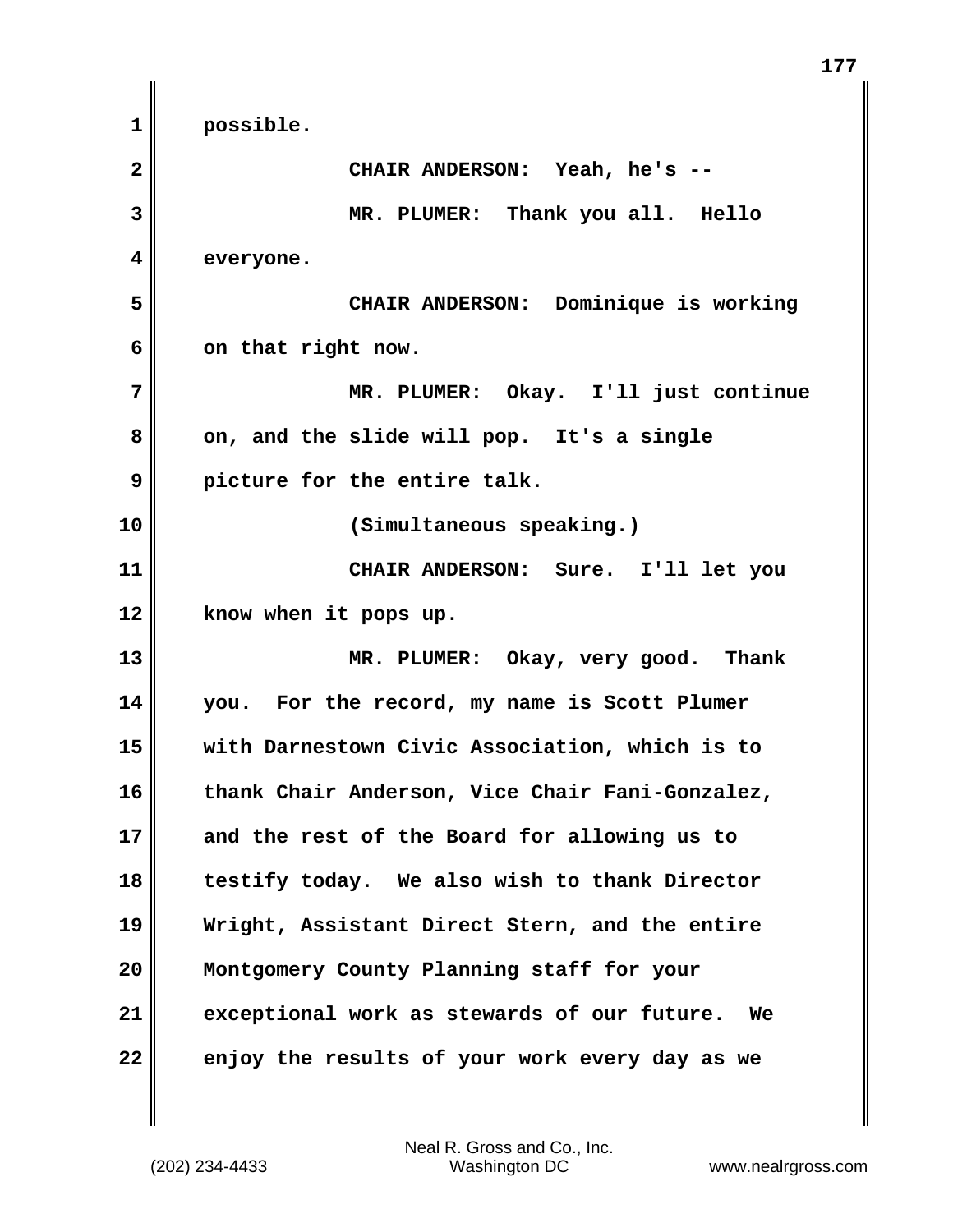possible.

CHAIR ANDERSON: Yeah, he's --

MR. PLUMER: Thank you all. Hello everyone.

CHAIR ANDERSON: Dominique is working on that right now.

MR. PLUMER: Okay. I'll just continue on, and the slide will pop. It's a single picture for the entire talk.

(Simultaneous speaking.)

CHAIR ANDERSON: Sure. I'll let you know when it pops up.

MR. PLUMER: Okay, very good. Thank you. For the record, my name is Scott Plumer with Darnestown Civic Association, which is to thank Chair Anderson, Vice Chair Fani-Gonzalez, and the rest of the Board for allowing us to testify today. We also wish to thank Director Wright, Assistant Direct Stern, and the entire Montgomery County Planning staff for your exceptional work as stewards of our future. We enjoy the results of your work every day as we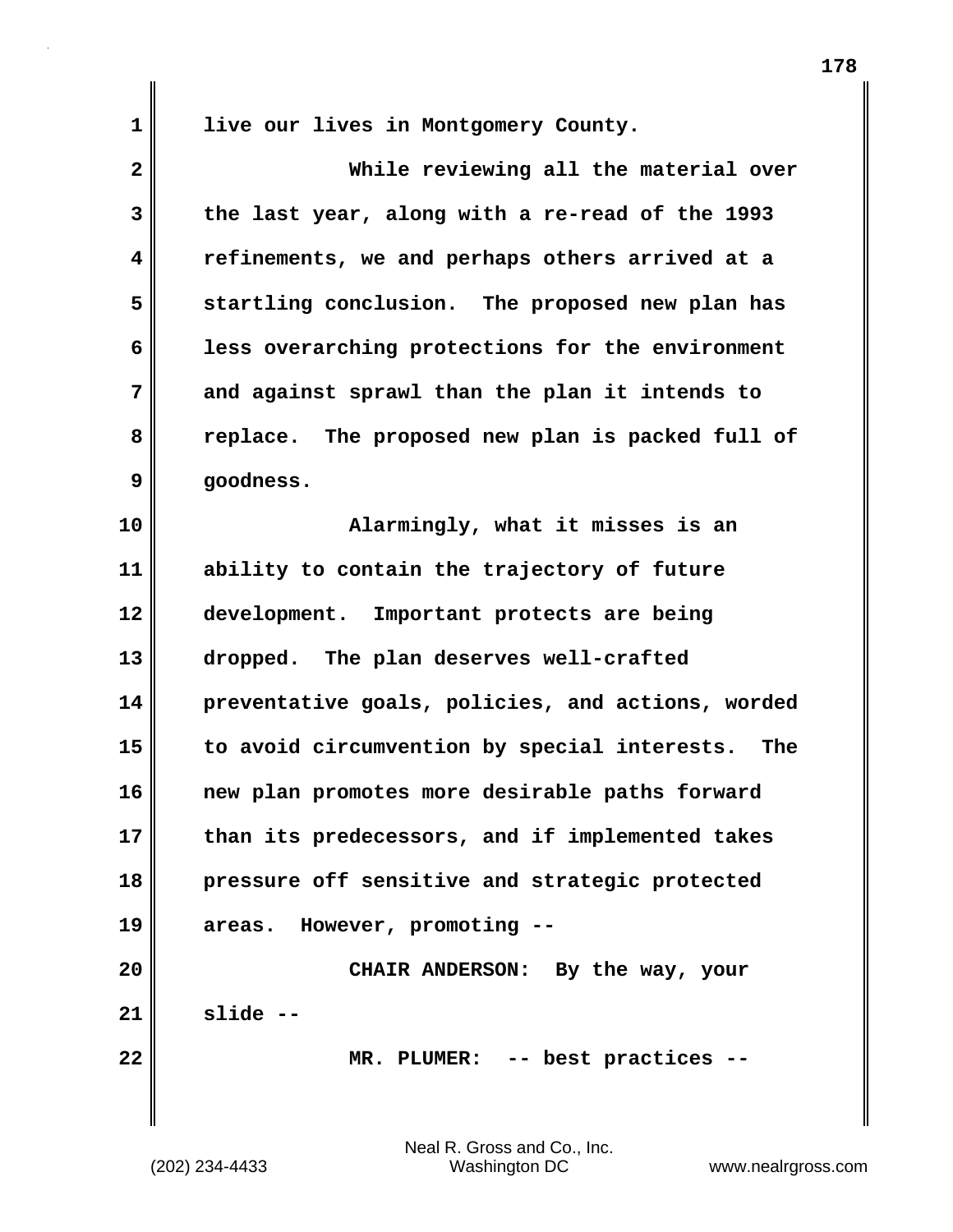live our lives in Montgomery County.

While reviewing all the material over the last year, along with a re-read of the 1993 refinements, we and perhaps others arrived at a startling conclusion. The proposed new plan has less overarching protections for the environment and against sprawl than the plan it intends to replace. The proposed new plan is packed full of goodness.

Alarmingly, what it misses is an ability to contain the trajectory of future development. Important protects are being dropped. The plan deserves well-crafted preventative goals, policies, and actions, worded to avoid circumvention by special interests. The new plan promotes more desirable paths forward than its predecessors, and if implemented takes pressure off sensitive and strategic protected areas. However, promoting --

CHAIR ANDERSON: By the way, your slide --

MR. PLUMER: -- best practices --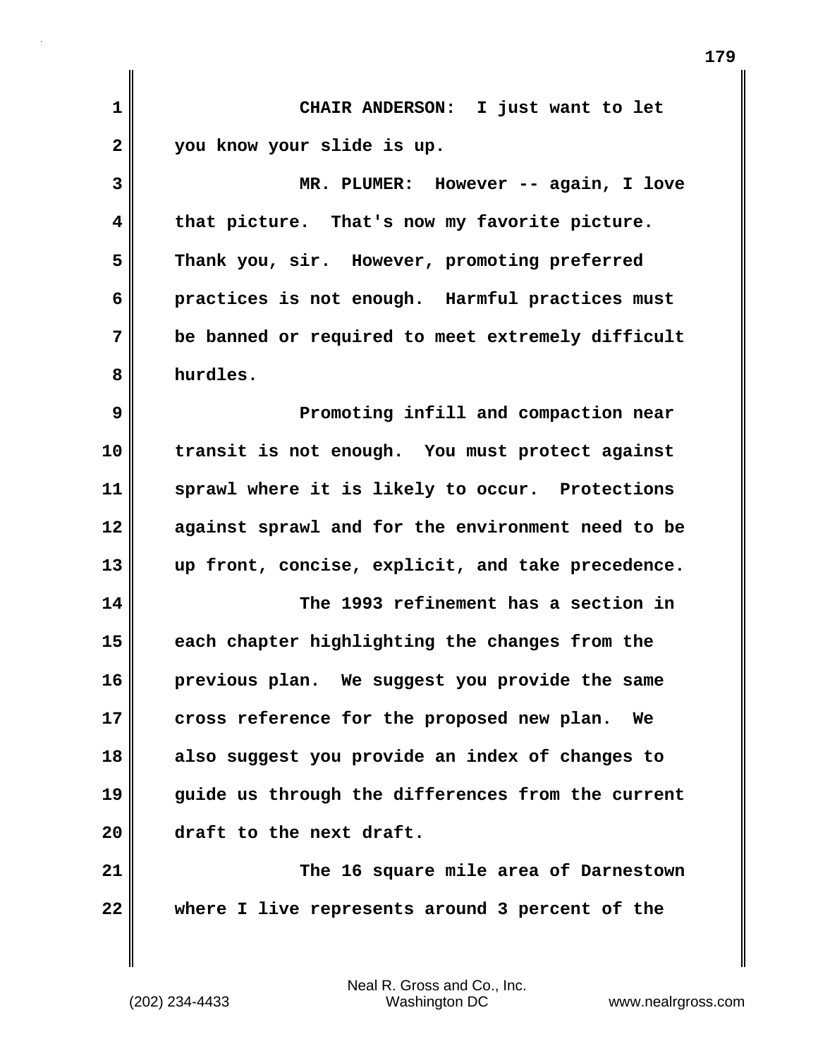CHAIR ANDERSON: I just want to let you know your slide is up.

MR. PLUMER: However -- again, I love that picture. That's now my favorite picture. Thank you, sir. However, promoting preferred practices is not enough. Harmful practices must be banned or required to meet extremely difficult hurdles.

Promoting infill and compaction near transit is not enough. You must protect against sprawl where it is likely to occur. Protections against sprawl and for the environment need to be up front, concise, explicit, and take precedence.

The 1993 refinement has a section in each chapter highlighting the changes from the previous plan. We suggest you provide the same cross reference for the proposed new plan. We also suggest you provide an index of changes to guide us through the differences from the current draft to the next draft.

The 16 square mile area of Darnestown where I live represents around 3 percent of the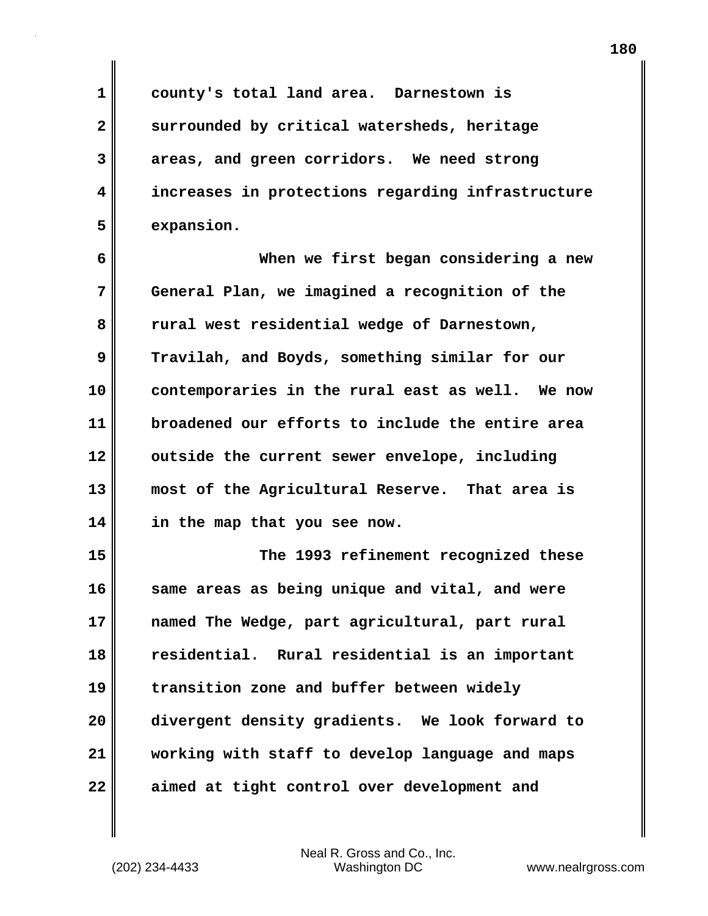county's total land area. Darnestown is surrounded by critical watersheds, heritage areas, and green corridors. We need strong increases in protections regarding infrastructure expansion.

When we first began considering a new General Plan, we imagined a recognition of the rural west residential wedge of Darnestown, Travilah, and Boyds, something similar for our contemporaries in the rural east as well. We now broadened our efforts to include the entire area outside the current sewer envelope, including most of the Agricultural Reserve. That area is in the map that you see now.

The 1993 refinement recognized these same areas as being unique and vital, and were named The Wedge, part agricultural, part rural residential. Rural residential is an important transition zone and buffer between widely divergent density gradients. We look forward to working with staff to develop language and maps aimed at tight control over development and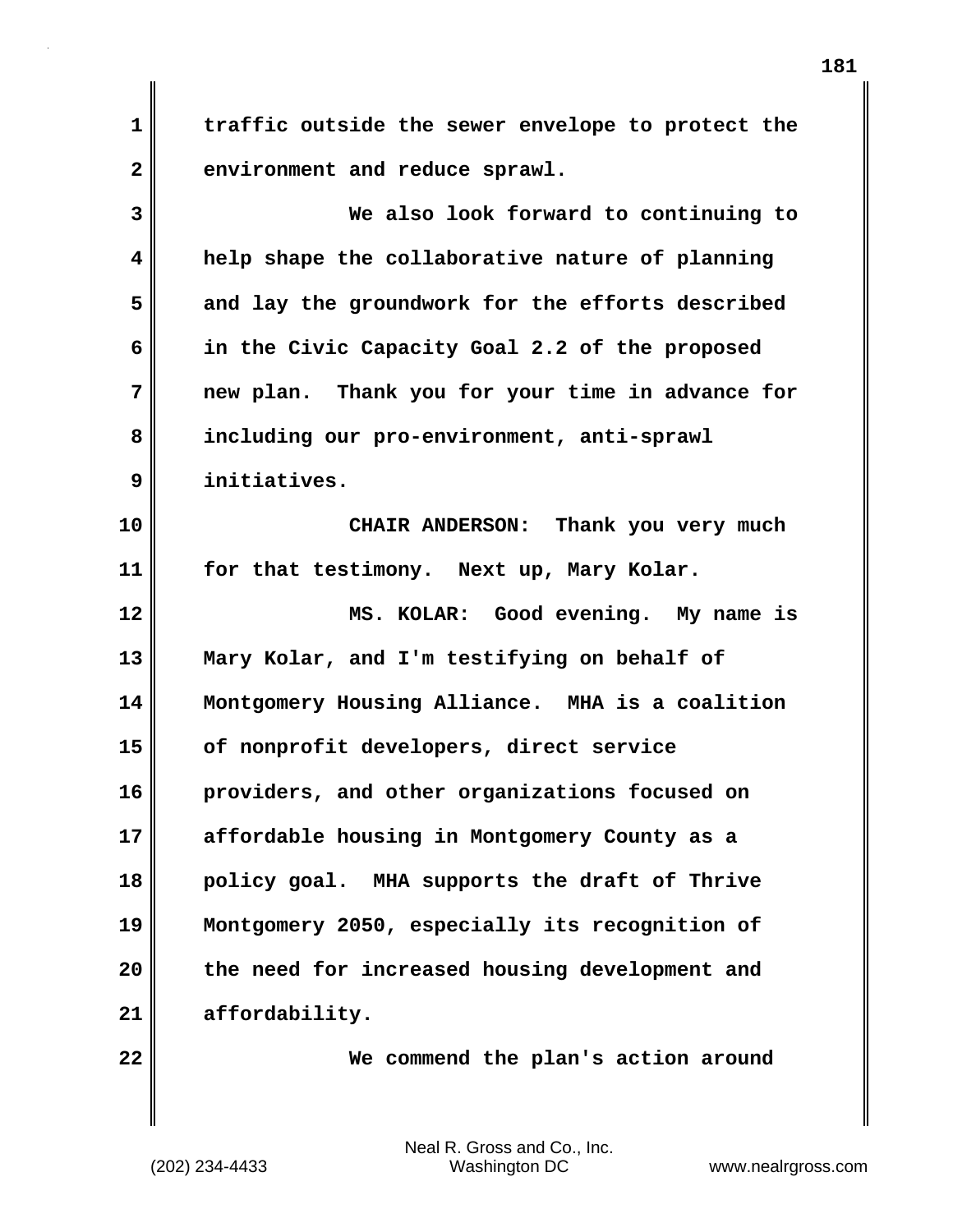traffic outside the sewer envelope to protect the environment and reduce sprawl.

We also look forward to continuing to help shape the collaborative nature of planning and lay the groundwork for the efforts described in the Civic Capacity Goal 2.2 of the proposed new plan. Thank you for your time in advance for including our pro-environment, anti-sprawl initiatives.

CHAIR ANDERSON: Thank you very much for that testimony. Next up, Mary Kolar.

MS. KOLAR: Good evening. My name is Mary Kolar, and I'm testifying on behalf of Montgomery Housing Alliance. MHA is a coalition of nonprofit developers, direct service providers, and other organizations focused on affordable housing in Montgomery County as a policy goal. MHA supports the draft of Thrive Montgomery 2050, especially its recognition of the need for increased housing development and affordability.

We commend the plan's action around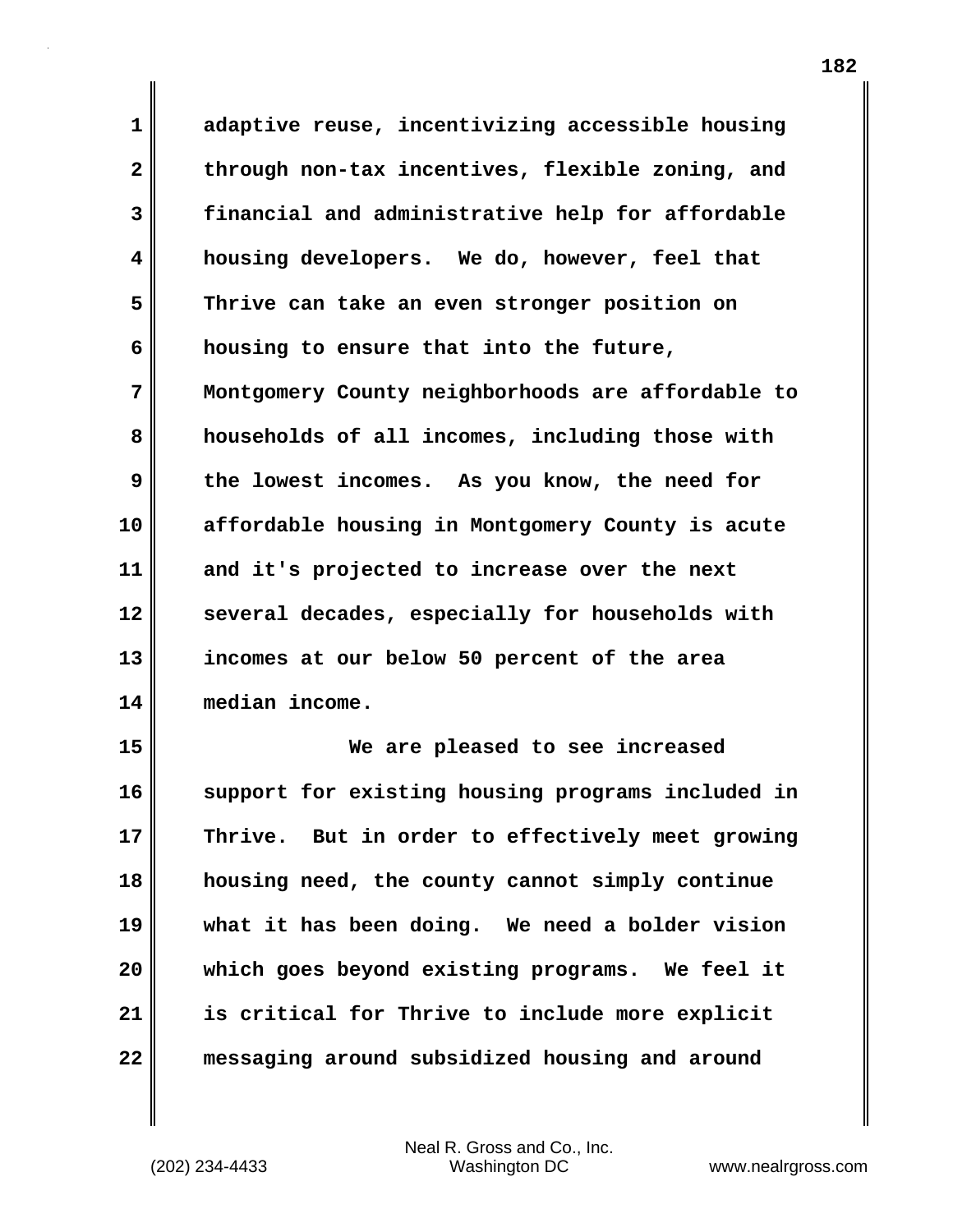adaptive reuse, incentivizing accessible housing through non-tax incentives, flexible zoning, and financial and administrative help for affordable housing developers. We do, however, feel that Thrive can take an even stronger position on housing to ensure that into the future, Montgomery County neighborhoods are affordable to households of all incomes, including those with the lowest incomes. As you know, the need for affordable housing in Montgomery County is acute and it's projected to increase over the next several decades, especially for households with incomes at our below 50 percent of the area median income.

We are pleased to see increased support for existing housing programs included in Thrive. But in order to effectively meet growing housing need, the county cannot simply continue what it has been doing. We need a bolder vision which goes beyond existing programs. We feel it is critical for Thrive to include more explicit messaging around subsidized housing and around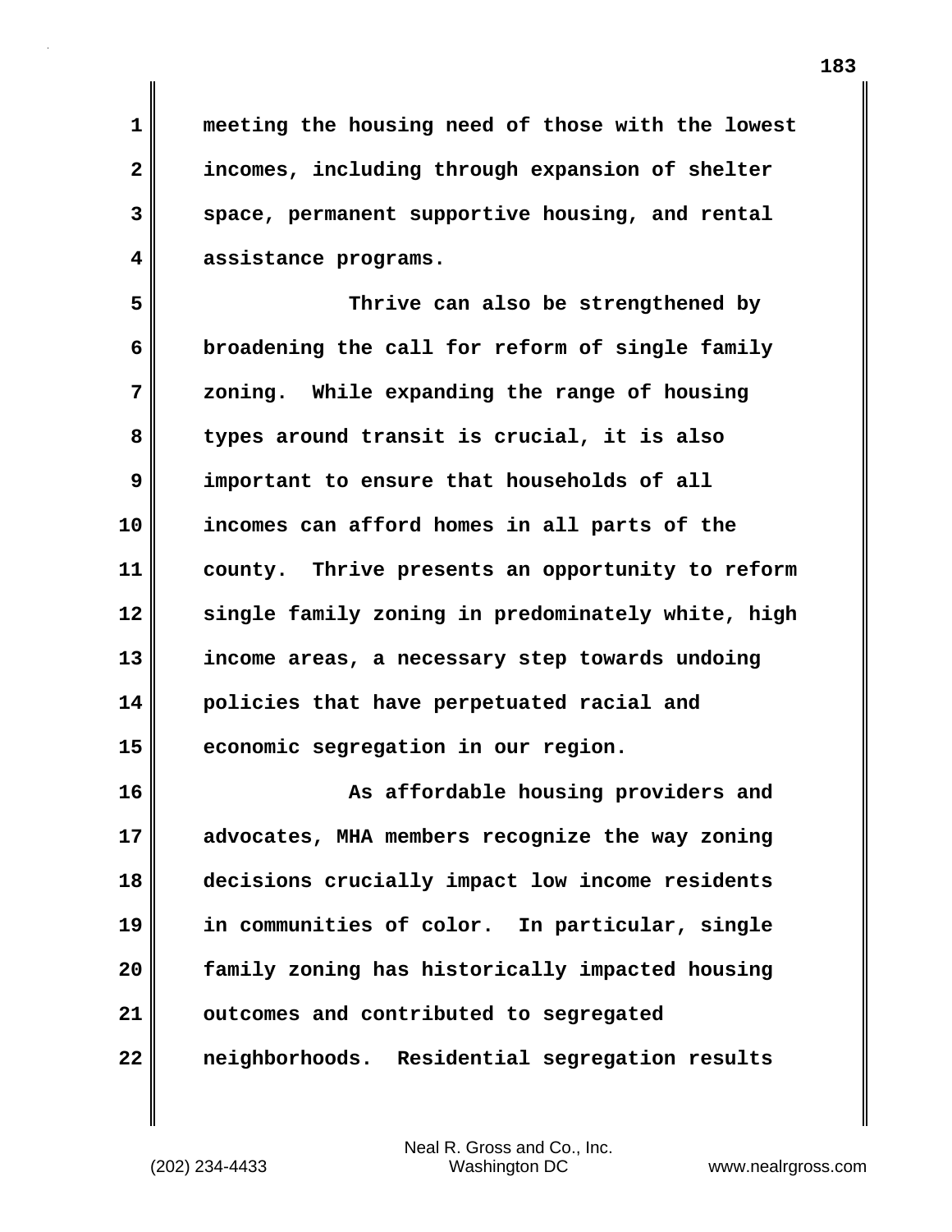meeting the housing need of those with the lowest incomes, including through expansion of shelter space, permanent supportive housing, and rental assistance programs.

Thrive can also be strengthened by broadening the call for reform of single family zoning. While expanding the range of housing types around transit is crucial, it is also important to ensure that households of all incomes can afford homes in all parts of the county. Thrive presents an opportunity to reform single family zoning in predominately white, high income areas, a necessary step towards undoing policies that have perpetuated racial and economic segregation in our region.

As affordable housing providers and advocates, MHA members recognize the way zoning decisions crucially impact low income residents in communities of color. In particular, single family zoning has historically impacted housing outcomes and contributed to segregated neighborhoods. Residential segregation results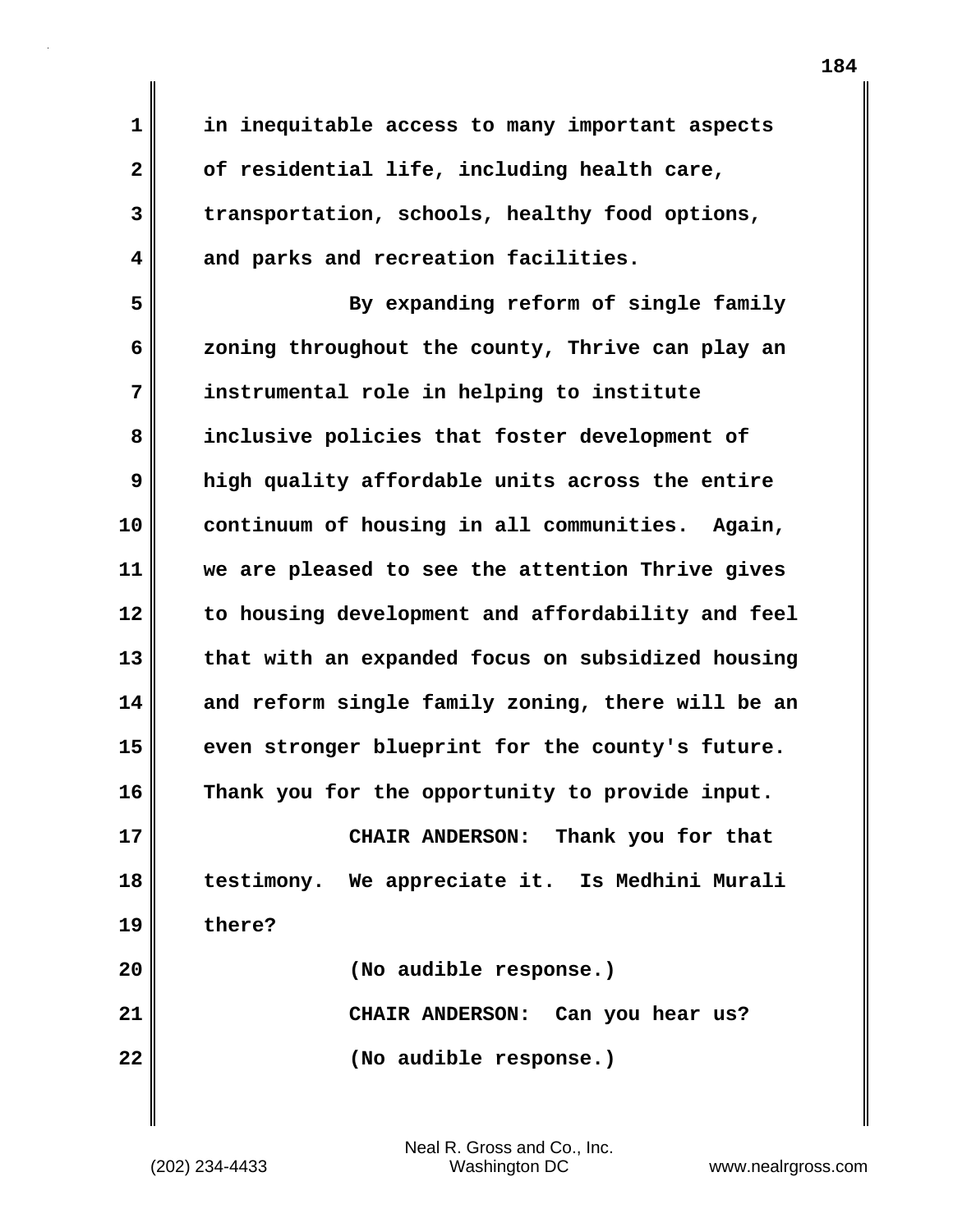in inequitable access to many important aspects of residential life, including health care, transportation, schools, healthy food options, and parks and recreation facilities.

By expanding reform of single family zoning throughout the county, Thrive can play an instrumental role in helping to institute inclusive policies that foster development of high quality affordable units across the entire continuum of housing in all communities. Again, we are pleased to see the attention Thrive gives to housing development and affordability and feel that with an expanded focus on subsidized housing and reform single family zoning, there will be an even stronger blueprint for the county's future. Thank you for the opportunity to provide input.

CHAIR ANDERSON: Thank you for that testimony. We appreciate it. Is Medhini Murali there?

(No audible response.)

CHAIR ANDERSON: Can you hear us?

(No audible response.)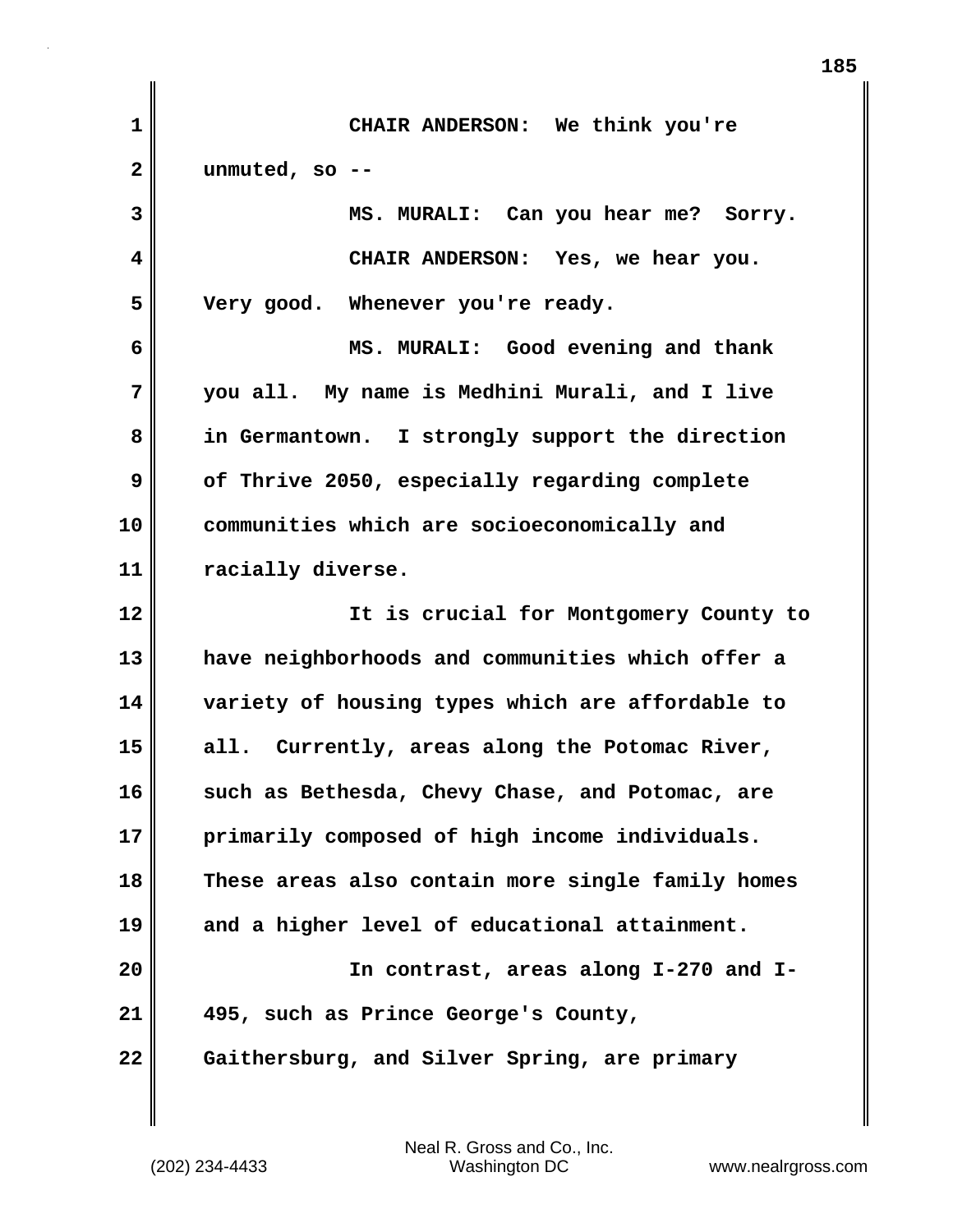CHAIR ANDERSON: We think you're unmuted, so --

MS. MURALI: Can you hear me? Sorry.

CHAIR ANDERSON: Yes, we hear you. Very good. Whenever you're ready.

MS. MURALI: Good evening and thank you all. My name is Medhini Murali, and I live in Germantown. I strongly support the direction of Thrive 2050, especially regarding complete communities which are socioeconomically and racially diverse.

It is crucial for Montgomery County to have neighborhoods and communities which offer a variety of housing types which are affordable to all. Currently, areas along the Potomac River, such as Bethesda, Chevy Chase, and Potomac, are primarily composed of high income individuals. These areas also contain more single family homes and a higher level of educational attainment.

In contrast, areas along I-270 and I-495, such as Prince George's County, Gaithersburg, and Silver Spring, are primary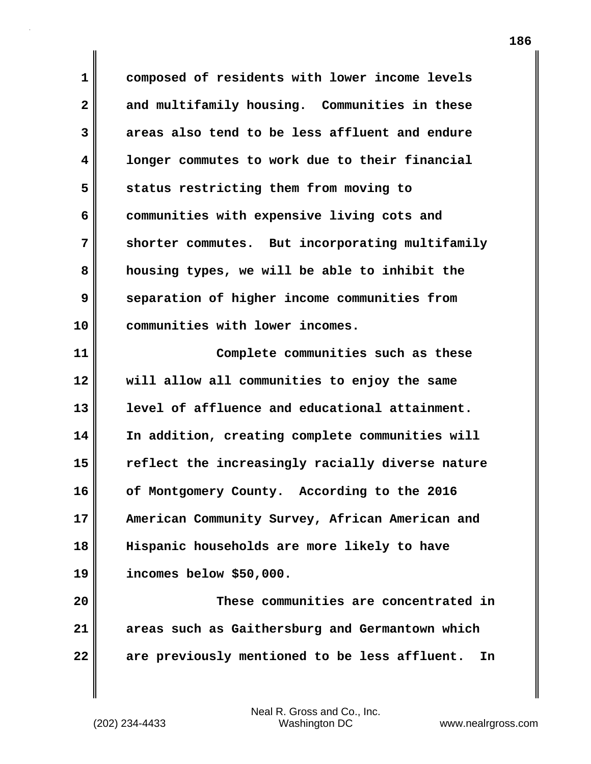composed of residents with lower income levels and multifamily housing. Communities in these areas also tend to be less affluent and endure longer commutes to work due to their financial status restricting them from moving to communities with expensive living cots and shorter commutes. But incorporating multifamily housing types, we will be able to inhibit the separation of higher income communities from communities with lower incomes.

Complete communities such as these will allow all communities to enjoy the same level of affluence and educational attainment. In addition, creating complete communities will reflect the increasingly racially diverse nature of Montgomery County. According to the 2016 American Community Survey, African American and Hispanic households are more likely to have incomes below $50,000.

These communities are concentrated in areas such as Gaithersburg and Germantown which are previously mentioned to be less affluent. In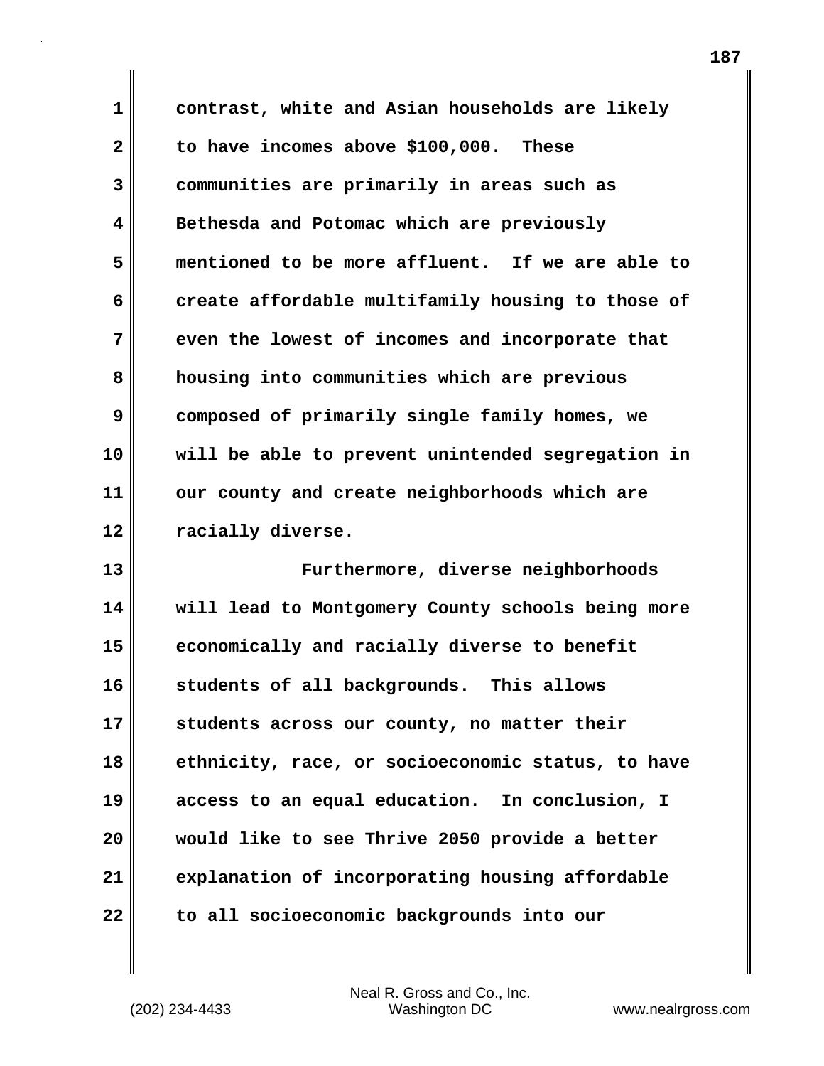contrast, white and Asian households are likely to have incomes above $100,000. These communities are primarily in areas such as Bethesda and Potomac which are previously mentioned to be more affluent. If we are able to create affordable multifamily housing to those of even the lowest of incomes and incorporate that housing into communities which are previous composed of primarily single family homes, we will be able to prevent unintended segregation in our county and create neighborhoods which are racially diverse.

Furthermore, diverse neighborhoods will lead to Montgomery County schools being more economically and racially diverse to benefit students of all backgrounds. This allows students across our county, no matter their ethnicity, race, or socioeconomic status, to have access to an equal education. In conclusion, I would like to see Thrive 2050 provide a better explanation of incorporating housing affordable to all socioeconomic backgrounds into our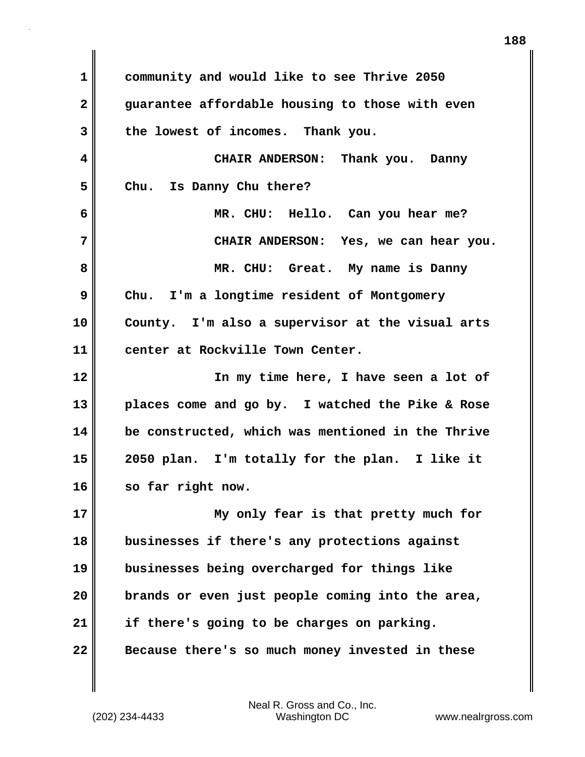community and would like to see Thrive 2050 guarantee affordable housing to those with even the lowest of incomes. Thank you.

CHAIR ANDERSON: Thank you. Danny Chu. Is Danny Chu there?

MR. CHU: Hello. Can you hear me?

CHAIR ANDERSON: Yes, we can hear you.

MR. CHU: Great. My name is Danny Chu. I'm a longtime resident of Montgomery County. I'm also a supervisor at the visual arts center at Rockville Town Center.

In my time here, I have seen a lot of places come and go by. I watched the Pike & Rose be constructed, which was mentioned in the Thrive 2050 plan. I'm totally for the plan. I like it so far right now.

My only fear is that pretty much for businesses if there's any protections against businesses being overcharged for things like brands or even just people coming into the area, if there's going to be charges on parking. Because there's so much money invested in these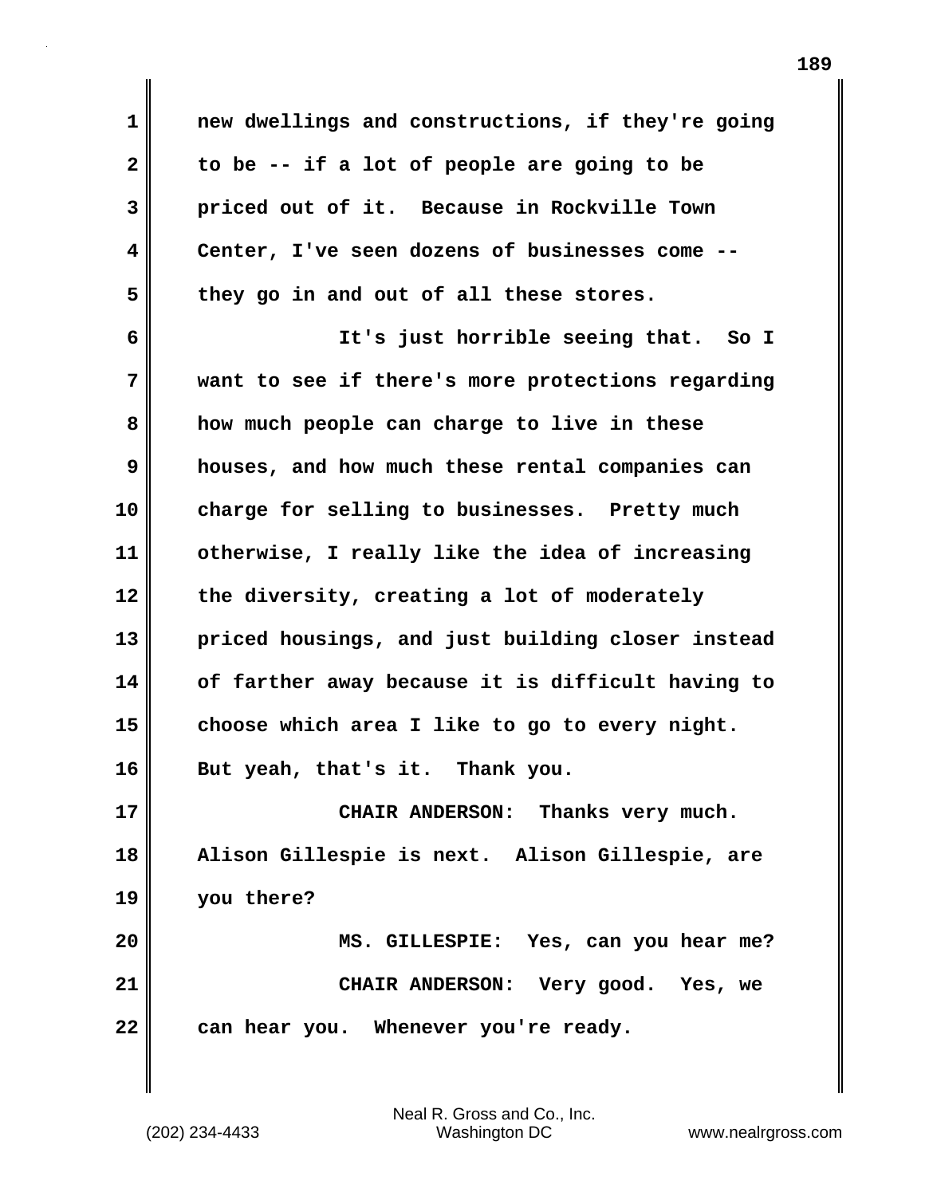new dwellings and constructions, if they're going to be -- if a lot of people are going to be priced out of it. Because in Rockville Town Center, I've seen dozens of businesses come -- they go in and out of all these stores.

It's just horrible seeing that. So I want to see if there's more protections regarding how much people can charge to live in these houses, and how much these rental companies can charge for selling to businesses. Pretty much otherwise, I really like the idea of increasing the diversity, creating a lot of moderately priced housings, and just building closer instead of farther away because it is difficult having to choose which area I like to go to every night. But yeah, that's it. Thank you.

CHAIR ANDERSON: Thanks very much. Alison Gillespie is next. Alison Gillespie, are you there?

MS. GILLESPIE: Yes, can you hear me?

CHAIR ANDERSON: Very good. Yes, we can hear you. Whenever you're ready.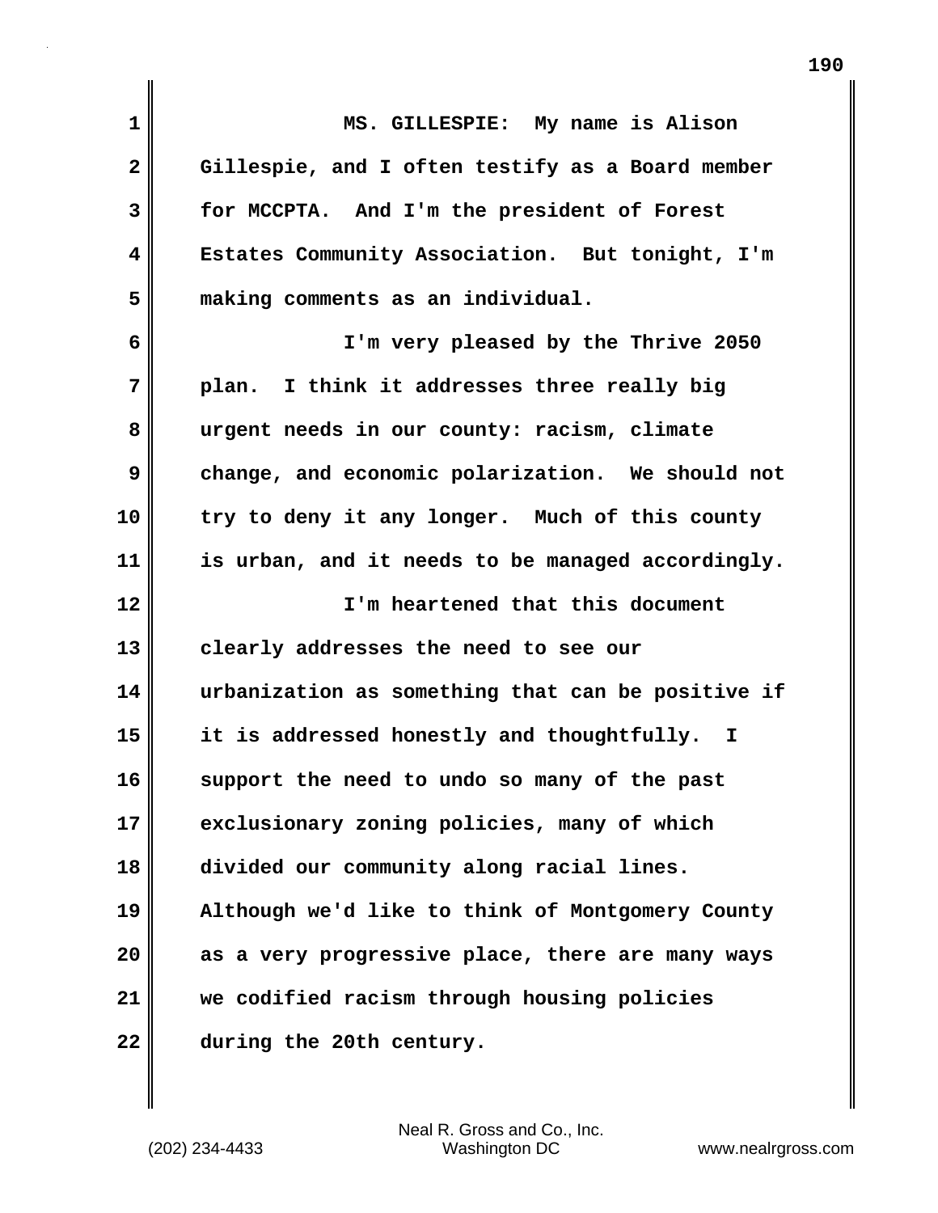MS. GILLESPIE: My name is Alison Gillespie, and I often testify as a Board member for MCCPTA. And I'm the president of Forest Estates Community Association. But tonight, I'm making comments as an individual.

I'm very pleased by the Thrive 2050 plan. I think it addresses three really big urgent needs in our county: racism, climate change, and economic polarization. We should not try to deny it any longer. Much of this county is urban, and it needs to be managed accordingly.

I'm heartened that this document clearly addresses the need to see our urbanization as something that can be positive if it is addressed honestly and thoughtfully. I support the need to undo so many of the past exclusionary zoning policies, many of which divided our community along racial lines. Although we'd like to think of Montgomery County as a very progressive place, there are many ways we codified racism through housing policies during the 20th century.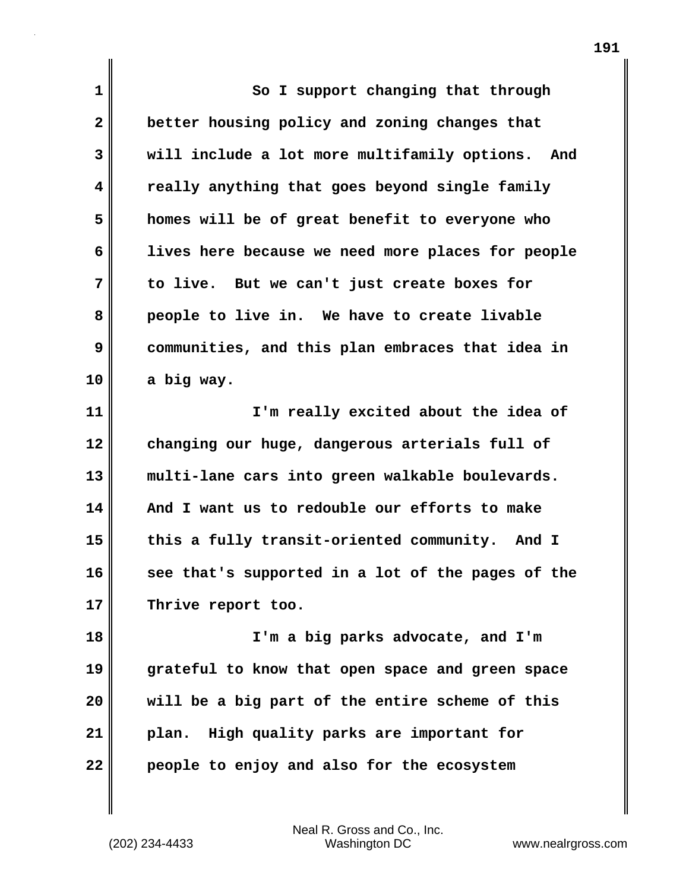So I support changing that through better housing policy and zoning changes that will include a lot more multifamily options. And really anything that goes beyond single family homes will be of great benefit to everyone who lives here because we need more places for people to live. But we can't just create boxes for people to live in. We have to create livable communities, and this plan embraces that idea in a big way.

I'm really excited about the idea of changing our huge, dangerous arterials full of multi-lane cars into green walkable boulevards. And I want us to redouble our efforts to make this a fully transit-oriented community. And I see that's supported in a lot of the pages of the Thrive report too.

I'm a big parks advocate, and I'm grateful to know that open space and green space will be a big part of the entire scheme of this plan. High quality parks are important for people to enjoy and also for the ecosystem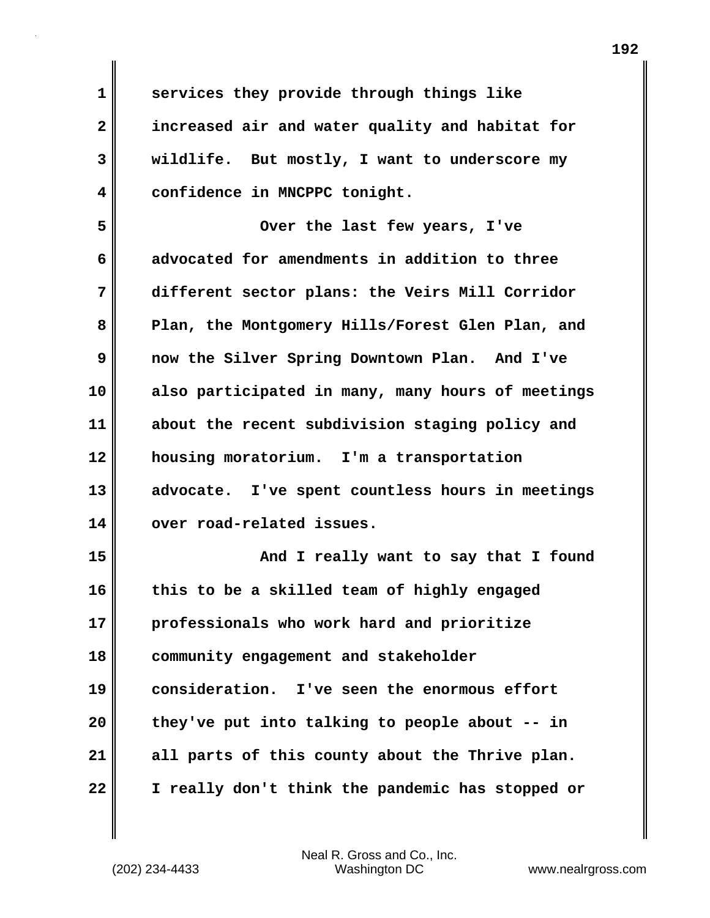services they provide through things like increased air and water quality and habitat for wildlife. But mostly, I want to underscore my confidence in MNCPPC tonight.

Over the last few years, I've advocated for amendments in addition to three different sector plans: the Veirs Mill Corridor Plan, the Montgomery Hills/Forest Glen Plan, and now the Silver Spring Downtown Plan. And I've also participated in many, many hours of meetings about the recent subdivision staging policy and housing moratorium. I'm a transportation advocate. I've spent countless hours in meetings over road-related issues.

And I really want to say that I found this to be a skilled team of highly engaged professionals who work hard and prioritize community engagement and stakeholder consideration. I've seen the enormous effort they've put into talking to people about -- in all parts of this county about the Thrive plan. I really don't think the pandemic has stopped or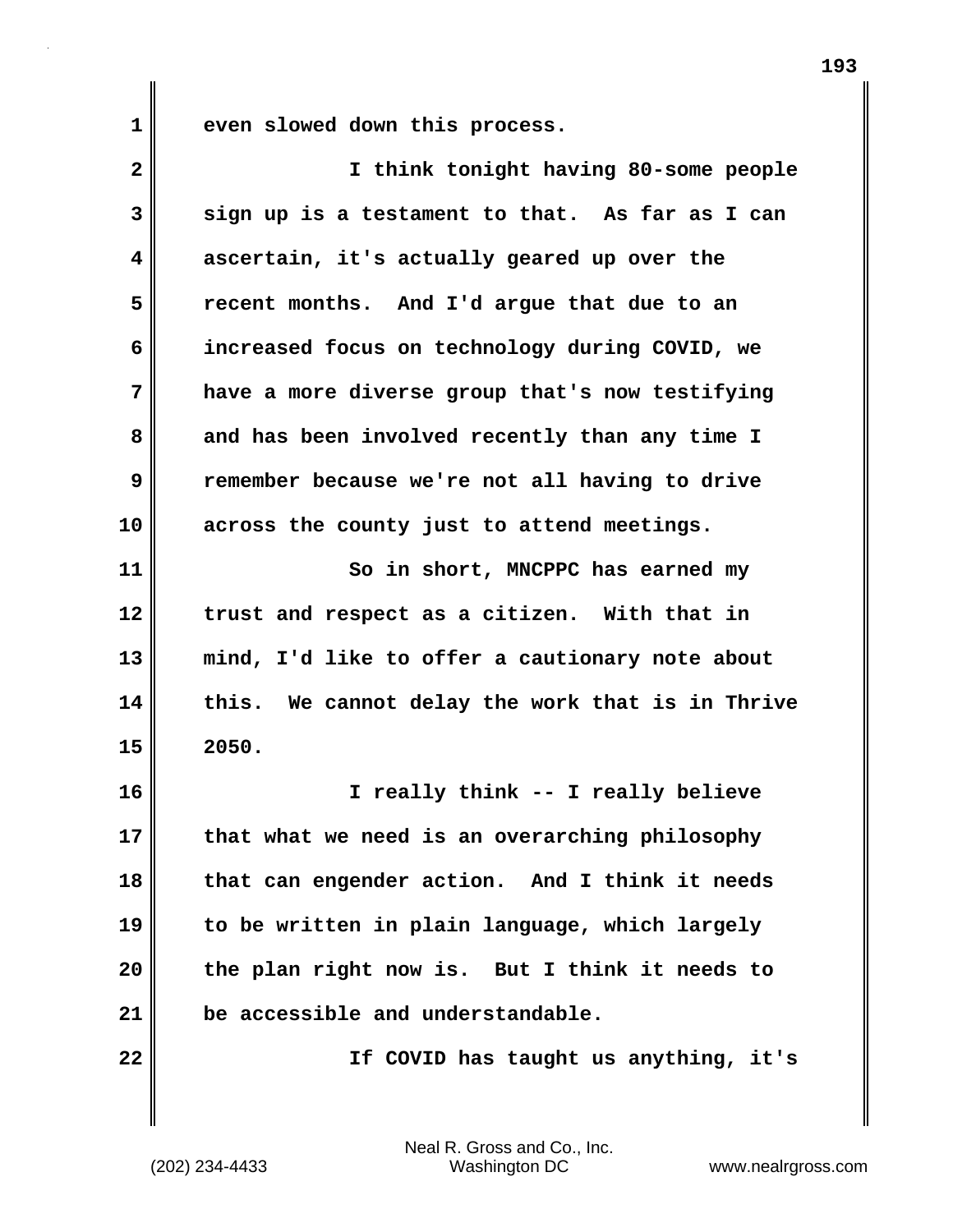even slowed down this process.

I think tonight having 80-some people sign up is a testament to that. As far as I can ascertain, it's actually geared up over the recent months. And I'd argue that due to an increased focus on technology during COVID, we have a more diverse group that's now testifying and has been involved recently than any time I remember because we're not all having to drive across the county just to attend meetings.

So in short, MNCPPC has earned my trust and respect as a citizen. With that in mind, I'd like to offer a cautionary note about this. We cannot delay the work that is in Thrive 2050.

I really think -- I really believe that what we need is an overarching philosophy that can engender action. And I think it needs to be written in plain language, which largely the plan right now is. But I think it needs to be accessible and understandable.

If COVID has taught us anything, it's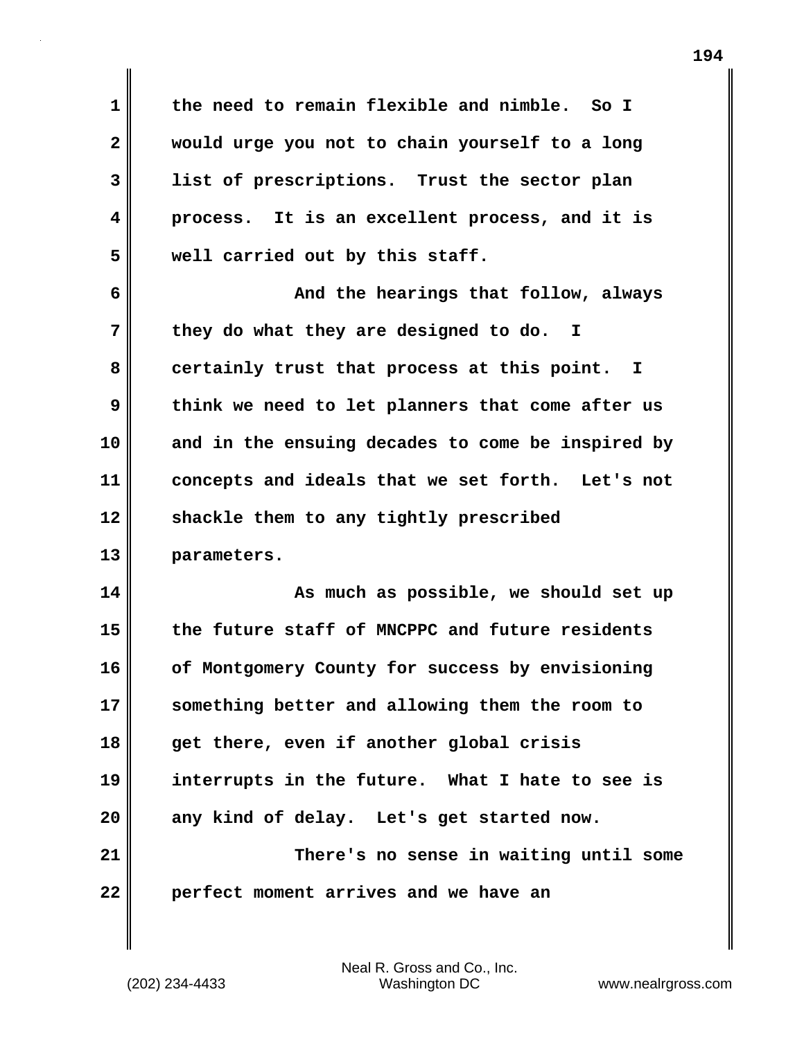the need to remain flexible and nimble. So I would urge you not to chain yourself to a long list of prescriptions. Trust the sector plan process. It is an excellent process, and it is well carried out by this staff.

And the hearings that follow, always they do what they are designed to do. I certainly trust that process at this point. I think we need to let planners that come after us and in the ensuing decades to come be inspired by concepts and ideals that we set forth. Let's not shackle them to any tightly prescribed parameters.

As much as possible, we should set up the future staff of MNCPPC and future residents of Montgomery County for success by envisioning something better and allowing them the room to get there, even if another global crisis interrupts in the future. What I hate to see is any kind of delay. Let's get started now.

There's no sense in waiting until some perfect moment arrives and we have an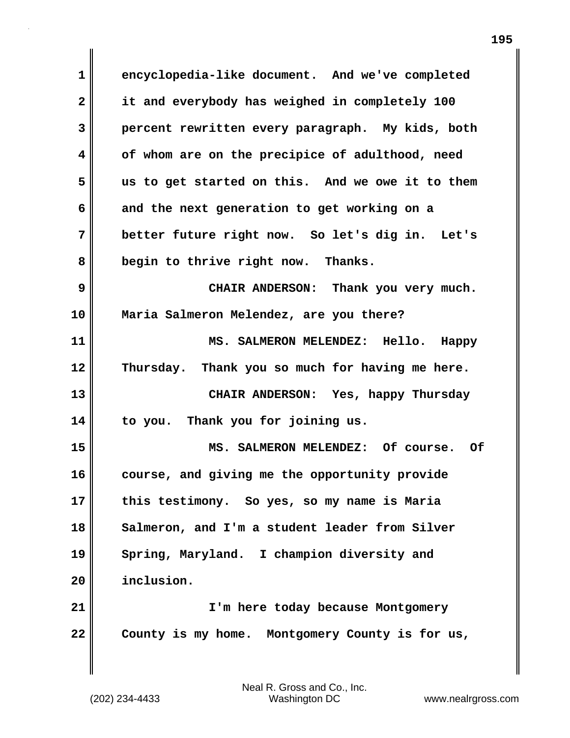encyclopedia-like document. And we've completed it and everybody has weighed in completely 100 percent rewritten every paragraph. My kids, both of whom are on the precipice of adulthood, need us to get started on this. And we owe it to them and the next generation to get working on a better future right now. So let's dig in. Let's begin to thrive right now. Thanks.

CHAIR ANDERSON: Thank you very much. Maria Salmeron Melendez, are you there?

MS. SALMERON MELENDEZ: Hello. Happy Thursday. Thank you so much for having me here.

CHAIR ANDERSON: Yes, happy Thursday to you. Thank you for joining us.

MS. SALMERON MELENDEZ: Of course. Of course, and giving me the opportunity provide this testimony. So yes, so my name is Maria Salmeron, and I'm a student leader from Silver Spring, Maryland. I champion diversity and inclusion.

I'm here today because Montgomery County is my home. Montgomery County is for us,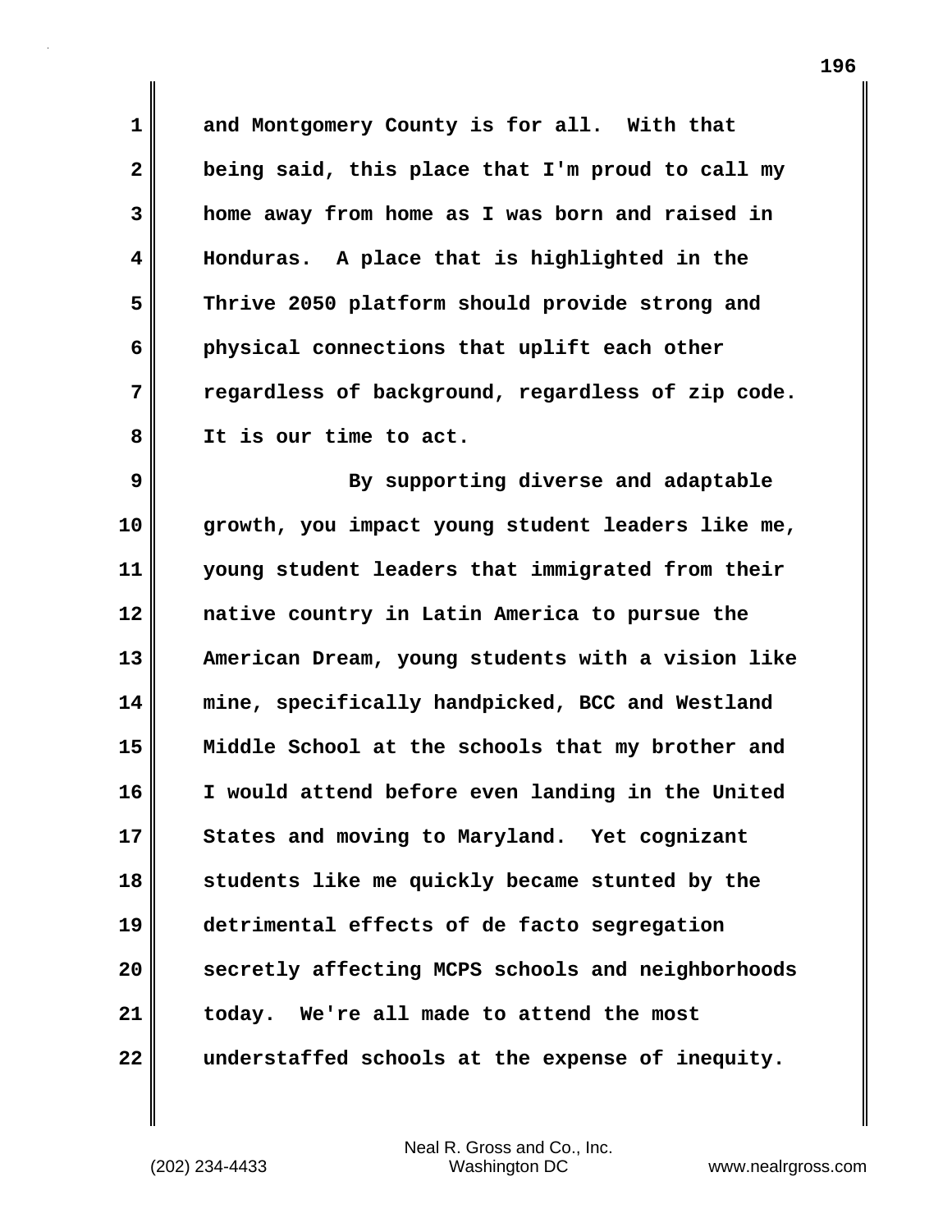and Montgomery County is for all. With that being said, this place that I'm proud to call my home away from home as I was born and raised in Honduras. A place that is highlighted in the Thrive 2050 platform should provide strong and physical connections that uplift each other regardless of background, regardless of zip code. It is our time to act.

By supporting diverse and adaptable growth, you impact young student leaders like me, young student leaders that immigrated from their native country in Latin America to pursue the American Dream, young students with a vision like mine, specifically handpicked, BCC and Westland Middle School at the schools that my brother and I would attend before even landing in the United States and moving to Maryland. Yet cognizant students like me quickly became stunted by the detrimental effects of de facto segregation secretly affecting MCPS schools and neighborhoods today. We're all made to attend the most understaffed schools at the expense of inequity.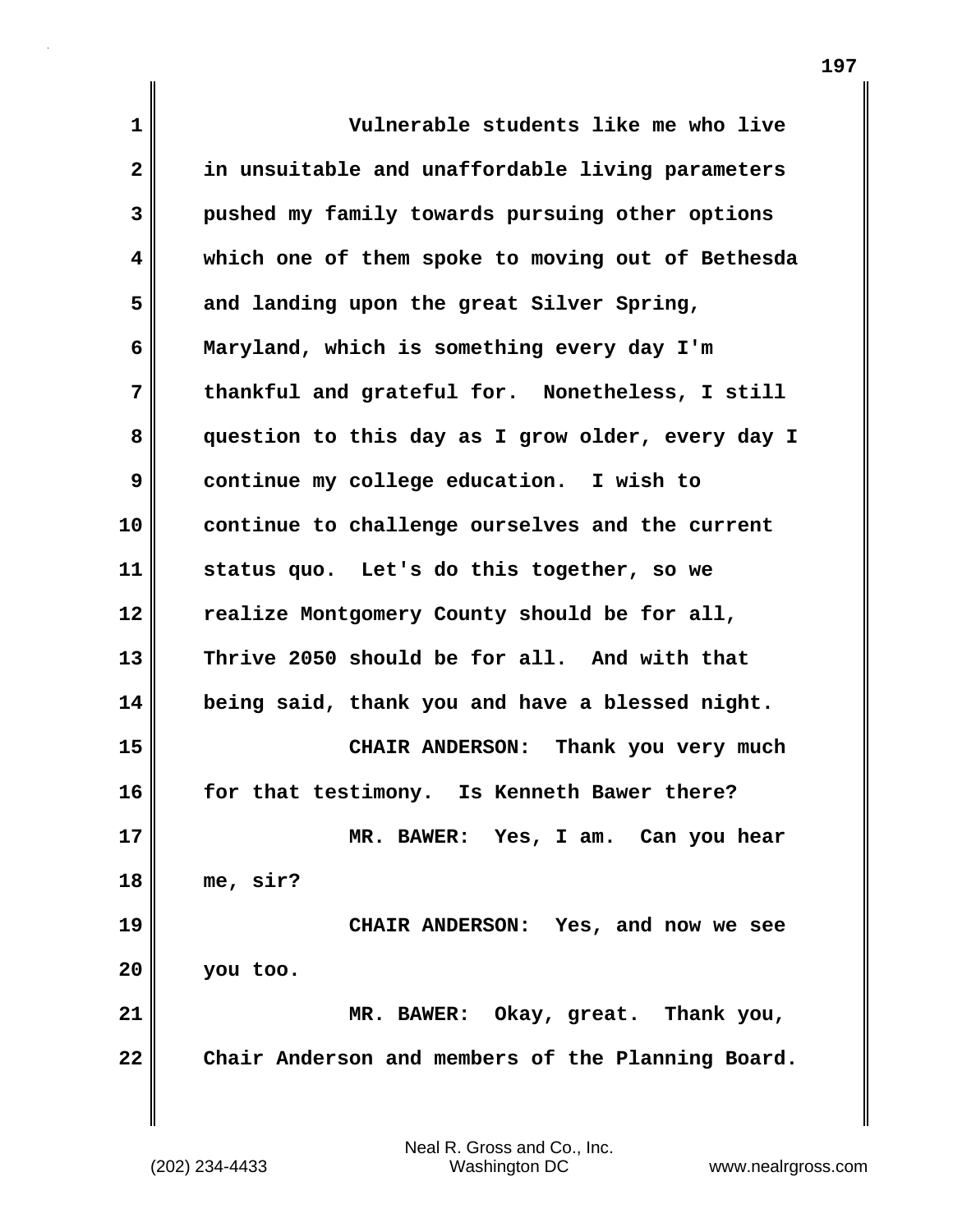Vulnerable students like me who live in unsuitable and unaffordable living parameters pushed my family towards pursuing other options which one of them spoke to moving out of Bethesda and landing upon the great Silver Spring, Maryland, which is something every day I'm thankful and grateful for. Nonetheless, I still question to this day as I grow older, every day I continue my college education. I wish to continue to challenge ourselves and the current status quo. Let's do this together, so we realize Montgomery County should be for all, Thrive 2050 should be for all. And with that being said, thank you and have a blessed night.

CHAIR ANDERSON: Thank you very much for that testimony. Is Kenneth Bawer there?

MR. BAWER: Yes, I am. Can you hear me, sir?

CHAIR ANDERSON: Yes, and now we see you too.

MR. BAWER: Okay, great. Thank you, Chair Anderson and members of the Planning Board.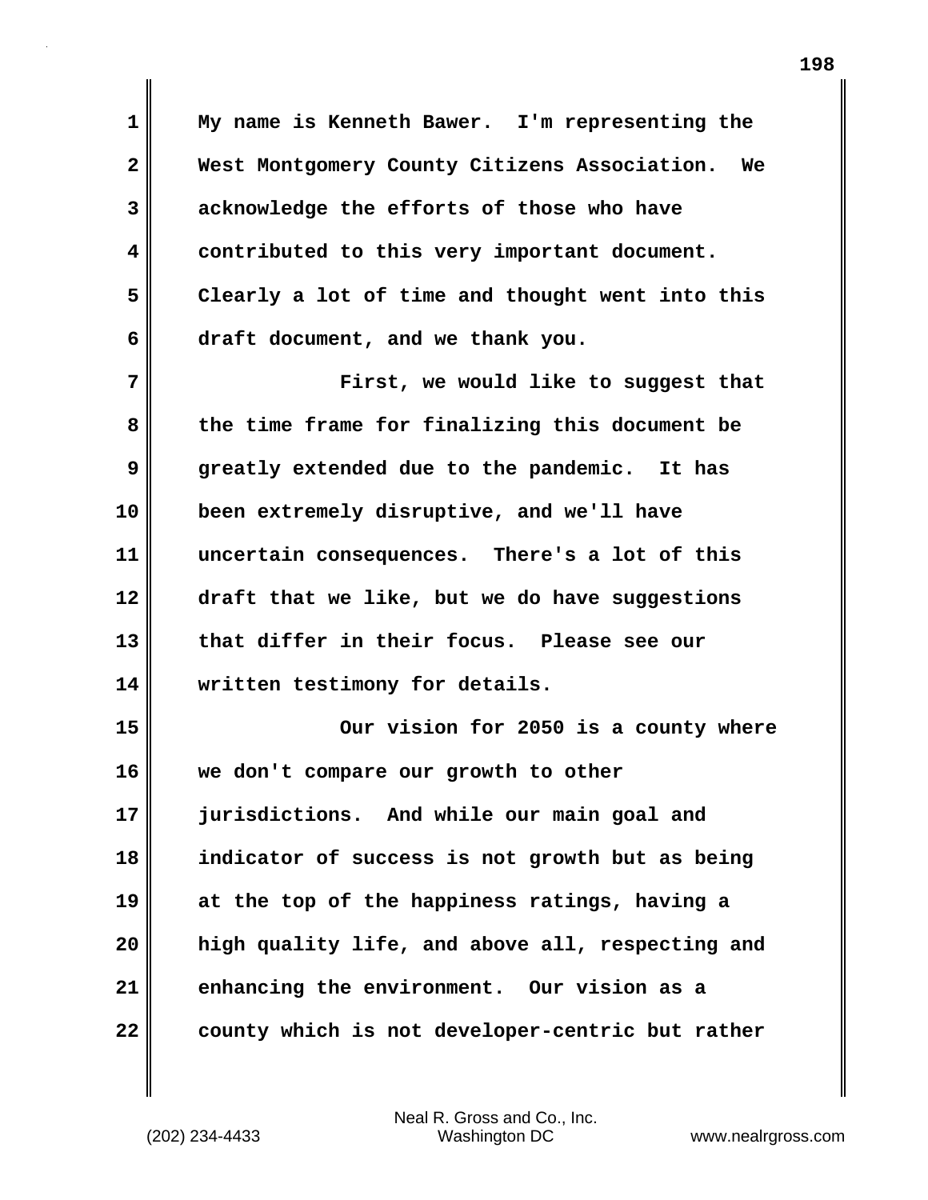My name is Kenneth Bawer. I'm representing the West Montgomery County Citizens Association. We acknowledge the efforts of those who have contributed to this very important document. Clearly a lot of time and thought went into this draft document, and we thank you.

First, we would like to suggest that the time frame for finalizing this document be greatly extended due to the pandemic. It has been extremely disruptive, and we'll have uncertain consequences. There's a lot of this draft that we like, but we do have suggestions that differ in their focus. Please see our written testimony for details.

Our vision for 2050 is a county where we don't compare our growth to other jurisdictions. And while our main goal and indicator of success is not growth but as being at the top of the happiness ratings, having a high quality life, and above all, respecting and enhancing the environment. Our vision as a county which is not developer-centric but rather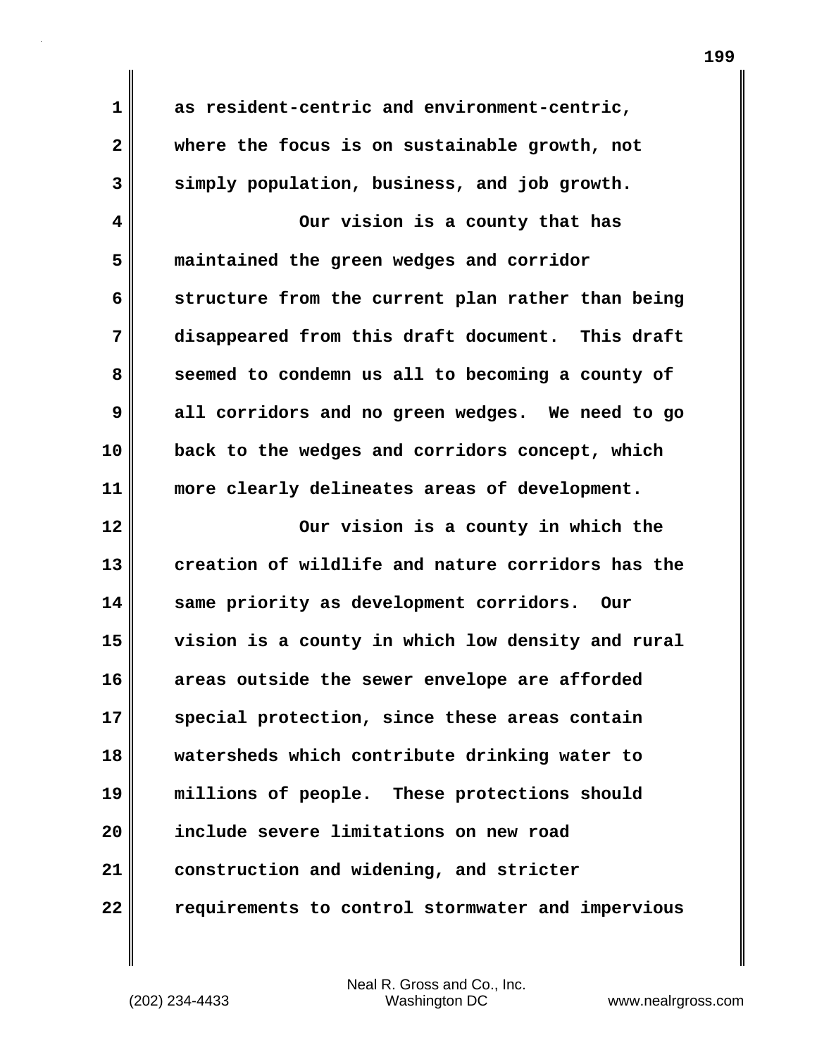as resident-centric and environment-centric, where the focus is on sustainable growth, not simply population, business, and job growth.

Our vision is a county that has maintained the green wedges and corridor structure from the current plan rather than being disappeared from this draft document. This draft seemed to condemn us all to becoming a county of all corridors and no green wedges. We need to go back to the wedges and corridors concept, which more clearly delineates areas of development.

Our vision is a county in which the creation of wildlife and nature corridors has the same priority as development corridors. Our vision is a county in which low density and rural areas outside the sewer envelope are afforded special protection, since these areas contain watersheds which contribute drinking water to millions of people. These protections should include severe limitations on new road construction and widening, and stricter requirements to control stormwater and impervious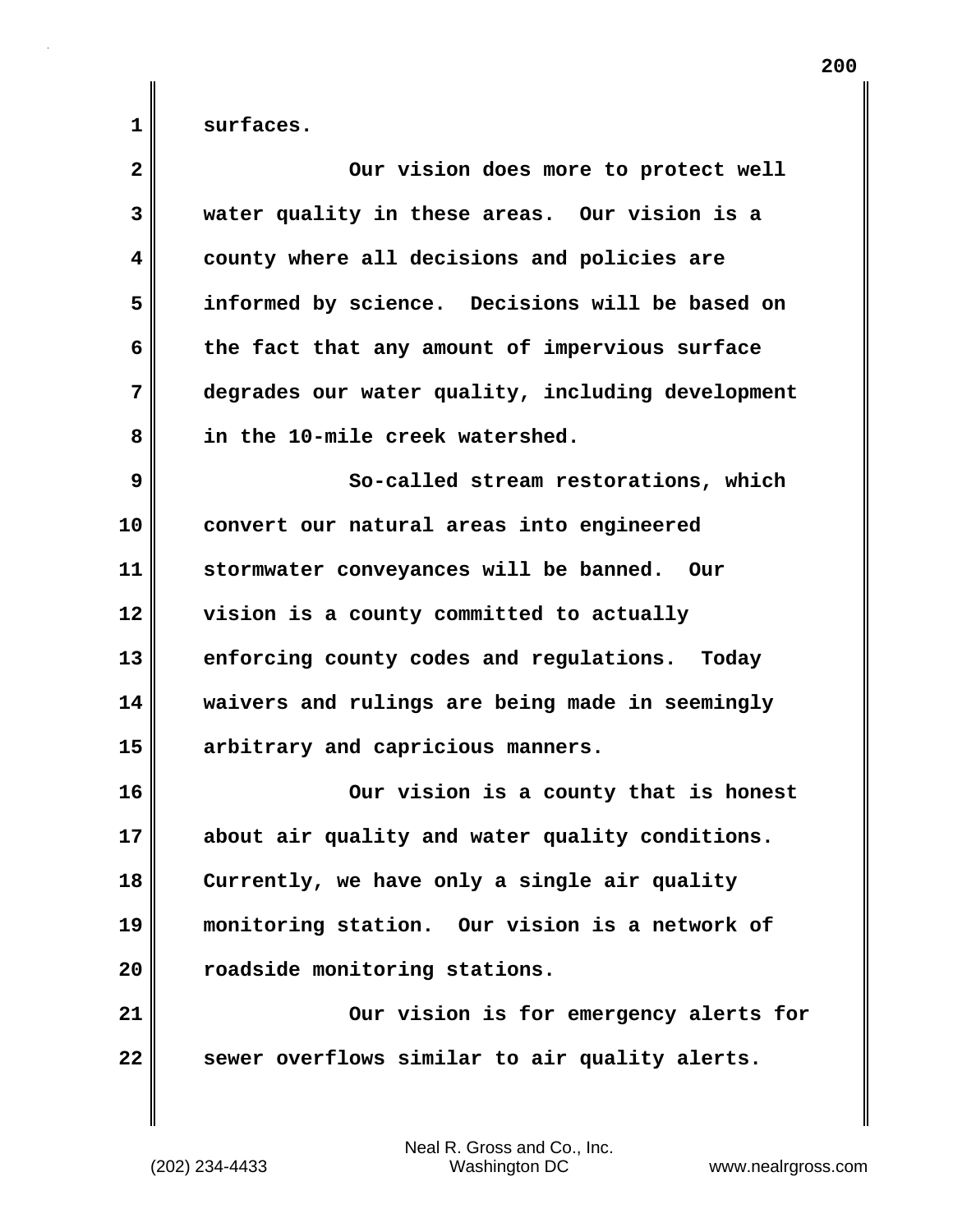surfaces.

Our vision does more to protect well water quality in these areas. Our vision is a county where all decisions and policies are informed by science. Decisions will be based on the fact that any amount of impervious surface degrades our water quality, including development in the 10-mile creek watershed.

So-called stream restorations, which convert our natural areas into engineered stormwater conveyances will be banned. Our vision is a county committed to actually enforcing county codes and regulations. Today waivers and rulings are being made in seemingly arbitrary and capricious manners.

Our vision is a county that is honest about air quality and water quality conditions. Currently, we have only a single air quality monitoring station. Our vision is a network of roadside monitoring stations.

Our vision is for emergency alerts for sewer overflows similar to air quality alerts.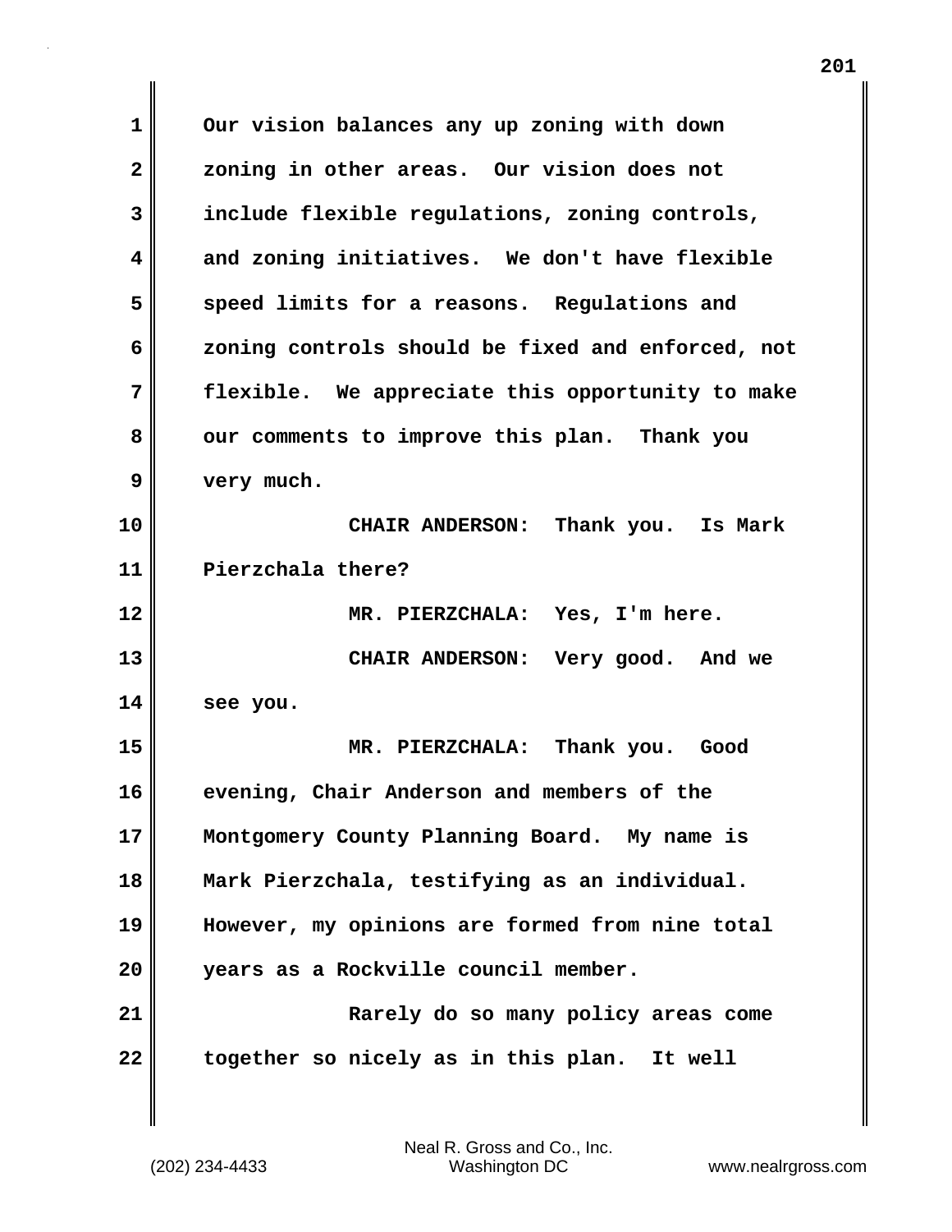Our vision balances any up zoning with down zoning in other areas. Our vision does not include flexible regulations, zoning controls, and zoning initiatives. We don't have flexible speed limits for a reasons. Regulations and zoning controls should be fixed and enforced, not flexible. We appreciate this opportunity to make our comments to improve this plan. Thank you very much.

CHAIR ANDERSON: Thank you. Is Mark Pierzchala there?

MR. PIERZCHALA: Yes, I'm here.

CHAIR ANDERSON: Very good. And we see you.

MR. PIERZCHALA: Thank you. Good evening, Chair Anderson and members of the Montgomery County Planning Board. My name is Mark Pierzchala, testifying as an individual. However, my opinions are formed from nine total years as a Rockville council member.

Rarely do so many policy areas come together so nicely as in this plan. It well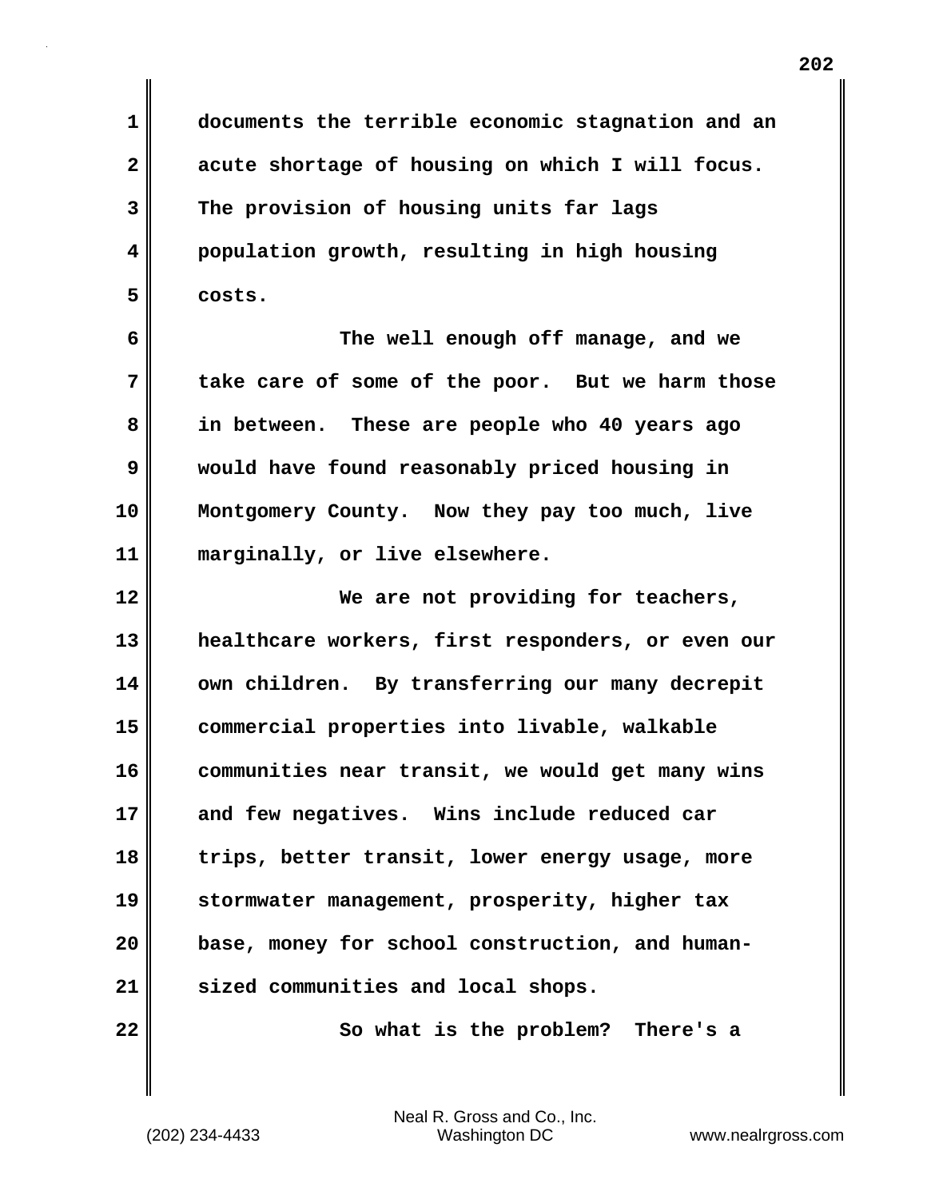documents the terrible economic stagnation and an acute shortage of housing on which I will focus. The provision of housing units far lags population growth, resulting in high housing costs.

The well enough off manage, and we take care of some of the poor. But we harm those in between. These are people who 40 years ago would have found reasonably priced housing in Montgomery County. Now they pay too much, live marginally, or live elsewhere.

We are not providing for teachers, healthcare workers, first responders, or even our own children. By transferring our many decrepit commercial properties into livable, walkable communities near transit, we would get many wins and few negatives. Wins include reduced car trips, better transit, lower energy usage, more stormwater management, prosperity, higher tax base, money for school construction, and human-sized communities and local shops.

So what is the problem? There's a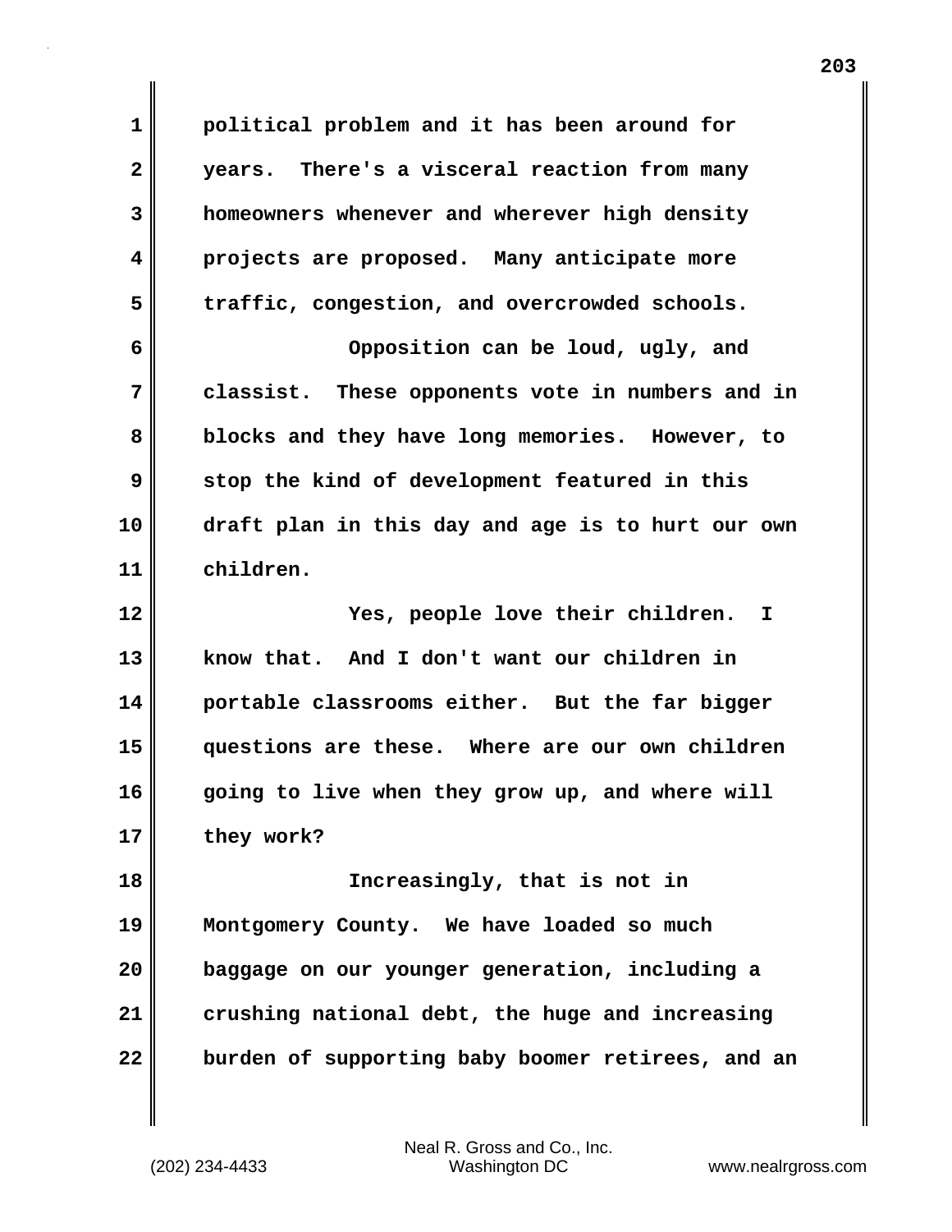political problem and it has been around for years. There's a visceral reaction from many homeowners whenever and wherever high density projects are proposed. Many anticipate more traffic, congestion, and overcrowded schools.

Opposition can be loud, ugly, and classist. These opponents vote in numbers and in blocks and they have long memories. However, to stop the kind of development featured in this draft plan in this day and age is to hurt our own children.

Yes, people love their children. I know that. And I don't want our children in portable classrooms either. But the far bigger questions are these. Where are our own children going to live when they grow up, and where will they work?

Increasingly, that is not in Montgomery County. We have loaded so much baggage on our younger generation, including a crushing national debt, the huge and increasing burden of supporting baby boomer retirees, and an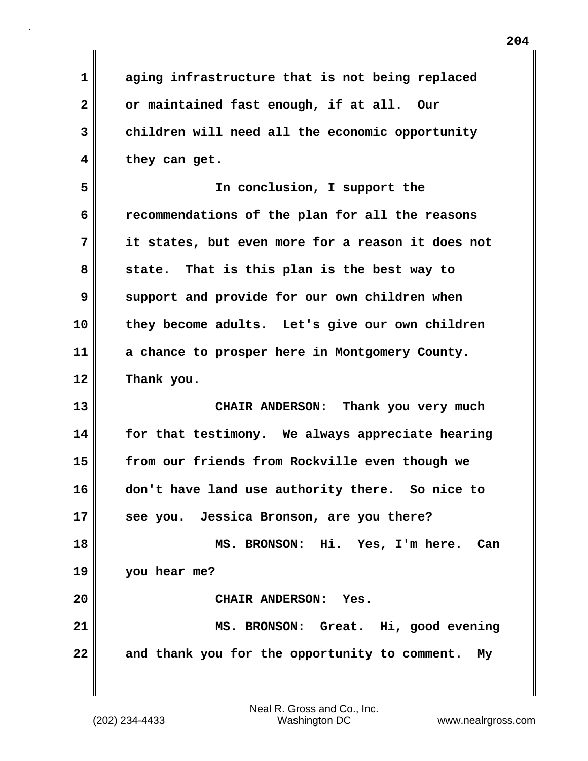aging infrastructure that is not being replaced or maintained fast enough, if at all. Our children will need all the economic opportunity they can get.

In conclusion, I support the recommendations of the plan for all the reasons it states, but even more for a reason it does not state. That is this plan is the best way to support and provide for our own children when they become adults. Let's give our own children a chance to prosper here in Montgomery County. Thank you.

**CHAIR ANDERSON:** Thank you very much for that testimony. We always appreciate hearing from our friends from Rockville even though we don't have land use authority there. So nice to see you. Jessica Bronson, are you there?

**MS. BRONSON:** Hi. Yes, I'm here. Can you hear me?

**CHAIR ANDERSON:** Yes.

**MS. BRONSON:** Great. Hi, good evening and thank you for the opportunity to comment. My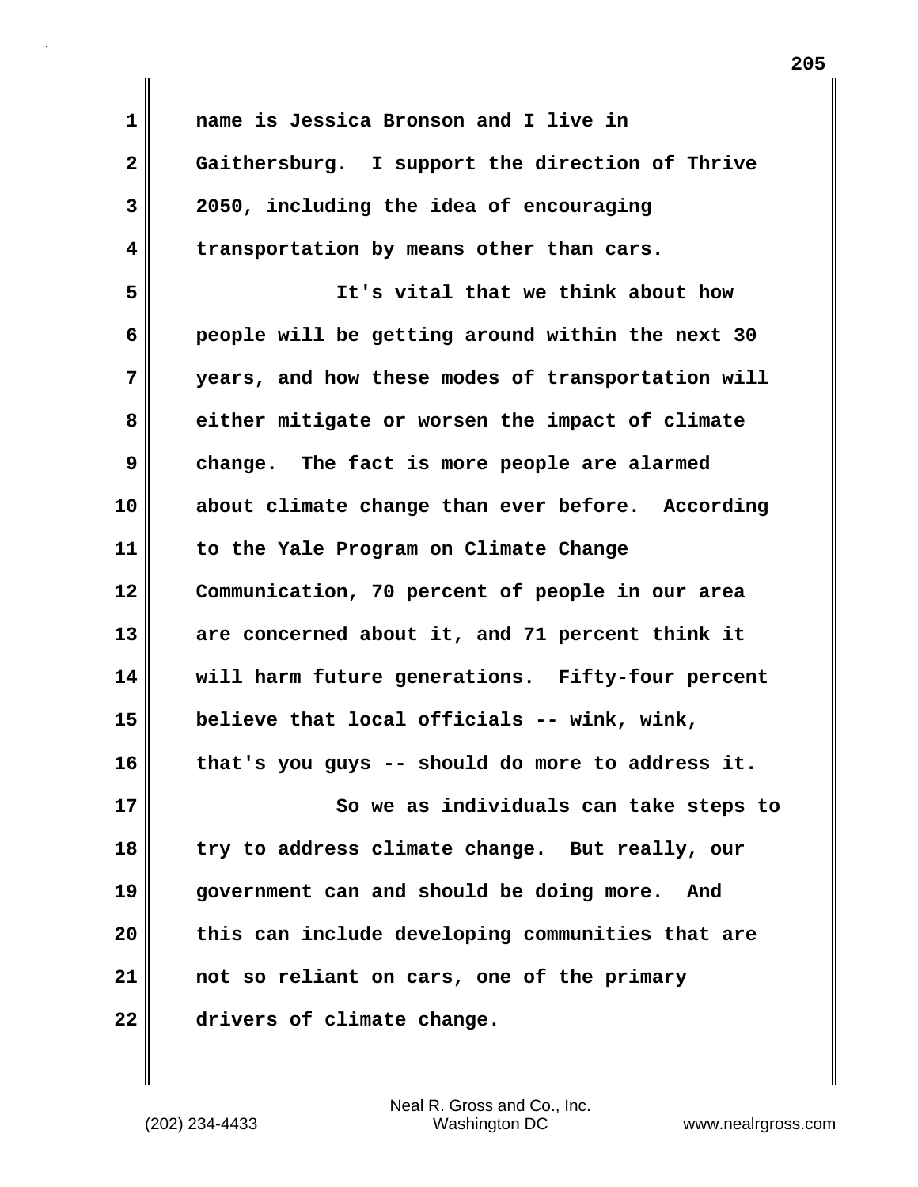name is Jessica Bronson and I live in Gaithersburg. I support the direction of Thrive 2050, including the idea of encouraging transportation by means other than cars.

It's vital that we think about how people will be getting around within the next 30 years, and how these modes of transportation will either mitigate or worsen the impact of climate change. The fact is more people are alarmed about climate change than ever before. According to the Yale Program on Climate Change Communication, 70 percent of people in our area are concerned about it, and 71 percent think it will harm future generations. Fifty-four percent believe that local officials -- wink, wink, that's you guys -- should do more to address it.

So we as individuals can take steps to try to address climate change. But really, our government can and should be doing more. And this can include developing communities that are not so reliant on cars, one of the primary drivers of climate change.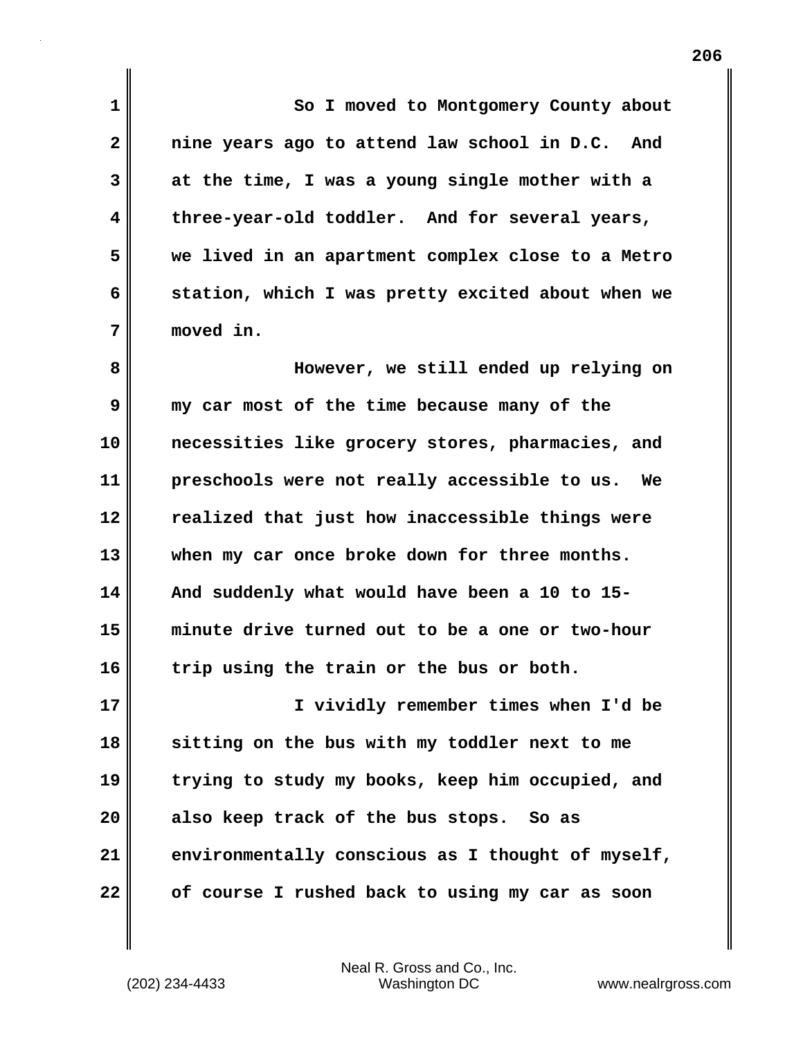So I moved to Montgomery County about nine years ago to attend law school in D.C. And at the time, I was a young single mother with a three-year-old toddler. And for several years, we lived in an apartment complex close to a Metro station, which I was pretty excited about when we moved in.

However, we still ended up relying on my car most of the time because many of the necessities like grocery stores, pharmacies, and preschools were not really accessible to us. We realized that just how inaccessible things were when my car once broke down for three months. And suddenly what would have been a 10 to 15-minute drive turned out to be a one or two-hour trip using the train or the bus or both.

I vividly remember times when I'd be sitting on the bus with my toddler next to me trying to study my books, keep him occupied, and also keep track of the bus stops. So as environmentally conscious as I thought of myself, of course I rushed back to using my car as soon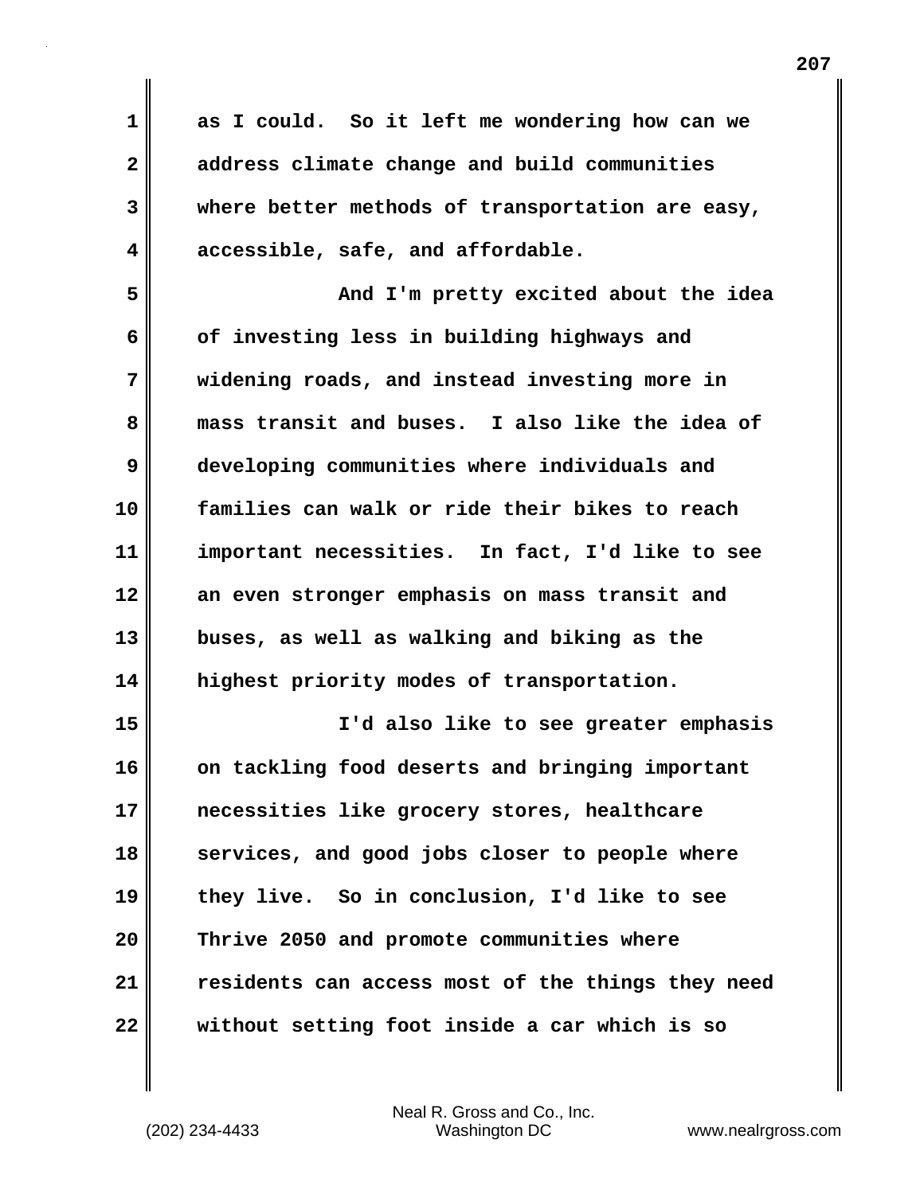as I could. So it left me wondering how can we address climate change and build communities where better methods of transportation are easy, accessible, safe, and affordable.

And I'm pretty excited about the idea of investing less in building highways and widening roads, and instead investing more in mass transit and buses. I also like the idea of developing communities where individuals and families can walk or ride their bikes to reach important necessities. In fact, I'd like to see an even stronger emphasis on mass transit and buses, as well as walking and biking as the highest priority modes of transportation.

I'd also like to see greater emphasis on tackling food deserts and bringing important necessities like grocery stores, healthcare services, and good jobs closer to people where they live. So in conclusion, I'd like to see Thrive 2050 and promote communities where residents can access most of the things they need without setting foot inside a car which is so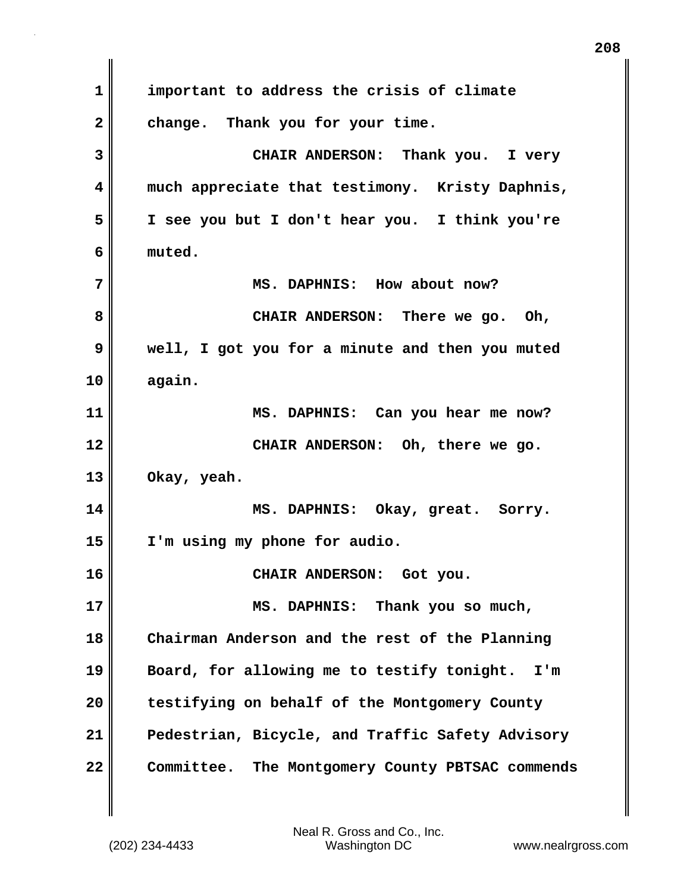important to address the crisis of climate change. Thank you for your time.

CHAIR ANDERSON: Thank you. I very much appreciate that testimony. Kristy Daphnis, I see you but I don't hear you. I think you're muted.

MS. DAPHNIS: How about now?

CHAIR ANDERSON: There we go. Oh, well, I got you for a minute and then you muted again.

MS. DAPHNIS: Can you hear me now?

CHAIR ANDERSON: Oh, there we go. Okay, yeah.

MS. DAPHNIS: Okay, great. Sorry. I'm using my phone for audio.

CHAIR ANDERSON: Got you.

MS. DAPHNIS: Thank you so much, Chairman Anderson and the rest of the Planning Board, for allowing me to testify tonight. I'm testifying on behalf of the Montgomery County Pedestrian, Bicycle, and Traffic Safety Advisory Committee. The Montgomery County PBTSAC commends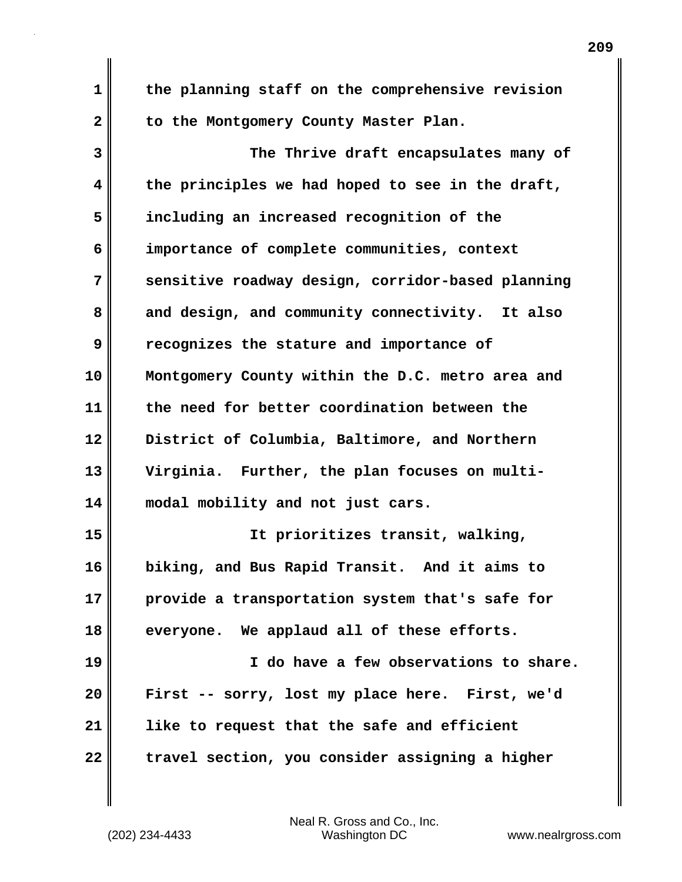the planning staff on the comprehensive revision to the Montgomery County Master Plan.

The Thrive draft encapsulates many of the principles we had hoped to see in the draft, including an increased recognition of the importance of complete communities, context sensitive roadway design, corridor-based planning and design, and community connectivity. It also recognizes the stature and importance of Montgomery County within the D.C. metro area and the need for better coordination between the District of Columbia, Baltimore, and Northern Virginia. Further, the plan focuses on multi-modal mobility and not just cars.

It prioritizes transit, walking, biking, and Bus Rapid Transit. And it aims to provide a transportation system that's safe for everyone. We applaud all of these efforts.

I do have a few observations to share. First -- sorry, lost my place here. First, we'd like to request that the safe and efficient travel section, you consider assigning a higher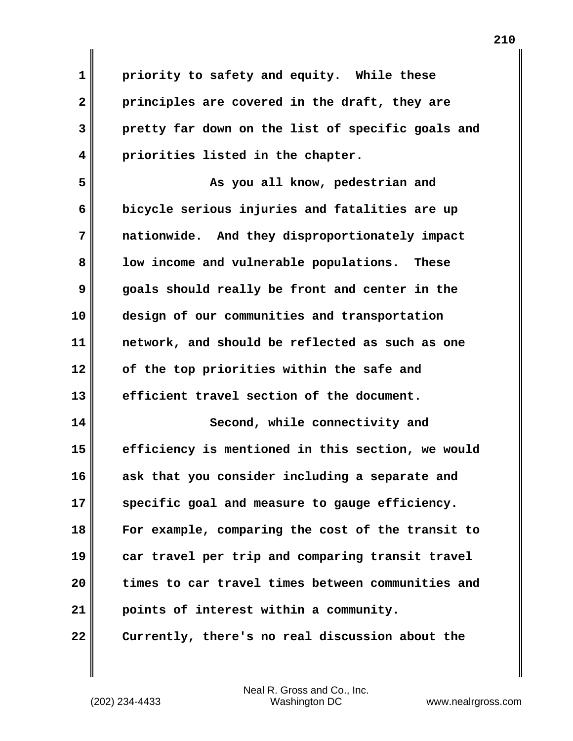priority to safety and equity. While these principles are covered in the draft, they are pretty far down on the list of specific goals and priorities listed in the chapter.

As you all know, pedestrian and bicycle serious injuries and fatalities are up nationwide. And they disproportionately impact low income and vulnerable populations. These goals should really be front and center in the design of our communities and transportation network, and should be reflected as such as one of the top priorities within the safe and efficient travel section of the document.

Second, while connectivity and efficiency is mentioned in this section, we would ask that you consider including a separate and specific goal and measure to gauge efficiency. For example, comparing the cost of the transit to car travel per trip and comparing transit travel times to car travel times between communities and points of interest within a community. Currently, there's no real discussion about the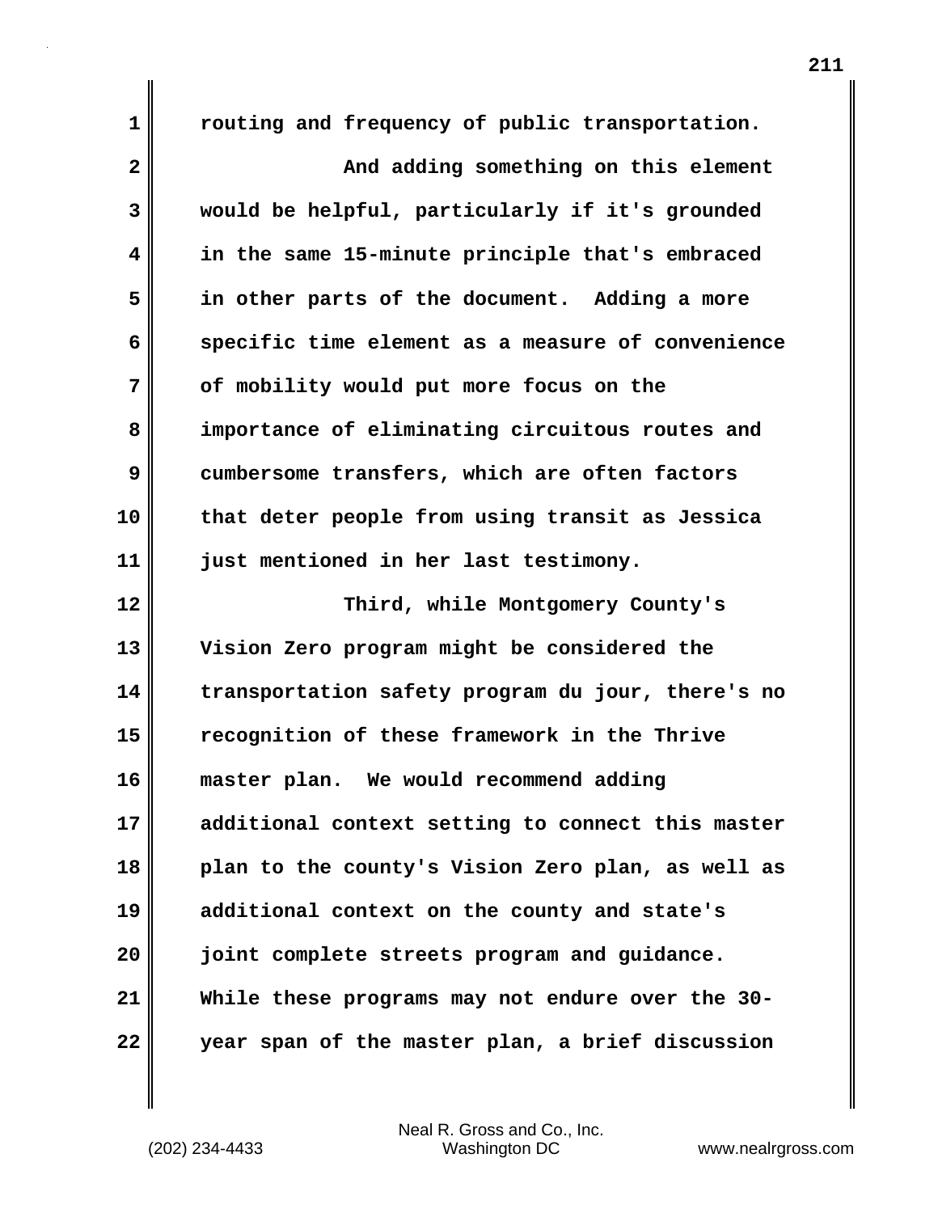routing and frequency of public transportation.

And adding something on this element would be helpful, particularly if it's grounded in the same 15-minute principle that's embraced in other parts of the document. Adding a more specific time element as a measure of convenience of mobility would put more focus on the importance of eliminating circuitous routes and cumbersome transfers, which are often factors that deter people from using transit as Jessica just mentioned in her last testimony.

Third, while Montgomery County's Vision Zero program might be considered the transportation safety program du jour, there's no recognition of these framework in the Thrive master plan. We would recommend adding additional context setting to connect this master plan to the county's Vision Zero plan, as well as additional context on the county and state's joint complete streets program and guidance. While these programs may not endure over the 30-year span of the master plan, a brief discussion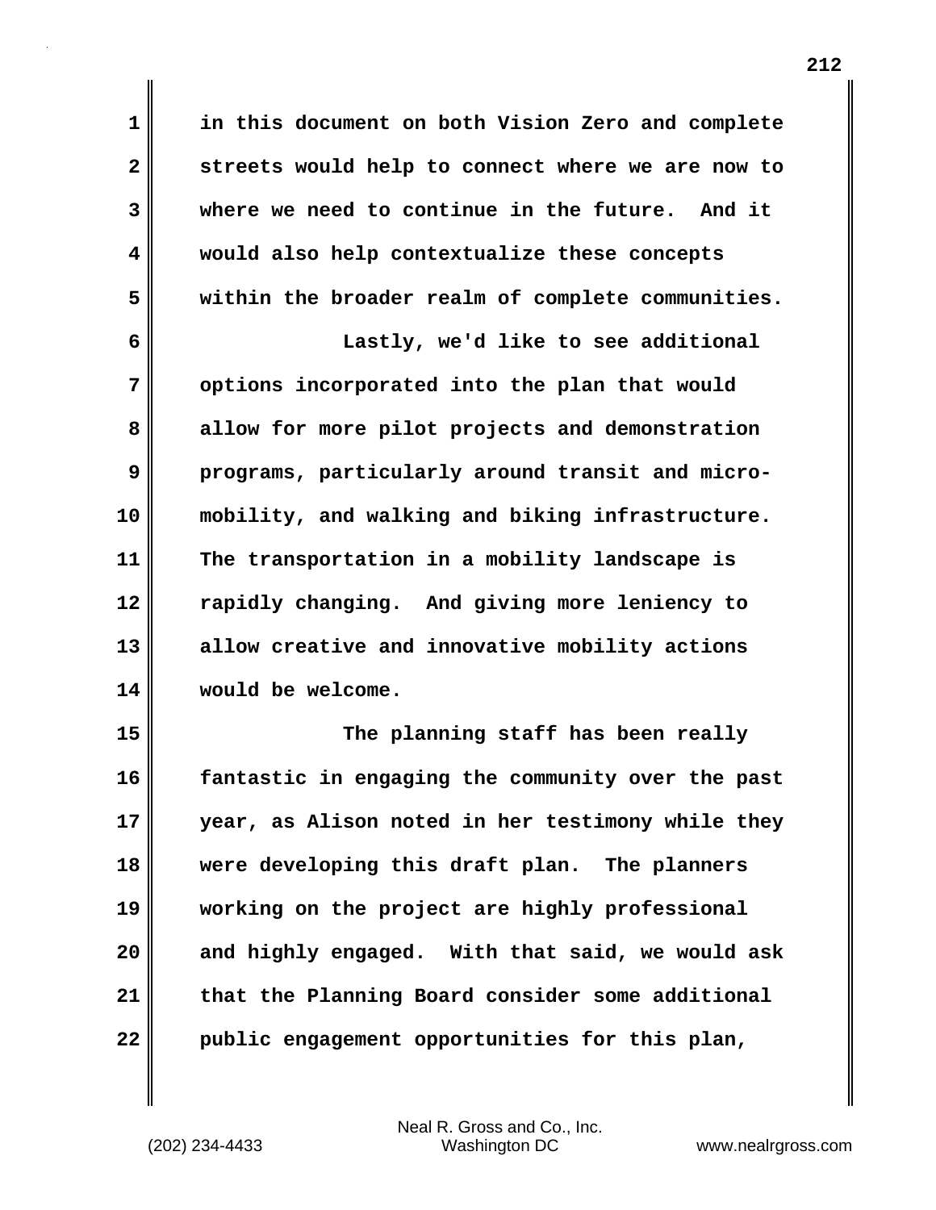in this document on both Vision Zero and complete streets would help to connect where we are now to where we need to continue in the future. And it would also help contextualize these concepts within the broader realm of complete communities.

Lastly, we'd like to see additional options incorporated into the plan that would allow for more pilot projects and demonstration programs, particularly around transit and micro-mobility, and walking and biking infrastructure. The transportation in a mobility landscape is rapidly changing. And giving more leniency to allow creative and innovative mobility actions would be welcome.

The planning staff has been really fantastic in engaging the community over the past year, as Alison noted in her testimony while they were developing this draft plan. The planners working on the project are highly professional and highly engaged. With that said, we would ask that the Planning Board consider some additional public engagement opportunities for this plan,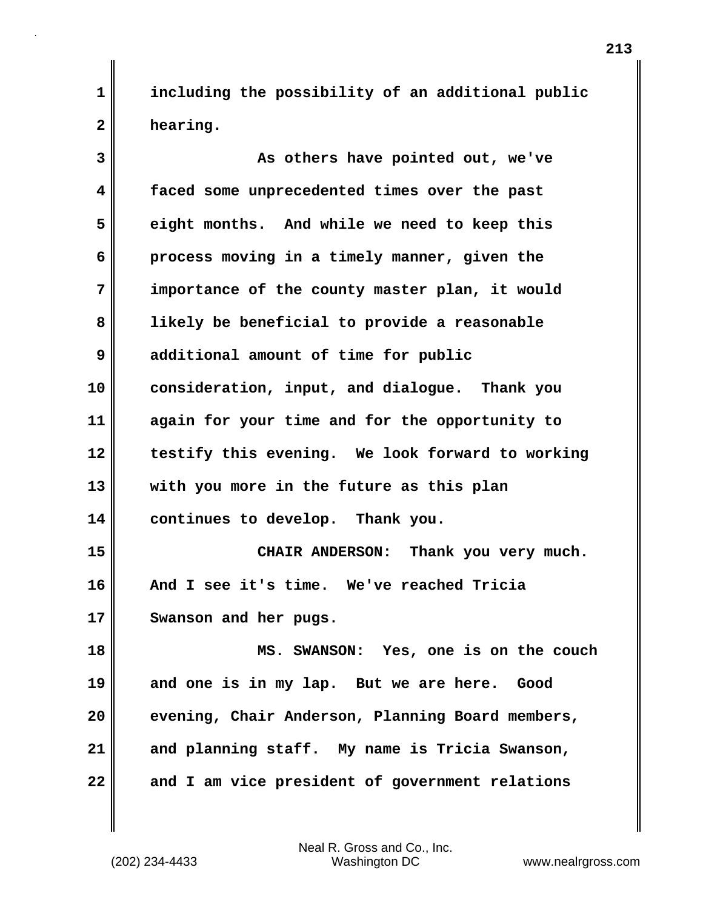including the possibility of an additional public hearing.

As others have pointed out, we've faced some unprecedented times over the past eight months. And while we need to keep this process moving in a timely manner, given the importance of the county master plan, it would likely be beneficial to provide a reasonable additional amount of time for public consideration, input, and dialogue. Thank you again for your time and for the opportunity to testify this evening. We look forward to working with you more in the future as this plan continues to develop. Thank you.

CHAIR ANDERSON: Thank you very much. And I see it's time. We've reached Tricia Swanson and her pugs.

MS. SWANSON: Yes, one is on the couch and one is in my lap. But we are here. Good evening, Chair Anderson, Planning Board members, and planning staff. My name is Tricia Swanson, and I am vice president of government relations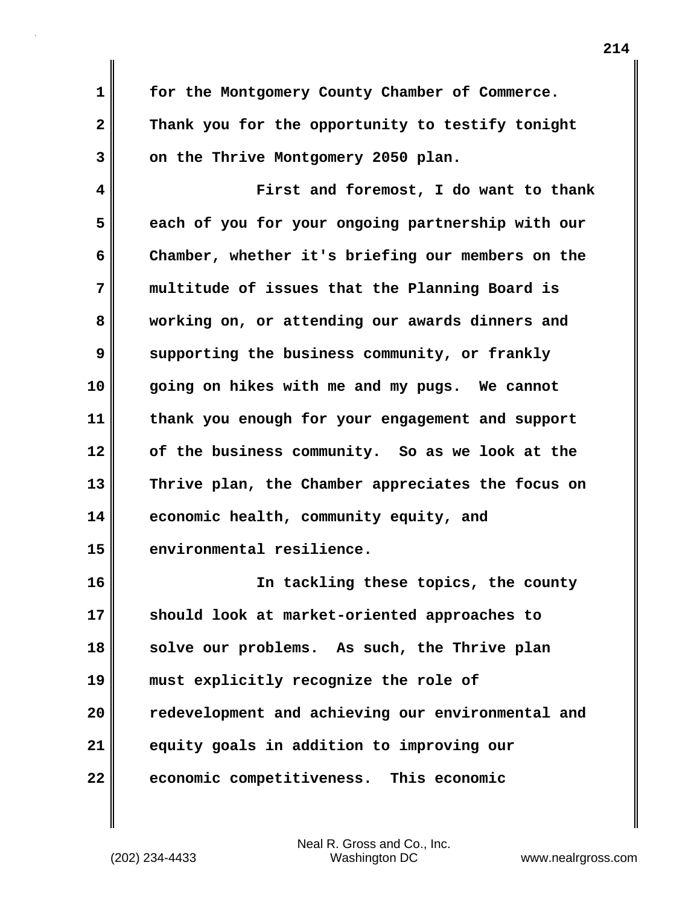for the Montgomery County Chamber of Commerce. Thank you for the opportunity to testify tonight on the Thrive Montgomery 2050 plan.

First and foremost, I do want to thank each of you for your ongoing partnership with our Chamber, whether it's briefing our members on the multitude of issues that the Planning Board is working on, or attending our awards dinners and supporting the business community, or frankly going on hikes with me and my pugs. We cannot thank you enough for your engagement and support of the business community. So as we look at the Thrive plan, the Chamber appreciates the focus on economic health, community equity, and environmental resilience.

In tackling these topics, the county should look at market-oriented approaches to solve our problems. As such, the Thrive plan must explicitly recognize the role of redevelopment and achieving our environmental and equity goals in addition to improving our economic competitiveness. This economic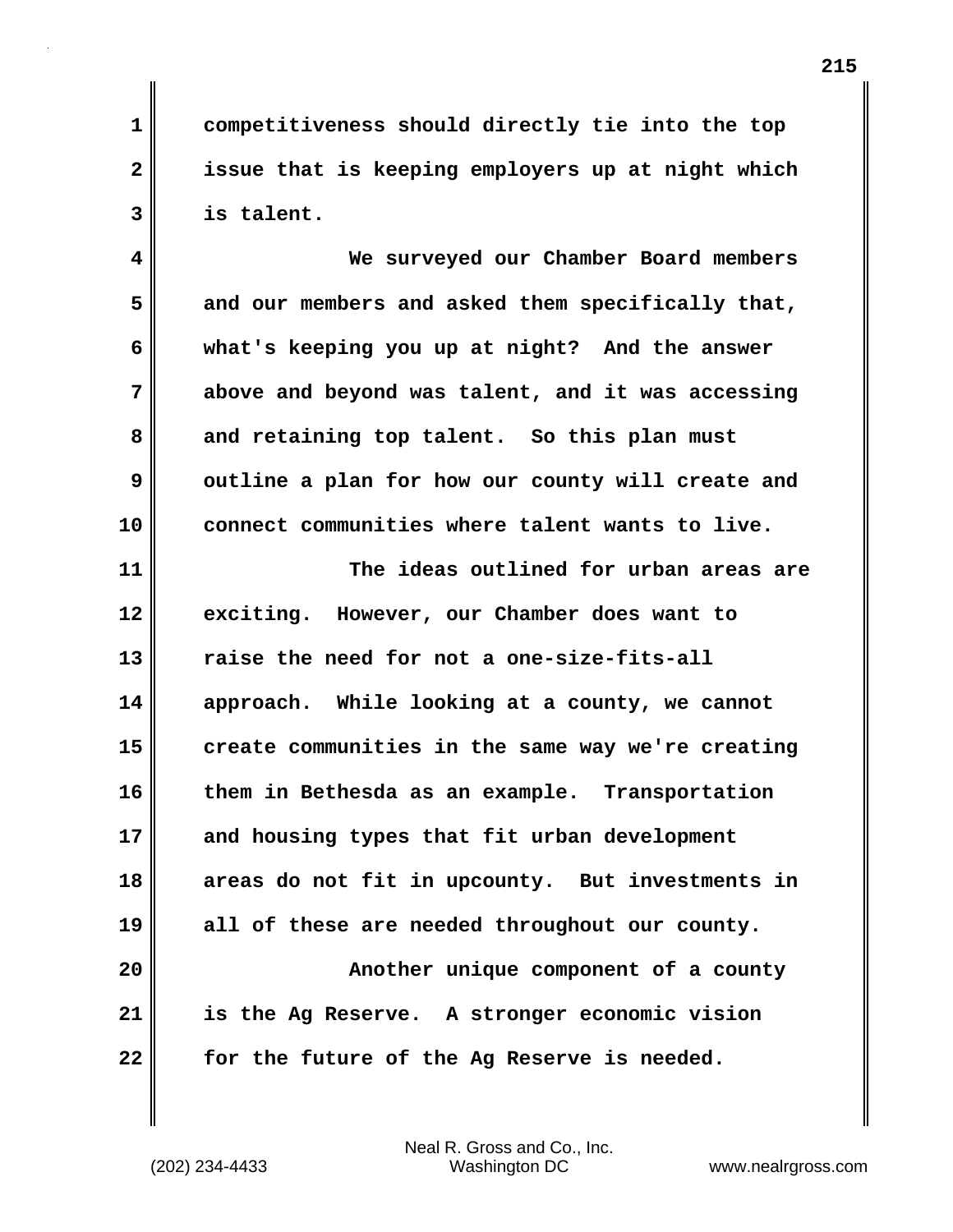competitiveness should directly tie into the top issue that is keeping employers up at night which is talent.

We surveyed our Chamber Board members and our members and asked them specifically that, what's keeping you up at night? And the answer above and beyond was talent, and it was accessing and retaining top talent. So this plan must outline a plan for how our county will create and connect communities where talent wants to live.

The ideas outlined for urban areas are exciting. However, our Chamber does want to raise the need for not a one-size-fits-all approach. While looking at a county, we cannot create communities in the same way we're creating them in Bethesda as an example. Transportation and housing types that fit urban development areas do not fit in upcounty. But investments in all of these are needed throughout our county.

Another unique component of a county is the Ag Reserve. A stronger economic vision for the future of the Ag Reserve is needed.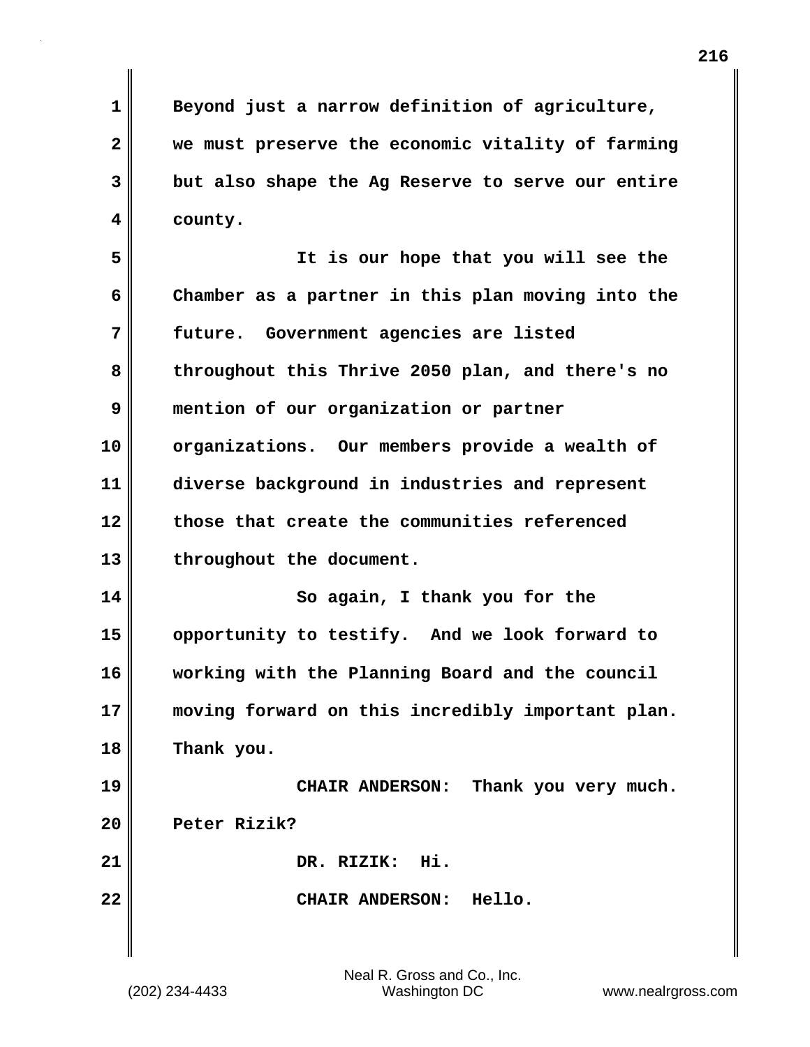Beyond just a narrow definition of agriculture, we must preserve the economic vitality of farming but also shape the Ag Reserve to serve our entire county.

It is our hope that you will see the Chamber as a partner in this plan moving into the future. Government agencies are listed throughout this Thrive 2050 plan, and there's no mention of our organization or partner organizations. Our members provide a wealth of diverse background in industries and represent those that create the communities referenced throughout the document.

So again, I thank you for the opportunity to testify. And we look forward to working with the Planning Board and the council moving forward on this incredibly important plan. Thank you.

CHAIR ANDERSON: Thank you very much. Peter Rizik?

DR. RIZIK: Hi.

CHAIR ANDERSON: Hello.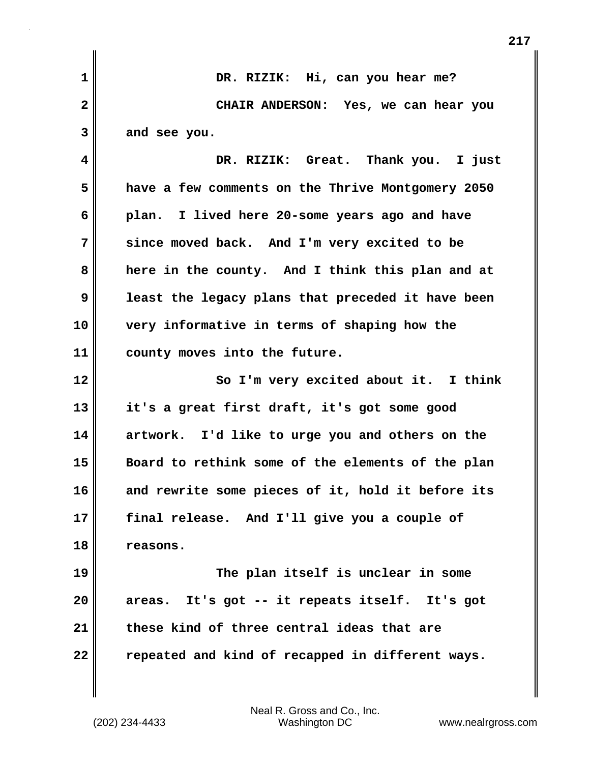DR. RIZIK: Hi, can you hear me?

CHAIR ANDERSON: Yes, we can hear you and see you.

DR. RIZIK: Great. Thank you. I just have a few comments on the Thrive Montgomery 2050 plan. I lived here 20-some years ago and have since moved back. And I'm very excited to be here in the county. And I think this plan and at least the legacy plans that preceded it have been very informative in terms of shaping how the county moves into the future.

So I'm very excited about it. I think it's a great first draft, it's got some good artwork. I'd like to urge you and others on the Board to rethink some of the elements of the plan and rewrite some pieces of it, hold it before its final release. And I'll give you a couple of reasons.

The plan itself is unclear in some areas. It's got -- it repeats itself. It's got these kind of three central ideas that are repeated and kind of recapped in different ways.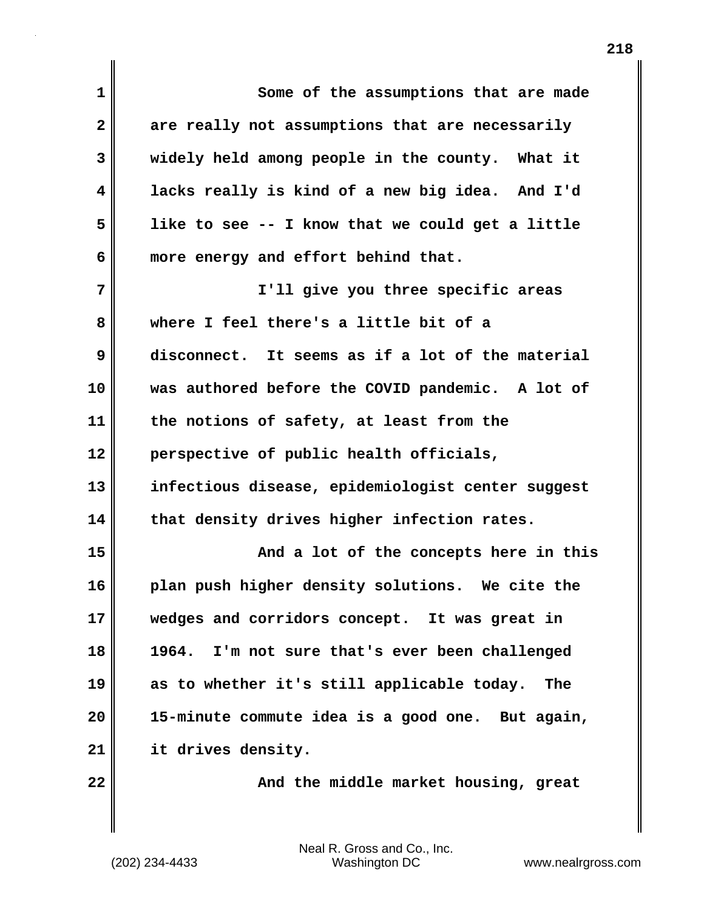Some of the assumptions that are made are really not assumptions that are necessarily widely held among people in the county. What it lacks really is kind of a new big idea. And I'd like to see -- I know that we could get a little more energy and effort behind that.

I'll give you three specific areas where I feel there's a little bit of a disconnect. It seems as if a lot of the material was authored before the COVID pandemic. A lot of the notions of safety, at least from the perspective of public health officials, infectious disease, epidemiologist center suggest that density drives higher infection rates.

And a lot of the concepts here in this plan push higher density solutions. We cite the wedges and corridors concept. It was great in 1964. I'm not sure that's ever been challenged as to whether it's still applicable today. The 15-minute commute idea is a good one. But again, it drives density.

And the middle market housing, great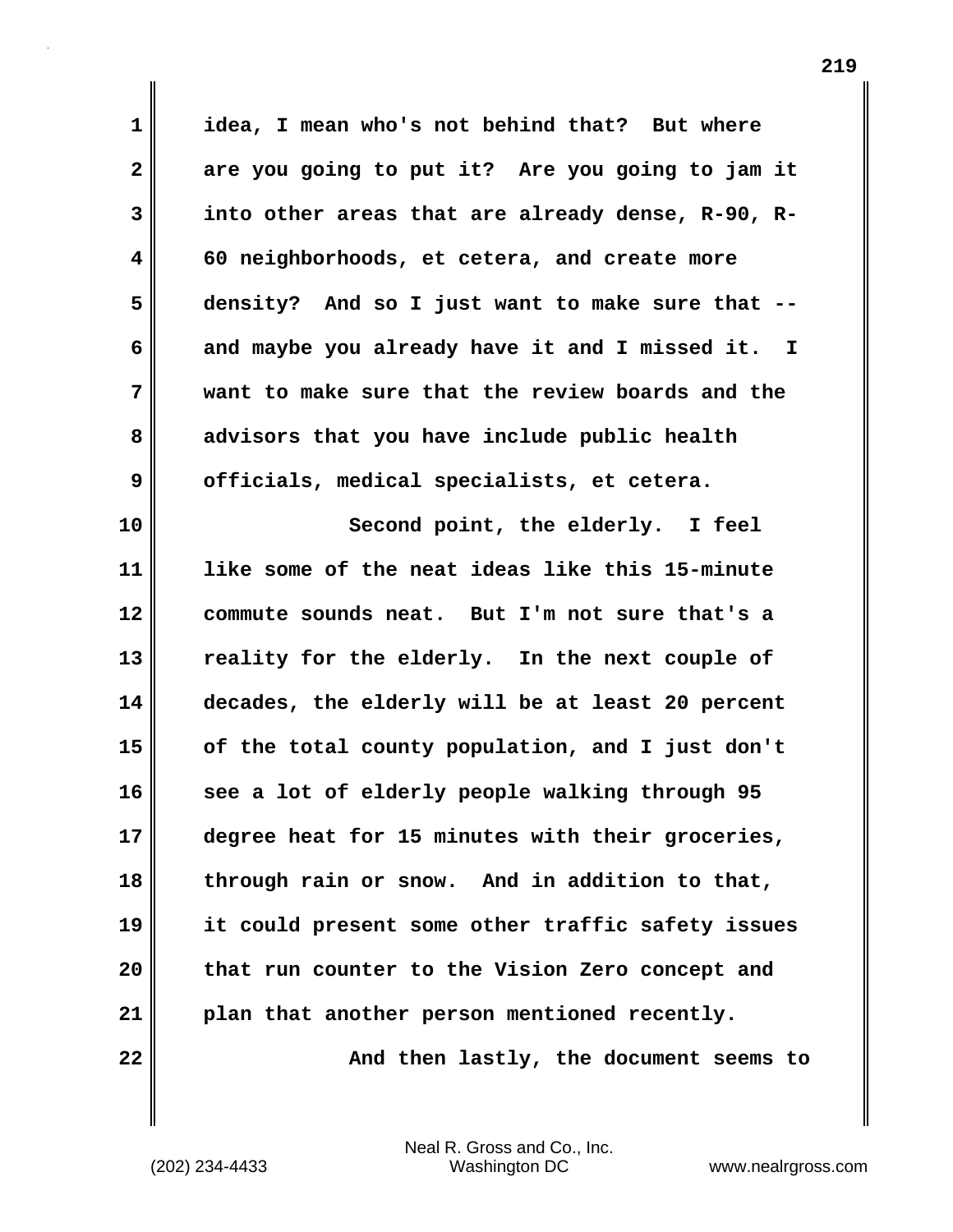idea, I mean who's not behind that? But where are you going to put it? Are you going to jam it into other areas that are already dense, R-90, R-60 neighborhoods, et cetera, and create more density? And so I just want to make sure that -- and maybe you already have it and I missed it. I want to make sure that the review boards and the advisors that you have include public health officials, medical specialists, et cetera.

Second point, the elderly. I feel like some of the neat ideas like this 15-minute commute sounds neat. But I'm not sure that's a reality for the elderly. In the next couple of decades, the elderly will be at least 20 percent of the total county population, and I just don't see a lot of elderly people walking through 95 degree heat for 15 minutes with their groceries, through rain or snow. And in addition to that, it could present some other traffic safety issues that run counter to the Vision Zero concept and plan that another person mentioned recently.

And then lastly, the document seems to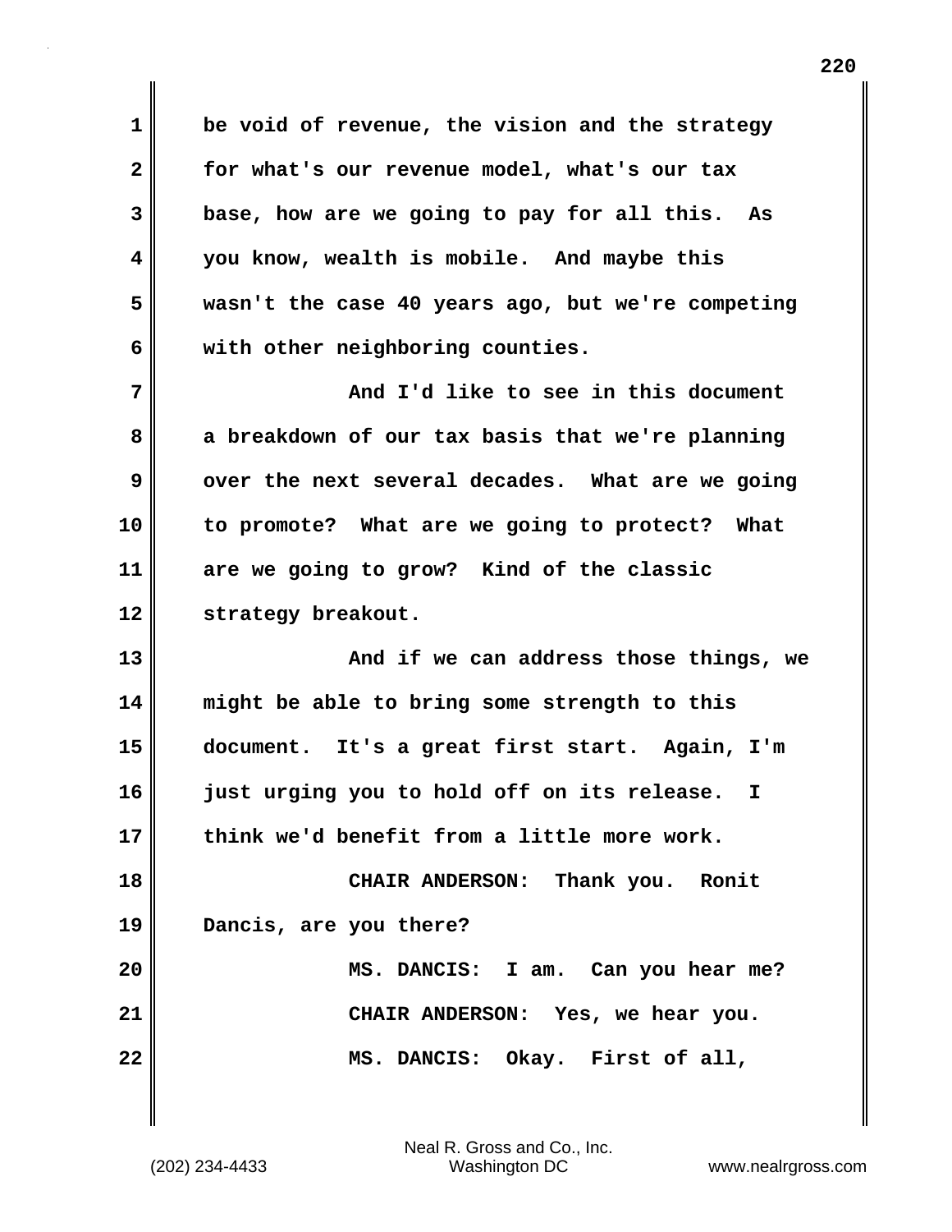be void of revenue, the vision and the strategy for what's our revenue model, what's our tax base, how are we going to pay for all this. As you know, wealth is mobile. And maybe this wasn't the case 40 years ago, but we're competing with other neighboring counties.

And I'd like to see in this document a breakdown of our tax basis that we're planning over the next several decades. What are we going to promote? What are we going to protect? What are we going to grow? Kind of the classic strategy breakout.

And if we can address those things, we might be able to bring some strength to this document. It's a great first start. Again, I'm just urging you to hold off on its release. I think we'd benefit from a little more work.

CHAIR ANDERSON: Thank you. Ronit Dancis, are you there?

MS. DANCIS: I am. Can you hear me?

CHAIR ANDERSON: Yes, we hear you.

MS. DANCIS: Okay. First of all,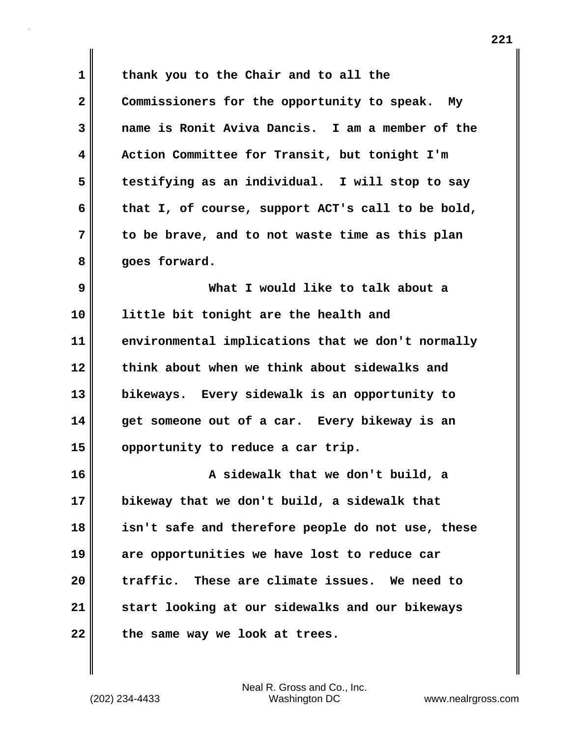thank you to the Chair and to all the Commissioners for the opportunity to speak. My name is Ronit Aviva Dancis. I am a member of the Action Committee for Transit, but tonight I'm testifying as an individual. I will stop to say that I, of course, support ACT's call to be bold, to be brave, and to not waste time as this plan goes forward.

What I would like to talk about a little bit tonight are the health and environmental implications that we don't normally think about when we think about sidewalks and bikeways. Every sidewalk is an opportunity to get someone out of a car. Every bikeway is an opportunity to reduce a car trip.

A sidewalk that we don't build, a bikeway that we don't build, a sidewalk that isn't safe and therefore people do not use, these are opportunities we have lost to reduce car traffic. These are climate issues. We need to start looking at our sidewalks and our bikeways the same way we look at trees.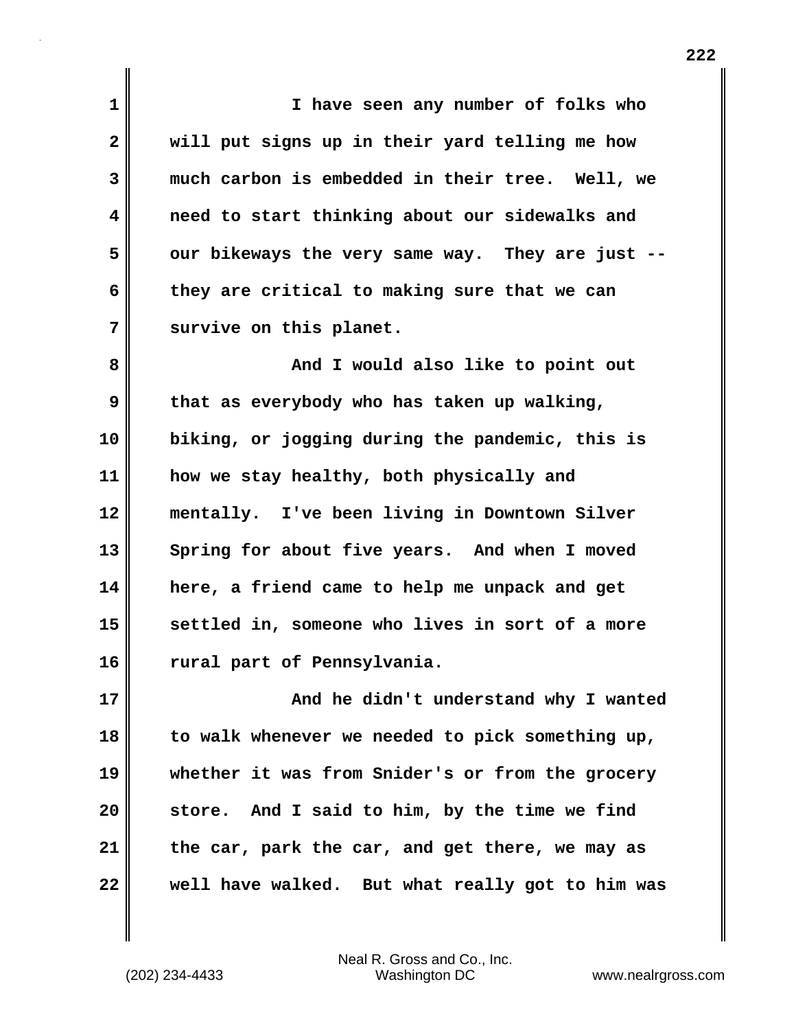I have seen any number of folks who will put signs up in their yard telling me how much carbon is embedded in their tree. Well, we need to start thinking about our sidewalks and our bikeways the very same way. They are just -- they are critical to making sure that we can survive on this planet.

And I would also like to point out that as everybody who has taken up walking, biking, or jogging during the pandemic, this is how we stay healthy, both physically and mentally. I've been living in Downtown Silver Spring for about five years. And when I moved here, a friend came to help me unpack and get settled in, someone who lives in sort of a more rural part of Pennsylvania.

And he didn't understand why I wanted to walk whenever we needed to pick something up, whether it was from Snider's or from the grocery store. And I said to him, by the time we find the car, park the car, and get there, we may as well have walked. But what really got to him was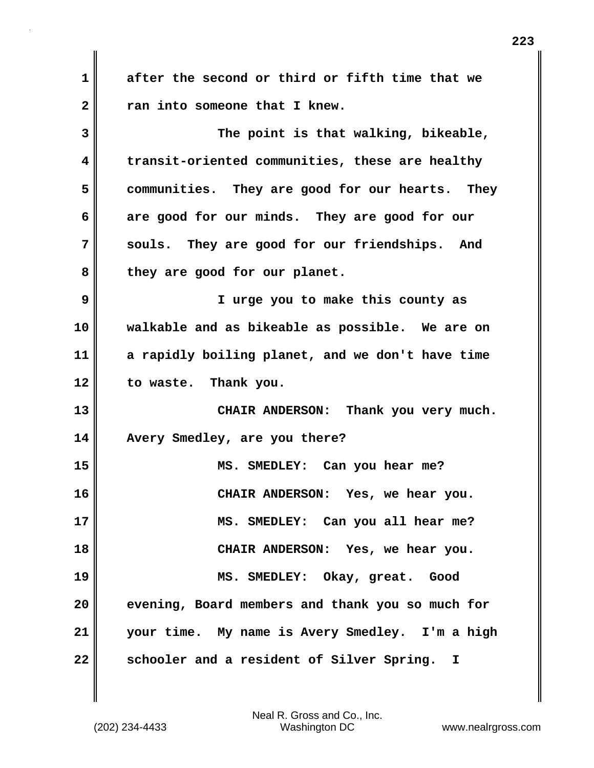after the second or third or fifth time that we ran into someone that I knew.

The point is that walking, bikeable, transit-oriented communities, these are healthy communities. They are good for our hearts. They are good for our minds. They are good for our souls. They are good for our friendships. And they are good for our planet.

I urge you to make this county as walkable and as bikeable as possible. We are on a rapidly boiling planet, and we don't have time to waste. Thank you.

CHAIR ANDERSON: Thank you very much. Avery Smedley, are you there?

MS. SMEDLEY: Can you hear me?

CHAIR ANDERSON: Yes, we hear you.

MS. SMEDLEY: Can you all hear me?

CHAIR ANDERSON: Yes, we hear you.

MS. SMEDLEY: Okay, great. Good evening, Board members and thank you so much for your time. My name is Avery Smedley. I'm a high schooler and a resident of Silver Spring. I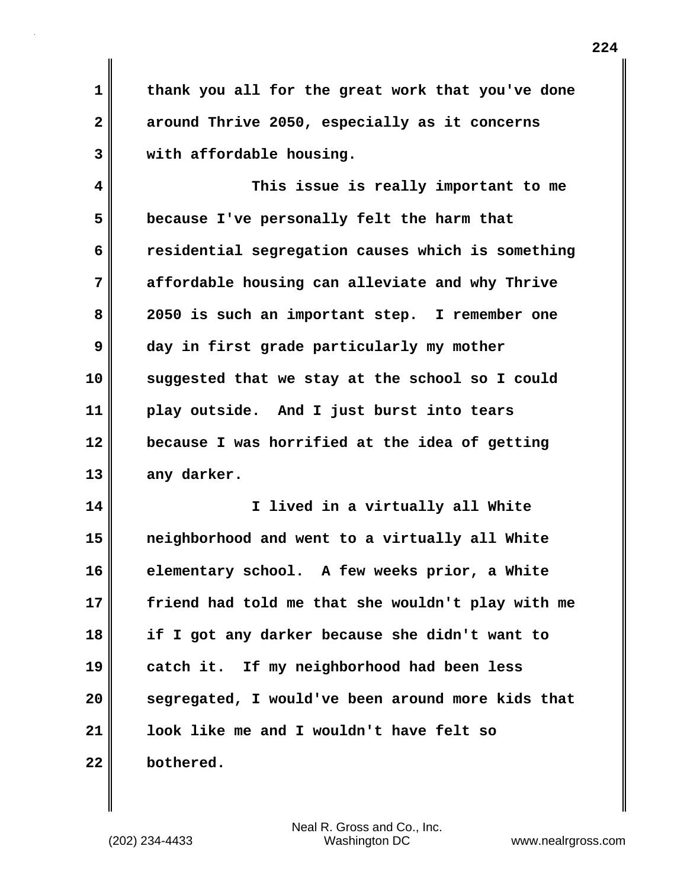thank you all for the great work that you've done around Thrive 2050, especially as it concerns with affordable housing.

This issue is really important to me because I've personally felt the harm that residential segregation causes which is something affordable housing can alleviate and why Thrive 2050 is such an important step. I remember one day in first grade particularly my mother suggested that we stay at the school so I could play outside. And I just burst into tears because I was horrified at the idea of getting any darker.

I lived in a virtually all White neighborhood and went to a virtually all White elementary school. A few weeks prior, a White friend had told me that she wouldn't play with me if I got any darker because she didn't want to catch it. If my neighborhood had been less segregated, I would've been around more kids that look like me and I wouldn't have felt so bothered.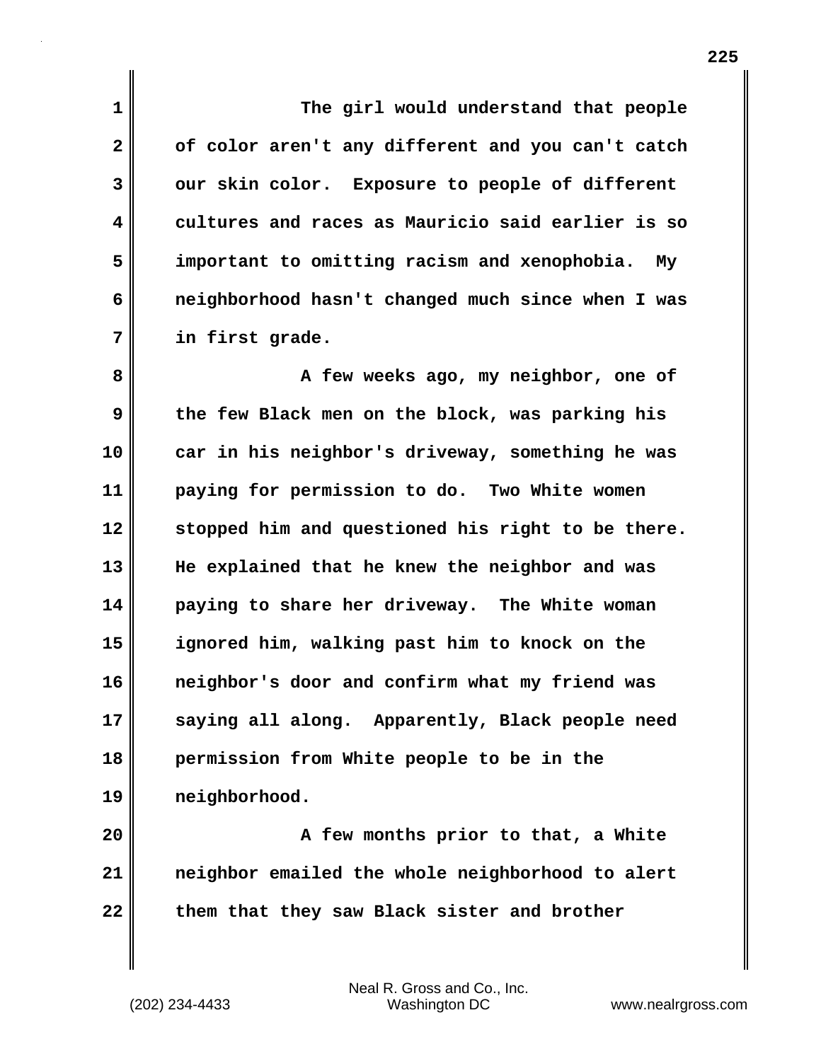The girl would understand that people of color aren't any different and you can't catch our skin color. Exposure to people of different cultures and races as Mauricio said earlier is so important to omitting racism and xenophobia. My neighborhood hasn't changed much since when I was in first grade.

A few weeks ago, my neighbor, one of the few Black men on the block, was parking his car in his neighbor's driveway, something he was paying for permission to do. Two White women stopped him and questioned his right to be there. He explained that he knew the neighbor and was paying to share her driveway. The White woman ignored him, walking past him to knock on the neighbor's door and confirm what my friend was saying all along. Apparently, Black people need permission from White people to be in the neighborhood.

A few months prior to that, a White neighbor emailed the whole neighborhood to alert them that they saw Black sister and brother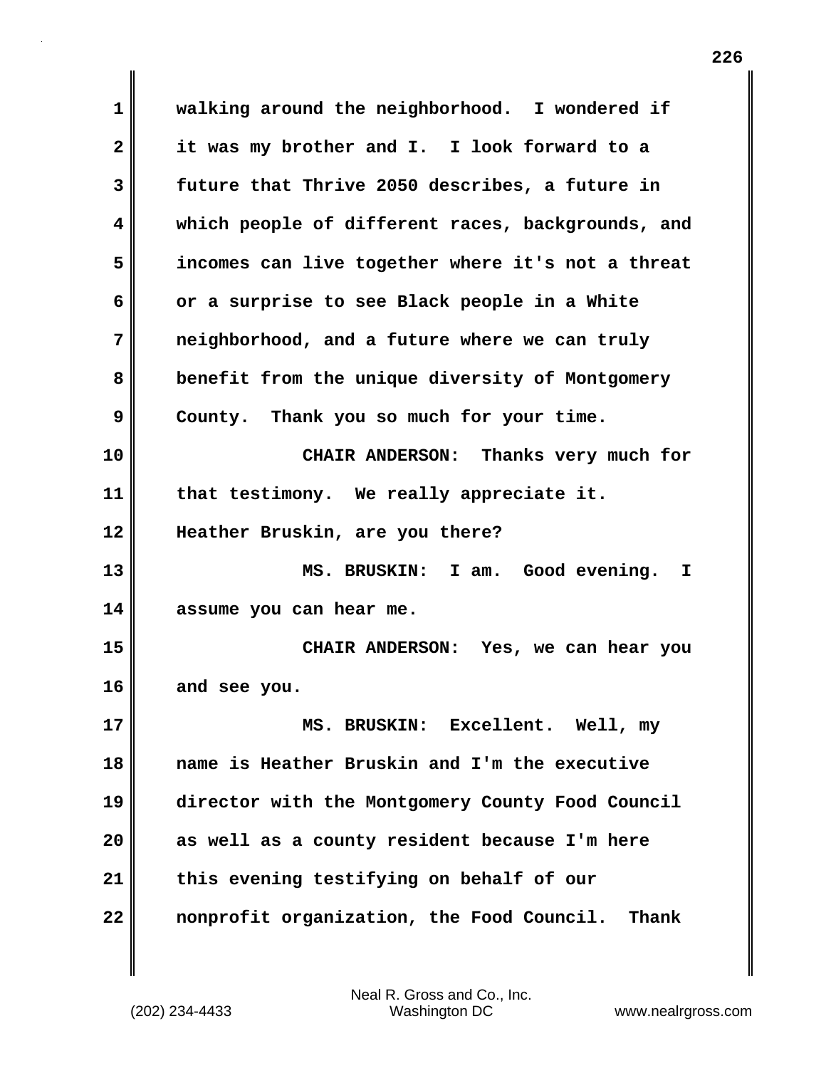walking around the neighborhood. I wondered if it was my brother and I. I look forward to a future that Thrive 2050 describes, a future in which people of different races, backgrounds, and incomes can live together where it's not a threat or a surprise to see Black people in a White neighborhood, and a future where we can truly benefit from the unique diversity of Montgomery County. Thank you so much for your time.

CHAIR ANDERSON: Thanks very much for that testimony. We really appreciate it. Heather Bruskin, are you there?

MS. BRUSKIN: I am. Good evening. I assume you can hear me.

CHAIR ANDERSON: Yes, we can hear you and see you.

MS. BRUSKIN: Excellent. Well, my name is Heather Bruskin and I'm the executive director with the Montgomery County Food Council as well as a county resident because I'm here this evening testifying on behalf of our nonprofit organization, the Food Council. Thank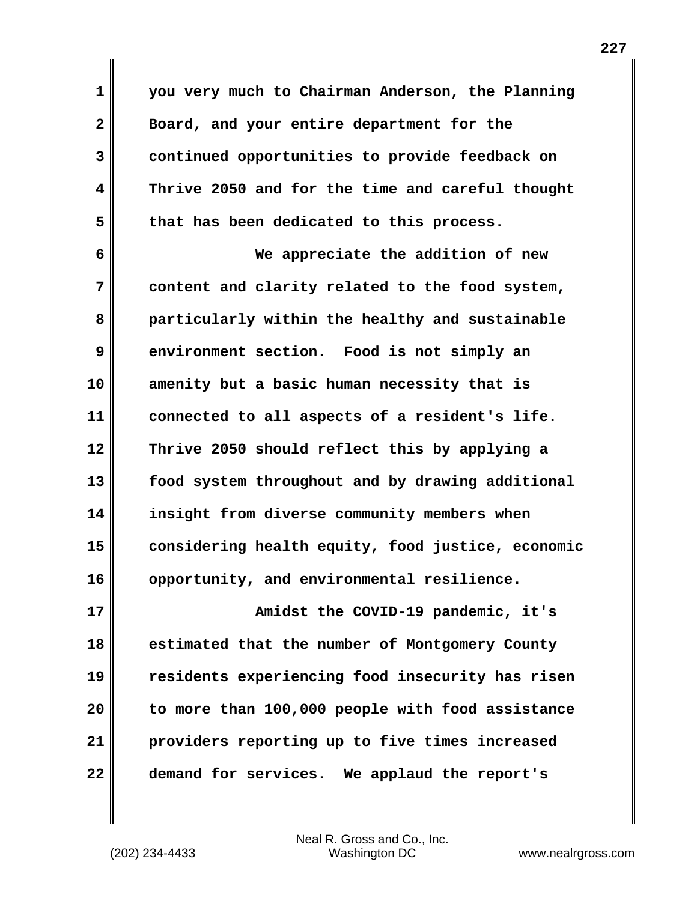you very much to Chairman Anderson, the Planning Board, and your entire department for the continued opportunities to provide feedback on Thrive 2050 and for the time and careful thought that has been dedicated to this process.

We appreciate the addition of new content and clarity related to the food system, particularly within the healthy and sustainable environment section. Food is not simply an amenity but a basic human necessity that is connected to all aspects of a resident's life. Thrive 2050 should reflect this by applying a food system throughout and by drawing additional insight from diverse community members when considering health equity, food justice, economic opportunity, and environmental resilience.

Amidst the COVID-19 pandemic, it's estimated that the number of Montgomery County residents experiencing food insecurity has risen to more than 100,000 people with food assistance providers reporting up to five times increased demand for services. We applaud the report's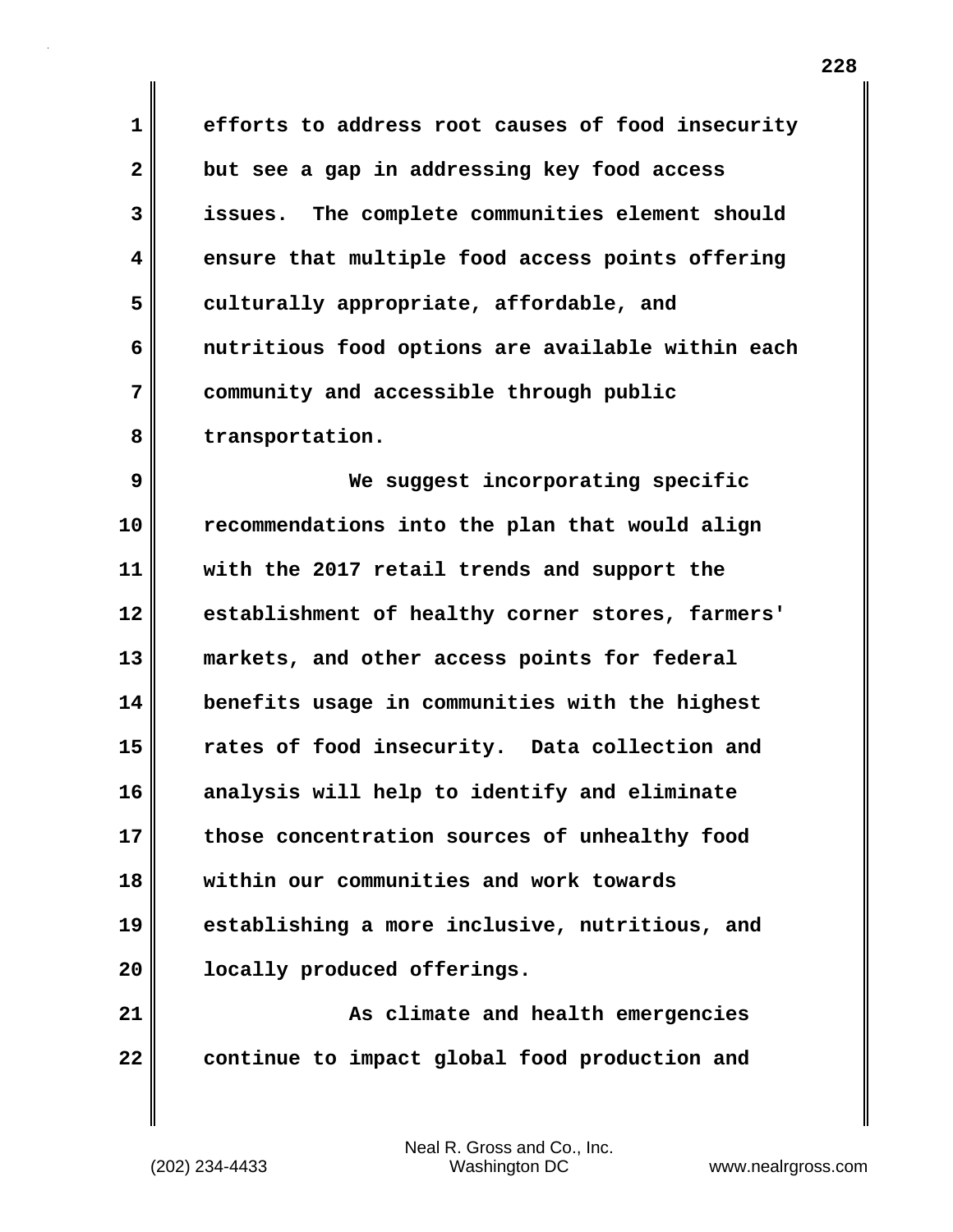efforts to address root causes of food insecurity but see a gap in addressing key food access issues. The complete communities element should ensure that multiple food access points offering culturally appropriate, affordable, and nutritious food options are available within each community and accessible through public transportation.

We suggest incorporating specific recommendations into the plan that would align with the 2017 retail trends and support the establishment of healthy corner stores, farmers' markets, and other access points for federal benefits usage in communities with the highest rates of food insecurity. Data collection and analysis will help to identify and eliminate those concentration sources of unhealthy food within our communities and work towards establishing a more inclusive, nutritious, and locally produced offerings.

As climate and health emergencies continue to impact global food production and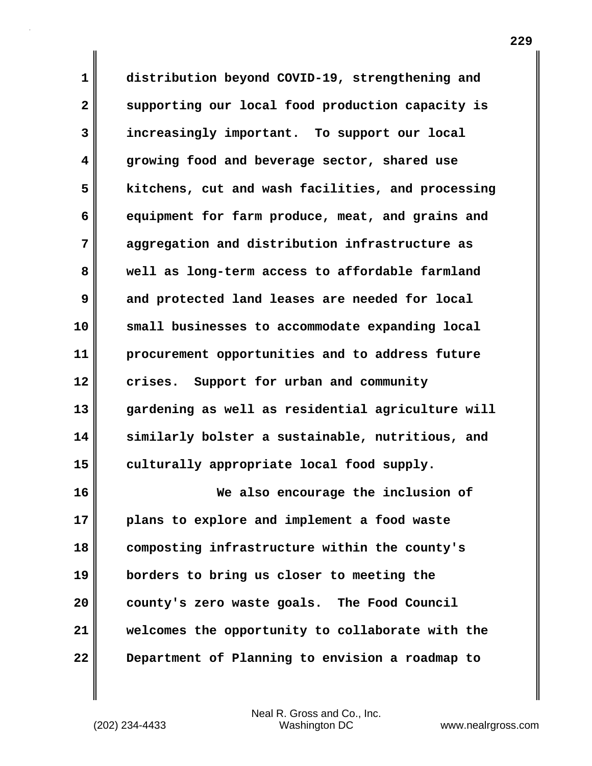distribution beyond COVID-19, strengthening and supporting our local food production capacity is increasingly important. To support our local growing food and beverage sector, shared use kitchens, cut and wash facilities, and processing equipment for farm produce, meat, and grains and aggregation and distribution infrastructure as well as long-term access to affordable farmland and protected land leases are needed for local small businesses to accommodate expanding local procurement opportunities and to address future crises. Support for urban and community gardening as well as residential agriculture will similarly bolster a sustainable, nutritious, and culturally appropriate local food supply.

We also encourage the inclusion of plans to explore and implement a food waste composting infrastructure within the county's borders to bring us closer to meeting the county's zero waste goals. The Food Council welcomes the opportunity to collaborate with the Department of Planning to envision a roadmap to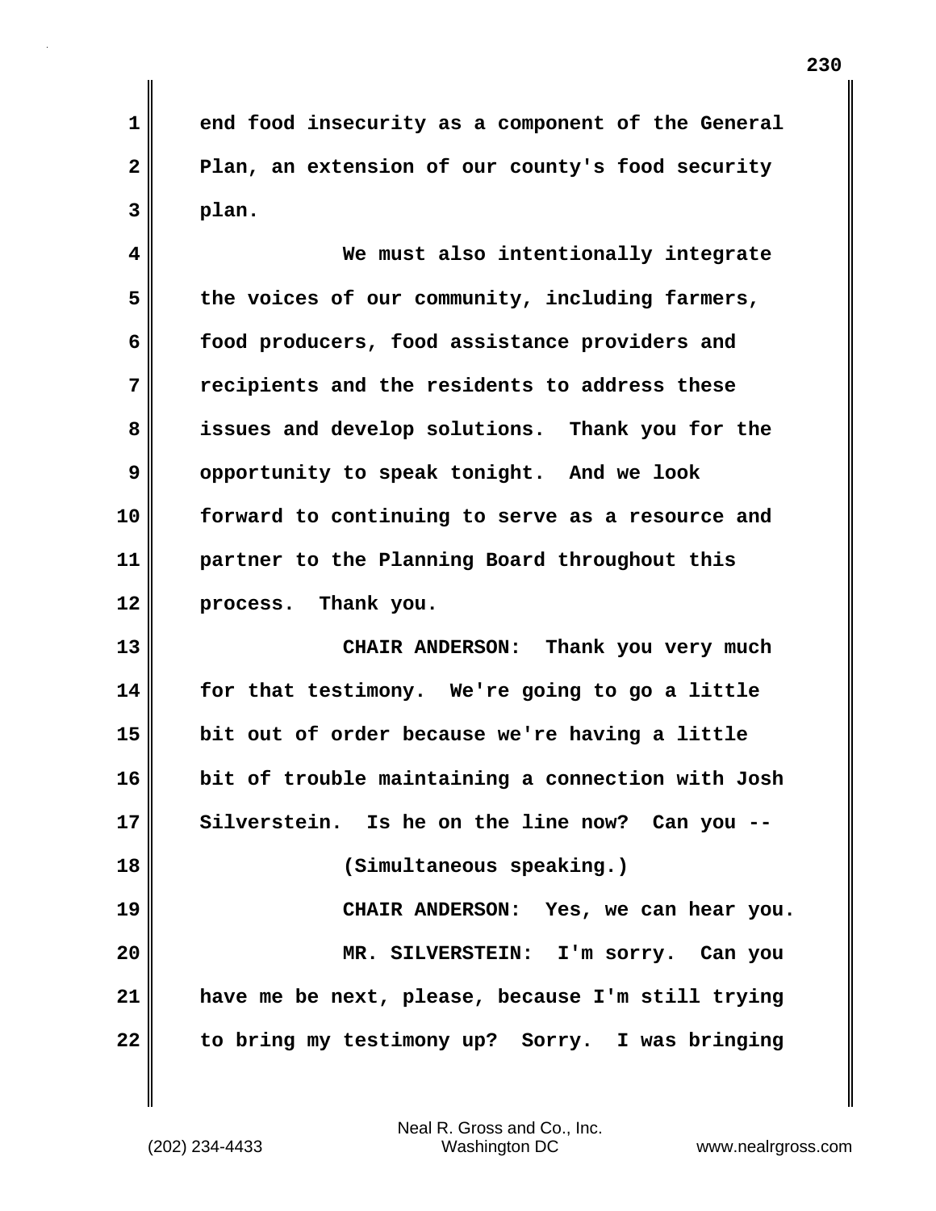end food insecurity as a component of the General Plan, an extension of our county's food security plan.

We must also intentionally integrate the voices of our community, including farmers, food producers, food assistance providers and recipients and the residents to address these issues and develop solutions. Thank you for the opportunity to speak tonight. And we look forward to continuing to serve as a resource and partner to the Planning Board throughout this process. Thank you.

CHAIR ANDERSON: Thank you very much for that testimony. We're going to go a little bit out of order because we're having a little bit of trouble maintaining a connection with Josh Silverstein. Is he on the line now? Can you --

(Simultaneous speaking.)

CHAIR ANDERSON: Yes, we can hear you.

MR. SILVERSTEIN: I'm sorry. Can you have me be next, please, because I'm still trying to bring my testimony up? Sorry. I was bringing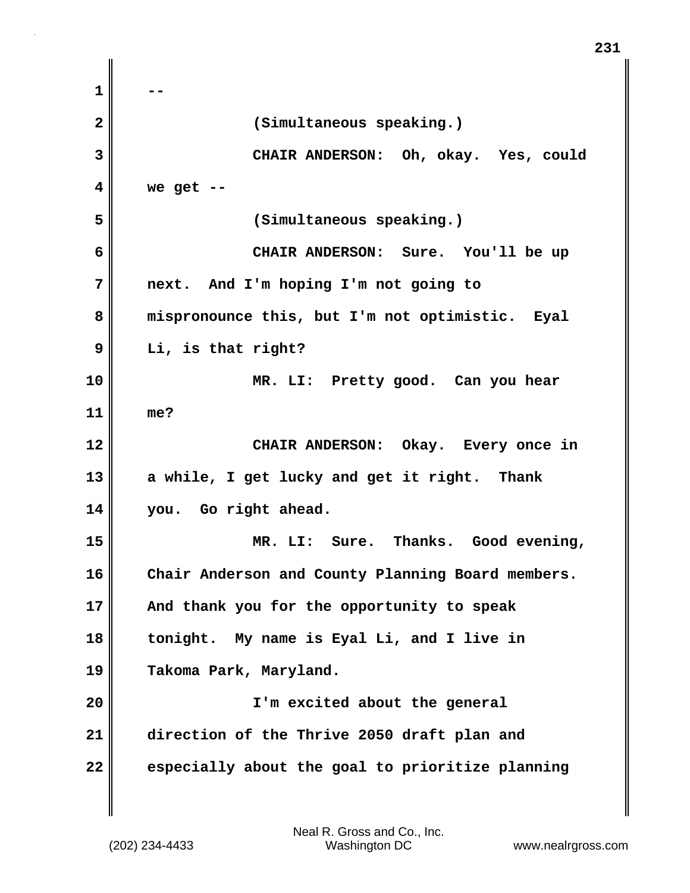--

(Simultaneous speaking.)

CHAIR ANDERSON: Oh, okay. Yes, could we get --

(Simultaneous speaking.)

CHAIR ANDERSON: Sure. You'll be up next. And I'm hoping I'm not going to mispronounce this, but I'm not optimistic. Eyal Li, is that right?

MR. LI: Pretty good. Can you hear me?

CHAIR ANDERSON: Okay. Every once in a while, I get lucky and get it right. Thank you. Go right ahead.

MR. LI: Sure. Thanks. Good evening, Chair Anderson and County Planning Board members. And thank you for the opportunity to speak tonight. My name is Eyal Li, and I live in Takoma Park, Maryland.

I'm excited about the general direction of the Thrive 2050 draft plan and especially about the goal to prioritize planning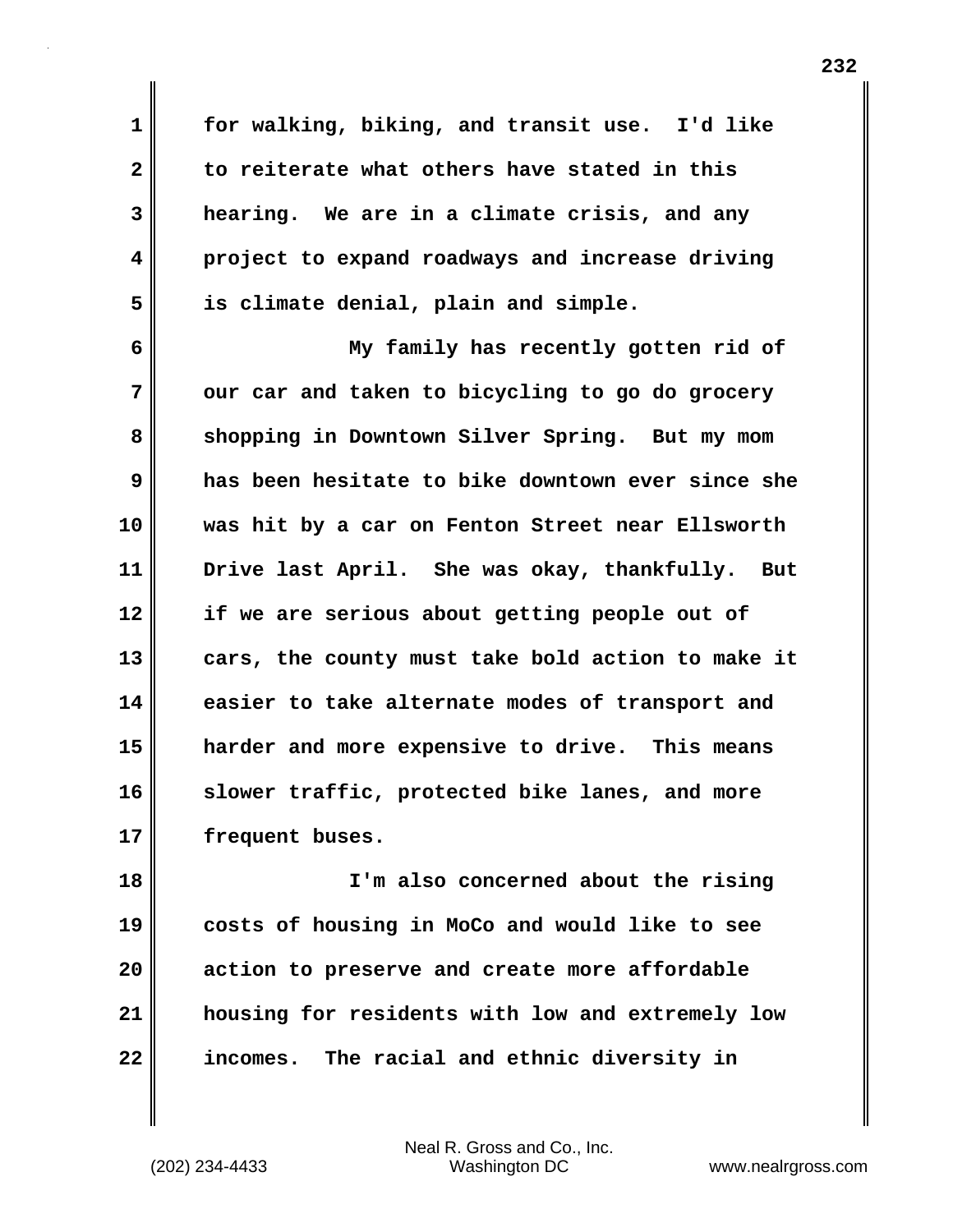for walking, biking, and transit use. I'd like to reiterate what others have stated in this hearing. We are in a climate crisis, and any project to expand roadways and increase driving is climate denial, plain and simple.

My family has recently gotten rid of our car and taken to bicycling to go do grocery shopping in Downtown Silver Spring. But my mom has been hesitate to bike downtown ever since she was hit by a car on Fenton Street near Ellsworth Drive last April. She was okay, thankfully. But if we are serious about getting people out of cars, the county must take bold action to make it easier to take alternate modes of transport and harder and more expensive to drive. This means slower traffic, protected bike lanes, and more frequent buses.

I'm also concerned about the rising costs of housing in MoCo and would like to see action to preserve and create more affordable housing for residents with low and extremely low incomes. The racial and ethnic diversity in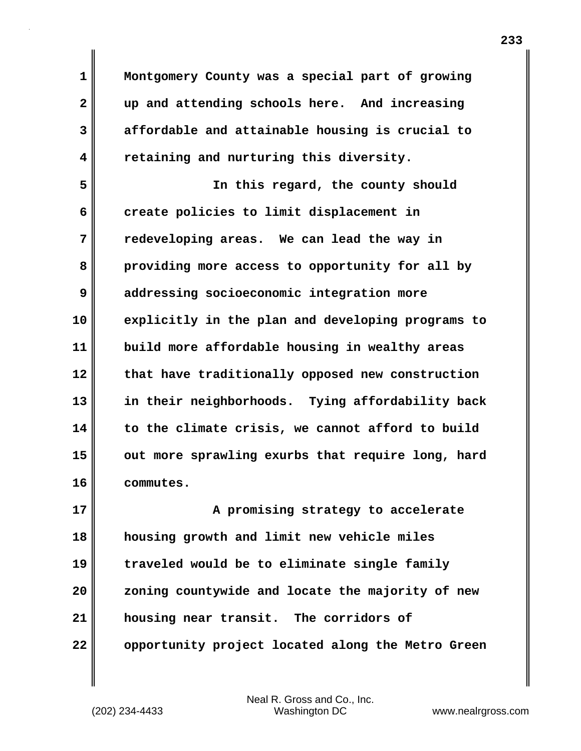Montgomery County was a special part of growing up and attending schools here. And increasing affordable and attainable housing is crucial to retaining and nurturing this diversity.

In this regard, the county should create policies to limit displacement in redeveloping areas. We can lead the way in providing more access to opportunity for all by addressing socioeconomic integration more explicitly in the plan and developing programs to build more affordable housing in wealthy areas that have traditionally opposed new construction in their neighborhoods. Tying affordability back to the climate crisis, we cannot afford to build out more sprawling exurbs that require long, hard commutes.

A promising strategy to accelerate housing growth and limit new vehicle miles traveled would be to eliminate single family zoning countywide and locate the majority of new housing near transit. The corridors of opportunity project located along the Metro Green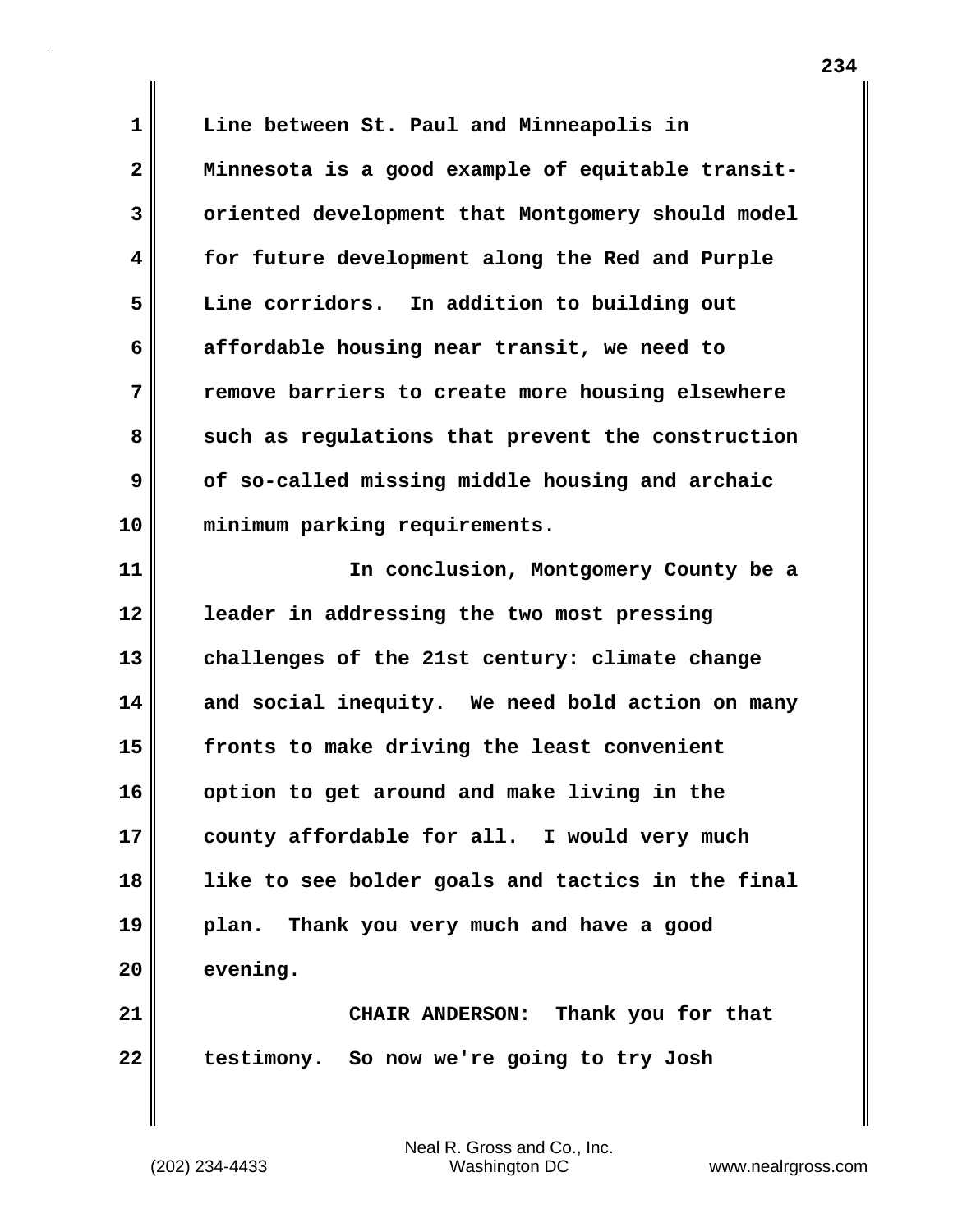Line between St. Paul and Minneapolis in Minnesota is a good example of equitable transit-oriented development that Montgomery should model for future development along the Red and Purple Line corridors. In addition to building out affordable housing near transit, we need to remove barriers to create more housing elsewhere such as regulations that prevent the construction of so-called missing middle housing and archaic minimum parking requirements.

In conclusion, Montgomery County be a leader in addressing the two most pressing challenges of the 21st century: climate change and social inequity. We need bold action on many fronts to make driving the least convenient option to get around and make living in the county affordable for all. I would very much like to see bolder goals and tactics in the final plan. Thank you very much and have a good evening.

**CHAIR ANDERSON:** Thank you for that testimony. So now we're going to try Josh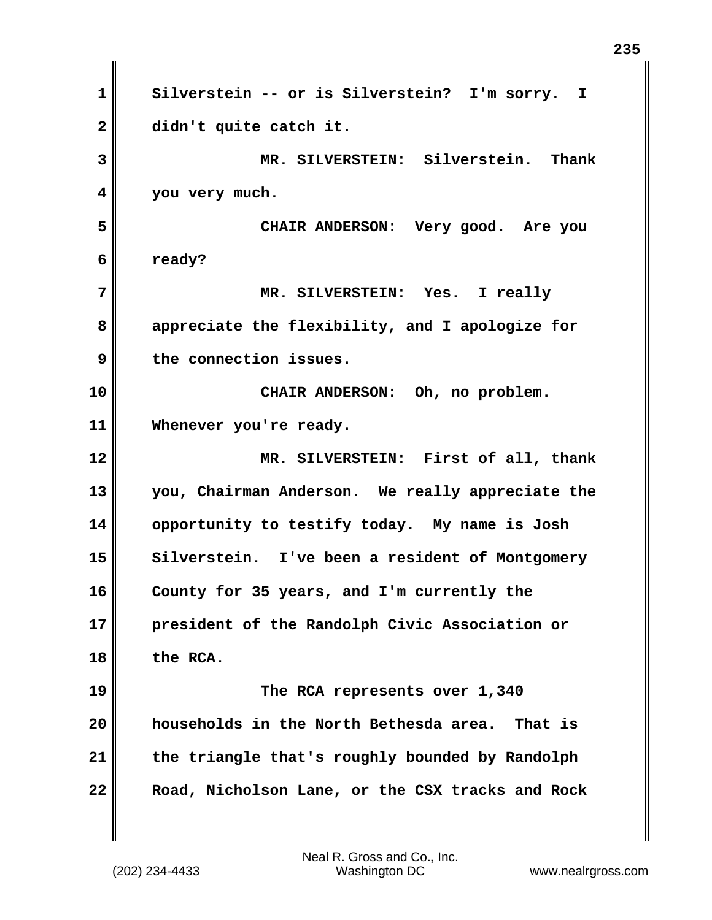Silverstein -- or is Silverstein? I'm sorry. I didn't quite catch it.

MR. SILVERSTEIN: Silverstein. Thank you very much.

CHAIR ANDERSON: Very good. Are you ready?

MR. SILVERSTEIN: Yes. I really appreciate the flexibility, and I apologize for the connection issues.

CHAIR ANDERSON: Oh, no problem. Whenever you're ready.

MR. SILVERSTEIN: First of all, thank you, Chairman Anderson. We really appreciate the opportunity to testify today. My name is Josh Silverstein. I've been a resident of Montgomery County for 35 years, and I'm currently the president of the Randolph Civic Association or the RCA.

The RCA represents over 1,340 households in the North Bethesda area. That is the triangle that's roughly bounded by Randolph Road, Nicholson Lane, or the CSX tracks and Rock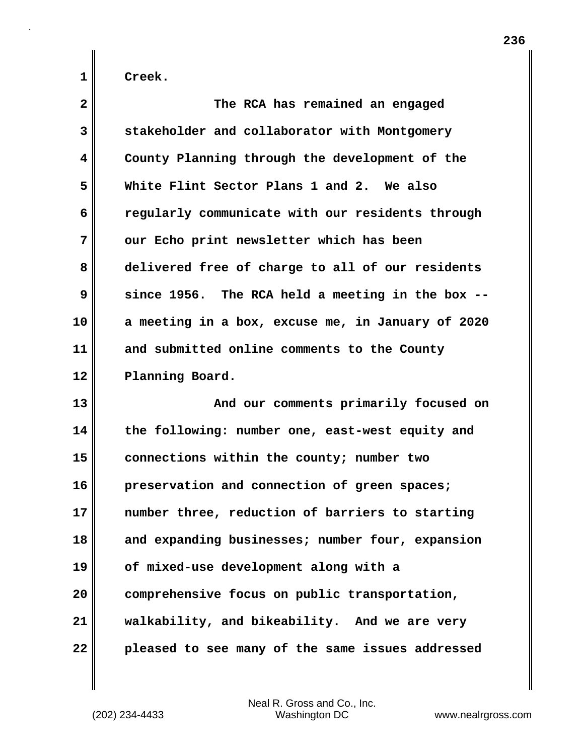Creek.

The RCA has remained an engaged stakeholder and collaborator with Montgomery County Planning through the development of the White Flint Sector Plans 1 and 2. We also regularly communicate with our residents through our Echo print newsletter which has been delivered free of charge to all of our residents since 1956. The RCA held a meeting in the box -- a meeting in a box, excuse me, in January of 2020 and submitted online comments to the County Planning Board.

And our comments primarily focused on the following: number one, east-west equity and connections within the county; number two preservation and connection of green spaces; number three, reduction of barriers to starting and expanding businesses; number four, expansion of mixed-use development along with a comprehensive focus on public transportation, walkability, and bikeability. And we are very pleased to see many of the same issues addressed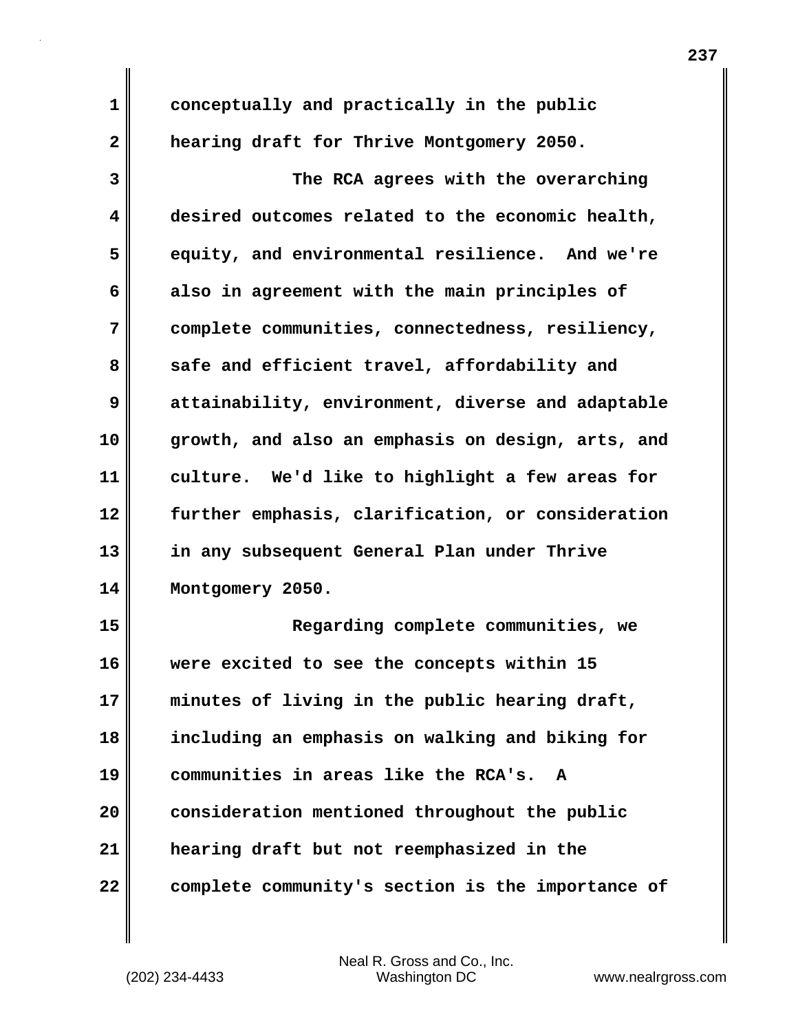conceptually and practically in the public hearing draft for Thrive Montgomery 2050.

The RCA agrees with the overarching desired outcomes related to the economic health, equity, and environmental resilience. And we're also in agreement with the main principles of complete communities, connectedness, resiliency, safe and efficient travel, affordability and attainability, environment, diverse and adaptable growth, and also an emphasis on design, arts, and culture. We'd like to highlight a few areas for further emphasis, clarification, or consideration in any subsequent General Plan under Thrive Montgomery 2050.

Regarding complete communities, we were excited to see the concepts within 15 minutes of living in the public hearing draft, including an emphasis on walking and biking for communities in areas like the RCA's. A consideration mentioned throughout the public hearing draft but not reemphasized in the complete community's section is the importance of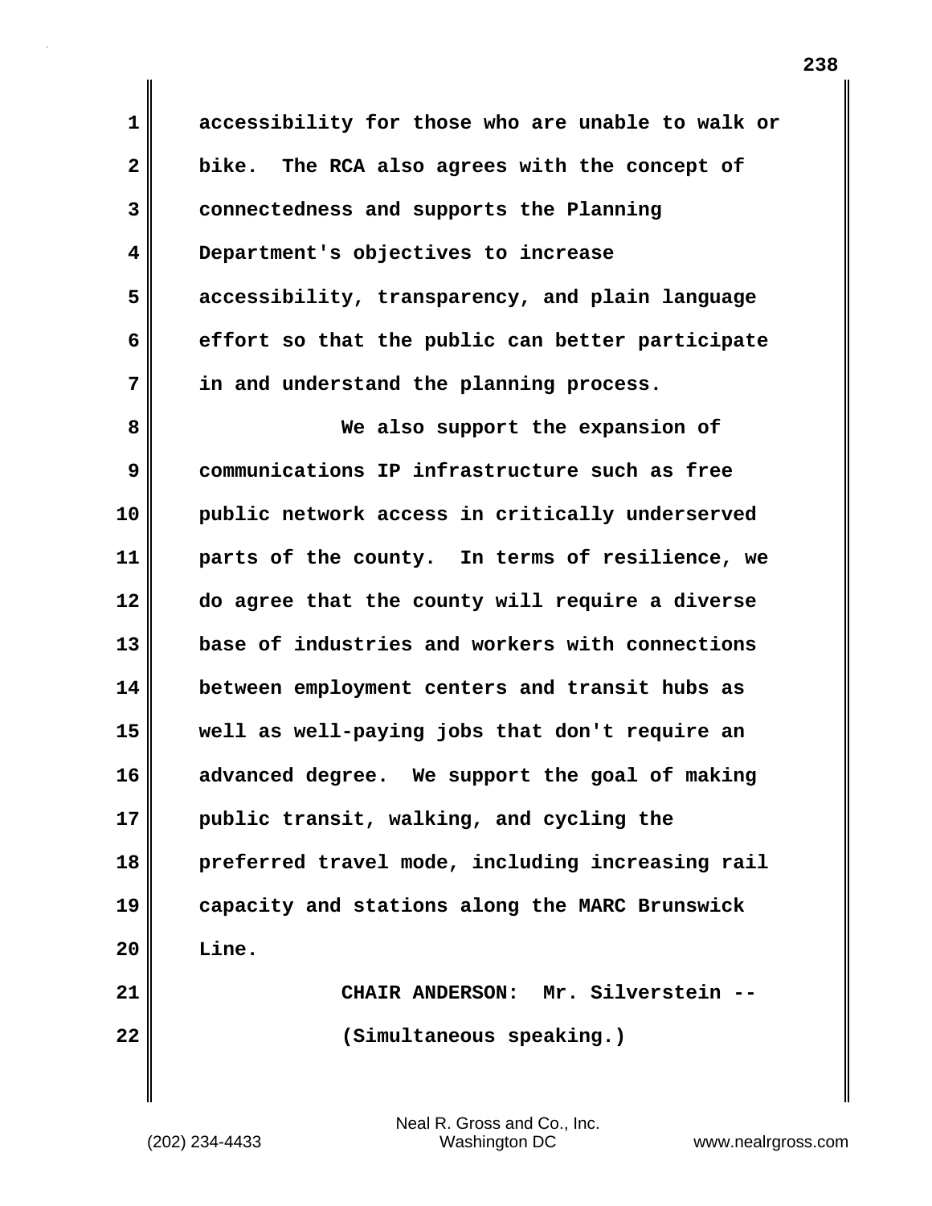accessibility for those who are unable to walk or bike. The RCA also agrees with the concept of connectedness and supports the Planning Department's objectives to increase accessibility, transparency, and plain language effort so that the public can better participate in and understand the planning process.

We also support the expansion of communications IP infrastructure such as free public network access in critically underserved parts of the county. In terms of resilience, we do agree that the county will require a diverse base of industries and workers with connections between employment centers and transit hubs as well as well-paying jobs that don't require an advanced degree. We support the goal of making public transit, walking, and cycling the preferred travel mode, including increasing rail capacity and stations along the MARC Brunswick Line.

CHAIR ANDERSON: Mr. Silverstein --

(Simultaneous speaking.)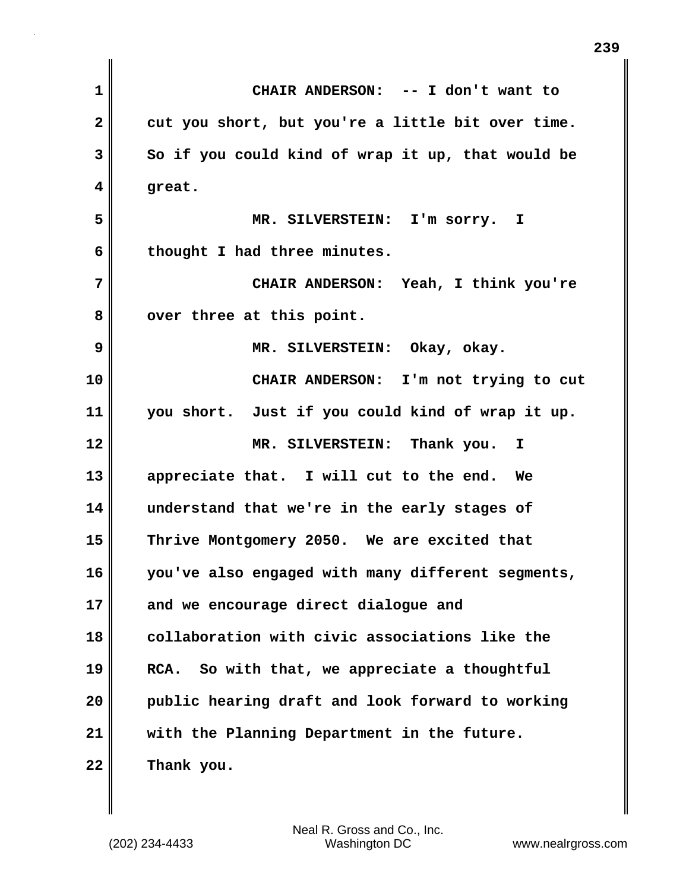CHAIR ANDERSON: -- I don't want to cut you short, but you're a little bit over time. So if you could kind of wrap it up, that would be great.

MR. SILVERSTEIN: I'm sorry. I thought I had three minutes.

CHAIR ANDERSON: Yeah, I think you're over three at this point.

MR. SILVERSTEIN: Okay, okay.

CHAIR ANDERSON: I'm not trying to cut you short. Just if you could kind of wrap it up.

MR. SILVERSTEIN: Thank you. I appreciate that. I will cut to the end. We understand that we're in the early stages of Thrive Montgomery 2050. We are excited that you've also engaged with many different segments, and we encourage direct dialogue and collaboration with civic associations like the RCA. So with that, we appreciate a thoughtful public hearing draft and look forward to working with the Planning Department in the future. Thank you.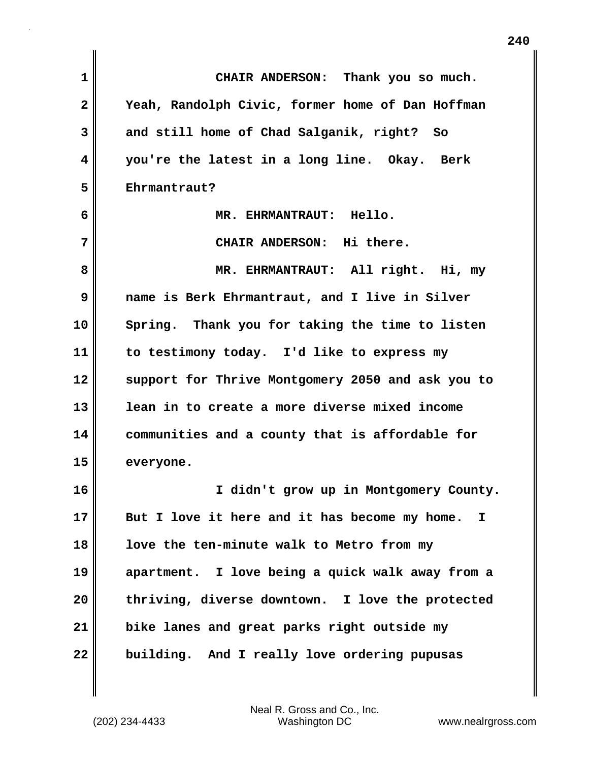CHAIR ANDERSON: Thank you so much. Yeah, Randolph Civic, former home of Dan Hoffman and still home of Chad Salganik, right? So you're the latest in a long line. Okay. Berk Ehrmantraut?

MR. EHRMANTRAUT: Hello.

CHAIR ANDERSON: Hi there.

MR. EHRMANTRAUT: All right. Hi, my name is Berk Ehrmantraut, and I live in Silver Spring. Thank you for taking the time to listen to testimony today. I'd like to express my support for Thrive Montgomery 2050 and ask you to lean in to create a more diverse mixed income communities and a county that is affordable for everyone.

I didn't grow up in Montgomery County. But I love it here and it has become my home. I love the ten-minute walk to Metro from my apartment. I love being a quick walk away from a thriving, diverse downtown. I love the protected bike lanes and great parks right outside my building. And I really love ordering pupusas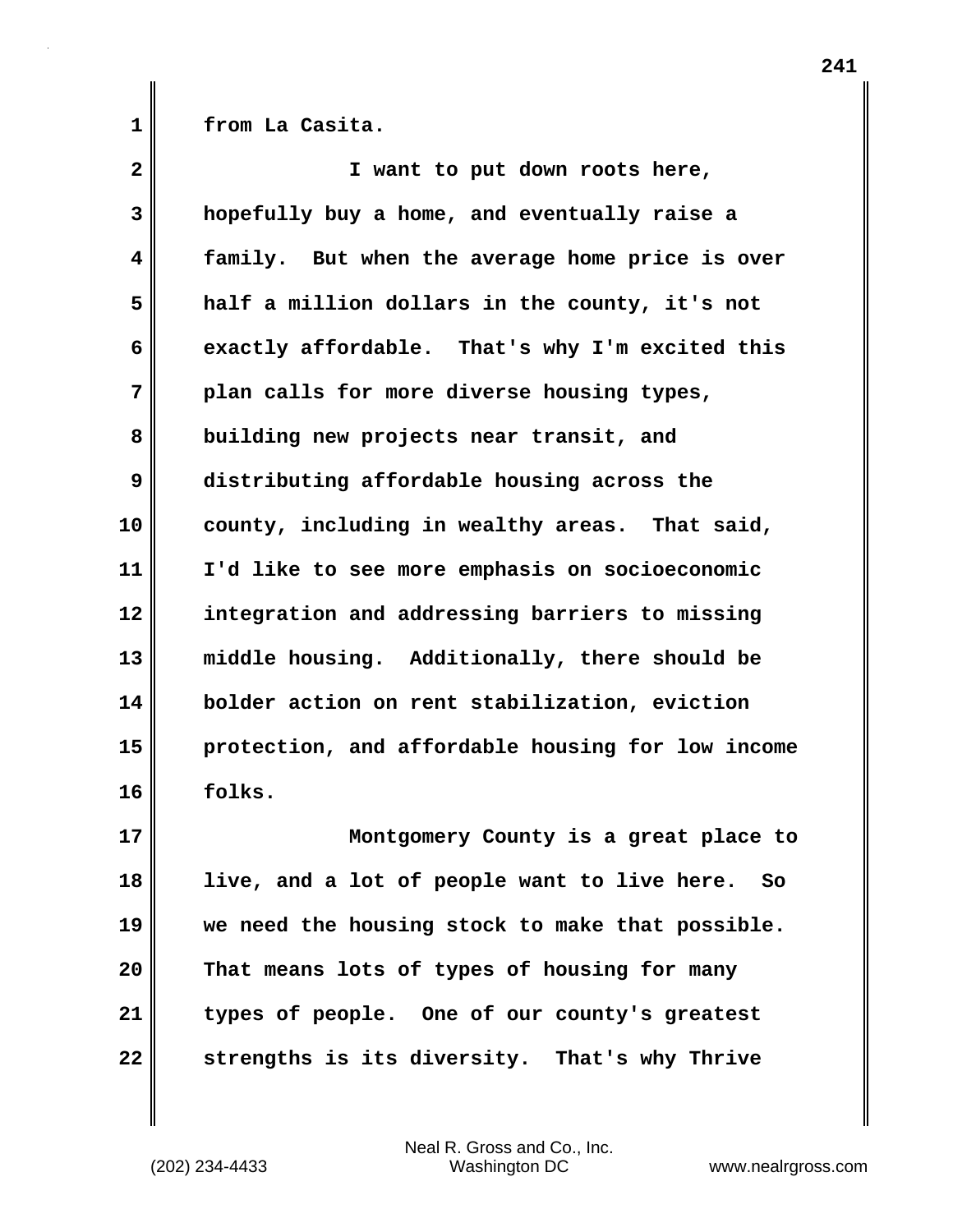from La Casita.

I want to put down roots here, hopefully buy a home, and eventually raise a family. But when the average home price is over half a million dollars in the county, it's not exactly affordable. That's why I'm excited this plan calls for more diverse housing types, building new projects near transit, and distributing affordable housing across the county, including in wealthy areas. That said, I'd like to see more emphasis on socioeconomic integration and addressing barriers to missing middle housing. Additionally, there should be bolder action on rent stabilization, eviction protection, and affordable housing for low income folks.

Montgomery County is a great place to live, and a lot of people want to live here. So we need the housing stock to make that possible. That means lots of types of housing for many types of people. One of our county's greatest strengths is its diversity. That's why Thrive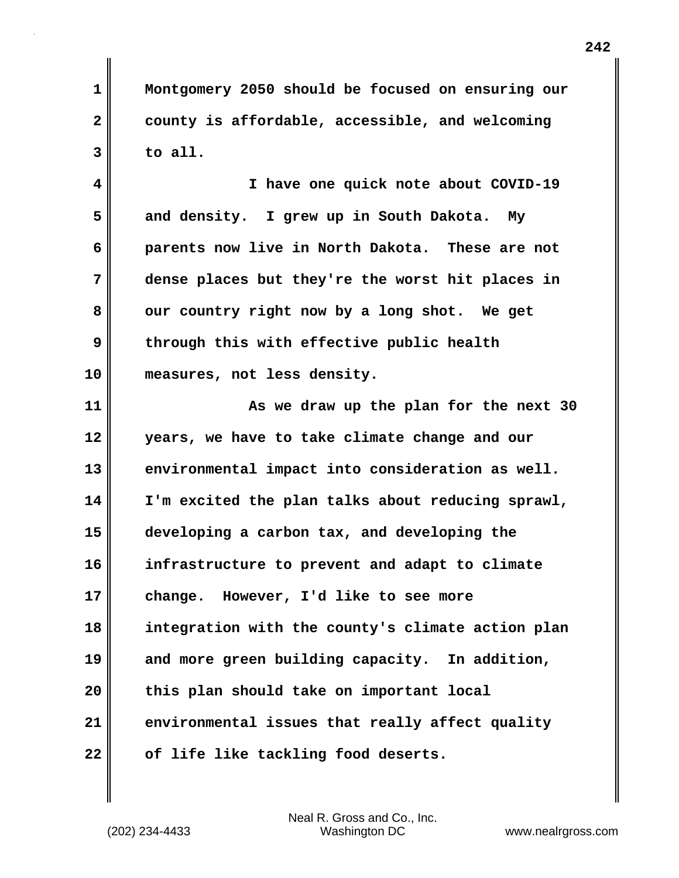Montgomery 2050 should be focused on ensuring our county is affordable, accessible, and welcoming to all.

I have one quick note about COVID-19 and density. I grew up in South Dakota. My parents now live in North Dakota. These are not dense places but they're the worst hit places in our country right now by a long shot. We get through this with effective public health measures, not less density.

As we draw up the plan for the next 30 years, we have to take climate change and our environmental impact into consideration as well. I'm excited the plan talks about reducing sprawl, developing a carbon tax, and developing the infrastructure to prevent and adapt to climate change. However, I'd like to see more integration with the county's climate action plan and more green building capacity. In addition, this plan should take on important local environmental issues that really affect quality of life like tackling food deserts.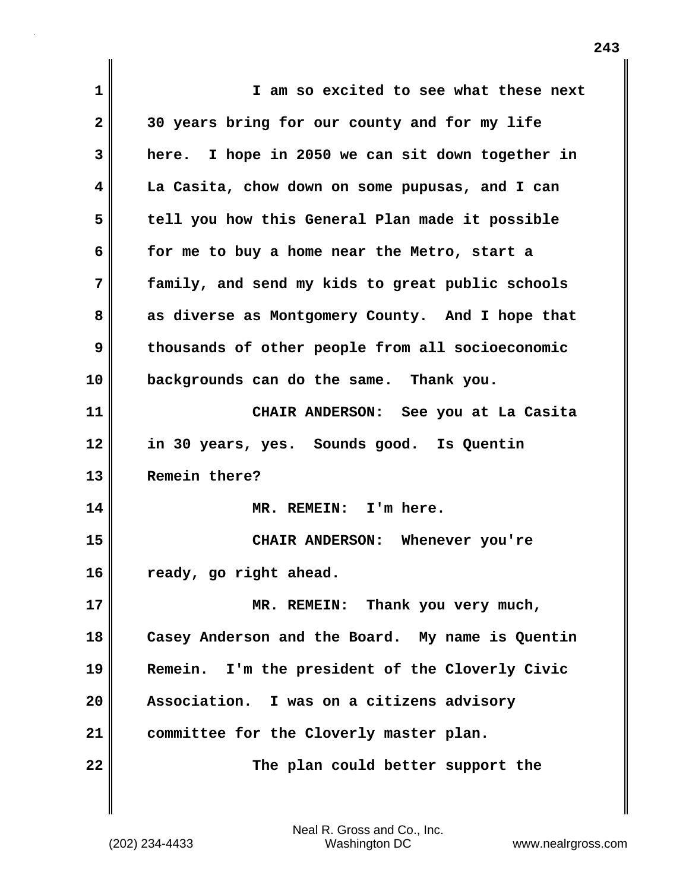I am so excited to see what these next 30 years bring for our county and for my life here. I hope in 2050 we can sit down together in La Casita, chow down on some pupusas, and I can tell you how this General Plan made it possible for me to buy a home near the Metro, start a family, and send my kids to great public schools as diverse as Montgomery County. And I hope that thousands of other people from all socioeconomic backgrounds can do the same. Thank you.

CHAIR ANDERSON: See you at La Casita in 30 years, yes. Sounds good. Is Quentin Remein there?

MR. REMEIN: I'm here.

CHAIR ANDERSON: Whenever you're ready, go right ahead.

MR. REMEIN: Thank you very much, Casey Anderson and the Board. My name is Quentin Remein. I'm the president of the Cloverly Civic Association. I was on a citizens advisory committee for the Cloverly master plan.

The plan could better support the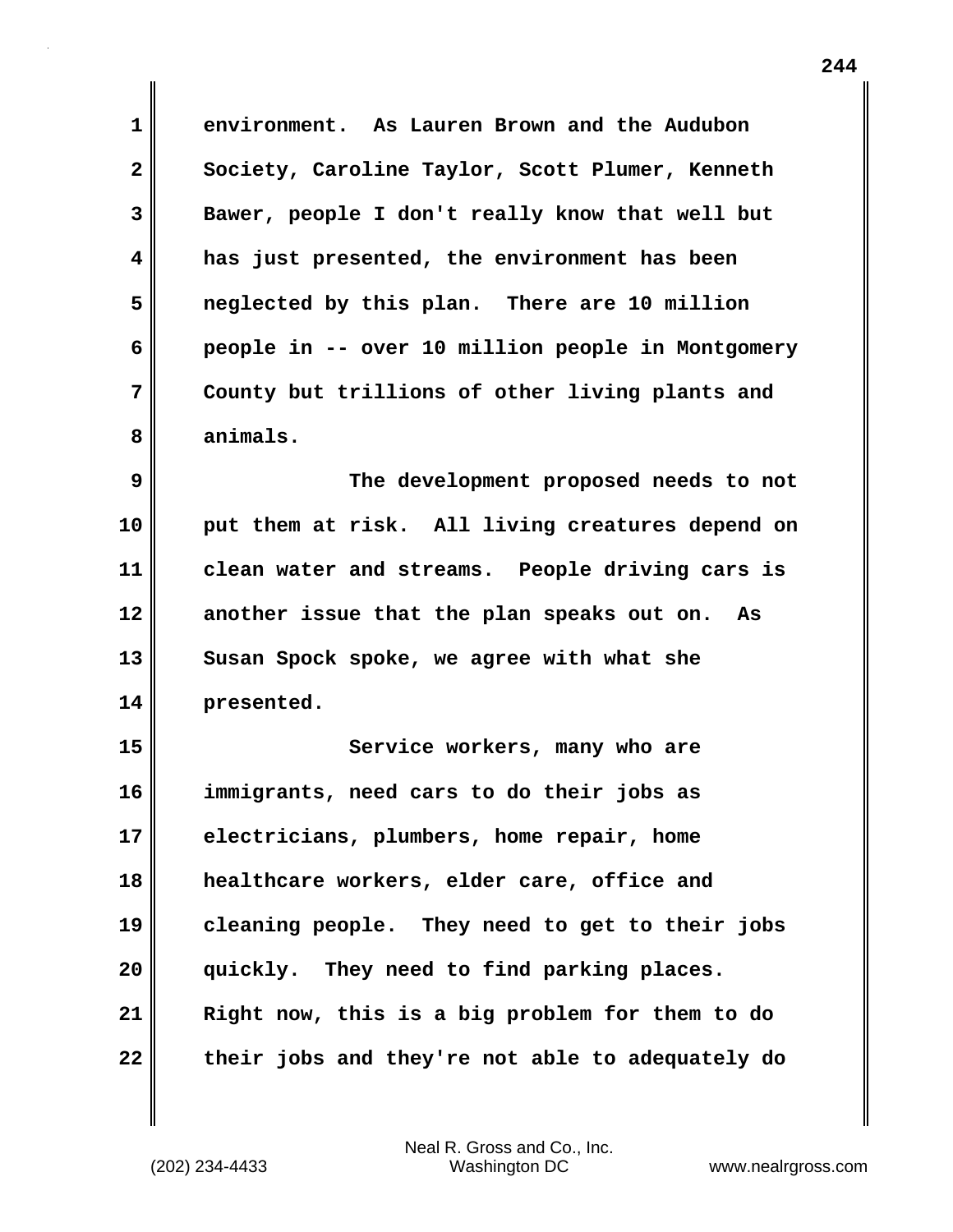environment. As Lauren Brown and the Audubon Society, Caroline Taylor, Scott Plumer, Kenneth Bawer, people I don't really know that well but has just presented, the environment has been neglected by this plan. There are 10 million people in -- over 10 million people in Montgomery County but trillions of other living plants and animals.

The development proposed needs to not put them at risk. All living creatures depend on clean water and streams. People driving cars is another issue that the plan speaks out on. As Susan Spock spoke, we agree with what she presented.

Service workers, many who are immigrants, need cars to do their jobs as electricians, plumbers, home repair, home healthcare workers, elder care, office and cleaning people. They need to get to their jobs quickly. They need to find parking places. Right now, this is a big problem for them to do their jobs and they're not able to adequately do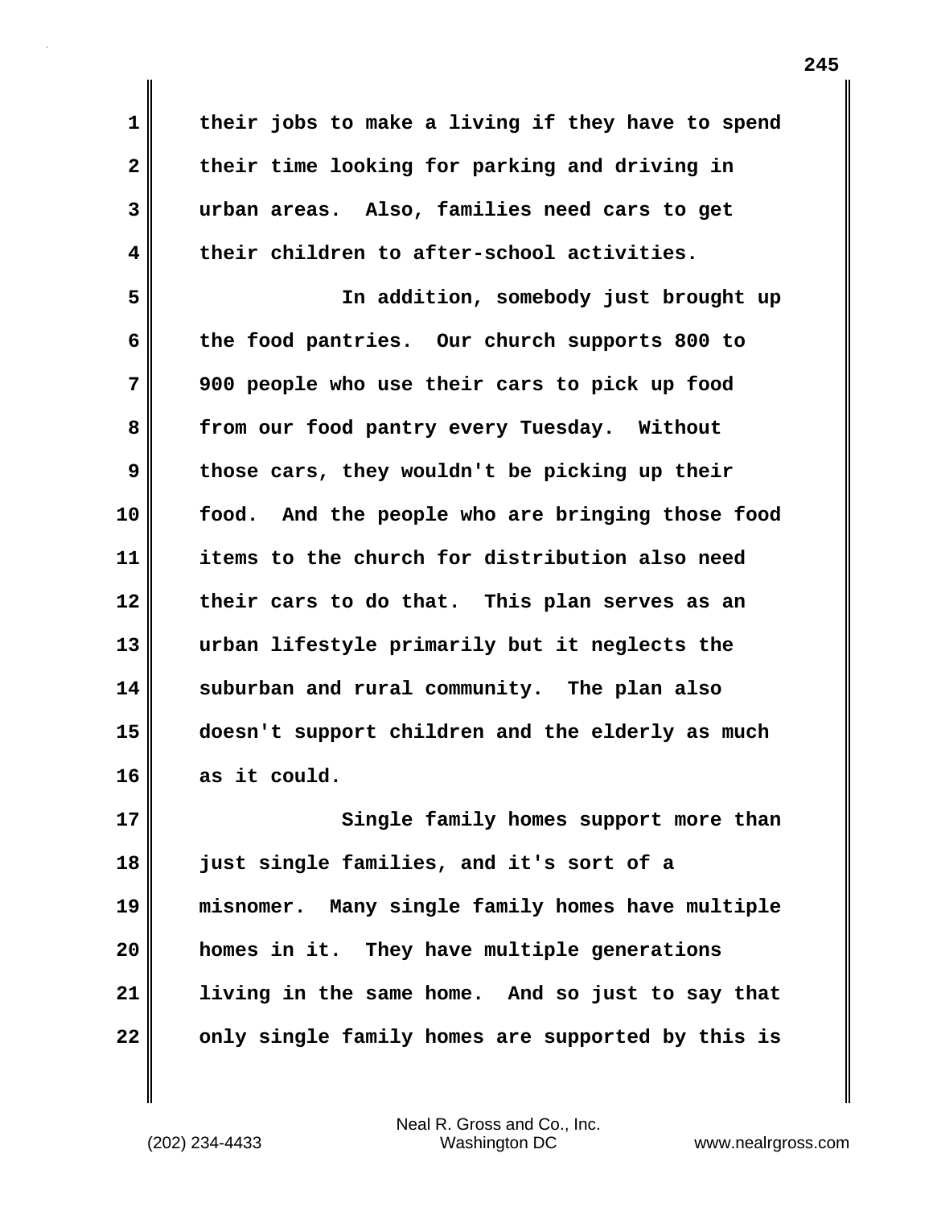their jobs to make a living if they have to spend their time looking for parking and driving in urban areas. Also, families need cars to get their children to after-school activities.

In addition, somebody just brought up the food pantries. Our church supports 800 to 900 people who use their cars to pick up food from our food pantry every Tuesday. Without those cars, they wouldn't be picking up their food. And the people who are bringing those food items to the church for distribution also need their cars to do that. This plan serves as an urban lifestyle primarily but it neglects the suburban and rural community. The plan also doesn't support children and the elderly as much as it could.

Single family homes support more than just single families, and it's sort of a misnomer. Many single family homes have multiple homes in it. They have multiple generations living in the same home. And so just to say that only single family homes are supported by this is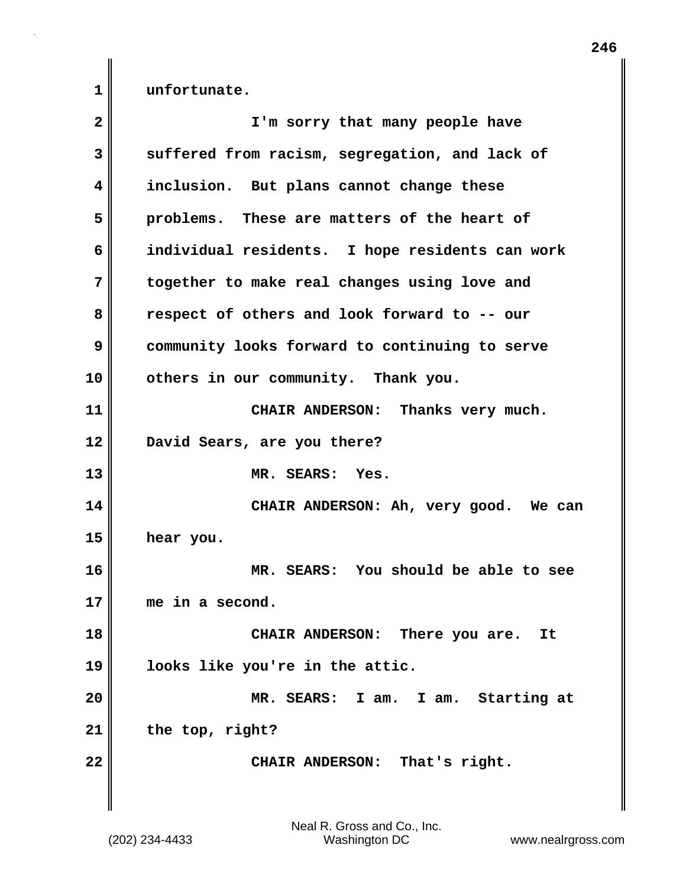unfortunate.

I'm sorry that many people have suffered from racism, segregation, and lack of inclusion. But plans cannot change these problems. These are matters of the heart of individual residents. I hope residents can work together to make real changes using love and respect of others and look forward to -- our community looks forward to continuing to serve others in our community. Thank you.

CHAIR ANDERSON: Thanks very much. David Sears, are you there?

MR. SEARS: Yes.

CHAIR ANDERSON: Ah, very good. We can hear you.

MR. SEARS: You should be able to see me in a second.

CHAIR ANDERSON: There you are. It looks like you're in the attic.

MR. SEARS: I am. I am. Starting at the top, right?

CHAIR ANDERSON: That's right.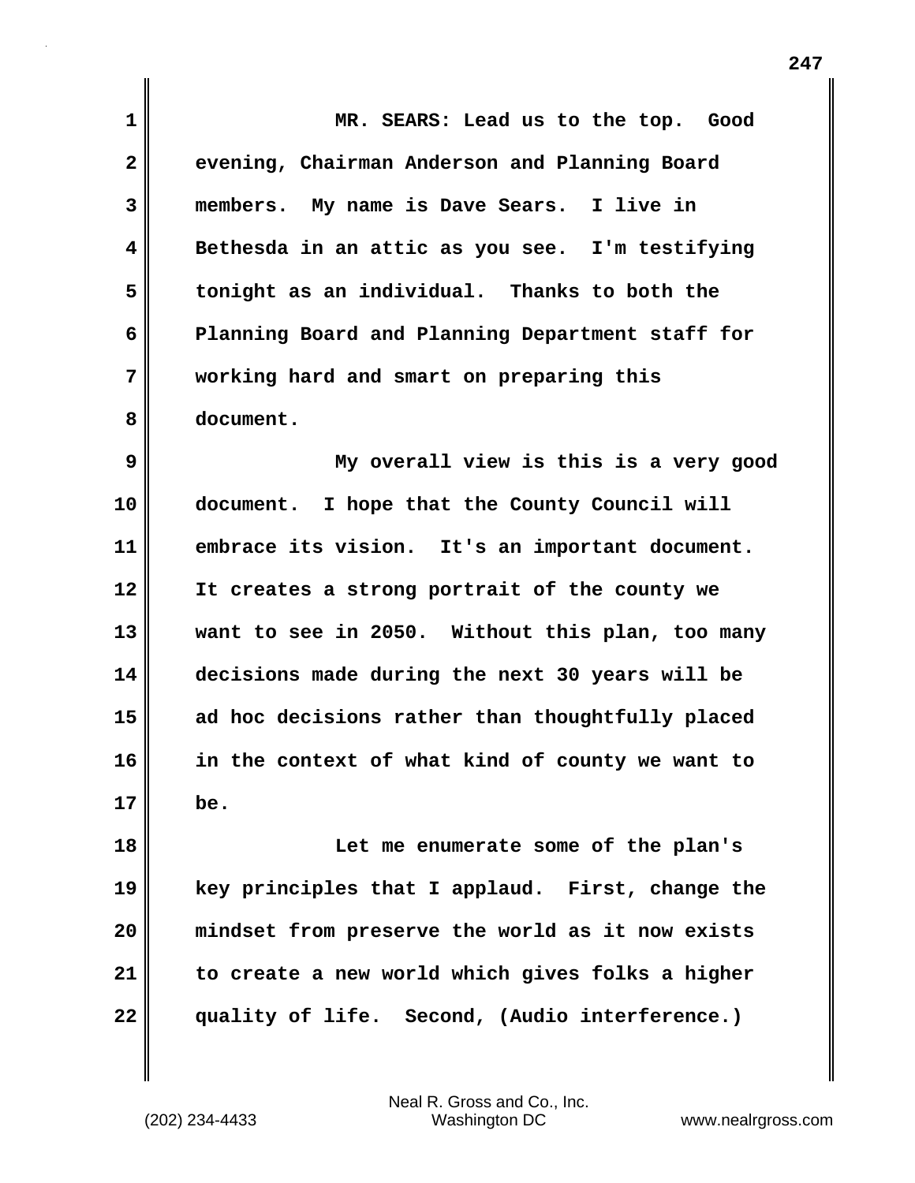MR. SEARS: Lead us to the top. Good evening, Chairman Anderson and Planning Board members. My name is Dave Sears. I live in Bethesda in an attic as you see. I'm testifying tonight as an individual. Thanks to both the Planning Board and Planning Department staff for working hard and smart on preparing this document.

My overall view is this is a very good document. I hope that the County Council will embrace its vision. It's an important document. It creates a strong portrait of the county we want to see in 2050. Without this plan, too many decisions made during the next 30 years will be ad hoc decisions rather than thoughtfully placed in the context of what kind of county we want to be.

Let me enumerate some of the plan's key principles that I applaud. First, change the mindset from preserve the world as it now exists to create a new world which gives folks a higher quality of life. Second, (Audio interference.)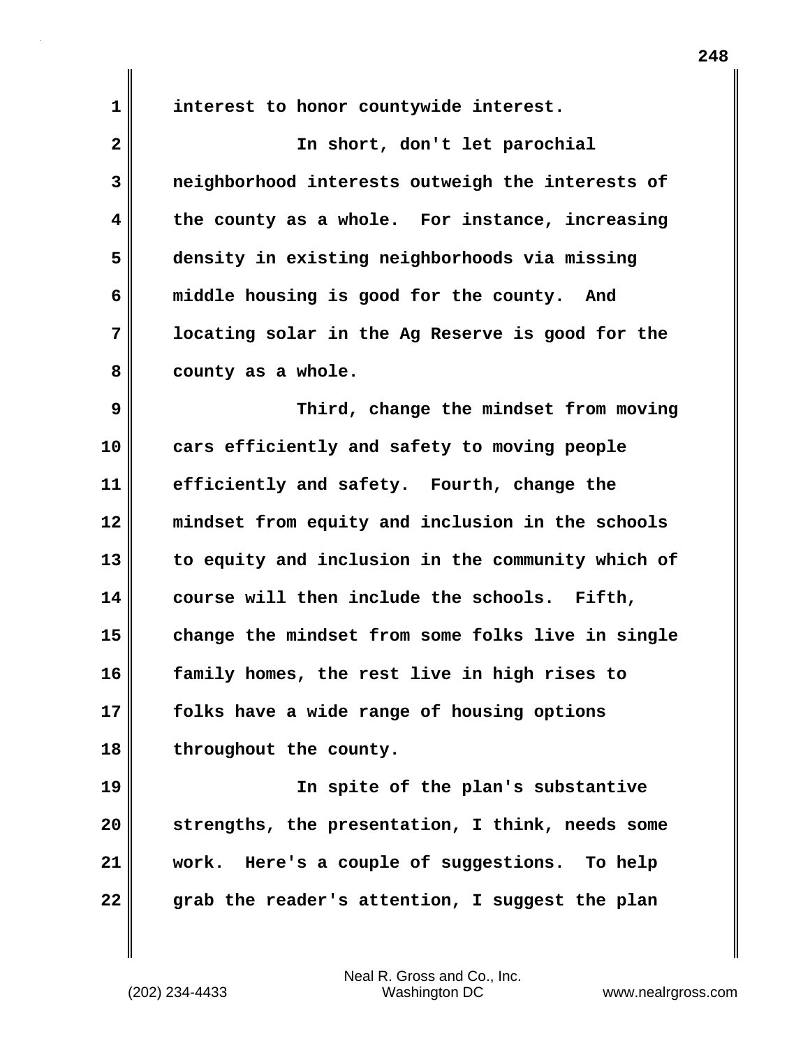interest to honor countywide interest.

In short, don't let parochial neighborhood interests outweigh the interests of the county as a whole. For instance, increasing density in existing neighborhoods via missing middle housing is good for the county. And locating solar in the Ag Reserve is good for the county as a whole.

Third, change the mindset from moving cars efficiently and safety to moving people efficiently and safety. Fourth, change the mindset from equity and inclusion in the schools to equity and inclusion in the community which of course will then include the schools. Fifth, change the mindset from some folks live in single family homes, the rest live in high rises to folks have a wide range of housing options throughout the county.

In spite of the plan's substantive strengths, the presentation, I think, needs some work. Here's a couple of suggestions. To help grab the reader's attention, I suggest the plan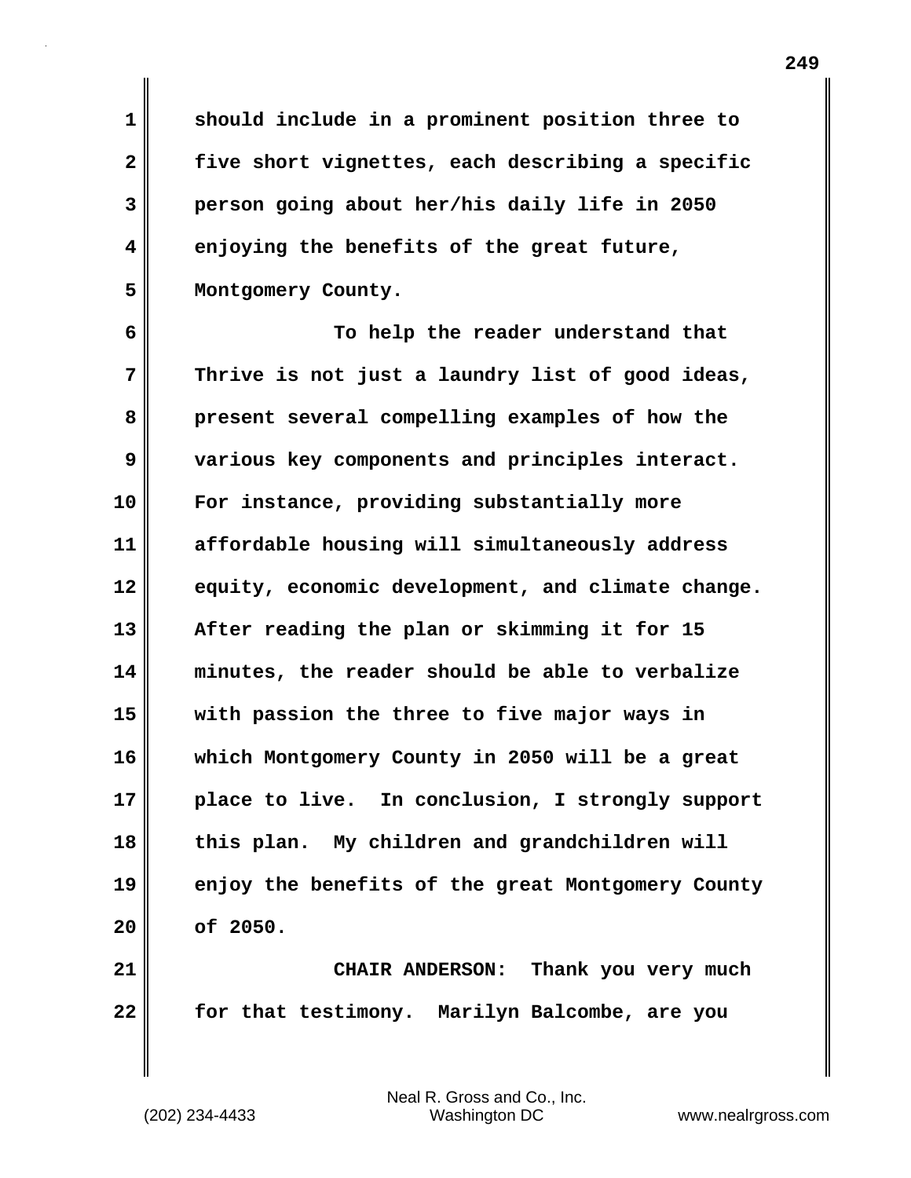should include in a prominent position three to five short vignettes, each describing a specific person going about her/his daily life in 2050 enjoying the benefits of the great future, Montgomery County.

To help the reader understand that Thrive is not just a laundry list of good ideas, present several compelling examples of how the various key components and principles interact. For instance, providing substantially more affordable housing will simultaneously address equity, economic development, and climate change. After reading the plan or skimming it for 15 minutes, the reader should be able to verbalize with passion the three to five major ways in which Montgomery County in 2050 will be a great place to live. In conclusion, I strongly support this plan. My children and grandchildren will enjoy the benefits of the great Montgomery County of 2050.

CHAIR ANDERSON: Thank you very much for that testimony. Marilyn Balcombe, are you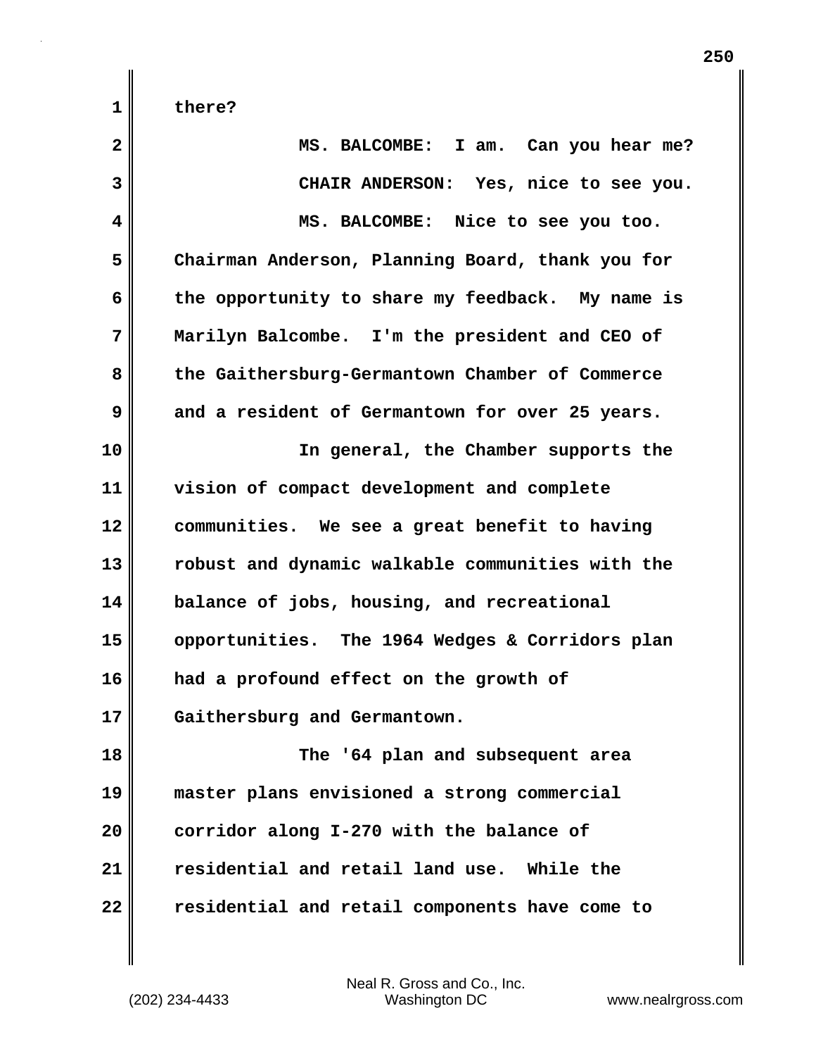there?

MS. BALCOMBE: I am. Can you hear me?

CHAIR ANDERSON: Yes, nice to see you.

MS. BALCOMBE: Nice to see you too. Chairman Anderson, Planning Board, thank you for the opportunity to share my feedback. My name is Marilyn Balcombe. I'm the president and CEO of the Gaithersburg-Germantown Chamber of Commerce and a resident of Germantown for over 25 years.

In general, the Chamber supports the vision of compact development and complete communities. We see a great benefit to having robust and dynamic walkable communities with the balance of jobs, housing, and recreational opportunities. The 1964 Wedges & Corridors plan had a profound effect on the growth of Gaithersburg and Germantown.

The '64 plan and subsequent area master plans envisioned a strong commercial corridor along I-270 with the balance of residential and retail land use. While the residential and retail components have come to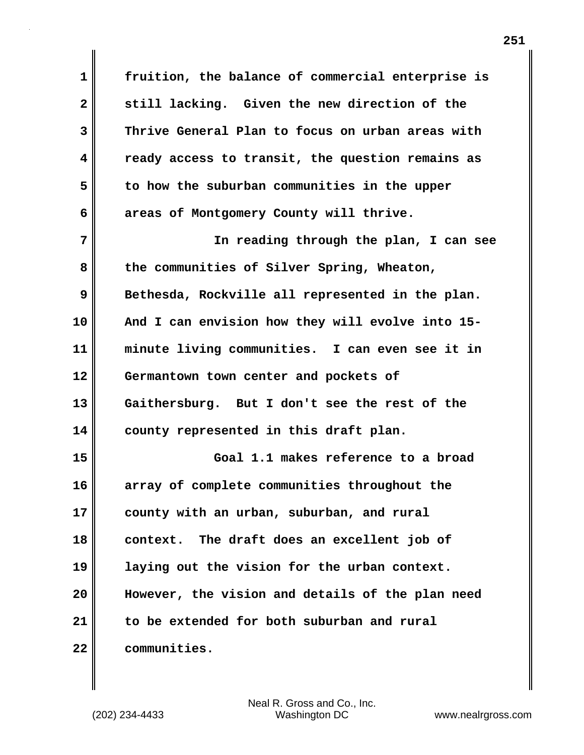fruition, the balance of commercial enterprise is still lacking. Given the new direction of the Thrive General Plan to focus on urban areas with ready access to transit, the question remains as to how the suburban communities in the upper areas of Montgomery County will thrive.

In reading through the plan, I can see the communities of Silver Spring, Wheaton, Bethesda, Rockville all represented in the plan. And I can envision how they will evolve into 15-minute living communities. I can even see it in Germantown town center and pockets of Gaithersburg. But I don't see the rest of the county represented in this draft plan.

Goal 1.1 makes reference to a broad array of complete communities throughout the county with an urban, suburban, and rural context. The draft does an excellent job of laying out the vision for the urban context. However, the vision and details of the plan need to be extended for both suburban and rural communities.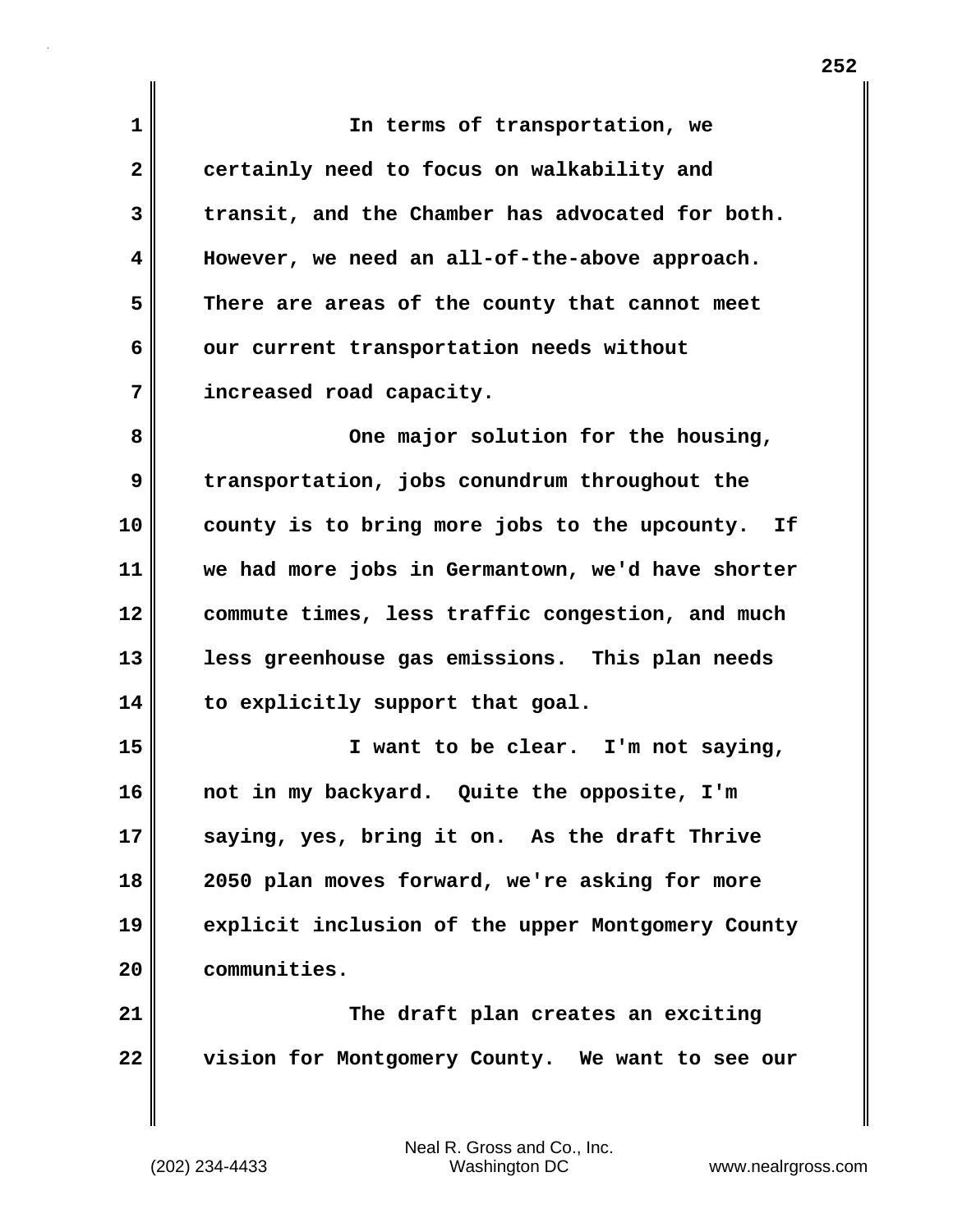In terms of transportation, we certainly need to focus on walkability and transit, and the Chamber has advocated for both. However, we need an all-of-the-above approach. There are areas of the county that cannot meet our current transportation needs without increased road capacity.

One major solution for the housing, transportation, jobs conundrum throughout the county is to bring more jobs to the upcounty. If we had more jobs in Germantown, we'd have shorter commute times, less traffic congestion, and much less greenhouse gas emissions. This plan needs to explicitly support that goal.

I want to be clear. I'm not saying, not in my backyard. Quite the opposite, I'm saying, yes, bring it on. As the draft Thrive 2050 plan moves forward, we're asking for more explicit inclusion of the upper Montgomery County communities.

The draft plan creates an exciting vision for Montgomery County. We want to see our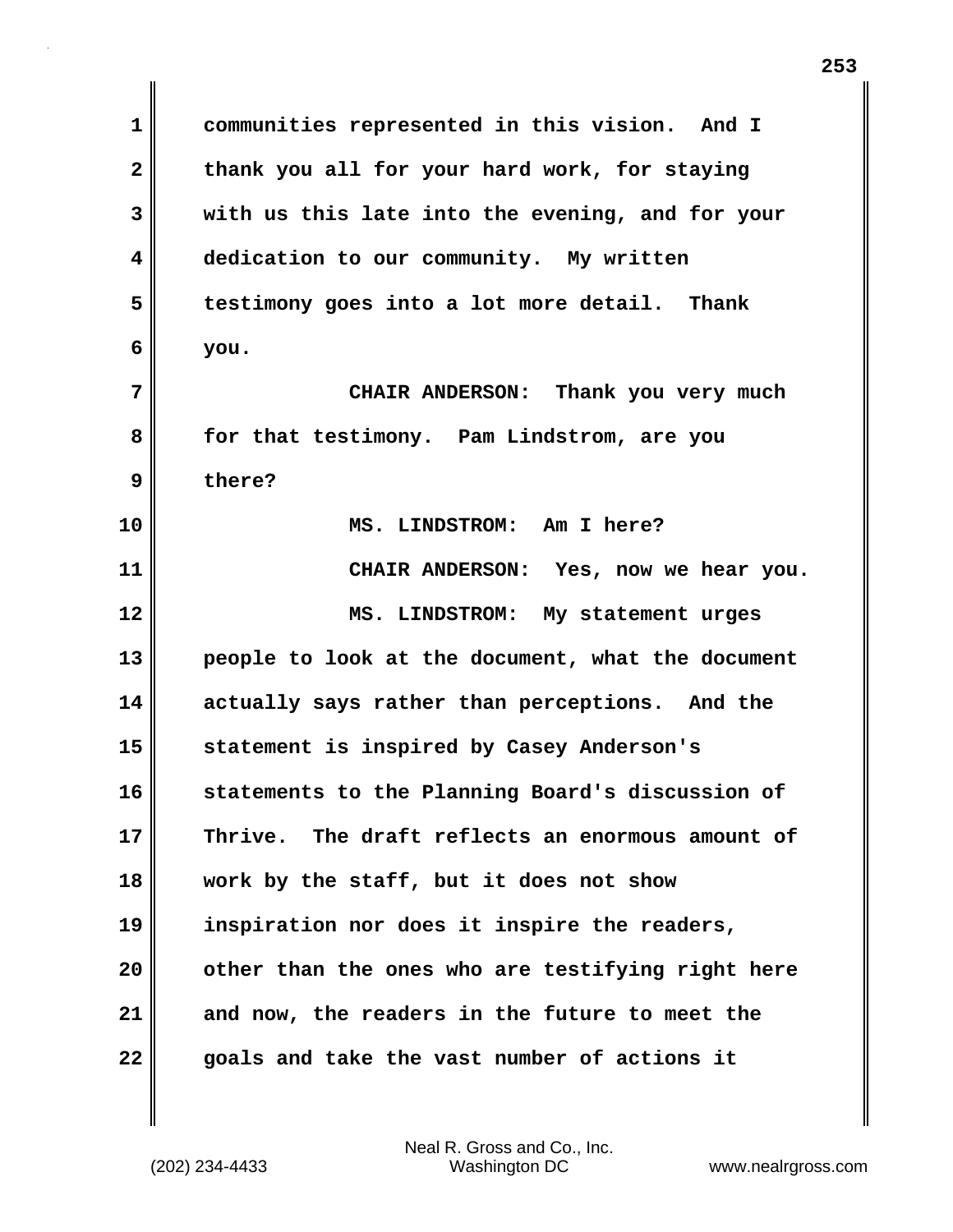communities represented in this vision. And I thank you all for your hard work, for staying with us this late into the evening, and for your dedication to our community. My written testimony goes into a lot more detail. Thank you.

CHAIR ANDERSON: Thank you very much for that testimony. Pam Lindstrom, are you there?

MS. LINDSTROM: Am I here?

CHAIR ANDERSON: Yes, now we hear you.

MS. LINDSTROM: My statement urges people to look at the document, what the document actually says rather than perceptions. And the statement is inspired by Casey Anderson's statements to the Planning Board's discussion of Thrive. The draft reflects an enormous amount of work by the staff, but it does not show inspiration nor does it inspire the readers, other than the ones who are testifying right here and now, the readers in the future to meet the goals and take the vast number of actions it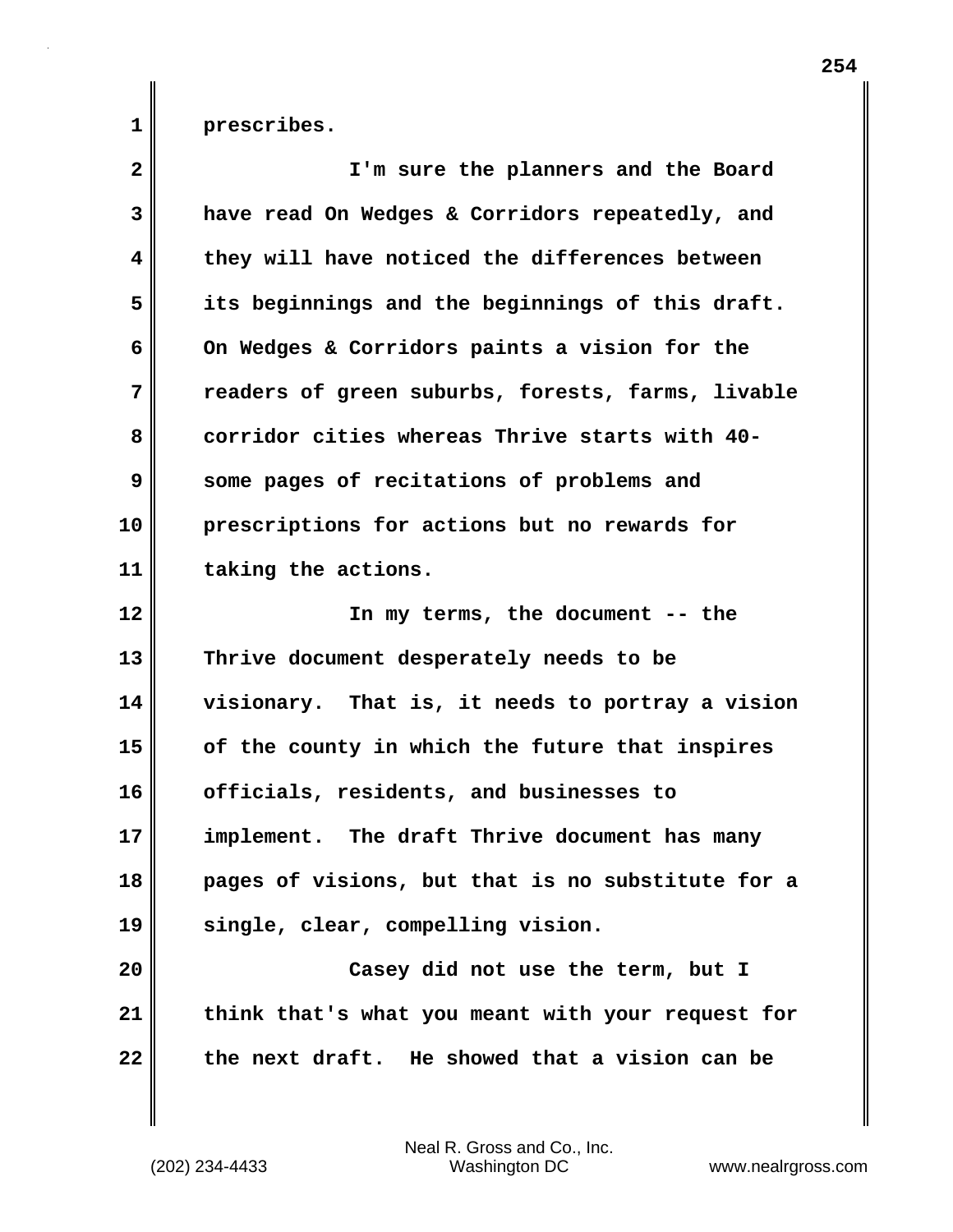prescribes.

I'm sure the planners and the Board have read On Wedges & Corridors repeatedly, and they will have noticed the differences between its beginnings and the beginnings of this draft. On Wedges & Corridors paints a vision for the readers of green suburbs, forests, farms, livable corridor cities whereas Thrive starts with 40-some pages of recitations of problems and prescriptions for actions but no rewards for taking the actions.

In my terms, the document -- the Thrive document desperately needs to be visionary. That is, it needs to portray a vision of the county in which the future that inspires officials, residents, and businesses to implement. The draft Thrive document has many pages of visions, but that is no substitute for a single, clear, compelling vision.

Casey did not use the term, but I think that's what you meant with your request for the next draft. He showed that a vision can be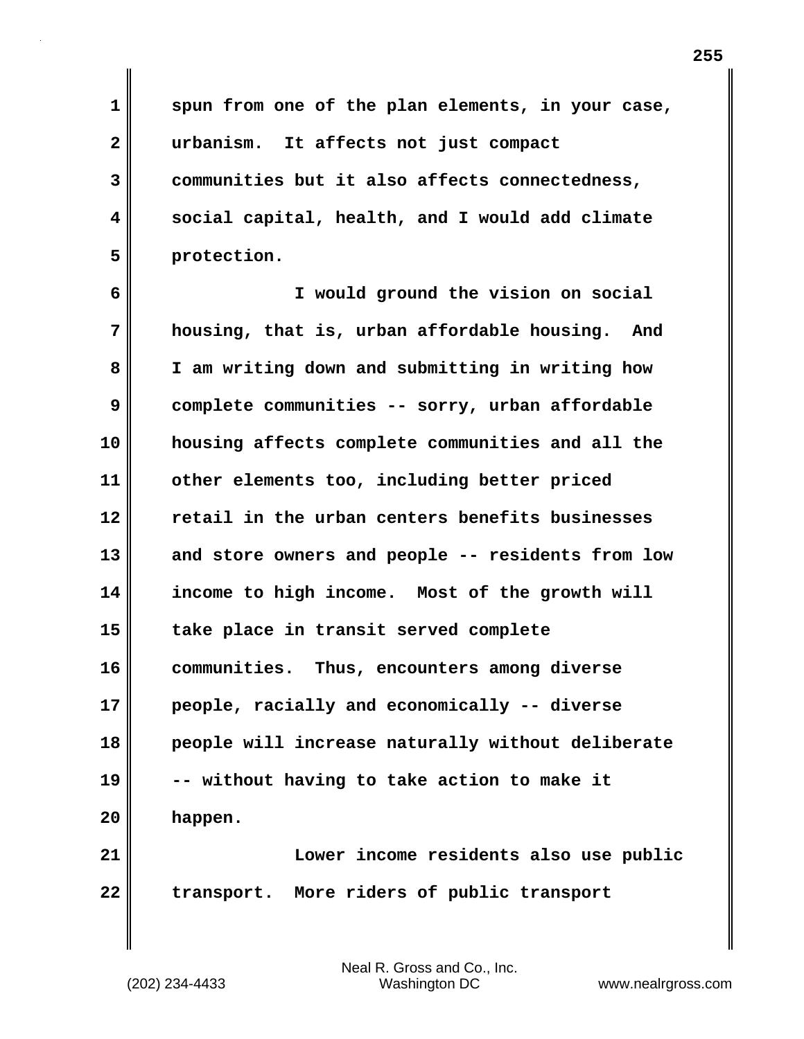spun from one of the plan elements, in your case, urbanism. It affects not just compact communities but it also affects connectedness, social capital, health, and I would add climate protection.

I would ground the vision on social housing, that is, urban affordable housing. And I am writing down and submitting in writing how complete communities -- sorry, urban affordable housing affects complete communities and all the other elements too, including better priced retail in the urban centers benefits businesses and store owners and people -- residents from low income to high income. Most of the growth will take place in transit served complete communities. Thus, encounters among diverse people, racially and economically -- diverse people will increase naturally without deliberate -- without having to take action to make it happen.

Lower income residents also use public transport. More riders of public transport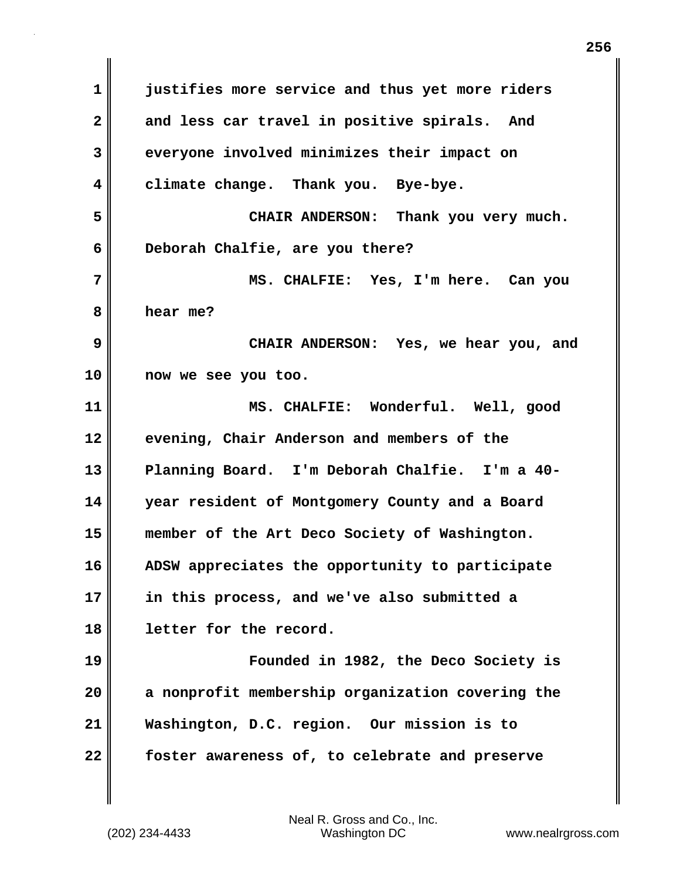justifies more service and thus yet more riders and less car travel in positive spirals. And everyone involved minimizes their impact on climate change. Thank you. Bye-bye.

CHAIR ANDERSON: Thank you very much. Deborah Chalfie, are you there?

MS. CHALFIE: Yes, I'm here. Can you hear me?

CHAIR ANDERSON: Yes, we hear you, and now we see you too.

MS. CHALFIE: Wonderful. Well, good evening, Chair Anderson and members of the Planning Board. I'm Deborah Chalfie. I'm a 40-year resident of Montgomery County and a Board member of the Art Deco Society of Washington. ADSW appreciates the opportunity to participate in this process, and we've also submitted a letter for the record.

Founded in 1982, the Deco Society is a nonprofit membership organization covering the Washington, D.C. region. Our mission is to foster awareness of, to celebrate and preserve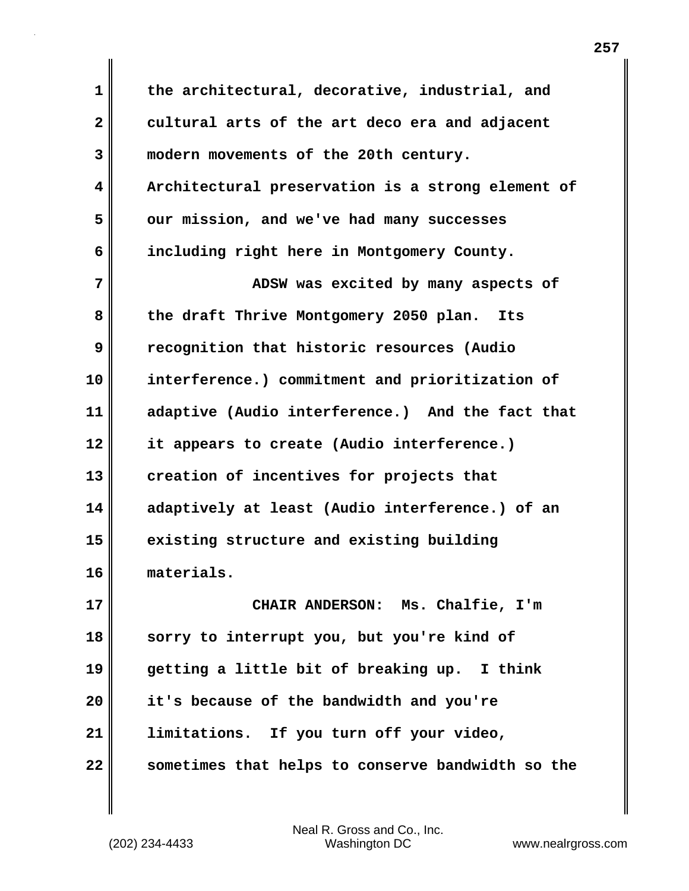the architectural, decorative, industrial, and cultural arts of the art deco era and adjacent modern movements of the 20th century. Architectural preservation is a strong element of our mission, and we've had many successes including right here in Montgomery County.

ADSW was excited by many aspects of the draft Thrive Montgomery 2050 plan. Its recognition that historic resources (Audio interference.) commitment and prioritization of adaptive (Audio interference.) And the fact that it appears to create (Audio interference.) creation of incentives for projects that adaptively at least (Audio interference.) of an existing structure and existing building materials.

CHAIR ANDERSON: Ms. Chalfie, I'm sorry to interrupt you, but you're kind of getting a little bit of breaking up. I think it's because of the bandwidth and you're limitations. If you turn off your video, sometimes that helps to conserve bandwidth so the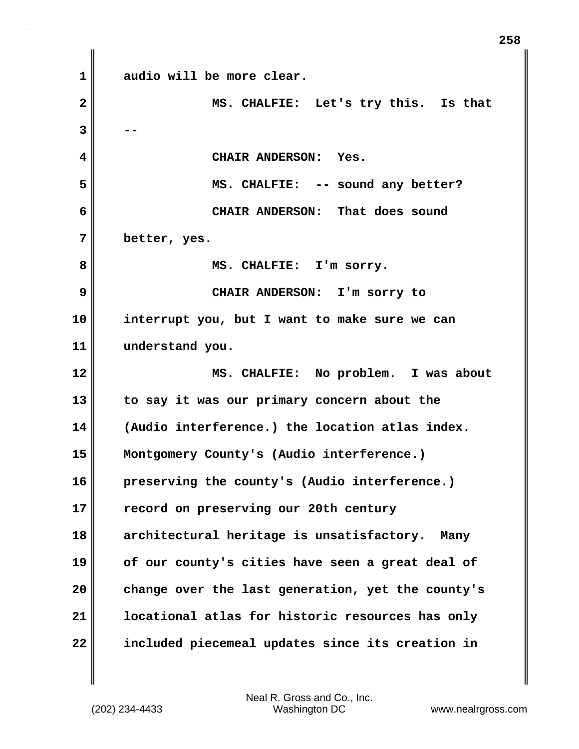audio will be more clear.

MS. CHALFIE: Let's try this. Is that --

CHAIR ANDERSON: Yes.

MS. CHALFIE: -- sound any better?

CHAIR ANDERSON: That does sound better, yes.

MS. CHALFIE: I'm sorry.

CHAIR ANDERSON: I'm sorry to interrupt you, but I want to make sure we can understand you.

MS. CHALFIE: No problem. I was about to say it was our primary concern about the (Audio interference.) the location atlas index. Montgomery County's (Audio interference.) preserving the county's (Audio interference.) record on preserving our 20th century architectural heritage is unsatisfactory. Many of our county's cities have seen a great deal of change over the last generation, yet the county's locational atlas for historic resources has only included piecemeal updates since its creation in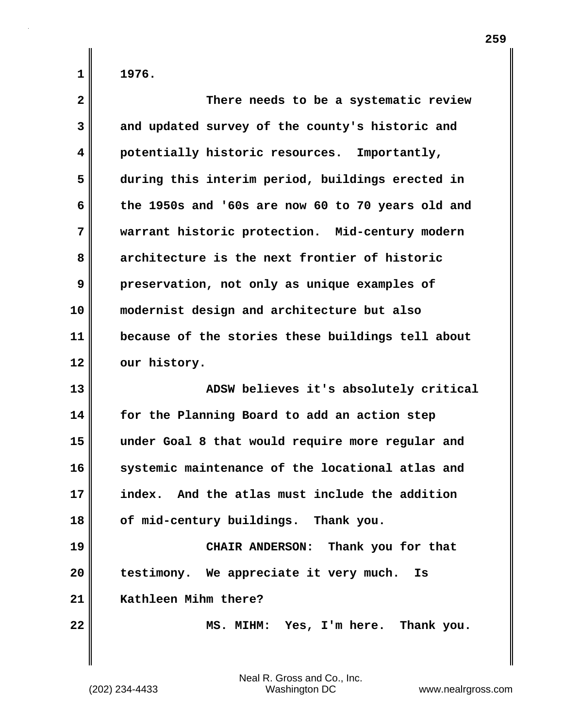1976.

There needs to be a systematic review and updated survey of the county's historic and potentially historic resources. Importantly, during this interim period, buildings erected in the 1950s and '60s are now 60 to 70 years old and warrant historic protection. Mid-century modern architecture is the next frontier of historic preservation, not only as unique examples of modernist design and architecture but also because of the stories these buildings tell about our history.

ADSW believes it's absolutely critical for the Planning Board to add an action step under Goal 8 that would require more regular and systemic maintenance of the locational atlas and index. And the atlas must include the addition of mid-century buildings. Thank you.

CHAIR ANDERSON: Thank you for that testimony. We appreciate it very much. Is Kathleen Mihm there?

MS. MIHM: Yes, I'm here. Thank you.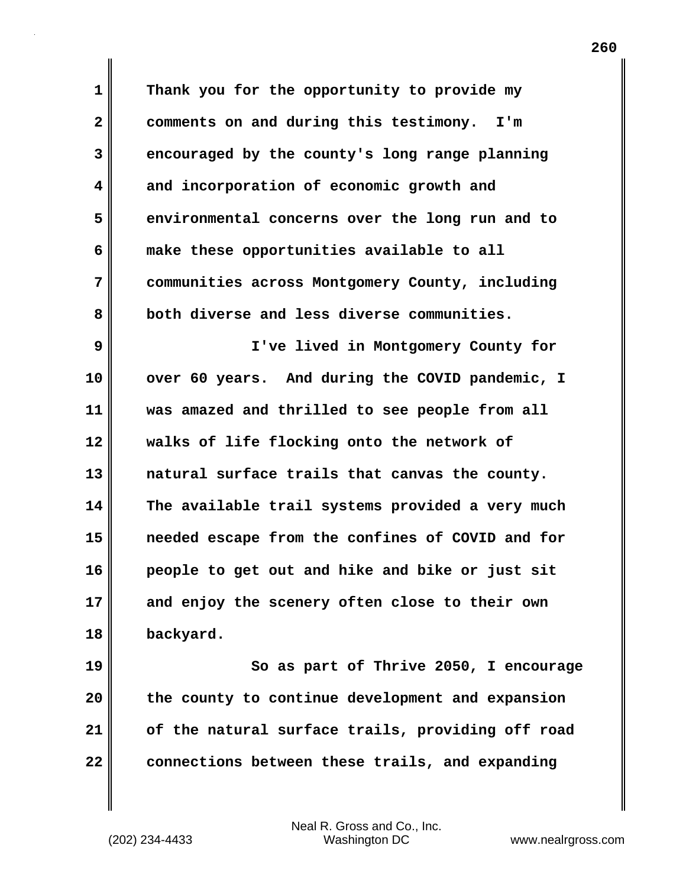Thank you for the opportunity to provide my comments on and during this testimony. I'm encouraged by the county's long range planning and incorporation of economic growth and environmental concerns over the long run and to make these opportunities available to all communities across Montgomery County, including both diverse and less diverse communities.

I've lived in Montgomery County for over 60 years. And during the COVID pandemic, I was amazed and thrilled to see people from all walks of life flocking onto the network of natural surface trails that canvas the county. The available trail systems provided a very much needed escape from the confines of COVID and for people to get out and hike and bike or just sit and enjoy the scenery often close to their own backyard.

So as part of Thrive 2050, I encourage the county to continue development and expansion of the natural surface trails, providing off road connections between these trails, and expanding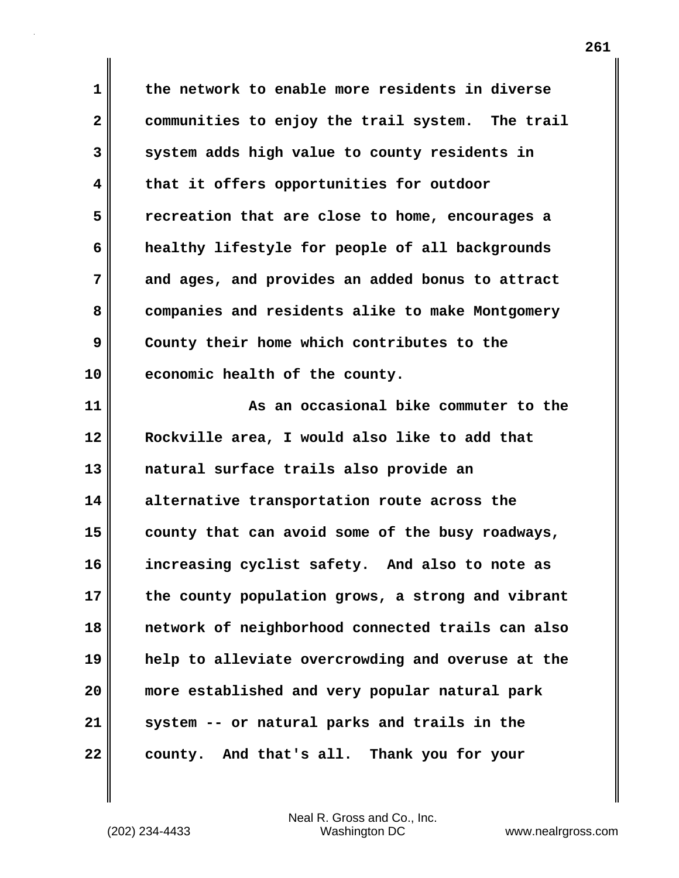the network to enable more residents in diverse communities to enjoy the trail system. The trail system adds high value to county residents in that it offers opportunities for outdoor recreation that are close to home, encourages a healthy lifestyle for people of all backgrounds and ages, and provides an added bonus to attract companies and residents alike to make Montgomery County their home which contributes to the economic health of the county.

As an occasional bike commuter to the Rockville area, I would also like to add that natural surface trails also provide an alternative transportation route across the county that can avoid some of the busy roadways, increasing cyclist safety. And also to note as the county population grows, a strong and vibrant network of neighborhood connected trails can also help to alleviate overcrowding and overuse at the more established and very popular natural park system -- or natural parks and trails in the county. And that's all. Thank you for your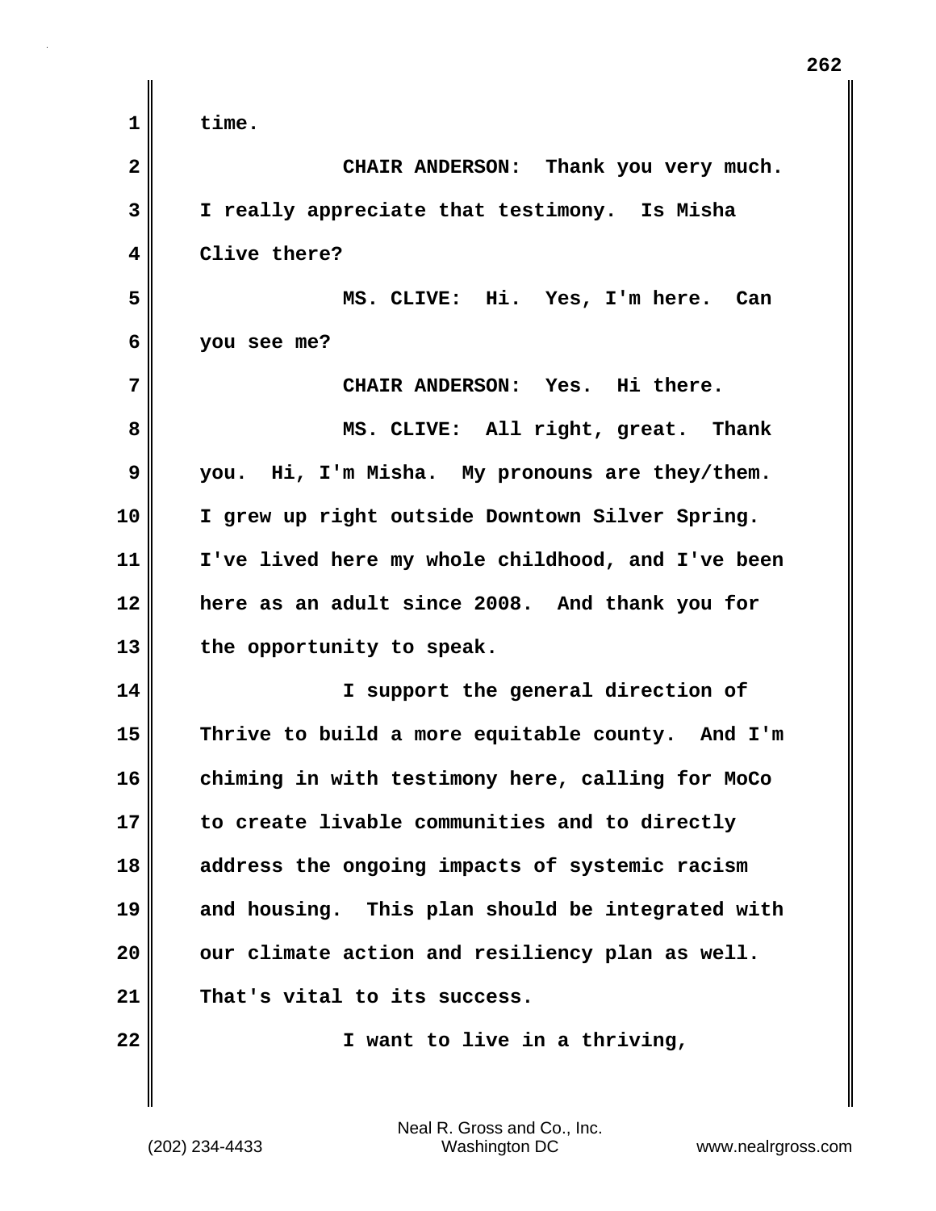time.

CHAIR ANDERSON: Thank you very much. I really appreciate that testimony. Is Misha Clive there?

MS. CLIVE: Hi. Yes, I'm here. Can you see me?

CHAIR ANDERSON: Yes. Hi there.

MS. CLIVE: All right, great. Thank you. Hi, I'm Misha. My pronouns are they/them. I grew up right outside Downtown Silver Spring. I've lived here my whole childhood, and I've been here as an adult since 2008. And thank you for the opportunity to speak.

I support the general direction of Thrive to build a more equitable county. And I'm chiming in with testimony here, calling for MoCo to create livable communities and to directly address the ongoing impacts of systemic racism and housing. This plan should be integrated with our climate action and resiliency plan as well. That's vital to its success.

I want to live in a thriving,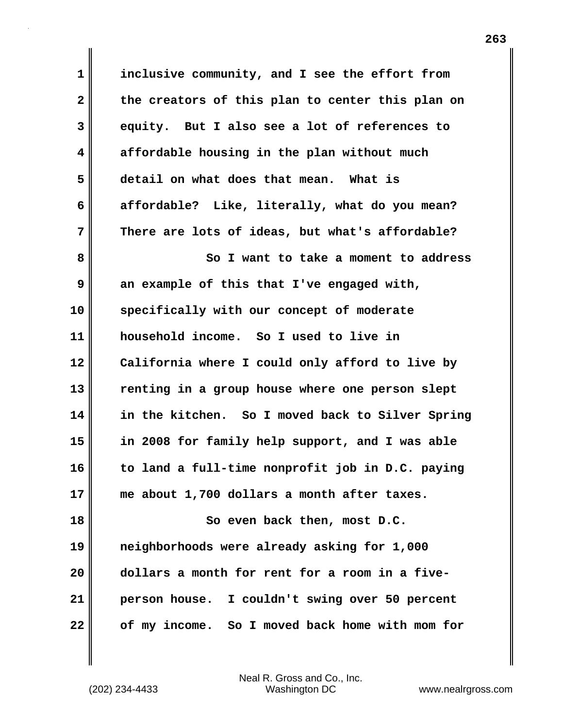inclusive community, and I see the effort from the creators of this plan to center this plan on equity. But I also see a lot of references to affordable housing in the plan without much detail on what does that mean. What is affordable? Like, literally, what do you mean? There are lots of ideas, but what's affordable?

So I want to take a moment to address an example of this that I've engaged with, specifically with our concept of moderate household income. So I used to live in California where I could only afford to live by renting in a group house where one person slept in the kitchen. So I moved back to Silver Spring in 2008 for family help support, and I was able to land a full-time nonprofit job in D.C. paying me about 1,700 dollars a month after taxes.

So even back then, most D.C. neighborhoods were already asking for 1,000 dollars a month for rent for a room in a five-person house. I couldn't swing over 50 percent of my income. So I moved back home with mom for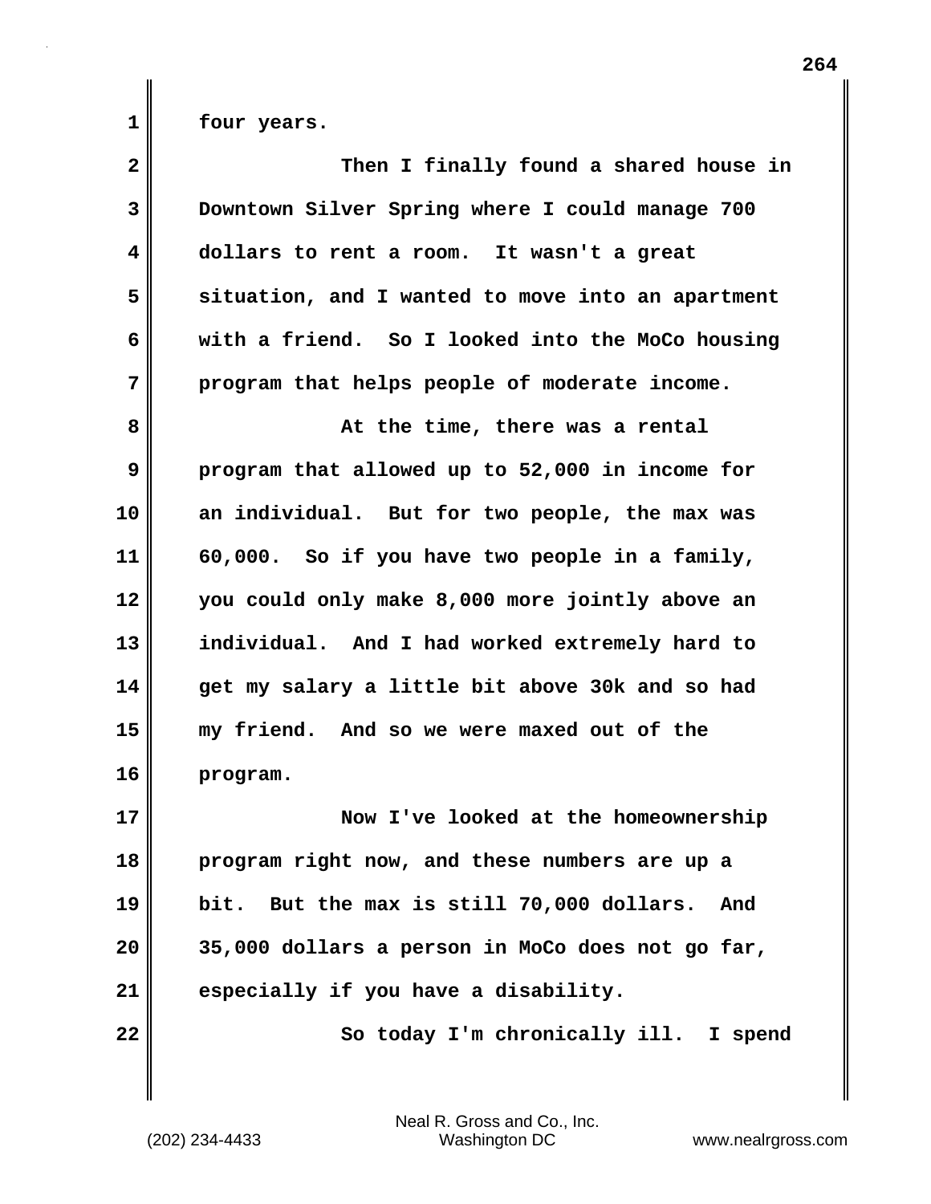four years.

Then I finally found a shared house in Downtown Silver Spring where I could manage 700 dollars to rent a room. It wasn't a great situation, and I wanted to move into an apartment with a friend. So I looked into the MoCo housing program that helps people of moderate income.

At the time, there was a rental program that allowed up to 52,000 in income for an individual. But for two people, the max was 60,000. So if you have two people in a family, you could only make 8,000 more jointly above an individual. And I had worked extremely hard to get my salary a little bit above 30k and so had my friend. And so we were maxed out of the program.

Now I've looked at the homeownership program right now, and these numbers are up a bit. But the max is still 70,000 dollars. And 35,000 dollars a person in MoCo does not go far, especially if you have a disability.

So today I'm chronically ill. I spend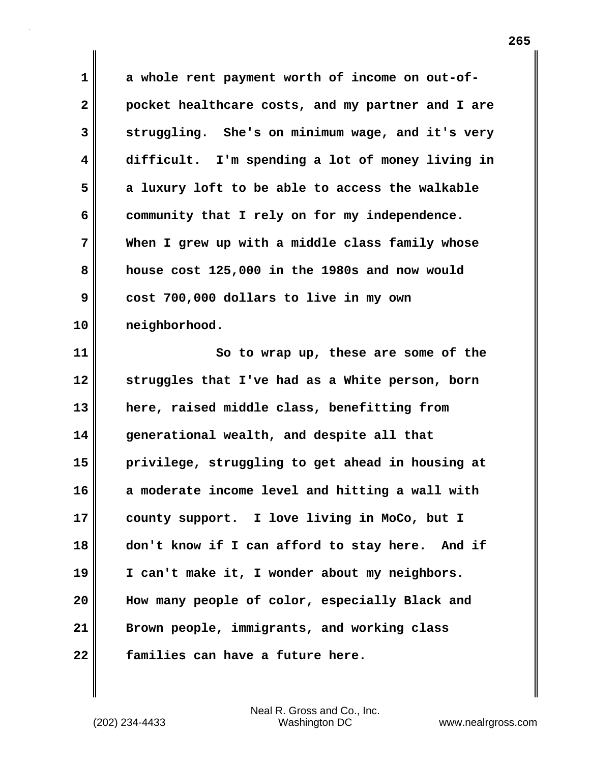a whole rent payment worth of income on out-of-pocket healthcare costs, and my partner and I are struggling. She's on minimum wage, and it's very difficult. I'm spending a lot of money living in a luxury loft to be able to access the walkable community that I rely on for my independence. When I grew up with a middle class family whose house cost 125,000 in the 1980s and now would cost 700,000 dollars to live in my own neighborhood.

So to wrap up, these are some of the struggles that I've had as a White person, born here, raised middle class, benefitting from generational wealth, and despite all that privilege, struggling to get ahead in housing at a moderate income level and hitting a wall with county support. I love living in MoCo, but I don't know if I can afford to stay here. And if I can't make it, I wonder about my neighbors. How many people of color, especially Black and Brown people, immigrants, and working class families can have a future here.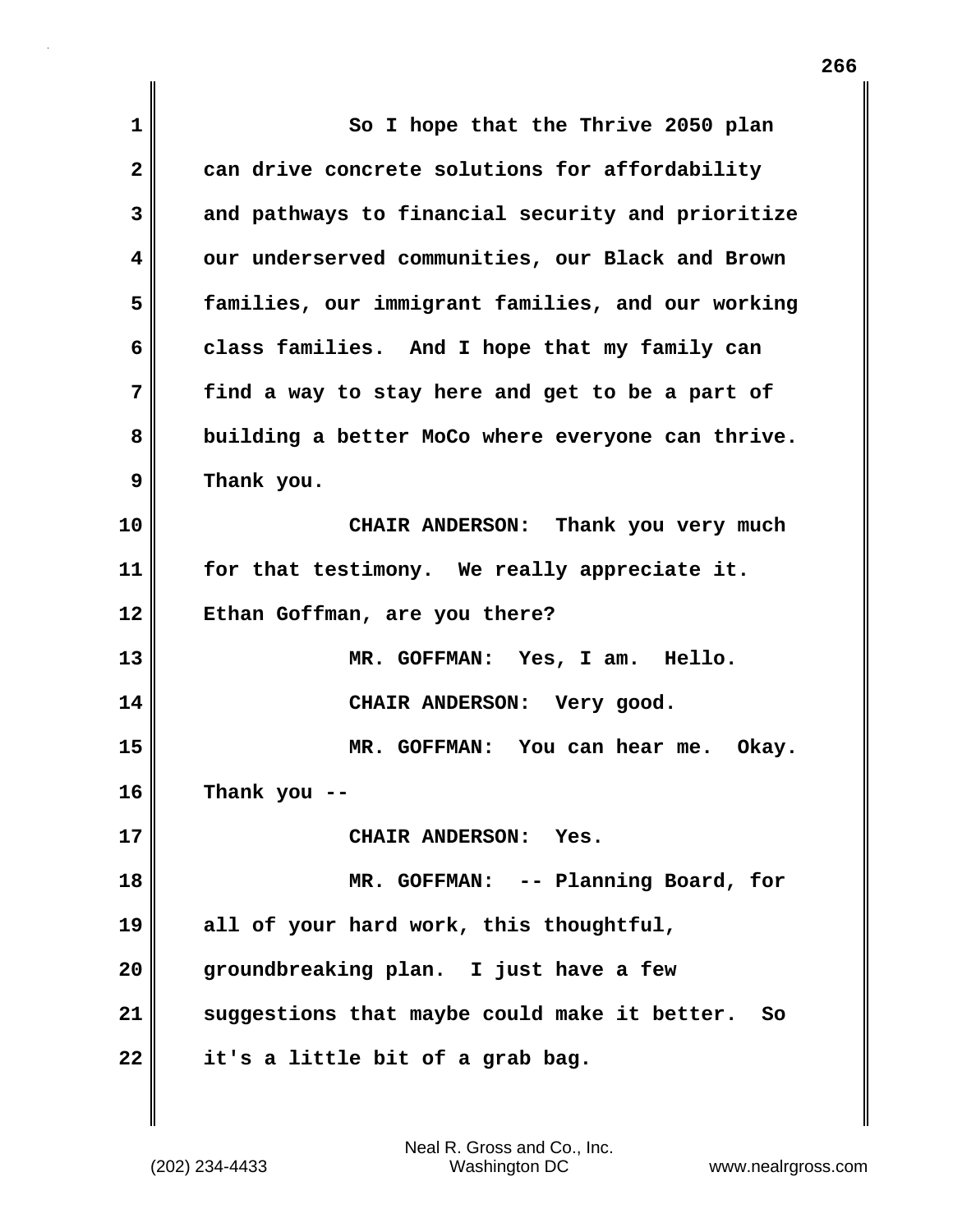So I hope that the Thrive 2050 plan can drive concrete solutions for affordability and pathways to financial security and prioritize our underserved communities, our Black and Brown families, our immigrant families, and our working class families. And I hope that my family can find a way to stay here and get to be a part of building a better MoCo where everyone can thrive. Thank you.

CHAIR ANDERSON: Thank you very much for that testimony. We really appreciate it. Ethan Goffman, are you there?

MR. GOFFMAN: Yes, I am. Hello.

CHAIR ANDERSON: Very good.

MR. GOFFMAN: You can hear me. Okay. Thank you --

CHAIR ANDERSON: Yes.

MR. GOFFMAN: -- Planning Board, for all of your hard work, this thoughtful, groundbreaking plan. I just have a few suggestions that maybe could make it better. So it's a little bit of a grab bag.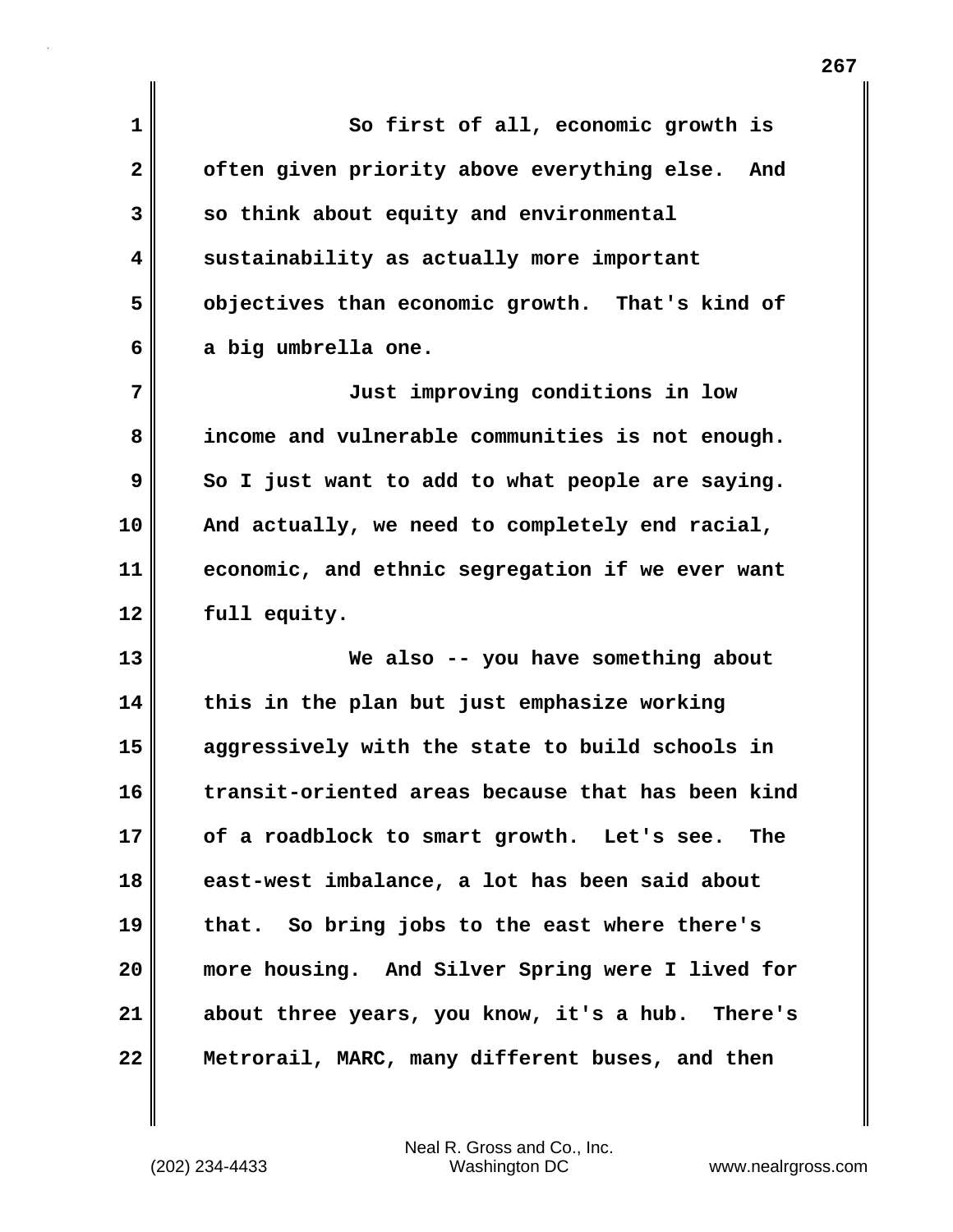So first of all, economic growth is often given priority above everything else. And so think about equity and environmental sustainability as actually more important objectives than economic growth. That's kind of a big umbrella one.

Just improving conditions in low income and vulnerable communities is not enough. So I just want to add to what people are saying. And actually, we need to completely end racial, economic, and ethnic segregation if we ever want full equity.

We also -- you have something about this in the plan but just emphasize working aggressively with the state to build schools in transit-oriented areas because that has been kind of a roadblock to smart growth. Let's see. The east-west imbalance, a lot has been said about that. So bring jobs to the east where there's more housing. And Silver Spring were I lived for about three years, you know, it's a hub. There's Metrorail, MARC, many different buses, and then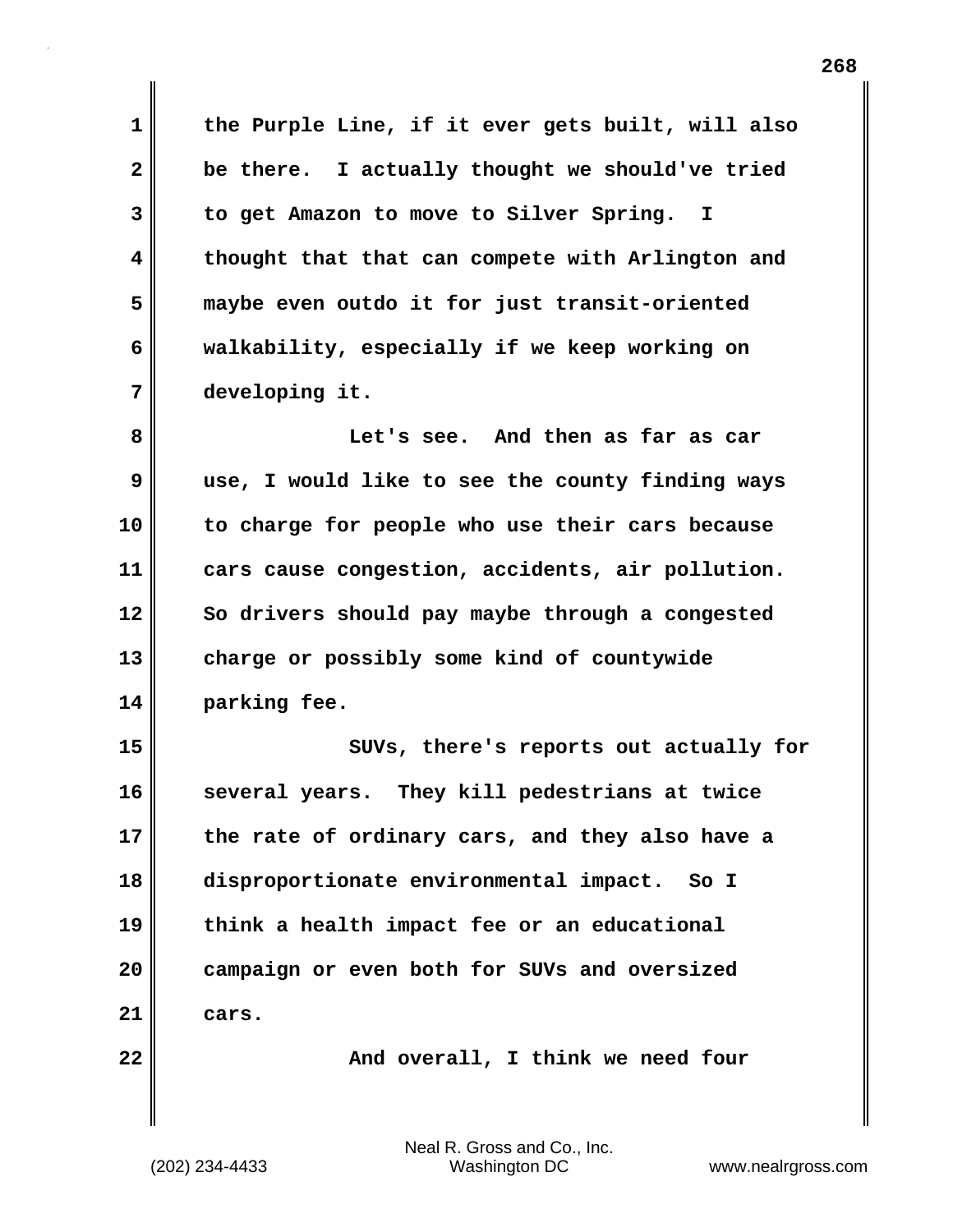the Purple Line, if it ever gets built, will also be there. I actually thought we should've tried to get Amazon to move to Silver Spring. I thought that that can compete with Arlington and maybe even outdo it for just transit-oriented walkability, especially if we keep working on developing it.

Let's see. And then as far as car use, I would like to see the county finding ways to charge for people who use their cars because cars cause congestion, accidents, air pollution. So drivers should pay maybe through a congested charge or possibly some kind of countywide parking fee.

SUVs, there's reports out actually for several years. They kill pedestrians at twice the rate of ordinary cars, and they also have a disproportionate environmental impact. So I think a health impact fee or an educational campaign or even both for SUVs and oversized cars.

And overall, I think we need four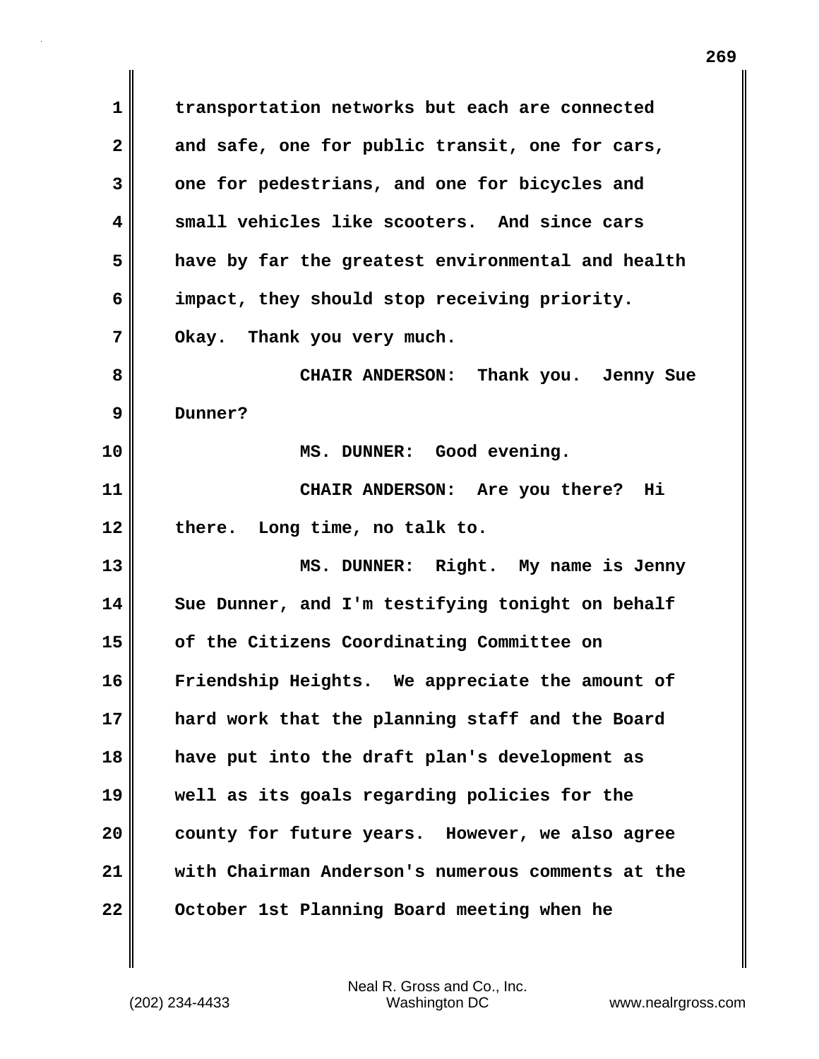transportation networks but each are connected and safe, one for public transit, one for cars, one for pedestrians, and one for bicycles and small vehicles like scooters. And since cars have by far the greatest environmental and health impact, they should stop receiving priority. Okay. Thank you very much.

CHAIR ANDERSON: Thank you. Jenny Sue Dunner?

MS. DUNNER: Good evening.

CHAIR ANDERSON: Are you there? Hi there. Long time, no talk to.

MS. DUNNER: Right. My name is Jenny Sue Dunner, and I'm testifying tonight on behalf of the Citizens Coordinating Committee on Friendship Heights. We appreciate the amount of hard work that the planning staff and the Board have put into the draft plan's development as well as its goals regarding policies for the county for future years. However, we also agree with Chairman Anderson's numerous comments at the October 1st Planning Board meeting when he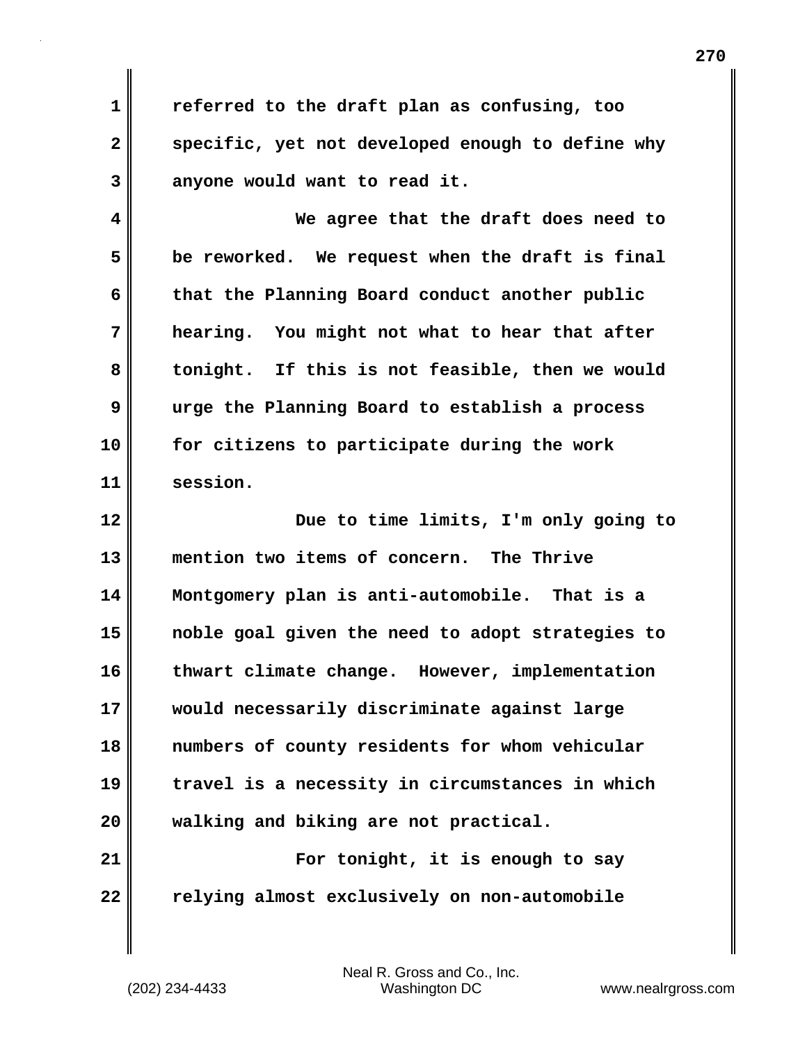referred to the draft plan as confusing, too specific, yet not developed enough to define why anyone would want to read it.

We agree that the draft does need to be reworked. We request when the draft is final that the Planning Board conduct another public hearing. You might not what to hear that after tonight. If this is not feasible, then we would urge the Planning Board to establish a process for citizens to participate during the work session.

Due to time limits, I'm only going to mention two items of concern. The Thrive Montgomery plan is anti-automobile. That is a noble goal given the need to adopt strategies to thwart climate change. However, implementation would necessarily discriminate against large numbers of county residents for whom vehicular travel is a necessity in circumstances in which walking and biking are not practical.

For tonight, it is enough to say relying almost exclusively on non-automobile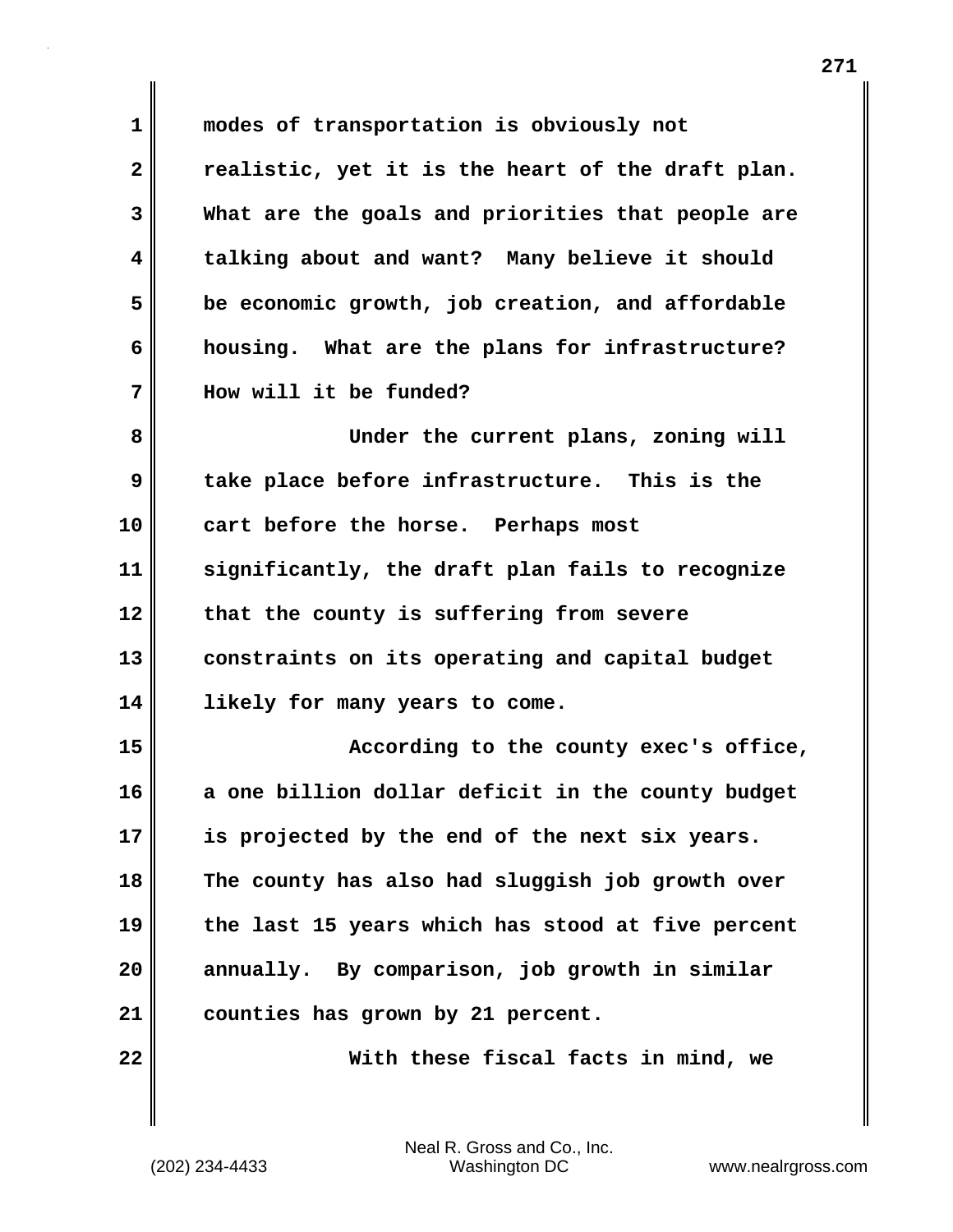modes of transportation is obviously not realistic, yet it is the heart of the draft plan. What are the goals and priorities that people are talking about and want? Many believe it should be economic growth, job creation, and affordable housing. What are the plans for infrastructure? How will it be funded?

Under the current plans, zoning will take place before infrastructure. This is the cart before the horse. Perhaps most significantly, the draft plan fails to recognize that the county is suffering from severe constraints on its operating and capital budget likely for many years to come.

According to the county exec's office, a one billion dollar deficit in the county budget is projected by the end of the next six years. The county has also had sluggish job growth over the last 15 years which has stood at five percent annually. By comparison, job growth in similar counties has grown by 21 percent.

With these fiscal facts in mind, we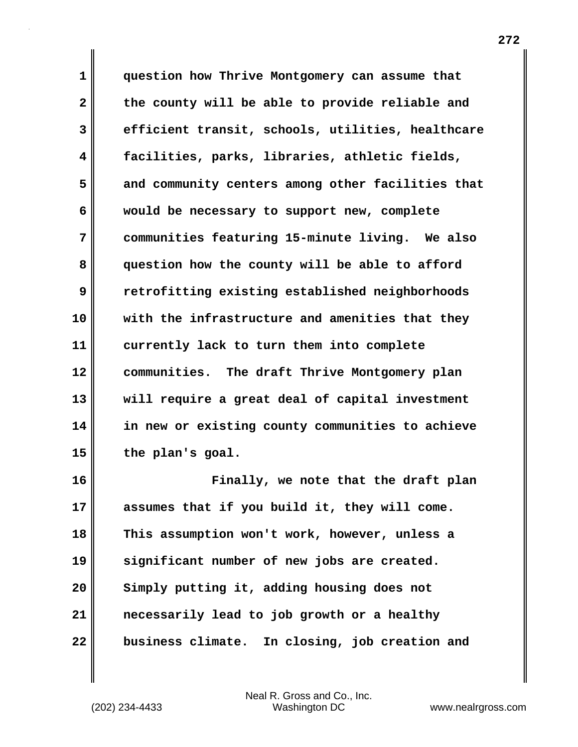question how Thrive Montgomery can assume that the county will be able to provide reliable and efficient transit, schools, utilities, healthcare facilities, parks, libraries, athletic fields, and community centers among other facilities that would be necessary to support new, complete communities featuring 15-minute living. We also question how the county will be able to afford retrofitting existing established neighborhoods with the infrastructure and amenities that they currently lack to turn them into complete communities. The draft Thrive Montgomery plan will require a great deal of capital investment in new or existing county communities to achieve the plan's goal.

Finally, we note that the draft plan assumes that if you build it, they will come. This assumption won't work, however, unless a significant number of new jobs are created. Simply putting it, adding housing does not necessarily lead to job growth or a healthy business climate. In closing, job creation and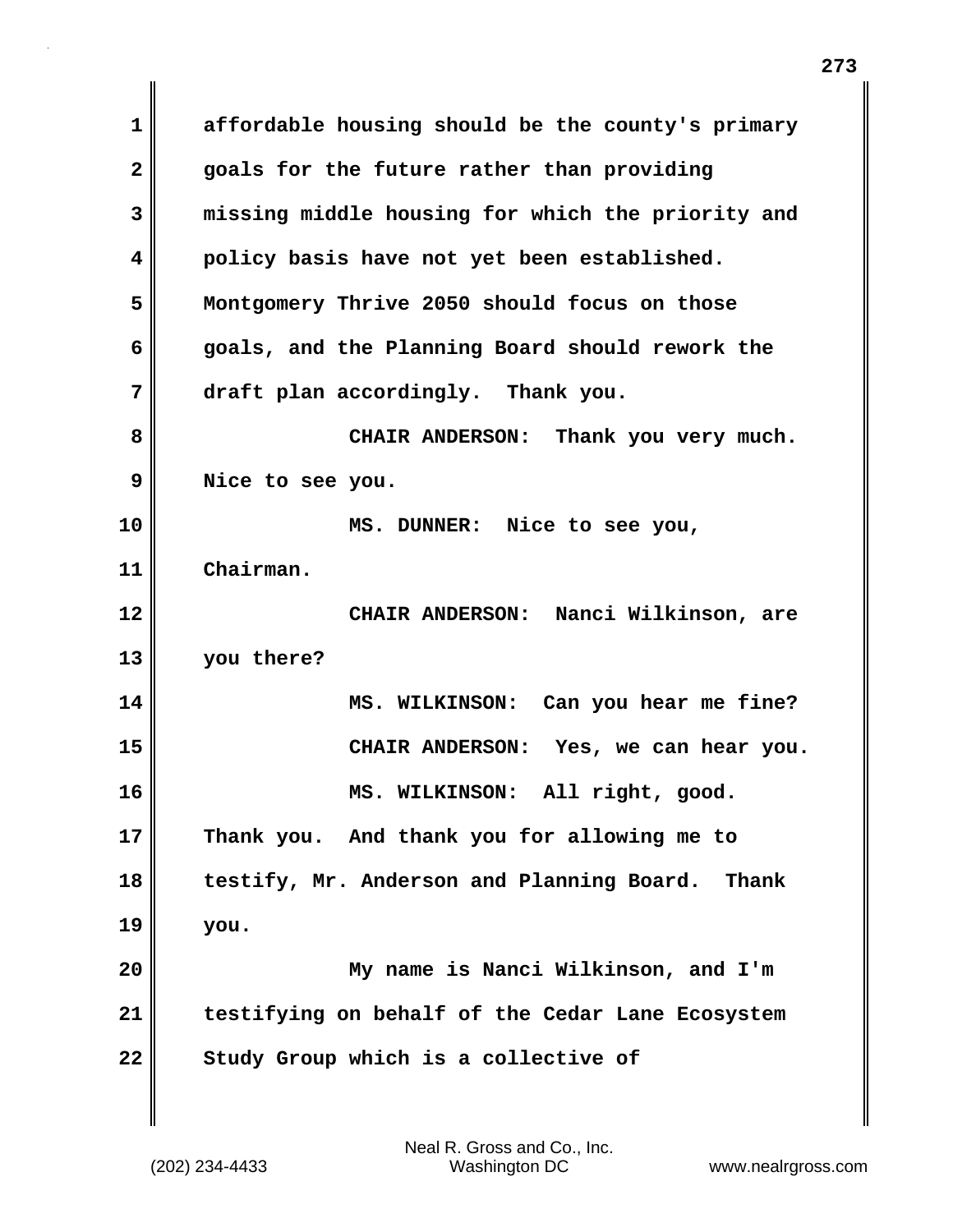affordable housing should be the county's primary goals for the future rather than providing missing middle housing for which the priority and policy basis have not yet been established. Montgomery Thrive 2050 should focus on those goals, and the Planning Board should rework the draft plan accordingly. Thank you.

CHAIR ANDERSON: Thank you very much. Nice to see you.

MS. DUNNER: Nice to see you, Chairman.

CHAIR ANDERSON: Nanci Wilkinson, are you there?

MS. WILKINSON: Can you hear me fine?

CHAIR ANDERSON: Yes, we can hear you.

MS. WILKINSON: All right, good. Thank you. And thank you for allowing me to testify, Mr. Anderson and Planning Board. Thank you.

My name is Nanci Wilkinson, and I'm testifying on behalf of the Cedar Lane Ecosystem Study Group which is a collective of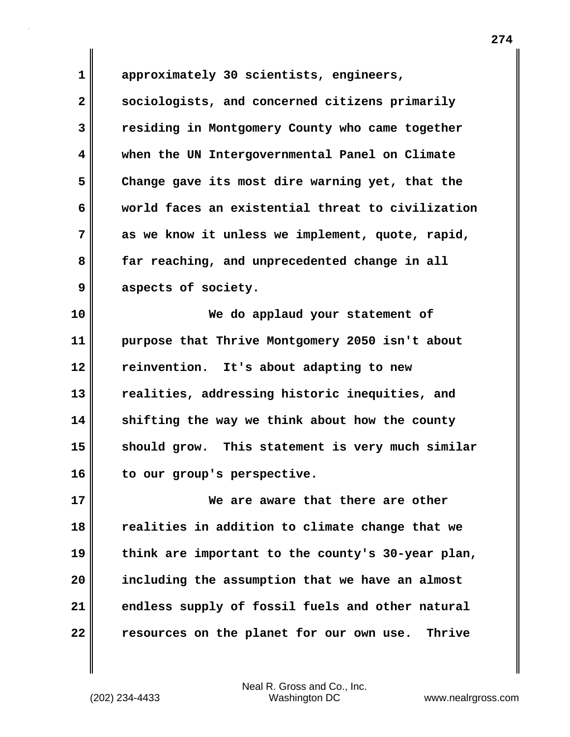approximately 30 scientists, engineers, sociologists, and concerned citizens primarily residing in Montgomery County who came together when the UN Intergovernmental Panel on Climate Change gave its most dire warning yet, that the world faces an existential threat to civilization as we know it unless we implement, quote, rapid, far reaching, and unprecedented change in all aspects of society.

We do applaud your statement of purpose that Thrive Montgomery 2050 isn't about reinvention. It's about adapting to new realities, addressing historic inequities, and shifting the way we think about how the county should grow. This statement is very much similar to our group's perspective.

We are aware that there are other realities in addition to climate change that we think are important to the county's 30-year plan, including the assumption that we have an almost endless supply of fossil fuels and other natural resources on the planet for our own use. Thrive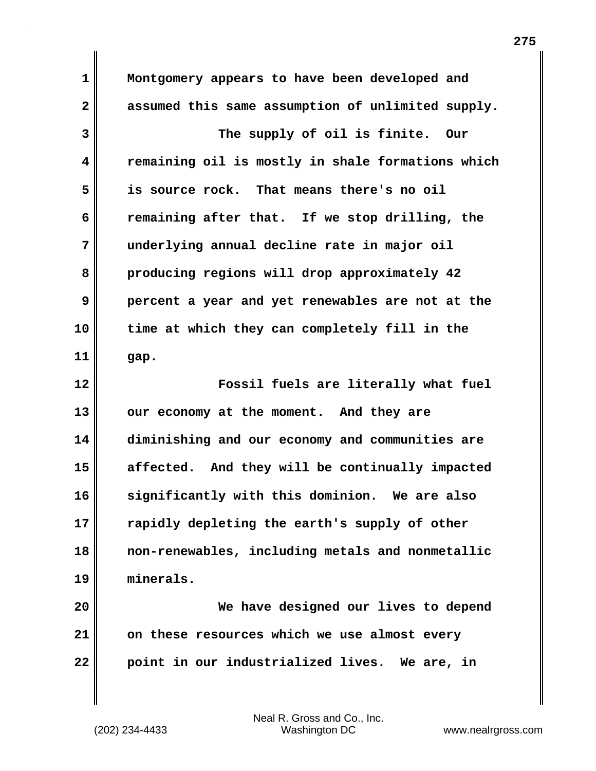Montgomery appears to have been developed and assumed this same assumption of unlimited supply.

The supply of oil is finite. Our remaining oil is mostly in shale formations which is source rock. That means there's no oil remaining after that. If we stop drilling, the underlying annual decline rate in major oil producing regions will drop approximately 42 percent a year and yet renewables are not at the time at which they can completely fill in the gap.

Fossil fuels are literally what fuel our economy at the moment. And they are diminishing and our economy and communities are affected. And they will be continually impacted significantly with this dominion. We are also rapidly depleting the earth's supply of other non-renewables, including metals and nonmetallic minerals.

We have designed our lives to depend on these resources which we use almost every point in our industrialized lives. We are, in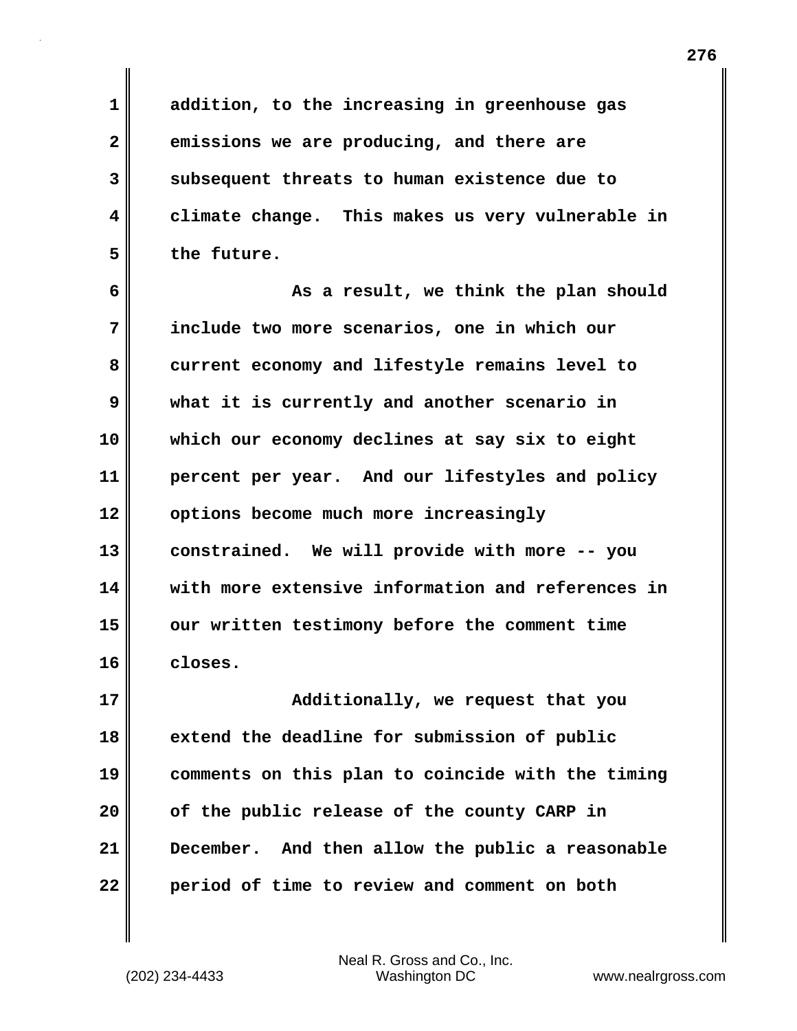addition, to the increasing in greenhouse gas emissions we are producing, and there are subsequent threats to human existence due to climate change. This makes us very vulnerable in the future.

As a result, we think the plan should include two more scenarios, one in which our current economy and lifestyle remains level to what it is currently and another scenario in which our economy declines at say six to eight percent per year. And our lifestyles and policy options become much more increasingly constrained. We will provide with more -- you with more extensive information and references in our written testimony before the comment time closes.

Additionally, we request that you extend the deadline for submission of public comments on this plan to coincide with the timing of the public release of the county CARP in December. And then allow the public a reasonable period of time to review and comment on both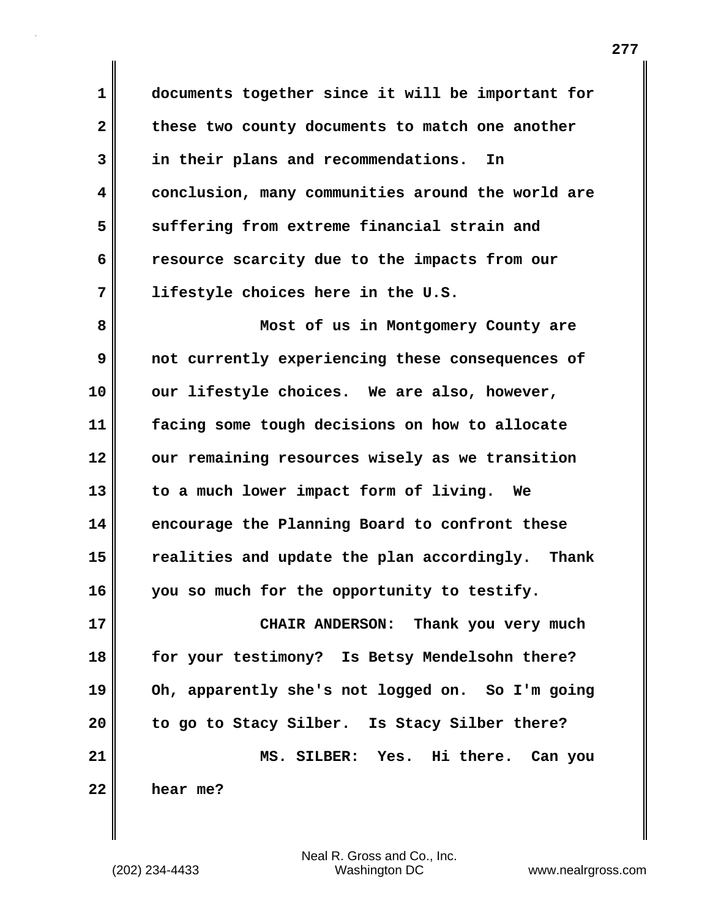documents together since it will be important for these two county documents to match one another in their plans and recommendations. In conclusion, many communities around the world are suffering from extreme financial strain and resource scarcity due to the impacts from our lifestyle choices here in the U.S.

Most of us in Montgomery County are not currently experiencing these consequences of our lifestyle choices. We are also, however, facing some tough decisions on how to allocate our remaining resources wisely as we transition to a much lower impact form of living. We encourage the Planning Board to confront these realities and update the plan accordingly. Thank you so much for the opportunity to testify.

**CHAIR ANDERSON:** Thank you very much for your testimony? Is Betsy Mendelsohn there? Oh, apparently she's not logged on. So I'm going to go to Stacy Silber. Is Stacy Silber there?

**MS. SILBER:** Yes. Hi there. Can you hear me?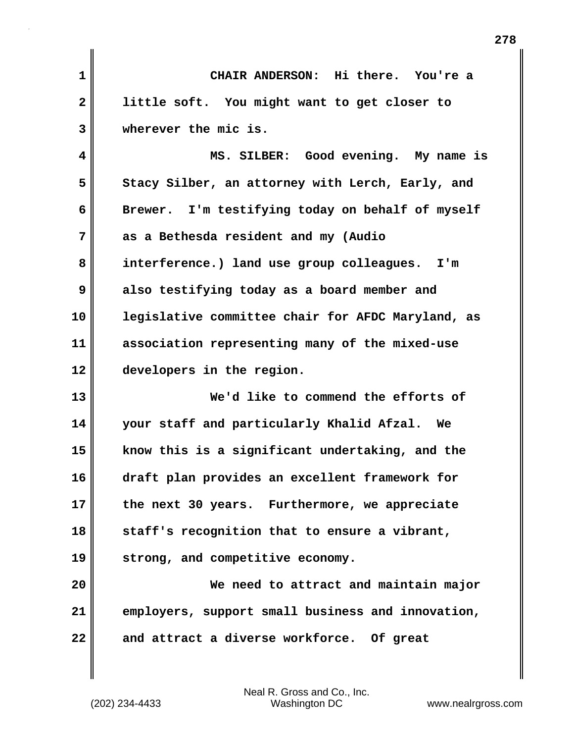CHAIR ANDERSON: Hi there. You're a little soft. You might want to get closer to wherever the mic is.

MS. SILBER: Good evening. My name is Stacy Silber, an attorney with Lerch, Early, and Brewer. I'm testifying today on behalf of myself as a Bethesda resident and my (Audio interference.) land use group colleagues. I'm also testifying today as a board member and legislative committee chair for AFDC Maryland, as association representing many of the mixed-use developers in the region.

We'd like to commend the efforts of your staff and particularly Khalid Afzal. We know this is a significant undertaking, and the draft plan provides an excellent framework for the next 30 years. Furthermore, we appreciate staff's recognition that to ensure a vibrant, strong, and competitive economy.

We need to attract and maintain major employers, support small business and innovation, and attract a diverse workforce. Of great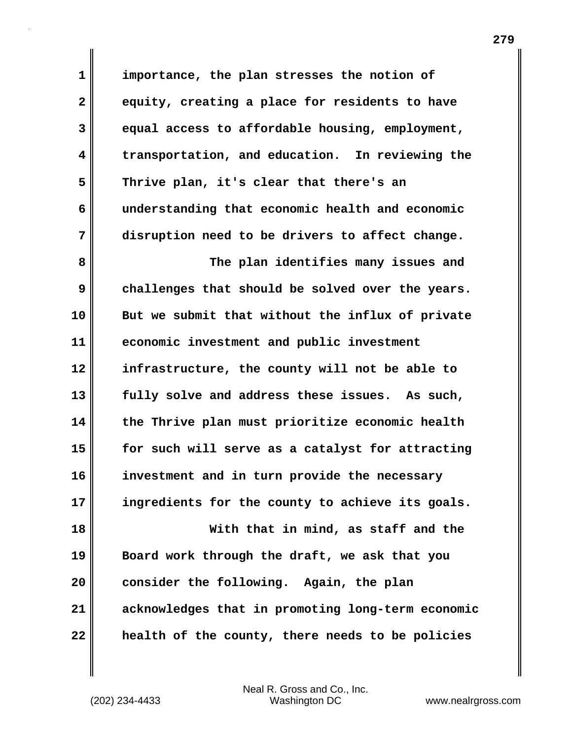importance, the plan stresses the notion of equity, creating a place for residents to have equal access to affordable housing, employment, transportation, and education. In reviewing the Thrive plan, it's clear that there's an understanding that economic health and economic disruption need to be drivers to affect change.

The plan identifies many issues and challenges that should be solved over the years. But we submit that without the influx of private economic investment and public investment infrastructure, the county will not be able to fully solve and address these issues. As such, the Thrive plan must prioritize economic health for such will serve as a catalyst for attracting investment and in turn provide the necessary ingredients for the county to achieve its goals.

With that in mind, as staff and the Board work through the draft, we ask that you consider the following. Again, the plan acknowledges that in promoting long-term economic health of the county, there needs to be policies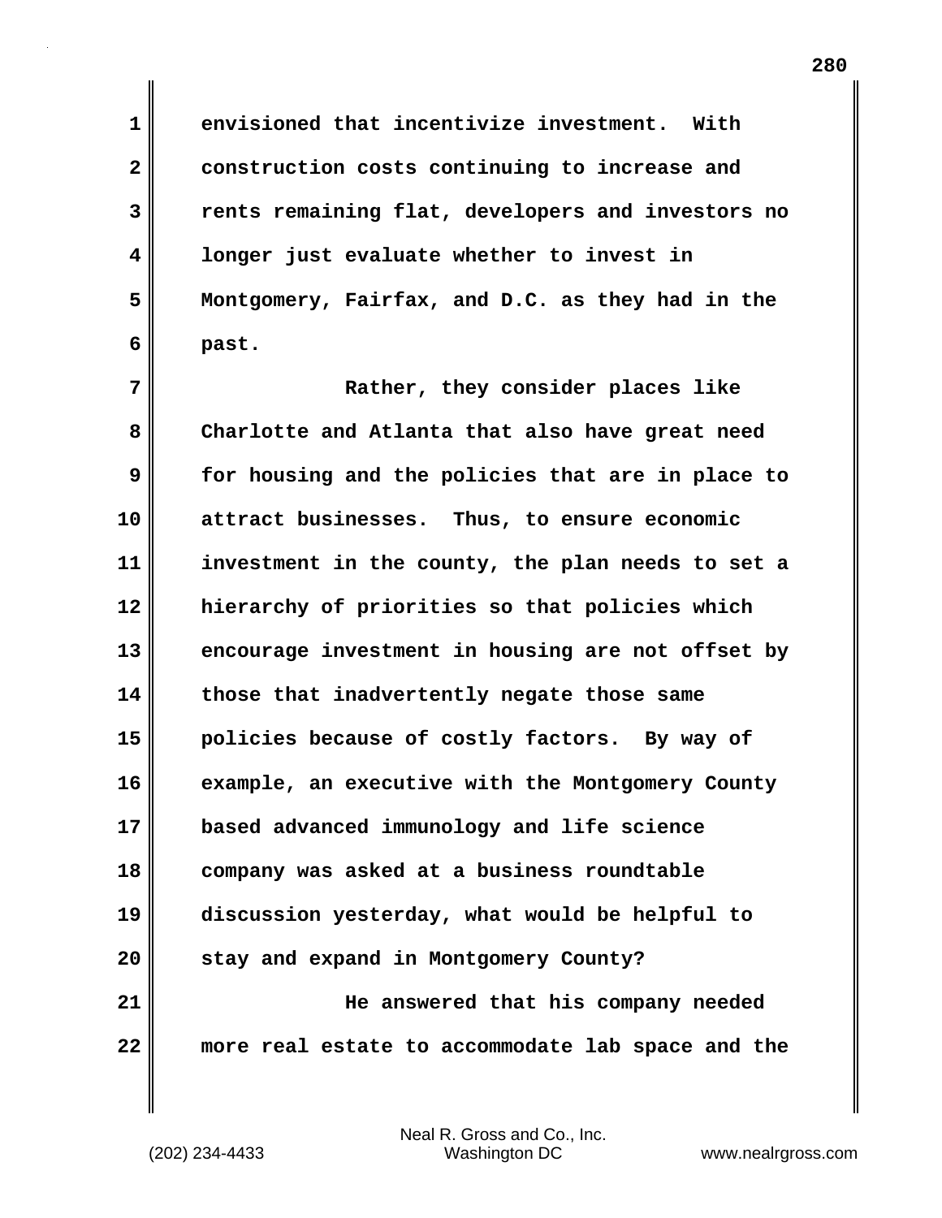envisioned that incentivize investment. With construction costs continuing to increase and rents remaining flat, developers and investors no longer just evaluate whether to invest in Montgomery, Fairfax, and D.C. as they had in the past.

Rather, they consider places like Charlotte and Atlanta that also have great need for housing and the policies that are in place to attract businesses. Thus, to ensure economic investment in the county, the plan needs to set a hierarchy of priorities so that policies which encourage investment in housing are not offset by those that inadvertently negate those same policies because of costly factors. By way of example, an executive with the Montgomery County based advanced immunology and life science company was asked at a business roundtable discussion yesterday, what would be helpful to stay and expand in Montgomery County?

He answered that his company needed more real estate to accommodate lab space and the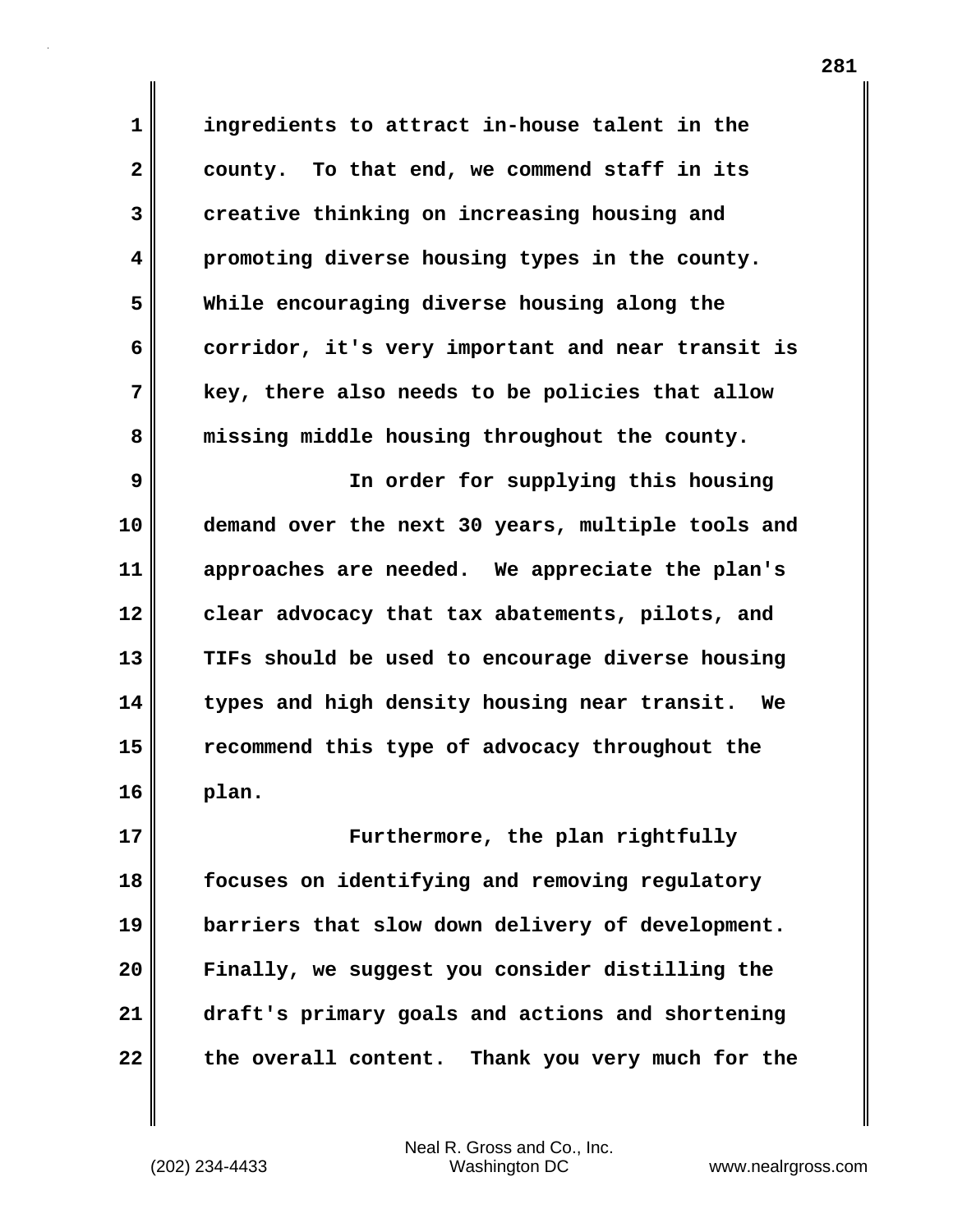ingredients to attract in-house talent in the county. To that end, we commend staff in its creative thinking on increasing housing and promoting diverse housing types in the county. While encouraging diverse housing along the corridor, it's very important and near transit is key, there also needs to be policies that allow missing middle housing throughout the county.

In order for supplying this housing demand over the next 30 years, multiple tools and approaches are needed. We appreciate the plan's clear advocacy that tax abatements, pilots, and TIFs should be used to encourage diverse housing types and high density housing near transit. We recommend this type of advocacy throughout the plan.

Furthermore, the plan rightfully focuses on identifying and removing regulatory barriers that slow down delivery of development. Finally, we suggest you consider distilling the draft's primary goals and actions and shortening the overall content. Thank you very much for the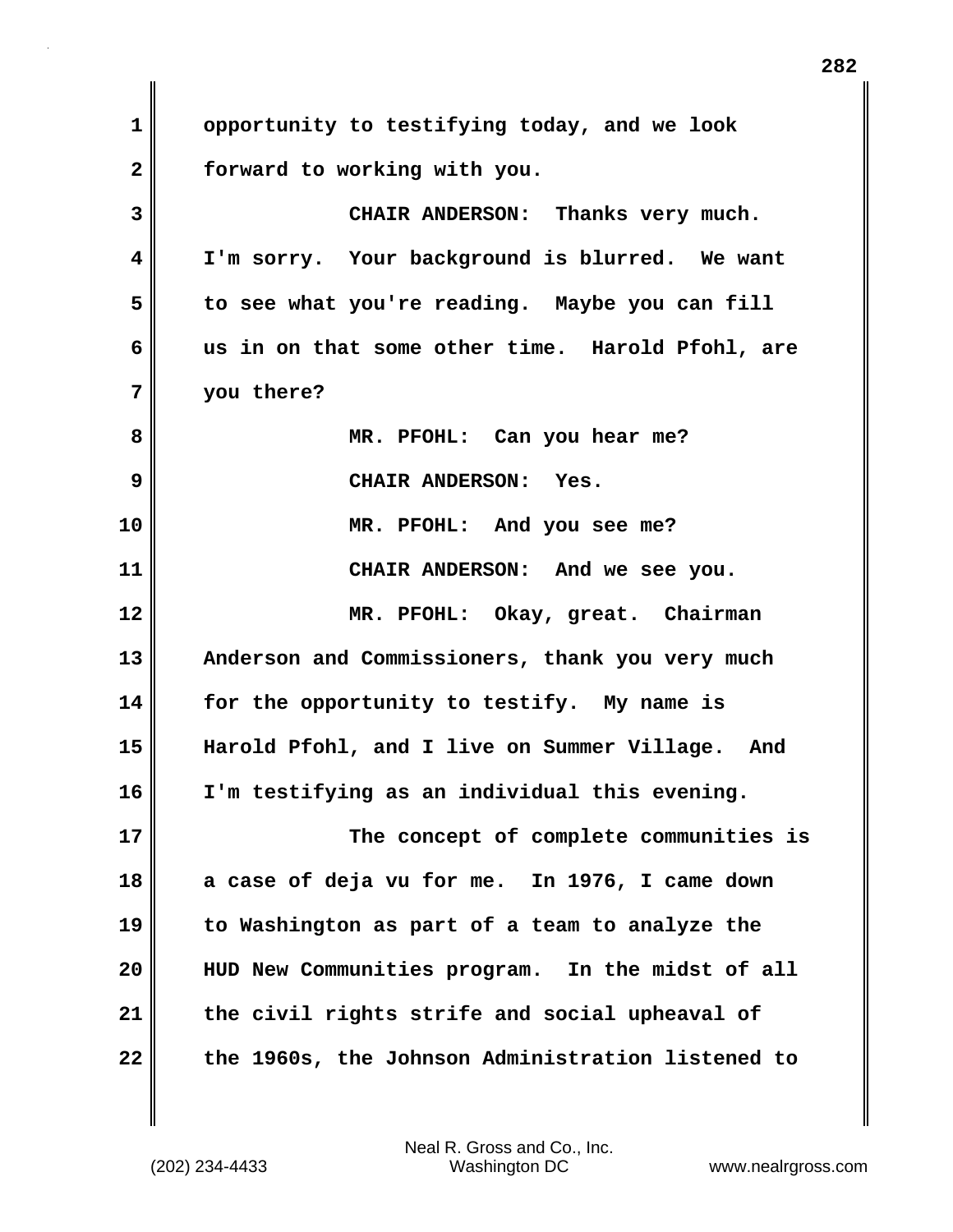opportunity to testifying today, and we look forward to working with you.

CHAIR ANDERSON: Thanks very much. I'm sorry. Your background is blurred. We want to see what you're reading. Maybe you can fill us in on that some other time. Harold Pfohl, are you there?

MR. PFOHL: Can you hear me?

CHAIR ANDERSON: Yes.

MR. PFOHL: And you see me?

CHAIR ANDERSON: And we see you.

MR. PFOHL: Okay, great. Chairman Anderson and Commissioners, thank you very much for the opportunity to testify. My name is Harold Pfohl, and I live on Summer Village. And I'm testifying as an individual this evening.

The concept of complete communities is a case of deja vu for me. In 1976, I came down to Washington as part of a team to analyze the HUD New Communities program. In the midst of all the civil rights strife and social upheaval of the 1960s, the Johnson Administration listened to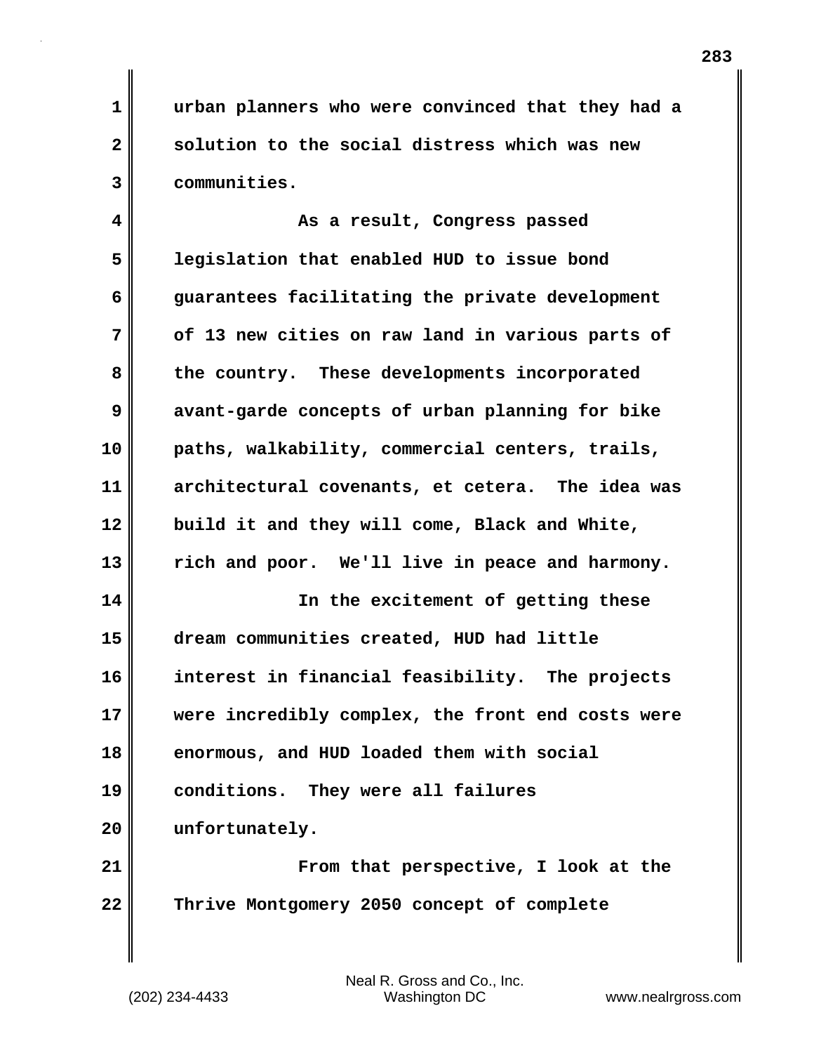urban planners who were convinced that they had a solution to the social distress which was new communities.

As a result, Congress passed legislation that enabled HUD to issue bond guarantees facilitating the private development of 13 new cities on raw land in various parts of the country. These developments incorporated avant-garde concepts of urban planning for bike paths, walkability, commercial centers, trails, architectural covenants, et cetera. The idea was build it and they will come, Black and White, rich and poor. We'll live in peace and harmony.

In the excitement of getting these dream communities created, HUD had little interest in financial feasibility. The projects were incredibly complex, the front end costs were enormous, and HUD loaded them with social conditions. They were all failures unfortunately.

From that perspective, I look at the Thrive Montgomery 2050 concept of complete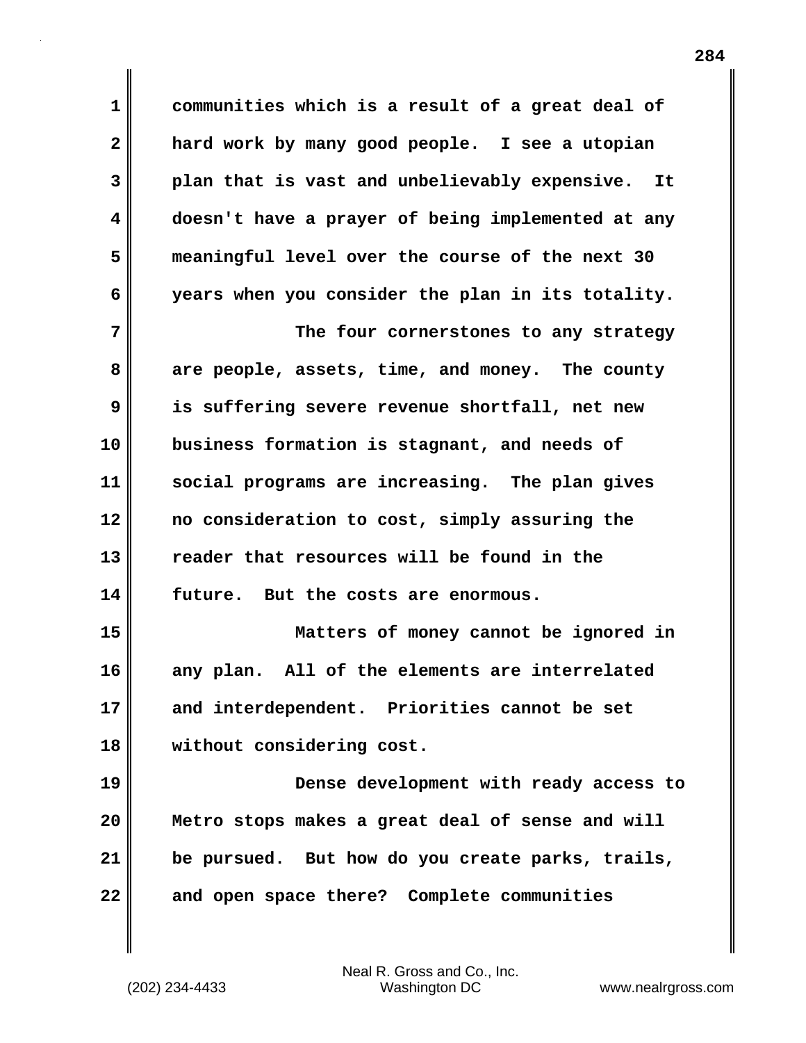communities which is a result of a great deal of hard work by many good people. I see a utopian plan that is vast and unbelievably expensive. It doesn't have a prayer of being implemented at any meaningful level over the course of the next 30 years when you consider the plan in its totality.

The four cornerstones to any strategy are people, assets, time, and money. The county is suffering severe revenue shortfall, net new business formation is stagnant, and needs of social programs are increasing. The plan gives no consideration to cost, simply assuring the reader that resources will be found in the future. But the costs are enormous.

Matters of money cannot be ignored in any plan. All of the elements are interrelated and interdependent. Priorities cannot be set without considering cost.

Dense development with ready access to Metro stops makes a great deal of sense and will be pursued. But how do you create parks, trails, and open space there? Complete communities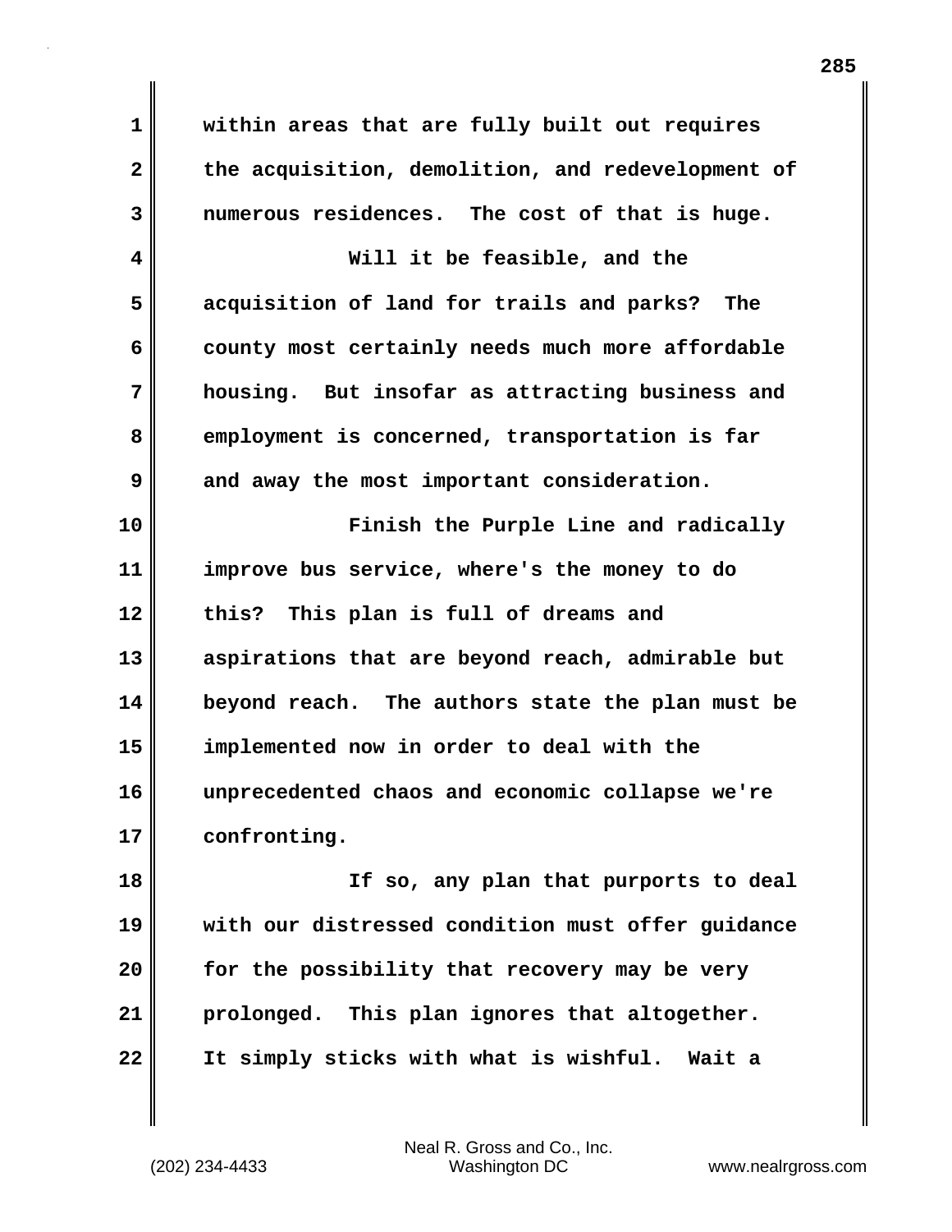within areas that are fully built out requires the acquisition, demolition, and redevelopment of numerous residences. The cost of that is huge.

Will it be feasible, and the acquisition of land for trails and parks? The county most certainly needs much more affordable housing. But insofar as attracting business and employment is concerned, transportation is far and away the most important consideration.

Finish the Purple Line and radically improve bus service, where's the money to do this? This plan is full of dreams and aspirations that are beyond reach, admirable but beyond reach. The authors state the plan must be implemented now in order to deal with the unprecedented chaos and economic collapse we're confronting.

If so, any plan that purports to deal with our distressed condition must offer guidance for the possibility that recovery may be very prolonged. This plan ignores that altogether. It simply sticks with what is wishful. Wait a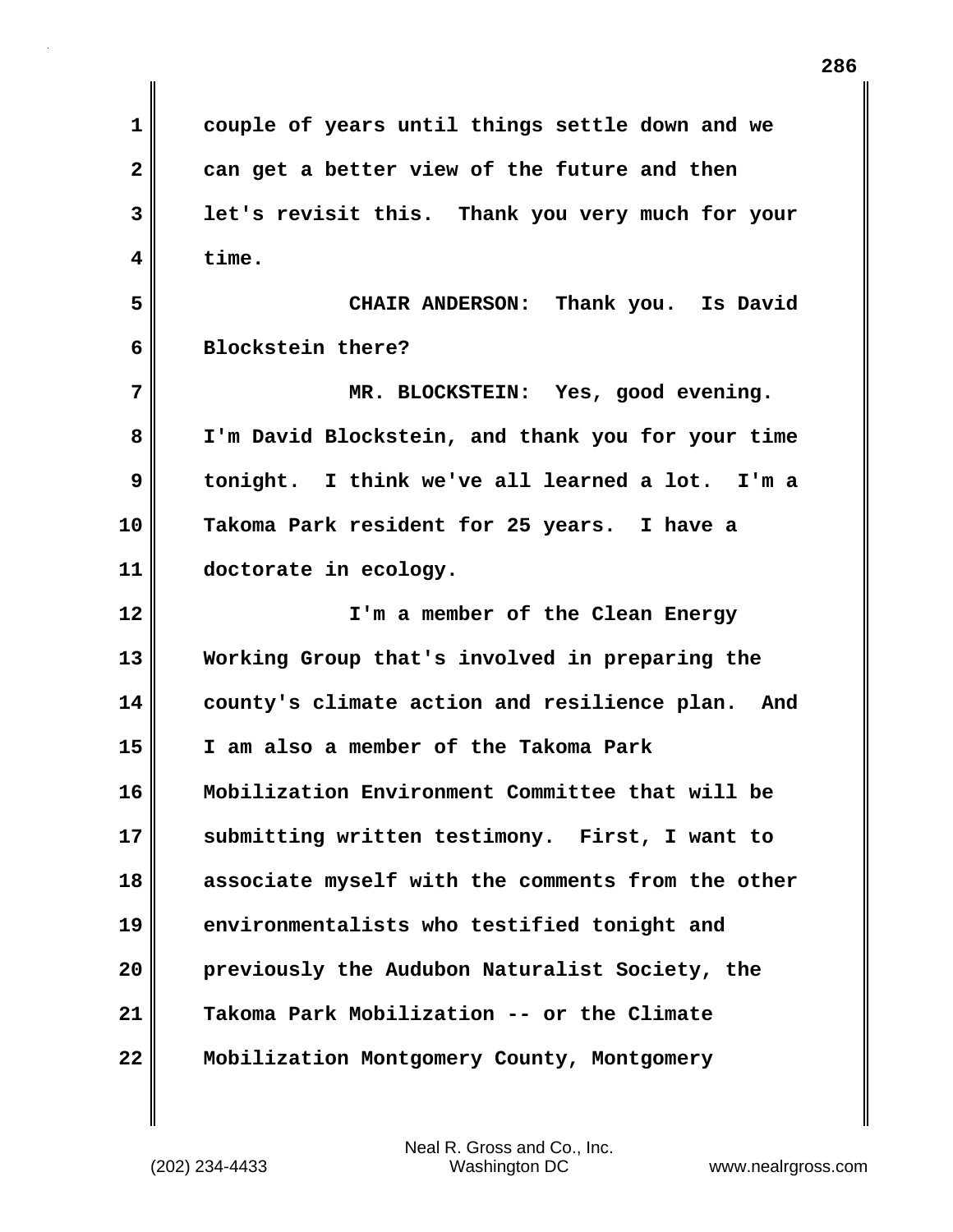couple of years until things settle down and we can get a better view of the future and then let's revisit this. Thank you very much for your time.

**CHAIR ANDERSON:** Thank you. Is David Blockstein there?

**MR. BLOCKSTEIN:** Yes, good evening. I'm David Blockstein, and thank you for your time tonight. I think we've all learned a lot. I'm a Takoma Park resident for 25 years. I have a doctorate in ecology.

I'm a member of the Clean Energy Working Group that's involved in preparing the county's climate action and resilience plan. And I am also a member of the Takoma Park Mobilization Environment Committee that will be submitting written testimony. First, I want to associate myself with the comments from the other environmentalists who testified tonight and previously the Audubon Naturalist Society, the Takoma Park Mobilization -- or the Climate Mobilization Montgomery County, Montgomery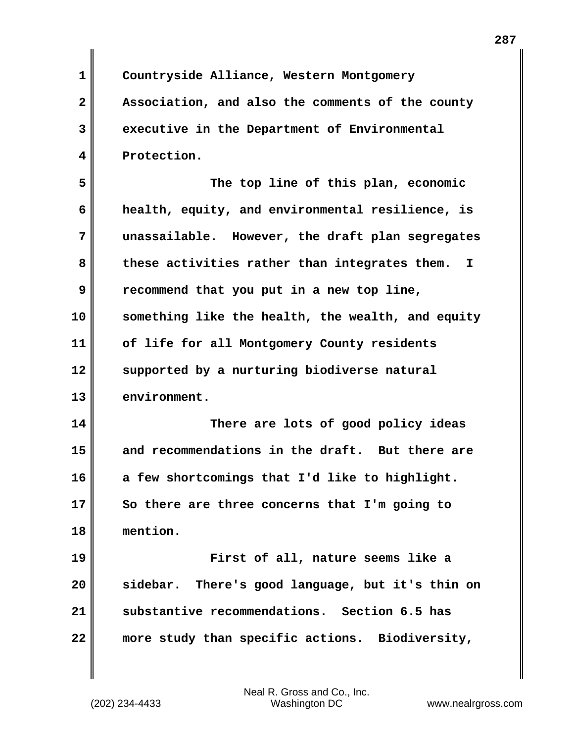Countryside Alliance, Western Montgomery Association, and also the comments of the county executive in the Department of Environmental Protection.

The top line of this plan, economic health, equity, and environmental resilience, is unassailable. However, the draft plan segregates these activities rather than integrates them. I recommend that you put in a new top line, something like the health, the wealth, and equity of life for all Montgomery County residents supported by a nurturing biodiverse natural environment.

There are lots of good policy ideas and recommendations in the draft. But there are a few shortcomings that I'd like to highlight. So there are three concerns that I'm going to mention.

First of all, nature seems like a sidebar. There's good language, but it's thin on substantive recommendations. Section 6.5 has more study than specific actions. Biodiversity,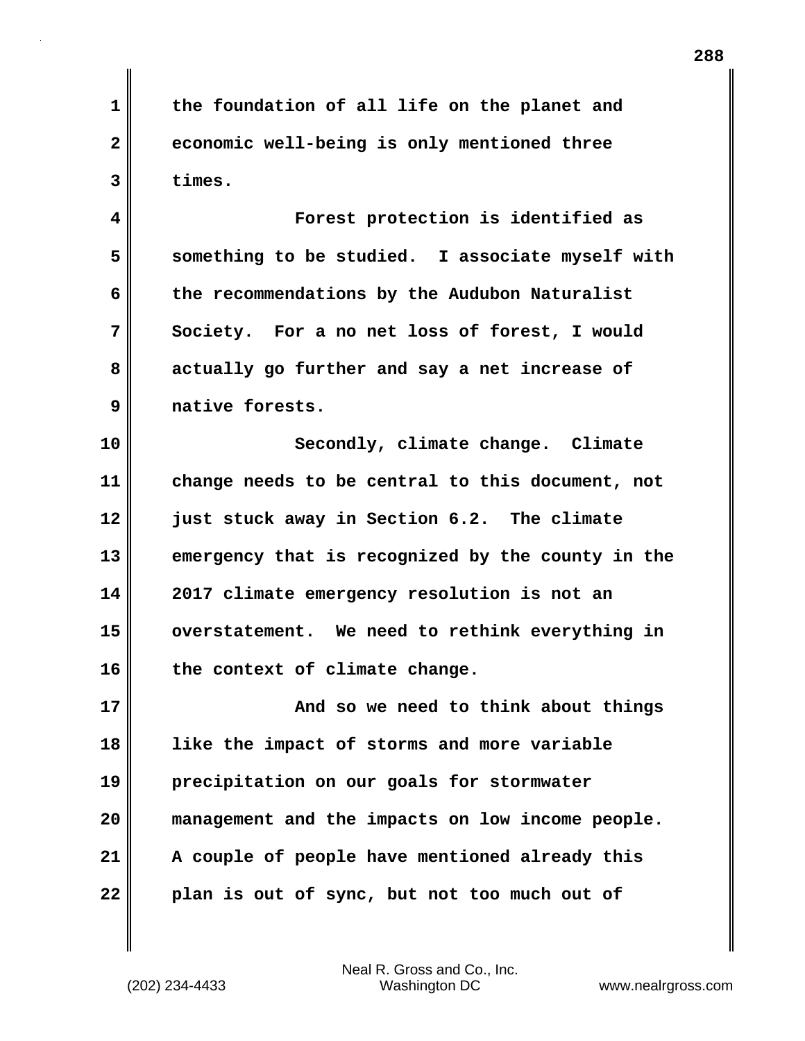the foundation of all life on the planet and economic well-being is only mentioned three times.

Forest protection is identified as something to be studied. I associate myself with the recommendations by the Audubon Naturalist Society. For a no net loss of forest, I would actually go further and say a net increase of native forests.

Secondly, climate change. Climate change needs to be central to this document, not just stuck away in Section 6.2. The climate emergency that is recognized by the county in the 2017 climate emergency resolution is not an overstatement. We need to rethink everything in the context of climate change.

And so we need to think about things like the impact of storms and more variable precipitation on our goals for stormwater management and the impacts on low income people. A couple of people have mentioned already this plan is out of sync, but not too much out of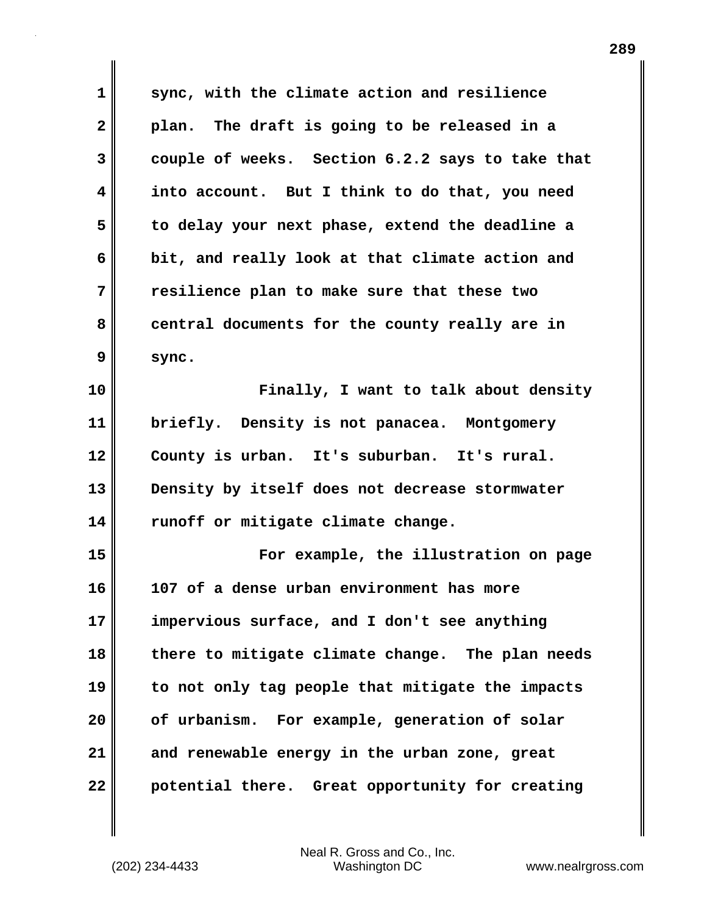sync, with the climate action and resilience plan. The draft is going to be released in a couple of weeks. Section 6.2.2 says to take that into account. But I think to do that, you need to delay your next phase, extend the deadline a bit, and really look at that climate action and resilience plan to make sure that these two central documents for the county really are in sync.

Finally, I want to talk about density briefly. Density is not panacea. Montgomery County is urban. It's suburban. It's rural. Density by itself does not decrease stormwater runoff or mitigate climate change.

For example, the illustration on page 107 of a dense urban environment has more impervious surface, and I don't see anything there to mitigate climate change. The plan needs to not only tag people that mitigate the impacts of urbanism. For example, generation of solar and renewable energy in the urban zone, great potential there. Great opportunity for creating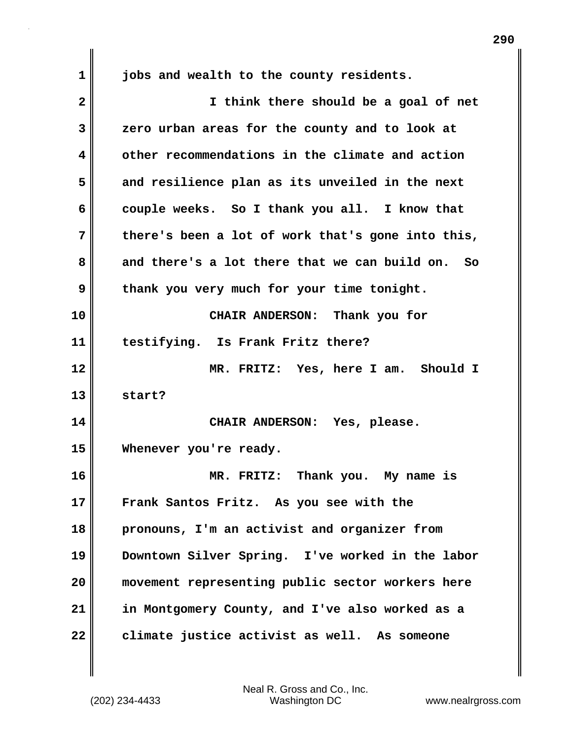jobs and wealth to the county residents.

I think there should be a goal of net zero urban areas for the county and to look at other recommendations in the climate and action and resilience plan as its unveiled in the next couple weeks. So I thank you all. I know that there's been a lot of work that's gone into this, and there's a lot there that we can build on. So thank you very much for your time tonight.

CHAIR ANDERSON: Thank you for testifying. Is Frank Fritz there?

MR. FRITZ: Yes, here I am. Should I start?

CHAIR ANDERSON: Yes, please. Whenever you're ready.

MR. FRITZ: Thank you. My name is Frank Santos Fritz. As you see with the pronouns, I'm an activist and organizer from Downtown Silver Spring. I've worked in the labor movement representing public sector workers here in Montgomery County, and I've also worked as a climate justice activist as well. As someone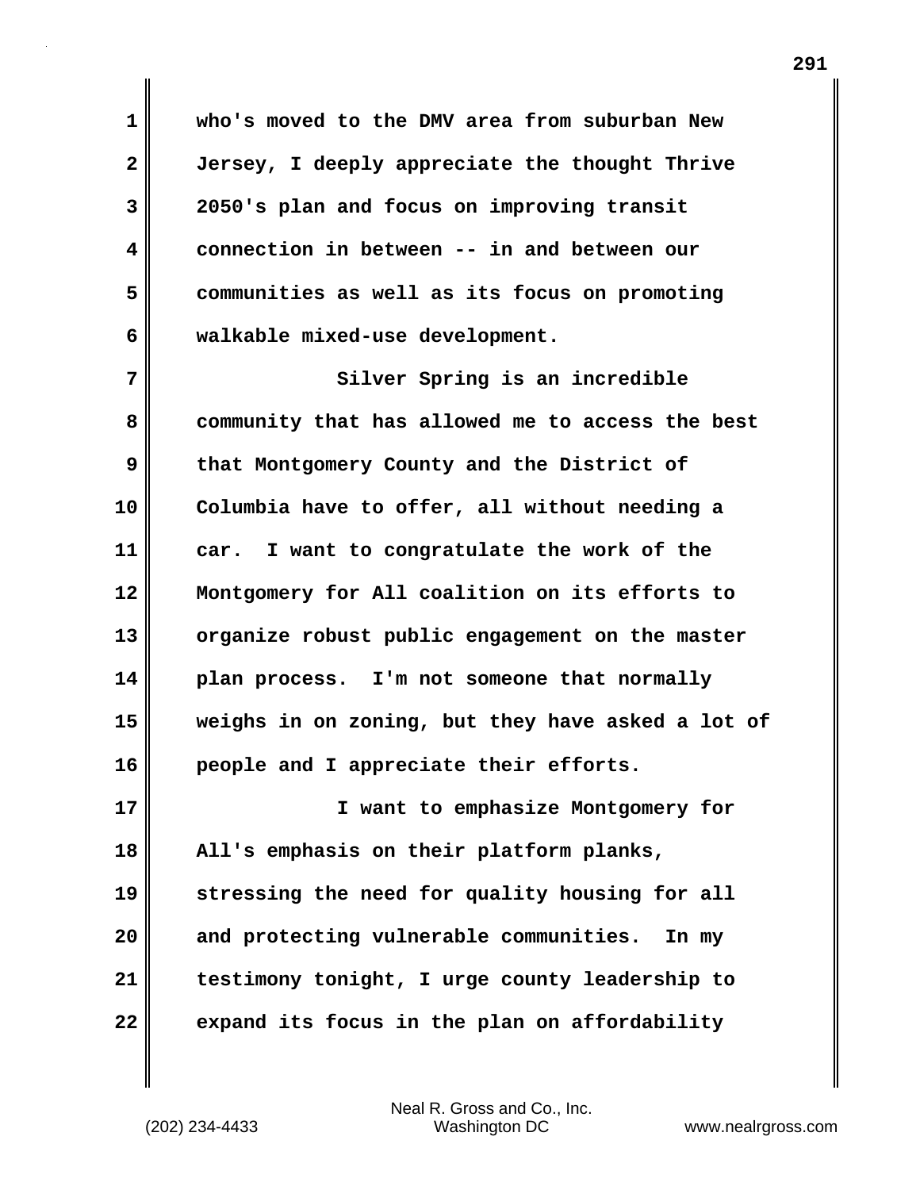who's moved to the DMV area from suburban New Jersey, I deeply appreciate the thought Thrive 2050's plan and focus on improving transit connection in between -- in and between our communities as well as its focus on promoting walkable mixed-use development.

Silver Spring is an incredible community that has allowed me to access the best that Montgomery County and the District of Columbia have to offer, all without needing a car. I want to congratulate the work of the Montgomery for All coalition on its efforts to organize robust public engagement on the master plan process. I'm not someone that normally weighs in on zoning, but they have asked a lot of people and I appreciate their efforts.

I want to emphasize Montgomery for All's emphasis on their platform planks, stressing the need for quality housing for all and protecting vulnerable communities. In my testimony tonight, I urge county leadership to expand its focus in the plan on affordability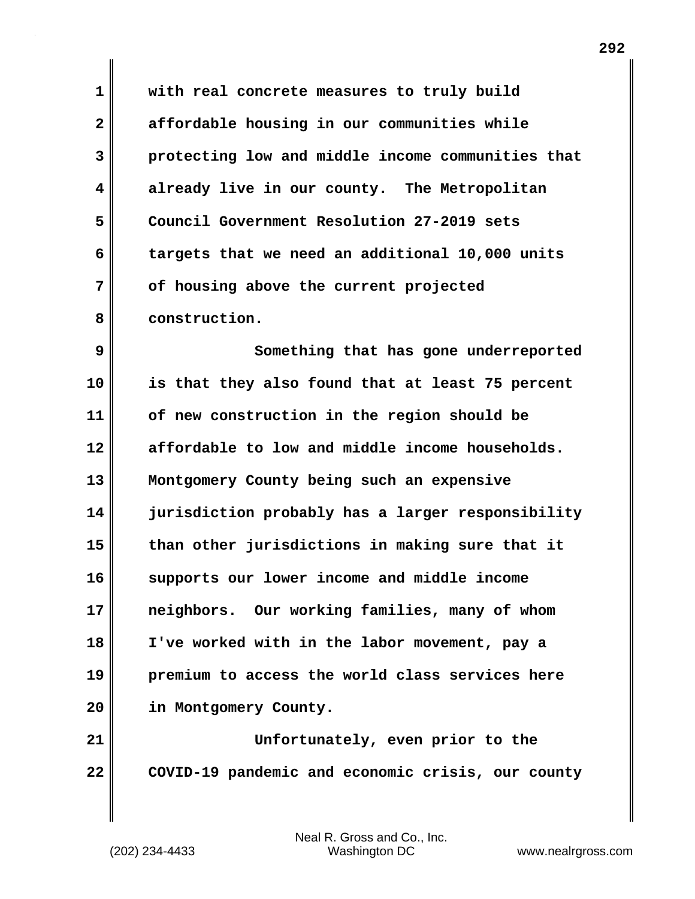with real concrete measures to truly build affordable housing in our communities while protecting low and middle income communities that already live in our county. The Metropolitan Council Government Resolution 27-2019 sets targets that we need an additional 10,000 units of housing above the current projected construction.

Something that has gone underreported is that they also found that at least 75 percent of new construction in the region should be affordable to low and middle income households. Montgomery County being such an expensive jurisdiction probably has a larger responsibility than other jurisdictions in making sure that it supports our lower income and middle income neighbors. Our working families, many of whom I've worked with in the labor movement, pay a premium to access the world class services here in Montgomery County.

Unfortunately, even prior to the COVID-19 pandemic and economic crisis, our county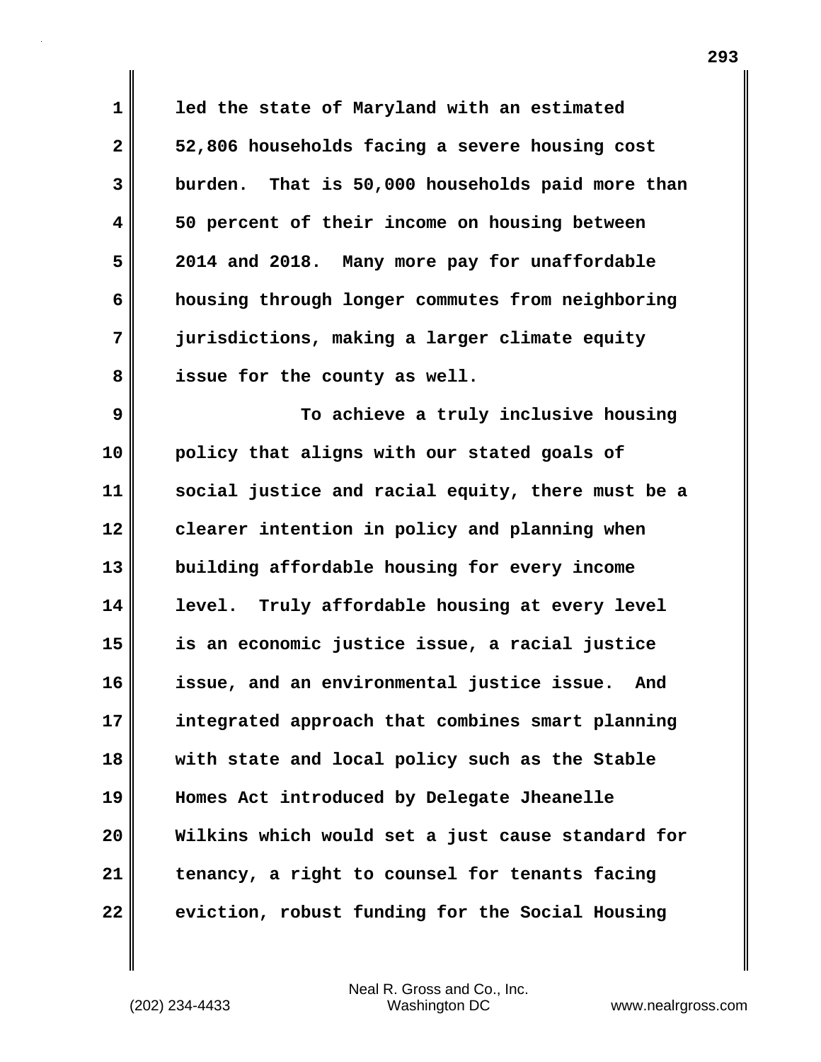led the state of Maryland with an estimated 52,806 households facing a severe housing cost burden. That is 50,000 households paid more than 50 percent of their income on housing between 2014 and 2018. Many more pay for unaffordable housing through longer commutes from neighboring jurisdictions, making a larger climate equity issue for the county as well.

To achieve a truly inclusive housing policy that aligns with our stated goals of social justice and racial equity, there must be a clearer intention in policy and planning when building affordable housing for every income level. Truly affordable housing at every level is an economic justice issue, a racial justice issue, and an environmental justice issue. And integrated approach that combines smart planning with state and local policy such as the Stable Homes Act introduced by Delegate Jheanelle Wilkins which would set a just cause standard for tenancy, a right to counsel for tenants facing eviction, robust funding for the Social Housing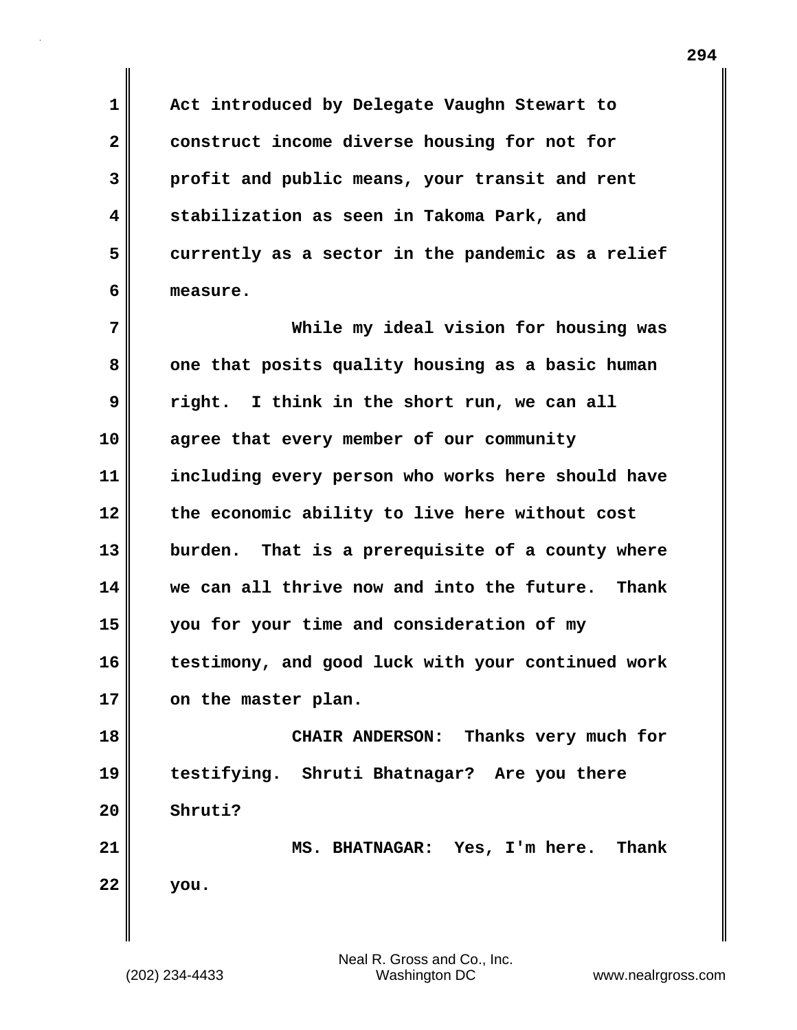Act introduced by Delegate Vaughn Stewart to construct income diverse housing for not for profit and public means, your transit and rent stabilization as seen in Takoma Park, and currently as a sector in the pandemic as a relief measure.

While my ideal vision for housing was one that posits quality housing as a basic human right. I think in the short run, we can all agree that every member of our community including every person who works here should have the economic ability to live here without cost burden. That is a prerequisite of a county where we can all thrive now and into the future. Thank you for your time and consideration of my testimony, and good luck with your continued work on the master plan.

CHAIR ANDERSON: Thanks very much for testifying. Shruti Bhatnagar? Are you there Shruti?

MS. BHATNAGAR: Yes, I'm here. Thank you.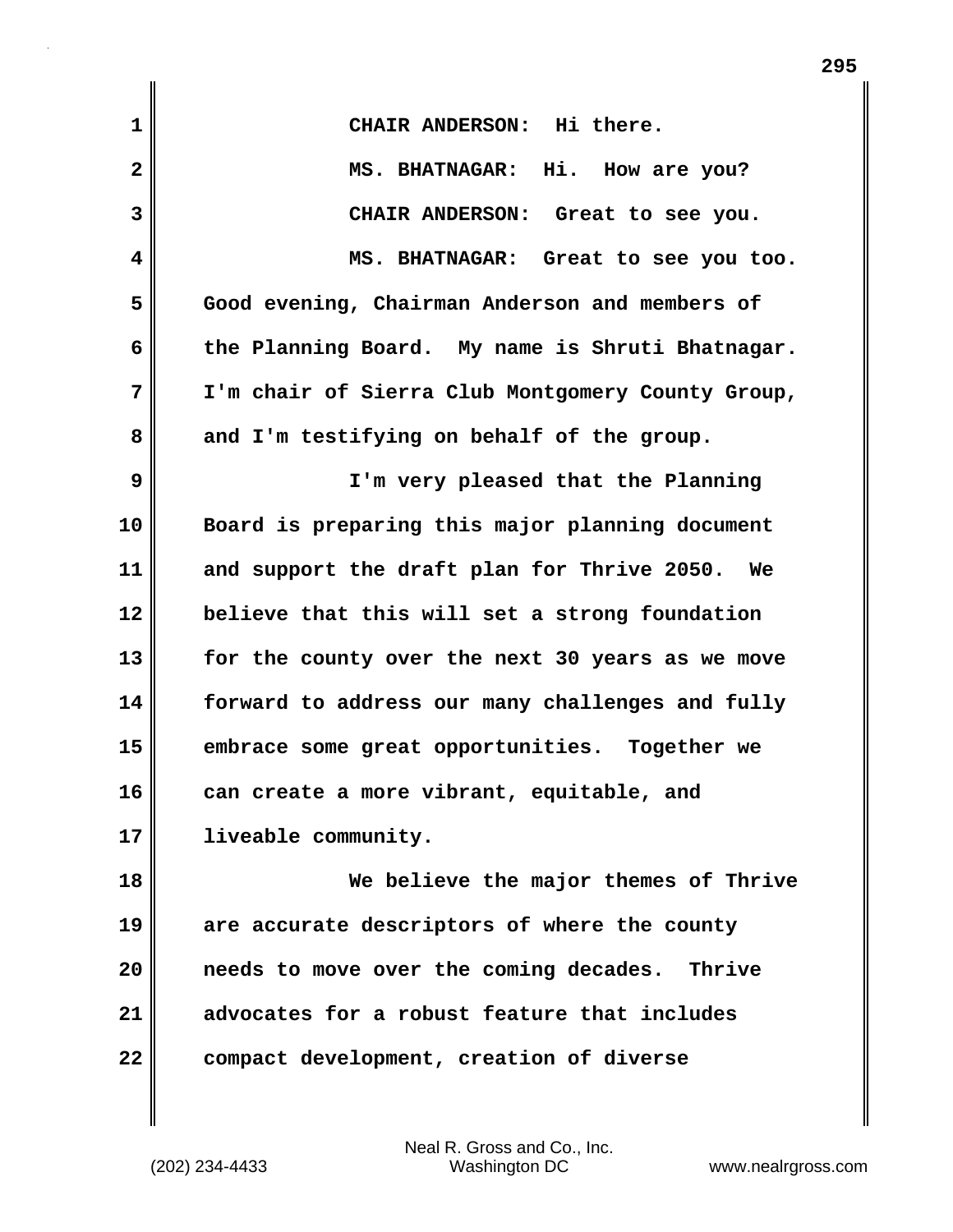CHAIR ANDERSON: Hi there.

MS. BHATNAGAR: Hi. How are you?

CHAIR ANDERSON: Great to see you.

MS. BHATNAGAR: Great to see you too. Good evening, Chairman Anderson and members of the Planning Board. My name is Shruti Bhatnagar. I'm chair of Sierra Club Montgomery County Group, and I'm testifying on behalf of the group.

I'm very pleased that the Planning Board is preparing this major planning document and support the draft plan for Thrive 2050. We believe that this will set a strong foundation for the county over the next 30 years as we move forward to address our many challenges and fully embrace some great opportunities. Together we can create a more vibrant, equitable, and liveable community.

We believe the major themes of Thrive are accurate descriptors of where the county needs to move over the coming decades. Thrive advocates for a robust feature that includes compact development, creation of diverse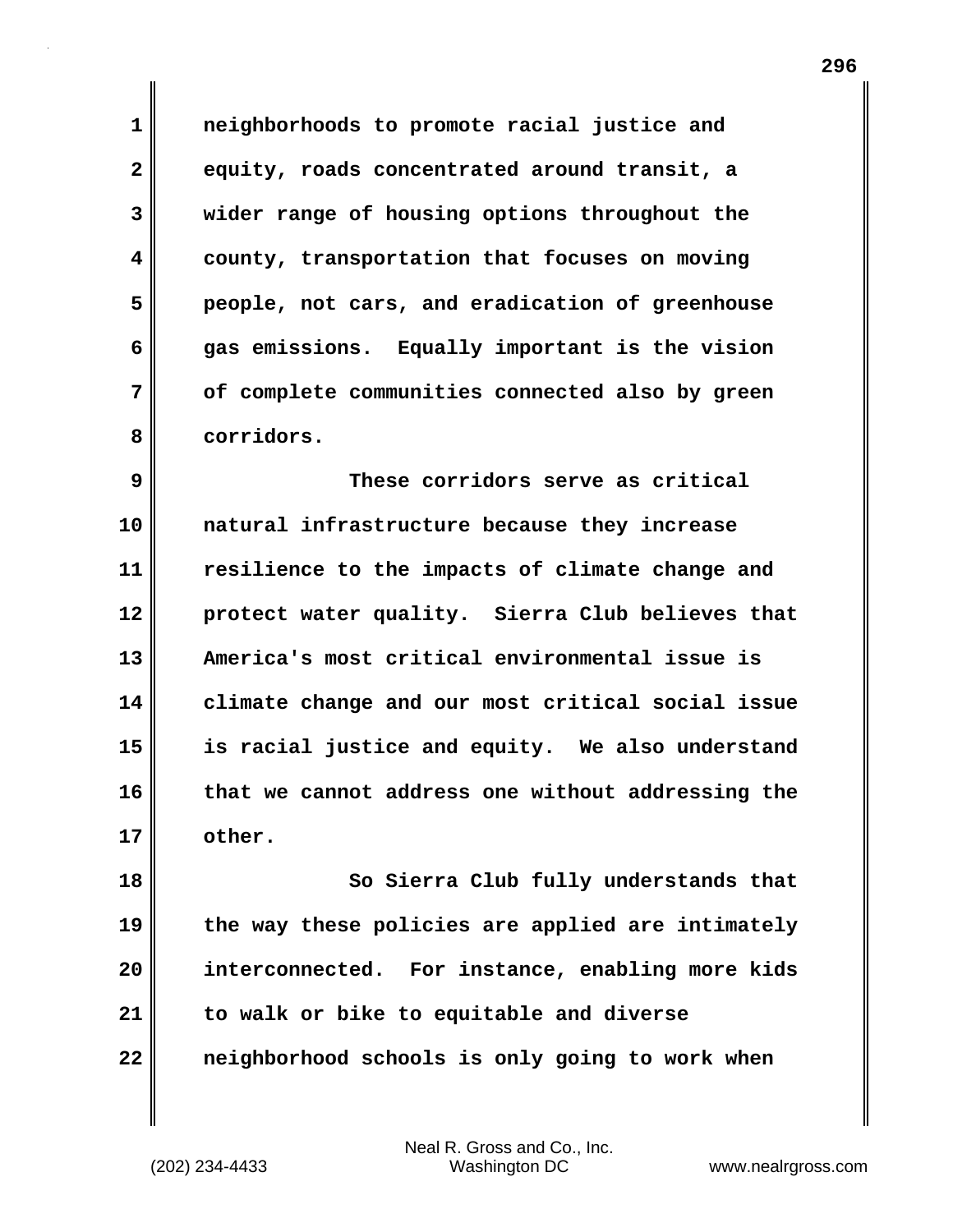neighborhoods to promote racial justice and equity, roads concentrated around transit, a wider range of housing options throughout the county, transportation that focuses on moving people, not cars, and eradication of greenhouse gas emissions. Equally important is the vision of complete communities connected also by green corridors.

These corridors serve as critical natural infrastructure because they increase resilience to the impacts of climate change and protect water quality. Sierra Club believes that America's most critical environmental issue is climate change and our most critical social issue is racial justice and equity. We also understand that we cannot address one without addressing the other.

So Sierra Club fully understands that the way these policies are applied are intimately interconnected. For instance, enabling more kids to walk or bike to equitable and diverse neighborhood schools is only going to work when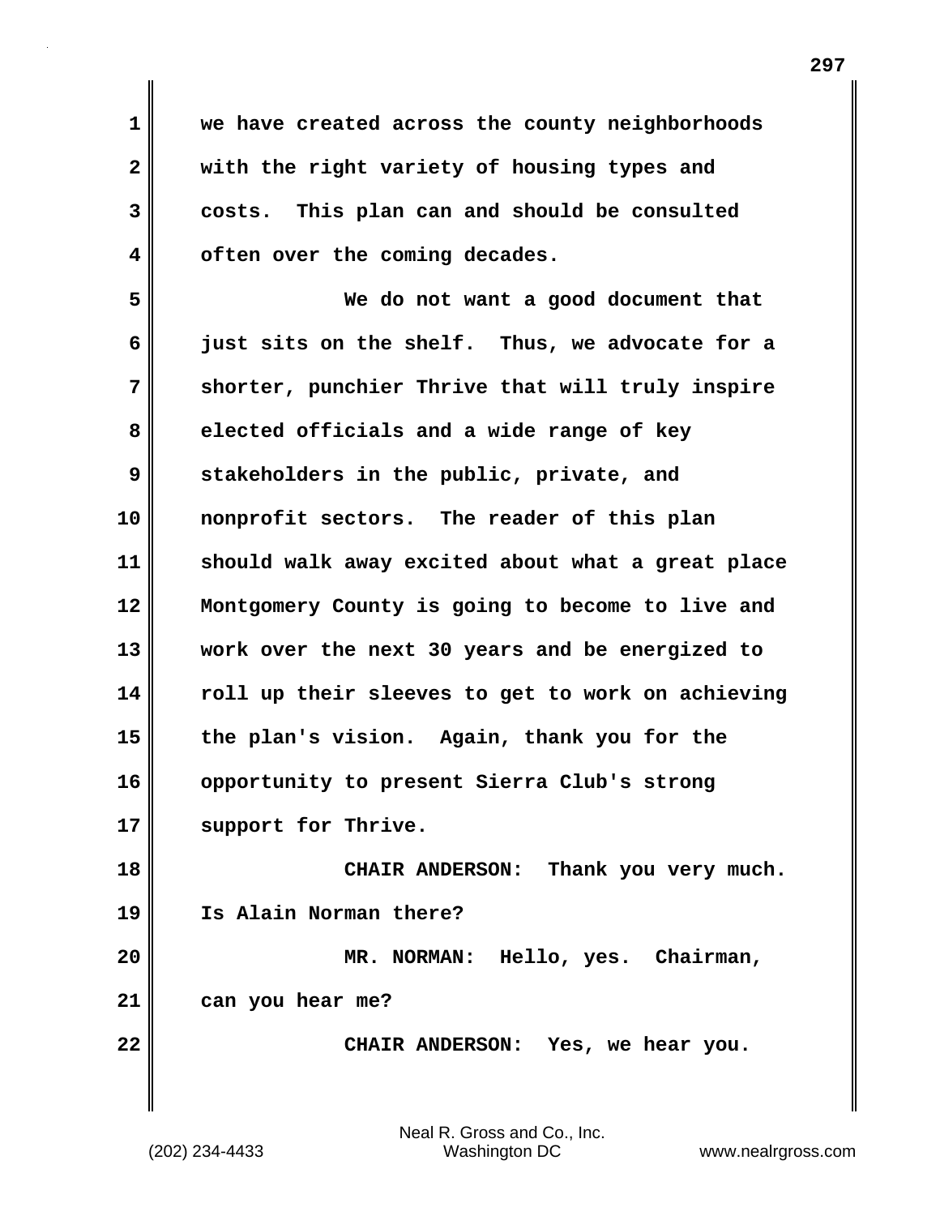we have created across the county neighborhoods with the right variety of housing types and costs. This plan can and should be consulted often over the coming decades.

We do not want a good document that just sits on the shelf. Thus, we advocate for a shorter, punchier Thrive that will truly inspire elected officials and a wide range of key stakeholders in the public, private, and nonprofit sectors. The reader of this plan should walk away excited about what a great place Montgomery County is going to become to live and work over the next 30 years and be energized to roll up their sleeves to get to work on achieving the plan's vision. Again, thank you for the opportunity to present Sierra Club's strong support for Thrive.

CHAIR ANDERSON: Thank you very much. Is Alain Norman there?

MR. NORMAN: Hello, yes. Chairman, can you hear me?

CHAIR ANDERSON: Yes, we hear you.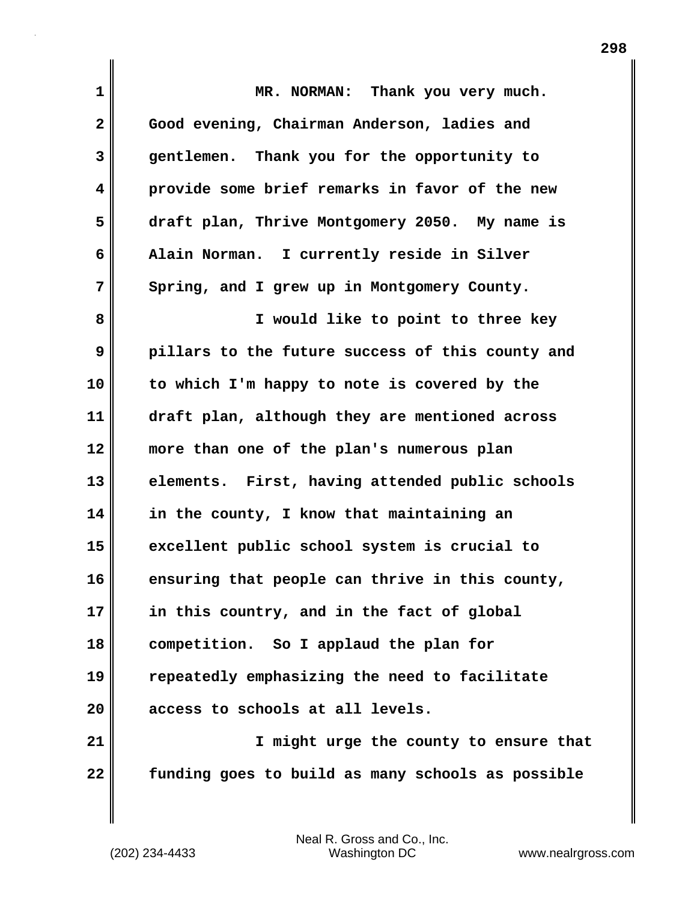MR. NORMAN: Thank you very much. Good evening, Chairman Anderson, ladies and gentlemen. Thank you for the opportunity to provide some brief remarks in favor of the new draft plan, Thrive Montgomery 2050. My name is Alain Norman. I currently reside in Silver Spring, and I grew up in Montgomery County.

I would like to point to three key pillars to the future success of this county and to which I'm happy to note is covered by the draft plan, although they are mentioned across more than one of the plan's numerous plan elements. First, having attended public schools in the county, I know that maintaining an excellent public school system is crucial to ensuring that people can thrive in this county, in this country, and in the fact of global competition. So I applaud the plan for repeatedly emphasizing the need to facilitate access to schools at all levels.

I might urge the county to ensure that funding goes to build as many schools as possible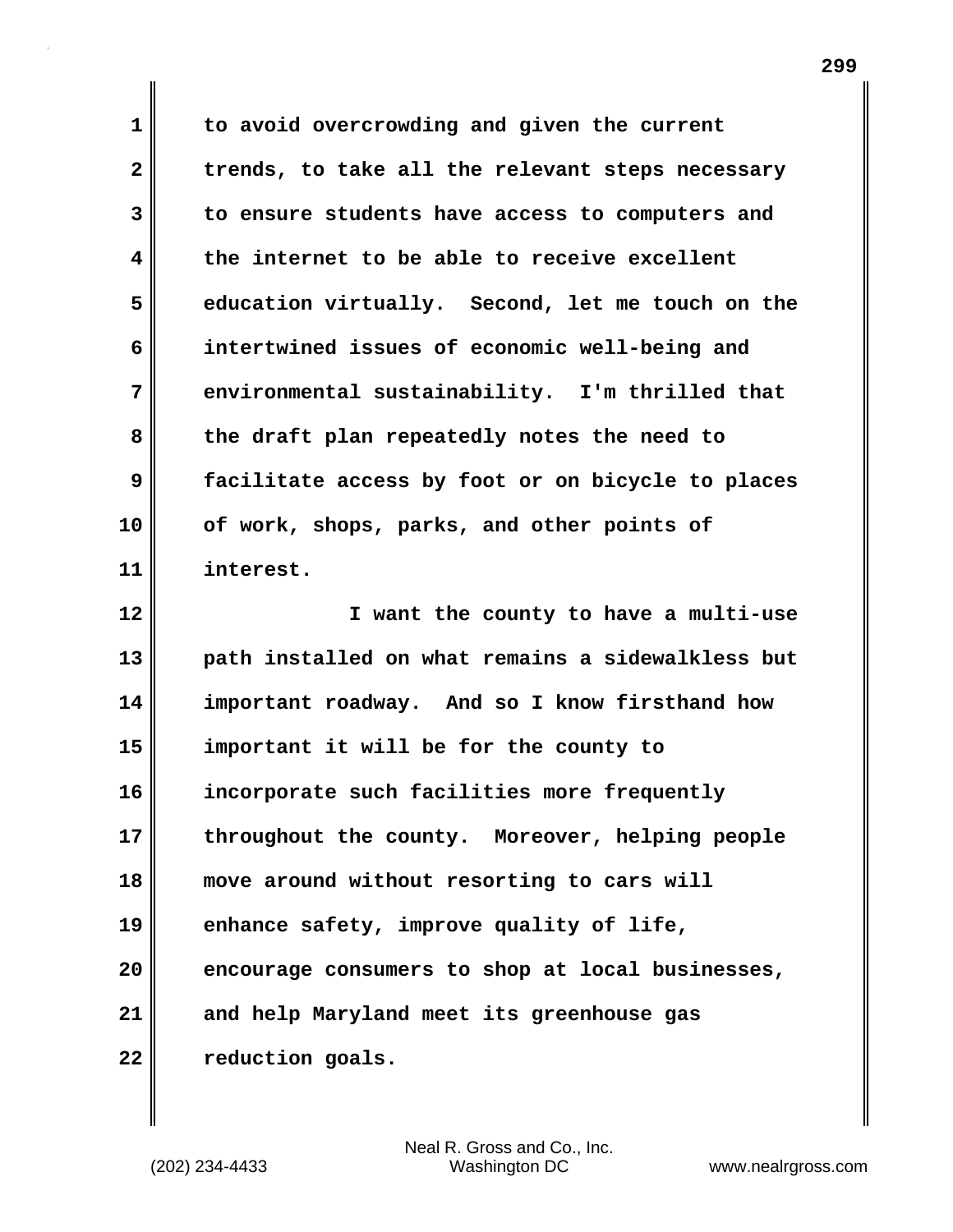to avoid overcrowding and given the current trends, to take all the relevant steps necessary to ensure students have access to computers and the internet to be able to receive excellent education virtually. Second, let me touch on the intertwined issues of economic well-being and environmental sustainability. I'm thrilled that the draft plan repeatedly notes the need to facilitate access by foot or on bicycle to places of work, shops, parks, and other points of interest.

I want the county to have a multi-use path installed on what remains a sidewalkless but important roadway. And so I know firsthand how important it will be for the county to incorporate such facilities more frequently throughout the county. Moreover, helping people move around without resorting to cars will enhance safety, improve quality of life, encourage consumers to shop at local businesses, and help Maryland meet its greenhouse gas reduction goals.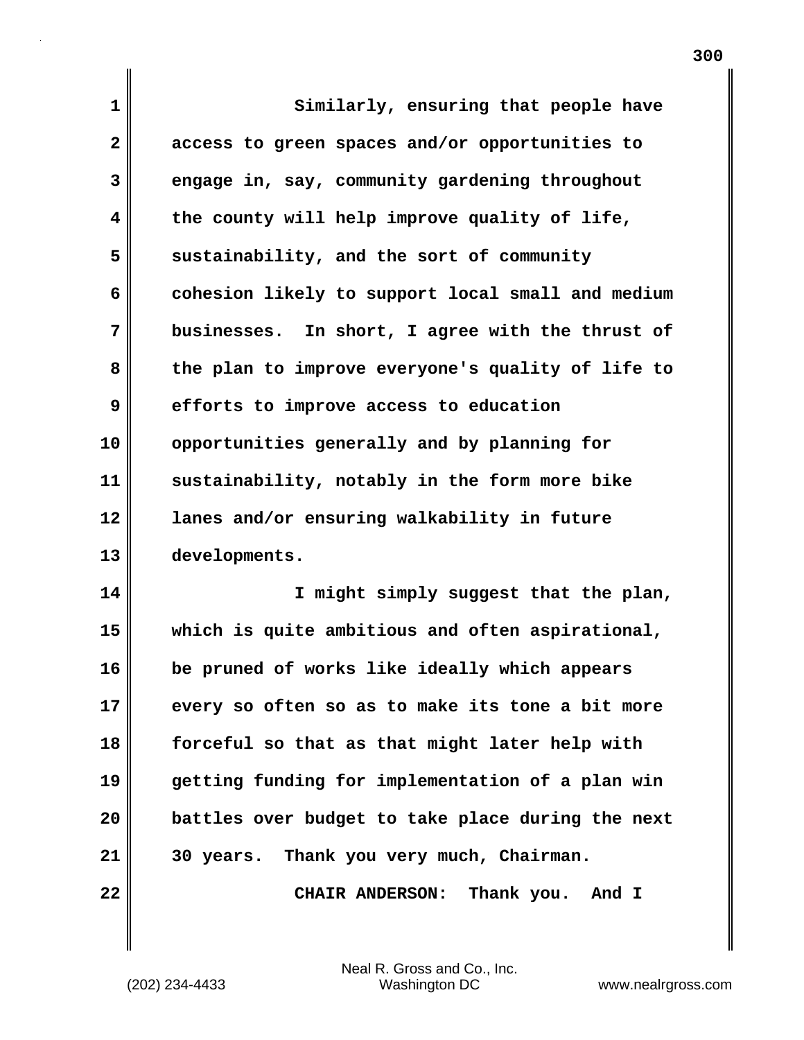Similarly, ensuring that people have access to green spaces and/or opportunities to engage in, say, community gardening throughout the county will help improve quality of life, sustainability, and the sort of community cohesion likely to support local small and medium businesses. In short, I agree with the thrust of the plan to improve everyone's quality of life to efforts to improve access to education opportunities generally and by planning for sustainability, notably in the form more bike lanes and/or ensuring walkability in future developments.

I might simply suggest that the plan, which is quite ambitious and often aspirational, be pruned of works like ideally which appears every so often so as to make its tone a bit more forceful so that as that might later help with getting funding for implementation of a plan win battles over budget to take place during the next 30 years. Thank you very much, Chairman.

CHAIR ANDERSON: Thank you. And I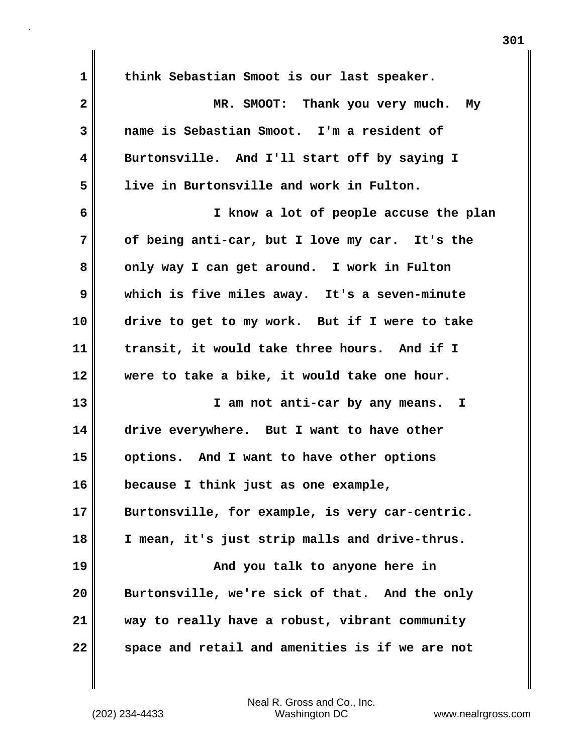think Sebastian Smoot is our last speaker.

MR. SMOOT: Thank you very much. My name is Sebastian Smoot. I'm a resident of Burtonsville. And I'll start off by saying I live in Burtonsville and work in Fulton.

I know a lot of people accuse the plan of being anti-car, but I love my car. It's the only way I can get around. I work in Fulton which is five miles away. It's a seven-minute drive to get to my work. But if I were to take transit, it would take three hours. And if I were to take a bike, it would take one hour.

I am not anti-car by any means. I drive everywhere. But I want to have other options. And I want to have other options because I think just as one example, Burtonsville, for example, is very car-centric. I mean, it's just strip malls and drive-thrus.

And you talk to anyone here in Burtonsville, we're sick of that. And the only way to really have a robust, vibrant community space and retail and amenities is if we are not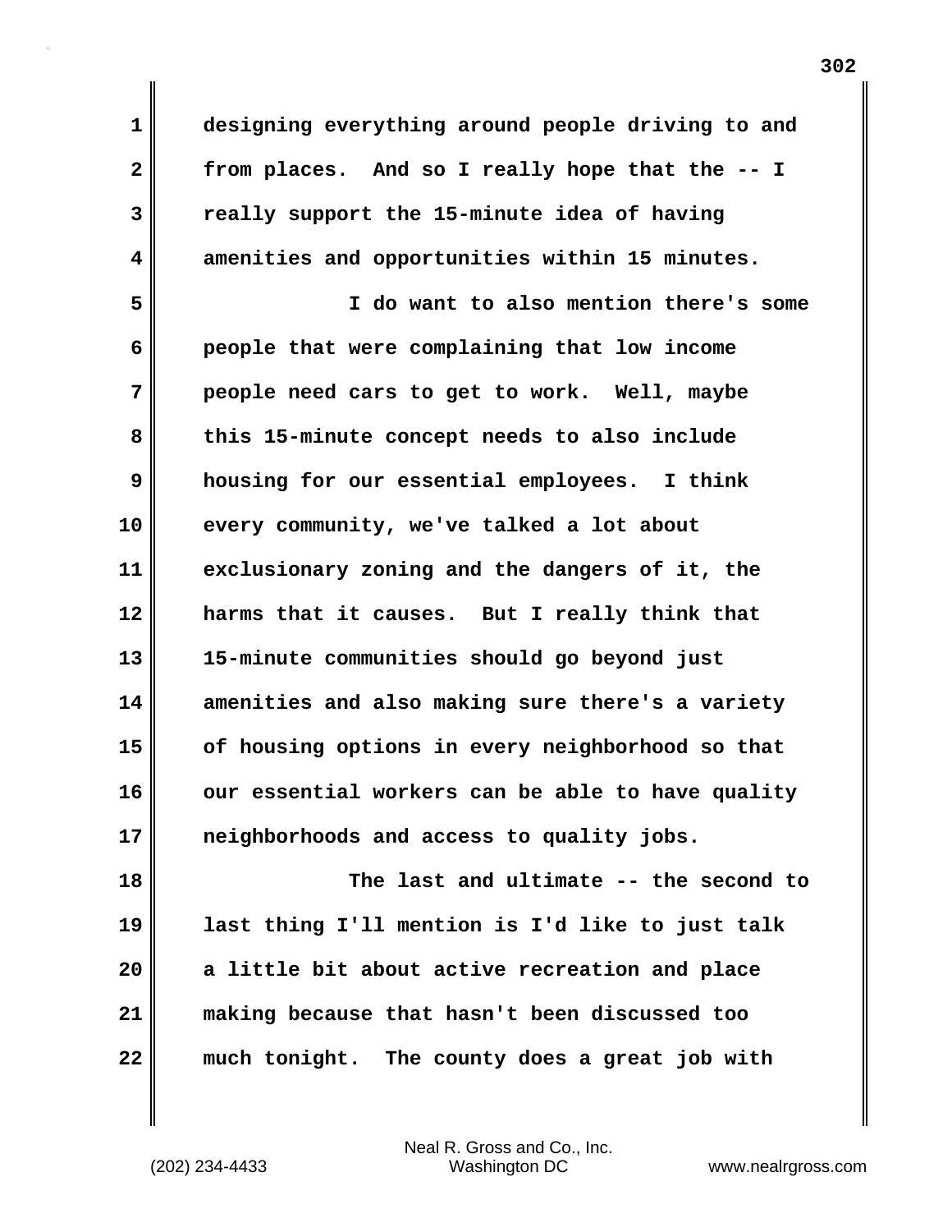designing everything around people driving to and from places. And so I really hope that the -- I really support the 15-minute idea of having amenities and opportunities within 15 minutes.

I do want to also mention there's some people that were complaining that low income people need cars to get to work. Well, maybe this 15-minute concept needs to also include housing for our essential employees. I think every community, we've talked a lot about exclusionary zoning and the dangers of it, the harms that it causes. But I really think that 15-minute communities should go beyond just amenities and also making sure there's a variety of housing options in every neighborhood so that our essential workers can be able to have quality neighborhoods and access to quality jobs.

The last and ultimate -- the second to last thing I'll mention is I'd like to just talk a little bit about active recreation and place making because that hasn't been discussed too much tonight. The county does a great job with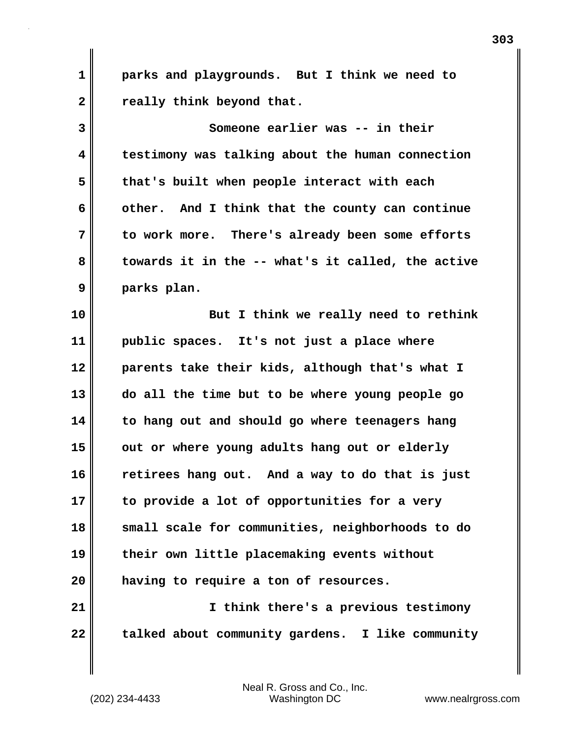parks and playgrounds. But I think we need to really think beyond that.

Someone earlier was -- in their testimony was talking about the human connection that's built when people interact with each other. And I think that the county can continue to work more. There's already been some efforts towards it in the -- what's it called, the active parks plan.

But I think we really need to rethink public spaces. It's not just a place where parents take their kids, although that's what I do all the time but to be where young people go to hang out and should go where teenagers hang out or where young adults hang out or elderly retirees hang out. And a way to do that is just to provide a lot of opportunities for a very small scale for communities, neighborhoods to do their own little placemaking events without having to require a ton of resources.

I think there's a previous testimony talked about community gardens. I like community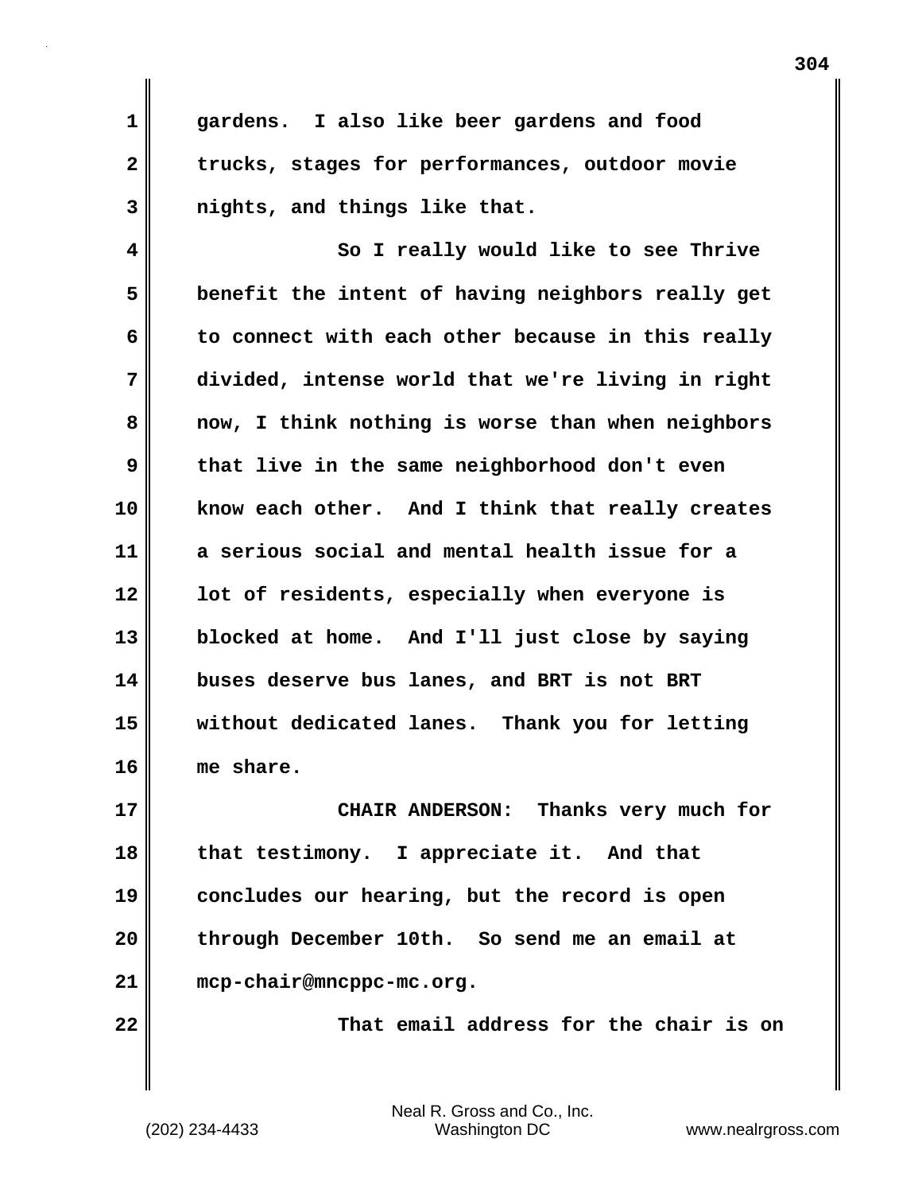gardens. I also like beer gardens and food trucks, stages for performances, outdoor movie nights, and things like that.

So I really would like to see Thrive benefit the intent of having neighbors really get to connect with each other because in this really divided, intense world that we're living in right now, I think nothing is worse than when neighbors that live in the same neighborhood don't even know each other. And I think that really creates a serious social and mental health issue for a lot of residents, especially when everyone is blocked at home. And I'll just close by saying buses deserve bus lanes, and BRT is not BRT without dedicated lanes. Thank you for letting me share.

CHAIR ANDERSON: Thanks very much for that testimony. I appreciate it. And that concludes our hearing, but the record is open through December 10th. So send me an email at mcp-chair@mncppc-mc.org.

That email address for the chair is on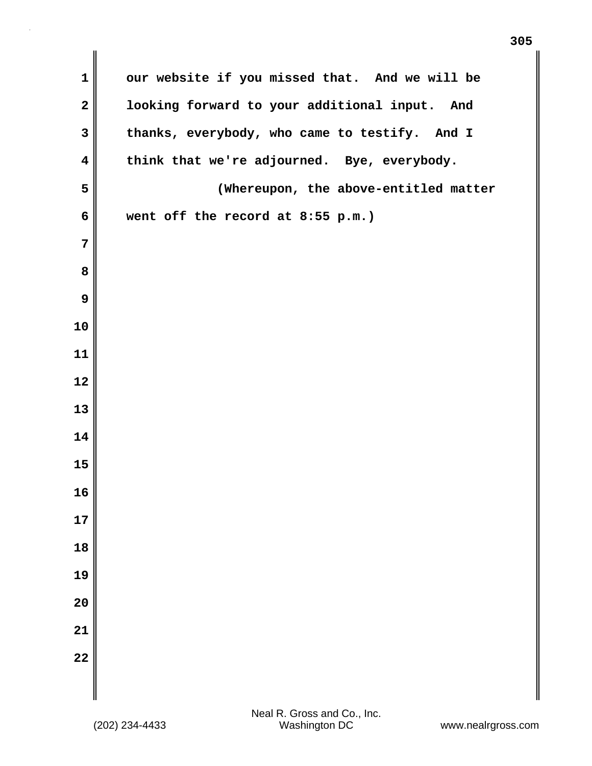our website if you missed that. And we will be looking forward to your additional input. And thanks, everybody, who came to testify. And I think that we're adjourned. Bye, everybody.

(Whereupon, the above-entitled matter went off the record at 8:55 p.m.)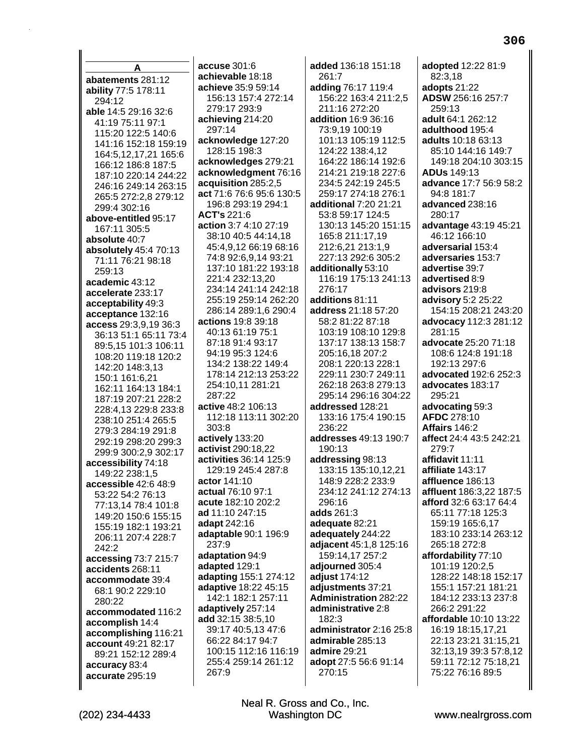## A

**abatements** 281:12
**ability** 77:5 178:11 294:12
**able** 14:5 29:16 32:6 41:19 75:11 97:1 115:20 122:5 140:6 141:16 152:18 159:19 164:5,12,17,21 165:6 166:12 186:8 187:5 187:10 220:14 244:22 246:16 249:14 263:15 265:5 272:2,8 279:12 299:4 302:16
**above-entitled** 95:17 167:11 305:5
**absolute** 40:7
**absolutely** 45:4 70:13 71:11 76:21 98:18 259:13
**academic** 43:12
**accelerate** 233:17
**acceptability** 49:3
**acceptance** 132:16
**access** 29:3,9,19 36:3 36:13 51:1 65:11 73:4 89:5,15 101:3 106:11 108:20 119:18 120:2 142:20 148:3,13 150:1 161:6,21 162:11 164:13 184:1 187:19 207:21 228:2 228:4,13 229:8 233:8 238:10 251:4 265:5 279:3 284:19 291:8 292:19 298:20 299:3 299:9 300:2,9 302:17
**accessibility** 74:18 149:22 238:1,5
**accessible** 42:6 48:9 53:22 54:2 76:13 77:13,14 78:4 101:8 149:20 150:6 155:15 155:19 182:1 193:21 206:11 207:4 228:7 242:2
**accessing** 73:7 215:7
**accidents** 268:11
**accommodate** 39:4 68:1 90:2 229:10 280:22
**accommodated** 116:2
**accomplish** 14:4
**accomplishing** 116:21
**account** 49:21 82:17 89:21 152:12 289:4
**accuracy** 83:4
**accurate** 295:19
**accuse** 301:6
**achievable** 18:18
**achieve** 35:9 59:14 156:13 157:4 272:14 279:17 293:9
**achieving** 214:20 297:14
**acknowledge** 127:20 128:15 198:3
**acknowledges** 279:21
**acknowledgment** 76:16
**acquisition** 285:2,5
**act** 71:6 76:6 95:6 130:5 196:8 293:19 294:1
**ACT's** 221:6
**action** 3:7 4:10 27:19 38:10 40:5 44:14,18 45:4,9,12 66:19 68:16 74:8 92:6,9,14 93:21 137:10 181:22 193:18 221:4 232:13,20 234:14 241:14 242:18 255:19 259:14 262:20 286:14 289:1,6 290:4
**actions** 19:8 39:18 40:13 61:19 75:1 87:18 91:4 93:17 94:19 95:3 124:6 134:2 138:22 149:4 178:14 212:13 253:22 254:10,11 281:21 287:22
**active** 48:2 106:13 112:18 113:11 302:20 303:8
**actively** 133:20
**activist** 290:18,22
**activities** 36:14 125:9 129:19 245:4 287:8
**actor** 141:10
**actual** 76:10 97:1
**acute** 182:10 202:2
**ad** 11:10 247:15
**adapt** 242:16
**adaptable** 90:1 196:9 237:9
**adaptation** 94:9
**adapted** 129:1
**adapting** 155:1 274:12
**adaptive** 18:22 45:15 142:1 182:1 257:11
**adaptively** 257:14
**add** 32:15 38:5,10 39:17 40:5,13 47:6 66:22 84:17 94:7 100:15 112:16 116:19 255:4 259:14 261:12 267:9
**added** 136:18 151:18 261:7
**adding** 76:17 119:4 156:22 163:4 211:2,5 211:16 272:20
**addition** 16:9 36:16 73:9,19 100:19 101:13 105:19 112:5 124:22 138:4,12 164:22 186:14 192:6 214:21 219:18 227:6 234:5 242:19 245:5 259:17 274:18 276:1
**additional** 7:20 21:21 53:8 59:17 124:5 130:13 145:20 151:15 165:8 211:17,19 212:6,21 213:1,9 227:13 292:6 305:2
**additionally** 53:10 116:19 175:13 241:13 276:17
**additions** 81:11
**address** 21:18 57:20 58:2 81:22 87:18 103:19 108:10 129:8 137:17 138:13 158:7 205:16,18 207:2 208:1 220:13 228:1 229:11 230:7 249:11 262:18 263:8 279:13 295:14 296:16 304:22
**addressed** 128:21 133:16 175:4 190:15 236:22
**addresses** 49:13 190:7 190:13
**addressing** 98:13 133:15 135:10,12,21 148:9 228:2 233:9 234:12 241:12 274:13 296:16
**adds** 261:3
**adequate** 82:21
**adequately** 244:22
**adjacent** 45:1,8 125:16 159:14,17 257:2
**adjourned** 305:4
**adjust** 174:12
**adjustments** 37:21
**Administration** 282:22
**administrative** 2:8 182:3
**administrator** 2:16 25:8
**admirable** 285:13
**admire** 29:21
**adopt** 27:5 56:6 91:14 270:15
**adopted** 12:22 81:9 82:3,18
**adopts** 21:22
**ADSW** 256:16 257:7 259:13
**adult** 64:1 262:12
**adulthood** 195:4
**adults** 10:18 63:13 85:10 144:16 149:7 149:18 204:10 303:15
**ADUs** 149:13
**advance** 17:7 56:9 58:2 94:8 181:7
**advanced** 238:16 280:17
**advantage** 43:19 45:21 46:12 166:10
**adversarial** 153:4
**adversaries** 153:7
**advertise** 39:7
**advertised** 8:9
**advisors** 219:8
**advisory** 5:2 25:22 154:15 208:21 243:20
**advocacy** 112:3 281:12 281:15
**advocate** 25:20 71:18 108:6 124:8 191:18 192:13 297:6
**advocated** 192:6 252:3
**advocates** 183:17 295:21
**advocating** 59:3
**AFDC** 278:10
**Affairs** 146:2
**affect** 24:4 43:5 242:21 279:7
**affidavit** 11:11
**affiliate** 143:17
**affluence** 186:13
**affluent** 186:3,22 187:5
**afford** 32:6 63:17 64:4 65:11 77:18 125:3 159:19 165:6,17 183:10 233:14 263:12 265:18 272:8
**affordability** 77:10 101:19 120:2,5 128:22 148:18 152:17 155:1 157:21 181:21 184:12 233:13 237:8 266:2 291:22
**affordable** 10:10 13:22 16:19 18:15,17,21 22:13 23:21 31:15,21 32:13,19 39:3 57:8,12 59:11 72:12 75:18,21 75:22 76:16 89:5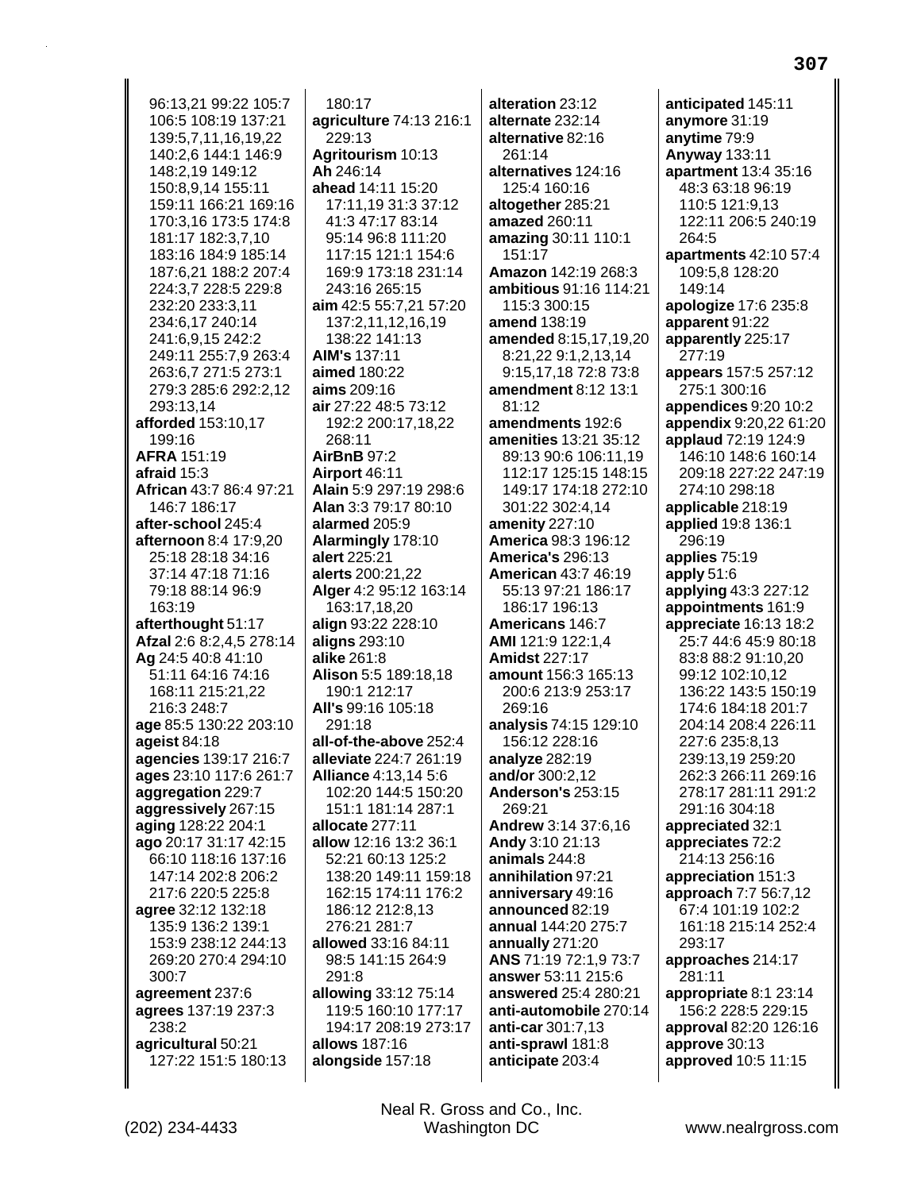96:13,21 99:22 105:7 106:5 108:19 137:21 139:5,7,11,16,19,22 140:2,6 144:1 146:9 148:2,19 149:12 150:8,9,14 155:11 159:11 166:21 169:16 170:3,16 173:5 174:8 181:17 182:3,7,10 183:16 184:9 185:14 187:6,21 188:2 207:4 224:3,7 228:5 229:8 232:20 233:3,11 234:6,17 240:14 241:6,9,15 242:2 249:11 255:7,9 263:4 263:6,7 271:5 273:1 279:3 285:6 292:2,12 293:13,14

**afforded** 153:10,17 199:16
**AFRA** 151:19
**afraid** 15:3
**African** 43:7 86:4 97:21 146:7 186:17
**after-school** 245:4
**afternoon** 8:4 17:9,20 25:18 28:18 34:16 37:14 47:18 71:16 79:18 88:14 96:9 163:19
**afterthought** 51:17
**Afzal** 2:6 8:2,4,5 278:14
**Ag** 24:5 40:8 41:10 51:11 64:16 74:16 168:11 215:21,22 216:3 248:7
**age** 85:5 130:22 203:10
**ageist** 84:18
**agencies** 139:17 216:7
**ages** 23:10 117:6 261:7
**aggregation** 229:7
**aggressively** 267:15
**aging** 128:22 204:1
**ago** 20:17 31:17 42:15 66:10 118:16 137:16 147:14 202:8 206:2 217:6 220:5 225:8
**agree** 32:12 132:18 135:9 136:2 139:1 153:9 238:12 244:13 269:20 270:4 294:10 300:7
**agreement** 237:6
**agrees** 137:19 237:3 238:2
**agricultural** 50:21 127:22 151:5 180:13 180:17
**agriculture** 74:13 216:1 229:13
**Agritourism** 10:13
**Ah** 246:14
**ahead** 14:11 15:20 17:11,19 31:3 37:12 41:3 47:17 83:14 95:14 96:8 111:20 117:15 121:1 154:6 169:9 173:18 231:14 243:16 265:15
**aim** 42:5 55:7,21 57:20 137:2,11,12,16,19 138:22 141:13
**AIM's** 137:11
**aimed** 180:22
**aims** 209:16
**air** 27:22 48:5 73:12 192:2 200:17,18,22 268:11
**AirBnB** 97:2
**Airport** 46:11
**Alain** 5:9 297:19 298:6
**Alan** 3:3 79:17 80:10
**alarmed** 205:9
**Alarmingly** 178:10
**alert** 225:21
**alerts** 200:21,22
**Alger** 4:2 95:12 163:14 163:17,18,20
**align** 93:22 228:10
**aligns** 293:10
**alike** 261:8
**Alison** 5:5 189:18,18 190:1 212:17
**All's** 99:16 105:18 291:18
**all-of-the-above** 252:4
**alleviate** 224:7 261:19
**Alliance** 4:13,14 5:6 102:20 144:5 150:20 151:1 181:14 287:1
**allocate** 277:11
**allow** 12:16 13:2 36:1 52:21 60:13 125:2 138:20 149:11 159:18 162:15 174:11 176:2 186:12 212:8,13 276:21 281:7
**allowed** 33:16 84:11 98:5 141:15 264:9 291:8
**allowing** 33:12 75:14 119:5 160:10 177:17 194:17 208:19 273:17
**allows** 187:16
**alongside** 157:18
**alteration** 23:12
**alternate** 232:14
**alternative** 82:16 261:14
**alternatives** 124:16 125:4 160:16
**altogether** 285:21
**amazed** 260:11
**amazing** 30:11 110:1 151:17
**Amazon** 142:19 268:3
**ambitious** 91:16 114:21 115:3 300:15
**amend** 138:19
**amended** 8:15,17,19,20 8:21,22 9:1,2,13,14 9:15,17,18 72:8 73:8
**amendment** 8:12 13:1 81:12
**amendments** 192:6
**amenities** 13:21 35:12 89:13 90:6 106:11,19 112:17 125:15 148:15 149:17 174:18 272:10 301:22 302:4,14
**amenity** 227:10
**America** 98:3 196:12
**America's** 296:13
**American** 43:7 46:19 55:13 97:21 186:17 186:17 196:13
**Americans** 146:7
**AMI** 121:9 122:1,4
**Amidst** 227:17
**amount** 156:3 165:13 200:6 213:9 253:17 269:16
**analysis** 74:15 129:10 156:12 228:16
**analyze** 282:19
**and/or** 300:2,12
**Anderson's** 253:15 269:21
**Andrew** 3:14 37:6,16
**Andy** 3:10 21:13
**animals** 244:8
**annihilation** 97:21
**anniversary** 49:16
**announced** 82:19
**annual** 144:20 275:7
**annually** 271:20
**ANS** 71:19 72:1,9 73:7
**answer** 53:11 215:6
**answered** 25:4 280:21
**anti-automobile** 270:14
**anti-car** 301:7,13
**anti-sprawl** 181:8
**anticipate** 203:4
**anticipated** 145:11
**anymore** 31:19
**anytime** 79:9
**Anyway** 133:11
**apartment** 13:4 35:16 48:3 63:18 96:19 110:5 121:9,13 122:11 206:5 240:19 264:5
**apartments** 42:10 57:4 109:5,8 128:20 149:14
**apologize** 17:6 235:8
**apparent** 91:22
**apparently** 225:17 277:19
**appears** 157:5 257:12 275:1 300:16
**appendices** 9:20 10:2
**appendix** 9:20,22 61:20
**applaud** 72:19 124:9 146:10 148:6 160:14 209:18 227:22 247:19 274:10 298:18
**applicable** 218:19
**applied** 19:8 136:1 296:19
**applies** 75:19
**apply** 51:6
**applying** 43:3 227:12
**appointments** 161:9
**appreciate** 16:13 18:2 25:7 44:6 45:9 80:18 83:8 88:2 91:10,20 99:12 102:10,12 136:22 143:5 150:19 174:6 184:18 201:7 204:14 208:4 226:11 227:6 235:8,13 239:13,19 259:20 262:3 266:11 269:16 278:17 281:11 291:2 291:16 304:18
**appreciated** 32:1
**appreciates** 72:2 214:13 256:16
**appreciation** 151:3
**approach** 7:7 56:7,12 67:4 101:19 102:2 161:18 215:14 252:4 293:17
**approaches** 214:17 281:11
**appropriate** 8:1 23:14 156:2 228:5 229:15
**approval** 82:20 126:16
**approve** 30:13
**approved** 10:5 11:15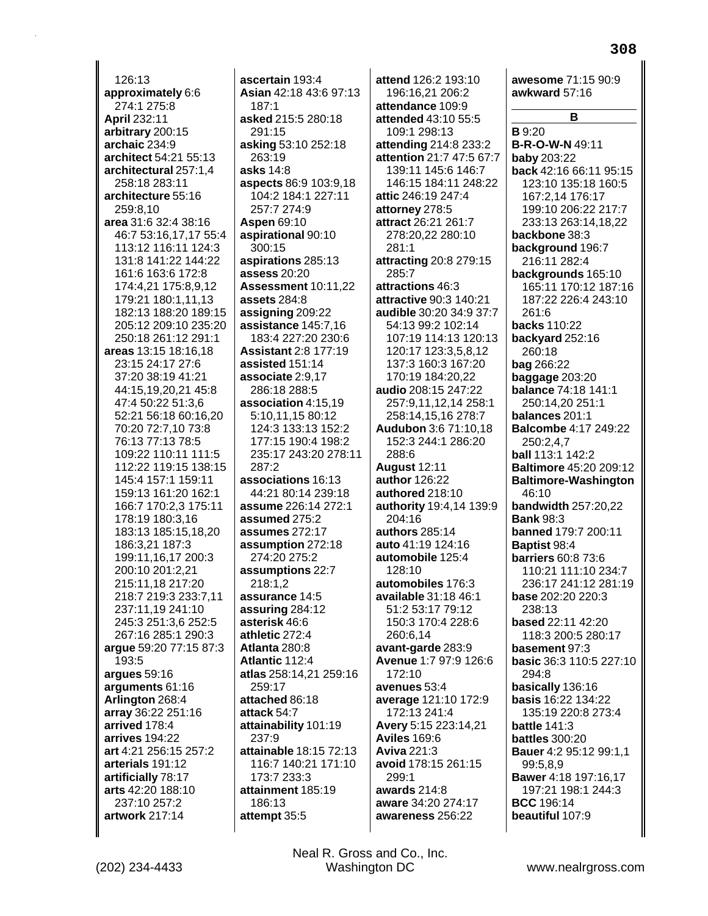126:13
**approximately** 6:6 274:1 275:8
**April** 232:11
**arbitrary** 200:15
**archaic** 234:9
**architect** 54:21 55:13
**architectural** 257:1,4 258:18 283:11
**architecture** 55:16 259:8,10
**area** 31:6 32:4 38:16 46:7 53:16,17,17 55:4 113:12 116:11 124:3 131:8 141:22 144:22 161:6 163:6 172:8 174:4,21 175:8,9,12 179:21 180:1,11,13 182:13 188:20 189:15 205:12 209:10 235:20 250:18 261:12 291:1
**areas** 13:15 18:16,18 23:15 24:17 27:6 37:20 38:19 41:21 44:15,19,20,21 45:8 47:4 50:22 51:3,6 52:21 56:18 60:16,20 70:20 72:7,10 73:8 76:13 77:13 78:5 109:22 110:11 111:5 112:22 119:15 138:15 145:4 157:1 159:11 159:13 161:20 162:1 166:7 170:2,3 175:11 178:19 180:3,16 183:13 185:15,18,20 186:3,21 187:3 199:11,16,17 200:3 200:10 201:2,21 215:11,18 217:20 218:7 219:3 233:7,11 237:11,19 241:10 245:3 251:3,6 252:5 267:16 285:1 290:3
**argue** 59:20 77:15 87:3 193:5
**argues** 59:16
**arguments** 61:16
**Arlington** 268:4
**array** 36:22 251:16
**arrived** 178:4
**arrives** 194:22
**art** 4:21 256:15 257:2
**arterials** 191:12
**artificially** 78:17
**arts** 42:20 188:10 237:10 257:2
**artwork** 217:14
**ascertain** 193:4
**Asian** 42:18 43:6 97:13 187:1
**asked** 215:5 280:18 291:15
**asking** 53:10 252:18 263:19
**asks** 14:8
**aspects** 86:9 103:9,18 104:2 184:1 227:11 257:7 274:9
**Aspen** 69:10
**aspirational** 90:10 300:15
**aspirations** 285:13
**assess** 20:20
**Assessment** 10:11,22
**assets** 284:8
**assigning** 209:22
**assistance** 145:7,16 183:4 227:20 230:6
**Assistant** 2:8 177:19
**assisted** 151:14
**associate** 2:9,17 286:18 288:5
**association** 4:15,19 5:10,11,15 80:12 124:3 133:13 152:2 177:15 190:4 198:2 235:17 243:20 278:11 287:2
**associations** 16:13 44:21 80:14 239:18
**assume** 226:14 272:1
**assumed** 275:2
**assumes** 272:17
**assumption** 272:18 274:20 275:2
**assumptions** 22:7 218:1,2
**assurance** 14:5
**assuring** 284:12
**asterisk** 46:6
**athletic** 272:4
**Atlanta** 280:8
**Atlantic** 112:4
**atlas** 258:14,21 259:16 259:17
**attached** 86:18
**attack** 54:7
**attainability** 101:19 237:9
**attainable** 18:15 72:13 116:7 140:21 171:10 173:7 233:3
**attainment** 185:19 186:13
**attempt** 35:5
**attend** 126:2 193:10 196:16,21 206:2
**attendance** 109:9
**attended** 43:10 55:5 109:1 298:13
**attending** 214:8 233:2
**attention** 21:7 47:5 67:7 139:11 145:6 146:7 146:15 184:11 248:22
**attic** 246:19 247:4
**attorney** 278:5
**attract** 26:21 261:7 278:20,22 280:10 281:1
**attracting** 20:8 279:15 285:7
**attractions** 46:3
**attractive** 90:3 140:21
**audible** 30:20 34:9 37:7 54:13 99:2 102:14 107:19 114:13 120:13 120:17 123:3,5,8,12 137:3 160:3 167:20 170:19 184:20,22
**audio** 208:15 247:22 257:9,11,12,14 258:1 258:14,15,16 278:7
**Audubon** 3:6 71:10,18 152:3 244:1 286:20 288:6
**August** 12:11
**author** 126:22
**authored** 218:10
**authority** 19:4,14 139:9 204:16
**authors** 285:14
**auto** 41:19 124:16
**automobile** 125:4 128:10
**automobiles** 176:3
**available** 31:18 46:1 51:2 53:17 79:12 150:3 170:4 228:6 260:6,14
**avant-garde** 283:9
**Avenue** 1:7 97:9 126:6 172:10
**avenues** 53:4
**average** 121:10 172:9 172:13 241:4
**Avery** 5:15 223:14,21
**Aviles** 169:6
**Aviva** 221:3
**avoid** 178:15 261:15 299:1
**awards** 214:8
**aware** 34:20 274:17
**awareness** 256:22
**awesome** 71:15 90:9
**awkward** 57:16

**B**

**B** 9:20
**B-R-O-W-N** 49:11
**baby** 203:22
**back** 42:16 66:11 95:15 123:10 135:18 160:5 167:2,14 176:17 199:10 206:22 217:7 233:13 263:14,18,22
**backbone** 38:3
**background** 196:7 216:11 282:4
**backgrounds** 165:10 165:11 170:12 187:16 187:22 226:4 243:10 261:6
**backs** 110:22
**backyard** 252:16 260:18
**bag** 266:22
**baggage** 203:20
**balance** 74:18 141:1 250:14,20 251:1
**balances** 201:1
**Balcombe** 4:17 249:22 250:2,4,7
**ball** 113:1 142:2
**Baltimore** 45:20 209:12
**Baltimore-Washington** 46:10
**bandwidth** 257:20,22
**Bank** 98:3
**banned** 179:7 200:11
**Baptist** 98:4
**barriers** 60:8 73:6 110:21 111:10 234:7 236:17 241:12 281:19
**base** 202:20 220:3 238:13
**based** 22:11 42:20 118:3 200:5 280:17
**basement** 97:3
**basic** 36:3 110:5 227:10 294:8
**basically** 136:16
**basis** 16:22 134:22 135:19 220:8 273:4
**battle** 141:3
**battles** 300:20
**Bauer** 4:2 95:12 99:1,1 99:5,8,9
**Bawer** 4:18 197:16,17 197:21 198:1 244:3
**BCC** 196:14
**beautiful** 107:9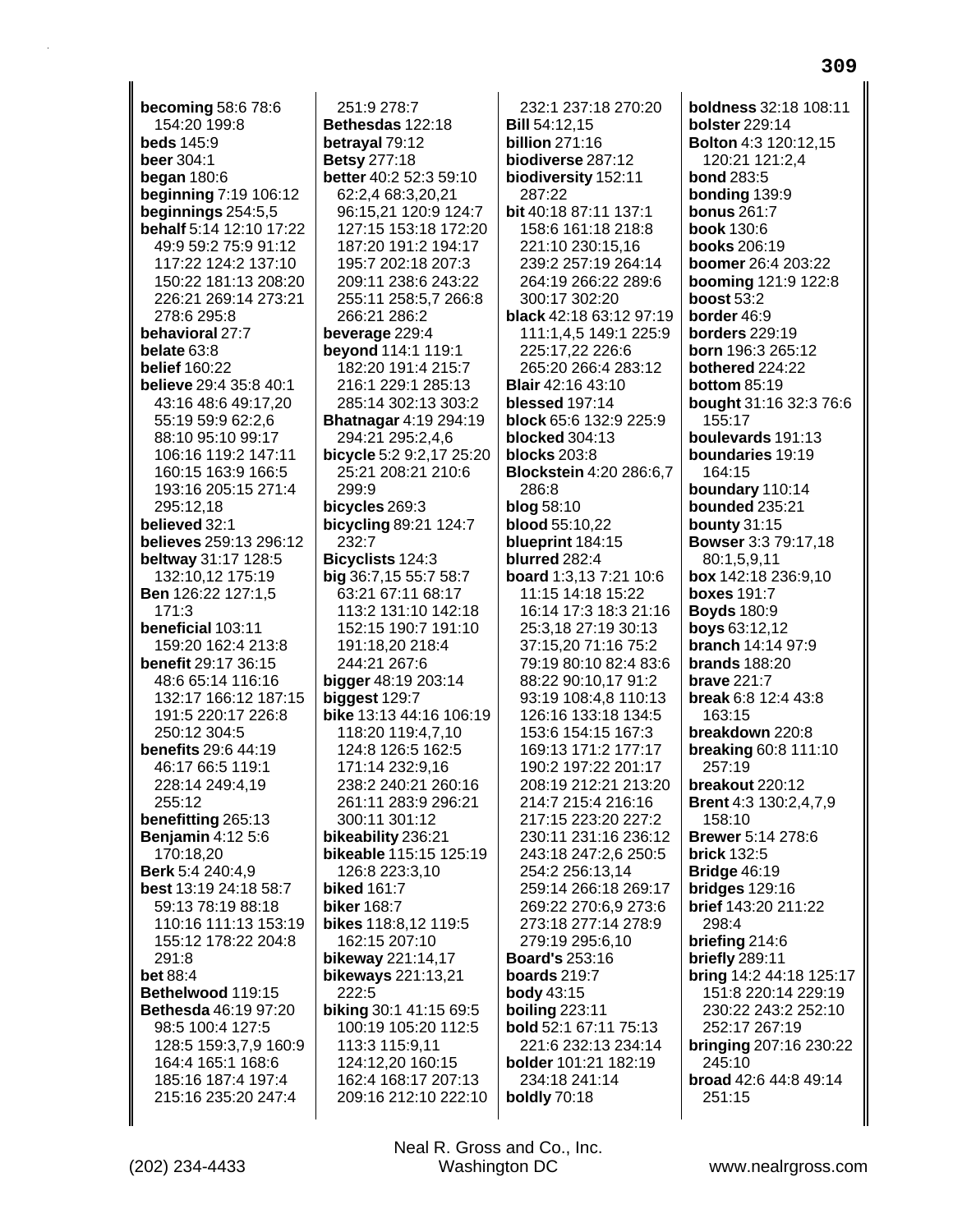**becoming** 58:6 78:6 154:20 199:8
**beds** 145:9
**beer** 304:1
**began** 180:6
**beginning** 7:19 106:12
**beginnings** 254:5,5
**behalf** 5:14 12:10 17:22 49:9 59:2 75:9 91:12 117:22 124:2 137:10 150:22 181:13 208:20 226:21 269:14 273:21 278:6 295:8
**behavioral** 27:7
**belate** 63:8
**belief** 160:22
**believe** 29:4 35:8 40:1 43:16 48:6 49:17,20 55:19 59:9 62:2,6 88:10 95:10 99:17 106:16 119:2 147:11 160:15 163:9 166:5 193:16 205:15 271:4 295:12,18
**believed** 32:1
**believes** 259:13 296:12
**beltway** 31:17 128:5 132:10,12 175:19
**Ben** 126:22 127:1,5 171:3
**beneficial** 103:11 159:20 162:4 213:8
**benefit** 29:17 36:15 48:6 65:14 116:16 132:17 166:12 187:15 191:5 220:17 226:8 250:12 304:5
**benefits** 29:6 44:19 46:17 66:5 119:1 228:14 249:4,19 255:12
**benefitting** 265:13
**Benjamin** 4:12 5:6 170:18,20
**Berk** 5:4 240:4,9
**best** 13:19 24:18 58:7 59:13 78:19 88:18 110:16 111:13 153:19 155:12 178:22 204:8 291:8
**bet** 88:4
**Bethelwood** 119:15
**Bethesda** 46:19 97:20 98:5 100:4 127:5 128:5 159:3,7,9 160:9 164:4 165:1 168:6 185:16 187:4 197:4 215:16 235:20 247:4 251:9 278:7
**Bethesdas** 122:18
**betrayal** 79:12
**Betsy** 277:18
**better** 40:2 52:3 59:10 62:2,4 68:3,20,21 96:15,21 120:9 124:7 127:15 153:18 172:20 187:20 191:2 194:17 195:7 202:18 207:3 209:11 238:6 243:22 255:11 258:5,7 266:8 266:21 286:2
**beverage** 229:4
**beyond** 114:1 119:1 182:20 191:4 215:7 216:1 229:1 285:13 285:14 302:13 303:2
**Bhatnagar** 4:19 294:19 294:21 295:2,4,6
**bicycle** 5:2 9:2,17 25:20 25:21 208:21 210:6 299:9
**bicycles** 269:3
**bicycling** 89:21 124:7 232:7
**Bicyclists** 124:3
**big** 36:7,15 55:7 58:7 63:21 67:11 68:17 113:2 131:10 142:18 152:15 190:7 191:10 191:18,20 218:4 244:21 267:6
**bigger** 48:19 203:14
**biggest** 129:7
**bike** 13:13 44:16 106:19 118:20 119:4,7,10 124:8 126:5 162:5 171:14 232:9,16 238:2 240:21 260:16 261:11 283:9 296:21 300:11 301:12
**bikeability** 236:21
**bikeable** 115:15 125:19 126:8 223:3,10
**biked** 161:7
**biker** 168:7
**bikes** 118:8,12 119:5 162:15 207:10
**bikeway** 221:14,17
**bikeways** 221:13,21 222:5
**biking** 30:1 41:15 69:5 100:19 105:20 112:5 113:3 115:9,11 124:12,20 160:15 162:4 168:17 207:13 209:16 212:10 222:10 232:1 237:18 270:20
**Bill** 54:12,15
**billion** 271:16
**biodiverse** 287:12
**biodiversity** 152:11 287:22
**bit** 40:18 87:11 137:1 158:6 161:18 218:8 221:10 230:15,16 239:2 257:19 264:14 264:19 266:22 289:6 300:17 302:20
**black** 42:18 63:12 97:19 111:1,4,5 149:1 225:9 225:17,22 226:6 265:20 266:4 283:12
**Blair** 42:16 43:10
**blessed** 197:14
**block** 65:6 132:9 225:9
**blocked** 304:13
**blocks** 203:8
**Blockstein** 4:20 286:6,7 286:8
**blog** 58:10
**blood** 55:10,22
**blueprint** 184:15
**blurred** 282:4
**board** 1:3,13 7:21 10:6 11:15 14:18 15:22 16:14 17:3 18:3 21:16 25:3,18 27:19 30:13 37:15,20 71:16 75:2 79:19 80:10 82:4 83:6 88:22 90:10,17 91:2 93:19 108:4,8 110:13 126:16 133:18 134:5 153:6 154:15 167:3 169:13 171:2 177:17 190:2 197:22 201:17 208:19 212:21 213:20 214:7 215:4 216:16 217:15 223:20 227:2 230:11 231:16 236:12 243:18 247:2,6 250:5 254:2 256:13,14 259:14 266:18 269:17 269:22 270:6,9 273:6 273:18 277:14 278:9 279:19 295:6,10
**Board's** 253:16
**boards** 219:7
**body** 43:15
**boiling** 223:11
**bold** 52:1 67:11 75:13 221:6 232:13 234:14
**bolder** 101:21 182:19 234:18 241:14
**boldly** 70:18
**boldness** 32:18 108:11
**bolster** 229:14
**Bolton** 4:3 120:12,15 120:21 121:2,4
**bond** 283:5
**bonding** 139:9
**bonus** 261:7
**book** 130:6
**books** 206:19
**boomer** 26:4 203:22
**booming** 121:9 122:8
**boost** 53:2
**border** 46:9
**borders** 229:19
**born** 196:3 265:12
**bothered** 224:22
**bottom** 85:19
**bought** 31:16 32:3 76:6 155:17
**boulevards** 191:13
**boundaries** 19:19 164:15
**boundary** 110:14
**bounded** 235:21
**bounty** 31:15
**Bowser** 3:3 79:17,18 80:1,5,9,11
**box** 142:18 236:9,10
**boxes** 191:7
**Boyds** 180:9
**boys** 63:12,12
**branch** 14:14 97:9
**brands** 188:20
**brave** 221:7
**break** 6:8 12:4 43:8 163:15
**breakdown** 220:8
**breaking** 60:8 111:10 257:19
**breakout** 220:12
**Brent** 4:3 130:2,4,7,9 158:10
**Brewer** 5:14 278:6
**brick** 132:5
**Bridge** 46:19
**bridges** 129:16
**brief** 143:20 211:22 298:4
**briefing** 214:6
**briefly** 289:11
**bring** 14:2 44:18 125:17 151:8 220:14 229:19 230:22 243:2 252:10 252:17 267:19
**bringing** 207:16 230:22 245:10
**broad** 42:6 44:8 49:14 251:15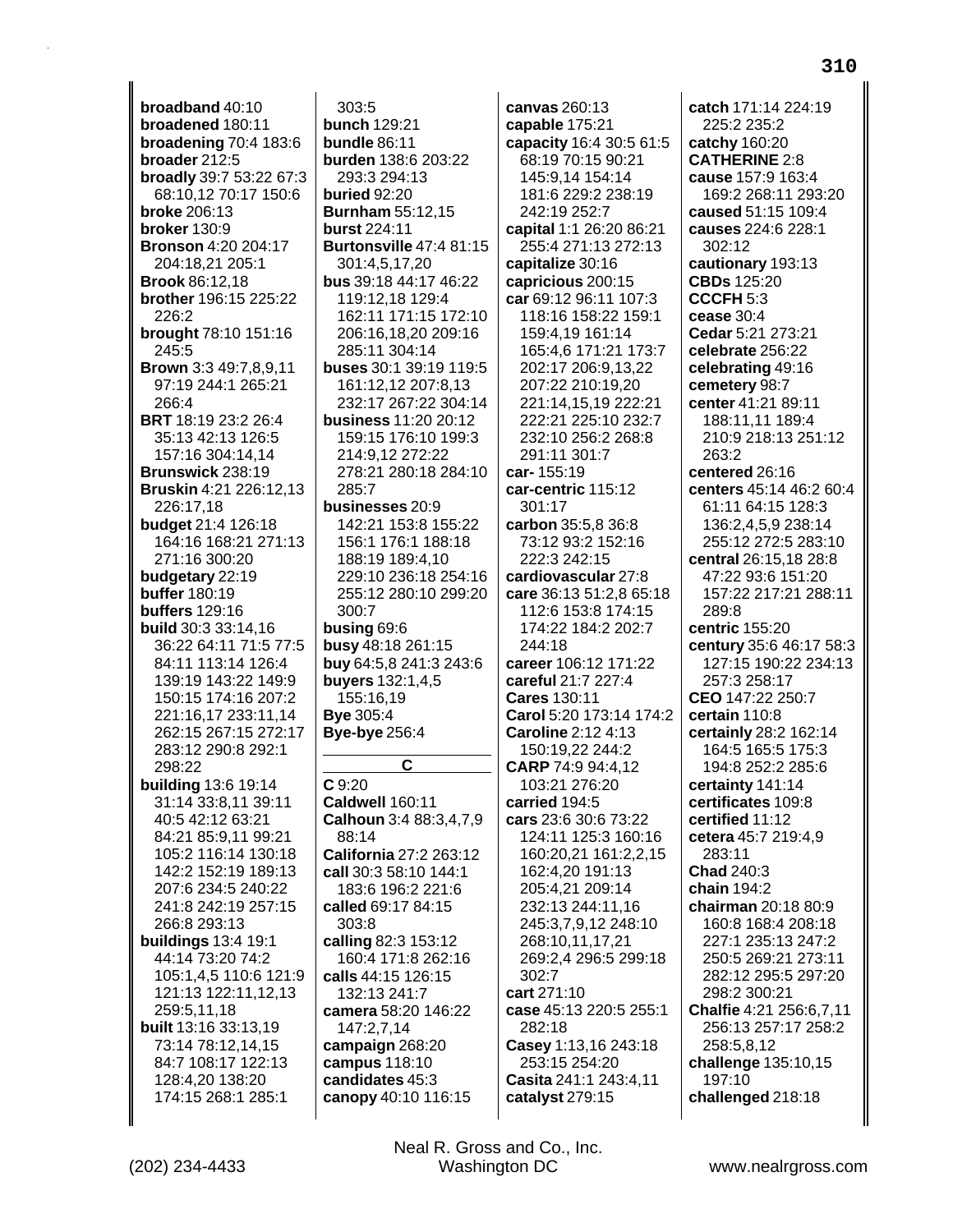**broadband** 40:10
**broadened** 180:11
**broadening** 70:4 183:6
**broader** 212:5
**broadly** 39:7 53:22 67:3 68:10,12 70:17 150:6
**broke** 206:13
**broker** 130:9
**Bronson** 4:20 204:17 204:18,21 205:1
**Brook** 86:12,18
**brother** 196:15 225:22 226:2
**brought** 78:10 151:16 245:5
**Brown** 3:3 49:7,8,9,11 97:19 244:1 265:21 266:4
**BRT** 18:19 23:2 26:4 35:13 42:13 126:5 157:16 304:14,14
**Brunswick** 238:19
**Bruskin** 4:21 226:12,13 226:17,18
**budget** 21:4 126:18 164:16 168:21 271:13 271:16 300:20
**budgetary** 22:19
**buffer** 180:19
**buffers** 129:16
**build** 30:3 33:14,16 36:22 64:11 71:5 77:5 84:11 113:14 126:4 139:19 143:22 149:9 150:15 174:16 207:2 221:16,17 233:11,14 262:15 267:15 272:17 283:12 290:8 292:1 298:22
**building** 13:6 19:14 31:14 33:8,11 39:11 40:5 42:12 63:21 84:21 85:9,11 99:21 105:2 116:14 130:18 142:2 152:19 189:13 207:6 234:5 240:22 241:8 242:19 257:15 266:8 293:13
**buildings** 13:4 19:1 44:14 73:20 74:2 105:1,4,5 110:6 121:9 121:13 122:11,12,13 259:5,11,18
**built** 13:16 33:13,19 73:14 78:12,14,15 84:7 108:17 122:13 128:4,20 138:20 174:15 268:1 285:1 303:5
**bunch** 129:21
**bundle** 86:11
**burden** 138:6 203:22 293:3 294:13
**buried** 92:20
**Burnham** 55:12,15
**burst** 224:11
**Burtonsville** 47:4 81:15 301:4,5,17,20
**bus** 39:18 44:17 46:22 119:12,18 129:4 162:11 171:15 172:10 206:16,18,20 209:16 285:11 304:14
**buses** 30:1 39:19 119:5 161:12,12 207:8,13 232:17 267:22 304:14
**business** 11:20 20:12 159:15 176:10 199:3 214:9,12 272:22 278:21 280:18 284:10 285:7
**businesses** 20:9 142:21 153:8 155:22 156:1 176:1 188:18 188:19 189:4,10 229:10 236:18 254:16 255:12 280:10 299:20 300:7
**busing** 69:6
**busy** 48:18 261:15
**buy** 64:5,8 241:3 243:6
**buyers** 132:1,4,5 155:16,19
**Bye** 305:4
**Bye-bye** 256:4

**C**

**C** 9:20
**Caldwell** 160:11
**Calhoun** 3:4 88:3,4,7,9 88:14
**California** 27:2 263:12
**call** 30:3 58:10 144:1 183:6 196:2 221:6
**called** 69:17 84:15 303:8
**calling** 82:3 153:12 160:4 171:8 262:16
**calls** 44:15 126:15 132:13 241:7
**camera** 58:20 146:22 147:2,7,14
**campaign** 268:20
**campus** 118:10
**candidates** 45:3
**canopy** 40:10 116:15
**canvas** 260:13
**capable** 175:21
**capacity** 16:4 30:5 61:5 68:19 70:15 90:21 145:9,14 154:14 181:6 229:2 238:19 242:19 252:7
**capital** 1:1 26:20 86:21 255:4 271:13 272:13
**capitalize** 30:16
**capricious** 200:15
**car** 69:12 96:11 107:3 118:16 158:22 159:1 159:4,19 161:14 165:4,6 171:21 173:7 202:17 206:9,13,22 207:22 210:19,20 221:14,15,19 222:21 222:21 225:10 232:7 232:10 256:2 268:8 291:11 301:7
**car-** 155:19
**car-centric** 115:12 301:17
**carbon** 35:5,8 36:8 73:12 93:2 152:16 222:3 242:15
**cardiovascular** 27:8
**care** 36:13 51:2,8 65:18 112:6 153:8 174:15 174:22 184:2 202:7 244:18
**career** 106:12 171:22
**careful** 21:7 227:4
**Cares** 130:11
**Carol** 5:20 173:14 174:2
**Caroline** 2:12 4:13 150:19,22 244:2
**CARP** 74:9 94:4,12 103:21 276:20
**carried** 194:5
**cars** 23:6 30:6 73:22 124:11 125:3 160:16 160:20,21 161:2,2,15 162:4,20 191:13 205:4,21 209:14 232:13 244:11,16 245:3,7,9,12 248:10 268:10,11,17,21 269:2,4 296:5 299:18 302:7
**cart** 271:10
**case** 45:13 220:5 255:1 282:18
**Casey** 1:13,16 243:18 253:15 254:20
**Casita** 241:1 243:4,11
**catalyst** 279:15
**catch** 171:14 224:19 225:2 235:2
**catchy** 160:20
**CATHERINE** 2:8
**cause** 157:9 163:4 169:2 268:11 293:20
**caused** 51:15 109:4
**causes** 224:6 228:1 302:12
**cautionary** 193:13
**CBDs** 125:20
**CCCFH** 5:3
**cease** 30:4
**Cedar** 5:21 273:21
**celebrate** 256:22
**celebrating** 49:16
**cemetery** 98:7
**center** 41:21 89:11 188:11,11 189:4 210:9 218:13 251:12 263:2
**centered** 26:16
**centers** 45:14 46:2 60:4 61:11 64:15 128:3 136:2,4,5,9 238:14 255:12 272:5 283:10
**central** 26:15,18 28:8 47:22 93:6 151:20 157:22 217:21 288:11 289:8
**centric** 155:20
**century** 35:6 46:17 58:3 127:15 190:22 234:13 257:3 258:17
**CEO** 147:22 250:7
**certain** 110:8
**certainly** 28:2 162:14 164:5 165:5 175:3 194:8 252:2 285:6
**certainty** 141:14
**certificates** 109:8
**certified** 11:12
**cetera** 45:7 219:4,9 283:11
**Chad** 240:3
**chain** 194:2
**chairman** 20:18 80:9 160:8 168:4 208:18 227:1 235:13 247:2 250:5 269:21 273:11 282:12 295:5 297:20 298:2 300:21
**Chalfie** 4:21 256:6,7,11 256:13 257:17 258:2 258:5,8,12
**challenge** 135:10,15 197:10
**challenged** 218:18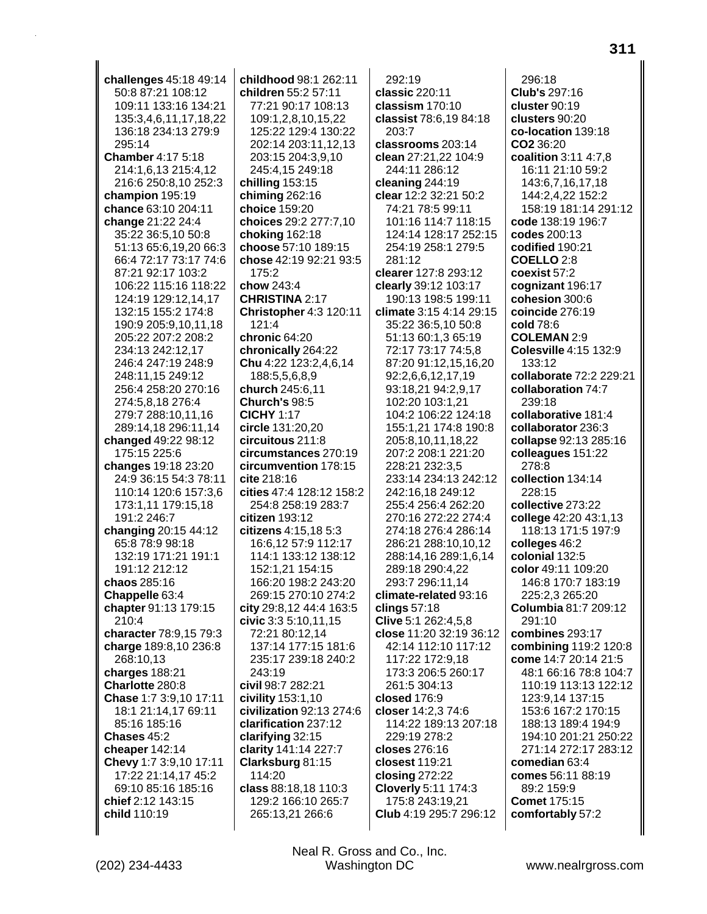**challenges** 45:18 49:14 50:8 87:21 108:12 109:11 133:16 134:21 135:3,4,6,11,17,18,22 136:18 234:13 279:9 295:14
**Chamber** 4:17 5:18 214:1,6,13 215:4,12 216:6 250:8,10 252:3
**champion** 195:19
**chance** 63:10 204:11
**change** 21:22 24:4 35:22 36:5,10 50:8 51:13 65:6,19,20 66:3 66:4 72:17 73:17 74:6 87:21 92:17 103:2 106:22 115:16 118:22 124:19 129:12,14,17 132:15 155:2 174:8 190:9 205:9,10,11,18 205:22 207:2 208:2 234:13 242:12,17 246:4 247:19 248:9 248:11,15 249:12 256:4 258:20 270:16 274:5,8,18 276:4 279:7 288:10,11,16 289:14,18 296:11,14
**changed** 49:22 98:12 175:15 225:6
**changes** 19:18 23:20 24:9 36:15 54:3 78:11 110:14 120:6 157:3,6 173:1,11 179:15,18 191:2 246:7
**changing** 20:15 44:12 65:8 78:9 98:18 132:19 171:21 191:1 191:12 212:12
**chaos** 285:16
**Chappelle** 63:4
**chapter** 91:13 179:15 210:4
**character** 78:9,15 79:3
**charge** 189:8,10 236:8 268:10,13
**charges** 188:21
**Charlotte** 280:8
**Chase** 1:7 3:9,10 17:11 18:1 21:14,17 69:11 85:16 185:16
**Chases** 45:2
**cheaper** 142:14
**Chevy** 1:7 3:9,10 17:11 17:22 21:14,17 45:2 69:10 85:16 185:16
**chief** 2:12 143:15
**child** 110:19
**childhood** 98:1 262:11
**children** 55:2 57:11 77:21 90:17 108:13 109:1,2,8,10,15,22 125:22 129:4 130:22 202:14 203:11,12,13 203:15 204:3,9,10 245:4,15 249:18
**chilling** 153:15
**chiming** 262:16
**choice** 159:20
**choices** 29:2 277:7,10
**choking** 162:18
**choose** 57:10 189:15
**chose** 42:19 92:21 93:5 175:2
**chow** 243:4
**CHRISTINA** 2:17
**Christopher** 4:3 120:11 121:4
**chronic** 64:20
**chronically** 264:22
**Chu** 4:22 123:2,4,6,14 188:5,5,6,8,9
**church** 245:6,11
**Church's** 98:5
**CICHY** 1:17
**circle** 131:20,20
**circuitous** 211:8
**circumstances** 270:19
**circumvention** 178:15
**cite** 218:16
**cities** 47:4 128:12 158:2 254:8 258:19 283:7
**citizen** 193:12
**citizens** 4:15,18 5:3 16:6,12 57:9 112:17 114:1 133:12 138:12 152:1,21 154:15 166:20 198:2 243:20 269:15 270:10 274:2
**city** 29:8,12 44:4 163:5
**civic** 3:3 5:10,11,15 72:21 80:12,14 137:14 177:15 181:6 235:17 239:18 240:2 243:19
**civil** 98:7 282:21
**civility** 153:1,10
**civilization** 92:13 274:6
**clarification** 237:12
**clarifying** 32:15
**clarity** 141:14 227:7
**Clarksburg** 81:15 114:20
**class** 88:18,18 110:3 129:2 166:10 265:7 265:13,21 266:6
292:19
**classic** 220:11
**classism** 170:10
**classist** 78:6,19 84:18 203:7
**classrooms** 203:14
**clean** 27:21,22 104:9 244:11 286:12
**cleaning** 244:19
**clear** 12:2 32:21 50:2 74:21 78:5 99:11 101:16 114:7 118:15 124:14 128:17 252:15 254:19 258:1 279:5 281:12
**clearer** 127:8 293:12
**clearly** 39:12 103:17 190:13 198:5 199:11
**climate** 3:15 4:14 29:15 35:22 36:5,10 50:8 51:13 60:1,3 65:19 72:17 73:17 74:5,8 87:20 91:12,15,16,20 92:2,6,6,12,17,19 93:18,21 94:2,9,17 102:20 103:1,21 104:2 106:22 124:18 155:1,21 174:8 190:8 205:8,10,11,18,22 207:2 208:1 221:20 228:21 232:3,5 233:14 234:13 242:12 242:16,18 249:12 255:4 256:4 262:20 270:16 272:22 274:4 274:18 276:4 286:14 286:21 288:10,10,12 288:14,16 289:1,6,14 289:18 290:4,22 293:7 296:11,14
**climate-related** 93:16
**clings** 57:18
**Clive** 5:1 262:4,5,8
**close** 11:20 32:19 36:12 42:14 112:10 117:12 117:22 172:9,18 173:3 206:5 260:17 261:5 304:13
**closed** 176:9
**closer** 14:2,3 74:6 114:22 189:13 207:18 229:19 278:2
**closes** 276:16
**closest** 119:21
**closing** 272:22
**Cloverly** 5:11 174:3 175:8 243:19,21
**Club** 4:19 295:7 296:12
296:18
**Club's** 297:16
**cluster** 90:19
**clusters** 90:20
**co-location** 139:18
**CO2** 36:20
**coalition** 3:11 4:7,8 16:11 21:10 59:2 143:6,7,16,17,18 144:2,4,22 152:2 158:19 181:14 291:12
**code** 138:19 196:7
**codes** 200:13
**codified** 190:21
**COELLO** 2:8
**coexist** 57:2
**cognizant** 196:17
**cohesion** 300:6
**coincide** 276:19
**cold** 78:6
**COLEMAN** 2:9
**Colesville** 4:15 132:9 133:12
**collaborate** 72:2 229:21
**collaboration** 74:7 239:18
**collaborative** 181:4
**collaborator** 236:3
**collapse** 92:13 285:16
**colleagues** 151:22 278:8
**collection** 134:14 228:15
**collective** 273:22
**college** 42:20 43:1,13 118:13 171:5 197:9
**colleges** 46:2
**colonial** 132:5
**color** 49:11 109:20 146:8 170:7 183:19 225:2,3 265:20
**Columbia** 81:7 209:12 291:10
**combines** 293:17
**combining** 119:2 120:8
**come** 14:7 20:14 21:5 48:1 66:16 78:8 104:7 110:19 113:13 122:12 123:9,14 137:15 153:6 167:2 170:15 188:13 189:4 194:9 194:10 201:21 250:22 271:14 272:17 283:12
**comedian** 63:4
**comes** 56:11 88:19 89:2 159:9
**Comet** 175:15
**comfortably** 57:2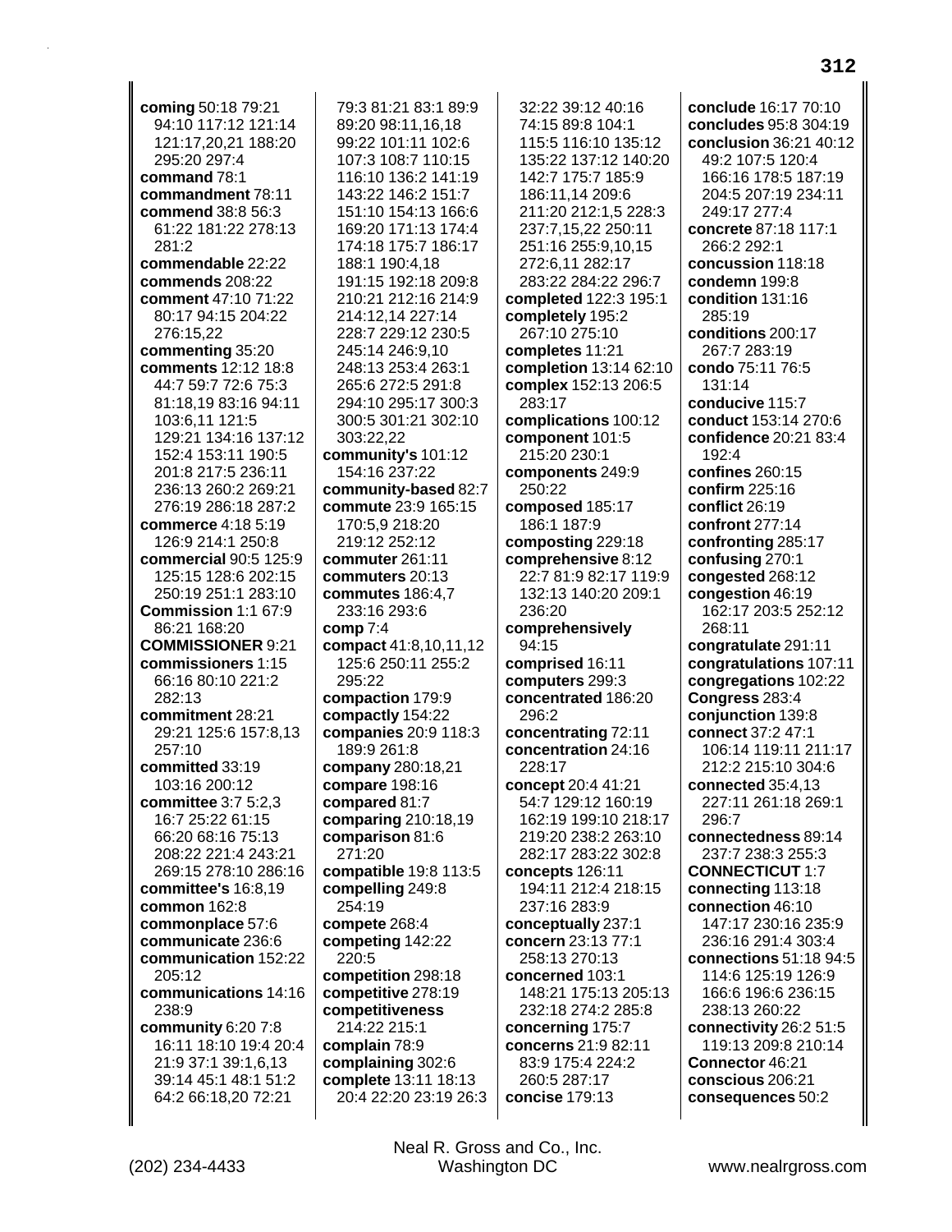**coming** 50:18 79:21 94:10 117:12 121:14 121:17,20,21 188:20 295:20 297:4
**command** 78:1
**commandment** 78:11
**commend** 38:8 56:3 61:22 181:22 278:13 281:2
**commendable** 22:22
**commends** 208:22
**comment** 47:10 71:22 80:17 94:15 204:22 276:15,22
**commenting** 35:20
**comments** 12:12 18:8 44:7 59:7 72:6 75:3 81:18,19 83:16 94:11 103:6,11 121:5 129:21 134:16 137:12 152:4 153:11 190:5 201:8 217:5 236:11 236:13 260:2 269:21 276:19 286:18 287:2
**commerce** 4:18 5:19 126:9 214:1 250:8
**commercial** 90:5 125:9 125:15 128:6 202:15 250:19 251:1 283:10
**Commission** 1:1 67:9 86:21 168:20
**COMMISSIONER** 9:21
**commissioners** 1:15 66:16 80:10 221:2 282:13
**commitment** 28:21 29:21 125:6 157:8,13 257:10
**committed** 33:19 103:16 200:12
**committee** 3:7 5:2,3 16:7 25:22 61:15 66:20 68:16 75:13 208:22 221:4 243:21 269:15 278:10 286:16
**committee's** 16:8,19
**common** 162:8
**commonplace** 57:6
**communicate** 236:6
**communication** 152:22 205:12
**communications** 14:16 238:9
**community** 6:20 7:8 16:11 18:10 19:4 20:4 21:9 37:1 39:1,6,13 39:14 45:1 48:1 51:2 64:2 66:18,20 72:21 79:3 81:21 83:1 89:9 89:20 98:11,16,18 99:22 101:11 102:6 107:3 108:7 110:15 116:10 136:2 141:19 143:22 146:2 151:7 151:10 154:13 166:6 169:20 171:13 174:4 174:18 175:7 186:17 188:1 190:4,18 191:15 192:18 209:8 210:21 212:16 214:9 214:12,14 227:14 228:7 229:12 230:5 245:14 246:9,10 248:13 253:4 263:1 265:6 272:5 291:8 294:10 295:17 300:3 300:5 301:21 302:10 303:22,22
**community's** 101:12 154:16 237:22
**community-based** 82:7
**commute** 23:9 165:15 170:5,9 218:20 219:12 252:12
**commuter** 261:11
**commuters** 20:13
**commutes** 186:4,7 233:16 293:6
**comp** 7:4
**compact** 41:8,10,11,12 125:6 250:11 255:2 295:22
**compaction** 179:9
**compactly** 154:22
**companies** 20:9 118:3 189:9 261:8
**company** 280:18,21
**compare** 198:16
**compared** 81:7
**comparing** 210:18,19
**comparison** 81:6 271:20
**compatible** 19:8 113:5
**compelling** 249:8 254:19
**compete** 268:4
**competing** 142:22 220:5
**competition** 298:18
**competitive** 278:19
**competitiveness** 214:22 215:1
**complain** 78:9
**complaining** 302:6
**complete** 13:11 18:13 20:4 22:20 23:19 26:3 32:22 39:12 40:16 74:15 89:8 104:1 115:5 116:10 135:12 135:22 137:12 140:20 142:7 175:7 185:9 186:11,14 209:6 211:20 212:1,5 228:3 237:7,15,22 250:11 251:16 255:9,10,15 272:6,11 282:17 283:22 284:22 296:7
**completed** 122:3 195:1
**completely** 195:2 267:10 275:10
**completes** 11:21
**completion** 13:14 62:10
**complex** 152:13 206:5 283:17
**complications** 100:12
**component** 101:5 215:20 230:1
**components** 249:9 250:22
**composed** 185:17 186:1 187:9
**composting** 229:18
**comprehensive** 8:12 22:7 81:9 82:17 119:9 132:13 140:20 209:1 236:20
**comprehensively** 94:15
**comprised** 16:11
**computers** 299:3
**concentrated** 186:20 296:2
**concentrating** 72:11
**concentration** 24:16 228:17
**concept** 20:4 41:21 54:7 129:12 160:19 162:19 199:10 218:17 219:20 238:2 263:10 282:17 283:22 302:8
**concepts** 126:11 194:11 212:4 218:15 237:16 283:9
**conceptually** 237:1
**concern** 23:13 77:1 258:13 270:13
**concerned** 103:1 148:21 175:13 205:13 232:18 274:2 285:8
**concerning** 175:7
**concerns** 21:9 82:11 83:9 175:4 224:2 260:5 287:17
**concise** 179:13
**conclude** 16:17 70:10
**concludes** 95:8 304:19
**conclusion** 36:21 40:12 49:2 107:5 120:4 166:16 178:5 187:19 204:5 207:19 234:11 249:17 277:4
**concrete** 87:18 117:1 266:2 292:1
**concussion** 118:18
**condemn** 199:8
**condition** 131:16 285:19
**conditions** 200:17 267:7 283:19
**condo** 75:11 76:5 131:14
**conducive** 115:7
**conduct** 153:14 270:6
**confidence** 20:21 83:4 192:4
**confines** 260:15
**confirm** 225:16
**conflict** 26:19
**confront** 277:14
**confronting** 285:17
**confusing** 270:1
**congested** 268:12
**congestion** 46:19 162:17 203:5 252:12 268:11
**congratulate** 291:11
**congratulations** 107:11
**congregations** 102:22
**Congress** 283:4
**conjunction** 139:8
**connect** 37:2 47:1 106:14 119:11 211:17 212:2 215:10 304:6
**connected** 35:4,13 227:11 261:18 269:1 296:7
**connectedness** 89:14 237:7 238:3 255:3
**CONNECTICUT** 1:7
**connecting** 113:18
**connection** 46:10 147:17 230:16 235:9 236:16 291:4 303:4
**connections** 51:18 94:5 114:6 125:19 126:9 166:6 196:6 236:15 238:13 260:22
**connectivity** 26:2 51:5 119:13 209:8 210:14
**Connector** 46:21
**conscious** 206:21
**consequences** 50:2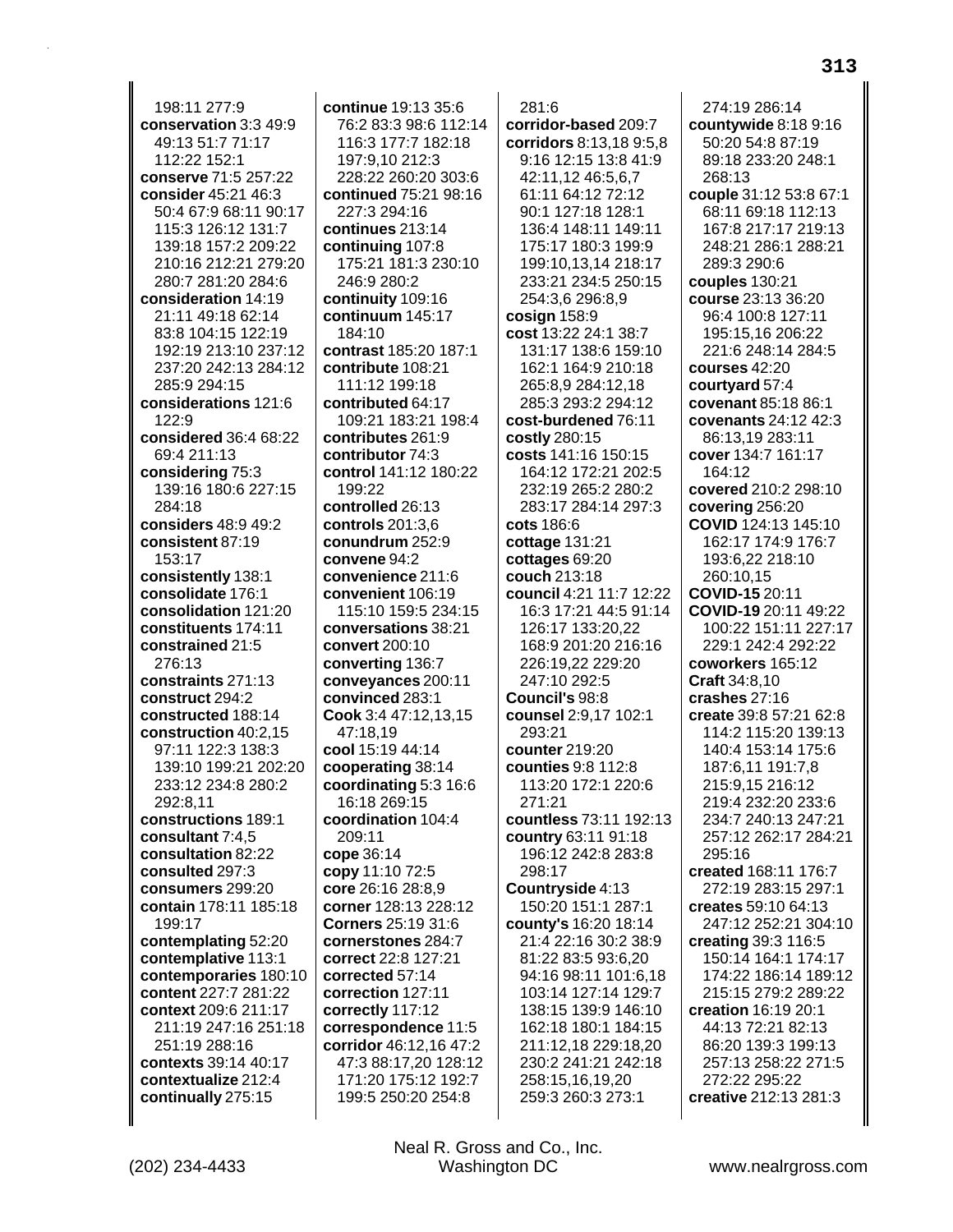198:11 277:9
**conservation** 3:3 49:9 49:13 51:7 71:17 112:22 152:1
**conserve** 71:5 257:22
**consider** 45:21 46:3 50:4 67:9 68:11 90:17 115:3 126:12 131:7 139:18 157:2 209:22 210:16 212:21 279:20 280:7 281:20 284:6
**consideration** 14:19 21:11 49:18 62:14 83:8 104:15 122:19 192:19 213:10 237:12 237:20 242:13 284:12 285:9 294:15
**considerations** 121:6 122:9
**considered** 36:4 68:22 69:4 211:13
**considering** 75:3 139:16 180:6 227:15 284:18
**considers** 48:9 49:2
**consistent** 87:19 153:17
**consistently** 138:1
**consolidate** 176:1
**consolidation** 121:20
**constituents** 174:11
**constrained** 21:5 276:13
**constraints** 271:13
**construct** 294:2
**constructed** 188:14
**construction** 40:2,15 97:11 122:3 138:3 139:10 199:21 202:20 233:12 234:8 280:2 292:8,11
**constructions** 189:1
**consultant** 7:4,5
**consultation** 82:22
**consulted** 297:3
**consumers** 299:20
**contain** 178:11 185:18 199:17
**contemplating** 52:20
**contemplative** 113:1
**contemporaries** 180:10
**content** 227:7 281:22
**context** 209:6 211:17 211:19 247:16 251:18 251:19 288:16
**contexts** 39:14 40:17
**contextualize** 212:4
**continually** 275:15
**continue** 19:13 35:6 76:2 83:3 98:6 112:14 116:3 177:7 182:18 197:9,10 212:3 228:22 260:20 303:6
**continued** 75:21 98:16 227:3 294:16
**continues** 213:14
**continuing** 107:8 175:21 181:3 230:10 246:9 280:2
**continuity** 109:16
**continuum** 145:17 184:10
**contrast** 185:20 187:1
**contribute** 108:21 111:12 199:18
**contributed** 64:17 109:21 183:21 198:4
**contributes** 261:9
**contributor** 74:3
**control** 141:12 180:22 199:22
**controlled** 26:13
**controls** 201:3,6
**conundrum** 252:9
**convene** 94:2
**convenience** 211:6
**convenient** 106:19 115:10 159:5 234:15
**conversations** 38:21
**convert** 200:10
**converting** 136:7
**conveyances** 200:11
**convinced** 283:1
**Cook** 3:4 47:12,13,15 47:18,19
**cool** 15:19 44:14
**cooperating** 38:14
**coordinating** 5:3 16:6 16:18 269:15
**coordination** 104:4 209:11
**cope** 36:14
**copy** 11:10 72:5
**core** 26:16 28:8,9
**corner** 128:13 228:12
**Corners** 25:19 31:6
**cornerstones** 284:7
**correct** 22:8 127:21
**corrected** 57:14
**correction** 127:11
**correctly** 117:12
**correspondence** 11:5
**corridor** 46:12,16 47:2 47:3 88:17,20 128:12 171:20 175:12 192:7 199:5 250:20 254:8 281:6
**corridor-based** 209:7
**corridors** 8:13,18 9:5,8 9:16 12:15 13:8 41:9 42:11,12 46:5,6,7 61:11 64:12 72:12 90:1 127:18 128:1 136:4 148:11 149:11 175:17 180:3 199:9 199:10,13,14 218:17 233:21 234:5 250:15 254:3,6 296:8,9
**cosign** 158:9
**cost** 13:22 24:1 38:7 131:17 138:6 159:10 162:1 164:9 210:18 265:8,9 284:12,18 285:3 293:2 294:12
**cost-burdened** 76:11
**costly** 280:15
**costs** 141:16 150:15 164:12 172:21 202:5 232:19 265:2 280:2 283:17 284:14 297:3
**cots** 186:6
**cottage** 131:21
**cottages** 69:20
**couch** 213:18
**council** 4:21 11:7 12:22 16:3 17:21 44:5 91:14 126:17 133:20,22 168:9 201:20 216:16 226:19,22 229:20 247:10 292:5
**Council's** 98:8
**counsel** 2:9,17 102:1 293:21
**counter** 219:20
**counties** 9:8 112:8 113:20 172:1 220:6 271:21
**countless** 73:11 192:13
**country** 63:11 91:18 196:12 242:8 283:8 298:17
**Countryside** 4:13 150:20 151:1 287:1
**county's** 16:20 18:14 21:4 22:16 30:2 38:9 81:22 83:5 93:6,20 94:16 98:11 101:6,18 103:14 127:14 129:7 138:15 139:9 146:10 162:18 180:1 184:15 211:12,18 229:18,20 230:2 241:21 242:18 258:15,16,19,20 259:3 260:3 273:1 274:19 286:14
**countywide** 8:18 9:16 50:20 54:8 87:19 89:18 233:20 248:1 268:13
**couple** 31:12 53:8 67:1 68:11 69:18 112:13 167:8 217:17 219:13 248:21 286:1 288:21 289:3 290:6
**couples** 130:21
**course** 23:13 36:20 96:4 100:8 127:11 195:15,16 206:22 221:6 248:14 284:5
**courses** 42:20
**courtyard** 57:4
**covenant** 85:18 86:1
**covenants** 24:12 42:3 86:13,19 283:11
**cover** 134:7 161:17 164:12
**covered** 210:2 298:10
**covering** 256:20
**COVID** 124:13 145:10 162:17 174:9 176:7 193:6,22 218:10 260:10,15
**COVID-15** 20:11
**COVID-19** 20:11 49:22 100:22 151:11 227:17 229:1 242:4 292:22
**coworkers** 165:12
**Craft** 34:8,10
**crashes** 27:16
**create** 39:8 57:21 62:8 114:2 115:20 139:13 140:4 153:14 175:6 187:6,11 191:7,8 215:9,15 216:12 219:4 232:20 233:6 234:7 240:13 247:21 257:12 262:17 284:21 295:16
**created** 168:11 176:7 272:19 283:15 297:1
**creates** 59:10 64:13 247:12 252:21 304:10
**creating** 39:3 116:5 150:14 164:1 174:17 174:22 186:14 189:12 215:15 279:2 289:22
**creation** 16:19 20:1 44:13 72:21 82:13 86:20 139:3 199:13 257:13 258:22 271:5 272:22 295:22
**creative** 212:13 281:3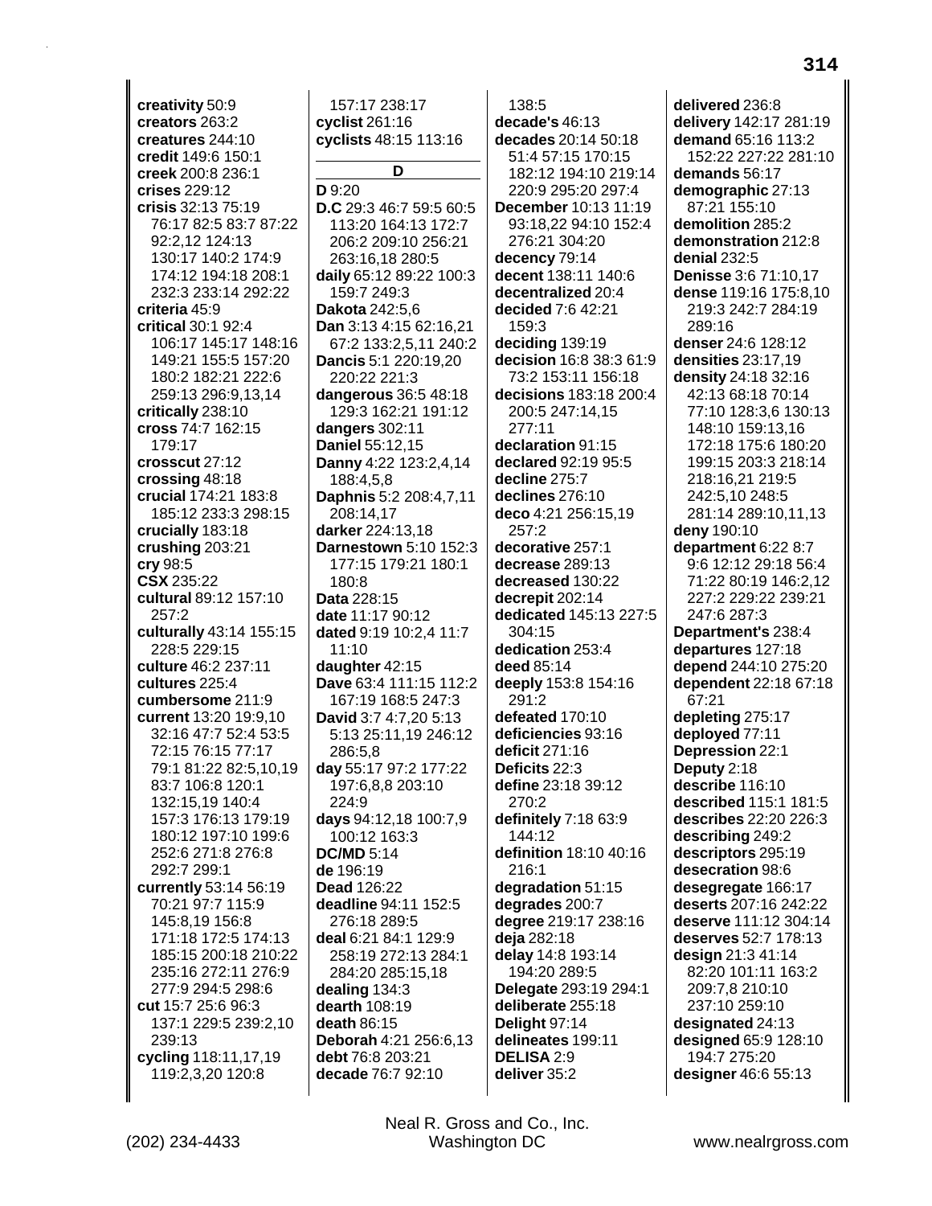**creativity** 50:9
**creators** 263:2
**creatures** 244:10
**credit** 149:6 150:1
**creek** 200:8 236:1
**crises** 229:12
**crisis** 32:13 75:19 76:17 82:5 83:7 87:22 92:2,12 124:13 130:17 140:2 174:9 174:12 194:18 208:1 232:3 233:14 292:22
**criteria** 45:9
**critical** 30:1 92:4 106:17 145:17 148:16 149:21 155:5 157:20 180:2 182:21 222:6 259:13 296:9,13,14
**critically** 238:10
**cross** 74:7 162:15 179:17
**crosscut** 27:12
**crossing** 48:18
**crucial** 174:21 183:8 185:12 233:3 298:15
**crucially** 183:18
**crushing** 203:21
**cry** 98:5
**CSX** 235:22
**cultural** 89:12 157:10 257:2
**culturally** 43:14 155:15 228:5 229:15
**culture** 46:2 237:11
**cultures** 225:4
**cumbersome** 211:9
**current** 13:20 19:9,10 32:16 47:7 52:4 53:5 72:15 76:15 77:17 79:1 81:22 82:5,10,19 83:7 106:8 120:1 132:15,19 140:4 157:3 176:13 179:19 180:12 197:10 199:6 252:6 271:8 276:8 292:7 299:1
**currently** 53:14 56:19 70:21 97:7 115:9 145:8,19 156:8 171:18 172:5 174:13 185:15 200:18 210:22 235:16 272:11 276:9 277:9 294:5 298:6
**cut** 15:7 25:6 96:3 137:1 229:5 239:2,10 239:13
**cycling** 118:11,17,19 119:2,3,20 120:8
157:17 238:17
**cyclist** 261:16
**cyclists** 48:15 113:16

## D

**D** 9:20
**D.C** 29:3 46:7 59:5 60:5 113:20 164:13 172:7 206:2 209:10 256:21 263:16,18 280:5
**daily** 65:12 89:22 100:3 159:7 249:3
**Dakota** 242:5,6
**Dan** 3:13 4:15 62:16,21 67:2 133:2,5,11 240:2
**Dancis** 5:1 220:19,20 220:22 221:3
**dangerous** 36:5 48:18 129:3 162:21 191:12
**dangers** 302:11
**Daniel** 55:12,15
**Danny** 4:22 123:2,4,14 188:4,5,8
**Daphnis** 5:2 208:4,7,11 208:14,17
**darker** 224:13,18
**Darnestown** 5:10 152:3 177:15 179:21 180:1 180:8
**Data** 228:15
**date** 11:17 90:12
**dated** 9:19 10:2,4 11:7 11:10
**daughter** 42:15
**Dave** 63:4 111:15 112:2 167:19 168:5 247:3
**David** 3:7 4:7,20 5:13 5:13 25:11,19 246:12 286:5,8
**day** 55:17 97:2 177:22 197:6,8,8 203:10 224:9
**days** 94:12,18 100:7,9 100:12 163:3
**DC/MD** 5:14
**de** 196:19
**Dead** 126:22
**deadline** 94:11 152:5 276:18 289:5
**deal** 6:21 84:1 129:9 258:19 272:13 284:1 284:20 285:15,18
**dealing** 134:3
**dearth** 108:19
**death** 86:15
**Deborah** 4:21 256:6,13
**debt** 76:8 203:21
**decade** 76:7 92:10
138:5
**decade's** 46:13
**decades** 20:14 50:18 51:4 57:15 170:15 182:12 194:10 219:14 220:9 295:20 297:4
**December** 10:13 11:19 93:18,22 94:10 152:4 276:21 304:20
**decency** 79:14
**decent** 138:11 140:6
**decentralized** 20:4
**decided** 7:6 42:21 159:3
**deciding** 139:19
**decision** 16:8 38:3 61:9 73:2 153:11 156:18
**decisions** 183:18 200:4 200:5 247:14,15 277:11
**declaration** 91:15
**declared** 92:19 95:5
**decline** 275:7
**declines** 276:10
**deco** 4:21 256:15,19 257:2
**decorative** 257:1
**decrease** 289:13
**decreased** 130:22
**decrepit** 202:14
**dedicated** 145:13 227:5 304:15
**dedication** 253:4
**deed** 85:14
**deeply** 153:8 154:16 291:2
**defeated** 170:10
**deficiencies** 93:16
**deficit** 271:16
**Deficits** 22:3
**define** 23:18 39:12 270:2
**definitely** 7:18 63:9 144:12
**definition** 18:10 40:16 216:1
**degradation** 51:15
**degrades** 200:7
**degree** 219:17 238:16
**deja** 282:18
**delay** 14:8 193:14 194:20 289:5
**Delegate** 293:19 294:1
**deliberate** 255:18
**Delight** 97:14
**delineates** 199:11
**DELISA** 2:9
**deliver** 35:2
**delivered** 236:8
**delivery** 142:17 281:19
**demand** 65:16 113:2 152:22 227:22 281:10
**demands** 56:17
**demographic** 27:13 87:21 155:10
**demolition** 285:2
**demonstration** 212:8
**denial** 232:5
**Denisse** 3:6 71:10,17
**dense** 119:16 175:8,10 219:3 242:7 284:19 289:16
**denser** 24:6 128:12
**densities** 23:17,19
**density** 24:18 32:16 42:13 68:18 70:14 77:10 128:3,6 130:13 148:10 159:13,16 172:18 175:6 180:20 199:15 203:3 218:14 218:16,21 219:5 242:5,10 248:5 281:14 289:10,11,13
**deny** 190:10
**department** 6:22 8:7 9:6 12:12 29:18 56:4 71:22 80:19 146:2,12 227:2 229:22 239:21 247:6 287:3
**Department's** 238:4
**departures** 127:18
**depend** 244:10 275:20
**dependent** 22:18 67:18 67:21
**depleting** 275:17
**deployed** 77:11
**Depression** 22:1
**Deputy** 2:18
**describe** 116:10
**described** 115:1 181:5
**describes** 22:20 226:3
**describing** 249:2
**descriptors** 295:19
**desecration** 98:6
**desegregate** 166:17
**deserts** 207:16 242:22
**deserve** 111:12 304:14
**deserves** 52:7 178:13
**design** 21:3 41:14 82:20 101:11 163:2 209:7,8 210:10 237:10 259:10
**designated** 24:13
**designed** 65:9 128:10 194:7 275:20
**designer** 46:6 55:13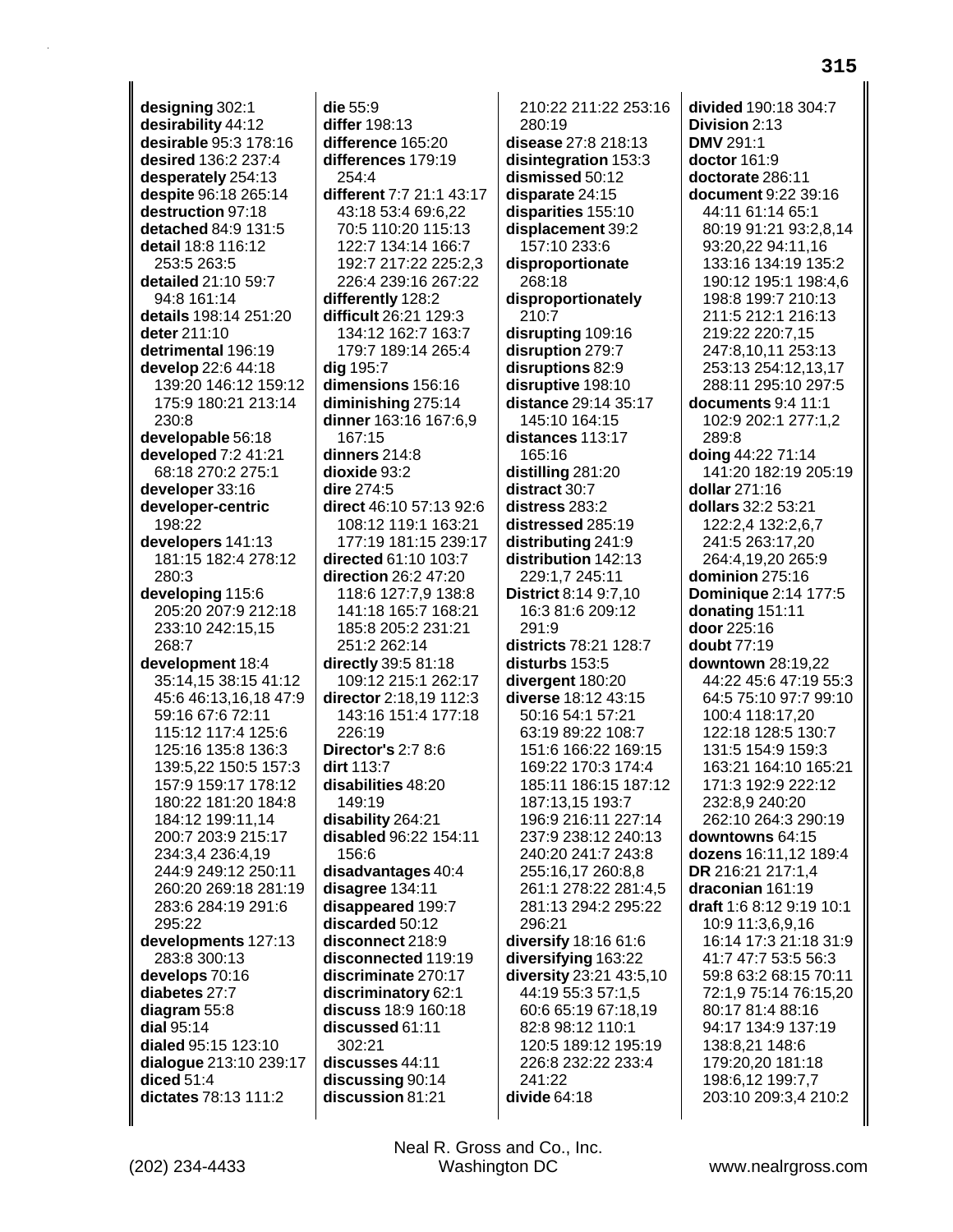**designing** 302:1
**desirability** 44:12
**desirable** 95:3 178:16
**desired** 136:2 237:4
**desperately** 254:13
**despite** 96:18 265:14
**destruction** 97:18
**detached** 84:9 131:5
**detail** 18:8 116:12 253:5 263:5
**detailed** 21:10 59:7 94:8 161:14
**details** 198:14 251:20
**deter** 211:10
**detrimental** 196:19
**develop** 22:6 44:18 139:20 146:12 159:12 175:9 180:21 213:14 230:8
**developable** 56:18
**developed** 7:2 41:21 68:18 270:2 275:1
**developer** 33:16
**developer-centric** 198:22
**developers** 141:13 181:15 182:4 278:12 280:3
**developing** 115:6 205:20 207:9 212:18 233:10 242:15,15 268:7
**development** 18:4 35:14,15 38:15 41:12 45:6 46:13,16,18 47:9 59:16 67:6 72:11 115:12 117:4 125:6 125:16 135:8 136:3 139:5,22 150:5 157:3 157:9 159:17 178:12 180:22 181:20 184:8 184:12 199:11,14 200:7 203:9 215:17 234:3,4 236:4,19 244:9 249:12 250:11 260:20 269:18 281:19 283:6 284:19 291:6 295:22
**developments** 127:13 283:8 300:13
**develops** 70:16
**diabetes** 27:7
**diagram** 55:8
**dial** 95:14
**dialed** 95:15 123:10
**dialogue** 213:10 239:17
**diced** 51:4
**dictates** 78:13 111:2
**die** 55:9
**differ** 198:13
**difference** 165:20
**differences** 179:19 254:4
**different** 7:7 21:1 43:17 43:18 53:4 69:6,22 70:5 110:20 115:13 122:7 134:14 166:7 192:7 217:22 225:2,3 226:4 239:16 267:22
**differently** 128:2
**difficult** 26:21 129:3 134:12 162:7 163:7 179:7 189:14 265:4
**dig** 195:7
**dimensions** 156:16
**diminishing** 275:14
**dinner** 163:16 167:6,9 167:15
**dinners** 214:8
**dioxide** 93:2
**dire** 274:5
**direct** 46:10 57:13 92:6 108:12 119:1 163:21 177:19 181:15 239:17
**directed** 61:10 103:7
**direction** 26:2 47:20 118:6 127:7,9 138:8 141:18 165:7 168:21 185:8 205:2 231:21 251:2 262:14
**directly** 39:5 81:18 109:12 215:1 262:17
**director** 2:18,19 112:3 143:16 151:4 177:18 226:19
**Director's** 2:7 8:6
**dirt** 113:7
**disabilities** 48:20 149:19
**disability** 264:21
**disabled** 96:22 154:11 156:6
**disadvantages** 40:4
**disagree** 134:11
**disappeared** 199:7
**discarded** 50:12
**disconnect** 218:9
**disconnected** 119:19
**discriminate** 270:17
**discriminatory** 62:1
**discuss** 18:9 160:18
**discussed** 61:11 302:21
**discusses** 44:11
**discussing** 90:14
**discussion** 81:21 210:22 211:22 253:16 280:19
**disease** 27:8 218:13
**disintegration** 153:3
**dismissed** 50:12
**disparate** 24:15
**disparities** 155:10
**displacement** 39:2 157:10 233:6
**disproportionate** 268:18
**disproportionately** 210:7
**disrupting** 109:16
**disruption** 279:7
**disruptions** 82:9
**disruptive** 198:10
**distance** 29:14 35:17 145:10 164:15
**distances** 113:17 165:16
**distilling** 281:20
**distract** 30:7
**distress** 283:2
**distressed** 285:19
**distributing** 241:9
**distribution** 142:13 229:1,7 245:11
**District** 8:14 9:7,10 16:3 81:6 209:12 291:9
**districts** 78:21 128:7
**disturbs** 153:5
**divergent** 180:20
**diverse** 18:12 43:15 50:16 54:1 57:21 63:19 89:22 108:7 151:6 166:22 169:15 169:22 170:3 174:4 185:11 186:15 187:12 187:13,15 193:7 196:9 216:11 227:14 237:9 238:12 240:13 240:20 241:7 243:8 255:16,17 260:8,8 261:1 278:22 281:4,5 281:13 294:2 295:22 296:21
**diversify** 18:16 61:6
**diversifying** 163:22
**diversity** 23:21 43:5,10 44:19 55:3 57:1,5 60:6 65:19 67:18,19 82:8 98:12 110:1 120:5 189:12 195:19 226:8 232:22 233:4 241:22
**divide** 64:18
**divided** 190:18 304:7
**Division** 2:13
**DMV** 291:1
**doctor** 161:9
**doctorate** 286:11
**document** 9:22 39:16 44:11 61:14 65:1 80:19 91:21 93:2,8,14 93:20,22 94:11,16 133:16 134:19 135:2 190:12 195:1 198:4,6 198:8 199:7 210:13 211:5 212:1 216:13 219:22 220:7,15 247:8,10,11 253:13 253:13 254:12,13,17 288:11 295:10 297:5
**documents** 9:4 11:1 102:9 202:1 277:1,2 289:8
**doing** 44:22 71:14 141:20 182:19 205:19
**dollar** 271:16
**dollars** 32:2 53:21 122:2,4 132:2,6,7 241:5 263:17,20 264:4,19,20 265:9
**dominion** 275:16
**Dominique** 2:14 177:5
**donating** 151:11
**door** 225:16
**doubt** 77:19
**downtown** 28:19,22 44:22 45:6 47:19 55:3 64:5 75:10 97:7 99:10 100:4 118:17,20 122:18 128:5 130:7 131:5 154:9 159:3 163:21 164:10 165:21 171:3 192:9 222:12 232:8,9 240:20 262:10 264:3 290:19
**downtowns** 64:15
**dozens** 16:11,12 189:4
**DR** 216:21 217:1,4
**draconian** 161:19
**draft** 1:6 8:12 9:19 10:1 10:9 11:3,6,9,16 16:14 17:3 21:18 31:9 41:7 47:7 53:5 56:3 59:8 63:2 68:15 70:11 72:1,9 75:14 76:15,20 80:17 81:4 88:16 94:17 134:9 137:19 138:8,21 148:6 179:20,20 181:18 198:6,12 199:7,7 203:10 209:3,4 210:2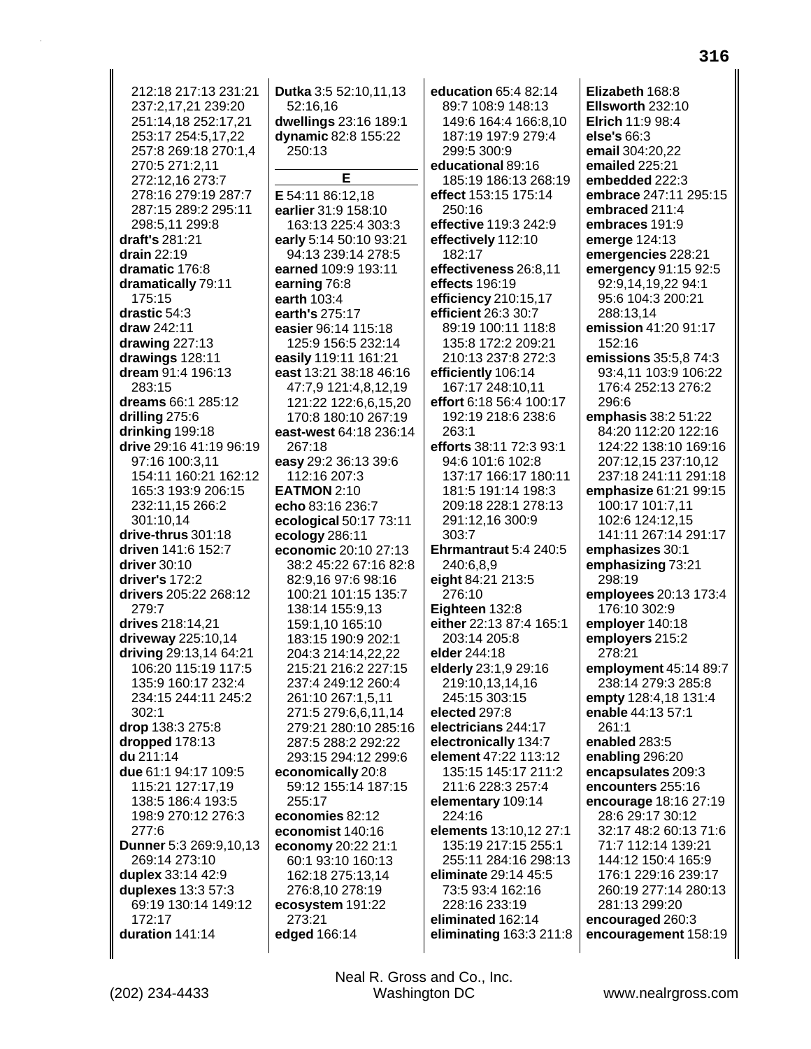212:18 217:13 231:21 237:2,17,21 239:20 251:14,18 252:17,21 253:17 254:5,17,22 257:8 269:18 270:1,4 270:5 271:2,11 272:12,16 273:7 278:16 279:19 287:7 287:15 289:2 295:11 298:5,11 299:8
**draft's** 281:21
**drain** 22:19
**dramatic** 176:8
**dramatically** 79:11 175:15
**drastic** 54:3
**draw** 242:11
**drawing** 227:13
**drawings** 128:11
**dream** 91:4 196:13 283:15
**dreams** 66:1 285:12
**drilling** 275:6
**drinking** 199:18
**drive** 29:16 41:19 96:19 97:16 100:3,11 154:11 160:21 162:12 165:3 193:9 206:15 232:11,15 266:2 301:10,14
**drive-thrus** 301:18
**driven** 141:6 152:7
**driver** 30:10
**driver's** 172:2
**drivers** 205:22 268:12 279:7
**drives** 218:14,21
**driveway** 225:10,14
**driving** 29:13,14 64:21 106:20 115:19 117:5 135:9 160:17 232:4 234:15 244:11 245:2 302:1
**drop** 138:3 275:8
**dropped** 178:13
**du** 211:14
**due** 61:1 94:17 109:5 115:21 127:17,19 138:5 186:4 193:5 198:9 270:12 276:3 277:6
**Dunner** 5:3 269:9,10,13 269:14 273:10
**duplex** 33:14 42:9
**duplexes** 13:3 57:3 69:19 130:14 149:12 172:17
**duration** 141:14
**Dutka** 3:5 52:10,11,13 52:16,16
**dwellings** 23:16 189:1
**dynamic** 82:8 155:22 250:13

## E

**E** 54:11 86:12,18
**earlier** 31:9 158:10 163:13 225:4 303:3
**early** 5:14 50:10 93:21 94:13 239:14 278:5
**earned** 109:9 193:11
**earning** 76:8
**earth** 103:4
**earth's** 275:17
**easier** 96:14 115:18 125:9 156:5 232:14
**easily** 119:11 161:21
**east** 13:21 38:18 46:16 47:7,9 121:4,8,12,19 121:22 122:6,6,15,20 170:8 180:10 267:19
**east-west** 64:18 236:14 267:18
**easy** 29:2 36:13 39:6 112:16 207:3
**EATMON** 2:10
**echo** 83:16 236:7
**ecological** 50:17 73:11
**ecology** 286:11
**economic** 20:10 27:13 38:2 45:22 67:16 82:8 82:9,16 97:6 98:16 100:21 101:15 135:7 138:14 155:9,13 159:1,10 165:10 183:15 190:9 202:1 204:3 214:14,22,22 215:21 216:2 227:15 237:4 249:12 260:4 261:10 267:1,5,11 271:5 279:6,6,11,14 279:21 280:10 285:16 287:5 288:2 292:22 293:15 294:12 299:6
**economically** 20:8 59:12 155:14 187:15 255:17
**economies** 82:12
**economist** 140:16
**economy** 20:22 21:1 60:1 93:10 160:13 162:18 275:13,14 276:8,10 278:19
**ecosystem** 191:22 273:21
**edged** 166:14
**education** 65:4 82:14 89:7 108:9 148:13 149:6 164:4 166:8,10 187:19 197:9 279:4 299:5 300:9
**educational** 89:16 185:19 186:13 268:19
**effect** 153:15 175:14 250:16
**effective** 119:3 242:9
**effectively** 112:10 182:17
**effectiveness** 26:8,11
**effects** 196:19
**efficiency** 210:15,17
**efficient** 26:3 30:7 89:19 100:11 118:8 135:8 172:2 209:21 210:13 237:8 272:3
**efficiently** 106:14 167:17 248:10,11
**effort** 6:18 56:4 100:17 192:19 218:6 238:6 263:1
**efforts** 38:11 72:3 93:1 94:6 101:6 102:8 137:17 166:17 180:11 181:5 191:14 198:3 209:18 228:1 278:13 291:12,16 300:9 303:7
**Ehrmantraut** 5:4 240:5 240:6,8,9
**eight** 84:21 213:5 276:10
**Eighteen** 132:8
**either** 22:13 87:4 165:1 203:14 205:8
**elder** 244:18
**elderly** 23:1,9 29:16 219:10,13,14,16 245:15 303:15
**elected** 297:8
**electricians** 244:17
**electronically** 134:7
**element** 47:22 113:12 135:15 145:17 211:2 211:6 228:3 257:4
**elementary** 109:14 224:16
**elements** 13:10,12 27:1 135:19 217:15 255:1 255:11 284:16 298:13
**eliminate** 29:14 45:5 73:5 93:4 162:16 228:16 233:19
**eliminated** 162:14
**eliminating** 163:3 211:8
**Elizabeth** 168:8
**Ellsworth** 232:10
**Elrich** 11:9 98:4
**else's** 66:3
**email** 304:20,22
**emailed** 225:21
**embedded** 222:3
**embrace** 247:11 295:15
**embraced** 211:4
**embraces** 191:9
**emerge** 124:13
**emergencies** 228:21
**emergency** 91:15 92:5 92:9,14,19,22 94:1 95:6 104:3 200:21 288:13,14
**emission** 41:20 91:17 152:16
**emissions** 35:5,8 74:3 93:4,11 103:9 106:22 176:4 252:13 276:2 296:6
**emphasis** 38:2 51:22 84:20 112:20 122:16 124:22 138:10 169:16 207:12,15 237:10,12 237:18 241:11 291:18
**emphasize** 61:21 99:15 100:17 101:7,11 102:6 124:12,15 141:11 267:14 291:17
**emphasizes** 30:1
**emphasizing** 73:21 298:19
**employees** 20:13 173:4 176:10 302:9
**employer** 140:18
**employers** 215:2 278:21
**employment** 45:14 89:7 238:14 279:3 285:8
**empty** 128:4,18 131:4
**enable** 44:13 57:1 261:1
**enabled** 283:5
**enabling** 296:20
**encapsulates** 209:3
**encounters** 255:16
**encourage** 18:16 27:19 28:6 29:17 30:12 32:17 48:2 60:13 71:6 71:7 112:14 139:21 144:12 150:4 165:9 176:1 229:16 239:17 260:19 277:14 280:13 281:13 299:20
**encouraged** 260:3
**encouragement** 158:19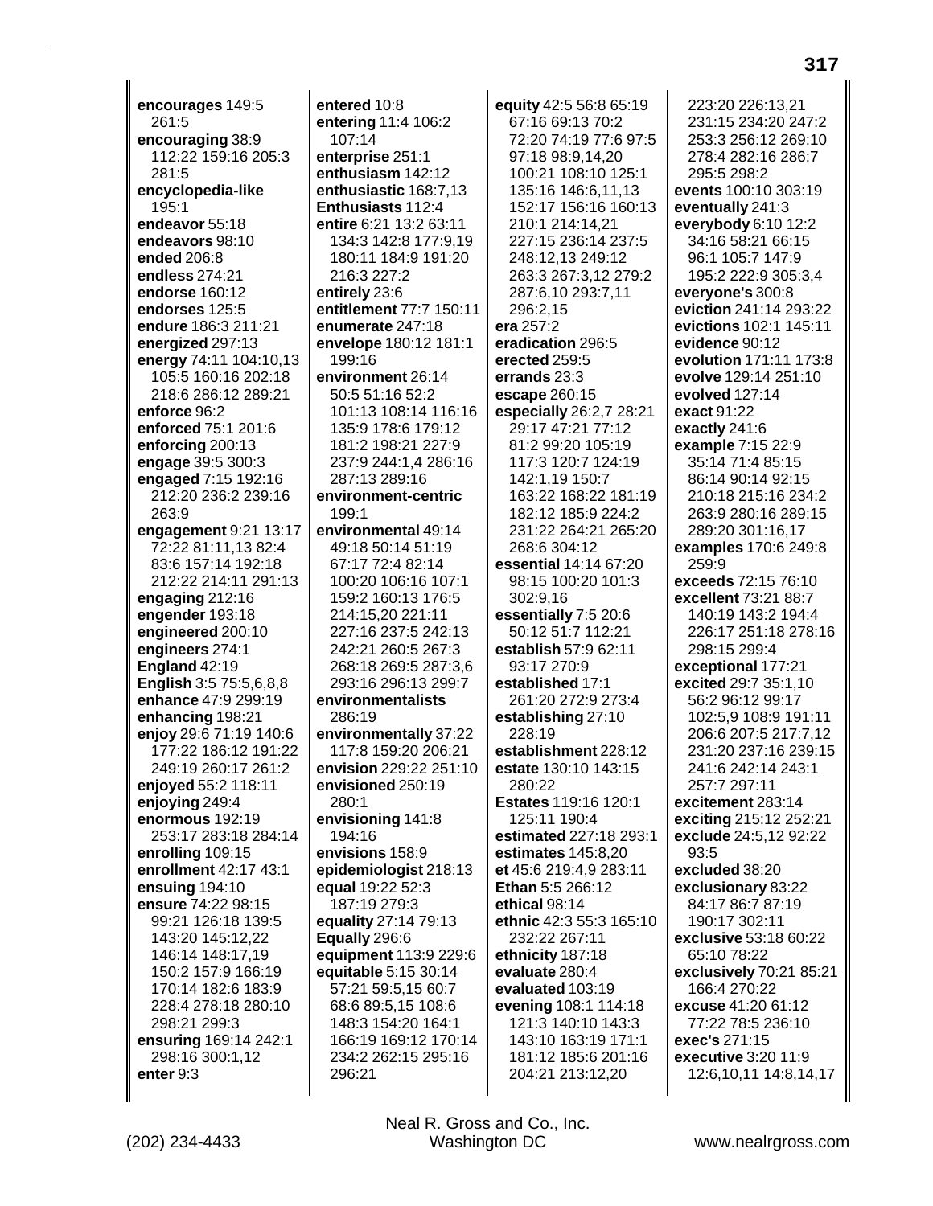**encourages** 149:5 261:5
**encouraging** 38:9 112:22 159:16 205:3 281:5
**encyclopedia-like** 195:1
**endeavor** 55:18
**endeavors** 98:10
**ended** 206:8
**endless** 274:21
**endorse** 160:12
**endorses** 125:5
**endure** 186:3 211:21
**energized** 297:13
**energy** 74:11 104:10,13 105:5 160:16 202:18 218:6 286:12 289:21
**enforce** 96:2
**enforced** 75:1 201:6
**enforcing** 200:13
**engage** 39:5 300:3
**engaged** 7:15 192:16 212:20 236:2 239:16 263:9
**engagement** 9:21 13:17 72:22 81:11,13 82:4 83:6 157:14 192:18 212:22 214:11 291:13
**engaging** 212:16
**engender** 193:18
**engineered** 200:10
**engineers** 274:1
**England** 42:19
**English** 3:5 75:5,6,8,8
**enhance** 47:9 299:19
**enhancing** 198:21
**enjoy** 29:6 71:19 140:6 177:22 186:12 191:22 249:19 260:17 261:2
**enjoyed** 55:2 118:11
**enjoying** 249:4
**enormous** 192:19 253:17 283:18 284:14
**enrolling** 109:15
**enrollment** 42:17 43:1
**ensuing** 194:10
**ensure** 74:22 98:15 99:21 126:18 139:5 143:20 145:12,22 146:14 148:17,19 150:2 157:9 166:19 170:14 182:6 183:9 228:4 278:18 280:10 298:21 299:3
**ensuring** 169:14 242:1 298:16 300:1,12
**enter** 9:3
**entered** 10:8
**entering** 11:4 106:2 107:14
**enterprise** 251:1
**enthusiasm** 142:12
**enthusiastic** 168:7,13
**Enthusiasts** 112:4
**entire** 6:21 13:2 63:11 134:3 142:8 177:9,19 180:11 184:9 191:20 216:3 227:2
**entirely** 23:6
**entitlement** 77:7 150:11
**enumerate** 247:18
**envelope** 180:12 181:1 199:16
**environment** 26:14 50:5 51:16 52:2 101:13 108:14 116:16 135:9 178:6 179:12 181:2 198:21 227:9 237:9 244:1,4 286:16 287:13 289:16
**environment-centric** 199:1
**environmental** 49:14 49:18 50:14 51:19 67:17 72:4 82:14 100:20 106:16 107:1 159:2 160:13 176:5 214:15,20 221:11 227:16 237:5 242:13 242:21 260:5 267:3 268:18 269:5 287:3,6 293:16 296:13 299:7
**environmentalists** 286:19
**environmentally** 37:22 117:8 159:20 206:21
**envision** 229:22 251:10
**envisioned** 250:19 280:1
**envisioning** 141:8 194:16
**envisions** 158:9
**epidemiologist** 218:13
**equal** 19:22 52:3 187:19 279:3
**equality** 27:14 79:13
**Equally** 296:6
**equipment** 113:9 229:6
**equitable** 5:15 30:14 57:21 59:5,15 60:7 68:6 89:5,15 108:6 148:3 154:20 164:1 166:19 169:12 170:14 234:2 262:15 295:16 296:21
**equity** 42:5 56:8 65:19 67:16 69:13 70:2 72:20 74:19 77:6 97:5 97:18 98:9,14,20 100:21 108:10 125:1 135:16 146:6,11,13 152:17 156:16 160:13 210:1 214:14,21 227:15 236:14 237:5 248:12,13 249:12 263:3 267:3,12 279:2 287:6,10 293:7,11 296:2,15
**era** 257:2
**eradication** 296:5
**erected** 259:5
**errands** 23:3
**escape** 260:15
**especially** 26:2,7 28:21 29:17 47:21 77:12 81:2 99:20 105:19 117:3 120:7 124:19 142:1,19 150:7 163:22 168:22 181:19 182:12 185:9 224:2 231:22 264:21 265:20 268:6 304:12
**essential** 14:14 67:20 98:15 100:20 101:3 302:9,16
**essentially** 7:5 20:6 50:12 51:7 112:21
**establish** 57:9 62:11 93:17 270:9
**established** 17:1 261:20 272:9 273:4
**establishing** 27:10 228:19
**establishment** 228:12
**estate** 130:10 143:15 280:22
**Estates** 119:16 120:1 125:11 190:4
**estimated** 227:18 293:1
**estimates** 145:8,20
**et** 45:6 219:4,9 283:11
**Ethan** 5:5 266:12
**ethical** 98:14
**ethnic** 42:3 55:3 165:10 232:22 267:11
**ethnicity** 187:18
**evaluate** 280:4
**evaluated** 103:19
**evening** 108:1 114:18 121:3 140:10 143:3 143:10 163:19 171:1 181:12 185:6 201:16 204:21 213:12,20 223:20 226:13,21 231:15 234:20 247:2 253:3 256:12 269:10 278:4 282:16 286:7 295:5 298:2
**events** 100:10 303:19
**eventually** 241:3
**everybody** 6:10 12:2 34:16 58:21 66:15 96:1 105:7 147:9 195:2 222:9 305:3,4
**everyone's** 300:8
**eviction** 241:14 293:22
**evictions** 102:1 145:11
**evidence** 90:12
**evolution** 171:11 173:8
**evolve** 129:14 251:10
**evolved** 127:14
**exact** 91:22
**exactly** 241:6
**example** 7:15 22:9 35:14 71:4 85:15 86:14 90:14 92:15 210:18 215:16 234:2 263:9 280:16 289:15 289:20 301:16,17
**examples** 170:6 249:8 259:9
**exceeds** 72:15 76:10
**excellent** 73:21 88:7 140:19 143:2 194:4 226:17 251:18 278:16 298:15 299:4
**exceptional** 177:21
**excited** 29:7 35:1,10 56:2 96:12 99:17 102:5,9 108:9 191:11 206:6 207:5 217:7,12 231:20 237:16 239:15 241:6 242:14 243:1 257:7 297:11
**excitement** 283:14
**exciting** 215:12 252:21
**exclude** 24:5,12 92:22 93:5
**excluded** 38:20
**exclusionary** 83:22 84:17 86:7 87:19 190:17 302:11
**exclusive** 53:18 60:22 65:10 78:22
**exclusively** 70:21 85:21 166:4 270:22
**excuse** 41:20 61:12 77:22 78:5 236:10
**exec's** 271:15
**executive** 3:20 11:9 12:6,10,11 14:8,14,17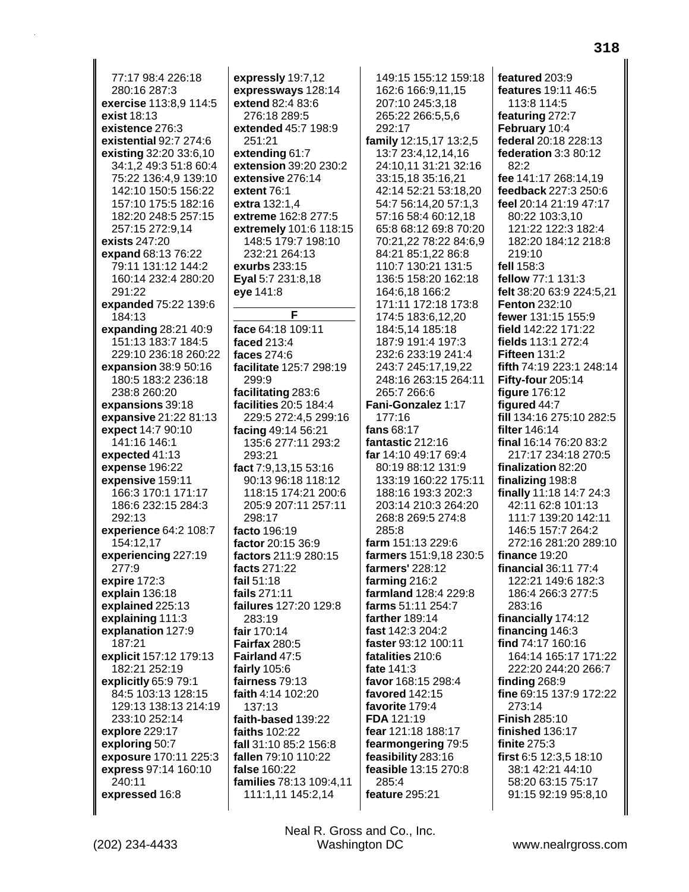77:17 98:4 226:18 280:16 287:3
**exercise** 113:8,9 114:5
**exist** 18:13
**existence** 276:3
**existential** 92:7 274:6
**existing** 32:20 33:6,10 34:1,2 49:3 51:8 60:4 75:22 136:4,9 139:10 142:10 150:5 156:22 157:10 175:5 182:16 182:20 248:5 257:15 257:15 272:9,14
**exists** 247:20
**expand** 68:13 76:22 79:11 131:12 144:2 160:14 232:4 280:20 291:22
**expanded** 75:22 139:6 184:13
**expanding** 28:21 40:9 151:13 183:7 184:5 229:10 236:18 260:22
**expansion** 38:9 50:16 180:5 183:2 236:18 238:8 260:20
**expansions** 39:18
**expansive** 21:22 81:13
**expect** 14:7 90:10 141:16 146:1
**expected** 41:13
**expense** 196:22
**expensive** 159:11 166:3 170:1 171:17 186:6 232:15 284:3 292:13
**experience** 64:2 108:7 154:12,17
**experiencing** 227:19 277:9
**expire** 172:3
**explain** 136:18
**explained** 225:13
**explaining** 111:3
**explanation** 127:9 187:21
**explicit** 157:12 179:13 182:21 252:19
**explicitly** 65:9 79:1 84:5 103:13 128:15 129:13 138:13 214:19 233:10 252:14
**explore** 229:17
**exploring** 50:7
**exposure** 170:11 225:3
**express** 97:14 160:10 240:11
**expressed** 16:8
**expressly** 19:7,12
**expressways** 128:14
**extend** 82:4 83:6 276:18 289:5
**extended** 45:7 198:9 251:21
**extending** 61:7
**extension** 39:20 230:2
**extensive** 276:14
**extent** 76:1
**extra** 132:1,4
**extreme** 162:8 277:5
**extremely** 101:6 118:15 148:5 179:7 198:10 232:21 264:13
**exurbs** 233:15
**Eyal** 5:7 231:8,18
**eye** 141:8

## F

**face** 64:18 109:11
**faced** 213:4
**faces** 274:6
**facilitate** 125:7 298:19 299:9
**facilitating** 283:6
**facilities** 20:5 184:4 229:5 272:4,5 299:16
**facing** 49:14 56:21 135:6 277:11 293:2 293:21
**fact** 7:9,13,15 53:16 90:13 96:18 118:12 118:15 174:21 200:6 205:9 207:11 257:11 298:17
**facto** 196:19
**factor** 20:15 36:9
**factors** 211:9 280:15
**facts** 271:22
**fail** 51:18
**fails** 271:11
**failures** 127:20 129:8 283:19
**fair** 170:14
**Fairfax** 280:5
**Fairland** 47:5
**fairly** 105:6
**fairness** 79:13
**faith** 4:14 102:20 137:13
**faith-based** 139:22
**faiths** 102:22
**fall** 31:10 85:2 156:8
**fallen** 79:10 110:22
**false** 160:22
**families** 78:13 109:4,11 111:1,11 145:2,14 149:15 155:12 159:18 162:6 166:9,11,15 207:10 245:3,18 265:22 266:5,5,6 292:17
**family** 12:15,17 13:2,5 13:7 23:4,12,14,16 24:10,11 31:21 32:16 33:15,18 35:16,21 42:14 52:21 53:18,20 54:7 56:14,20 57:1,3 57:16 58:4 60:12,18 65:8 68:12 69:8 70:20 70:21,22 78:22 84:6,9 84:21 85:1,22 86:8 110:7 130:21 131:5 136:5 158:20 162:18 164:6,18 166:2 171:11 172:18 173:8 174:5 183:6,12,20 184:5,14 185:18 187:9 191:4 197:3 232:6 233:19 241:4 243:7 245:17,19,22 248:16 263:15 264:11 265:7 266:6
**Fani-Gonzalez** 1:17 177:16
**fans** 68:17
**fantastic** 212:16
**far** 14:10 49:17 69:4 80:19 88:12 131:9 133:19 160:22 175:11 188:16 193:3 202:3 203:14 210:3 264:20 268:8 269:5 274:8 285:8
**farm** 151:13 229:6
**farmers** 151:9,18 230:5
**farmers'** 228:12
**farming** 216:2
**farmland** 128:4 229:8
**farms** 51:11 254:7
**farther** 189:14
**fast** 142:3 204:2
**faster** 93:12 100:11
**fatalities** 210:6
**fate** 141:3
**favor** 168:15 298:4
**favored** 142:15
**favorite** 179:4
**FDA** 121:19
**fear** 121:18 188:17
**fearmongering** 79:5
**feasibility** 283:16
**feasible** 13:15 270:8 285:4
**feature** 295:21
**featured** 203:9
**features** 19:11 46:5 113:8 114:5
**featuring** 272:7
**February** 10:4
**federal** 20:18 228:13
**federation** 3:3 80:12 82:2
**fee** 141:17 268:14,19
**feedback** 227:3 250:6
**feel** 20:14 21:19 47:17 80:22 103:3,10 121:22 122:3 182:4 182:20 184:12 218:8 219:10
**fell** 158:3
**fellow** 77:1 131:3
**felt** 38:20 63:9 224:5,21
**Fenton** 232:10
**fewer** 131:15 155:9
**field** 142:22 171:22
**fields** 113:1 272:4
**Fifteen** 131:2
**fifth** 74:19 223:1 248:14
**Fifty-four** 205:14
**figure** 176:12
**figured** 44:7
**fill** 134:16 275:10 282:5
**filter** 146:14
**final** 16:14 76:20 83:2 217:17 234:18 270:5
**finalization** 82:20
**finalizing** 198:8
**finally** 11:18 14:7 24:3 42:11 62:8 101:13 111:7 139:20 142:11 146:5 157:7 264:2 272:16 281:20 289:10
**finance** 19:20
**financial** 36:11 77:4 122:21 149:6 182:3 186:4 266:3 277:5 283:16
**financially** 174:12
**financing** 146:3
**find** 74:17 160:16 164:14 165:17 171:22 222:20 244:20 266:7
**finding** 268:9
**fine** 69:15 137:9 172:22 273:14
**Finish** 285:10
**finished** 136:17
**finite** 275:3
**first** 6:5 12:3,5 18:10 38:1 42:21 44:10 58:20 63:15 75:17 91:15 92:19 95:8,10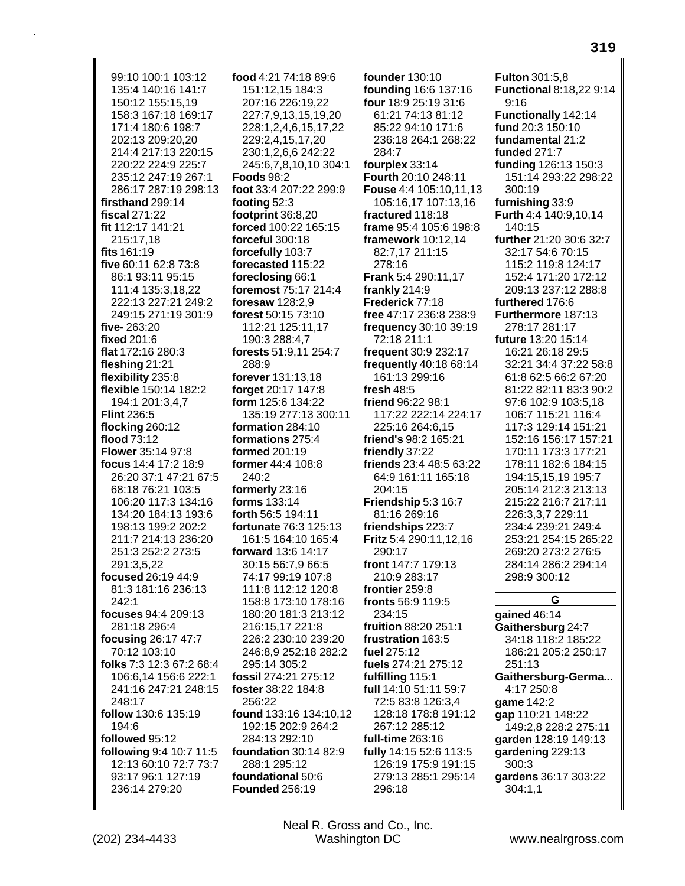99:10 100:1 103:12 135:4 140:16 141:7 150:12 155:15,19 158:3 167:18 169:17 171:4 180:6 198:7 202:13 209:20,20 214:4 217:13 220:15 220:22 224:9 225:7 235:12 247:19 267:1 286:17 287:19 298:13
**firsthand** 299:14
**fiscal** 271:22
**fit** 112:17 141:21 215:17,18
**fits** 161:19
**five** 60:11 62:8 73:8 86:1 93:11 95:15 111:4 135:3,18,22 222:13 227:21 249:2 249:15 271:19 301:9
**five-** 263:20
**fixed** 201:6
**flat** 172:16 280:3
**fleshing** 21:21
**flexibility** 235:8
**flexible** 150:14 182:2 194:1 201:3,4,7
**Flint** 236:5
**flocking** 260:12
**flood** 73:12
**Flower** 35:14 97:8
**focus** 14:4 17:2 18:9 26:20 37:1 47:21 67:5 68:18 76:21 103:5 106:20 117:3 134:16 134:20 184:13 193:6 198:13 199:2 202:2 211:7 214:13 236:20 251:3 252:2 273:5 291:3,5,22
**focused** 26:19 44:9 81:3 181:16 236:13 242:1
**focuses** 94:4 209:13 281:18 296:4
**focusing** 26:17 47:7 70:12 103:10
**folks** 7:3 12:3 67:2 68:4 106:6,14 156:6 222:1 241:16 247:21 248:15 248:17
**follow** 130:6 135:19 194:6
**followed** 95:12
**following** 9:4 10:7 11:5 12:13 60:10 72:7 73:7 93:17 96:1 127:19 236:14 279:20
**food** 4:21 74:18 89:6 151:12,15 184:3 207:16 226:19,22 227:7,9,13,15,19,20 228:1,2,4,6,15,17,22 229:2,4,15,17,20 230:1,2,6,6 242:22 245:6,7,8,10,10 304:1
**Foods** 98:2
**foot** 33:4 207:22 299:9
**footing** 52:3
**footprint** 36:8,20
**forced** 100:22 165:15
**forceful** 300:18
**forcefully** 103:7
**forecasted** 115:22
**foreclosing** 66:1
**foremost** 75:17 214:4
**foresaw** 128:2,9
**forest** 50:15 73:10 112:21 125:11,17 190:3 288:4,7
**forests** 51:9,11 254:7 288:9
**forever** 131:13,18
**forget** 20:17 147:8
**form** 125:6 134:22 135:19 277:13 300:11
**formation** 284:10
**formations** 275:4
**formed** 201:19
**former** 44:4 108:8 240:2
**formerly** 23:16
**forms** 133:14
**forth** 56:5 194:11
**fortunate** 76:3 125:13 161:5 164:10 165:4
**forward** 13:6 14:17 30:15 56:7,9 66:5 74:17 99:19 107:8 111:8 112:12 120:8 158:8 173:10 178:16 180:20 181:3 213:12 216:15,17 221:8 226:2 230:10 239:20 246:8,9 252:18 282:2 295:14 305:2
**fossil** 274:21 275:12
**foster** 38:22 184:8 256:22
**found** 133:16 134:10,12 192:15 202:9 264:2 284:13 292:10
**foundation** 30:14 82:9 288:1 295:12
**foundational** 50:6
**Founded** 256:19
**founder** 130:10
**founding** 16:6 137:16
**four** 18:9 25:19 31:6 61:21 74:13 81:12 85:22 94:10 171:6 236:18 264:1 268:22 284:7
**fourplex** 33:14
**Fourth** 20:10 248:11
**Fouse** 4:4 105:10,11,13 105:16,17 107:13,16
**fractured** 118:18
**frame** 95:4 105:6 198:8
**framework** 10:12,14 82:7,17 211:15 278:16
**Frank** 5:4 290:11,17
**frankly** 214:9
**Frederick** 77:18
**free** 47:17 236:8 238:9
**frequency** 30:10 39:19 72:18 211:1
**frequent** 30:9 232:17
**frequently** 40:18 68:14 161:13 299:16
**fresh** 48:5
**friend** 96:22 98:1 117:22 222:14 224:17 225:16 264:6,15
**friend's** 98:2 165:21
**friendly** 37:22
**friends** 23:4 48:5 63:22 64:9 161:11 165:18 204:15
**Friendship** 5:3 16:7 81:16 269:16
**friendships** 223:7
**Fritz** 5:4 290:11,12,16 290:17
**front** 147:7 179:13 210:9 283:17
**frontier** 259:8
**fronts** 56:9 119:5 234:15
**fruition** 88:20 251:1
**frustration** 163:5
**fuel** 275:12
**fuels** 274:21 275:12
**fulfilling** 115:1
**full** 14:10 51:11 59:7 72:5 83:8 126:3,4 128:18 178:8 191:12 267:12 285:12
**full-time** 263:16
**fully** 14:15 52:6 113:5 126:19 175:9 191:15 279:13 285:1 295:14 296:18
**Fulton** 301:5,8
**Functional** 8:18,22 9:14 9:16
**Functionally** 142:14
**fund** 20:3 150:10
**fundamental** 21:2
**funded** 271:7
**funding** 126:13 150:3 151:14 293:22 298:22 300:19
**furnishing** 33:9
**Furth** 4:4 140:9,10,14 140:15
**further** 21:20 30:6 32:7 32:17 54:6 70:15 115:2 119:8 124:17 152:4 171:20 172:12 209:13 237:12 288:8
**furthered** 176:6
**Furthermore** 187:13 278:17 281:17
**future** 13:20 15:14 16:21 26:18 29:5 32:21 34:4 37:22 58:8 61:8 62:5 66:2 67:20 81:22 82:11 83:3 90:2 97:6 102:9 103:5,18 106:7 115:21 116:4 117:3 129:14 151:21 152:16 156:17 157:21 170:11 173:3 177:21 178:11 182:6 184:15 194:15,15,19 195:7 205:14 212:3 213:13 215:22 216:7 217:11 226:3,3,7 229:11 234:4 239:21 249:4 253:21 254:15 265:22 269:20 273:2 276:5 284:14 286:2 294:14 298:9 300:12

## G

**gained** 46:14
**Gaithersburg** 24:7 34:18 118:2 185:22 186:21 205:2 250:17 251:13
**Gaithersburg-Germa...** 4:17 250:8
**game** 142:2
**gap** 110:21 148:22 149:2,8 228:2 275:11
**garden** 128:19 149:13
**gardening** 229:13 300:3
**gardens** 36:17 303:22 304:1,1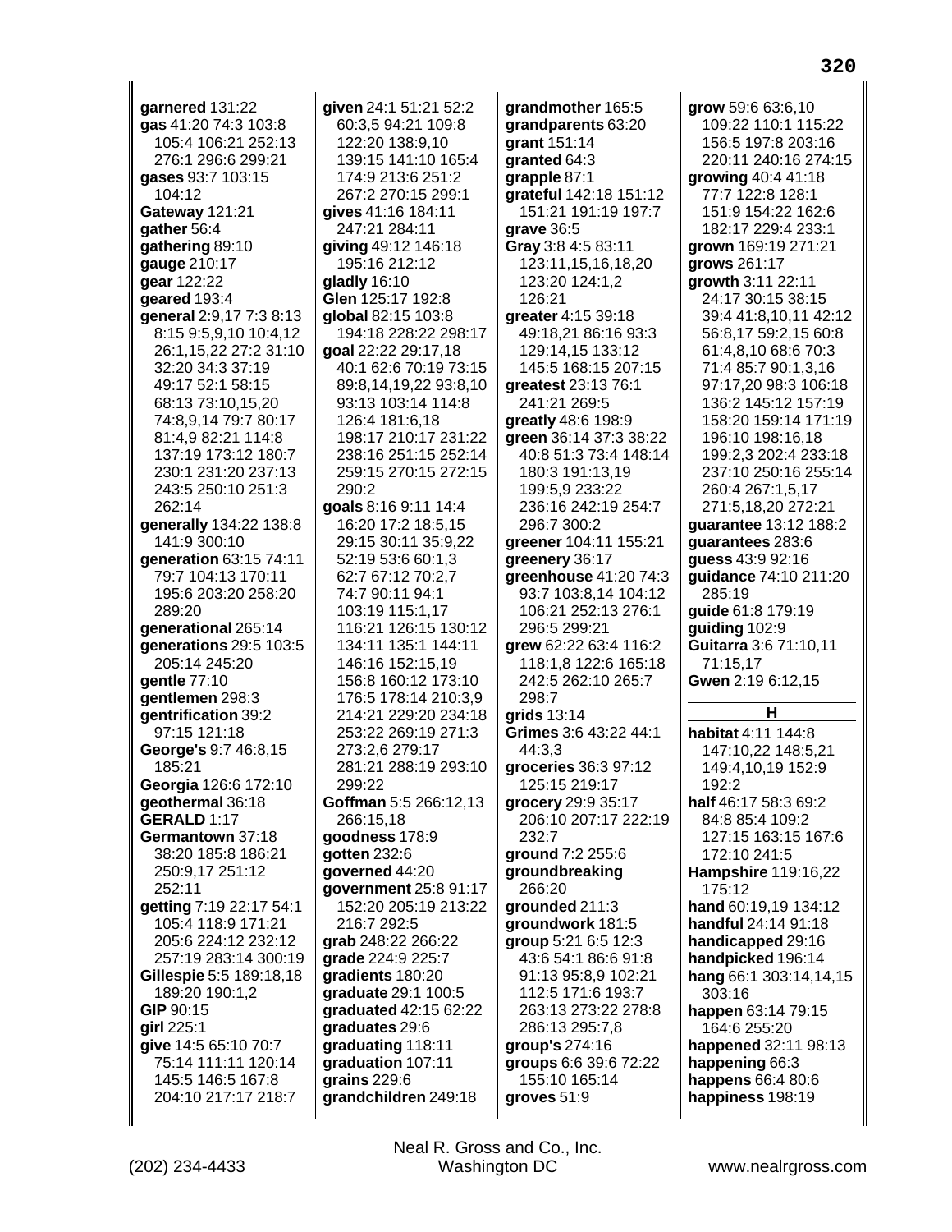**garnered** 131:22
**gas** 41:20 74:3 103:8 105:4 106:21 252:13 276:1 296:6 299:21
**gases** 93:7 103:15 104:12
**Gateway** 121:21
**gather** 56:4
**gathering** 89:10
**gauge** 210:17
**gear** 122:22
**geared** 193:4
**general** 2:9,17 7:3 8:13 8:15 9:5,9,10 10:4,12 26:1,15,22 27:2 31:10 32:20 34:3 37:19 49:17 52:1 58:15 68:13 73:10,15,20 74:8,9,14 79:7 80:17 81:4,9 82:21 114:8 137:19 173:12 180:7 230:1 231:20 237:13 243:5 250:10 251:3 262:14
**generally** 134:22 138:8 141:9 300:10
**generation** 63:15 74:11 79:7 104:13 170:11 195:6 203:20 258:20 289:20
**generational** 265:14
**generations** 29:5 103:5 205:14 245:20
**gentle** 77:10
**gentlemen** 298:3
**gentrification** 39:2 97:15 121:18
**George's** 9:7 46:8,15 185:21
**Georgia** 126:6 172:10
**geothermal** 36:18
**GERALD** 1:17
**Germantown** 37:18 38:20 185:8 186:21 250:9,17 251:12 252:11
**getting** 7:19 22:17 54:1 105:4 118:9 171:21 205:6 224:12 232:12 257:19 283:14 300:19
**Gillespie** 5:5 189:18,18 189:20 190:1,2
**GIP** 90:15
**girl** 225:1
**give** 14:5 65:10 70:7 75:14 111:11 120:14 145:5 146:5 167:8 204:10 217:17 218:7
**given** 24:1 51:21 52:2 60:3,5 94:21 109:8 122:20 138:9,10 139:15 141:10 165:4 174:9 213:6 251:2 267:2 270:15 299:1
**gives** 41:16 184:11 247:21 284:11
**giving** 49:12 146:18 195:16 212:12
**gladly** 16:10
**Glen** 125:17 192:8
**global** 82:15 103:8 194:18 228:22 298:17
**goal** 22:22 29:17,18 40:1 62:6 70:19 73:15 89:8,14,19,22 93:8,10 93:13 103:14 114:8 126:4 181:6,18 198:17 210:17 231:22 238:16 251:15 252:14 259:15 270:15 272:15 290:2
**goals** 8:16 9:11 14:4 16:20 17:2 18:5,15 29:15 30:11 35:9,22 52:19 53:6 60:1,3 62:7 67:12 70:2,7 74:7 90:11 94:1 103:19 115:1,17 116:21 126:15 130:12 134:11 135:1 144:11 146:16 152:15,19 156:8 160:12 173:10 176:5 178:14 210:3,9 214:21 229:20 234:18 253:22 269:19 271:3 273:2,6 279:17 281:21 288:19 293:10 299:22
**Goffman** 5:5 266:12,13 266:15,18
**goodness** 178:9
**gotten** 232:6
**governed** 44:20
**government** 25:8 91:17 152:20 205:19 213:22 216:7 292:5
**grab** 248:22 266:22
**grade** 224:9 225:7
**gradients** 180:20
**graduate** 29:1 100:5
**graduated** 42:15 62:22
**graduates** 29:6
**graduating** 118:11
**graduation** 107:11
**grains** 229:6
**grandchildren** 249:18
**grandmother** 165:5
**grandparents** 63:20
**grant** 151:14
**granted** 64:3
**grapple** 87:1
**grateful** 142:18 151:12 151:21 191:19 197:7
**grave** 36:5
**Gray** 3:8 4:5 83:11 123:11,15,16,18,20 123:20 124:1,2 126:21
**greater** 4:15 39:18 49:18,21 86:16 93:3 129:14,15 133:12 145:5 168:15 207:15
**greatest** 23:13 76:1 241:21 269:5
**greatly** 48:6 198:9
**green** 36:14 37:3 38:22 40:8 51:3 73:4 148:14 180:3 191:13,19 199:5,9 233:22 236:16 242:19 254:7 296:7 300:2
**greener** 104:11 155:21
**greenery** 36:17
**greenhouse** 41:20 74:3 93:7 103:8,14 104:12 106:21 252:13 276:1 296:5 299:21
**grew** 62:22 63:4 116:2 118:1,8 122:6 165:18 242:5 262:10 265:7 298:7
**grids** 13:14
**Grimes** 3:6 43:22 44:1 44:3,3
**groceries** 36:3 97:12 125:15 219:17
**grocery** 29:9 35:17 206:10 207:17 222:19 232:7
**ground** 7:2 255:6
**groundbreaking** 266:20
**grounded** 211:3
**groundwork** 181:5
**group** 5:21 6:5 12:3 43:6 54:1 86:6 91:8 91:13 95:8,9 102:21 112:5 171:6 193:7 263:13 273:22 278:8 286:13 295:7,8
**group's** 274:16
**groups** 6:6 39:6 72:22 155:10 165:14
**groves** 51:9
**grow** 59:6 63:6,10 109:22 110:1 115:22 156:5 197:8 203:16 220:11 240:16 274:15
**growing** 40:4 41:18 77:7 122:8 128:1 151:9 154:22 162:6 182:17 229:4 233:1
**grown** 169:19 271:21
**grows** 261:17
**growth** 3:11 22:11 24:17 30:15 38:15 39:4 41:8,10,11 42:12 56:8,17 59:2,15 60:8 61:4,8,10 68:6 70:3 71:4 85:7 90:1,3,16 97:17,20 98:3 106:18 136:2 145:12 157:19 158:20 159:14 171:19 196:10 198:16,18 199:2,3 202:4 233:18 237:10 250:16 255:14 260:4 267:1,5,17 271:5,18,20 272:21
**guarantee** 13:12 188:2
**guarantees** 283:6
**guess** 43:9 92:16
**guidance** 74:10 211:20 285:19
**guide** 61:8 179:19
**guiding** 102:9
**Guitarra** 3:6 71:10,11 71:15,17
**Gwen** 2:19 6:12,15

## H

**habitat** 4:11 144:8 147:10,22 148:5,21 149:4,10,19 152:9 192:2
**half** 46:17 58:3 69:2 84:8 85:4 109:2 127:15 163:15 167:6 172:10 241:5
**Hampshire** 119:16,22 175:12
**hand** 60:19,19 134:12
**handful** 24:14 91:18
**handicapped** 29:16
**handpicked** 196:14
**hang** 66:1 303:14,14,15 303:16
**happen** 63:14 79:15 164:6 255:20
**happened** 32:11 98:13
**happening** 66:3
**happens** 66:4 80:6
**happiness** 198:19

Neal R. Gross and Co., Inc.
(202) 234-4433 Washington DC www.nealrgross.com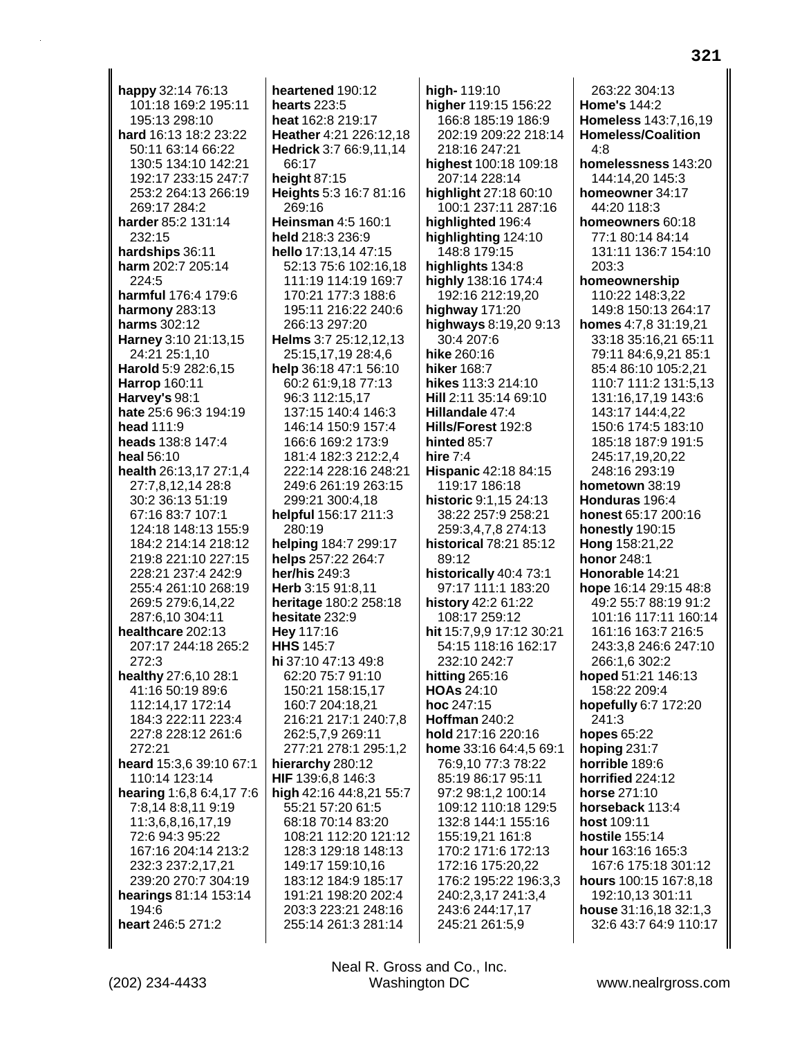**happy** 32:14 76:13 101:18 169:2 195:11 195:13 298:10
**hard** 16:13 18:2 23:22 50:11 63:14 66:22 130:5 134:10 142:21 192:17 233:15 247:7 253:2 264:13 266:19 269:17 284:2
**harder** 85:2 131:14 232:15
**hardships** 36:11
**harm** 202:7 205:14 224:5
**harmful** 176:4 179:6
**harmony** 283:13
**harms** 302:12
**Harney** 3:10 21:13,15 24:21 25:1,10
**Harold** 5:9 282:6,15
**Harrop** 160:11
**Harvey's** 98:1
**hate** 25:6 96:3 194:19
**head** 111:9
**heads** 138:8 147:4
**heal** 56:10
**health** 26:13,17 27:1,4 27:7,8,12,14 28:8 30:2 36:13 51:19 67:16 83:7 107:1 124:18 148:13 155:9 184:2 214:14 218:12 219:8 221:10 227:15 228:21 237:4 242:9 255:4 261:10 268:19 269:5 279:6,14,22 287:6,10 304:11
**healthcare** 202:13 207:17 244:18 265:2 272:3
**healthy** 27:6,10 28:1 41:16 50:19 89:6 112:14,17 172:14 184:3 222:11 223:4 227:8 228:12 261:6 272:21
**heard** 15:3,6 39:10 67:1 110:14 123:14
**hearing** 1:6,8 6:4,17 7:6 7:8,14 8:8,11 9:19 11:3,6,8,16,17,19 72:6 94:3 95:22 167:16 204:14 213:2 232:3 237:2,17,21 239:20 270:7 304:19
**hearings** 81:14 153:14 194:6
**heart** 246:5 271:2
**heartened** 190:12
**hearts** 223:5
**heat** 162:8 219:17
**Heather** 4:21 226:12,18
**Hedrick** 3:7 66:9,11,14 66:17
**height** 87:15
**Heights** 5:3 16:7 81:16 269:16
**Heinsman** 4:5 160:1
**held** 218:3 236:9
**hello** 17:13,14 47:15 52:13 75:6 102:16,18 111:19 114:19 169:7 170:21 177:3 188:6 195:11 216:22 240:6 266:13 297:20
**Helms** 3:7 25:12,12,13 25:15,17,19 28:4,6
**help** 36:18 47:1 56:10 60:2 61:9,18 77:13 96:3 112:15,17 137:15 140:4 146:3 146:14 150:9 157:4 166:6 169:2 173:9 181:4 182:3 212:2,4 222:14 228:16 248:21 249:6 261:19 263:15 299:21 300:4,18
**helpful** 156:17 211:3 280:19
**helping** 184:7 299:17
**helps** 257:22 264:7
**her/his** 249:3
**Herb** 3:15 91:8,11
**heritage** 180:2 258:18
**hesitate** 232:9
**Hey** 117:16
**HHS** 145:7
**hi** 37:10 47:13 49:8 62:20 75:7 91:10 150:21 158:15,17 160:7 204:18,21 216:21 217:1 240:7,8 262:5,7,9 269:11 277:21 278:1 295:1,2
**hierarchy** 280:12
**HIF** 139:6,8 146:3
**high** 42:16 44:8,21 55:7 55:21 57:20 61:5 68:18 70:14 83:20 108:21 112:20 121:12 128:3 129:18 148:13 149:17 159:10,16 183:12 184:9 185:17 191:21 198:20 202:4 203:3 223:21 248:16 255:14 261:3 281:14
**high-** 119:10
**higher** 119:15 156:22 166:8 185:19 186:9 202:19 209:22 218:14 218:16 247:21
**highest** 100:18 109:18 207:14 228:14
**highlight** 27:18 60:10 100:1 237:11 287:16
**highlighted** 196:4
**highlighting** 124:10 148:8 179:15
**highlights** 134:8
**highly** 138:16 174:4 192:16 212:19,20
**highway** 171:20
**highways** 8:19,20 9:13 30:4 207:6
**hike** 260:16
**hiker** 168:7
**hikes** 113:3 214:10
**Hill** 2:11 35:14 69:10
**Hillandale** 47:4
**Hills/Forest** 192:8
**hinted** 85:7
**hire** 7:4
**Hispanic** 42:18 84:15 119:17 186:18
**historic** 9:1,15 24:13 38:22 257:9 258:21 259:3,4,7,8 274:13
**historical** 78:21 85:12 89:12
**historically** 40:4 73:1 97:17 111:1 183:20
**history** 42:2 61:22 108:17 259:12
**hit** 15:7,9,9 17:12 30:21 54:15 118:16 162:17 232:10 242:7
**hitting** 265:16
**HOAs** 24:10
**hoc** 247:15
**Hoffman** 240:2
**hold** 217:16 220:16
**home** 33:16 64:4,5 69:1 76:9,10 77:3 78:22 85:19 86:17 95:11 97:2 98:1,2 100:14 109:12 110:18 129:5 132:8 144:1 155:16 155:19,21 161:8 170:2 171:6 172:13 172:16 175:20,22 176:2 195:22 196:3,3 240:2,3,17 241:3,4 243:6 244:17,17 245:21 261:5,9 263:22 304:13
**Home's** 144:2
**Homeless** 143:7,16,19
**Homeless/Coalition** 4:8
**homelessness** 143:20 144:14,20 145:3
**homeowner** 34:17 44:20 118:3
**homeowners** 60:18 77:1 80:14 84:14 131:11 136:7 154:10 203:3
**homeownership** 110:22 148:3,22 149:8 150:13 264:17
**homes** 4:7,8 31:19,21 33:18 35:16,21 65:11 79:11 84:6,9,21 85:1 85:4 86:10 105:2,21 110:7 111:2 131:5,13 131:16,17,19 143:6 143:17 144:4,22 150:6 174:5 183:10 185:18 187:9 191:5 245:17,19,20,22 248:16 293:19
**hometown** 38:19
**Honduras** 196:4
**honest** 65:17 200:16
**honestly** 190:15
**Hong** 158:21,22
**honor** 248:1
**Honorable** 14:21
**hope** 16:14 29:15 48:8 49:2 55:7 88:19 91:2 101:16 117:11 160:14 161:16 163:7 216:5 243:3,8 246:6 247:10 266:1,6 302:2
**hoped** 51:21 146:13 158:22 209:4
**hopefully** 6:7 172:20 241:3
**hopes** 65:22
**hoping** 231:7
**horrible** 189:6
**horrified** 224:12
**horse** 271:10
**horseback** 113:4
**host** 109:11
**hostile** 155:14
**hour** 163:16 165:3 167:6 175:18 301:12
**hours** 100:15 167:8,18 192:10,13 301:11
**house** 31:16,18 32:1,3 32:6 43:7 64:9 110:17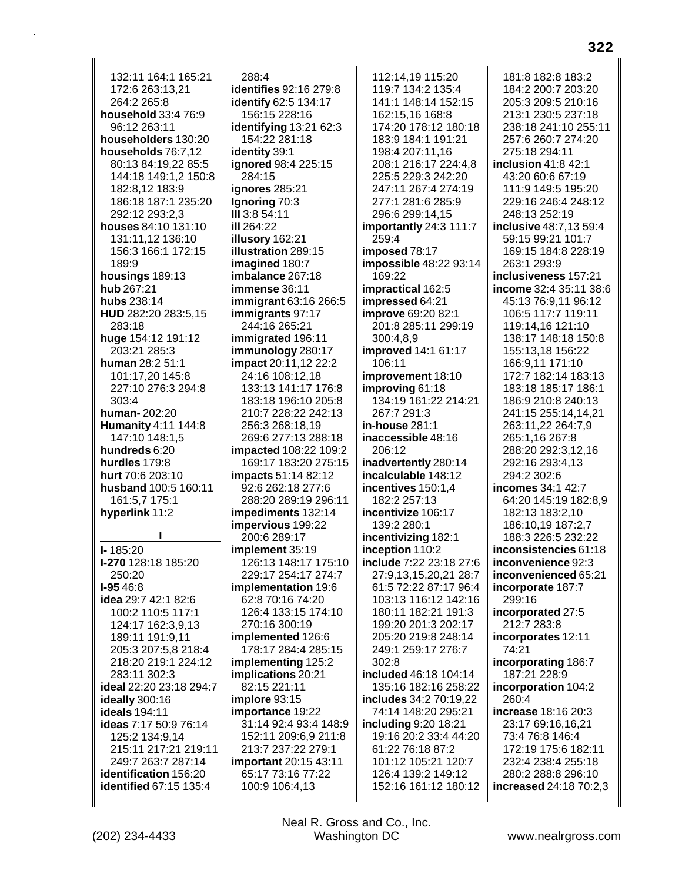132:11 164:1 165:21 172:6 263:13,21 264:2 265:8
**household** 33:4 76:9 96:12 263:11
**householders** 130:20
**households** 76:7,12 80:13 84:19,22 85:5 144:18 149:1,2 150:8 182:8,12 183:9 186:18 187:1 235:20 292:12 293:2,3
**houses** 84:10 131:10 131:11,12 136:10 156:3 166:1 172:15 189:9
**housings** 189:13
**hub** 267:21
**hubs** 238:14
**HUD** 282:20 283:5,15 283:18
**huge** 154:12 191:12 203:21 285:3
**human** 28:2 51:1 101:17,20 145:8 227:10 276:3 294:8 303:4
**human-** 202:20
**Humanity** 4:11 144:8 147:10 148:1,5
**hundreds** 6:20
**hurdles** 179:8
**hurt** 70:6 203:10
**husband** 100:5 160:11 161:5,7 175:1
**hyperlink** 11:2

**I**

**I-** 185:20
**I-270** 128:18 185:20 250:20
**I-95** 46:8
**idea** 29:7 42:1 82:6 100:2 110:5 117:1 124:17 162:3,9,13 189:11 191:9,11 205:3 207:5,8 218:4 218:20 219:1 224:12 283:11 302:3
**ideal** 22:20 23:18 294:7
**ideally** 300:16
**ideals** 194:11
**ideas** 7:17 50:9 76:14 125:2 134:9,14 215:11 217:21 219:11 249:7 263:7 287:14
**identification** 156:20
**identified** 67:15 135:4 288:4
**identifies** 92:16 279:8
**identify** 62:5 134:17 156:15 228:16
**identifying** 13:21 62:3 154:22 281:18
**identity** 39:1
**ignored** 98:4 225:15 284:15
**ignores** 285:21
**Ignoring** 70:3
**Ill** 3:8 54:11
**ill** 264:22
**illusory** 162:21
**illustration** 289:15
**imagined** 180:7
**imbalance** 267:18
**immense** 36:11
**immigrant** 63:16 266:5
**immigrants** 97:17 244:16 265:21
**immigrated** 196:11
**immunology** 280:17
**impact** 20:11,12 22:2 24:16 108:12,18 133:13 141:17 176:8 183:18 196:10 205:8 210:7 228:22 242:13 256:3 268:18,19 269:6 277:13 288:18
**impacted** 108:22 109:2 169:17 183:20 275:15
**impacts** 51:14 82:12 92:6 262:18 277:6 288:20 289:15 296:11
**impediments** 132:14
**impervious** 199:22 200:6 289:17
**implement** 35:19 126:13 148:17 175:10 229:17 254:17 274:7
**implementation** 19:6 62:8 70:16 74:20 126:4 133:15 174:10 270:16 300:19
**implemented** 126:6 178:17 284:4 285:15
**implementing** 125:2
**implications** 20:21 82:15 221:11
**implore** 93:15
**importance** 19:22 31:14 92:4 93:4 148:9 152:11 209:6,9 211:8 213:7 237:22 279:1
**important** 20:15 43:11 65:17 73:16 77:22 100:9 106:4,13 112:14,19 115:20 119:7 134:2 135:4 141:1 148:14 152:15 162:15,16 168:8 174:20 178:12 180:18 183:9 184:1 191:21 198:4 207:11,16 208:1 216:17 224:4,8 225:5 229:3 242:20 247:11 267:4 274:19 277:1 281:6 285:9 296:6 299:14,15
**importantly** 24:3 111:7 259:4
**imposed** 78:17
**impossible** 48:22 93:14 169:22
**impractical** 162:5
**impressed** 64:21
**improve** 69:20 82:1 201:8 285:11 299:19 300:4,8,9
**improved** 14:1 61:17 106:11
**improvement** 18:10
**improving** 61:18 134:19 161:22 214:21 267:7 291:3
**in-house** 281:1
**inaccessible** 48:16 206:12
**inadvertently** 280:14
**incalculable** 148:12
**incentives** 150:1,4 182:2 257:13
**incentivize** 106:17 139:2 280:1
**incentivizing** 182:1
**inception** 110:2
**include** 7:22 23:18 27:6 27:9,13,15,20,21 28:7 61:5 72:22 87:17 96:4 103:13 116:12 142:16 180:11 182:21 191:3 199:20 201:3 202:17 205:20 219:8 248:14 249:1 259:17 276:7 302:8
**included** 46:18 104:14 135:16 182:16 258:22
**includes** 34:2 70:19,22 74:14 148:20 295:21
**including** 9:20 18:21 19:16 20:2 33:4 44:20 61:22 76:18 87:2 101:12 105:21 120:7 126:4 139:2 149:12 152:16 161:12 180:12 181:8 182:8 183:2 184:2 200:7 203:20 205:3 209:5 210:16 213:1 230:5 237:18 238:18 241:10 255:11 257:6 260:7 274:20 275:18 294:11
**inclusion** 41:8 42:1 43:20 60:6 67:19 111:9 149:5 195:20 229:16 246:4 248:12 248:13 252:19
**inclusive** 48:7,13 59:4 59:15 99:21 101:7 169:15 184:8 228:19 263:1 293:9
**inclusiveness** 157:21
**income** 32:4 35:11 38:6 45:13 76:9,11 96:12 106:5 117:7 119:11 119:14,16 121:10 138:17 148:18 150:8 155:13,18 156:22 166:9,11 171:10 172:7 182:14 183:13 183:18 185:17 186:1 186:9 210:8 240:13 241:15 255:14,14,21 263:11,22 264:7,9 265:1,16 267:8 288:20 292:3,12,16 292:16 293:4,13 294:2 302:6
**incomes** 34:1 42:7 64:20 145:19 182:8,9 182:13 183:2,10 186:10,19 187:2,7 188:3 226:5 232:22
**inconsistencies** 61:18
**inconvenience** 92:3
**inconvenienced** 65:21
**incorporate** 187:7 299:16
**incorporated** 27:5 212:7 283:8
**incorporates** 12:11 74:21
**incorporating** 186:7 187:21 228:9
**incorporation** 104:2 260:4
**increase** 18:16 20:3 23:17 69:16,16,21 73:4 76:8 146:4 172:19 175:6 182:11 232:4 238:4 255:18 280:2 288:8 296:10
**increased** 24:18 70:2,3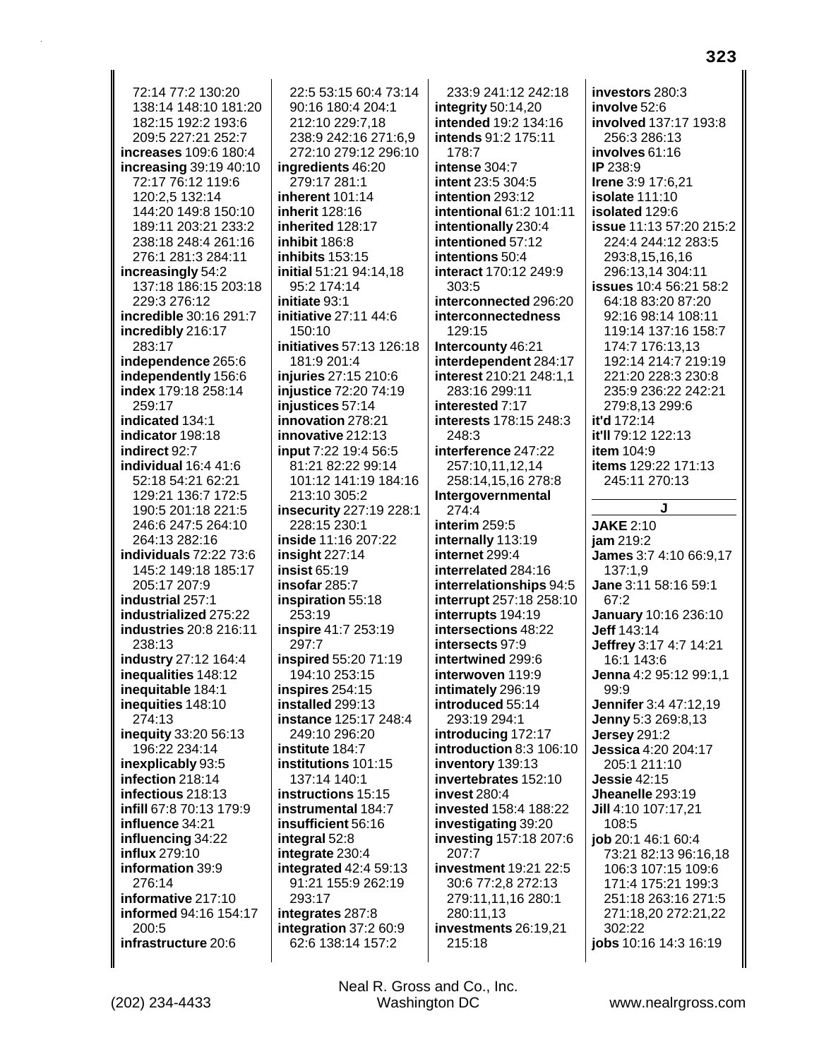72:14 77:2 130:20 138:14 148:10 181:20 182:15 192:2 193:6 209:5 227:21 252:7
**increases** 109:6 180:4
**increasing** 39:19 40:10 72:17 76:12 119:6 120:2,5 132:14 144:20 149:8 150:10 189:11 203:21 233:2 238:18 248:4 261:16 276:1 281:3 284:11
**increasingly** 54:2 137:18 186:15 203:18 229:3 276:12
**incredible** 30:16 291:7
**incredibly** 216:17 283:17
**independence** 265:6
**independently** 156:6
**index** 179:18 258:14 259:17
**indicated** 134:1
**indicator** 198:18
**indirect** 92:7
**individual** 16:4 41:6 52:18 54:21 62:21 129:21 136:7 172:5 190:5 201:18 221:5 246:6 247:5 264:10 264:13 282:16
**individuals** 72:22 73:6 145:2 149:18 185:17 205:17 207:9
**industrial** 257:1
**industrialized** 275:22
**industries** 20:8 216:11 238:13
**industry** 27:12 164:4
**inequalities** 148:12
**inequitable** 184:1
**inequities** 148:10 274:13
**inequity** 33:20 56:13 196:22 234:14
**inexplicably** 93:5
**infection** 218:14
**infectious** 218:13
**infill** 67:8 70:13 179:9
**influence** 34:21
**influencing** 34:22
**influx** 279:10
**information** 39:9 276:14
**informative** 217:10
**informed** 94:16 154:17 200:5
**infrastructure** 20:6 22:5 53:15 60:4 73:14 90:16 180:4 204:1 212:10 229:7,18 238:9 242:16 271:6,9 272:10 279:12 296:10
**ingredients** 46:20 279:17 281:1
**inherent** 101:14
**inherit** 128:16
**inherited** 128:17
**inhibit** 186:8
**inhibits** 153:15
**initial** 51:21 94:14,18 95:2 174:14
**initiate** 93:1
**initiative** 27:11 44:6 150:10
**initiatives** 57:13 126:18 181:9 201:4
**injuries** 27:15 210:6
**injustice** 72:20 74:19
**injustices** 57:14
**innovation** 278:21
**innovative** 212:13
**input** 7:22 19:4 56:5 81:21 82:22 99:14 101:12 141:19 184:16 213:10 305:2
**insecurity** 227:19 228:1 228:15 230:1
**inside** 11:16 207:22
**insight** 227:14
**insist** 65:19
**insofar** 285:7
**inspiration** 55:18 253:19
**inspire** 41:7 253:19 297:7
**inspired** 55:20 71:19 194:10 253:15
**inspires** 254:15
**installed** 299:13
**instance** 125:17 248:4 249:10 296:20
**institute** 184:7
**institutions** 101:15 137:14 140:1
**instructions** 15:15
**instrumental** 184:7
**insufficient** 56:16
**integral** 52:8
**integrate** 230:4
**integrated** 42:4 59:13 91:21 155:9 262:19 293:17
**integrates** 287:8
**integration** 37:2 60:9 62:6 138:14 157:2 233:9 241:12 242:18
**integrity** 50:14,20
**intended** 19:2 134:16
**intends** 91:2 175:11 178:7
**intense** 304:7
**intent** 23:5 304:5
**intention** 293:12
**intentional** 61:2 101:11
**intentionally** 230:4
**intentioned** 57:12
**intentions** 50:4
**interact** 170:12 249:9 303:5
**interconnected** 296:20
**interconnectedness** 129:15
**Intercounty** 46:21
**interdependent** 284:17
**interest** 210:21 248:1,1 283:16 299:11
**interested** 7:17
**interests** 178:15 248:3 248:3
**interference** 247:22 257:10,11,12,14 258:14,15,16 278:8
**Intergovernmental** 274:4
**interim** 259:5
**internally** 113:19
**internet** 299:4
**interrelated** 284:16
**interrelationships** 94:5
**interrupt** 257:18 258:10
**interrupts** 194:19
**intersections** 48:22
**intersects** 97:9
**intertwined** 299:6
**interwoven** 119:9
**intimately** 296:19
**introduced** 55:14 293:19 294:1
**introducing** 172:17
**introduction** 8:3 106:10
**inventory** 139:13
**invertebrates** 152:10
**invest** 280:4
**invested** 158:4 188:22
**investigating** 39:20
**investing** 157:18 207:6 207:7
**investment** 19:21 22:5 30:6 77:2,8 272:13 279:11,11,16 280:1 280:11,13
**investments** 26:19,21 215:18
**investors** 280:3
**involve** 52:6
**involved** 137:17 193:8 256:3 286:13
**involves** 61:16
**IP** 238:9
**Irene** 3:9 17:6,21
**isolate** 111:10
**isolated** 129:6
**issue** 11:13 57:20 215:2 224:4 244:12 283:5 293:8,15,16,16 296:13,14 304:11
**issues** 10:4 56:21 58:2 64:18 83:20 87:20 92:16 98:14 108:11 119:14 137:16 158:7 174:7 176:13,13 192:14 214:7 219:19 221:20 228:3 230:8 235:9 236:22 242:21 279:8,13 299:6
**it'd** 172:14
**it'll** 79:12 122:13
**item** 104:9
**items** 129:22 171:13 245:11 270:13

## J

**JAKE** 2:10
**jam** 219:2
**James** 3:7 4:10 66:9,17 137:1,9
**Jane** 3:11 58:16 59:1 67:2
**January** 10:16 236:10
**Jeff** 143:14
**Jeffrey** 3:17 4:7 14:21 16:1 143:6
**Jenna** 4:2 95:12 99:1,1 99:9
**Jennifer** 3:4 47:12,19
**Jenny** 5:3 269:8,13
**Jersey** 291:2
**Jessica** 4:20 204:17 205:1 211:10
**Jessie** 42:15
**Jheanelle** 293:19
**Jill** 4:10 107:17,21 108:5
**job** 20:1 46:1 60:4 73:21 82:13 96:16,18 106:3 107:15 109:6 171:4 175:21 199:3 251:18 263:16 271:5 271:18,20 272:21,22 302:22
**jobs** 10:16 14:3 16:19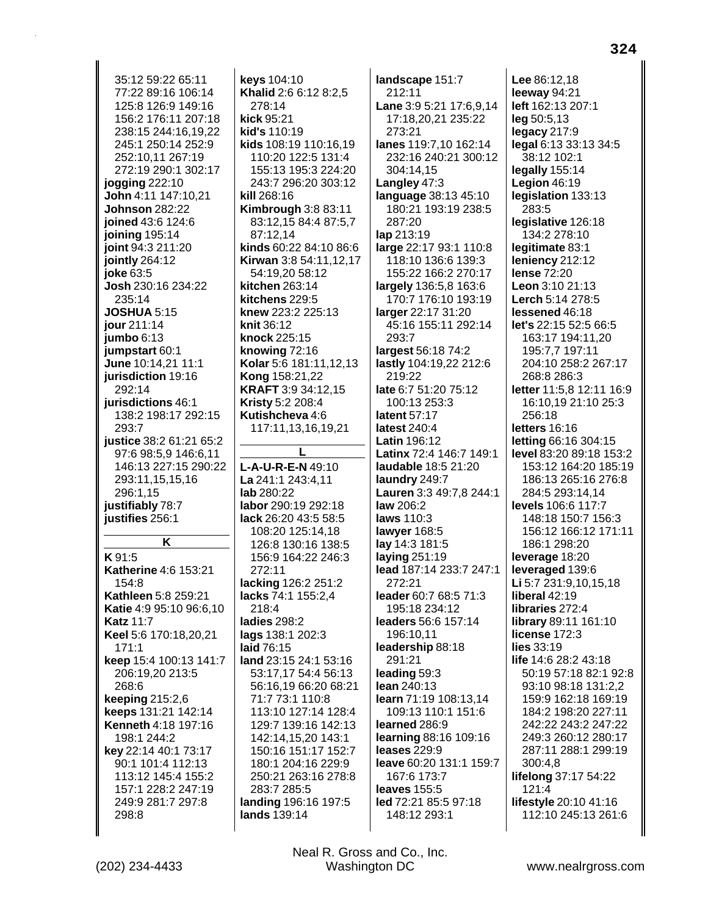35:12 59:22 65:11 77:22 89:16 106:14 125:8 126:9 149:16 156:2 176:11 207:18 238:15 244:16,19,22 245:1 250:14 252:9 252:10,11 267:19 272:19 290:1 302:17
**jogging** 222:10
**John** 4:11 147:10,21
**Johnson** 282:22
**joined** 43:6 124:6
**joining** 195:14
**joint** 94:3 211:20
**jointly** 264:12
**joke** 63:5
**Josh** 230:16 234:22 235:14
**JOSHUA** 5:15
**jour** 211:14
**jumbo** 6:13
**jumpstart** 60:1
**June** 10:14,21 11:1
**jurisdiction** 19:16 292:14
**jurisdictions** 46:1 138:2 198:17 292:15 293:7
**justice** 38:2 61:21 65:2 97:6 98:5,9 146:6,11 146:13 227:15 290:22 293:11,15,15,16 296:1,15
**justifiably** 78:7
**justifies** 256:1

**K**

**K** 91:5
**Katherine** 4:6 153:21 154:8
**Kathleen** 5:8 259:21
**Katie** 4:9 95:10 96:6,10
**Katz** 11:7
**Keel** 5:6 170:18,20,21 171:1
**keep** 15:4 100:13 141:7 206:19,20 213:5 268:6
**keeping** 215:2,6
**keeps** 131:21 142:14
**Kenneth** 4:18 197:16 198:1 244:2
**key** 22:14 40:1 73:17 90:1 101:4 112:13 113:12 145:4 155:2 157:1 228:2 247:19 249:9 281:7 297:8 298:8
**keys** 104:10
**Khalid** 2:6 6:12 8:2,5 278:14
**kick** 95:21
**kid's** 110:19
**kids** 108:19 110:16,19 110:20 122:5 131:4 155:13 195:3 224:20 243:7 296:20 303:12
**kill** 268:16
**Kimbrough** 3:8 83:11 83:12,15 84:4 87:5,7 87:12,14
**kinds** 60:22 84:10 86:6
**Kirwan** 3:8 54:11,12,17 54:19,20 58:12
**kitchen** 263:14
**kitchens** 229:5
**knew** 223:2 225:13
**knit** 36:12
**knock** 225:15
**knowing** 72:16
**Kolar** 5:6 181:11,12,13
**Kong** 158:21,22
**KRAFT** 3:9 34:12,15
**Kristy** 5:2 208:4
**Kutishcheva** 4:6 117:11,13,16,19,21

**L**

**L-A-U-R-E-N** 49:10
**La** 241:1 243:4,11
**lab** 280:22
**labor** 290:19 292:18
**lack** 26:20 43:5 58:5 108:20 125:14,18 126:8 130:16 138:5 156:9 164:22 246:3 272:11
**lacking** 126:2 251:2
**lacks** 74:1 155:2,4 218:4
**ladies** 298:2
**lags** 138:1 202:3
**laid** 76:15
**land** 23:15 24:1 53:16 53:17,17 54:4 56:13 56:16,19 66:20 68:21 71:7 73:1 110:8 113:10 127:14 128:4 129:7 139:16 142:13 142:14,15,20 143:1 150:16 151:17 152:7 180:1 204:16 229:9 250:21 263:16 278:8 283:7 285:5
**landing** 196:16 197:5
**lands** 139:14
**landscape** 151:7 212:11
**Lane** 3:9 5:21 17:6,9,14 17:18,20,21 235:22 273:21
**lanes** 119:7,10 162:14 232:16 240:21 300:12 304:14,15
**Langley** 47:3
**language** 38:13 45:10 180:21 193:19 238:5 287:20
**lap** 213:19
**large** 22:17 93:1 110:8 118:10 136:6 139:3 155:22 166:2 270:17
**largely** 136:5,8 163:6 170:7 176:10 193:19
**larger** 22:17 31:20 45:16 155:11 292:14 293:7
**largest** 56:18 74:2
**lastly** 104:19,22 212:6 219:22
**late** 6:7 51:20 75:12 100:13 253:3
**latent** 57:17
**latest** 240:4
**Latin** 196:12
**Latinx** 72:4 146:7 149:1
**laudable** 18:5 21:20
**laundry** 249:7
**Lauren** 3:3 49:7,8 244:1
**law** 206:2
**laws** 110:3
**lawyer** 168:5
**lay** 14:3 181:5
**laying** 251:19
**lead** 187:14 233:7 247:1 272:21
**leader** 60:7 68:5 71:3 195:18 234:12
**leaders** 56:6 157:14 196:10,11
**leadership** 88:18 291:21
**leading** 59:3
**lean** 240:13
**learn** 71:19 108:13,14 109:13 110:1 151:6
**learned** 286:9
**learning** 88:16 109:16
**leases** 229:9
**leave** 60:20 131:1 159:7 167:6 173:7
**leaves** 155:5
**led** 72:21 85:5 97:18 148:12 293:1
**Lee** 86:12,18
**leeway** 94:21
**left** 162:13 207:1
**leg** 50:5,13
**legacy** 217:9
**legal** 6:13 33:13 34:5 38:12 102:1
**legally** 155:14
**Legion** 46:19
**legislation** 133:13 283:5
**legislative** 126:18 134:2 278:10
**legitimate** 83:1
**leniency** 212:12
**lense** 72:20
**Leon** 3:10 21:13
**Lerch** 5:14 278:5
**lessened** 46:18
**let's** 22:15 52:5 66:5 163:17 194:11,20 195:7,7 197:11 204:10 258:2 267:17 268:8 286:3
**letter** 11:5,8 12:11 16:9 16:10,19 21:10 25:3 256:18
**letters** 16:16
**letting** 66:16 304:15
**level** 83:20 89:18 153:2 153:12 164:20 185:19 186:13 265:16 276:8 284:5 293:14,14
**levels** 106:6 117:7 148:18 150:7 156:3 156:12 166:12 171:11 186:1 298:20
**leverage** 18:20
**leveraged** 139:6
**Li** 5:7 231:9,10,15,18
**liberal** 42:19
**libraries** 272:4
**library** 89:11 161:10
**license** 172:3
**lies** 33:19
**life** 14:6 28:2 43:18 50:19 57:18 82:1 92:8 93:10 98:18 131:2,2 159:9 162:18 169:19 184:2 198:20 227:11 242:22 243:2 247:22 249:3 260:12 280:17 287:11 288:1 299:19 300:4,8
**lifelong** 37:17 54:22 121:4
**lifestyle** 20:10 41:16 112:10 245:13 261:6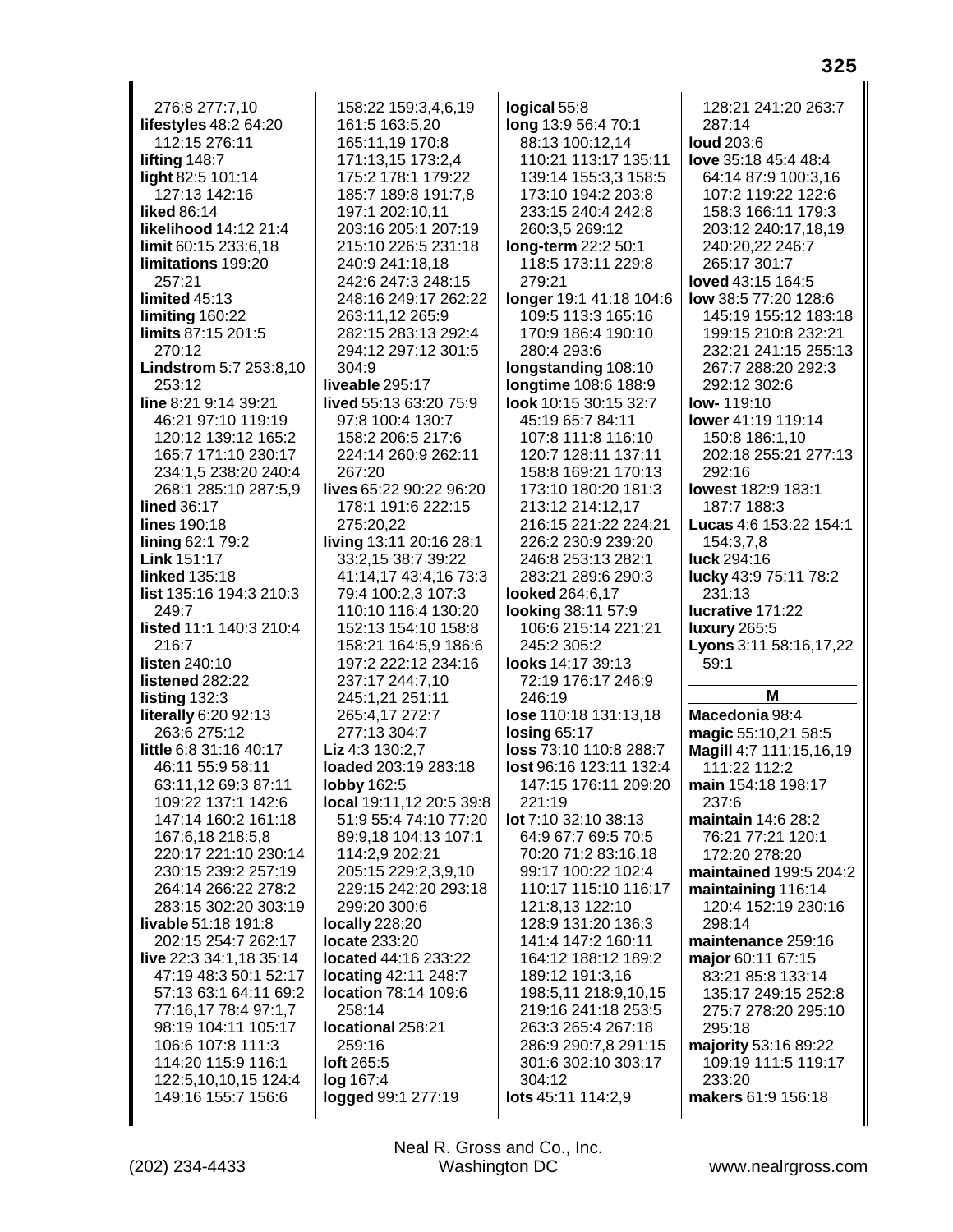276:8 277:7,10
**lifestyles** 48:2 64:20 112:15 276:11
**lifting** 148:7
**light** 82:5 101:14 127:13 142:16
**liked** 86:14
**likelihood** 14:12 21:4
**limit** 60:15 233:6,18
**limitations** 199:20 257:21
**limited** 45:13
**limiting** 160:22
**limits** 87:15 201:5 270:12
**Lindstrom** 5:7 253:8,10 253:12
**line** 8:21 9:14 39:21 46:21 97:10 119:19 120:12 139:12 165:2 165:7 171:10 230:17 234:1,5 238:20 240:4 268:1 285:10 287:5,9
**lined** 36:17
**lines** 190:18
**lining** 62:1 79:2
**Link** 151:17
**linked** 135:18
**list** 135:16 194:3 210:3 249:7
**listed** 11:1 140:3 210:4 216:7
**listen** 240:10
**listened** 282:22
**listing** 132:3
**literally** 6:20 92:13 263:6 275:12
**little** 6:8 31:16 40:17 46:11 55:9 58:11 63:11,12 69:3 87:11 109:22 137:1 142:6 147:14 160:2 161:18 167:6,18 218:5,8 220:17 221:10 230:14 230:15 239:2 257:19 264:14 266:22 278:2 283:15 302:20 303:19
**livable** 51:18 191:8 202:15 254:7 262:17
**live** 22:3 34:1,18 35:14 47:19 48:3 50:1 52:17 57:13 63:1 64:11 69:2 77:16,17 78:4 97:1,7 98:19 104:11 105:17 106:6 107:8 111:3 114:20 115:9 116:1 122:5,10,10,15 124:4 149:16 155:7 156:6 158:22 159:3,4,6,19 161:5 163:5,20 165:11,19 170:8 171:13,15 173:2,4 175:2 178:1 179:22 185:7 189:8 191:7,8 197:1 202:10,11 203:16 205:1 207:19 215:10 226:5 231:18 240:9 241:18,18 242:6 247:3 248:15 248:16 249:17 262:22 263:11,12 265:9 282:15 283:13 292:4 294:12 297:12 301:5 304:9
**liveable** 295:17
**lived** 55:13 63:20 75:9 97:8 100:4 130:7 158:2 206:5 217:6 224:14 260:9 262:11 267:20
**lives** 65:22 90:22 96:20 178:1 191:6 222:15 275:20,22
**living** 13:11 20:16 28:1 33:2,15 38:7 39:22 41:14,17 43:4,16 73:3 79:4 100:2,3 107:3 110:10 116:4 130:20 152:13 154:10 158:8 158:21 164:5,9 186:6 197:2 222:12 234:16 237:17 244:7,10 245:1,21 251:11 265:4,17 272:7 277:13 304:7
**Liz** 4:3 130:2,7
**loaded** 203:19 283:18
**lobby** 162:5
**local** 19:11,12 20:5 39:8 51:9 55:4 74:10 77:20 89:9,18 104:13 107:1 114:2,9 202:21 205:15 229:2,3,9,10 229:15 242:20 293:18 299:20 300:6
**locally** 228:20
**locate** 233:20
**located** 44:16 233:22
**locating** 42:11 248:7
**location** 78:14 109:6 258:14
**locational** 258:21 259:16
**loft** 265:5
**log** 167:4
**logged** 99:1 277:19
**logical** 55:8
**long** 13:9 56:4 70:1 88:13 100:12,14 110:21 113:17 135:11 139:14 155:3,3 158:5 173:10 194:2 203:8 233:15 240:4 242:8 260:3,5 269:12
**long-term** 22:2 50:1 118:5 173:11 229:8 279:21
**longer** 19:1 41:18 104:6 109:5 113:3 165:16 170:9 186:4 190:10 280:4 293:6
**longstanding** 108:10
**longtime** 108:6 188:9
**look** 10:15 30:15 32:7 45:19 65:7 84:11 107:8 111:8 116:10 120:7 128:11 137:11 158:8 169:21 170:13 173:10 180:20 181:3 213:12 214:12,17 216:15 221:22 224:21 226:2 230:9 239:20 246:8 253:13 282:1 283:21 289:6 290:3
**looked** 264:6,17
**looking** 38:11 57:9 106:6 215:14 221:21 245:2 305:2
**looks** 14:17 39:13 72:19 176:17 246:9 246:19
**lose** 110:18 131:13,18
**losing** 65:17
**loss** 73:10 110:8 288:7
**lost** 96:16 123:11 132:4 147:15 176:11 209:20 221:19
**lot** 7:10 32:10 38:13 64:9 67:7 69:5 70:5 70:20 71:2 83:16,18 99:17 100:22 102:4 110:17 115:10 116:17 121:8,13 122:10 128:9 131:20 136:3 141:4 147:2 160:11 164:12 188:12 189:2 189:12 191:3,16 198:5,11 218:9,10,15 219:16 241:18 253:5 263:3 265:4 267:18 286:9 290:7,8 291:15 301:6 302:10 303:17 304:12
**lots** 45:11 114:2,9
128:21 241:20 263:7 287:14
**loud** 203:6
**love** 35:18 45:4 48:4 64:14 87:9 100:3,16 107:2 119:22 122:6 158:3 166:11 179:3 203:12 240:17,18,19 240:20,22 246:7 265:17 301:7
**loved** 43:15 164:5
**low** 38:5 77:20 128:6 145:19 155:12 183:18 199:15 210:8 232:21 232:21 241:15 255:13 267:7 288:20 292:3 292:12 302:6
**low-** 119:10
**lower** 41:19 119:14 150:8 186:1,10 202:18 255:21 277:13 292:16
**lowest** 182:9 183:1 187:7 188:3
**Lucas** 4:6 153:22 154:1 154:3,7,8
**luck** 294:16
**lucky** 43:9 75:11 78:2 231:13
**lucrative** 171:22
**luxury** 265:5
**Lyons** 3:11 58:16,17,22 59:1

## M

**Macedonia** 98:4
**magic** 55:10,21 58:5
**Magill** 4:7 111:15,16,19 111:22 112:2
**main** 154:18 198:17 237:6
**maintain** 14:6 28:2 76:21 77:21 120:1 172:20 278:20
**maintained** 199:5 204:2
**maintaining** 116:14 120:4 152:19 230:16 298:14
**maintenance** 259:16
**major** 60:11 67:15 83:21 85:8 133:14 135:17 249:15 252:8 275:7 278:20 295:10 295:18
**majority** 53:16 89:22 109:19 111:5 119:17 233:20
**makers** 61:9 156:18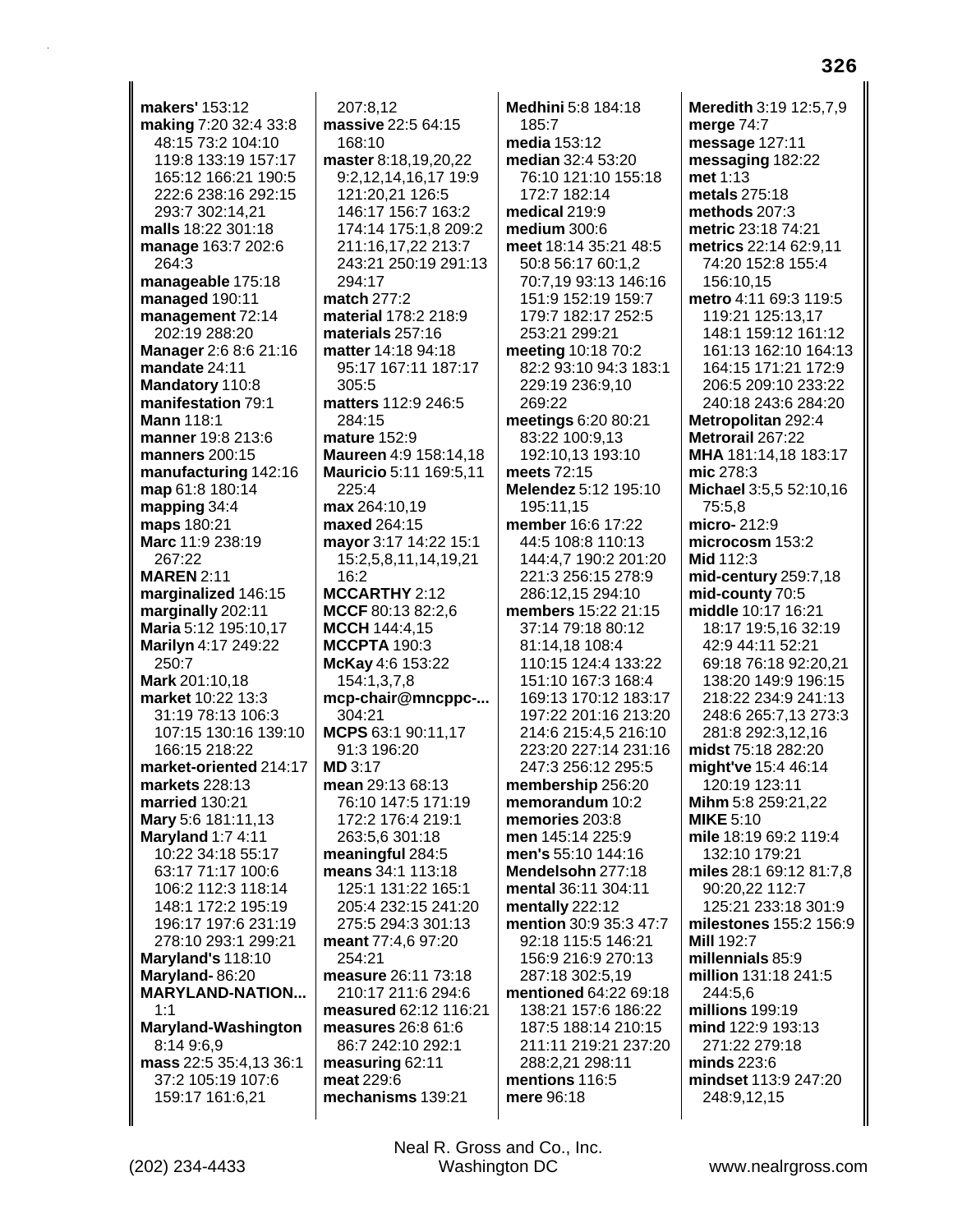**makers'** 153:12
**making** 7:20 32:4 33:8 48:15 73:2 104:10 119:8 133:19 157:17 165:12 166:21 190:5 222:6 238:16 292:15 293:7 302:14,21
**malls** 18:22 301:18
**manage** 163:7 202:6 264:3
**manageable** 175:18
**managed** 190:11
**management** 72:14 202:19 288:20
**Manager** 2:6 8:6 21:16
**mandate** 24:11
**Mandatory** 110:8
**manifestation** 79:1
**Mann** 118:1
**manner** 19:8 213:6
**manners** 200:15
**manufacturing** 142:16
**map** 61:8 180:14
**mapping** 34:4
**maps** 180:21
**Marc** 11:9 238:19 267:22
**MAREN** 2:11
**marginalized** 146:15
**marginally** 202:11
**Maria** 5:12 195:10,17
**Marilyn** 4:17 249:22 250:7
**Mark** 201:10,18
**market** 10:22 13:3 31:19 78:13 106:3 107:15 130:16 139:10 166:15 218:22
**market-oriented** 214:17
**markets** 228:13
**married** 130:21
**Mary** 5:6 181:11,13
**Maryland** 1:7 4:11 10:22 34:18 55:17 63:17 71:17 100:6 106:2 112:3 118:14 148:1 172:2 195:19 196:17 197:6 231:19 278:10 293:1 299:21
**Maryland's** 118:10
**Maryland-** 86:20
**MARYLAND-NATION...** 1:1
**Maryland-Washington** 8:14 9:6,9
**mass** 22:5 35:4,13 36:1 37:2 105:19 107:6 159:17 161:6,21 207:8,12
**massive** 22:5 64:15 168:10
**master** 8:18,19,20,22 9:2,12,14,16,17 19:9 121:20,21 126:5 146:17 156:7 163:2 174:14 175:1,8 209:2 211:16,17,22 213:7 243:21 250:19 291:13 294:17
**match** 277:2
**material** 178:2 218:9
**materials** 257:16
**matter** 14:18 94:18 95:17 167:11 187:17 305:5
**matters** 112:9 246:5 284:15
**mature** 152:9
**Maureen** 4:9 158:14,18
**Mauricio** 5:11 169:5,11 225:4
**max** 264:10,19
**maxed** 264:15
**mayor** 3:17 14:22 15:1 15:2,5,8,11,14,19,21 16:2
**MCCARTHY** 2:12
**MCCF** 80:13 82:2,6
**MCCH** 144:4,15
**MCCPTA** 190:3
**McKay** 4:6 153:22 154:1,3,7,8
**mcp-chair@mncppc-...** 304:21
**MCPS** 63:1 90:11,17 91:3 196:20
**MD** 3:17
**mean** 29:13 68:13 76:10 147:5 171:19 172:2 176:4 219:1 263:5,6 301:18
**meaningful** 284:5
**means** 34:1 113:18 125:1 131:22 165:1 205:4 232:15 241:20 275:5 294:3 301:13
**meant** 77:4,6 97:20 254:21
**measure** 26:11 73:18 210:17 211:6 294:6
**measured** 62:12 116:21
**measures** 26:8 61:6 86:7 242:10 292:1
**measuring** 62:11
**meat** 229:6
**mechanisms** 139:21
**Medhini** 5:8 184:18 185:7
**media** 153:12
**median** 32:4 53:20 76:10 121:10 155:18 172:7 182:14
**medical** 219:9
**medium** 300:6
**meet** 18:14 35:21 48:5 50:8 56:17 60:1,2 70:7,19 93:13 146:16 151:9 152:19 159:7 179:7 182:17 252:5 253:21 299:21
**meeting** 10:18 70:2 82:2 93:10 94:3 183:1 229:19 236:9,10 269:22
**meetings** 6:20 80:21 83:22 100:9,13 192:10,13 193:10
**meets** 72:15
**Melendez** 5:12 195:10 195:11,15
**member** 16:6 17:22 44:5 108:8 110:13 144:4,7 190:2 201:20 221:3 256:15 278:9 286:12,15 294:10
**members** 15:22 21:15 37:14 79:18 80:12 81:14,18 108:4 110:15 124:4 133:22 151:10 167:3 168:4 169:13 170:12 183:17 197:22 201:16 213:20 214:6 215:4,5 216:10 223:20 227:14 231:16 247:3 256:12 295:5
**membership** 256:20
**memorandum** 10:2
**memories** 203:8
**men** 145:14 225:9
**men's** 55:10 144:16
**Mendelsohn** 277:18
**mental** 36:11 304:11
**mentally** 222:12
**mention** 30:9 35:3 47:7 92:18 115:5 146:21 156:9 216:9 270:13 287:18 302:5,19
**mentioned** 64:22 69:18 138:21 157:6 186:22 187:5 188:14 210:15 211:11 219:21 237:20 288:2,21 298:11
**mentions** 116:5
**mere** 96:18
**Meredith** 3:19 12:5,7,9
**merge** 74:7
**message** 127:11
**messaging** 182:22
**met** 1:13
**metals** 275:18
**methods** 207:3
**metric** 23:18 74:21
**metrics** 22:14 62:9,11 74:20 152:8 155:4 156:10,15
**metro** 4:11 69:3 119:5 119:21 125:13,17 148:1 159:12 161:12 161:13 162:10 164:13 164:15 171:21 172:9 206:5 209:10 233:22 240:18 243:6 284:20
**Metropolitan** 292:4
**Metrorail** 267:22
**MHA** 181:14,18 183:17
**mic** 278:3
**Michael** 3:5,5 52:10,16 75:5,8
**micro-** 212:9
**microcosm** 153:2
**Mid** 112:3
**mid-century** 259:7,18
**mid-county** 70:5
**middle** 10:17 16:21 18:17 19:5,16 32:19 42:9 44:11 52:21 69:18 76:18 92:20,21 138:20 149:9 196:15 218:22 234:9 241:13 248:6 265:7,13 273:3 281:8 292:3,12,16
**midst** 75:18 282:20
**might've** 15:4 46:14 120:19 123:11
**Mihm** 5:8 259:21,22
**MIKE** 5:10
**mile** 18:19 69:2 119:4 132:10 179:21
**miles** 28:1 69:12 81:7,8 90:20,22 112:7 125:21 233:18 301:9
**milestones** 155:2 156:9
**Mill** 192:7
**millennials** 85:9
**million** 131:18 241:5 244:5,6
**millions** 199:19
**mind** 122:9 193:13 271:22 279:18
**minds** 223:6
**mindset** 113:9 247:20 248:9,12,15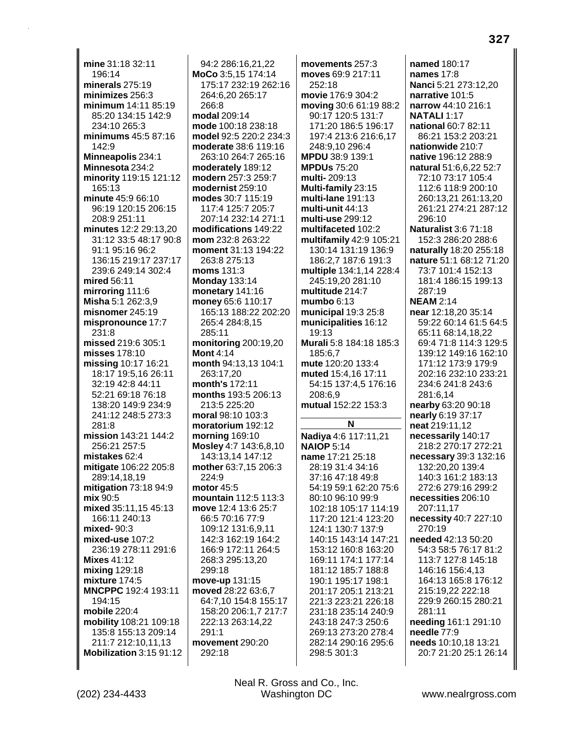**mine** 31:18 32:11 196:14
**minerals** 275:19
**minimizes** 256:3
**minimum** 14:11 85:19 85:20 134:15 142:9 234:10 265:3
**minimums** 45:5 87:16 142:9
**Minneapolis** 234:1
**Minnesota** 234:2
**minority** 119:15 121:12 165:13
**minute** 45:9 66:10 96:19 120:15 206:15 208:9 251:11
**minutes** 12:2 29:13,20 31:12 33:5 48:17 90:8 91:1 95:16 96:2 136:15 219:17 237:17 239:6 249:14 302:4
**mired** 56:11
**mirroring** 111:6
**Misha** 5:1 262:3,9
**misnomer** 245:19
**mispronounce** 17:7 231:8
**missed** 219:6 305:1
**misses** 178:10
**missing** 10:17 16:21 18:17 19:5,16 26:11 32:19 42:8 44:11 52:21 69:18 76:18 138:20 149:9 234:9 241:12 248:5 273:3 281:8
**mission** 143:21 144:2 256:21 257:5
**mistakes** 62:4
**mitigate** 106:22 205:8 289:14,18,19
**mitigation** 73:18 94:9
**mix** 90:5
**mixed** 35:11,15 45:13 166:11 240:13
**mixed-** 90:3
**mixed-use** 107:2 236:19 278:11 291:6
**Mixes** 41:12
**mixing** 129:18
**mixture** 174:5
**MNCPPC** 192:4 193:11 194:15
**mobile** 220:4
**mobility** 108:21 109:18 135:8 155:13 209:14 211:7 212:10,11,13
**Mobilization** 3:15 91:12 94:2 286:16,21,22
**MoCo** 3:5,15 174:14 175:17 232:19 262:16 264:6,20 265:17 266:8
**modal** 209:14
**mode** 100:18 238:18
**model** 92:5 220:2 234:3
**moderate** 38:6 119:16 263:10 264:7 265:16
**moderately** 189:12
**modern** 257:3 259:7
**modernist** 259:10
**modes** 30:7 115:19 117:4 125:7 205:7 207:14 232:14 271:1
**modifications** 149:22
**mom** 232:8 263:22
**moment** 31:13 194:22 263:8 275:13
**moms** 131:3
**Monday** 133:14
**monetary** 141:16
**money** 65:6 110:17 165:13 188:22 202:20 265:4 284:8,15 285:11
**monitoring** 200:19,20
**Mont** 4:14
**month** 94:13,13 104:1 263:17,20
**month's** 172:11
**months** 193:5 206:13 213:5 225:20
**moral** 98:10 103:3
**moratorium** 192:12
**morning** 169:10
**Mosley** 4:7 143:6,8,10 143:13,14 147:12
**mother** 63:7,15 206:3 224:9
**motor** 45:5
**mountain** 112:5 113:3
**move** 12:4 13:6 25:7 66:5 70:16 77:9 109:12 131:6,9,11 142:3 162:19 164:2 166:9 172:11 264:5 268:3 295:13,20 299:18
**move-up** 131:15
**moved** 28:22 63:6,7 64:7,10 154:8 155:17 158:20 206:1,7 217:7 222:13 263:14,22 291:1
**movement** 290:20 292:18
**movements** 257:3
**moves** 69:9 217:11 252:18
**movie** 176:9 304:2
**moving** 30:6 61:19 88:2 90:17 120:5 131:7 171:20 186:5 196:17 197:4 213:6 216:6,17 248:9,10 296:4
**MPDU** 38:9 139:1
**MPDUs** 75:20
**multi-** 209:13
**Multi-family** 23:15
**multi-lane** 191:13
**multi-unit** 44:13
**multi-use** 299:12
**multifaceted** 102:2
**multifamily** 42:9 105:21 130:14 131:19 136:9 186:2,7 187:6 191:3
**multiple** 134:1,14 228:4 245:19,20 281:10
**multitude** 214:7
**mumbo** 6:13
**municipal** 19:3 25:8
**municipalities** 16:12 19:13
**Murali** 5:8 184:18 185:3 185:6,7
**mute** 120:20 133:4
**muted** 15:4,16 17:11 54:15 137:4,5 176:16 208:6,9
**mutual** 152:22 153:3

## N

**Nadiya** 4:6 117:11,21
**NAIOP** 5:14
**name** 17:21 25:18 28:19 31:4 34:16 37:16 47:18 49:8 54:19 59:1 62:20 75:6 80:10 96:10 99:9 102:18 105:17 114:19 117:20 121:4 123:20 124:1 130:7 137:9 140:15 143:14 147:21 153:12 160:8 163:20 169:11 174:1 177:14 181:12 185:7 188:8 190:1 195:17 198:1 201:17 205:1 213:21 221:3 223:21 226:18 231:18 235:14 240:9 243:18 247:3 250:6 269:13 273:20 278:4 282:14 290:16 295:6 298:5 301:3
**named** 180:17
**names** 17:8
**Nanci** 5:21 273:12,20
**narrative** 101:5
**narrow** 44:10 216:1
**NATALI** 1:17
**national** 60:7 82:11 86:21 153:2 203:21
**nationwide** 210:7
**native** 196:12 288:9
**natural** 51:6,6,22 52:7 72:10 73:17 105:4 112:6 118:9 200:10 260:13,21 261:13,20 261:21 274:21 287:12 296:10
**Naturalist** 3:6 71:18 152:3 286:20 288:6
**naturally** 18:20 255:18
**nature** 51:1 68:12 71:20 73:7 101:4 152:13 181:4 186:15 199:13 287:19
**NEAM** 2:14
**near** 12:18,20 35:14 59:22 60:14 61:5 64:5 65:11 68:14,18,22 69:4 71:8 114:3 129:5 139:12 149:16 162:10 171:12 173:9 179:9 202:16 232:10 233:21 234:6 241:8 243:6 281:6,14
**nearby** 63:20 90:18
**nearly** 6:19 37:17
**neat** 219:11,12
**necessarily** 140:17 218:2 270:17 272:21
**necessary** 39:3 132:16 132:20,20 139:4 140:3 161:2 183:13 272:6 279:16 299:2
**necessities** 206:10 207:11,17
**necessity** 40:7 227:10 270:19
**needed** 42:13 50:20 54:3 58:5 76:17 81:2 113:7 127:8 145:18 146:16 156:4,13 164:13 165:8 176:12 215:19,22 222:18 229:9 260:15 280:21 281:11
**needing** 161:1 291:10
**needle** 77:9
**needs** 10:10,18 13:21 20:7 21:20 25:1 26:14

Neal R. Gross and Co., Inc.
(202) 234-4433 Washington DC www.nealrgross.com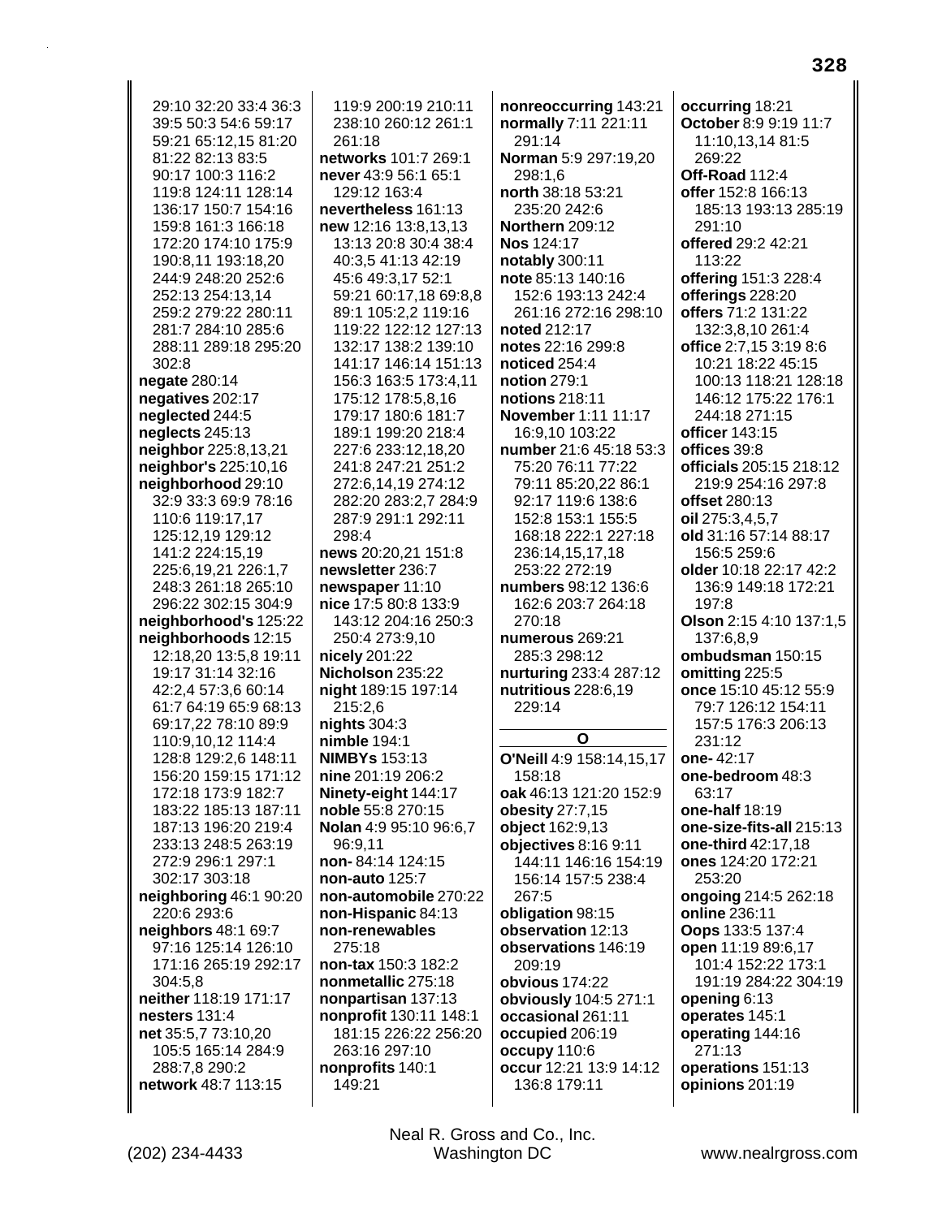29:10 32:20 33:4 36:3 39:5 50:3 54:6 59:17 59:21 65:12,15 81:20 81:22 82:13 83:5 90:17 100:3 116:2 119:8 124:11 128:14 136:17 150:7 154:16 159:8 161:3 166:18 172:20 174:10 175:9 190:8,11 193:18,20 244:9 248:20 252:6 252:13 254:13,14 259:2 279:22 280:11 281:7 284:10 285:6 288:11 289:18 295:20 302:8
**negate** 280:14
**negatives** 202:17
**neglected** 244:5
**neglects** 245:13
**neighbor** 225:8,13,21
**neighbor's** 225:10,16
**neighborhood** 29:10 32:9 33:3 69:9 78:16 110:6 119:17,17 125:12,19 129:12 141:2 224:15,19 225:6,19,21 226:1,7 248:3 261:18 265:10 296:22 302:15 304:9
**neighborhood's** 125:22
**neighborhoods** 12:15 12:18,20 13:5,8 19:11 19:17 31:14 32:16 42:2,4 57:3,6 60:14 61:7 64:19 65:9 68:13 69:17,22 78:10 89:9 110:9,10,12 114:4 128:8 129:2,6 148:11 156:20 159:15 171:12 172:18 173:9 182:7 183:22 185:13 187:11 187:13 196:20 219:4 233:13 248:5 263:19 272:9 296:1 297:1 302:17 303:18
**neighboring** 46:1 90:20 220:6 293:6
**neighbors** 48:1 69:7 97:16 125:14 126:10 171:16 265:19 292:17 304:5,8
**neither** 118:19 171:17
**nesters** 131:4
**net** 35:5,7 73:10,20 105:5 165:14 284:9 288:7,8 290:2
**network** 48:7 113:15

119:9 200:19 210:11 238:10 260:12 261:1 261:18
**networks** 101:7 269:1
**never** 43:9 56:1 65:1 129:12 163:4
**nevertheless** 161:13
**new** 12:16 13:8,13,13 13:13 20:8 30:4 38:4 40:3,5 41:13 42:19 45:6 49:3,17 52:1 59:21 60:17,18 69:8,8 89:1 105:2,2 119:16 119:22 122:12 127:13 132:17 138:2 139:10 141:17 146:14 151:13 156:3 163:5 173:4,11 175:12 178:5,8,16 179:17 180:6 181:7 189:1 199:20 218:4 227:6 233:12,18,20 241:8 247:21 251:2 272:6,14,19 274:12 282:20 283:2,7 284:9 287:9 291:1 292:11 298:4
**news** 20:20,21 151:8
**newsletter** 236:7
**newspaper** 11:10
**nice** 17:5 80:8 133:9 143:12 204:16 250:3 250:4 273:9,10
**nicely** 201:22
**Nicholson** 235:22
**night** 189:15 197:14 215:2,6
**nights** 304:3
**nimble** 194:1
**NIMBYs** 153:13
**nine** 201:19 206:2
**Ninety-eight** 144:17
**noble** 55:8 270:15
**Nolan** 4:9 95:10 96:6,7 96:9,11
**non-** 84:14 124:15
**non-auto** 125:7
**non-automobile** 270:22
**non-Hispanic** 84:13
**non-renewables** 275:18
**non-tax** 150:3 182:2
**nonmetallic** 275:18
**nonpartisan** 137:13
**nonprofit** 130:11 148:1 181:15 226:22 256:20 263:16 297:10
**nonprofits** 140:1 149:21

**nonreoccurring** 143:21
**normally** 7:11 221:11 291:14
**Norman** 5:9 297:19,20 298:1,6
**north** 38:18 53:21 235:20 242:6
**Northern** 209:12
**Nos** 124:17
**notably** 300:11
**note** 85:13 140:16 152:6 193:13 242:4 261:16 272:16 298:10
**noted** 212:17
**notes** 22:16 299:8
**noticed** 254:4
**notion** 279:1
**notions** 218:11
**November** 1:11 11:17 16:9,10 103:22
**number** 21:6 45:18 53:3 75:20 76:11 77:22 79:11 85:20,22 86:1 92:17 119:6 138:6 152:8 153:1 155:5 168:18 222:1 227:18 236:14,15,17,18 253:22 272:19
**numbers** 98:12 136:6 162:6 203:7 264:18 270:18
**numerous** 269:21 285:3 298:12
**nurturing** 233:4 287:12
**nutritious** 228:6,19 229:14

## O

**O'Neill** 4:9 158:14,15,17 158:18
**oak** 46:13 121:20 152:9
**obesity** 27:7,15
**object** 162:9,13
**objectives** 8:16 9:11 144:11 146:16 154:19 156:14 157:5 238:4 267:5
**obligation** 98:15
**observation** 12:13
**observations** 146:19 209:19
**obvious** 174:22
**obviously** 104:5 271:1
**occasional** 261:11
**occupied** 206:19
**occupy** 110:6
**occur** 12:21 13:9 14:12 136:8 179:11

**occurring** 18:21
**October** 8:9 9:19 11:7 11:10,13,14 81:5 269:22
**Off-Road** 112:4
**offer** 152:8 166:13 185:13 193:13 285:19 291:10
**offered** 29:2 42:21 113:22
**offering** 151:3 228:4
**offerings** 228:20
**offers** 71:2 131:22 132:3,8,10 261:4
**office** 2:7,15 3:19 8:6 10:21 18:22 45:15 100:13 118:21 128:18 146:12 175:22 176:1 244:18 271:15
**officer** 143:15
**offices** 39:8
**officials** 205:15 218:12 219:9 254:16 297:8
**offset** 280:13
**oil** 275:3,4,5,7
**old** 31:16 57:14 88:17 156:5 259:6
**older** 10:18 22:17 42:2 136:9 149:18 172:21 197:8
**Olson** 2:15 4:10 137:1,5 137:6,8,9
**ombudsman** 150:15
**omitting** 225:5
**once** 15:10 45:12 55:9 79:7 126:12 154:11 157:5 176:3 206:13 231:12
**one-** 42:17
**one-bedroom** 48:3 63:17
**one-half** 18:19
**one-size-fits-all** 215:13
**one-third** 42:17,18
**ones** 124:20 172:21 253:20
**ongoing** 214:5 262:18
**online** 236:11
**Oops** 133:5 137:4
**open** 11:19 89:6,17 101:4 152:22 173:1 191:19 284:22 304:19
**opening** 6:13
**operates** 145:1
**operating** 144:16 271:13
**operations** 151:13
**opinions** 201:19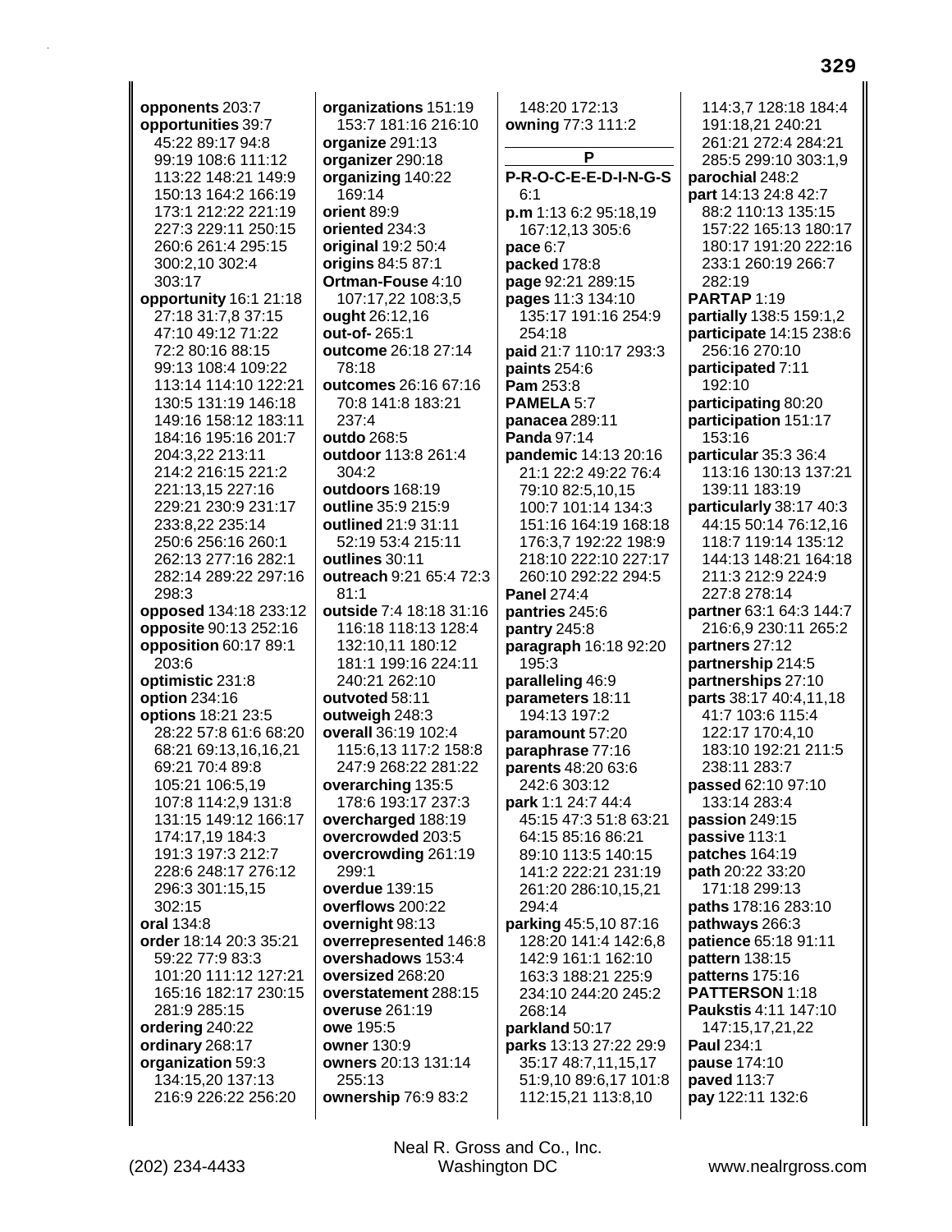**opponents** 203:7
**opportunities** 39:7 45:22 89:17 94:8 99:19 108:6 111:12 113:22 148:21 149:9 150:13 164:2 166:19 173:1 212:22 221:19 227:3 229:11 250:15 260:6 261:4 295:15 300:2,10 302:4 303:17
**opportunity** 16:1 21:18 27:18 31:7,8 37:15 47:10 49:12 71:22 72:2 80:16 88:15 99:13 108:4 109:22 113:14 114:10 122:21 130:5 131:19 146:18 149:16 158:12 183:11 184:16 195:16 201:7 204:3,22 213:11 214:2 216:15 221:2 221:13,15 227:16 229:21 230:9 231:17 233:8,22 235:14 250:6 256:16 260:1 262:13 277:16 282:1 282:14 289:22 297:16 298:3
**opposed** 134:18 233:12
**opposite** 90:13 252:16
**opposition** 60:17 89:1 203:6
**optimistic** 231:8
**option** 234:16
**options** 18:21 23:5 28:22 57:8 61:6 68:20 68:21 69:13,16,16,21 69:21 70:4 89:8 105:21 106:5,19 107:8 114:2,9 131:8 131:15 149:12 166:17 174:17,19 184:3 191:3 197:3 212:7 228:6 248:17 276:12 296:3 301:15,15 302:15
**oral** 134:8
**order** 18:14 20:3 35:21 59:22 77:9 83:3 101:20 111:12 127:21 165:16 182:17 230:15 281:9 285:15
**ordering** 240:22
**ordinary** 268:17
**organization** 59:3 134:15,20 137:13 216:9 226:22 256:20
**organizations** 151:19 153:7 181:16 216:10
**organize** 291:13
**organizer** 290:18
**organizing** 140:22 169:14
**orient** 89:9
**oriented** 234:3
**original** 19:2 50:4
**origins** 84:5 87:1
**Ortman-Fouse** 4:10 107:17,22 108:3,5
**ought** 26:12,16
**out-of-** 265:1
**outcome** 26:18 27:14 78:18
**outcomes** 26:16 67:16 70:8 141:8 183:21 237:4
**outdo** 268:5
**outdoor** 113:8 261:4 304:2
**outdoors** 168:19
**outline** 35:9 215:9
**outlined** 21:9 31:11 52:19 53:4 215:11
**outlines** 30:11
**outreach** 9:21 65:4 72:3 81:1
**outside** 7:4 18:18 31:16 116:18 118:13 128:4 132:10,11 180:12 181:1 199:16 224:11 240:21 262:10
**outvoted** 58:11
**outweigh** 248:3
**overall** 36:19 102:4 115:6,13 117:2 158:8 247:9 268:22 281:22
**overarching** 135:5 178:6 193:17 237:3
**overcharged** 188:19
**overcrowded** 203:5
**overcrowding** 261:19 299:1
**overdue** 139:15
**overflows** 200:22
**overnight** 98:13
**overrepresented** 146:8
**overshadows** 153:4
**oversized** 268:20
**overstatement** 288:15
**overuse** 261:19
**owe** 195:5
**owner** 130:9
**owners** 20:13 131:14 255:13
**ownership** 76:9 83:2
148:20 172:13
**owning** 77:3 111:2

## P

**P-R-O-C-E-E-D-I-N-G-S** 6:1
**p.m** 1:13 6:2 95:18,19 167:12,13 305:6
**pace** 6:7
**packed** 178:8
**page** 92:21 289:15
**pages** 11:3 134:10 135:17 191:16 254:9 254:18
**paid** 21:7 110:17 293:3
**paints** 254:6
**Pam** 253:8
**PAMELA** 5:7
**panacea** 289:11
**Panda** 97:14
**pandemic** 14:13 20:16 21:1 22:2 49:22 76:4 79:10 82:5,10,15 100:7 101:14 134:3 151:16 164:19 168:18 176:3,7 192:22 198:9 218:10 222:10 227:17 260:10 292:22 294:5
**Panel** 274:4
**pantries** 245:6
**pantry** 245:8
**paragraph** 16:18 92:20 195:3
**paralleling** 46:9
**parameters** 18:11 194:13 197:2
**paramount** 57:20
**paraphrase** 77:16
**parents** 48:20 63:6 242:6 303:12
**park** 1:1 24:7 44:4 45:15 47:3 51:8 63:21 64:15 85:16 86:21 89:10 113:5 140:15 141:2 222:21 231:19 261:20 286:10,15,21 294:4
**parking** 45:5,10 87:16 128:20 141:4 142:6,8 142:9 161:1 162:10 163:3 188:21 225:9 234:10 244:20 245:2 268:14
**parkland** 50:17
**parks** 13:13 27:22 29:9 35:17 48:7,11,15,17 51:9,10 89:6,17 101:8 112:15,21 113:8,10 114:3,7 128:18 184:4 191:18,21 240:21 261:21 272:4 284:21 285:5 299:10 303:1,9
**parochial** 248:2
**part** 14:13 24:8 42:7 88:2 110:13 135:15 157:22 165:13 180:17 180:17 191:20 222:16 233:1 260:19 266:7 282:19
**PARTAP** 1:19
**partially** 138:5 159:1,2
**participate** 14:15 238:6 256:16 270:10
**participated** 7:11 192:10
**participating** 80:20
**participation** 151:17 153:16
**particular** 35:3 36:4 113:16 130:13 137:21 139:11 183:19
**particularly** 38:17 40:3 44:15 50:14 76:12,16 118:7 119:14 135:12 144:13 148:21 164:18 211:3 212:9 224:9 227:8 278:14
**partner** 63:1 64:3 144:7 216:6,9 230:11 265:2
**partners** 27:12
**partnership** 214:5
**partnerships** 27:10
**parts** 38:17 40:4,11,18 41:7 103:6 115:4 122:17 170:4,10 183:10 192:21 211:5 238:11 283:7
**passed** 62:10 97:10 133:14 283:4
**passion** 249:15
**passive** 113:1
**patches** 164:19
**path** 20:22 33:20 171:18 299:13
**paths** 178:16 283:10
**pathways** 266:3
**patience** 65:18 91:11
**pattern** 138:15
**patterns** 175:16
**PATTERSON** 1:18
**Paukstis** 4:11 147:10 147:15,17,21,22
**Paul** 234:1
**pause** 174:10
**paved** 113:7
**pay** 122:11 132:6

Neal R. Gross and Co., Inc.
(202) 234-4433 Washington DC www.nealrgross.com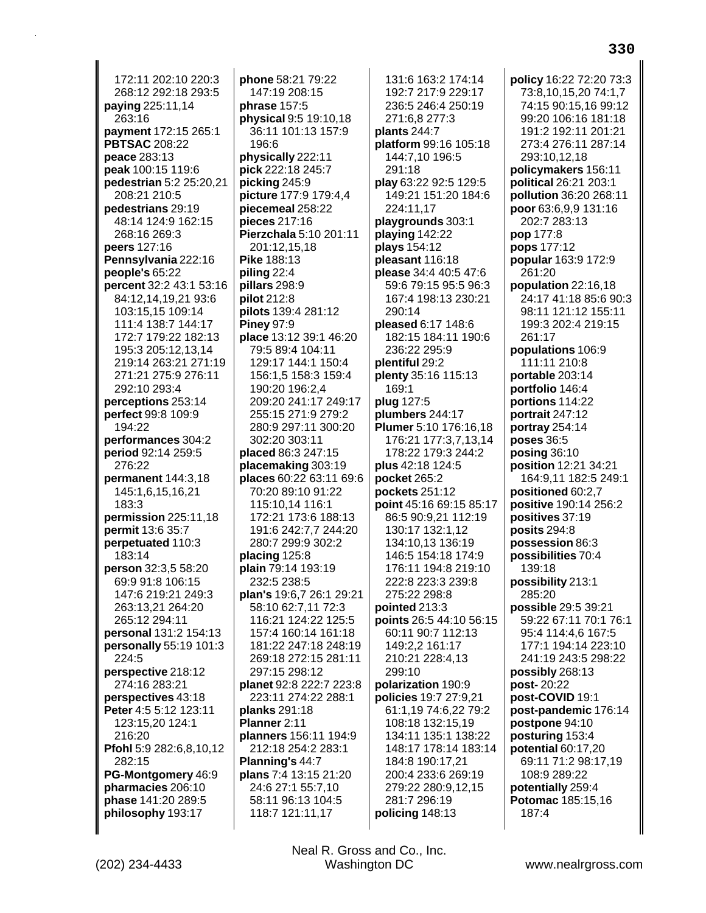172:11 202:10 220:3 268:12 292:18 293:5
**paying** 225:11,14 263:16
**payment** 172:15 265:1
**PBTSAC** 208:22
**peace** 283:13
**peak** 100:15 119:6
**pedestrian** 5:2 25:20,21 208:21 210:5
**pedestrians** 29:19 48:14 124:9 162:15 268:16 269:3
**peers** 127:16
**Pennsylvania** 222:16
**people's** 65:22
**percent** 32:2 43:1 53:16 84:12,14,19,21 93:6 103:15,15 109:14 111:4 138:7 144:17 172:7 179:22 182:13 195:3 205:12,13,14 219:14 263:21 271:19 271:21 275:9 276:11 292:10 293:4
**perceptions** 253:14
**perfect** 99:8 109:9 194:22
**performances** 304:2
**period** 92:14 259:5 276:22
**permanent** 144:3,18 145:1,6,15,16,21 183:3
**permission** 225:11,18
**permit** 13:6 35:7
**perpetuated** 110:3 183:14
**person** 32:3,5 58:20 69:9 91:8 106:15 147:6 219:21 249:3 263:13,21 264:20 265:12 294:11
**personal** 131:2 154:13
**personally** 55:19 101:3 224:5
**perspective** 218:12 274:16 283:21
**perspectives** 43:18
**Peter** 4:5 5:12 123:11 123:15,20 124:1 216:20
**Pfohl** 5:9 282:6,8,10,12 282:15
**PG-Montgomery** 46:9
**pharmacies** 206:10
**phase** 141:20 289:5
**philosophy** 193:17
**phone** 58:21 79:22 147:19 208:15
**phrase** 157:5
**physical** 9:5 19:10,18 36:11 101:13 157:9 196:6
**physically** 222:11
**pick** 222:18 245:7
**picking** 245:9
**picture** 177:9 179:4,4
**piecemeal** 258:22
**pieces** 217:16
**Pierzchala** 5:10 201:11 201:12,15,18
**Pike** 188:13
**piling** 22:4
**pillars** 298:9
**pilot** 212:8
**pilots** 139:4 281:12
**Piney** 97:9
**place** 13:12 39:1 46:20 79:5 89:4 104:11 129:17 144:1 150:4 156:1,5 158:3 159:4 190:20 196:2,4 209:20 241:17 249:17 255:15 271:9 279:2 280:9 297:11 300:20 302:20 303:11
**placed** 86:3 247:15
**placemaking** 303:19
**places** 60:22 63:11 69:6 70:20 89:10 91:22 115:10,14 116:1 172:21 173:6 188:13 191:6 242:7,7 244:20 280:7 299:9 302:2
**placing** 125:8
**plain** 79:14 193:19 232:5 238:5
**plan's** 19:6,7 26:1 29:21 58:10 62:7,11 72:3 116:21 124:22 125:5 157:4 160:14 161:18 181:22 247:18 248:19 269:18 272:15 281:11 297:15 298:12
**planet** 92:8 222:7 223:8 223:11 274:22 288:1
**planks** 291:18
**Planner** 2:11
**planners** 156:11 194:9 212:18 254:2 283:1
**Planning's** 44:7
**plans** 7:4 13:15 21:20 24:6 27:1 55:7,10 58:11 96:13 104:5 118:7 121:11,17 131:6 163:2 174:14 192:7 217:9 229:17 236:5 246:4 250:19 271:6,8 277:3
**plants** 244:7
**platform** 99:16 105:18 144:7,10 196:5 291:18
**play** 63:22 92:5 129:5 149:21 151:20 184:6 224:11,17
**playgrounds** 303:1
**playing** 142:22
**plays** 154:12
**pleasant** 116:18
**please** 34:4 40:5 47:6 59:6 79:15 95:5 96:3 167:4 198:13 230:21 290:14
**pleased** 6:17 148:6 182:15 184:11 190:6 236:22 295:9
**plentiful** 29:2
**plenty** 35:16 115:13 169:1
**plug** 127:5
**plumbers** 244:17
**Plumer** 5:10 176:16,18 176:21 177:3,7,13,14 178:22 179:3 244:2
**plus** 42:18 124:5
**pocket** 265:2
**pockets** 251:12
**point** 45:16 69:15 85:17 86:5 90:9,21 112:19 130:17 132:1,12 134:10,13 136:19 146:5 154:18 174:9 176:11 194:8 219:10 222:8 223:3 239:8 275:22 298:8
**pointed** 213:3
**points** 26:5 44:10 56:15 60:11 90:7 112:13 149:2,2 161:17 210:21 228:4,13 299:10
**polarization** 190:9
**policies** 19:7 27:9,21 61:1,19 74:6,22 79:2 108:18 132:15,19 134:11 135:1 138:22 148:17 178:14 183:14 184:8 190:17,21 200:4 233:6 269:19 279:22 280:9,12,15 281:7 296:19
**policing** 148:13
**policy** 16:22 72:20 73:3 73:8,10,15,20 74:1,7 74:15 90:15,16 99:12 99:20 106:16 181:18 191:2 192:11 201:21 273:4 276:11 287:14 293:10,12,18
**policymakers** 156:11
**political** 26:21 203:1
**pollution** 36:20 268:11
**poor** 63:6,9,9 131:16 202:7 283:13
**pop** 177:8
**pops** 177:12
**popular** 163:9 172:9 261:20
**population** 22:16,18 24:17 41:18 85:6 90:3 98:11 121:12 155:11 199:3 202:4 219:15 261:17
**populations** 106:9 111:11 210:8
**portable** 203:14
**portfolio** 146:4
**portions** 114:22
**portrait** 247:12
**portray** 254:14
**poses** 36:5
**posing** 36:10
**position** 12:21 34:21 164:9,11 182:5 249:1
**positioned** 60:2,7
**positive** 190:14 256:2
**positives** 37:19
**posits** 294:8
**possession** 86:3
**possibilities** 70:4 139:18
**possibility** 213:1 285:20
**possible** 29:5 39:21 59:22 67:11 70:1 76:1 95:4 114:4,6 167:5 177:1 194:14 223:10 241:19 243:5 298:22
**possibly** 268:13
**post-** 20:22
**post-COVID** 19:1
**post-pandemic** 176:14
**postpone** 94:10
**posturing** 153:4
**potential** 60:17,20 69:11 71:2 98:17,19 108:9 289:22
**potentially** 259:4
**Potomac** 185:15,16 187:4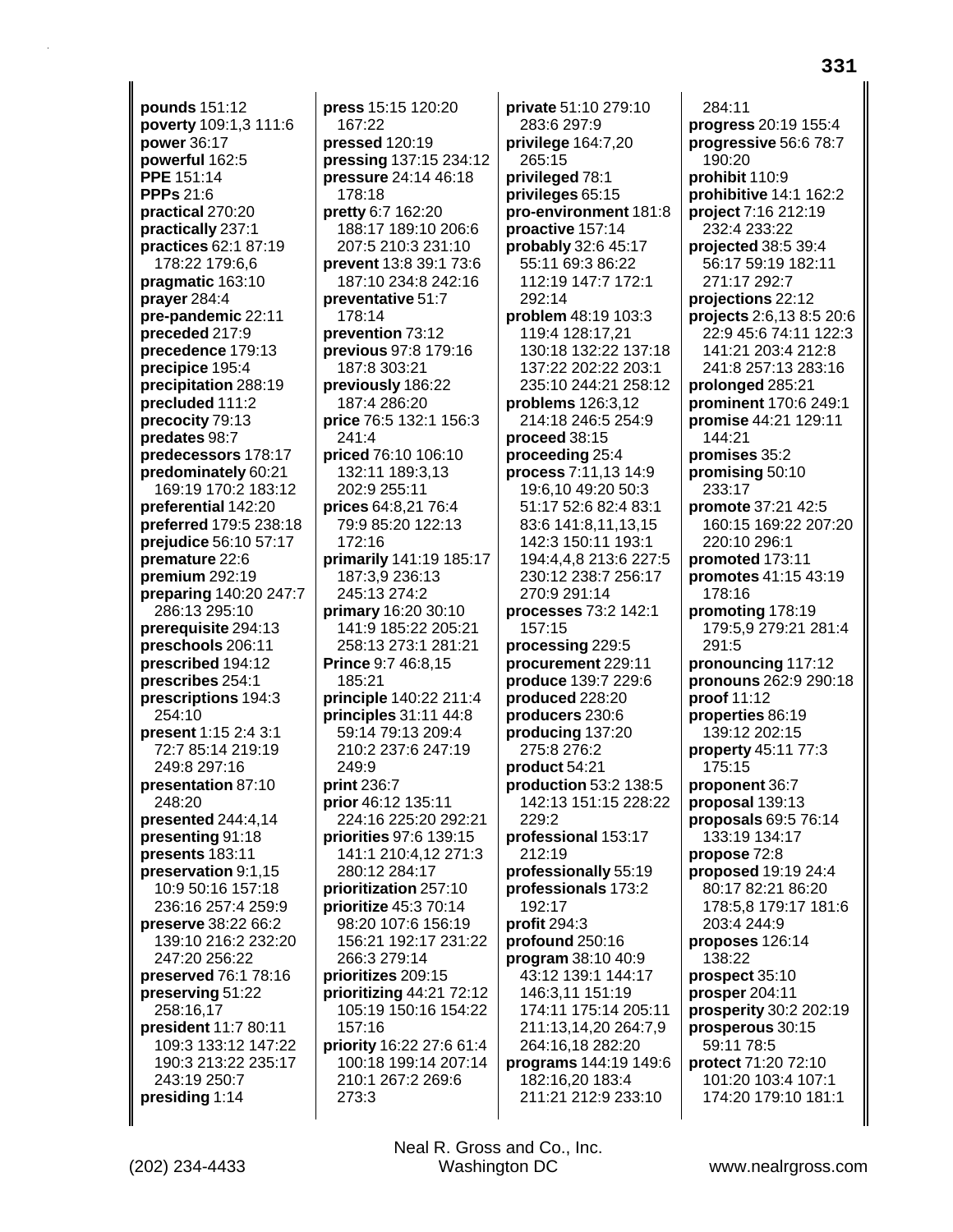**pounds** 151:12
**poverty** 109:1,3 111:6
**power** 36:17
**powerful** 162:5
**PPE** 151:14
**PPPs** 21:6
**practical** 270:20
**practically** 237:1
**practices** 62:1 87:19 178:22 179:6,6
**pragmatic** 163:10
**prayer** 284:4
**pre-pandemic** 22:11
**preceded** 217:9
**precedence** 179:13
**precipice** 195:4
**precipitation** 288:19
**precluded** 111:2
**precocity** 79:13
**predates** 98:7
**predecessors** 178:17
**predominately** 60:21 169:19 170:2 183:12
**preferential** 142:20
**preferred** 179:5 238:18
**prejudice** 56:10 57:17
**premature** 22:6
**premium** 292:19
**preparing** 140:20 247:7 286:13 295:10
**prerequisite** 294:13
**preschools** 206:11
**prescribed** 194:12
**prescribes** 254:1
**prescriptions** 194:3 254:10
**present** 1:15 2:4 3:1 72:7 85:14 219:19 249:8 297:16
**presentation** 87:10 248:20
**presented** 244:4,14
**presenting** 91:18
**presents** 183:11
**preservation** 9:1,15 10:9 50:16 157:18 236:16 257:4 259:9
**preserve** 38:22 66:2 139:10 216:2 232:20 247:20 256:22
**preserved** 76:1 78:16
**preserving** 51:22 258:16,17
**president** 11:7 80:11 109:3 133:12 147:22 190:3 213:22 235:17 243:19 250:7
**presiding** 1:14
**press** 15:15 120:20 167:22
**pressed** 120:19
**pressing** 137:15 234:12
**pressure** 24:14 46:18 178:18
**pretty** 6:7 162:20 188:17 189:10 206:6 207:5 210:3 231:10
**prevent** 13:8 39:1 73:6 187:10 234:8 242:16
**preventative** 51:7 178:14
**prevention** 73:12
**previous** 97:8 179:16 187:8 303:21
**previously** 186:22 187:4 286:20
**price** 76:5 132:1 156:3 241:4
**priced** 76:10 106:10 132:11 189:3,13 202:9 255:11
**prices** 64:8,21 76:4 79:9 85:20 122:13 172:16
**primarily** 141:19 185:17 187:3,9 236:13 245:13 274:2
**primary** 16:20 30:10 141:9 185:22 205:21 258:13 273:1 281:21
**Prince** 9:7 46:8,15 185:21
**principle** 140:22 211:4
**principles** 31:11 44:8 59:14 79:13 209:4 210:2 237:6 247:19 249:9
**print** 236:7
**prior** 46:12 135:11 224:16 225:20 292:21
**priorities** 97:6 139:15 141:1 210:4,12 271:3 280:12 284:17
**prioritization** 257:10
**prioritize** 45:3 70:14 98:20 107:6 156:19 156:21 192:17 231:22 266:3 279:14
**prioritizes** 209:15
**prioritizing** 44:21 72:12 105:19 150:16 154:22 157:16
**priority** 16:22 27:6 61:4 100:18 199:14 207:14 210:1 267:2 269:6 273:3
**private** 51:10 279:10 283:6 297:9
**privilege** 164:7,20 265:15
**privileged** 78:1
**privileges** 65:15
**pro-environment** 181:8
**proactive** 157:14
**probably** 32:6 45:17 55:11 69:3 86:22 112:19 147:7 172:1 292:14
**problem** 48:19 103:3 119:4 128:17,21 130:18 132:22 137:18 137:22 202:22 203:1 235:10 244:21 258:12
**problems** 126:3,12 214:18 246:5 254:9
**proceed** 38:15
**proceeding** 25:4
**process** 7:11,13 14:9 19:6,10 49:20 50:3 51:17 52:6 82:4 83:1 83:6 141:8,11,13,15 142:3 150:11 193:1 194:4,4,8 213:6 227:5 230:12 238:7 256:17 270:9 291:14
**processes** 73:2 142:1 157:15
**processing** 229:5
**procurement** 229:11
**produce** 139:7 229:6
**produced** 228:20
**producers** 230:6
**producing** 137:20 275:8 276:2
**product** 54:21
**production** 53:2 138:5 142:13 151:15 228:22 229:2
**professional** 153:17 212:19
**professionally** 55:19
**professionals** 173:2 192:17
**profit** 294:3
**profound** 250:16
**program** 38:10 40:9 43:12 139:1 144:17 146:3,11 151:19 174:11 175:14 205:11 211:13,14,20 264:7,9 264:16,18 282:20
**programs** 144:19 149:6 182:16,20 183:4 211:21 212:9 233:10 284:11
**progress** 20:19 155:4
**progressive** 56:6 78:7 190:20
**prohibit** 110:9
**prohibitive** 14:1 162:2
**project** 7:16 212:19 232:4 233:22
**projected** 38:5 39:4 56:17 59:19 182:11 271:17 292:7
**projections** 22:12
**projects** 2:6,13 8:5 20:6 22:9 45:6 74:11 122:3 141:21 203:4 212:8 241:8 257:13 283:16
**prolonged** 285:21
**prominent** 170:6 249:1
**promise** 44:21 129:11 144:21
**promises** 35:2
**promising** 50:10 233:17
**promote** 37:21 42:5 160:15 169:22 207:20 220:10 296:1
**promoted** 173:11
**promotes** 41:15 43:19 178:16
**promoting** 178:19 179:5,9 279:21 281:4 291:5
**pronouncing** 117:12
**pronouns** 262:9 290:18
**proof** 11:12
**properties** 86:19 139:12 202:15
**property** 45:11 77:3 175:15
**proponent** 36:7
**proposal** 139:13
**proposals** 69:5 76:14 133:19 134:17
**propose** 72:8
**proposed** 19:19 24:4 80:17 82:21 86:20 178:5,8 179:17 181:6 203:4 244:9
**proposes** 126:14 138:22
**prospect** 35:10
**prosper** 204:11
**prosperity** 30:2 202:19
**prosperous** 30:15 59:11 78:5
**protect** 71:20 72:10 101:20 103:4 107:1 174:20 179:10 181:1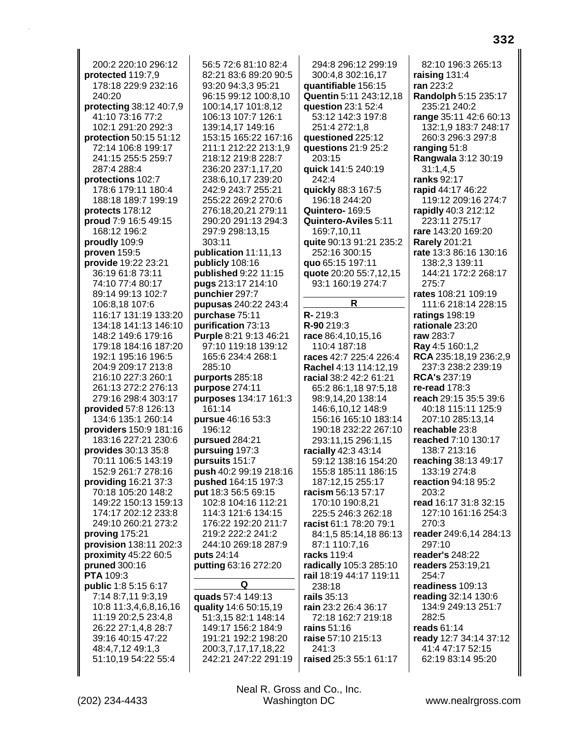200:2 220:10 296:12
**protected** 119:7,9 178:18 229:9 232:16 240:20
**protecting** 38:12 40:7,9 41:10 73:16 77:2 102:1 291:20 292:3
**protection** 50:15 51:12 72:14 106:8 199:17 241:15 255:5 259:7 287:4 288:4
**protections** 102:7 178:6 179:11 180:4 188:18 189:7 199:19
**protects** 178:12
**proud** 7:9 16:5 49:15 168:12 196:2
**proudly** 109:9
**proven** 159:5
**provide** 19:22 23:21 36:19 61:8 73:11 74:10 77:4 80:17 89:14 99:13 102:7 106:8,18 107:6 116:17 131:19 133:20 134:18 141:13 146:10 148:2 149:6 179:16 179:18 184:16 187:20 192:1 195:16 196:5 204:9 209:17 213:8 216:10 227:3 260:1 261:13 272:2 276:13 279:16 298:4 303:17
**provided** 57:8 126:13 134:6 135:1 260:14
**providers** 150:9 181:16 183:16 227:21 230:6
**provides** 30:13 35:8 70:11 106:5 143:19 152:9 261:7 278:16
**providing** 16:21 37:3 70:18 105:20 148:2 149:22 150:13 159:13 174:17 202:12 233:8 249:10 260:21 273:2
**proving** 175:21
**provision** 138:11 202:3
**proximity** 45:22 60:5
**pruned** 300:16
**PTA** 109:3
**public** 1:8 5:15 6:17 7:14 8:7,11 9:3,19 10:8 11:3,4,6,8,16,16 11:19 20:2,5 23:4,8 26:22 27:1,4,8 28:7 39:16 40:15 47:22 48:4,7,12 49:1,3 51:10,19 54:22 55:4 56:5 72:6 81:10 82:4 82:21 83:6 89:20 90:5 93:20 94:3,3 95:21 96:15 99:12 100:8,10 100:14,17 101:8,12 106:13 107:7 126:1 139:14,17 149:16 153:15 165:22 167:16 211:1 212:22 213:1,9 218:12 219:8 228:7 236:20 237:1,17,20 238:6,10,17 239:20 242:9 243:7 255:21 255:22 269:2 270:6 276:18,20,21 279:11 290:20 291:13 294:3 297:9 298:13,15 303:11
**publication** 11:11,13
**publicly** 108:16
**published** 9:22 11:15
**pugs** 213:17 214:10
**punchier** 297:7
**pupusas** 240:22 243:4
**purchase** 75:11
**purification** 73:13
**Purple** 8:21 9:13 46:21 97:10 119:18 139:12 165:6 234:4 268:1 285:10
**purports** 285:18
**purpose** 274:11
**purposes** 134:17 161:3 161:14
**pursue** 46:16 53:3 196:12
**pursued** 284:21
**pursuing** 197:3
**pursuits** 151:7
**push** 40:2 99:19 218:16
**pushed** 164:15 197:3
**put** 18:3 56:5 69:15 102:8 104:16 112:21 114:3 121:6 134:15 176:22 192:20 211:7 219:2 222:2 241:2 244:10 269:18 287:9
**puts** 24:14
**putting** 63:16 272:20

## Q

**quads** 57:4 149:13
**quality** 14:6 50:15,19 51:3,15 82:1 148:14 149:17 156:2 184:9 191:21 192:2 198:20 200:3,7,17,17,18,22 242:21 247:22 291:19 294:8 296:12 299:19 300:4,8 302:16,17
**quantifiable** 156:15
**Quentin** 5:11 243:12,18
**question** 23:1 52:4 53:12 142:3 197:8 251:4 272:1,8
**questioned** 225:12
**questions** 21:9 25:2 203:15
**quick** 141:5 240:19 242:4
**quickly** 88:3 167:5 196:18 244:20
**Quintero-** 169:5
**Quintero-Aviles** 5:11 169:7,10,11
**quite** 90:13 91:21 235:2 252:16 300:15
**quo** 65:15 197:11
**quote** 20:20 55:7,12,15 93:1 160:19 274:7

## R

**R-** 219:3
**R-90** 219:3
**race** 86:4,10,15,16 110:4 187:18
**races** 42:7 225:4 226:4
**Rachel** 4:13 114:12,19
**racial** 38:2 42:2 61:21 65:2 86:1,18 97:5,18 98:9,14,20 138:14 146:6,10,12 148:9 156:16 165:10 183:14 190:18 232:22 267:10 293:11,15 296:1,15
**racially** 42:3 43:14 59:12 138:16 154:20 155:8 185:11 186:15 187:12,15 255:17
**racism** 56:13 57:17 170:10 190:8,21 225:5 246:3 262:18
**racist** 61:1 78:20 79:1 84:1,5 85:14,18 86:13 87:1 110:7,16
**racks** 119:4
**radically** 105:3 285:10
**rail** 18:19 44:17 119:11 238:18
**rails** 35:13
**rain** 23:2 26:4 36:17 72:18 162:7 219:18
**rains** 51:16
**raise** 57:10 215:13 241:3
**raised** 25:3 55:1 61:17 82:10 196:3 265:13
**raising** 131:4
**ran** 223:2
**Randolph** 5:15 235:17 235:21 240:2
**range** 35:11 42:6 60:13 132:1,9 183:7 248:17 260:3 296:3 297:8
**ranging** 51:8
**Rangwala** 3:12 30:19 31:1,4,5
**ranks** 92:17
**rapid** 44:17 46:22 119:12 209:16 274:7
**rapidly** 40:3 212:12 223:11 275:17
**rare** 143:20 169:20
**Rarely** 201:21
**rate** 13:3 86:16 130:16 138:2,3 139:11 144:21 172:2 268:17 275:7
**rates** 108:21 109:19 111:6 218:14 228:15
**ratings** 198:19
**rationale** 23:20
**raw** 283:7
**Ray** 4:5 160:1,2
**RCA** 235:18,19 236:2,9 237:3 238:2 239:19
**RCA's** 237:19
**re-read** 178:3
**reach** 29:15 35:5 39:6 40:18 115:11 125:9 207:10 285:13,14
**reachable** 23:8
**reached** 7:10 130:17 138:7 213:16
**reaching** 38:13 49:17 133:19 274:8
**reaction** 94:18 95:2 203:2
**read** 16:17 31:8 32:15 127:10 161:16 254:3 270:3
**reader** 249:6,14 284:13 297:10
**reader's** 248:22
**readers** 253:19,21 254:7
**readiness** 109:13
**reading** 32:14 130:6 134:9 249:13 251:7 282:5
**reads** 61:14
**ready** 12:7 34:14 37:12 41:4 47:17 52:15 62:19 83:14 95:20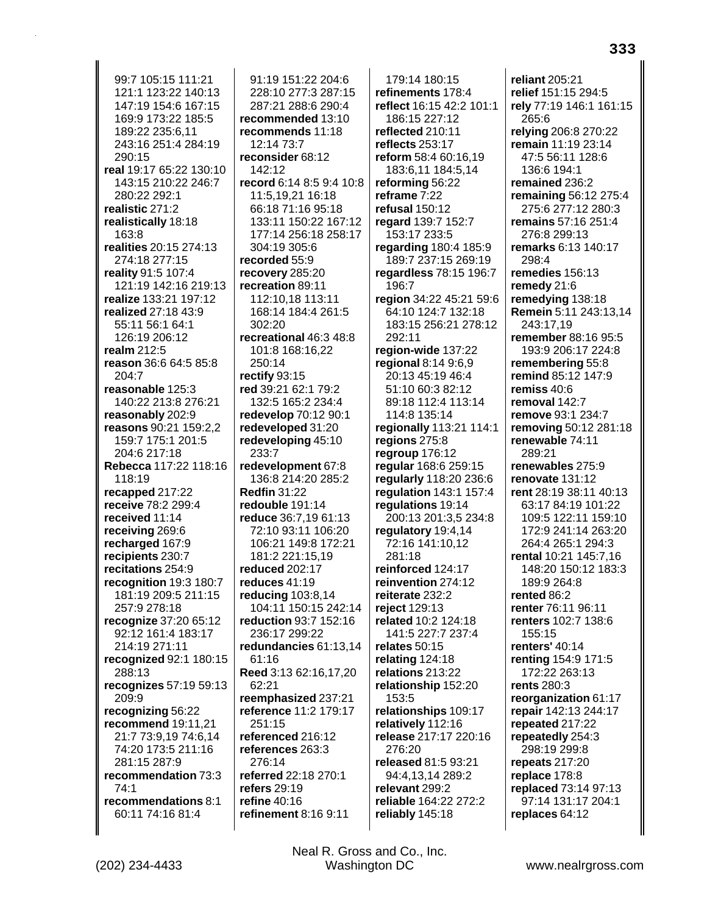99:7 105:15 111:21 121:1 123:22 140:13 147:19 154:6 167:15 169:9 173:22 185:5 189:22 235:6,11 243:16 251:4 284:19 290:15
**real** 19:17 65:22 130:10 143:15 210:22 246:7 280:22 292:1
**realistic** 271:2
**realistically** 18:18 163:8
**realities** 20:15 274:13 274:18 277:15
**reality** 91:5 107:4 121:19 142:16 219:13
**realize** 133:21 197:12
**realized** 27:18 43:9 55:11 56:1 64:1 126:19 206:12
**realm** 212:5
**reason** 36:6 64:5 85:8 204:7
**reasonable** 125:3 140:22 213:8 276:21
**reasonably** 202:9
**reasons** 90:21 159:2,2 159:7 175:1 201:5 204:6 217:18
**Rebecca** 117:22 118:16 118:19
**recapped** 217:22
**receive** 78:2 299:4
**received** 11:14
**receiving** 269:6
**recharged** 167:9
**recipients** 230:7
**recitations** 254:9
**recognition** 19:3 180:7 181:19 209:5 211:15 257:9 278:18
**recognize** 37:20 65:12 92:12 161:4 183:17 214:19 271:11
**recognized** 92:1 180:15 288:13
**recognizes** 57:19 59:13 209:9
**recognizing** 56:22
**recommend** 19:11,21 21:7 73:9,19 74:6,14 74:20 173:5 211:16 281:15 287:9
**recommendation** 73:3 74:1
**recommendations** 8:1 60:11 74:16 81:4 91:19 151:22 204:6 228:10 277:3 287:15 287:21 288:6 290:4
**recommended** 13:10
**recommends** 11:18 12:14 73:7
**reconsider** 68:12 142:12
**record** 6:14 8:5 9:4 10:8 11:5,19,21 16:18 66:18 71:16 95:18 133:11 150:22 167:12 177:14 256:18 258:17 304:19 305:6
**recorded** 55:9
**recovery** 285:20
**recreation** 89:11 112:10,18 113:11 168:14 184:4 261:5 302:20
**recreational** 46:3 48:8 101:8 168:16,22 250:14
**rectify** 93:15
**red** 39:21 62:1 79:2 132:5 165:2 234:4
**redevelop** 70:12 90:1
**redeveloped** 31:20
**redeveloping** 45:10 233:7
**redevelopment** 67:8 136:8 214:20 285:2
**Redfin** 31:22
**redouble** 191:14
**reduce** 36:7,19 61:13 72:10 93:11 106:20 106:21 149:8 172:21 181:2 221:15,19
**reduced** 202:17
**reduces** 41:19
**reducing** 103:8,14 104:11 150:15 242:14
**reduction** 93:7 152:16 236:17 299:22
**redundancies** 61:13,14 61:16
**Reed** 3:13 62:16,17,20 62:21
**reemphasized** 237:21
**reference** 11:2 179:17 251:15
**referenced** 216:12
**references** 263:3 276:14
**referred** 22:18 270:1
**refers** 29:19
**refine** 40:16
**refinement** 8:16 9:11 179:14 180:15
**refinements** 178:4
**reflect** 16:15 42:2 101:1 186:15 227:12
**reflected** 210:11
**reflects** 253:17
**reform** 58:4 60:16,19 183:6,11 184:5,14
**reforming** 56:22
**reframe** 7:22
**refusal** 150:12
**regard** 139:7 152:7 153:17 233:5
**regarding** 180:4 185:9 189:7 237:15 269:19
**regardless** 78:15 196:7 196:7
**region** 34:22 45:21 59:6 64:10 124:7 132:18 183:15 256:21 278:12 292:11
**region-wide** 137:22
**regional** 8:14 9:6,9 20:13 45:19 46:4 51:10 60:3 82:12 89:18 112:4 113:14 114:8 135:14
**regionally** 113:21 114:1
**regions** 275:8
**regroup** 176:12
**regular** 168:6 259:15
**regularly** 118:20 236:6
**regulation** 143:1 157:4
**regulations** 19:14 200:13 201:3,5 234:8
**regulatory** 19:4,14 72:16 141:10,12 281:18
**reinforced** 124:17
**reinvention** 274:12
**reiterate** 232:2
**reject** 129:13
**related** 10:2 124:18 141:5 227:7 237:4
**relates** 50:15
**relating** 124:18
**relations** 213:22
**relationship** 152:20 153:5
**relationships** 109:17
**relatively** 112:16
**release** 217:17 220:16 276:20
**released** 81:5 93:21 94:4,13,14 289:2
**relevant** 299:2
**reliable** 164:22 272:2
**reliably** 145:18
**reliant** 205:21
**relief** 151:15 294:5
**rely** 77:19 146:1 161:15 265:6
**relying** 206:8 270:22
**remain** 11:19 23:14 47:5 56:11 128:6 136:6 194:1
**remained** 236:2
**remaining** 56:12 275:4 275:6 277:12 280:3
**remains** 57:16 251:4 276:8 299:13
**remarks** 6:13 140:17 298:4
**remedies** 156:13
**remedy** 21:6
**remedying** 138:18
**Remein** 5:11 243:13,14 243:17,19
**remember** 88:16 95:5 193:9 206:17 224:8
**remembering** 55:8
**remind** 85:12 147:9
**remiss** 40:6
**removal** 142:7
**remove** 93:1 234:7
**removing** 50:12 281:18
**renewable** 74:11 289:21
**renewables** 275:9
**renovate** 131:12
**rent** 28:19 38:11 40:13 63:17 84:19 101:22 109:5 122:11 159:10 172:9 241:14 263:20 264:4 265:1 294:3
**rental** 10:21 145:7,16 148:20 150:12 183:3 189:9 264:8
**rented** 86:2
**renter** 76:11 96:11
**renters** 102:7 138:6 155:15
**renters'** 40:14
**renting** 154:9 171:5 172:22 263:13
**rents** 280:3
**reorganization** 61:17
**repair** 142:13 244:17
**repeated** 217:22
**repeatedly** 254:3 298:19 299:8
**repeats** 217:20
**replace** 178:8
**replaced** 73:14 97:13 97:14 131:17 204:1
**replaces** 64:12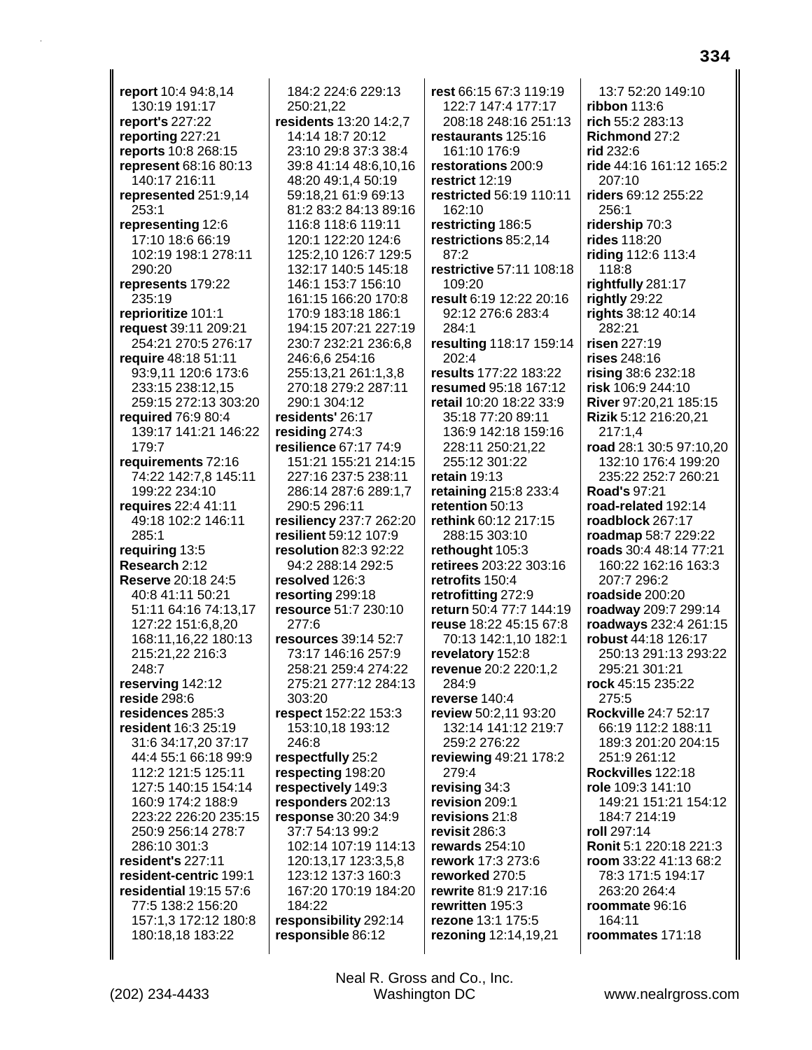**report** 10:4 94:8,14 130:19 191:17
**report's** 227:22
**reporting** 227:21
**reports** 10:8 268:15
**represent** 68:16 80:13 140:17 216:11
**represented** 251:9,14 253:1
**representing** 12:6 17:10 18:6 66:19 102:19 198:1 278:11 290:20
**represents** 179:22 235:19
**reprioritize** 101:1
**request** 39:11 209:21 254:21 270:5 276:17
**require** 48:18 51:11 93:9,11 120:6 173:6 233:15 238:12,15 259:15 272:13 303:20
**required** 76:9 80:4 139:17 141:21 146:22 179:7
**requirements** 72:16 74:22 142:7,8 145:11 199:22 234:10
**requires** 22:4 41:11 49:18 102:2 146:11 285:1
**requiring** 13:5
**Research** 2:12
**Reserve** 20:18 24:5 40:8 41:11 50:21 51:11 64:16 74:13,17 127:22 151:6,8,20 168:11,16,22 180:13 215:21,22 216:3 248:7
**reserving** 142:12
**reside** 298:6
**residences** 285:3
**resident** 16:3 25:19 31:6 34:17,20 37:17 44:4 55:1 66:18 99:9 112:2 121:5 125:11 127:5 140:15 154:14 160:9 174:2 188:9 223:22 226:20 235:15 250:9 256:14 278:7 286:10 301:3
**resident's** 227:11
**resident-centric** 199:1
**residential** 19:15 57:6 77:5 138:2 156:20 157:1,3 172:12 180:8 180:18,18 183:22 184:2 224:6 229:13 250:21,22
**residents** 13:20 14:2,7 14:14 18:7 20:12 23:10 29:8 37:3 38:4 39:8 41:14 48:6,10,16 48:20 49:1,4 50:19 59:18,21 61:9 69:13 81:2 83:2 84:13 89:16 116:8 118:6 119:11 120:1 122:20 124:6 125:2,10 126:7 129:5 132:17 140:5 145:18 146:1 153:7 156:10 161:15 166:20 170:8 170:9 183:18 186:1 194:15 207:21 227:19 230:7 232:21 236:6,8 246:6,6 254:16 255:13,21 261:1,3,8 270:18 279:2 287:11 290:1 304:12
**residents'** 26:17
**residing** 274:3
**resilience** 67:17 74:9 151:21 155:21 214:15 227:16 237:5 238:11 286:14 287:6 289:1,7 290:5 296:11
**resiliency** 237:7 262:20
**resilient** 59:12 107:9
**resolution** 82:3 92:22 94:2 288:14 292:5
**resolved** 126:3
**resorting** 299:18
**resource** 51:7 230:10 277:6
**resources** 39:14 52:7 73:17 146:16 257:9 258:21 259:4 274:22 275:21 277:12 284:13 303:20
**respect** 152:22 153:3 153:10,18 193:12 246:8
**respectfully** 25:2
**respecting** 198:20
**respectively** 149:3
**responders** 202:13
**response** 30:20 34:9 37:7 54:13 99:2 102:14 107:19 114:13 120:13,17 123:3,5,8 123:12 137:3 160:3 167:20 170:19 184:20 184:22
**responsibility** 292:14
**responsible** 86:12
**rest** 66:15 67:3 119:19 122:7 147:4 177:17 208:18 248:16 251:13
**restaurants** 125:16 161:10 176:9
**restorations** 200:9
**restrict** 12:19
**restricted** 56:19 110:11 162:10
**restricting** 186:5
**restrictions** 85:2,14 87:2
**restrictive** 57:11 108:18 109:20
**result** 6:19 12:22 20:16 92:12 276:6 283:4 284:1
**resulting** 118:17 159:14 202:4
**results** 177:22 183:22
**resumed** 95:18 167:12
**retail** 10:20 18:22 33:9 35:18 77:20 89:11 136:9 142:18 159:16 228:11 250:21,22 255:12 301:22
**retain** 19:13
**retaining** 215:8 233:4
**retention** 50:13
**rethink** 60:12 217:15 288:15 303:10
**rethought** 105:3
**retirees** 203:22 303:16
**retrofits** 150:4
**retrofitting** 272:9
**return** 50:4 77:7 144:19
**reuse** 18:22 45:15 67:8 70:13 142:1,10 182:1
**revelatory** 152:8
**revenue** 20:2 220:1,2 284:9
**reverse** 140:4
**review** 50:2,11 93:20 132:14 141:12 219:7 259:2 276:22
**reviewing** 49:21 178:2 279:4
**revising** 34:3
**revision** 209:1
**revisions** 21:8
**revisit** 286:3
**rewards** 254:10
**rework** 17:3 273:6
**reworked** 270:5
**rewrite** 81:9 217:16
**rewritten** 195:3
**rezone** 13:1 175:5
**rezoning** 12:14,19,21 13:7 52:20 149:10
**ribbon** 113:6
**rich** 55:2 283:13
**Richmond** 27:2
**rid** 232:6
**ride** 44:16 161:12 165:2 207:10
**riders** 69:12 255:22 256:1
**ridership** 70:3
**rides** 118:20
**riding** 112:6 113:4 118:8
**rightfully** 281:17
**rightly** 29:22
**rights** 38:12 40:14 282:21
**risen** 227:19
**rises** 248:16
**rising** 38:6 232:18
**risk** 106:9 244:10
**River** 97:20,21 185:15
**Rizik** 5:12 216:20,21 217:1,4
**road** 28:1 30:5 97:10,20 132:10 176:4 199:20 235:22 252:7 260:21
**Road's** 97:21
**road-related** 192:14
**roadblock** 267:17
**roadmap** 58:7 229:22
**roads** 30:4 48:14 77:21 160:22 162:16 163:3 207:7 296:2
**roadside** 200:20
**roadway** 209:7 299:14
**roadways** 232:4 261:15
**robust** 44:18 126:17 250:13 291:13 293:22 295:21 301:21
**rock** 45:15 235:22 275:5
**Rockville** 24:7 52:17 66:19 112:2 188:11 189:3 201:20 204:15 251:9 261:12
**Rockvilles** 122:18
**role** 109:3 141:10 149:21 151:21 154:12 184:7 214:19
**roll** 297:14
**Ronit** 5:1 220:18 221:3
**room** 33:22 41:13 68:2 78:3 171:5 194:17 263:20 264:4
**roommate** 96:16 164:11
**roommates** 171:18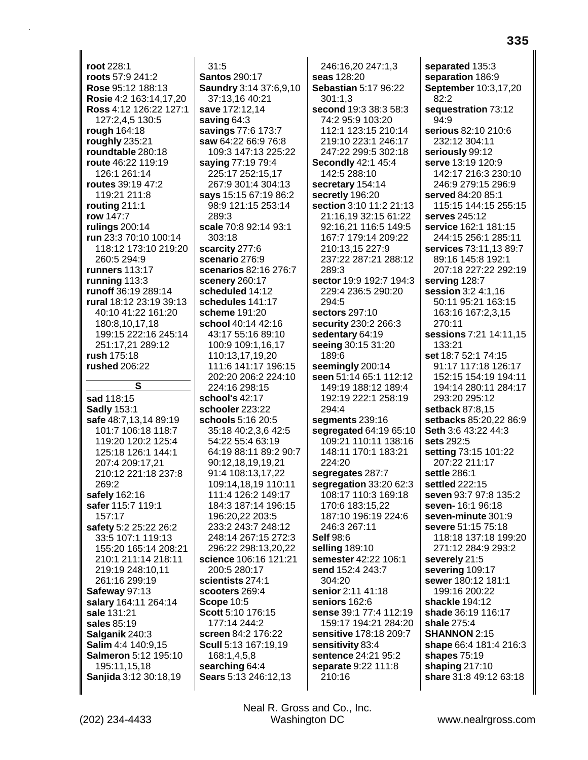**root** 228:1
**roots** 57:9 241:2
**Rose** 95:12 188:13
**Rosie** 4:2 163:14,17,20
**Ross** 4:12 126:22 127:1 127:2,4,5 130:5
**rough** 164:18
**roughly** 235:21
**roundtable** 280:18
**route** 46:22 119:19 126:1 261:14
**routes** 39:19 47:2 119:21 211:8
**routing** 211:1
**row** 147:7
**rulings** 200:14
**run** 23:3 70:10 100:14 118:12 173:10 219:20 260:5 294:9
**runners** 113:17
**running** 113:3
**runoff** 36:19 289:14
**rural** 18:12 23:19 39:13 40:10 41:22 161:20 180:8,10,17,18 199:15 222:16 245:14 251:17,21 289:12
**rush** 175:18
**rushed** 206:22

## S

**sad** 118:15
**Sadly** 153:1
**safe** 48:7,13,14 89:19 101:7 106:18 118:7 119:20 120:2 125:4 125:18 126:1 144:1 207:4 209:17,21 210:12 221:18 237:8 269:2
**safely** 162:16
**safer** 115:7 119:1 157:17
**safety** 5:2 25:22 26:2 33:5 107:1 119:13 155:20 165:14 208:21 210:1 211:14 218:11 219:19 248:10,11 261:16 299:19
**Safeway** 97:13
**salary** 164:11 264:14
**sale** 131:21
**sales** 85:19
**Salganik** 240:3
**Salim** 4:4 140:9,15
**Salmeron** 5:12 195:10 195:11,15,18
**Sanjida** 3:12 30:18,19 31:5
**Santos** 290:17
**Saundry** 3:14 37:6,9,10 37:13,16 40:21
**save** 172:12,14
**saving** 64:3
**savings** 77:6 173:7
**saw** 64:22 66:9 76:8 109:3 147:13 225:22
**saying** 77:19 79:4 225:17 252:15,17 267:9 301:4 304:13
**says** 15:15 67:19 86:2 98:9 121:15 253:14 289:3
**scale** 70:8 92:14 93:1 303:18
**scarcity** 277:6
**scenario** 276:9
**scenarios** 82:16 276:7
**scenery** 260:17
**scheduled** 14:12
**schedules** 141:17
**scheme** 191:20
**school** 40:14 42:16 43:17 55:16 89:10 100:9 109:1,16,17 110:13,17,19,20 111:6 141:17 196:15 202:20 206:2 224:10 224:16 298:15
**school's** 42:17
**schooler** 223:22
**schools** 5:16 20:5 35:18 40:2,3,6 42:5 54:22 55:4 63:19 64:19 88:11 89:2 90:7 90:12,18,19,19,21 91:4 108:13,17,22 109:14,18,19 110:11 111:4 126:2 149:17 184:3 187:14 196:15 196:20,22 203:5 233:2 243:7 248:12 248:14 267:15 272:3 296:22 298:13,20,22
**science** 106:16 121:21 200:5 280:17
**scientists** 274:1
**scooters** 269:4
**Scope** 10:5
**Scott** 5:10 176:15 177:14 244:2
**screen** 84:2 176:22
**Scull** 5:13 167:19,19 168:1,4,5,8
**searching** 64:4
**Sears** 5:13 246:12,13 246:16,20 247:1,3
**seas** 128:20
**Sebastian** 5:17 96:22 301:1,3
**second** 19:3 38:3 58:3 74:2 95:9 103:20 112:1 123:15 210:14 219:10 223:1 246:17 247:22 299:5 302:18
**Secondly** 42:1 45:4 142:5 288:10
**secretary** 154:14
**secretly** 196:20
**section** 3:10 11:2 21:13 21:16,19 32:15 61:22 92:16,21 116:5 149:5 167:7 179:14 209:22 210:13,15 227:9 237:22 287:21 288:12 289:3
**sector** 19:9 192:7 194:3 229:4 236:5 290:20 294:5
**sectors** 297:10
**security** 230:2 266:3
**sedentary** 64:19
**seeing** 30:15 31:20 189:6
**seemingly** 200:14
**seen** 51:14 65:1 112:12 149:19 188:12 189:4 192:19 222:1 258:19 294:4
**segments** 239:16
**segregated** 64:19 65:10 109:21 110:11 138:16 148:11 170:1 183:21 224:20
**segregates** 287:7
**segregation** 33:20 62:3 108:17 110:3 169:18 170:6 183:15,22 187:10 196:19 224:6 246:3 267:11
**Self** 98:6
**selling** 189:10
**semester** 42:22 106:1
**send** 152:4 243:7 304:20
**senior** 2:11 41:18
**seniors** 162:6
**sense** 39:1 77:4 112:19 159:17 194:21 284:20
**sensitive** 178:18 209:7
**sensitivity** 83:4
**sentence** 24:21 95:2
**separate** 9:22 111:8 210:16
**separated** 135:3
**separation** 186:9
**September** 10:3,17,20 82:2
**sequestration** 73:12 94:9
**serious** 82:10 210:6 232:12 304:11
**seriously** 99:12
**serve** 13:19 120:9 142:17 216:3 230:10 246:9 279:15 296:9
**served** 84:20 85:1 115:15 144:15 255:15
**serves** 245:12
**service** 162:1 181:15 244:15 256:1 285:11
**services** 73:11,13 89:7 89:16 145:8 192:1 207:18 227:22 292:19
**serving** 128:7
**session** 3:2 4:1,16 50:11 95:21 163:15 163:16 167:2,3,15 270:11
**sessions** 7:21 14:11,15 133:21
**set** 18:7 52:1 74:15 91:17 117:18 126:17 152:15 154:19 194:11 194:14 280:11 284:17 293:20 295:12
**setback** 87:8,15
**setbacks** 85:20,22 86:9
**Seth** 3:6 43:22 44:3
**sets** 292:5
**setting** 73:15 101:22 207:22 211:17
**settle** 286:1
**settled** 222:15
**seven** 93:7 97:8 135:2
**seven-** 16:1 96:18
**seven-minute** 301:9
**severe** 51:15 75:18 118:18 137:18 199:20 271:12 284:9 293:2
**severely** 21:5
**severing** 109:17
**sewer** 180:12 181:1 199:16 200:22
**shackle** 194:12
**shade** 36:19 116:17
**shale** 275:4
**SHANNON** 2:15
**shape** 66:4 181:4 216:3
**shapes** 75:19
**shaping** 217:10
**share** 31:8 49:12 63:18

Neal R. Gross and Co., Inc.
(202) 234-4433 Washington DC www.nealrgross.com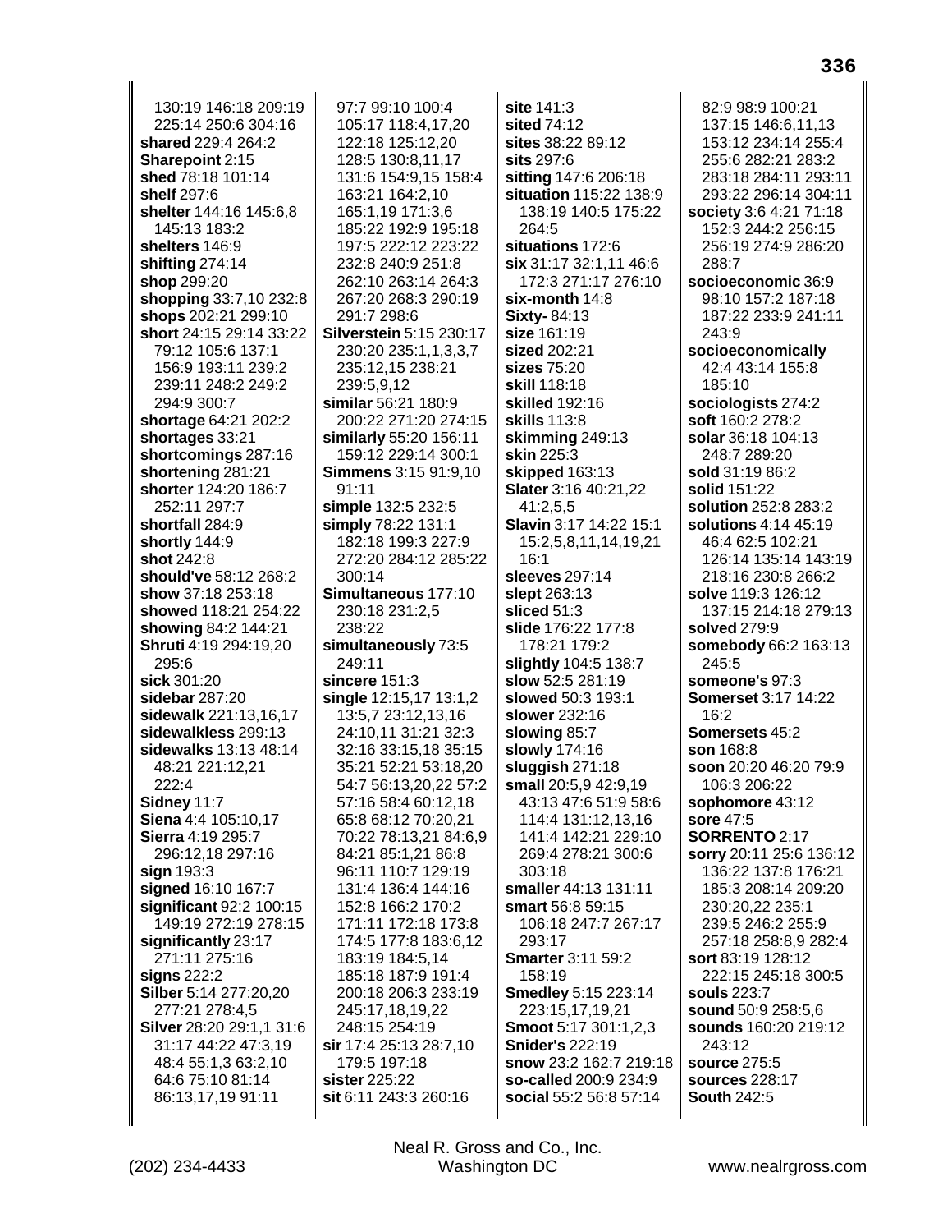130:19 146:18 209:19 225:14 250:6 304:16
**shared** 229:4 264:2
**Sharepoint** 2:15
**shed** 78:18 101:14
**shelf** 297:6
**shelter** 144:16 145:6,8 145:13 183:2
**shelters** 146:9
**shifting** 274:14
**shop** 299:20
**shopping** 33:7,10 232:8
**shops** 202:21 299:10
**short** 24:15 29:14 33:22 79:12 105:6 137:1 156:9 193:11 239:2 239:11 248:2 249:2 294:9 300:7
**shortage** 64:21 202:2
**shortages** 33:21
**shortcomings** 287:16
**shortening** 281:21
**shorter** 124:20 186:7 252:11 297:7
**shortfall** 284:9
**shortly** 144:9
**shot** 242:8
**should've** 58:12 268:2
**show** 37:18 253:18
**showed** 118:21 254:22
**showing** 84:2 144:21
**Shruti** 4:19 294:19,20 295:6
**sick** 301:20
**sidebar** 287:20
**sidewalk** 221:13,16,17
**sidewalkless** 299:13
**sidewalks** 13:13 48:14 48:21 221:12,21 222:4
**Sidney** 11:7
**Siena** 4:4 105:10,17
**Sierra** 4:19 295:7 296:12,18 297:16
**sign** 193:3
**signed** 16:10 167:7
**significant** 92:2 100:15 149:19 272:19 278:15
**significantly** 23:17 271:11 275:16
**signs** 222:2
**Silber** 5:14 277:20,20 277:21 278:4,5
**Silver** 28:20 29:1,1 31:6 31:17 44:22 47:3,19 48:4 55:1,3 63:2,10 64:6 75:10 81:14 86:13,17,19 91:11 97:7 99:10 100:4 105:17 118:4,17,20 122:18 125:12,20 128:5 130:8,11,17 131:6 154:9,15 158:4 163:21 164:2,10 165:1,19 171:3,6 185:22 192:9 195:18 197:5 222:12 223:22 232:8 240:9 251:8 262:10 263:14 264:3 267:20 268:3 290:19 291:7 298:6
**Silverstein** 5:15 230:17 230:20 235:1,1,3,3,7 235:12,15 238:21 239:5,9,12
**similar** 56:21 180:9 200:22 271:20 274:15
**similarly** 55:20 156:11 159:12 229:14 300:1
**Simmens** 3:15 91:9,10 91:11
**simple** 132:5 232:5
**simply** 78:22 131:1 182:18 199:3 227:9 272:20 284:12 285:22 300:14
**Simultaneous** 177:10 230:18 231:2,5 238:22
**simultaneously** 73:5 249:11
**sincere** 151:3
**single** 12:15,17 13:1,2 13:5,7 23:12,13,16 24:10,11 31:21 32:3 32:16 33:15,18 35:15 35:21 52:21 53:18,20 54:7 56:13,20,22 57:2 57:16 58:4 60:12,18 65:8 68:12 70:20,21 70:22 78:13,21 84:6,9 84:21 85:1,21 86:8 96:11 110:7 129:19 131:4 136:4 144:16 152:8 166:2 170:2 171:11 172:18 173:8 174:5 177:8 183:6,12 183:19 184:5,14 185:18 187:9 191:4 200:18 206:3 233:19 245:17,18,19,22 248:15 254:19
**sir** 17:4 25:13 28:7,10 179:5 197:18
**sister** 225:22
**sit** 6:11 243:3 260:16
**site** 141:3
**sited** 74:12
**sites** 38:22 89:12
**sits** 297:6
**sitting** 147:6 206:18
**situation** 115:22 138:9 138:19 140:5 175:22 264:5
**situations** 172:6
**six** 31:17 32:1,11 46:6 172:3 271:17 276:10
**six-month** 14:8
**Sixty-** 84:13
**size** 161:19
**sized** 202:21
**sizes** 75:20
**skill** 118:18
**skilled** 192:16
**skills** 113:8
**skimming** 249:13
**skin** 225:3
**skipped** 163:13
**Slater** 3:16 40:21,22 41:2,5,5
**Slavin** 3:17 14:22 15:1 15:2,5,8,11,14,19,21 16:1
**sleeves** 297:14
**slept** 263:13
**sliced** 51:3
**slide** 176:22 177:8 178:21 179:2
**slightly** 104:5 138:7
**slow** 52:5 281:19
**slowed** 50:3 193:1
**slower** 232:16
**slowing** 85:7
**slowly** 174:16
**sluggish** 271:18
**small** 20:5,9 42:9,19 43:13 47:6 51:9 58:6 114:4 131:12,13,16 141:4 142:21 229:10 269:4 278:21 300:6 303:18
**smaller** 44:13 131:11
**smart** 56:8 59:15 106:18 247:7 267:17 293:17
**Smarter** 3:11 59:2 158:19
**Smedley** 5:15 223:14 223:15,17,19,21
**Smoot** 5:17 301:1,2,3
**Snider's** 222:19
**snow** 23:2 162:7 219:18
**so-called** 200:9 234:9
**social** 55:2 56:8 57:14 82:9 98:9 100:21 137:15 146:6,11,13 153:12 234:14 255:4 255:6 282:21 283:2 283:18 284:11 293:11 293:22 296:14 304:11
**society** 3:6 4:21 71:18 152:3 244:2 256:15 256:19 274:9 286:20 288:7
**socioeconomic** 36:9 98:10 157:2 187:18 187:22 233:9 241:11 243:9
**socioeconomically** 42:4 43:14 155:8 185:10
**sociologists** 274:2
**soft** 160:2 278:2
**solar** 36:18 104:13 248:7 289:20
**sold** 31:19 86:2
**solid** 151:22
**solution** 252:8 283:2
**solutions** 4:14 45:19 46:4 62:5 102:21 126:14 135:14 143:19 218:16 230:8 266:2
**solve** 119:3 126:12 137:15 214:18 279:13
**solved** 279:9
**somebody** 66:2 163:13 245:5
**someone's** 97:3
**Somerset** 3:17 14:22 16:2
**Somersets** 45:2
**son** 168:8
**soon** 20:20 46:20 79:9 106:3 206:22
**sophomore** 43:12
**sore** 47:5
**SORRENTO** 2:17
**sorry** 20:11 25:6 136:12 136:22 137:8 176:21 185:3 208:14 209:20 230:20,22 235:1 239:5 246:2 255:9 257:18 258:8,9 282:4
**sort** 83:19 128:12 222:15 245:18 300:5
**souls** 223:7
**sound** 50:9 258:5,6
**sounds** 160:20 219:12 243:12
**source** 275:5
**sources** 228:17
**South** 242:5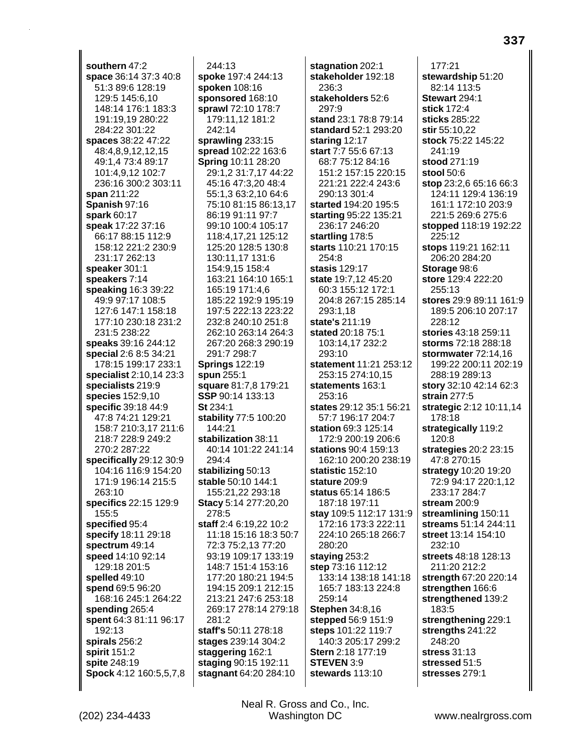**southern** 47:2
**space** 36:14 37:3 40:8 51:3 89:6 128:19 129:5 145:6,10 148:14 176:1 183:3 191:19,19 280:22 284:22 301:22
**spaces** 38:22 47:22 48:4,8,9,12,12,15 49:1,4 73:4 89:17 101:4,9,12 102:7 236:16 300:2 303:11
**span** 211:22
**Spanish** 97:16
**spark** 60:17
**speak** 17:22 37:16 66:17 88:15 112:9 158:12 221:2 230:9 231:17 262:13
**speaker** 301:1
**speakers** 7:14
**speaking** 16:3 39:22 49:9 97:17 108:5 127:6 147:1 158:18 177:10 230:18 231:2 231:5 238:22
**speaks** 39:16 244:12
**special** 2:6 8:5 34:21 178:15 199:17 233:1
**specialist** 2:10,14 23:3
**specialists** 219:9
**species** 152:9,10
**specific** 39:18 44:9 47:8 74:21 129:21 158:7 210:3,17 211:6 218:7 228:9 249:2 270:2 287:22
**specifically** 29:12 30:9 104:16 116:9 154:20 171:9 196:14 215:5 263:10
**specifics** 22:15 129:9 155:5
**specified** 95:4
**specify** 18:11 29:18
**spectrum** 49:14
**speed** 14:10 92:14 129:18 201:5
**spelled** 49:10
**spend** 69:5 96:20 168:16 245:1 264:22
**spending** 265:4
**spent** 64:3 81:11 96:17 192:13
**spirals** 256:2
**spirit** 151:2
**spite** 248:19
**Spock** 4:12 160:5,5,7,8 244:13
**spoke** 197:4 244:13
**spoken** 108:16
**sponsored** 168:10
**sprawl** 72:10 178:7 179:11,12 181:2 242:14
**sprawling** 233:15
**spread** 102:22 163:6
**Spring** 10:11 28:20 29:1,2 31:7,17 44:22 45:16 47:3,20 48:4 55:1,3 63:2,10 64:6 75:10 81:15 86:13,17 86:19 91:11 97:7 99:10 100:4 105:17 118:4,17,21 125:12 125:20 128:5 130:8 130:11,17 131:6 154:9,15 158:4 163:21 164:10 165:1 165:19 171:4,6 185:22 192:9 195:19 197:5 222:13 223:22 232:8 240:10 251:8 262:10 263:14 264:3 267:20 268:3 290:19 291:7 298:7
**Springs** 122:19
**spun** 255:1
**square** 81:7,8 179:21
**SSP** 90:14 133:13
**St** 234:1
**stability** 77:5 100:20 144:21
**stabilization** 38:11 40:14 101:22 241:14 294:4
**stabilizing** 50:13
**stable** 50:10 144:1 155:21,22 293:18
**Stacy** 5:14 277:20,20 278:5
**staff** 2:4 6:19,22 10:2 11:18 15:16 18:3 50:7 72:3 75:2,13 77:20 93:19 109:17 133:19 148:7 151:4 153:16 177:20 180:21 194:5 194:15 209:1 212:15 213:21 247:6 253:18 269:17 278:14 279:18 281:2
**staff's** 50:11 278:18
**stages** 239:14 304:2
**staggering** 162:1
**staging** 90:15 192:11
**stagnant** 64:20 284:10
**stagnation** 202:1
**stakeholder** 192:18 236:3
**stakeholders** 52:6 297:9
**stand** 23:1 78:8 79:14
**standard** 52:1 293:20
**staring** 12:17
**start** 7:7 55:6 67:13 68:7 75:12 84:16 151:2 157:15 220:15 221:21 222:4 243:6 290:13 301:4
**started** 194:20 195:5
**starting** 95:22 135:21 236:17 246:20
**startling** 178:5
**starts** 110:21 170:15 254:8
**stasis** 129:17
**state** 19:7,12 45:20 60:3 155:12 172:1 204:8 267:15 285:14 293:1,18
**state's** 211:19
**stated** 20:18 75:1 103:14,17 232:2 293:10
**statement** 11:21 253:12 253:15 274:10,15
**statements** 163:1 253:16
**states** 29:12 35:1 56:21 57:7 196:17 204:7
**station** 69:3 125:14 172:9 200:19 206:6
**stations** 90:4 159:13 162:10 200:20 238:19
**statistic** 152:10
**stature** 209:9
**status** 65:14 186:5 187:18 197:11
**stay** 109:5 112:17 131:9 172:16 173:3 222:11 224:10 265:18 266:7 280:20
**staying** 253:2
**step** 73:16 112:12 133:14 138:18 141:18 165:7 183:13 224:8 259:14
**Stephen** 34:8,16
**stepped** 56:9 151:9
**steps** 101:22 119:7 140:3 205:17 299:2
**Stern** 2:18 177:19
**STEVEN** 3:9
**stewards** 113:10 177:21
**stewardship** 51:20 82:14 113:5
**Stewart** 294:1
**stick** 172:4
**sticks** 285:22
**stir** 55:10,22
**stock** 75:22 145:22 241:19
**stood** 271:19
**stool** 50:6
**stop** 23:2,6 65:16 66:3 124:11 129:4 136:19 161:1 172:10 203:9 221:5 269:6 275:6
**stopped** 118:19 192:22 225:12
**stops** 119:21 162:11 206:20 284:20
**Storage** 98:6
**store** 129:4 222:20 255:13
**stores** 29:9 89:11 161:9 189:5 206:10 207:17 228:12
**stories** 43:18 259:11
**storms** 72:18 288:18
**stormwater** 72:14,16 199:22 200:11 202:19 288:19 289:13
**story** 32:10 42:14 62:3
**strain** 277:5
**strategic** 2:12 10:11,14 178:18
**strategically** 119:2 120:8
**strategies** 20:2 23:15 47:8 270:15
**strategy** 10:20 19:20 72:9 94:17 220:1,12 233:17 284:7
**stream** 200:9
**streamlining** 150:11
**streams** 51:14 244:11
**street** 13:14 154:10 232:10
**streets** 48:18 128:13 211:20 212:2
**strength** 67:20 220:14
**strengthen** 166:6
**strengthened** 139:2 183:5
**strengthening** 229:1
**strengths** 241:22 248:20
**stress** 31:13
**stressed** 51:5
**stresses** 279:1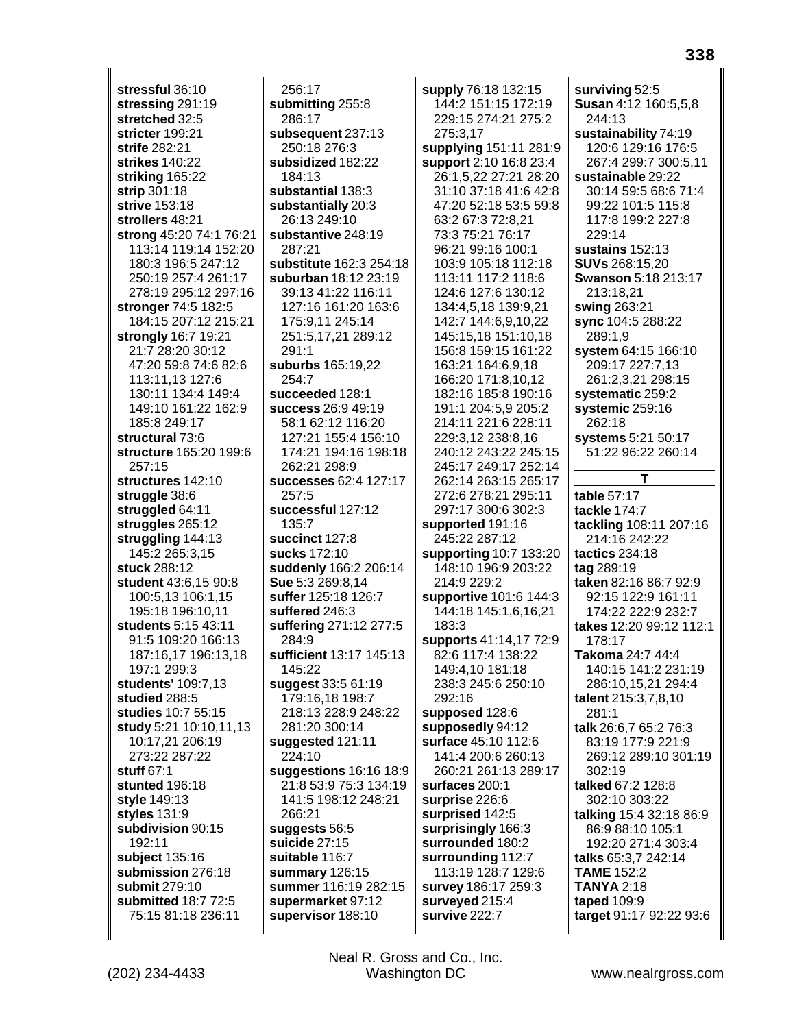**stressful** 36:10
**stressing** 291:19
**stretched** 32:5
**stricter** 199:21
**strife** 282:21
**strikes** 140:22
**striking** 165:22
**strip** 301:18
**strive** 153:18
**strollers** 48:21
**strong** 45:20 74:1 76:21 113:14 119:14 152:20 180:3 196:5 247:12 250:19 257:4 261:17 278:19 295:12 297:16
**stronger** 74:5 182:5 184:15 207:12 215:21
**strongly** 16:7 19:21 21:7 28:20 30:12 47:20 59:8 74:6 82:6 113:11,13 127:6 130:11 134:4 149:4 149:10 161:22 162:9 185:8 249:17
**structural** 73:6
**structure** 165:20 199:6 257:15
**structures** 142:10
**struggle** 38:6
**struggled** 64:11
**struggles** 265:12
**struggling** 144:13 145:2 265:3,15
**stuck** 288:12
**student** 43:6,15 90:8 100:5,13 106:1,15 195:18 196:10,11
**students** 5:15 43:11 91:5 109:20 166:13 187:16,17 196:13,18 197:1 299:3
**students'** 109:7,13
**studied** 288:5
**studies** 10:7 55:15
**study** 5:21 10:10,11,13 10:17,21 206:19 273:22 287:22
**stuff** 67:1
**stunted** 196:18
**style** 149:13
**styles** 131:9
**subdivision** 90:15 192:11
**subject** 135:16
**submission** 276:18
**submit** 279:10
**submitted** 18:7 72:5 75:15 81:18 236:11 256:17
**submitting** 255:8 286:17
**subsequent** 237:13 250:18 276:3
**subsidized** 182:22 184:13
**substantial** 138:3
**substantially** 20:3 26:13 249:10
**substantive** 248:19 287:21
**substitute** 162:3 254:18
**suburban** 18:12 23:19 39:13 41:22 116:11 127:16 161:20 163:6 175:9,11 245:14 251:5,17,21 289:12 291:1
**suburbs** 165:19,22 254:7
**succeeded** 128:1
**success** 26:9 49:19 58:1 62:12 116:20 127:21 155:4 156:10 174:21 194:16 198:18 262:21 298:9
**successes** 62:4 127:17 257:5
**successful** 127:12 135:7
**succinct** 127:8
**sucks** 172:10
**suddenly** 166:2 206:14
**Sue** 5:3 269:8,14
**suffer** 125:18 126:7
**suffered** 246:3
**suffering** 271:12 277:5 284:9
**sufficient** 13:17 145:13 145:22
**suggest** 33:5 61:19 179:16,18 198:7 218:13 228:9 248:22 281:20 300:14
**suggested** 121:11 224:10
**suggestions** 16:16 18:9 21:8 53:9 75:3 134:19 141:5 198:12 248:21 266:21
**suggests** 56:5
**suicide** 27:15
**suitable** 116:7
**summary** 126:15
**summer** 116:19 282:15
**supermarket** 97:12
**supervisor** 188:10
**supply** 76:18 132:15 144:2 151:15 172:19 229:15 274:21 275:2 275:3,17
**supplying** 151:11 281:9
**support** 2:10 16:8 23:4 26:1,5,22 27:21 28:20 31:10 37:18 41:6 42:8 47:20 52:18 53:5 59:8 63:2 67:3 72:8,21 73:3 75:21 76:17 96:21 99:16 100:1 103:9 105:18 112:18 113:11 117:2 118:6 124:6 127:6 130:12 134:4,5,18 139:9,21 142:7 144:6,9,10,22 145:15,18 151:10,18 156:8 159:15 161:22 163:21 164:6,9,18 166:20 171:8,10,12 182:16 185:8 190:16 191:1 204:5,9 205:2 214:11 221:6 228:11 229:3,12 238:8,16 240:12 243:22 245:15 245:17 249:17 252:14 262:14 263:15 265:17 272:6 278:21 295:11 297:17 300:6 302:3
**supported** 191:16 245:22 287:12
**supporting** 10:7 133:20 148:10 196:9 203:22 214:9 229:2
**supportive** 101:6 144:3 144:18 145:1,6,16,21 183:3
**supports** 41:14,17 72:9 82:6 117:4 138:22 149:4,10 181:18 238:3 245:6 250:10 292:16
**supposed** 128:6
**supposedly** 94:12
**surface** 45:10 112:6 141:4 200:6 260:13 260:21 261:13 289:17
**surfaces** 200:1
**surprise** 226:6
**surprised** 142:5
**surprisingly** 166:3
**surrounded** 180:2
**surrounding** 112:7 113:19 128:7 129:6
**survey** 186:17 259:3
**surveyed** 215:4
**survive** 222:7
**surviving** 52:5
**Susan** 4:12 160:5,5,8 244:13
**sustainability** 74:19 120:6 129:16 176:5 267:4 299:7 300:5,11
**sustainable** 29:22 30:14 59:5 68:6 71:4 99:22 101:5 115:8 117:8 199:2 227:8 229:14
**sustains** 152:13
**SUVs** 268:15,20
**Swanson** 5:18 213:17 213:18,21
**swing** 263:21
**sync** 104:5 288:22 289:1,9
**system** 64:15 166:10 209:17 227:7,13 261:2,3,21 298:15
**systematic** 259:2
**systemic** 259:16 262:18
**systems** 5:21 50:17 51:22 96:22 260:14

## T

**table** 57:17
**tackle** 174:7
**tackling** 108:11 207:16 214:16 242:22
**tactics** 234:18
**tag** 289:19
**taken** 82:16 86:7 92:9 92:15 122:9 161:11 174:22 222:9 232:7
**takes** 12:20 99:12 112:1 178:17
**Takoma** 24:7 44:4 140:15 141:2 231:19 286:10,15,21 294:4
**talent** 215:3,7,8,10 281:1
**talk** 26:6,7 65:2 76:3 83:19 177:9 221:9 269:12 289:10 301:19 302:19
**talked** 67:2 128:8 302:10 303:22
**talking** 15:4 32:18 86:9 86:9 88:10 105:1 192:20 271:4 303:4
**talks** 65:3,7 242:14
**TAME** 152:2
**TANYA** 2:18
**taped** 109:9
**target** 91:17 92:22 93:6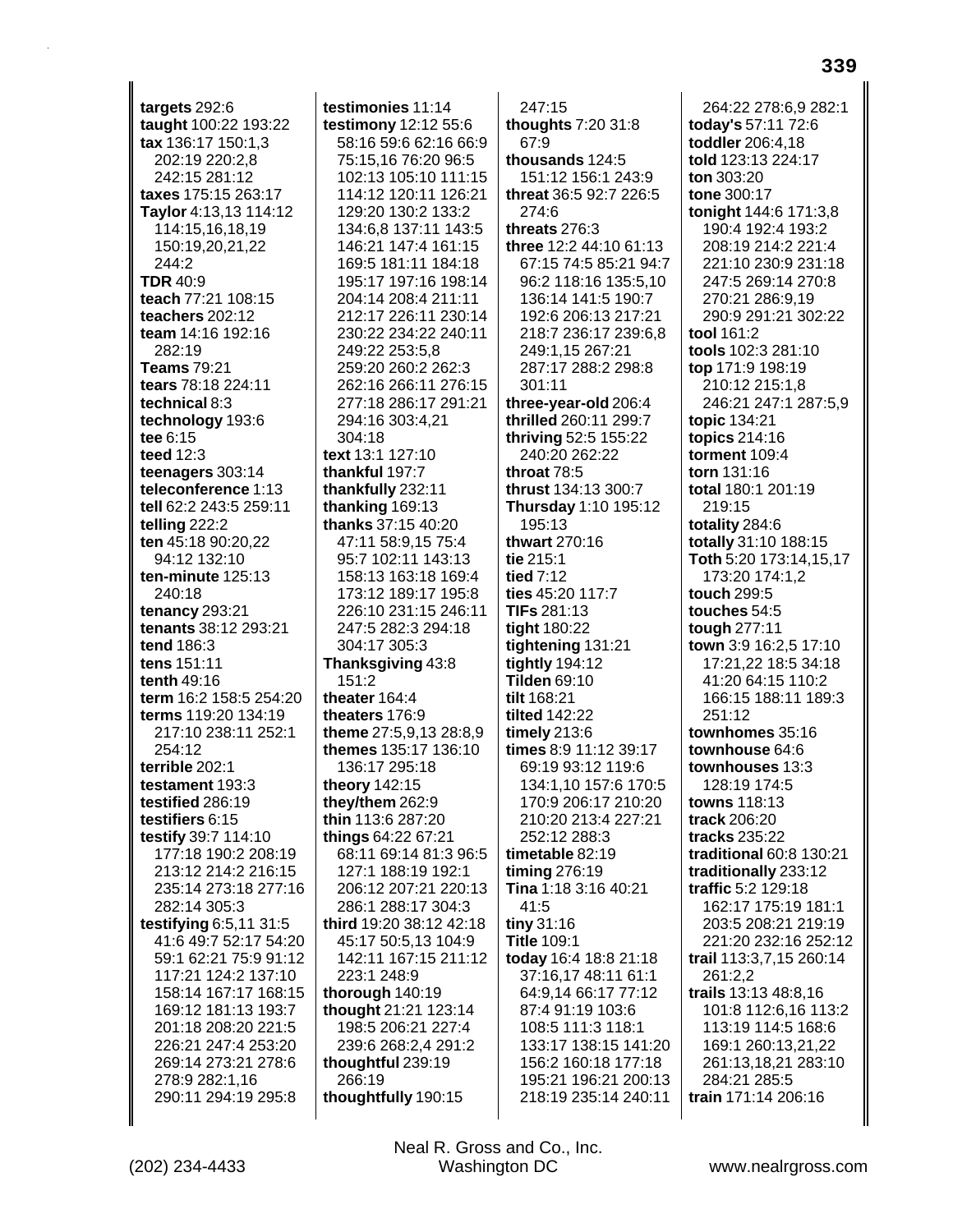**targets** 292:6
**taught** 100:22 193:22
**tax** 136:17 150:1,3 202:19 220:2,8 242:15 281:12
**taxes** 175:15 263:17
**Taylor** 4:13,13 114:12 114:15,16,18,19 150:19,20,21,22 244:2
**TDR** 40:9
**teach** 77:21 108:15
**teachers** 202:12
**team** 14:16 192:16 282:19
**Teams** 79:21
**tears** 78:18 224:11
**technical** 8:3
**technology** 193:6
**tee** 6:15
**teed** 12:3
**teenagers** 303:14
**teleconference** 1:13
**tell** 62:2 243:5 259:11
**telling** 222:2
**ten** 45:18 90:20,22 94:12 132:10
**ten-minute** 125:13 240:18
**tenancy** 293:21
**tenants** 38:12 293:21
**tend** 186:3
**tens** 151:11
**tenth** 49:16
**term** 16:2 158:5 254:20
**terms** 119:20 134:19 217:10 238:11 252:1 254:12
**terrible** 202:1
**testament** 193:3
**testified** 286:19
**testifiers** 6:15
**testify** 39:7 114:10 177:18 190:2 208:19 213:12 214:2 216:15 235:14 273:18 277:16 282:14 305:3
**testifying** 6:5,11 31:5 41:6 49:7 52:17 54:20 59:1 62:21 75:9 91:12 117:21 124:2 137:10 158:14 167:17 168:15 169:12 181:13 193:7 201:18 208:20 221:5 226:21 247:4 253:20 269:14 273:21 278:6 278:9 282:1,16 290:11 294:19 295:8
**testimonies** 11:14
**testimony** 12:12 55:6 58:16 59:6 62:16 66:9 75:15,16 76:20 96:5 102:13 105:10 111:15 114:12 120:11 126:21 129:20 130:2 133:2 134:6,8 137:11 143:5 146:21 147:4 161:15 169:5 181:11 184:18 195:17 197:16 198:14 204:14 208:4 211:11 212:17 226:11 230:14 230:22 234:22 240:11 249:22 253:5,8 259:20 260:2 262:3 262:16 266:11 276:15 277:18 286:17 291:21 294:16 303:4,21 304:18
**text** 13:1 127:10
**thankful** 197:7
**thankfully** 232:11
**thanking** 169:13
**thanks** 37:15 40:20 47:11 58:9,15 75:4 95:7 102:11 143:13 158:13 163:18 169:4 173:12 189:17 195:8 226:10 231:15 246:11 247:5 282:3 294:18 304:17 305:3
**Thanksgiving** 43:8 151:2
**theater** 164:4
**theaters** 176:9
**theme** 27:5,9,13 28:8,9
**themes** 135:17 136:10 136:17 295:18
**theory** 142:15
**they/them** 262:9
**thin** 113:6 287:20
**things** 64:22 67:21 68:11 69:14 81:3 96:5 127:1 188:19 192:1 206:12 207:21 220:13 286:1 288:17 304:3
**third** 19:20 38:12 42:18 45:17 50:5,13 104:9 142:11 167:15 211:12 223:1 248:9
**thorough** 140:19
**thought** 21:21 123:14 198:5 206:21 227:4 239:6 268:2,4 291:2
**thoughtful** 239:19 266:19
**thoughtfully** 190:15
247:15
**thoughts** 7:20 31:8 67:9
**thousands** 124:5 151:12 156:1 243:9
**threat** 36:5 92:7 226:5 274:6
**threats** 276:3
**three** 12:2 44:10 61:13 67:15 74:5 85:21 94:7 96:2 118:16 135:5,10 136:14 141:5 190:7 192:6 206:13 217:21 218:7 236:17 239:6,8 249:1,15 267:21 287:17 288:2 298:8 301:11
**three-year-old** 206:4
**thrilled** 260:11 299:7
**thriving** 52:5 155:22 240:20 262:22
**throat** 78:5
**thrust** 134:13 300:7
**Thursday** 1:10 195:12 195:13
**thwart** 270:16
**tie** 215:1
**tied** 7:12
**ties** 45:20 117:7
**TIFs** 281:13
**tight** 180:22
**tightening** 131:21
**tightly** 194:12
**Tilden** 69:10
**tilt** 168:21
**tilted** 142:22
**timely** 213:6
**times** 8:9 11:12 39:17 69:19 93:12 119:6 134:1,10 157:6 170:5 170:9 206:17 210:20 210:20 213:4 227:21 252:12 288:3
**timetable** 82:19
**timing** 276:19
**Tina** 1:18 3:16 40:21 41:5
**tiny** 31:16
**Title** 109:1
**today** 16:4 18:8 21:18 37:16,17 48:11 61:1 64:9,14 66:17 77:12 87:4 91:19 103:6 108:5 111:3 118:1 133:17 138:15 141:20 156:2 160:18 177:18 195:21 196:21 200:13 218:19 235:14 240:11
264:22 278:6,9 282:1
**today's** 57:11 72:6
**toddler** 206:4,18
**told** 123:13 224:17
**ton** 303:20
**tone** 300:17
**tonight** 144:6 171:3,8 190:4 192:4 193:2 208:19 214:2 221:4 221:10 230:9 231:18 247:5 269:14 270:8 270:21 286:9,19 290:9 291:21 302:22
**tool** 161:2
**tools** 102:3 281:10
**top** 171:9 198:19 210:12 215:1,8 246:21 247:1 287:5,9
**topic** 134:21
**topics** 214:16
**torment** 109:4
**torn** 131:16
**total** 180:1 201:19 219:15
**totality** 284:6
**totally** 31:10 188:15
**Toth** 5:20 173:14,15,17 173:20 174:1,2
**touch** 299:5
**touches** 54:5
**tough** 277:11
**town** 3:9 16:2,5 17:10 17:21,22 18:5 34:18 41:20 64:15 110:2 166:15 188:11 189:3 251:12
**townhomes** 35:16
**townhouse** 64:6
**townhouses** 13:3 128:19 174:5
**towns** 118:13
**track** 206:20
**tracks** 235:22
**traditional** 60:8 130:21
**traditionally** 233:12
**traffic** 5:2 129:18 162:17 175:19 181:1 203:5 208:21 219:19 221:20 232:16 252:12
**trail** 113:3,7,15 260:14 261:2,2
**trails** 13:13 48:8,16 101:8 112:6,16 113:2 113:19 114:5 168:6 169:1 260:13,21,22 261:13,18,21 283:10 284:21 285:5
**train** 171:14 206:16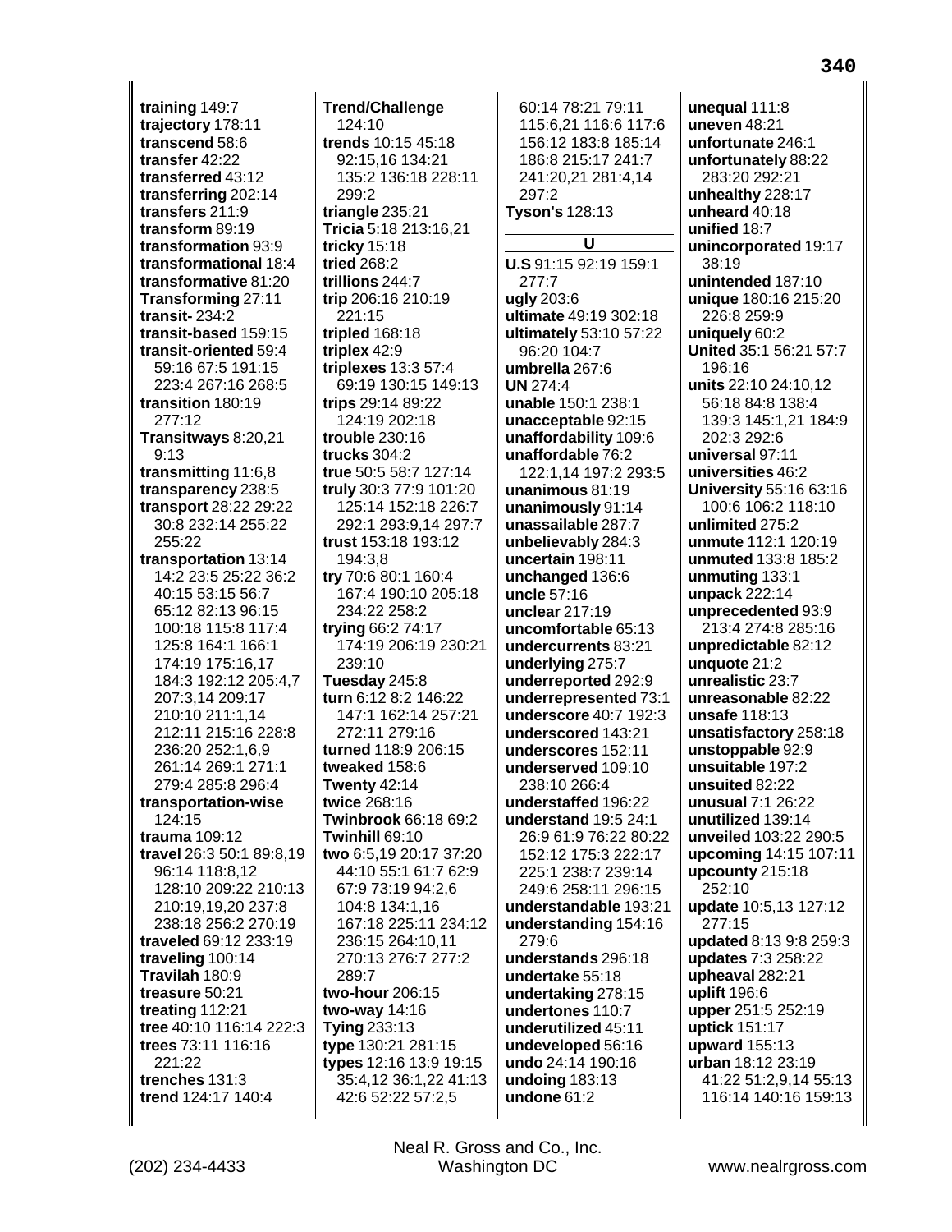**training** 149:7
**trajectory** 178:11
**transcend** 58:6
**transfer** 42:22
**transferred** 43:12
**transferring** 202:14
**transfers** 211:9
**transform** 89:19
**transformation** 93:9
**transformational** 18:4
**transformative** 81:20
**Transforming** 27:11
**transit-** 234:2
**transit-based** 159:15
**transit-oriented** 59:4 59:16 67:5 191:15 223:4 267:16 268:5
**transition** 180:19 277:12
**Transitways** 8:20,21 9:13
**transmitting** 11:6,8
**transparency** 238:5
**transport** 28:22 29:22 30:8 232:14 255:22 255:22
**transportation** 13:14 14:2 23:5 25:22 36:2 40:15 53:15 56:7 65:12 82:13 96:15 100:18 115:8 117:4 125:8 164:1 166:1 174:19 175:16,17 184:3 192:12 205:4,7 207:3,14 209:17 210:10 211:1,14 212:11 215:16 228:8 236:20 252:1,6,9 261:14 269:1 271:1 279:4 285:8 296:4
**transportation-wise** 124:15
**trauma** 109:12
**travel** 26:3 50:1 89:8,19 96:14 118:8,12 128:10 209:22 210:13 210:19,19,20 237:8 238:18 256:2 270:19
**traveled** 69:12 233:19
**traveling** 100:14
**Travilah** 180:9
**treasure** 50:21
**treating** 112:21
**tree** 40:10 116:14 222:3
**trees** 73:11 116:16 221:22
**trenches** 131:3
**trend** 124:17 140:4
**Trend/Challenge** 124:10
**trends** 10:15 45:18 92:15,16 134:21 135:2 136:18 228:11 299:2
**triangle** 235:21
**Tricia** 5:18 213:16,21
**tricky** 15:18
**tried** 268:2
**trillions** 244:7
**trip** 206:16 210:19 221:15
**tripled** 168:18
**triplex** 42:9
**triplexes** 13:3 57:4 69:19 130:15 149:13
**trips** 29:14 89:22 124:19 202:18
**trouble** 230:16
**trucks** 304:2
**true** 50:5 58:7 127:14
**truly** 30:3 77:9 101:20 125:14 152:18 226:7 292:1 293:9,14 297:7
**trust** 153:18 193:12 194:3,8
**try** 70:6 80:1 160:4 167:4 190:10 205:18 234:22 258:2
**trying** 66:2 74:17 174:19 206:19 230:21 239:10
**Tuesday** 245:8
**turn** 6:12 8:2 146:22 147:1 162:14 257:21 272:11 279:16
**turned** 118:9 206:15
**tweaked** 158:6
**Twenty** 42:14
**twice** 268:16
**Twinbrook** 66:18 69:2
**Twinhill** 69:10
**two** 6:5,19 20:17 37:20 44:10 55:1 61:7 62:9 67:9 73:19 94:2,6 104:8 134:1,16 167:18 225:11 234:12 236:15 264:10,11 270:13 276:7 277:2 289:7
**two-hour** 206:15
**two-way** 14:16
**Tying** 233:13
**type** 130:21 281:15
**types** 12:16 13:9 19:15 35:4,12 36:1,22 41:13 42:6 52:22 57:2,5 60:14 78:21 79:11 115:6,21 116:6 117:6 156:12 183:8 185:14 186:8 215:17 241:7 241:20,21 281:4,14 297:2
**Tyson's** 128:13

## U

**U.S** 91:15 92:19 159:1 277:7
**ugly** 203:6
**ultimate** 49:19 302:18
**ultimately** 53:10 57:22 96:20 104:7
**umbrella** 267:6
**UN** 274:4
**unable** 150:1 238:1
**unacceptable** 92:15
**unaffordability** 109:6
**unaffordable** 76:2 122:1,14 197:2 293:5
**unanimous** 81:19
**unanimously** 91:14
**unassailable** 287:7
**unbelievably** 284:3
**uncertain** 198:11
**unchanged** 136:6
**uncle** 57:16
**unclear** 217:19
**uncomfortable** 65:13
**undercurrents** 83:21
**underlying** 275:7
**underreported** 292:9
**underrepresented** 73:1
**underscore** 40:7 192:3
**underscored** 143:21
**underscores** 152:11
**underserved** 109:10 238:10 266:4
**understaffed** 196:22
**understand** 19:5 24:1 26:9 61:9 76:22 80:22 152:12 175:3 222:17 225:1 238:7 239:14 249:6 258:11 296:15
**understandable** 193:21
**understanding** 154:16 279:6
**understands** 296:18
**undertake** 55:18
**undertaking** 278:15
**undertones** 110:7
**underutilized** 45:11
**undeveloped** 56:16
**undo** 24:14 190:16
**undoing** 183:13
**undone** 61:2
**unequal** 111:8
**uneven** 48:21
**unfortunate** 246:1
**unfortunately** 88:22 283:20 292:21
**unhealthy** 228:17
**unheard** 40:18
**unified** 18:7
**unincorporated** 19:17 38:19
**unintended** 187:10
**unique** 180:16 215:20 226:8 259:9
**uniquely** 60:2
**United** 35:1 56:21 57:7 196:16
**units** 22:10 24:10,12 56:18 84:8 138:4 139:3 145:1,21 184:9 202:3 292:6
**universal** 97:11
**universities** 46:2
**University** 55:16 63:16 100:6 106:2 118:10
**unlimited** 275:2
**unmute** 112:1 120:19
**unmuted** 133:8 185:2
**unmuting** 133:1
**unpack** 222:14
**unprecedented** 93:9 213:4 274:8 285:16
**unpredictable** 82:12
**unquote** 21:2
**unrealistic** 23:7
**unreasonable** 82:22
**unsafe** 118:13
**unsatisfactory** 258:18
**unstoppable** 92:9
**unsuitable** 197:2
**unsuited** 82:22
**unusual** 7:1 26:22
**unutilized** 139:14
**unveiled** 103:22 290:5
**upcoming** 14:15 107:11
**upcounty** 215:18 252:10
**update** 10:5,13 127:12 277:15
**updated** 8:13 9:8 259:3
**updates** 7:3 258:22
**upheaval** 282:21
**uplift** 196:6
**upper** 251:5 252:19
**uptick** 151:17
**upward** 155:13
**urban** 18:12 23:19 41:22 51:2,9,14 55:13 116:14 140:16 159:13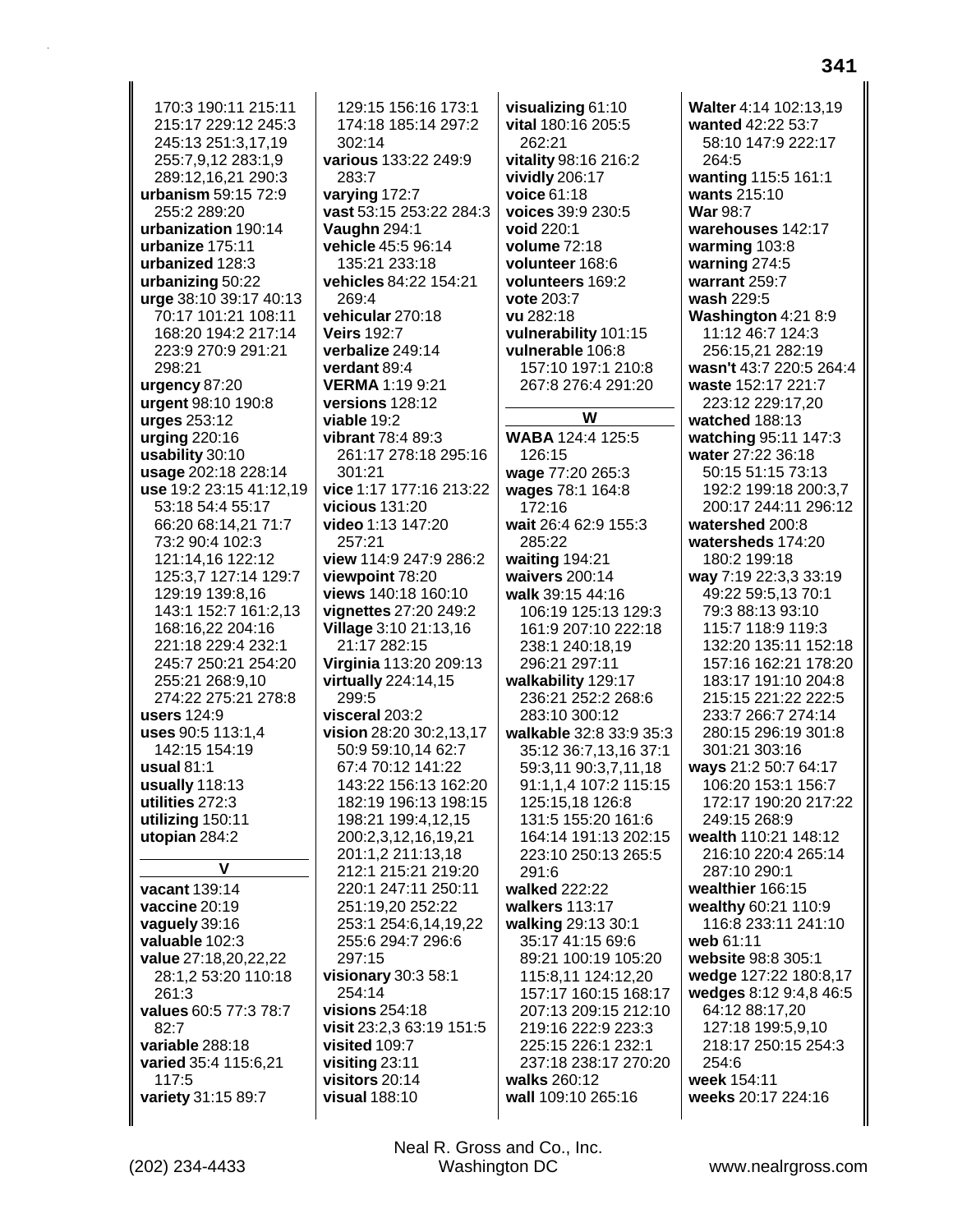170:3 190:11 215:11 215:17 229:12 245:3 245:13 251:3,17,19 255:7,9,12 283:1,9 289:12,16,21 290:3
**urbanism** 59:15 72:9 255:2 289:20
**urbanization** 190:14
**urbanize** 175:11
**urbanized** 128:3
**urbanizing** 50:22
**urge** 38:10 39:17 40:13 70:17 101:21 108:11 168:20 194:2 217:14 223:9 270:9 291:21 298:21
**urgency** 87:20
**urgent** 98:10 190:8
**urges** 253:12
**urging** 220:16
**usability** 30:10
**usage** 202:18 228:14
**use** 19:2 23:15 41:12,19 53:18 54:4 55:17 66:20 68:14,21 71:7 73:2 90:4 102:3 121:14,16 122:12 125:3,7 127:14 129:7 129:19 139:8,16 143:1 152:7 161:2,13 168:16,22 204:16 221:18 229:4 232:1 245:7 250:21 254:20 255:21 268:9,10 274:22 275:21 278:8
**users** 124:9
**uses** 90:5 113:1,4 142:15 154:19
**usual** 81:1
**usually** 118:13
**utilities** 272:3
**utilizing** 150:11
**utopian** 284:2

**V**

**vacant** 139:14
**vaccine** 20:19
**vaguely** 39:16
**valuable** 102:3
**value** 27:18,20,22,22 28:1,2 53:20 110:18 261:3
**values** 60:5 77:3 78:7 82:7
**variable** 288:18
**varied** 35:4 115:6,21 117:5
**variety** 31:15 89:7
129:15 156:16 173:1 174:18 185:14 297:2 302:14
**various** 133:22 249:9 283:7
**varying** 172:7
**vast** 53:15 253:22 284:3
**Vaughn** 294:1
**vehicle** 45:5 96:14 135:21 233:18
**vehicles** 84:22 154:21 269:4
**vehicular** 270:18
**Veirs** 192:7
**verbalize** 249:14
**verdant** 89:4
**VERMA** 1:19 9:21
**versions** 128:12
**viable** 19:2
**vibrant** 78:4 89:3 261:17 278:18 295:16 301:21
**vice** 1:17 177:16 213:22
**vicious** 131:20
**video** 1:13 147:20 257:21
**view** 114:9 247:9 286:2
**viewpoint** 78:20
**views** 140:18 160:10
**vignettes** 27:20 249:2
**Village** 3:10 21:13,16 21:17 282:15
**Virginia** 113:20 209:13
**virtually** 224:14,15 299:5
**visceral** 203:2
**vision** 28:20 30:2,13,17 50:9 59:10,14 62:7 67:4 70:12 141:22 143:22 156:13 162:20 182:19 196:13 198:15 198:21 199:4,12,15 200:2,3,12,16,19,21 201:1,2 211:13,18 212:1 215:21 219:20 220:1 247:11 250:11 251:19,20 252:22 253:1 254:6,14,19,22 255:6 294:7 296:6 297:15
**visionary** 30:3 58:1 254:14
**visions** 254:18
**visit** 23:2,3 63:19 151:5
**visited** 109:7
**visiting** 23:11
**visitors** 20:14
**visual** 188:10
**visualizing** 61:10
**vital** 180:16 205:5 262:21
**vitality** 98:16 216:2
**vividly** 206:17
**voice** 61:18
**voices** 39:9 230:5
**void** 220:1
**volume** 72:18
**volunteer** 168:6
**volunteers** 169:2
**vote** 203:7
**vu** 282:18
**vulnerability** 101:15
**vulnerable** 106:8 157:10 197:1 210:8 267:8 276:4 291:20

**W**

**WABA** 124:4 125:5 126:15
**wage** 77:20 265:3
**wages** 78:1 164:8 172:16
**wait** 26:4 62:9 155:3 285:22
**waiting** 194:21
**waivers** 200:14
**walk** 39:15 44:16 106:19 125:13 129:3 161:9 207:10 222:18 238:1 240:18,19 296:21 297:11
**walkability** 129:17 236:21 252:2 268:6 283:10 300:12
**walkable** 32:8 33:9 35:3 35:12 36:7,13,16 37:1 59:3,11 90:3,7,11,18 91:1,1,4 107:2 115:15 125:15,18 126:8 131:5 155:20 161:6 164:14 191:13 202:15 223:10 250:13 265:5 291:6
**walked** 222:22
**walkers** 113:17
**walking** 29:13 30:1 35:17 41:15 69:6 89:21 100:19 105:20 115:8,11 124:12,20 157:17 160:15 168:17 207:13 209:15 212:10 219:16 222:9 223:3 225:15 226:1 232:1 237:18 238:17 270:20
**walks** 260:12
**wall** 109:10 265:16
**Walter** 4:14 102:13,19
**wanted** 42:22 53:7 58:10 147:9 222:17 264:5
**wanting** 115:5 161:1
**wants** 215:10
**War** 98:7
**warehouses** 142:17
**warming** 103:8
**warning** 274:5
**warrant** 259:7
**wash** 229:5
**Washington** 4:21 8:9 11:12 46:7 124:3 256:15,21 282:19
**wasn't** 43:7 220:5 264:4
**waste** 152:17 221:7 223:12 229:17,20
**watched** 188:13
**watching** 95:11 147:3
**water** 27:22 36:18 50:15 51:15 73:13 192:2 199:18 200:3,7 200:17 244:11 296:12
**watershed** 200:8
**watersheds** 174:20 180:2 199:18
**way** 7:19 22:3,3 33:19 49:22 59:5,13 70:1 79:3 88:13 93:10 115:7 118:9 119:3 132:20 135:11 152:18 157:16 162:21 178:20 183:17 191:10 204:8 215:15 221:22 222:5 233:7 266:7 274:14 280:15 296:19 301:8 301:21 303:16
**ways** 21:2 50:7 64:17 106:20 153:1 156:7 172:17 190:20 217:22 249:15 268:9
**wealth** 110:21 148:12 216:10 220:4 265:14 287:10 290:1
**wealthier** 166:15
**wealthy** 60:21 110:9 116:8 233:11 241:10
**web** 61:11
**website** 98:8 305:1
**wedge** 127:22 180:8,17
**wedges** 8:12 9:4,8 46:5 64:12 88:17,20 127:18 199:5,9,10 218:17 250:15 254:3 254:6
**week** 154:11
**weeks** 20:17 224:16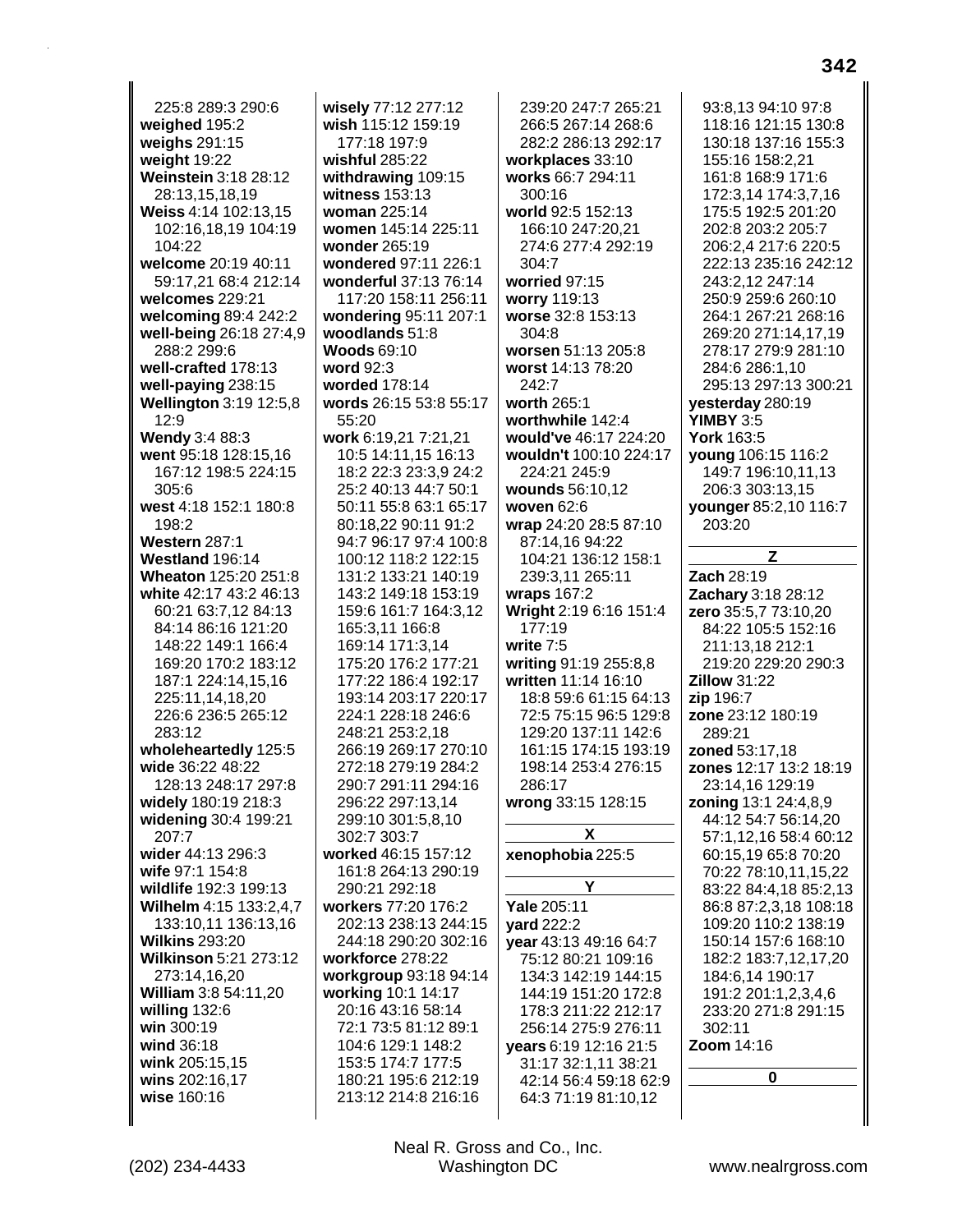225:8 289:3 290:6
**weighed** 195:2
**weighs** 291:15
**weight** 19:22
**Weinstein** 3:18 28:12 28:13,15,18,19
**Weiss** 4:14 102:13,15 102:16,18,19 104:19 104:22
**welcome** 20:19 40:11 59:17,21 68:4 212:14
**welcomes** 229:21
**welcoming** 89:4 242:2
**well-being** 26:18 27:4,9 288:2 299:6
**well-crafted** 178:13
**well-paying** 238:15
**Wellington** 3:19 12:5,8 12:9
**Wendy** 3:4 88:3
**went** 95:18 128:15,16 167:12 198:5 224:15 305:6
**west** 4:18 152:1 180:8 198:2
**Western** 287:1
**Westland** 196:14
**Wheaton** 125:20 251:8
**white** 42:17 43:2 46:13 60:21 63:7,12 84:13 84:14 86:16 121:20 148:22 149:1 166:4 169:20 170:2 183:12 187:1 224:14,15,16 225:11,14,18,20 226:6 236:5 265:12 283:12
**wholeheartedly** 125:5
**wide** 36:22 48:22 128:13 248:17 297:8
**widely** 180:19 218:3
**widening** 30:4 199:21 207:7
**wider** 44:13 296:3
**wife** 97:1 154:8
**wildlife** 192:3 199:13
**Wilhelm** 4:15 133:2,4,7 133:10,11 136:13,16
**Wilkins** 293:20
**Wilkinson** 5:21 273:12 273:14,16,20
**William** 3:8 54:11,20
**willing** 132:6
**win** 300:19
**wind** 36:18
**wink** 205:15,15
**wins** 202:16,17
**wise** 160:16
**wisely** 77:12 277:12
**wish** 115:12 159:19 177:18 197:9
**wishful** 285:22
**withdrawing** 109:15
**witness** 153:13
**woman** 225:14
**women** 145:14 225:11
**wonder** 265:19
**wondered** 97:11 226:1
**wonderful** 37:13 76:14 117:20 158:11 256:11
**wondering** 95:11 207:1
**woodlands** 51:8
**Woods** 69:10
**word** 92:3
**worded** 178:14
**words** 26:15 53:8 55:17 55:20
**work** 6:19,21 7:21,21 10:5 14:11,15 16:13 18:2 22:3 23:3,9 24:2 25:2 40:13 44:7 50:1 50:11 55:8 63:1 65:17 80:18,22 90:11 91:2 94:7 96:17 97:4 100:8 100:12 118:2 122:15 131:2 133:21 140:19 143:2 149:18 153:19 159:6 161:7 164:3,12 165:3,11 166:8 169:14 171:3,14 175:20 176:2 177:21 177:22 186:4 192:17 193:14 203:17 220:17 224:1 228:18 246:6 248:21 253:2,18 266:19 269:17 270:10 272:18 279:19 284:2 290:7 291:11 294:16 296:22 297:13,14 299:10 301:5,8,10 302:7 303:7
**worked** 46:15 157:12 161:8 264:13 290:19 290:21 292:18
**workers** 77:20 176:2 202:13 238:13 244:15 244:18 290:20 302:16
**workforce** 278:22
**workgroup** 93:18 94:14
**working** 10:1 14:17 20:16 43:16 58:14 72:1 73:5 81:12 89:1 104:6 129:1 148:2 153:5 174:7 177:5 180:21 195:6 212:19 213:12 214:8 216:16 239:20 247:7 265:21 266:5 267:14 268:6 282:2 286:13 292:17
**workplaces** 33:10
**works** 66:7 294:11 300:16
**world** 92:5 152:13 166:10 247:20,21 274:6 277:4 292:19 304:7
**worried** 97:15
**worry** 119:13
**worse** 32:8 153:13 304:8
**worsen** 51:13 205:8
**worst** 14:13 78:20 242:7
**worth** 265:1
**worthwhile** 142:4
**would've** 46:17 224:20
**wouldn't** 100:10 224:17 224:21 245:9
**wounds** 56:10,12
**woven** 62:6
**wrap** 24:20 28:5 87:10 87:14,16 94:22 104:21 136:12 158:1 239:3,11 265:11
**wraps** 167:2
**Wright** 2:19 6:16 151:4 177:19
**write** 7:5
**writing** 91:19 255:8,8
**written** 11:14 16:10 18:8 59:6 61:15 64:13 72:5 75:15 96:5 129:8 129:20 137:11 142:6 161:15 174:15 193:19 198:14 253:4 276:15 286:17
**wrong** 33:15 128:15

**X**

**xenophobia** 225:5

**Y**

**Yale** 205:11
**yard** 222:2
**year** 43:13 49:16 64:7 75:12 80:21 109:16 134:3 142:19 144:15 144:19 151:20 172:8 178:3 211:22 212:17 256:14 275:9 276:11
**years** 6:19 12:16 21:5 31:17 32:1,11 38:21 42:14 56:4 59:18 62:9 64:3 71:19 81:10,12 93:8,13 94:10 97:8 118:16 121:15 130:8 130:18 137:16 155:3 155:16 158:2,21 161:8 168:9 171:6 172:3,14 174:3,7,16 175:5 192:5 201:20 202:8 203:2 205:7 206:2,4 217:6 220:5 222:13 235:16 242:12 243:2,12 247:14 250:9 259:6 260:10 264:1 267:21 268:16 269:20 271:14,17,19 278:17 279:9 281:10 284:6 286:1,10 295:13 297:13 300:21
**yesterday** 280:19
**YIMBY** 3:5
**York** 163:5
**young** 106:15 116:2 149:7 196:10,11,13 206:3 303:13,15
**younger** 85:2,10 116:7 203:20

**Z**

**Zach** 28:19
**Zachary** 3:18 28:12
**zero** 35:5,7 73:10,20 84:22 105:5 152:16 211:13,18 212:1 219:20 229:20 290:3
**Zillow** 31:22
**zip** 196:7
**zone** 23:12 180:19 289:21
**zoned** 53:17,18
**zones** 12:17 13:2 18:19 23:14,16 129:19
**zoning** 13:1 24:4,8,9 44:12 54:7 56:14,20 57:1,12,16 58:4 60:12 60:15,19 65:8 70:20 70:22 78:10,11,15,22 83:22 84:4,18 85:2,13 86:8 87:2,3,18 108:18 109:20 110:2 138:19 150:14 157:6 168:10 182:2 183:7,12,17,20 184:6,14 190:17 191:2 201:1,2,3,4,6 233:20 271:8 291:15 302:11
**Zoom** 14:16

**0**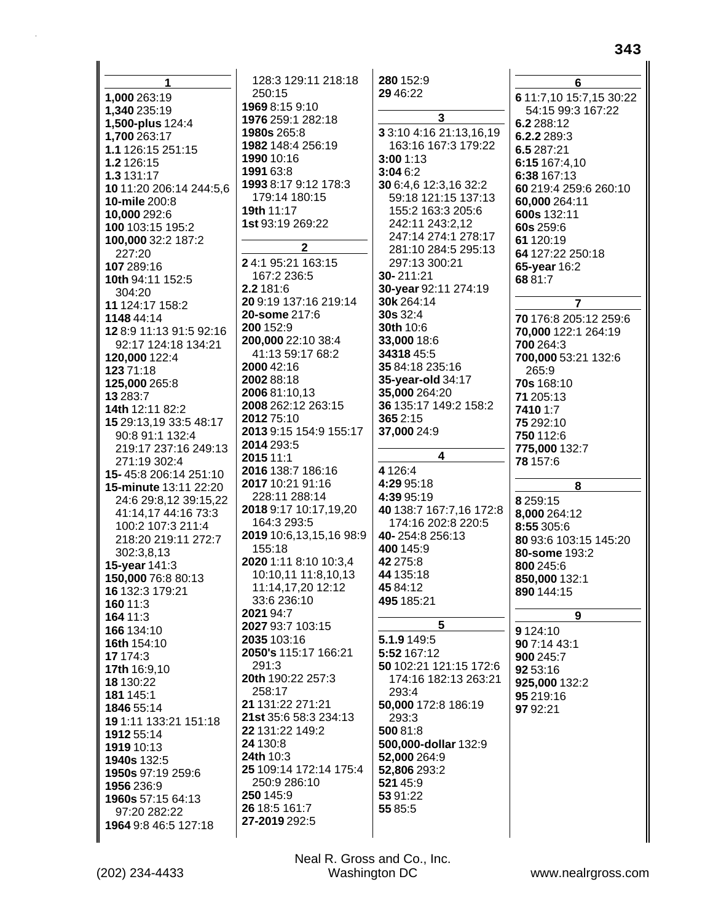### 1

**1,000** 263:19
**1,340** 235:19
**1,500-plus** 124:4
**1,700** 263:17
**1.1** 126:15 251:15
**1.2** 126:15
**1.3** 131:17
**10** 11:20 206:14 244:5,6
**10-mile** 200:8
**10,000** 292:6
**100** 103:15 195:2
**100,000** 32:2 187:2 227:20
**107** 289:16
**10th** 94:11 152:5 304:20
**11** 124:17 158:2
**1148** 44:14
**12** 8:9 11:13 91:5 92:16 92:17 124:18 134:21
**120,000** 122:4
**123** 71:18
**125,000** 265:8
**13** 283:7
**14th** 12:11 82:2
**15** 29:13,19 33:5 48:17 90:8 91:1 132:4 219:17 237:16 249:13 271:19 302:4
**15-** 45:8 206:14 251:10
**15-minute** 13:11 22:20 24:6 29:8,12 39:15,22 41:14,17 44:16 73:3 100:2 107:3 211:4 218:20 219:11 272:7 302:3,8,13
**15-year** 141:3
**150,000** 76:8 80:13
**16** 132:3 179:21
**160** 11:3
**164** 11:3
**166** 134:10
**16th** 154:10
**17** 174:3
**17th** 16:9,10
**18** 130:22
**181** 145:1
**1846** 55:14
**19** 1:11 133:21 151:18
**1912** 55:14
**1919** 10:13
**1940s** 132:5
**1950s** 97:19 259:6
**1956** 236:9
**1960s** 57:15 64:13 97:20 282:22
**1964** 9:8 46:5 127:18 128:3 129:11 218:18 250:15
**1969** 8:15 9:10
**1976** 259:1 282:18
**1980s** 265:8
**1982** 148:4 256:19
**1990** 10:16
**1991** 63:8
**1993** 8:17 9:12 178:3 179:14 180:15
**19th** 11:17
**1st** 93:19 269:22

### 2

**2** 4:1 95:21 163:15 167:2 236:5
**2.2** 181:6
**20** 9:19 137:16 219:14
**20-some** 217:6
**200** 152:9
**200,000** 22:10 38:4 41:13 59:17 68:2
**2000** 42:16
**2002** 88:18
**2006** 81:10,13
**2008** 262:12 263:15
**2012** 75:10
**2013** 9:15 154:9 155:17
**2014** 293:5
**2015** 11:1
**2016** 138:7 186:16
**2017** 10:21 91:16 228:11 288:14
**2018** 9:17 10:17,19,20 164:3 293:5
**2019** 10:6,13,15,16 98:9 155:18
**2020** 1:11 8:10 10:3,4 10:10,11 11:8,10,13 11:14,17,20 12:12 33:6 236:10
**2021** 94:7
**2027** 93:7 103:15
**2035** 103:16
**2050's** 115:17 166:21 291:3
**20th** 190:22 257:3 258:17
**21** 131:22 271:21
**21st** 35:6 58:3 234:13
**22** 131:22 149:2
**24** 130:8
**24th** 10:3
**25** 109:14 172:14 175:4 250:9 286:10
**250** 145:9
**26** 18:5 161:7
**27-2019** 292:5
**280** 152:9
**29** 46:22

### 3

**3** 3:10 4:16 21:13,16,19 163:16 167:3 179:22
**3:00** 1:13
**3:04** 6:2
**30** 6:4,6 12:3,16 32:2 59:18 121:15 137:13 155:2 163:3 205:6 242:11 243:2,12 247:14 274:1 278:17 281:10 284:5 295:13 297:13 300:21
**30-** 211:21
**30-year** 92:11 274:19
**30k** 264:14
**30s** 32:4
**30th** 10:6
**33,000** 18:6
**34318** 45:5
**35** 84:18 235:16
**35-year-old** 34:17
**35,000** 264:20
**36** 135:17 149:2 158:2
**365** 2:15
**37,000** 24:9

### 4

**4** 126:4
**4:29** 95:18
**4:39** 95:19
**40** 138:7 167:7,16 172:8 174:16 202:8 220:5
**40-** 254:8 256:13
**400** 145:9
**42** 275:8
**44** 135:18
**45** 84:12
**495** 185:21

### 5

**5.1.9** 149:5
**5:52** 167:12
**50** 102:21 121:15 172:6 174:16 182:13 263:21 293:4
**50,000** 172:8 186:19 293:3
**500** 81:8
**500,000-dollar** 132:9
**52,000** 264:9
**52,806** 293:2
**521** 45:9
**53** 91:22
**55** 85:5

### 6

**6** 11:7,10 15:7,15 30:22 54:15 99:3 167:22
**6.2** 288:12
**6.2.2** 289:3
**6.5** 287:21
**6:15** 167:4,10
**6:38** 167:13
**60** 219:4 259:6 260:10
**60,000** 264:11
**600s** 132:11
**60s** 259:6
**61** 120:19
**64** 127:22 250:18
**65-year** 16:2
**68** 81:7

### 7

**70** 176:8 205:12 259:6
**70,000** 122:1 264:19
**700** 264:3
**700,000** 53:21 132:6 265:9
**70s** 168:10
**71** 205:13
**7410** 1:7
**75** 292:10
**750** 112:6
**775,000** 132:7
**78** 157:6

### 8

**8** 259:15
**8,000** 264:12
**8:55** 305:6
**80** 93:6 103:15 145:20
**80-some** 193:2
**800** 245:6
**850,000** 132:1
**890** 144:15

### 9

**9** 124:10
**90** 7:14 43:1
**900** 245:7
**92** 53:16
**925,000** 132:2
**95** 219:16
**97** 92:21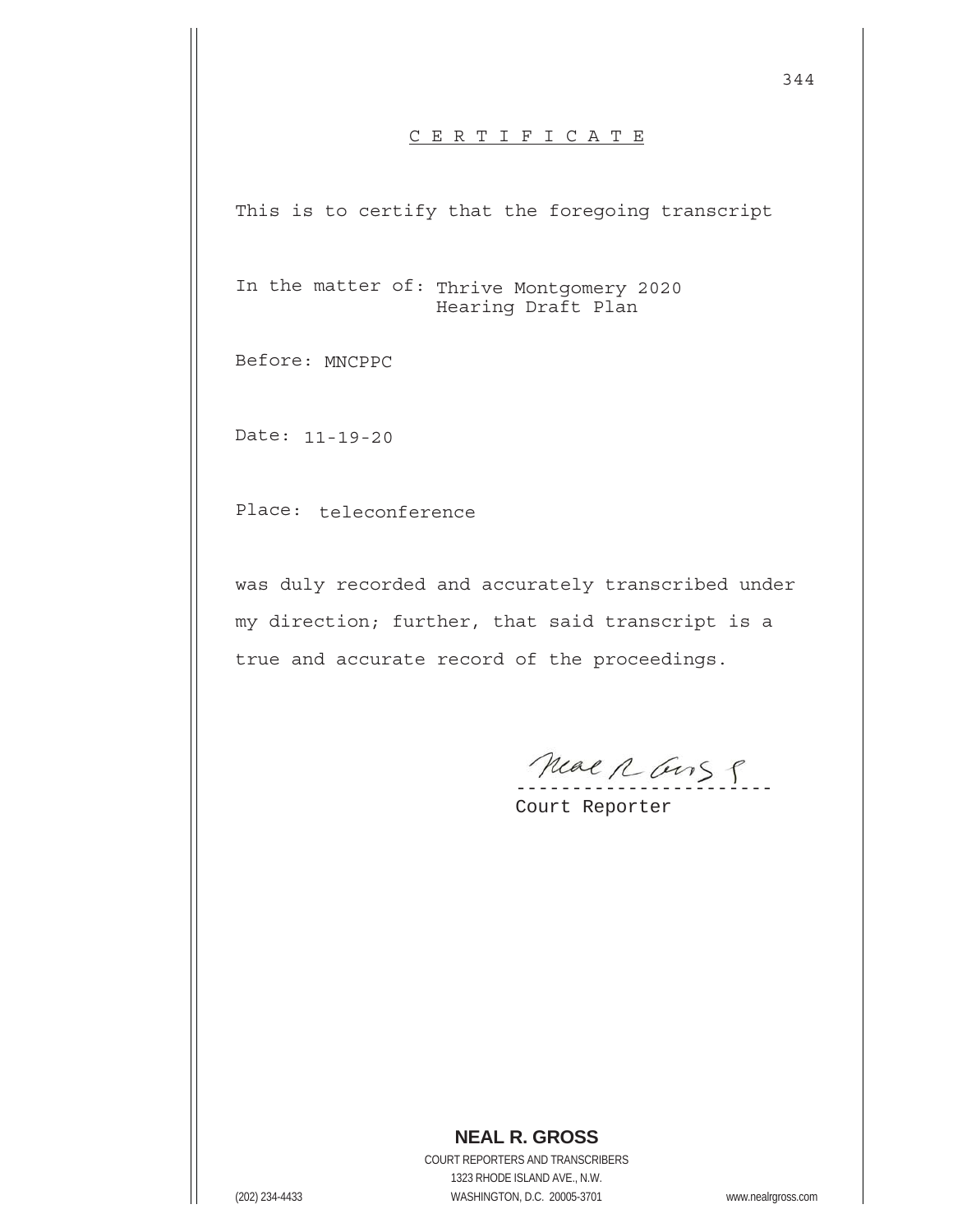# C E R T I F I C A T E

This is to certify that the foregoing transcript

In the matter of: Thrive Montgomery 2020
Hearing Draft Plan

Before: MNCPPC

Date: 11-19-20

Place: teleconference

was duly recorded and accurately transcribed under my direction; further, that said transcript is a true and accurate record of the proceedings.

-----------------------
Court Reporter

**NEAL R. GROSS**
COURT REPORTERS AND TRANSCRIBERS
1323 RHODE ISLAND AVE., N.W.
(202) 234-4433 WASHINGTON, D.C. 20005-3701 www.nealrgross.com